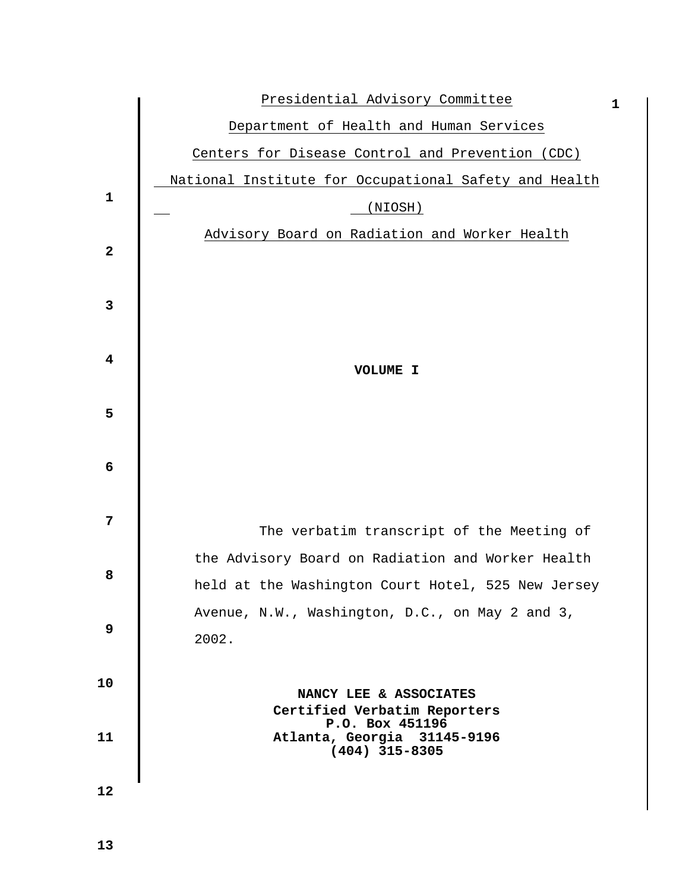Presidential Advisory Committee

Department of Health and Human Services

Centers for Disease Control and Prevention (CDC)

National Institute for Occupational Safety and Health (NIOSH)

Advisory Board on Radiation and Worker Health

**VOLUME I**

The verbatim transcript of the Meeting of the Advisory Board on Radiation and Worker Health held at the Washington Court Hotel, 525 New Jersey Avenue, N.W., Washington, D.C., on May 2 and 3, 2002.

**NANCY LEE & ASSOCIATES**
**Certified Verbatim Reporters**
**P.O. Box 451196**
**Atlanta, Georgia 31145-9196**
**(404) 315-8305**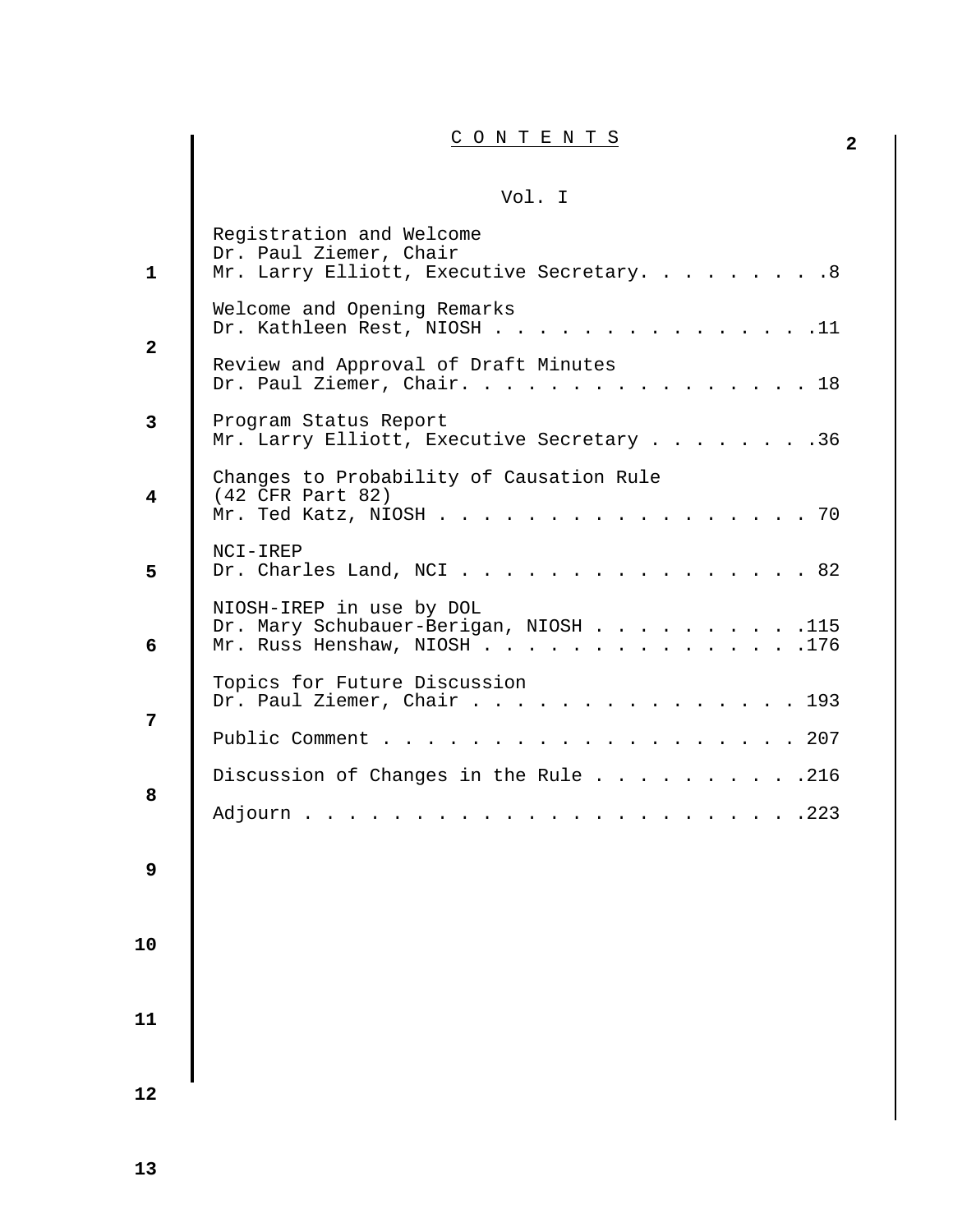# C O N T E N T S

Vol. I

Registration and Welcome
Dr. Paul Ziemer, Chair
Mr. Larry Elliott, Executive Secretary. . . . . . . . .8

Welcome and Opening Remarks
Dr. Kathleen Rest, NIOSH . . . . . . . . . . . . . . .11

Review and Approval of Draft Minutes
Dr. Paul Ziemer, Chair. . . . . . . . . . . . . . . . 18

Program Status Report
Mr. Larry Elliott, Executive Secretary . . . . . . . .36

Changes to Probability of Causation Rule
(42 CFR Part 82)
Mr. Ted Katz, NIOSH . . . . . . . . . . . . . . . . . 70

NCI-IREP
Dr. Charles Land, NCI . . . . . . . . . . . . . . . . 82

NIOSH-IREP in use by DOL
Dr. Mary Schubauer-Berigan, NIOSH . . . . . . . . . .115
Mr. Russ Henshaw, NIOSH . . . . . . . . . . . . . . .176

Topics for Future Discussion
Dr. Paul Ziemer, Chair . . . . . . . . . . . . . . . 193

Public Comment . . . . . . . . . . . . . . . . . . . 207

Discussion of Changes in the Rule . . . . . . . . . .216

Adjourn . . . . . . . . . . . . . . . . . . . . . . .223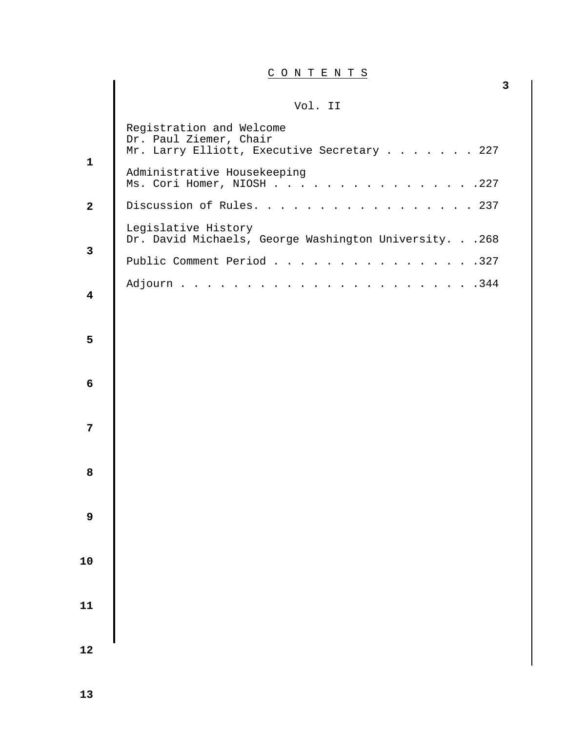# CONTENTS

Vol. II

Registration and Welcome
Dr. Paul Ziemer, Chair
Mr. Larry Elliott, Executive Secretary . . . . . . . 227

Administrative Housekeeping
Ms. Cori Homer, NIOSH . . . . . . . . . . . . . . . .227

Discussion of Rules. . . . . . . . . . . . . . . . . 237

Legislative History
Dr. David Michaels, George Washington University. . .268

Public Comment Period . . . . . . . . . . . . . . . .327

Adjourn . . . . . . . . . . . . . . . . . . . . . . .344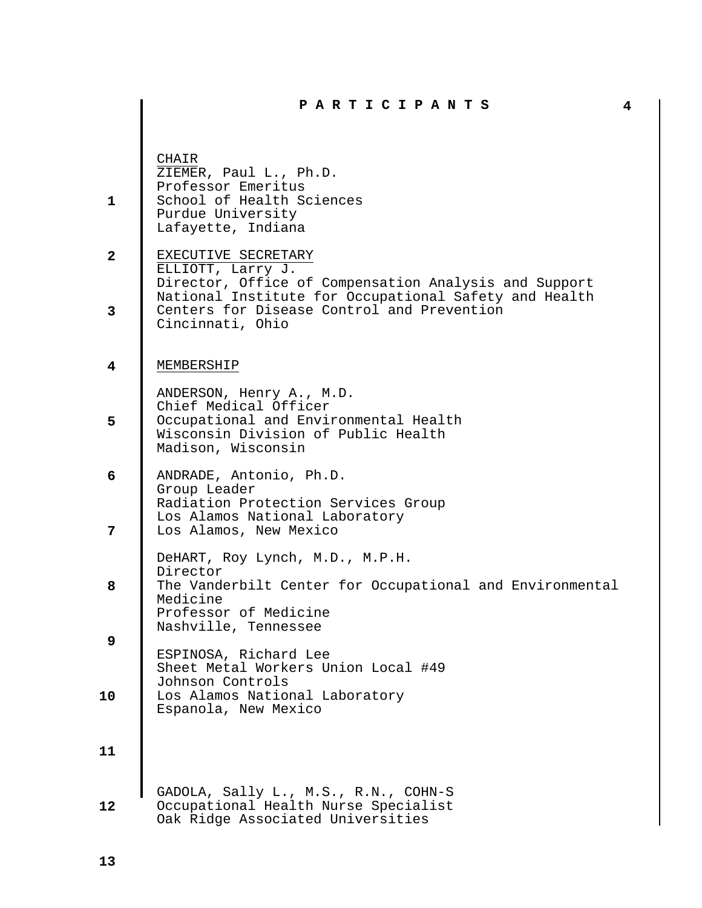# P A R T I C I P A N T S

CHAIR
ZIEMER, Paul L., Ph.D.
Professor Emeritus
School of Health Sciences
Purdue University
Lafayette, Indiana

EXECUTIVE SECRETARY
ELLIOTT, Larry J.
Director, Office of Compensation Analysis and Support
National Institute for Occupational Safety and Health
Centers for Disease Control and Prevention
Cincinnati, Ohio

MEMBERSHIP

ANDERSON, Henry A., M.D.
Chief Medical Officer
Occupational and Environmental Health
Wisconsin Division of Public Health
Madison, Wisconsin

ANDRADE, Antonio, Ph.D.
Group Leader
Radiation Protection Services Group
Los Alamos National Laboratory
Los Alamos, New Mexico

DeHART, Roy Lynch, M.D., M.P.H.
Director
The Vanderbilt Center for Occupational and Environmental Medicine
Professor of Medicine
Nashville, Tennessee

ESPINOSA, Richard Lee
Sheet Metal Workers Union Local #49
Johnson Controls
Los Alamos National Laboratory
Espanola, New Mexico

GADOLA, Sally L., M.S., R.N., COHN-S
Occupational Health Nurse Specialist
Oak Ridge Associated Universities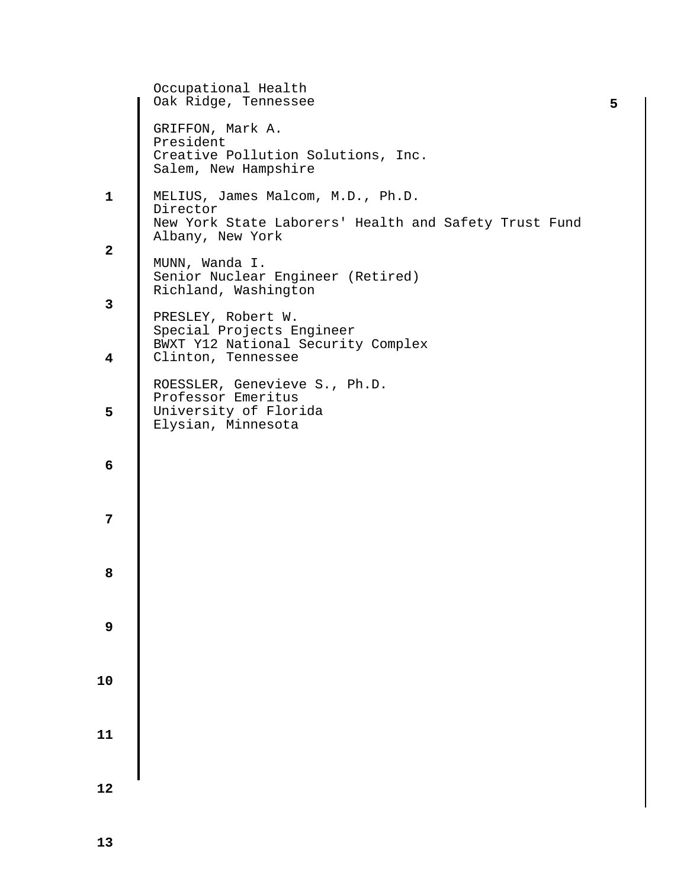Occupational Health
Oak Ridge, Tennessee

GRIFFON, Mark A.
President
Creative Pollution Solutions, Inc.
Salem, New Hampshire

MELIUS, James Malcom, M.D., Ph.D.
Director
New York State Laborers' Health and Safety Trust Fund
Albany, New York

MUNN, Wanda I.
Senior Nuclear Engineer (Retired)
Richland, Washington

PRESLEY, Robert W.
Special Projects Engineer
BWXT Y12 National Security Complex
Clinton, Tennessee

ROESSLER, Genevieve S., Ph.D.
Professor Emeritus
University of Florida
Elysian, Minnesota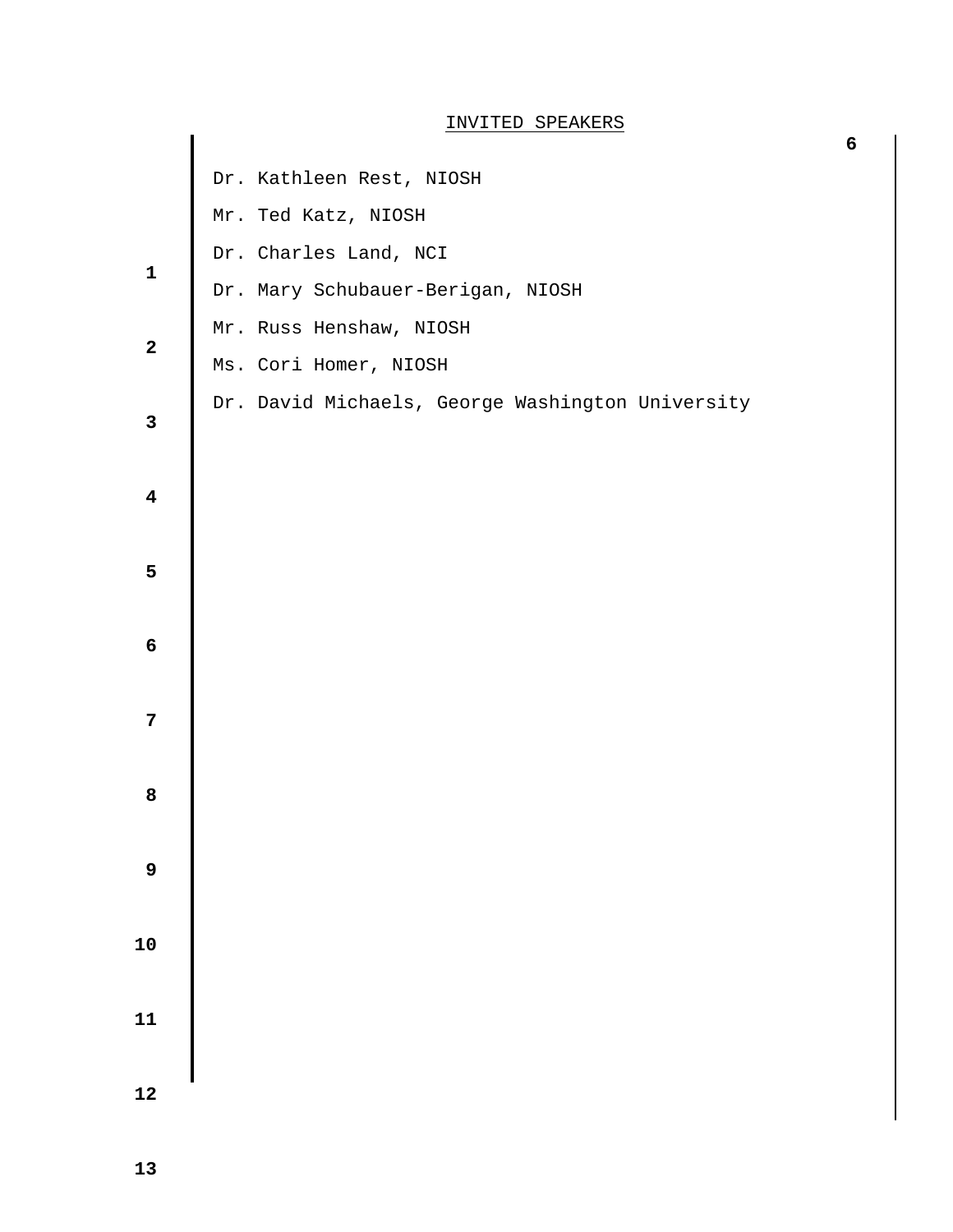## INVITED SPEAKERS

Dr. Kathleen Rest, NIOSH

Mr. Ted Katz, NIOSH

Dr. Charles Land, NCI

Dr. Mary Schubauer-Berigan, NIOSH

Mr. Russ Henshaw, NIOSH

Ms. Cori Homer, NIOSH

Dr. David Michaels, George Washington University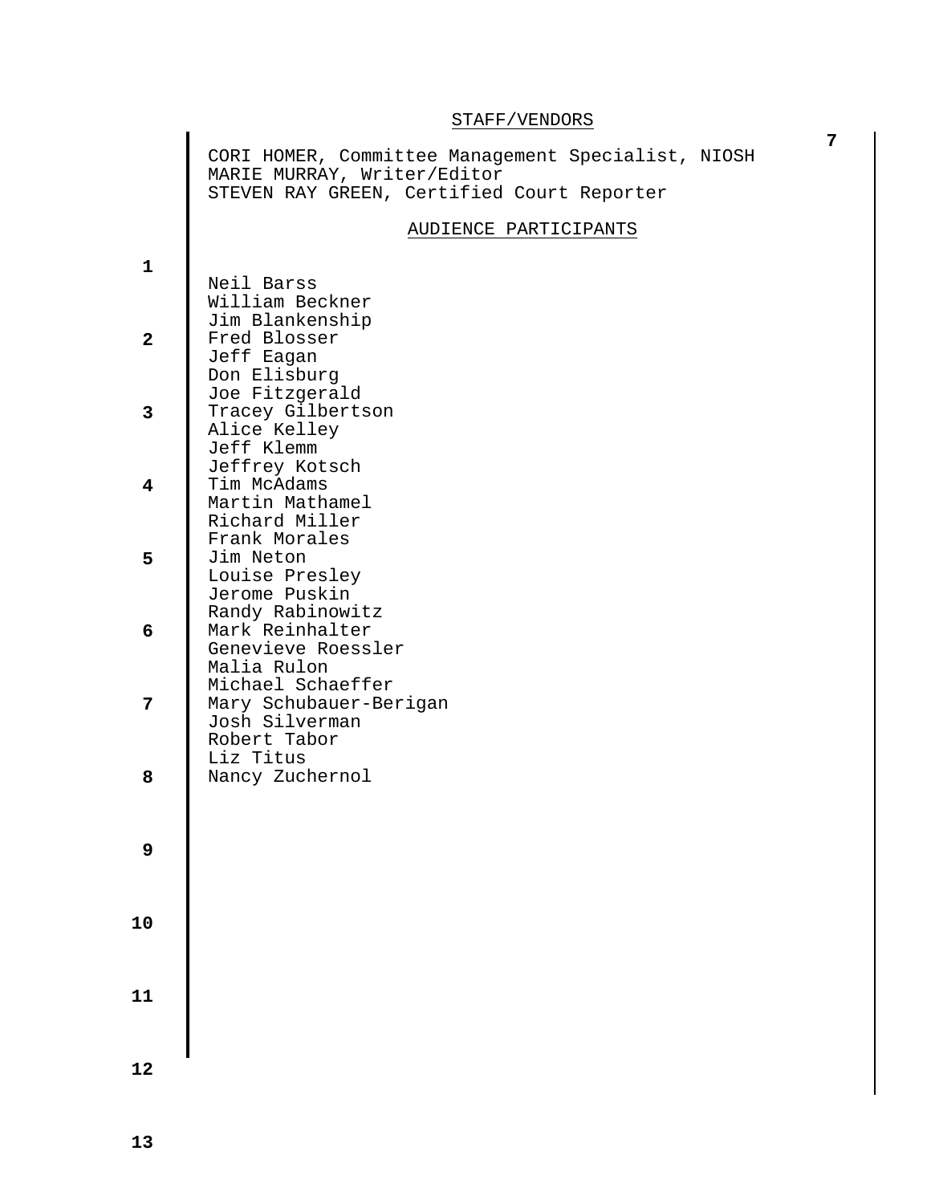## STAFF/VENDORS

CORI HOMER, Committee Management Specialist, NIOSH
MARIE MURRAY, Writer/Editor
STEVEN RAY GREEN, Certified Court Reporter

## AUDIENCE PARTICIPANTS

Neil Barss
William Beckner
Jim Blankenship
Fred Blosser
Jeff Eagan
Don Elisburg
Joe Fitzgerald
Tracey Gilbertson
Alice Kelley
Jeff Klemm
Jeffrey Kotsch
Tim McAdams
Martin Mathamel
Richard Miller
Frank Morales
Jim Neton
Louise Presley
Jerome Puskin
Randy Rabinowitz
Mark Reinhalter
Genevieve Roessler
Malia Rulon
Michael Schaeffer
Mary Schubauer-Berigan
Josh Silverman
Robert Tabor
Liz Titus
Nancy Zuchernol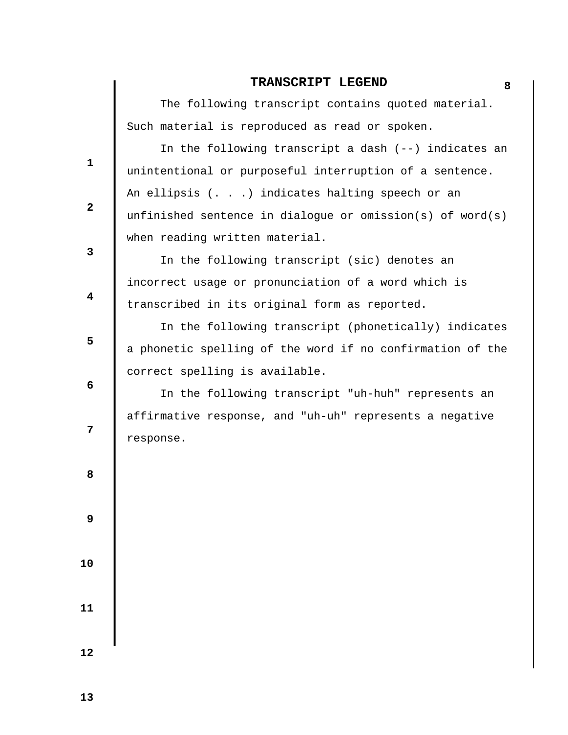# TRANSCRIPT LEGEND

The following transcript contains quoted material. Such material is reproduced as read or spoken.

In the following transcript a dash (--) indicates an unintentional or purposeful interruption of a sentence. An ellipsis (. . .) indicates halting speech or an unfinished sentence in dialogue or omission(s) of word(s) when reading written material.

In the following transcript (sic) denotes an incorrect usage or pronunciation of a word which is transcribed in its original form as reported.

In the following transcript (phonetically) indicates a phonetic spelling of the word if no confirmation of the correct spelling is available.

In the following transcript "uh-huh" represents an affirmative response, and "uh-uh" represents a negative response.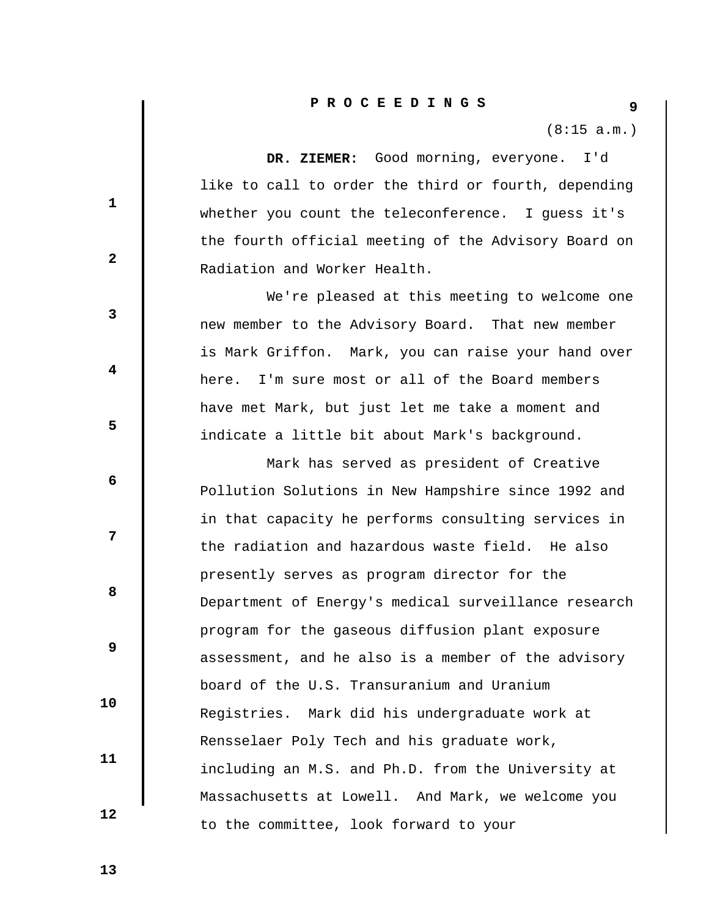# P R O C E E D I N G S

(8:15 a.m.)

**DR. ZIEMER:** Good morning, everyone. I'd like to call to order the third or fourth, depending whether you count the teleconference. I guess it's the fourth official meeting of the Advisory Board on Radiation and Worker Health.

We're pleased at this meeting to welcome one new member to the Advisory Board. That new member is Mark Griffon. Mark, you can raise your hand over here. I'm sure most or all of the Board members have met Mark, but just let me take a moment and indicate a little bit about Mark's background.

Mark has served as president of Creative Pollution Solutions in New Hampshire since 1992 and in that capacity he performs consulting services in the radiation and hazardous waste field. He also presently serves as program director for the Department of Energy's medical surveillance research program for the gaseous diffusion plant exposure assessment, and he also is a member of the advisory board of the U.S. Transuranium and Uranium Registries. Mark did his undergraduate work at Rensselaer Poly Tech and his graduate work, including an M.S. and Ph.D. from the University at Massachusetts at Lowell. And Mark, we welcome you to the committee, look forward to your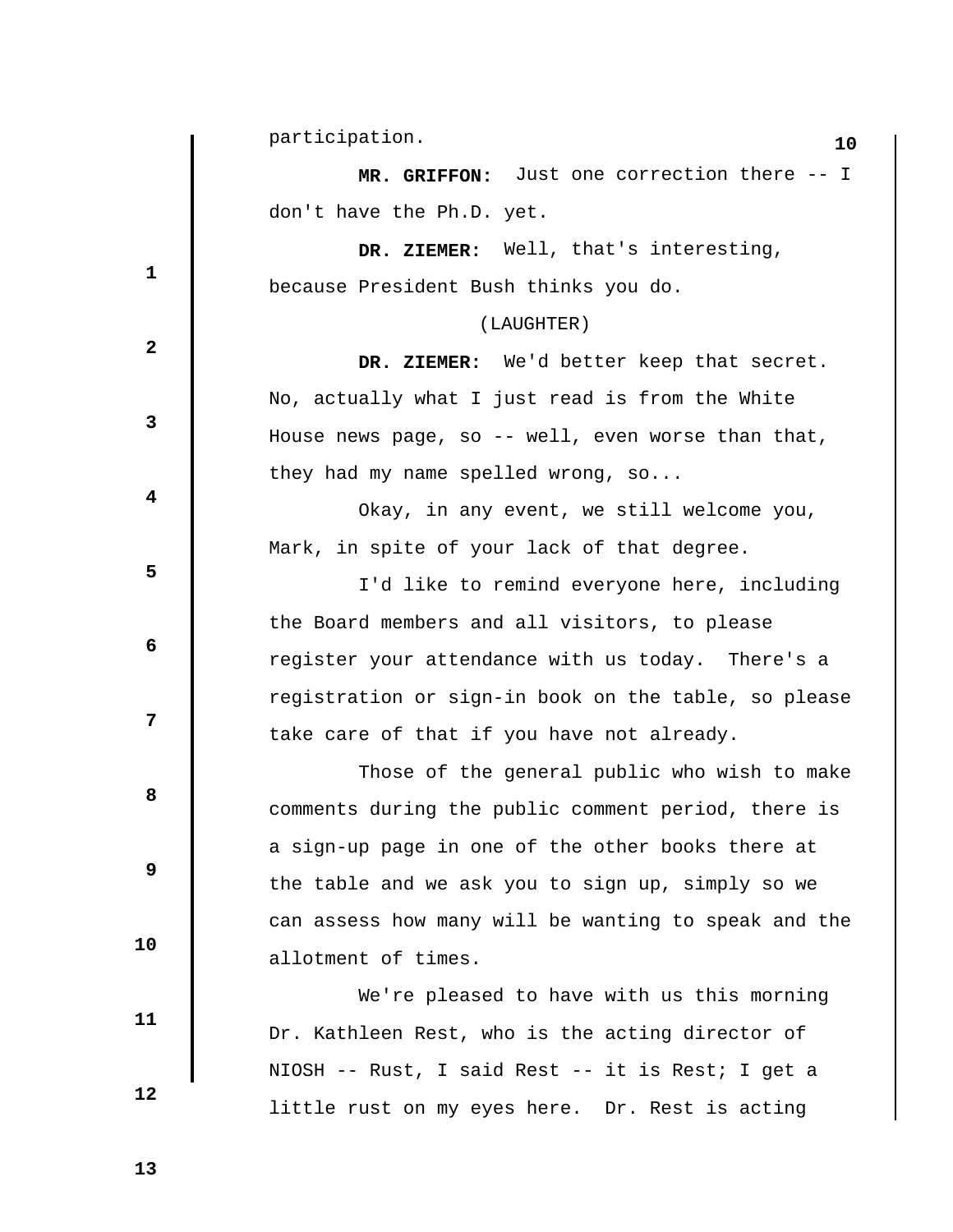participation.

**MR. GRIFFON:** Just one correction there -- I don't have the Ph.D. yet.

**DR. ZIEMER:** Well, that's interesting, because President Bush thinks you do.

(LAUGHTER)

**DR. ZIEMER:** We'd better keep that secret. No, actually what I just read is from the White House news page, so -- well, even worse than that, they had my name spelled wrong, so...

Okay, in any event, we still welcome you, Mark, in spite of your lack of that degree.

I'd like to remind everyone here, including the Board members and all visitors, to please register your attendance with us today. There's a registration or sign-in book on the table, so please take care of that if you have not already.

Those of the general public who wish to make comments during the public comment period, there is a sign-up page in one of the other books there at the table and we ask you to sign up, simply so we can assess how many will be wanting to speak and the allotment of times.

We're pleased to have with us this morning Dr. Kathleen Rest, who is the acting director of NIOSH -- Rust, I said Rest -- it is Rest; I get a little rust on my eyes here. Dr. Rest is acting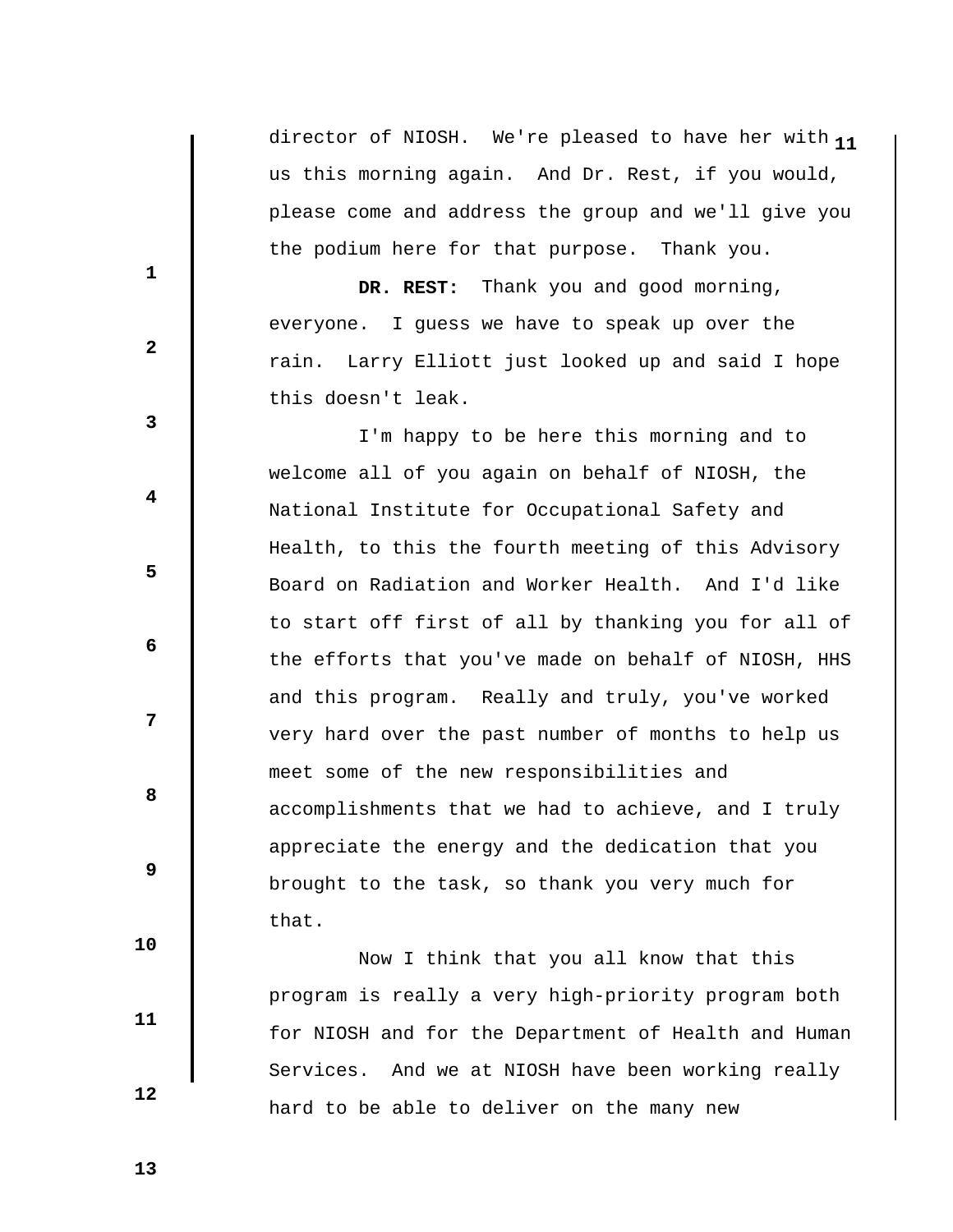director of NIOSH. We're pleased to have her with us this morning again. And Dr. Rest, if you would, please come and address the group and we'll give you the podium here for that purpose. Thank you.

**DR. REST:** Thank you and good morning, everyone. I guess we have to speak up over the rain. Larry Elliott just looked up and said I hope this doesn't leak.

I'm happy to be here this morning and to welcome all of you again on behalf of NIOSH, the National Institute for Occupational Safety and Health, to this the fourth meeting of this Advisory Board on Radiation and Worker Health. And I'd like to start off first of all by thanking you for all of the efforts that you've made on behalf of NIOSH, HHS and this program. Really and truly, you've worked very hard over the past number of months to help us meet some of the new responsibilities and accomplishments that we had to achieve, and I truly appreciate the energy and the dedication that you brought to the task, so thank you very much for that.

Now I think that you all know that this program is really a very high-priority program both for NIOSH and for the Department of Health and Human Services. And we at NIOSH have been working really hard to be able to deliver on the many new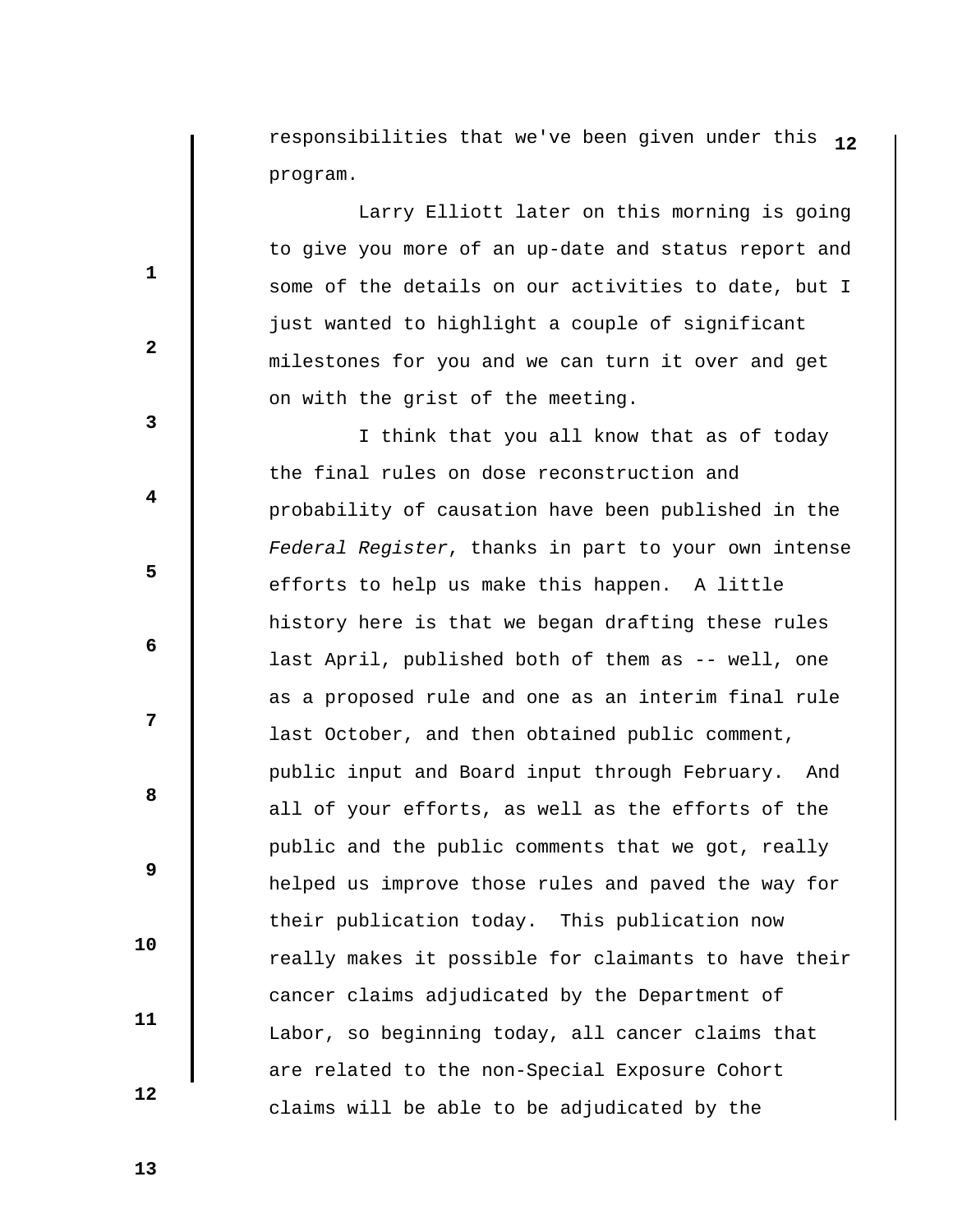responsibilities that we've been given under this program.

Larry Elliott later on this morning is going to give you more of an up-date and status report and some of the details on our activities to date, but I just wanted to highlight a couple of significant milestones for you and we can turn it over and get on with the grist of the meeting.

I think that you all know that as of today the final rules on dose reconstruction and probability of causation have been published in the *Federal Register*, thanks in part to your own intense efforts to help us make this happen. A little history here is that we began drafting these rules last April, published both of them as -- well, one as a proposed rule and one as an interim final rule last October, and then obtained public comment, public input and Board input through February. And all of your efforts, as well as the efforts of the public and the public comments that we got, really helped us improve those rules and paved the way for their publication today. This publication now really makes it possible for claimants to have their cancer claims adjudicated by the Department of Labor, so beginning today, all cancer claims that are related to the non-Special Exposure Cohort claims will be able to be adjudicated by the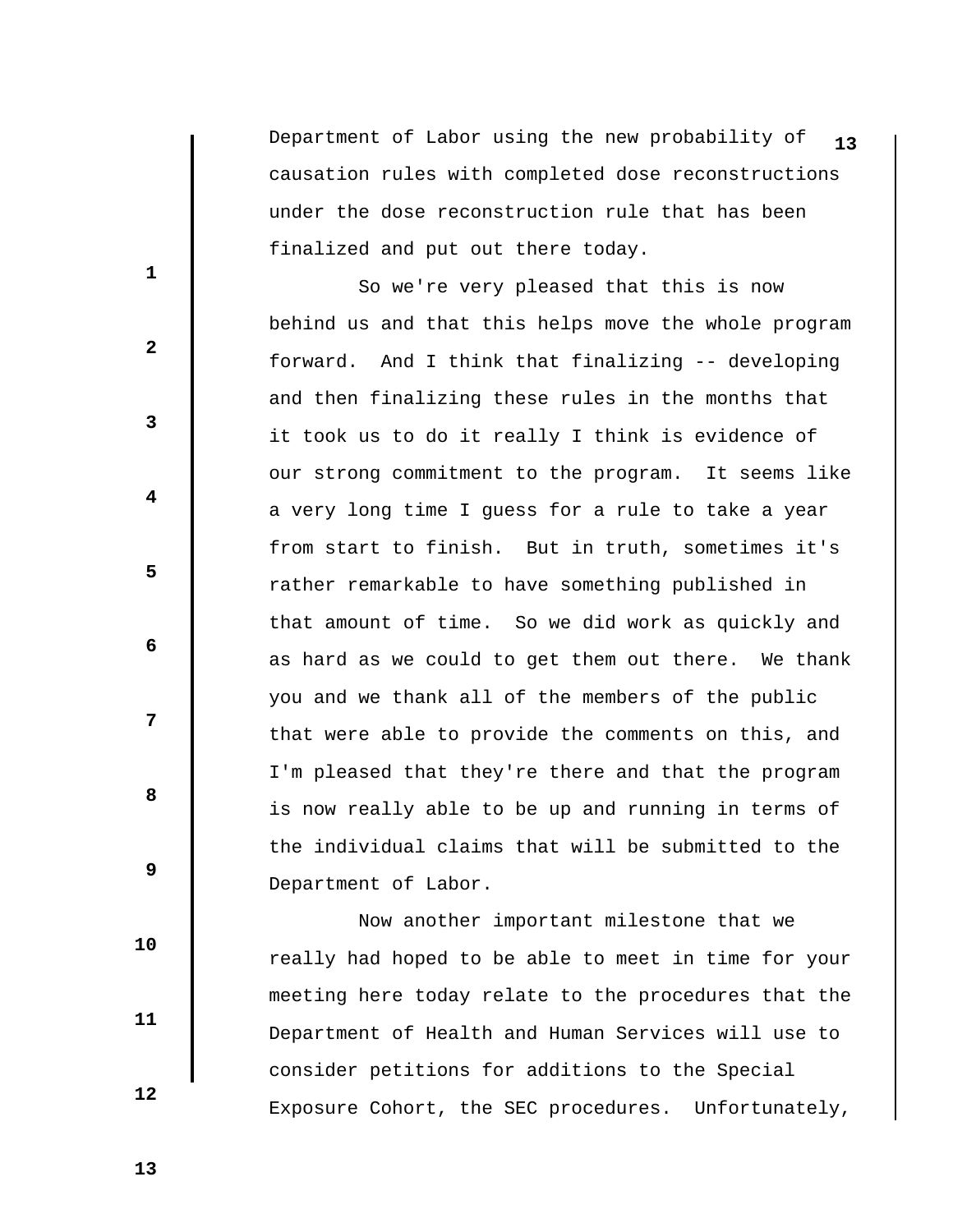Department of Labor using the new probability of causation rules with completed dose reconstructions under the dose reconstruction rule that has been finalized and put out there today.

So we're very pleased that this is now behind us and that this helps move the whole program forward. And I think that finalizing -- developing and then finalizing these rules in the months that it took us to do it really I think is evidence of our strong commitment to the program. It seems like a very long time I guess for a rule to take a year from start to finish. But in truth, sometimes it's rather remarkable to have something published in that amount of time. So we did work as quickly and as hard as we could to get them out there. We thank you and we thank all of the members of the public that were able to provide the comments on this, and I'm pleased that they're there and that the program is now really able to be up and running in terms of the individual claims that will be submitted to the Department of Labor.

Now another important milestone that we really had hoped to be able to meet in time for your meeting here today relate to the procedures that the Department of Health and Human Services will use to consider petitions for additions to the Special Exposure Cohort, the SEC procedures. Unfortunately,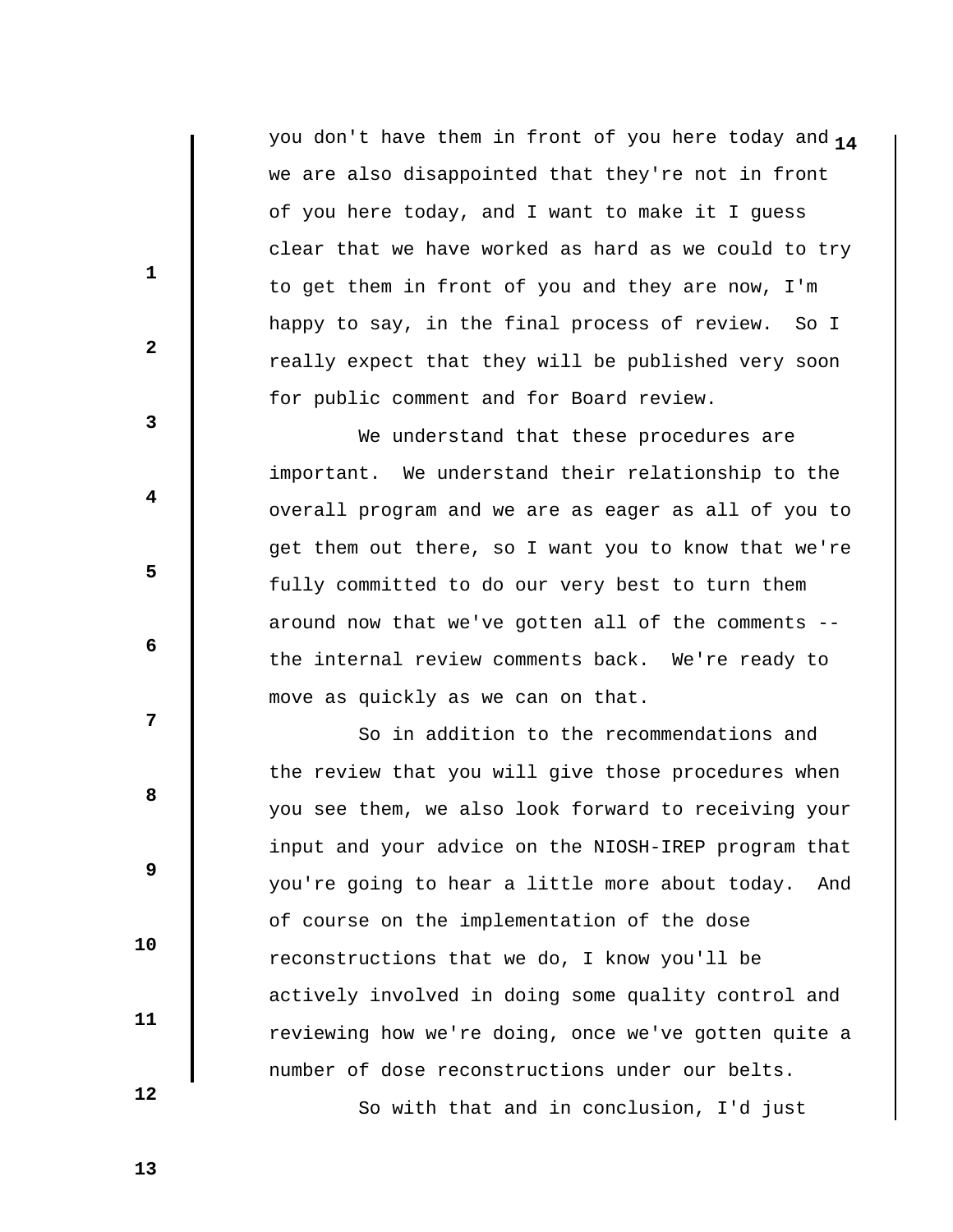you don't have them in front of you here today and we are also disappointed that they're not in front of you here today, and I want to make it I guess clear that we have worked as hard as we could to try to get them in front of you and they are now, I'm happy to say, in the final process of review. So I really expect that they will be published very soon for public comment and for Board review.

We understand that these procedures are important. We understand their relationship to the overall program and we are as eager as all of you to get them out there, so I want you to know that we're fully committed to do our very best to turn them around now that we've gotten all of the comments -- the internal review comments back. We're ready to move as quickly as we can on that.

So in addition to the recommendations and the review that you will give those procedures when you see them, we also look forward to receiving your input and your advice on the NIOSH-IREP program that you're going to hear a little more about today. And of course on the implementation of the dose reconstructions that we do, I know you'll be actively involved in doing some quality control and reviewing how we're doing, once we've gotten quite a number of dose reconstructions under our belts.

So with that and in conclusion, I'd just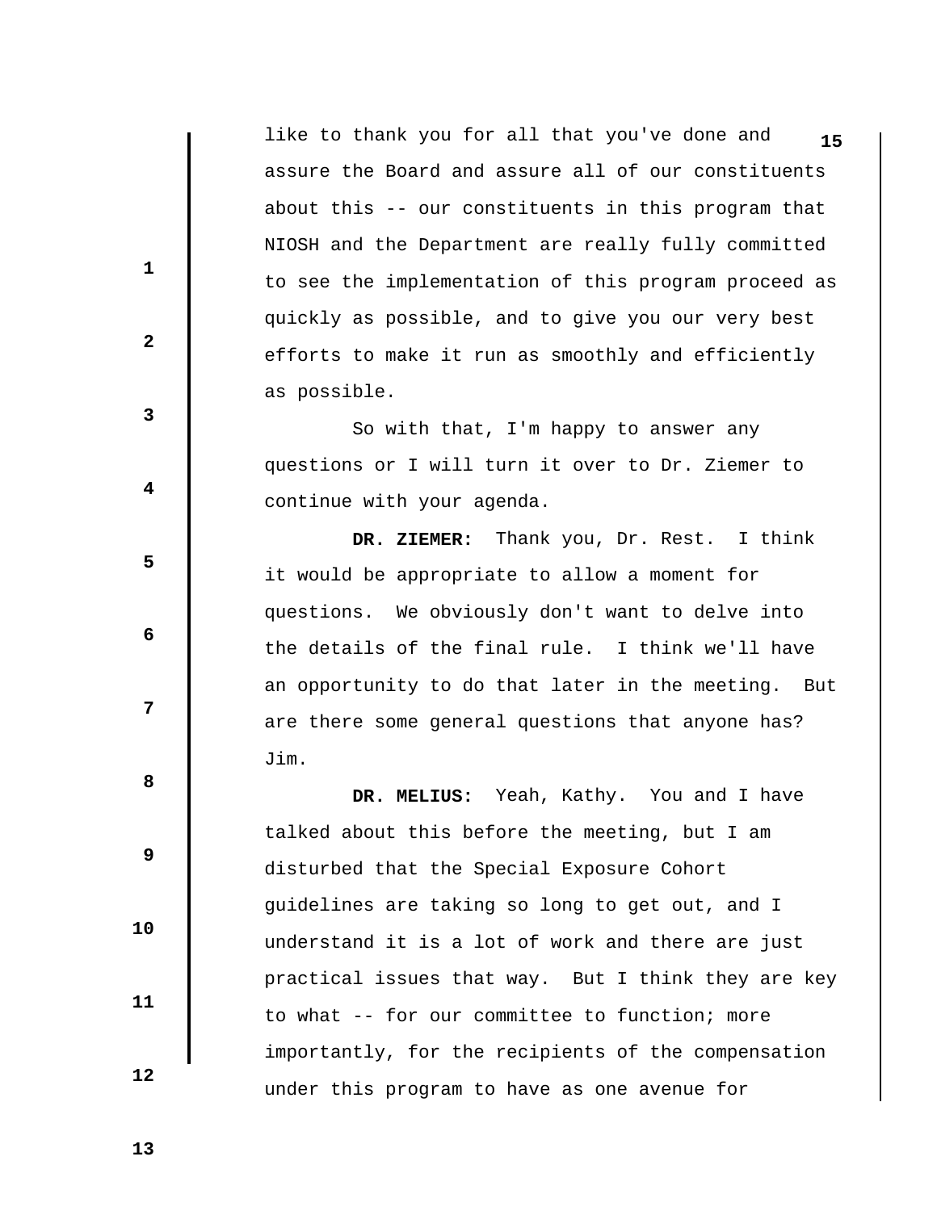like to thank you for all that you've done and assure the Board and assure all of our constituents about this -- our constituents in this program that NIOSH and the Department are really fully committed to see the implementation of this program proceed as quickly as possible, and to give you our very best efforts to make it run as smoothly and efficiently as possible.

So with that, I'm happy to answer any questions or I will turn it over to Dr. Ziemer to continue with your agenda.

**DR. ZIEMER:** Thank you, Dr. Rest. I think it would be appropriate to allow a moment for questions. We obviously don't want to delve into the details of the final rule. I think we'll have an opportunity to do that later in the meeting. But are there some general questions that anyone has? Jim.

**DR. MELIUS:** Yeah, Kathy. You and I have talked about this before the meeting, but I am disturbed that the Special Exposure Cohort guidelines are taking so long to get out, and I understand it is a lot of work and there are just practical issues that way. But I think they are key to what -- for our committee to function; more importantly, for the recipients of the compensation under this program to have as one avenue for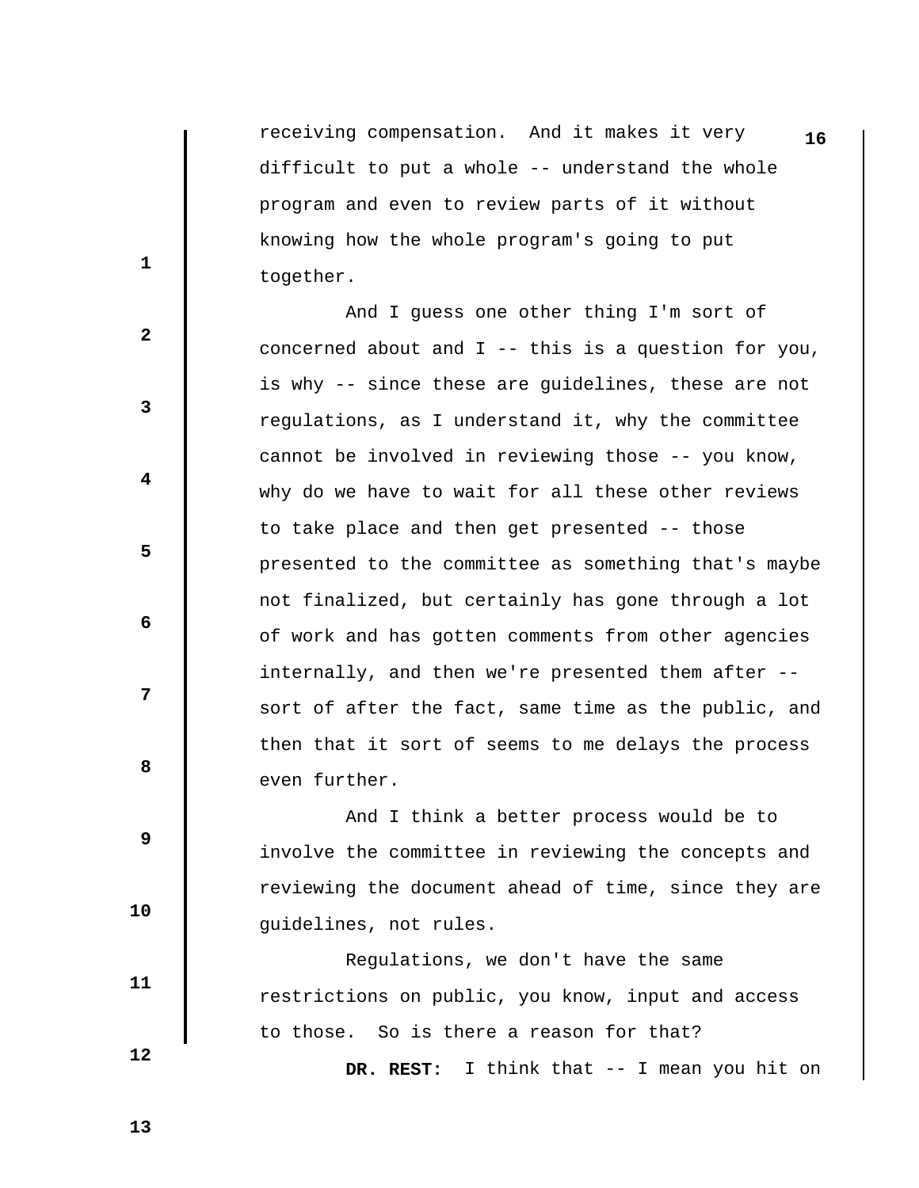receiving compensation. And it makes it very difficult to put a whole -- understand the whole program and even to review parts of it without knowing how the whole program's going to put together.

And I guess one other thing I'm sort of concerned about and I -- this is a question for you, is why -- since these are guidelines, these are not regulations, as I understand it, why the committee cannot be involved in reviewing those -- you know, why do we have to wait for all these other reviews to take place and then get presented -- those presented to the committee as something that's maybe not finalized, but certainly has gone through a lot of work and has gotten comments from other agencies internally, and then we're presented them after -- sort of after the fact, same time as the public, and then that it sort of seems to me delays the process even further.

And I think a better process would be to involve the committee in reviewing the concepts and reviewing the document ahead of time, since they are guidelines, not rules.

Regulations, we don't have the same restrictions on public, you know, input and access to those. So is there a reason for that?

**DR. REST:** I think that -- I mean you hit on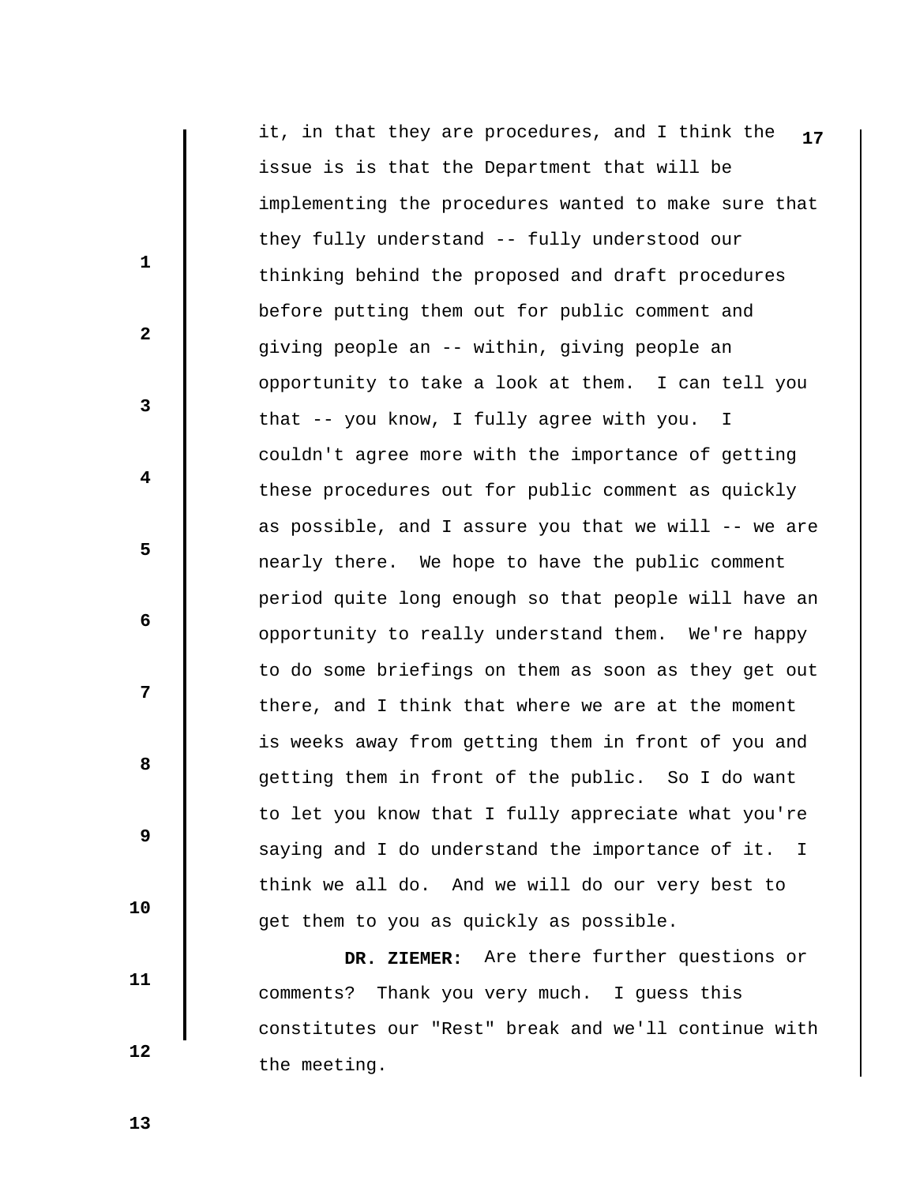it, in that they are procedures, and I think the issue is is that the Department that will be implementing the procedures wanted to make sure that they fully understand -- fully understood our thinking behind the proposed and draft procedures before putting them out for public comment and giving people an -- within, giving people an opportunity to take a look at them. I can tell you that -- you know, I fully agree with you. I couldn't agree more with the importance of getting these procedures out for public comment as quickly as possible, and I assure you that we will -- we are nearly there. We hope to have the public comment period quite long enough so that people will have an opportunity to really understand them. We're happy to do some briefings on them as soon as they get out there, and I think that where we are at the moment is weeks away from getting them in front of you and getting them in front of the public. So I do want to let you know that I fully appreciate what you're saying and I do understand the importance of it. I think we all do. And we will do our very best to get them to you as quickly as possible.

**DR. ZIEMER:** Are there further questions or comments? Thank you very much. I guess this constitutes our "Rest" break and we'll continue with the meeting.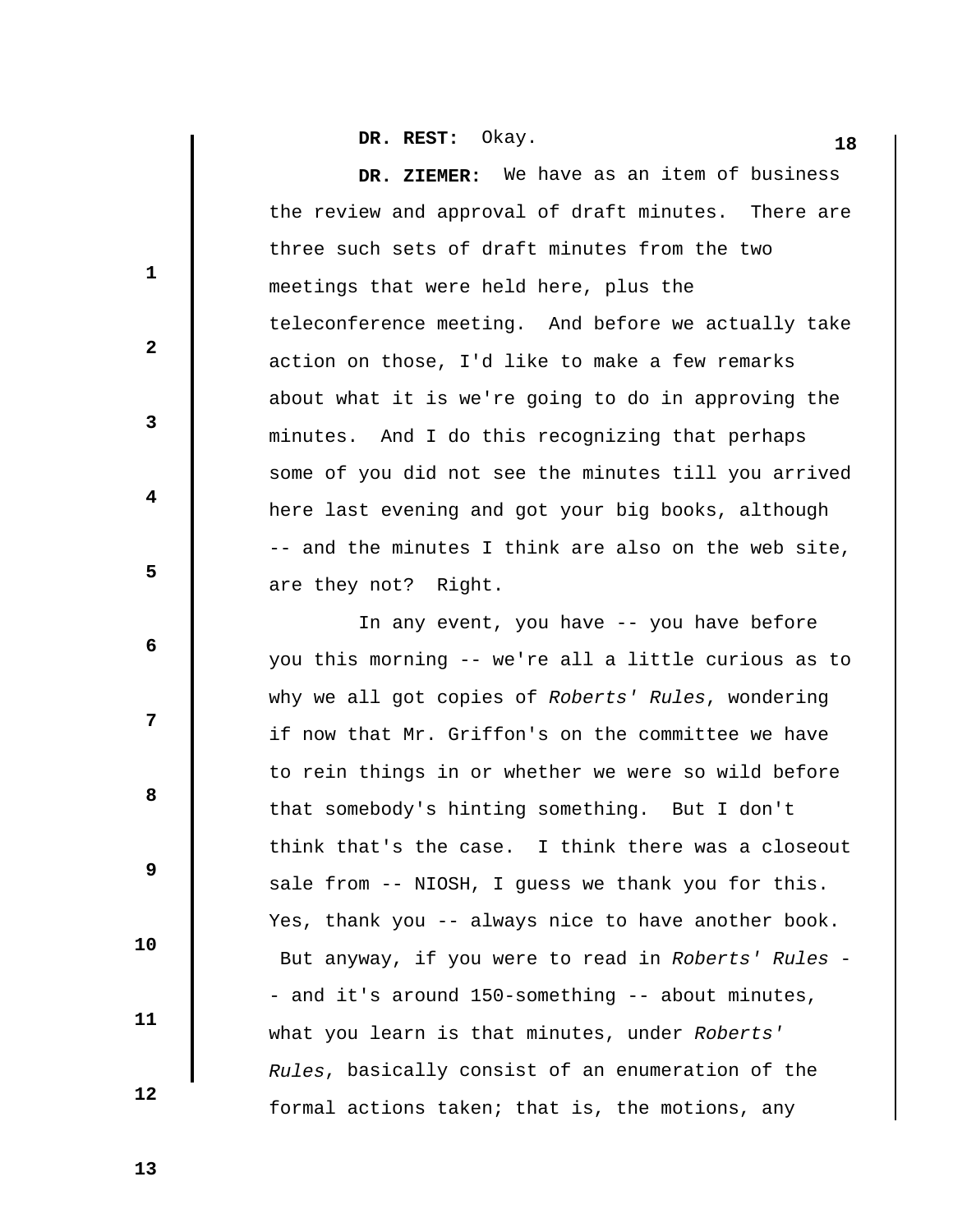**DR. REST:** Okay.

**DR. ZIEMER:** We have as an item of business the review and approval of draft minutes. There are three such sets of draft minutes from the two meetings that were held here, plus the teleconference meeting. And before we actually take action on those, I'd like to make a few remarks about what it is we're going to do in approving the minutes. And I do this recognizing that perhaps some of you did not see the minutes till you arrived here last evening and got your big books, although -- and the minutes I think are also on the web site, are they not? Right.

In any event, you have -- you have before you this morning -- we're all a little curious as to why we all got copies of *Roberts' Rules*, wondering if now that Mr. Griffon's on the committee we have to rein things in or whether we were so wild before that somebody's hinting something. But I don't think that's the case. I think there was a closeout sale from -- NIOSH, I guess we thank you for this. Yes, thank you -- always nice to have another book. But anyway, if you were to read in *Roberts' Rules* -- and it's around 150-something -- about minutes, what you learn is that minutes, under *Roberts' Rules*, basically consist of an enumeration of the formal actions taken; that is, the motions, any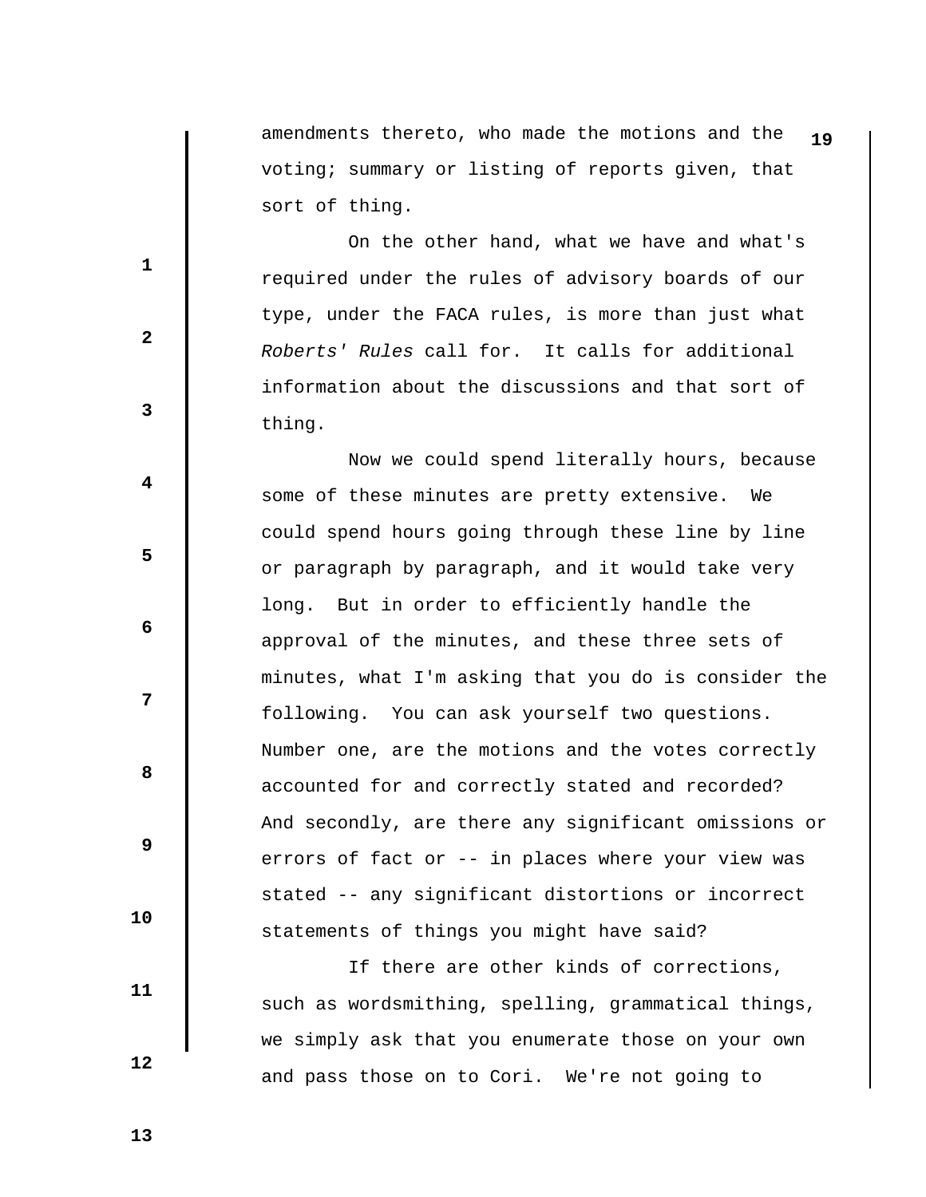amendments thereto, who made the motions and the voting; summary or listing of reports given, that sort of thing.

On the other hand, what we have and what's required under the rules of advisory boards of our type, under the FACA rules, is more than just what *Roberts' Rules* call for. It calls for additional information about the discussions and that sort of thing.

Now we could spend literally hours, because some of these minutes are pretty extensive. We could spend hours going through these line by line or paragraph by paragraph, and it would take very long. But in order to efficiently handle the approval of the minutes, and these three sets of minutes, what I'm asking that you do is consider the following. You can ask yourself two questions. Number one, are the motions and the votes correctly accounted for and correctly stated and recorded? And secondly, are there any significant omissions or errors of fact or -- in places where your view was stated -- any significant distortions or incorrect statements of things you might have said?

If there are other kinds of corrections, such as wordsmithing, spelling, grammatical things, we simply ask that you enumerate those on your own and pass those on to Cori. We're not going to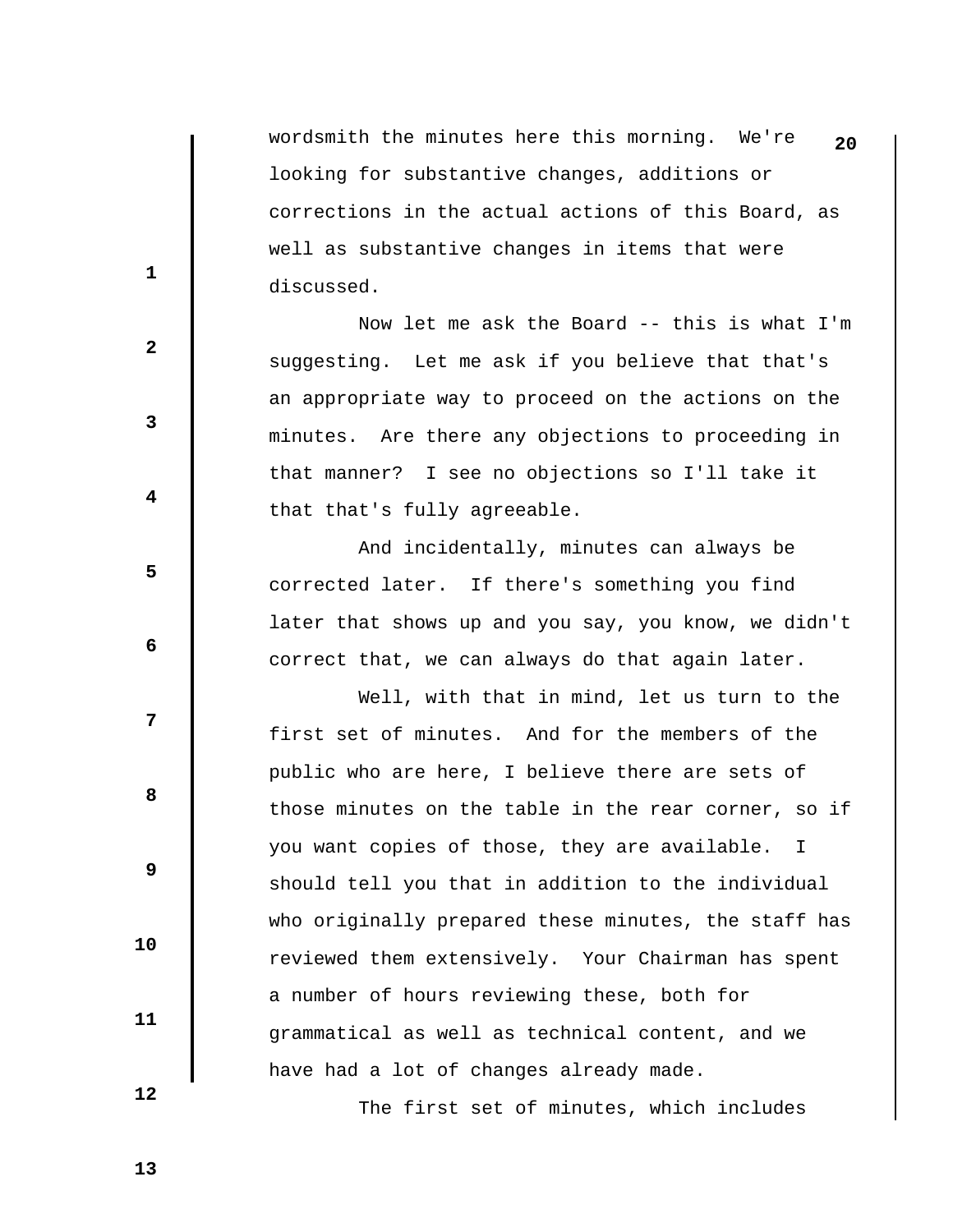wordsmith the minutes here this morning. We're looking for substantive changes, additions or corrections in the actual actions of this Board, as well as substantive changes in items that were discussed.

Now let me ask the Board -- this is what I'm suggesting. Let me ask if you believe that that's an appropriate way to proceed on the actions on the minutes. Are there any objections to proceeding in that manner? I see no objections so I'll take it that that's fully agreeable.

And incidentally, minutes can always be corrected later. If there's something you find later that shows up and you say, you know, we didn't correct that, we can always do that again later.

Well, with that in mind, let us turn to the first set of minutes. And for the members of the public who are here, I believe there are sets of those minutes on the table in the rear corner, so if you want copies of those, they are available. I should tell you that in addition to the individual who originally prepared these minutes, the staff has reviewed them extensively. Your Chairman has spent a number of hours reviewing these, both for grammatical as well as technical content, and we have had a lot of changes already made.

The first set of minutes, which includes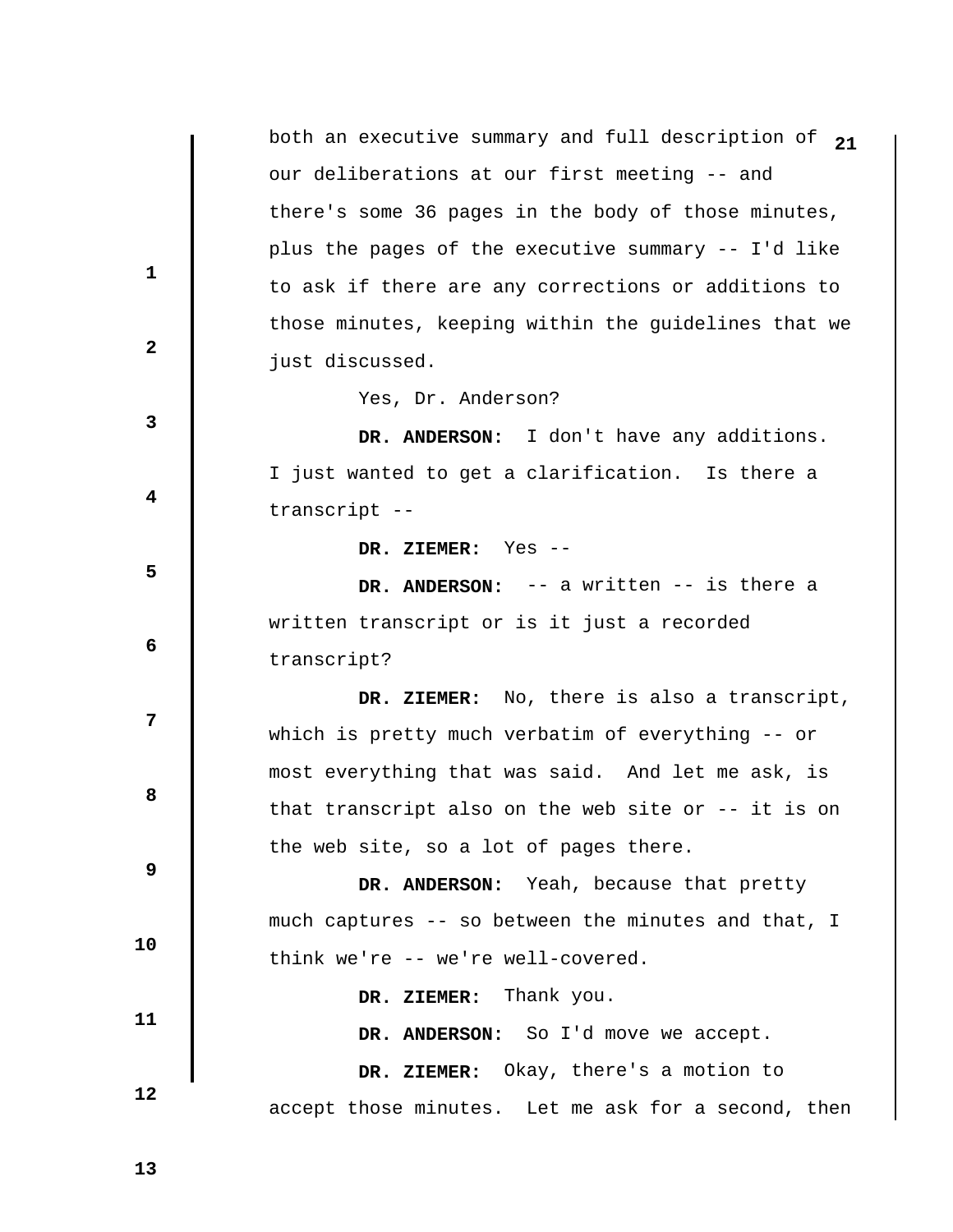both an executive summary and full description of our deliberations at our first meeting -- and there's some 36 pages in the body of those minutes, plus the pages of the executive summary -- I'd like to ask if there are any corrections or additions to those minutes, keeping within the guidelines that we just discussed.

Yes, Dr. Anderson?

**DR. ANDERSON:** I don't have any additions. I just wanted to get a clarification. Is there a transcript --

**DR. ZIEMER:** Yes --

**DR. ANDERSON:** -- a written -- is there a written transcript or is it just a recorded transcript?

**DR. ZIEMER:** No, there is also a transcript, which is pretty much verbatim of everything -- or most everything that was said. And let me ask, is that transcript also on the web site or -- it is on the web site, so a lot of pages there.

**DR. ANDERSON:** Yeah, because that pretty much captures -- so between the minutes and that, I think we're -- we're well-covered.

**DR. ZIEMER:** Thank you.

**DR. ANDERSON:** So I'd move we accept.

**DR. ZIEMER:** Okay, there's a motion to accept those minutes. Let me ask for a second, then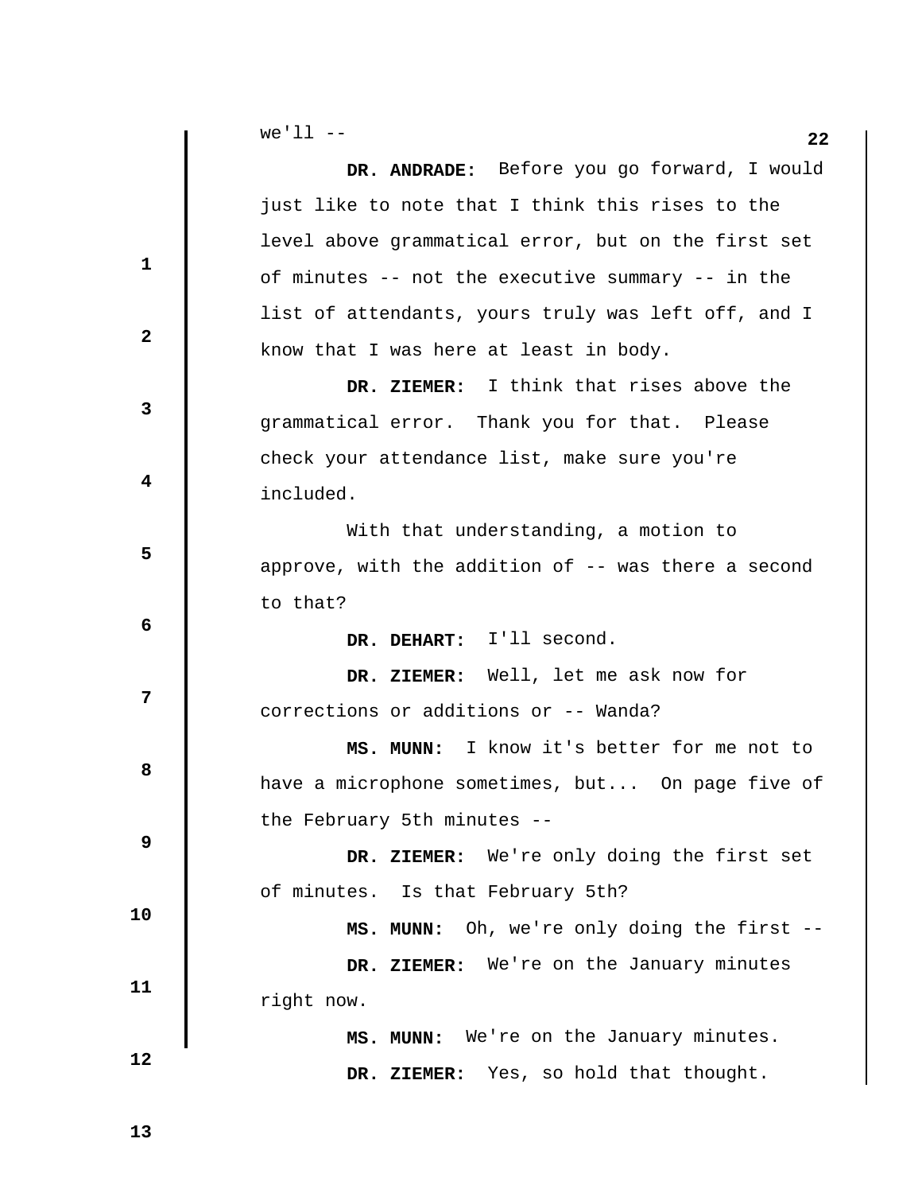we'll --

**DR. ANDRADE:** Before you go forward, I would just like to note that I think this rises to the level above grammatical error, but on the first set of minutes -- not the executive summary -- in the list of attendants, yours truly was left off, and I know that I was here at least in body.

**DR. ZIEMER:** I think that rises above the grammatical error. Thank you for that. Please check your attendance list, make sure you're included.

With that understanding, a motion to approve, with the addition of -- was there a second to that?

**DR. DEHART:** I'll second.

**DR. ZIEMER:** Well, let me ask now for corrections or additions or -- Wanda?

**MS. MUNN:** I know it's better for me not to have a microphone sometimes, but... On page five of the February 5th minutes --

**DR. ZIEMER:** We're only doing the first set of minutes. Is that February 5th?

**MS. MUNN:** Oh, we're only doing the first --

**DR. ZIEMER:** We're on the January minutes right now.

**MS. MUNN:** We're on the January minutes.

**DR. ZIEMER:** Yes, so hold that thought.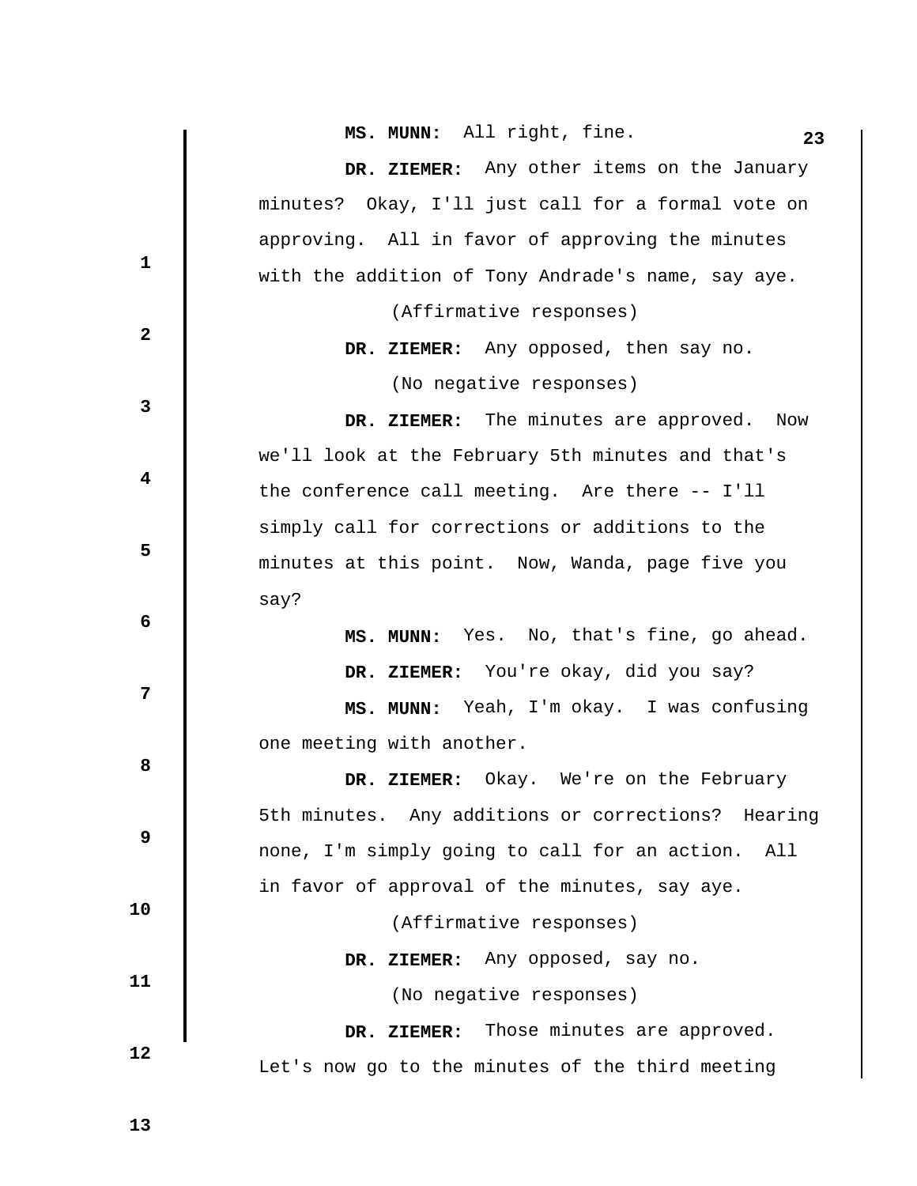**MS. MUNN:** All right, fine.

**DR. ZIEMER:** Any other items on the January minutes? Okay, I'll just call for a formal vote on approving. All in favor of approving the minutes with the addition of Tony Andrade's name, say aye.

(Affirmative responses)

**DR. ZIEMER:** Any opposed, then say no.

(No negative responses)

**DR. ZIEMER:** The minutes are approved. Now we'll look at the February 5th minutes and that's the conference call meeting. Are there -- I'll simply call for corrections or additions to the minutes at this point. Now, Wanda, page five you say?

**MS. MUNN:** Yes. No, that's fine, go ahead.

**DR. ZIEMER:** You're okay, did you say?

**MS. MUNN:** Yeah, I'm okay. I was confusing one meeting with another.

**DR. ZIEMER:** Okay. We're on the February 5th minutes. Any additions or corrections? Hearing none, I'm simply going to call for an action. All in favor of approval of the minutes, say aye.

(Affirmative responses)

**DR. ZIEMER:** Any opposed, say no.

(No negative responses)

**DR. ZIEMER:** Those minutes are approved. Let's now go to the minutes of the third meeting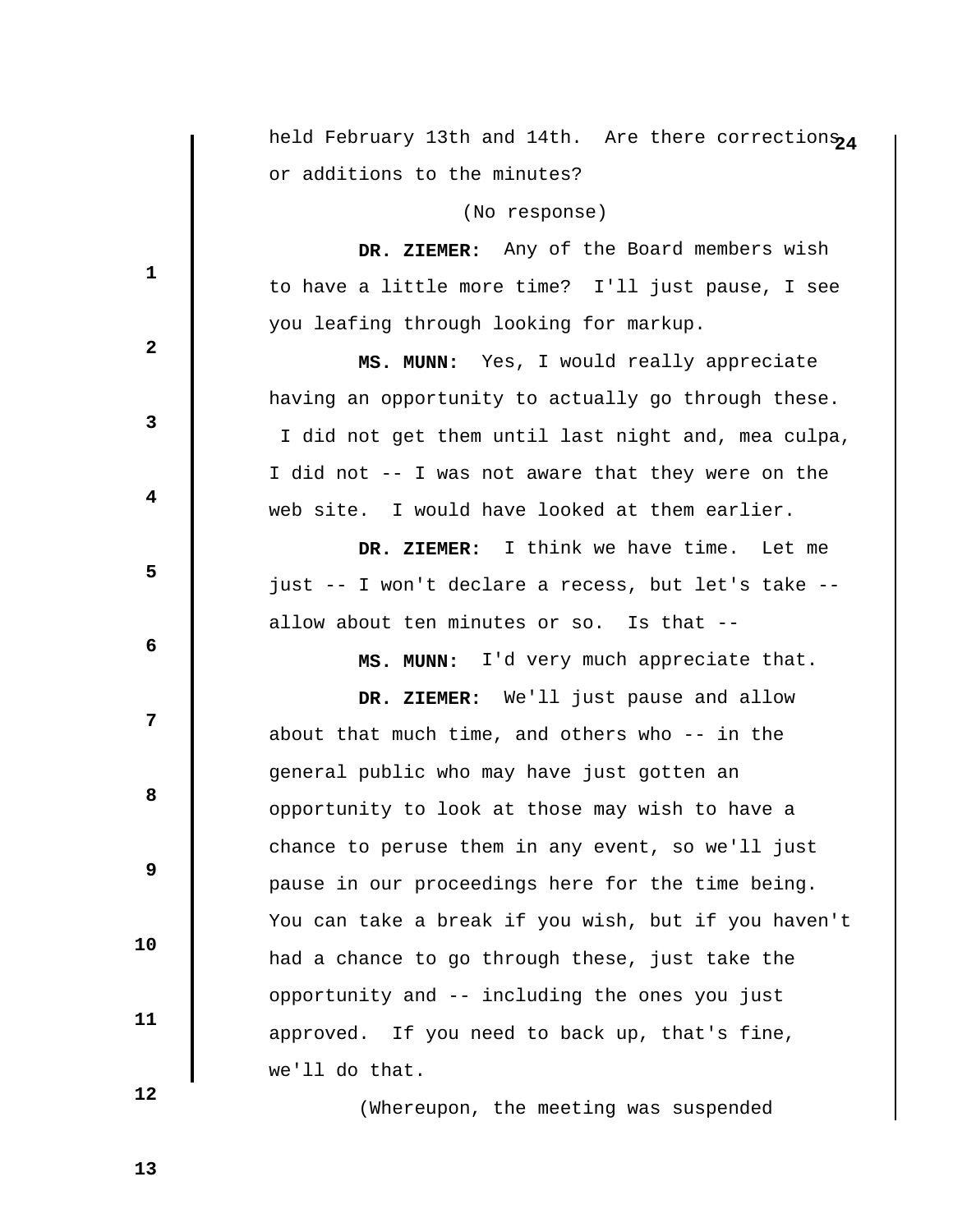held February 13th and 14th. Are there corrections or additions to the minutes?

(No response)

**DR. ZIEMER:** Any of the Board members wish to have a little more time? I'll just pause, I see you leafing through looking for markup.

**MS. MUNN:** Yes, I would really appreciate having an opportunity to actually go through these. I did not get them until last night and, mea culpa, I did not -- I was not aware that they were on the web site. I would have looked at them earlier.

**DR. ZIEMER:** I think we have time. Let me just -- I won't declare a recess, but let's take -- allow about ten minutes or so. Is that --

**MS. MUNN:** I'd very much appreciate that.

**DR. ZIEMER:** We'll just pause and allow about that much time, and others who -- in the general public who may have just gotten an opportunity to look at those may wish to have a chance to peruse them in any event, so we'll just pause in our proceedings here for the time being. You can take a break if you wish, but if you haven't had a chance to go through these, just take the opportunity and -- including the ones you just approved. If you need to back up, that's fine, we'll do that.

(Whereupon, the meeting was suspended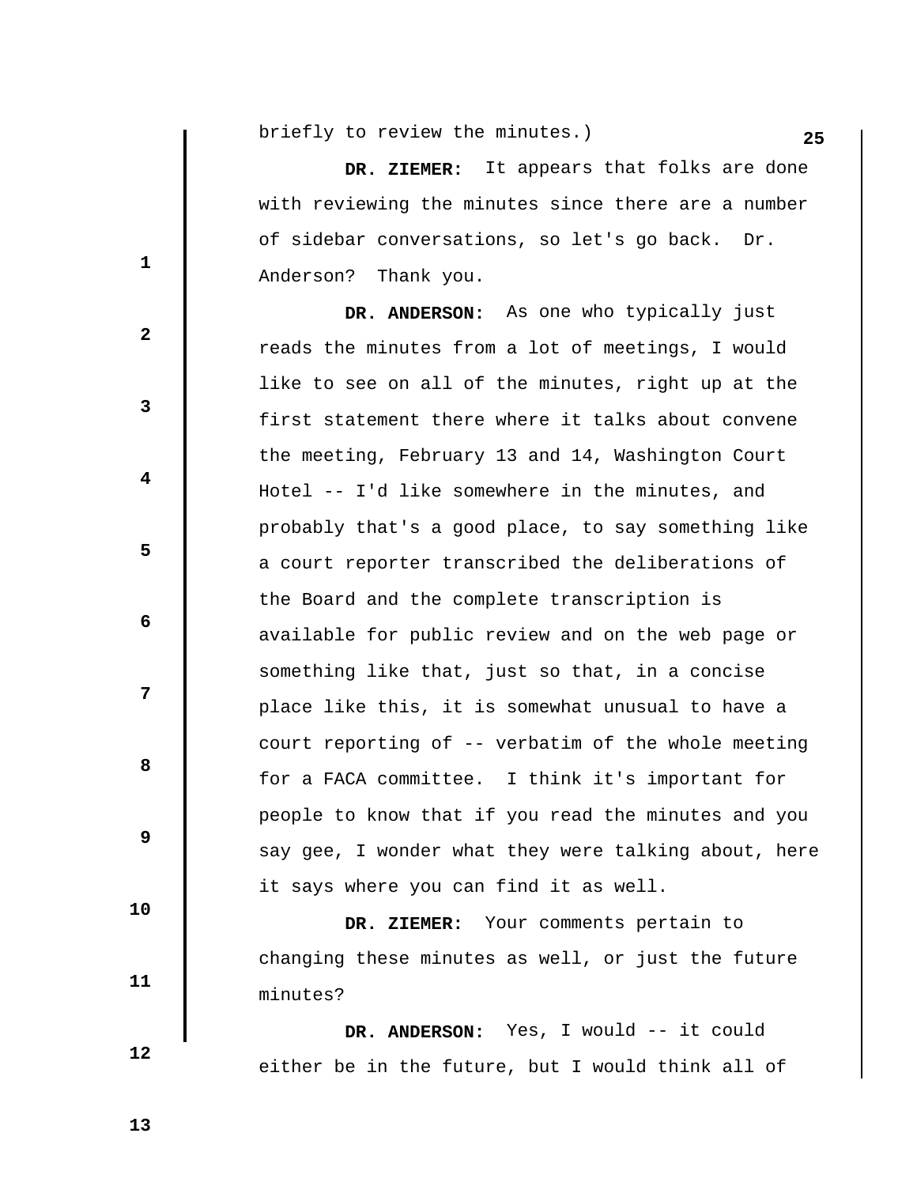briefly to review the minutes.)

**DR. ZIEMER:** It appears that folks are done with reviewing the minutes since there are a number of sidebar conversations, so let's go back. Dr. Anderson? Thank you.

**DR. ANDERSON:** As one who typically just reads the minutes from a lot of meetings, I would like to see on all of the minutes, right up at the first statement there where it talks about convene the meeting, February 13 and 14, Washington Court Hotel -- I'd like somewhere in the minutes, and probably that's a good place, to say something like a court reporter transcribed the deliberations of the Board and the complete transcription is available for public review and on the web page or something like that, just so that, in a concise place like this, it is somewhat unusual to have a court reporting of -- verbatim of the whole meeting for a FACA committee. I think it's important for people to know that if you read the minutes and you say gee, I wonder what they were talking about, here it says where you can find it as well.

**DR. ZIEMER:** Your comments pertain to changing these minutes as well, or just the future minutes?

**DR. ANDERSON:** Yes, I would -- it could either be in the future, but I would think all of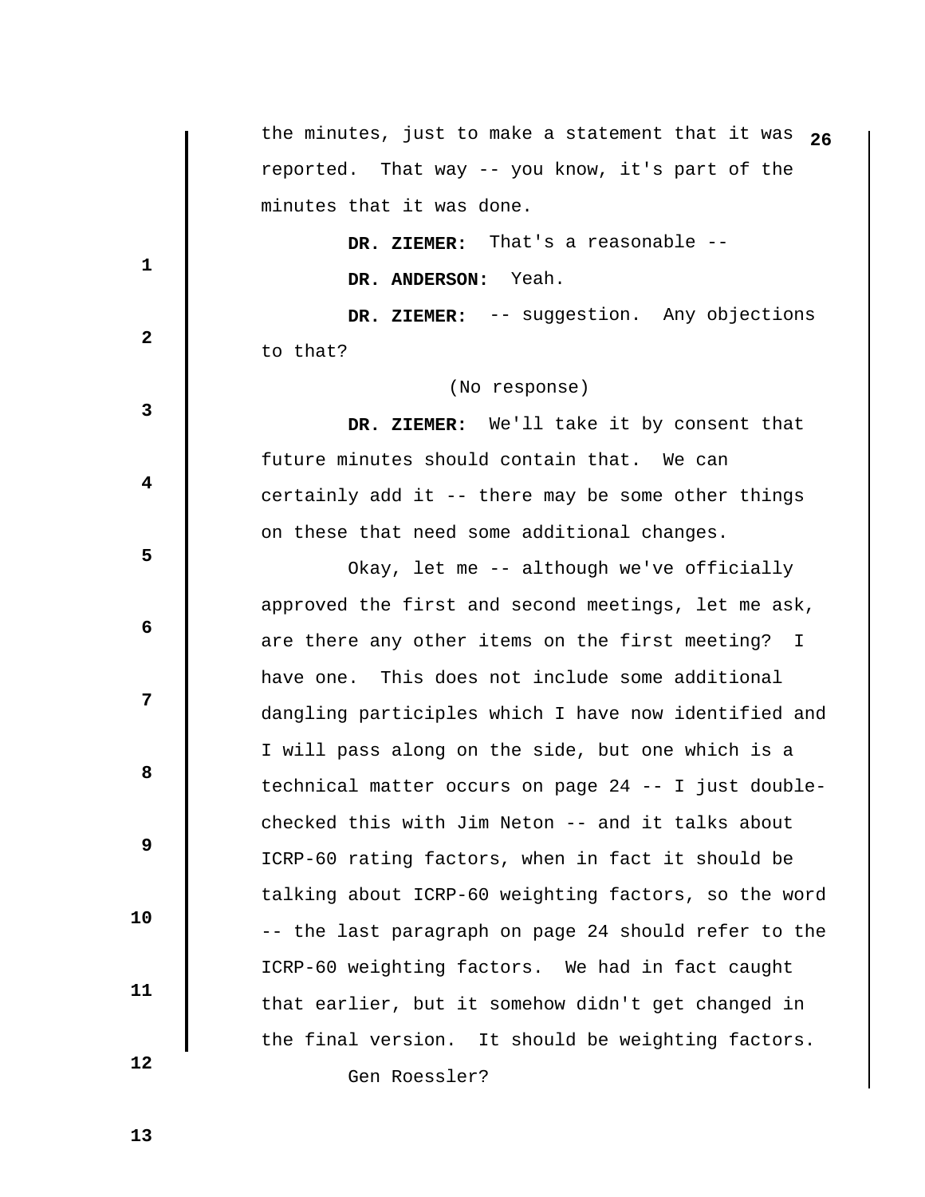the minutes, just to make a statement that it was reported. That way -- you know, it's part of the minutes that it was done.

**DR. ZIEMER:** That's a reasonable --

**DR. ANDERSON:** Yeah.

**DR. ZIEMER:** -- suggestion. Any objections to that?

(No response)

**DR. ZIEMER:** We'll take it by consent that future minutes should contain that. We can certainly add it -- there may be some other things on these that need some additional changes.

Okay, let me -- although we've officially approved the first and second meetings, let me ask, are there any other items on the first meeting? I have one. This does not include some additional dangling participles which I have now identified and I will pass along on the side, but one which is a technical matter occurs on page 24 -- I just double-checked this with Jim Neton -- and it talks about ICRP-60 rating factors, when in fact it should be talking about ICRP-60 weighting factors, so the word -- the last paragraph on page 24 should refer to the ICRP-60 weighting factors. We had in fact caught that earlier, but it somehow didn't get changed in the final version. It should be weighting factors.

Gen Roessler?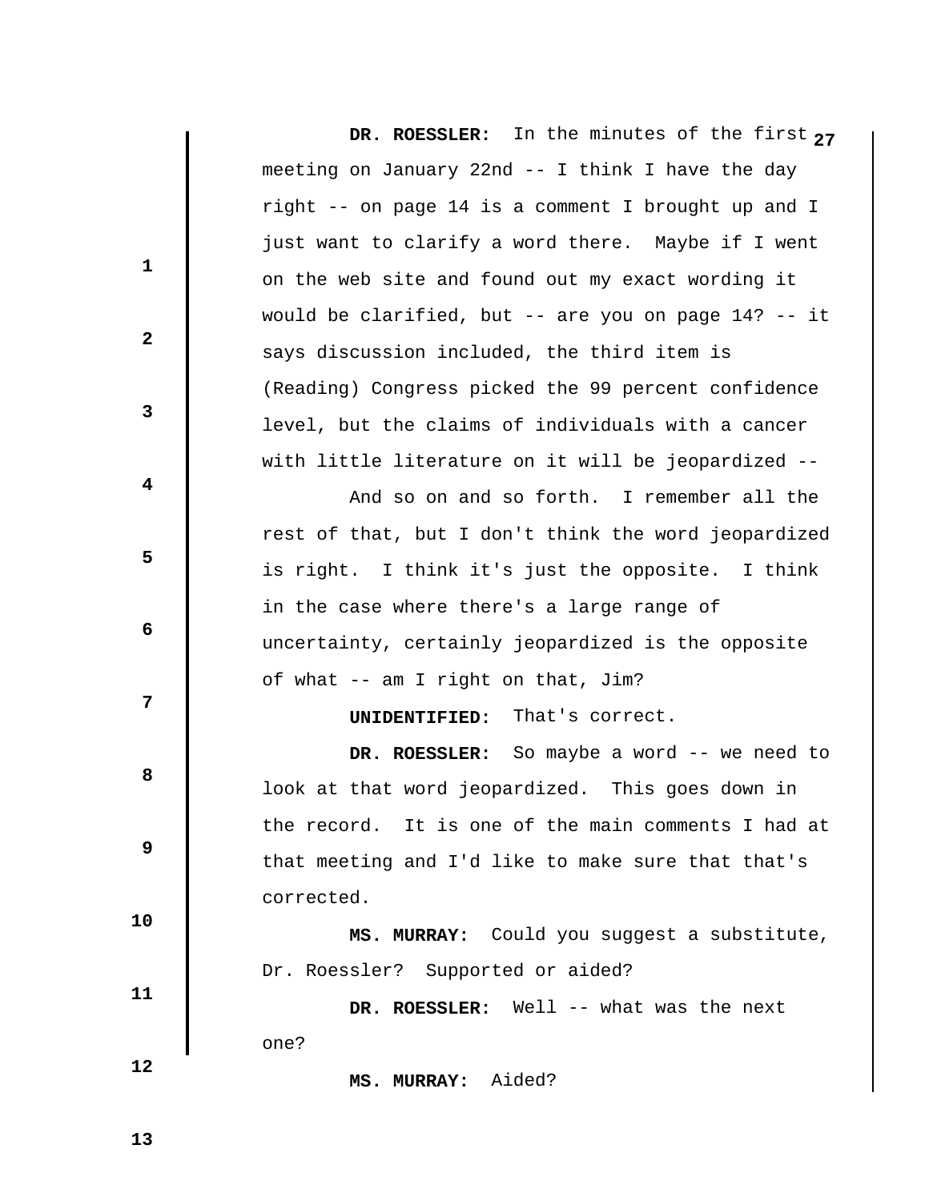**DR. ROESSLER:** In the minutes of the first meeting on January 22nd -- I think I have the day right -- on page 14 is a comment I brought up and I just want to clarify a word there. Maybe if I went on the web site and found out my exact wording it would be clarified, but -- are you on page 14? -- it says discussion included, the third item is (Reading) Congress picked the 99 percent confidence level, but the claims of individuals with a cancer with little literature on it will be jeopardized --

And so on and so forth. I remember all the rest of that, but I don't think the word jeopardized is right. I think it's just the opposite. I think in the case where there's a large range of uncertainty, certainly jeopardized is the opposite of what -- am I right on that, Jim?

**UNIDENTIFIED:** That's correct.

**DR. ROESSLER:** So maybe a word -- we need to look at that word jeopardized. This goes down in the record. It is one of the main comments I had at that meeting and I'd like to make sure that that's corrected.

**MS. MURRAY:** Could you suggest a substitute, Dr. Roessler? Supported or aided?

**DR. ROESSLER:** Well -- what was the next one?

**MS. MURRAY:** Aided?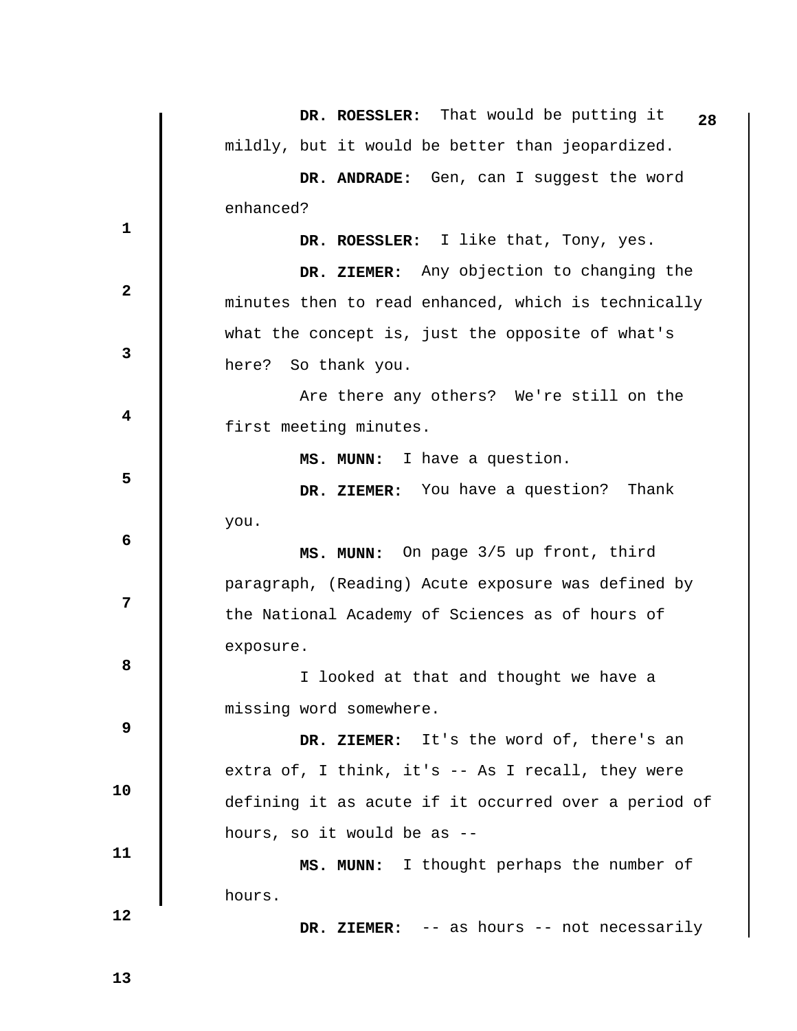**DR. ROESSLER:** That would be putting it mildly, but it would be better than jeopardized.

**DR. ANDRADE:** Gen, can I suggest the word enhanced?

**DR. ROESSLER:** I like that, Tony, yes.

**DR. ZIEMER:** Any objection to changing the minutes then to read enhanced, which is technically what the concept is, just the opposite of what's here? So thank you.

Are there any others? We're still on the first meeting minutes.

**MS. MUNN:** I have a question.

**DR. ZIEMER:** You have a question? Thank you.

**MS. MUNN:** On page 3/5 up front, third paragraph, (Reading) Acute exposure was defined by the National Academy of Sciences as of hours of exposure.

I looked at that and thought we have a missing word somewhere.

**DR. ZIEMER:** It's the word of, there's an extra of, I think, it's -- As I recall, they were defining it as acute if it occurred over a period of hours, so it would be as --

**MS. MUNN:** I thought perhaps the number of hours.

**DR. ZIEMER:** -- as hours -- not necessarily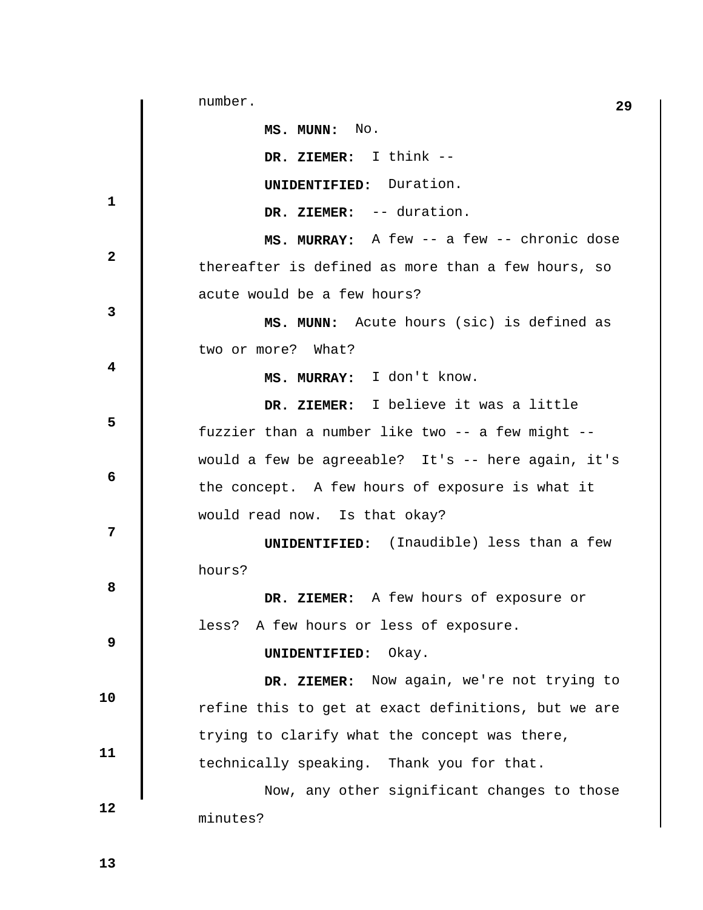number.

**MS. MUNN:** No.

**DR. ZIEMER:** I think --

**UNIDENTIFIED:** Duration.

**DR. ZIEMER:** -- duration.

**MS. MURRAY:** A few -- a few -- chronic dose thereafter is defined as more than a few hours, so acute would be a few hours?

**MS. MUNN:** Acute hours (sic) is defined as two or more? What?

**MS. MURRAY:** I don't know.

**DR. ZIEMER:** I believe it was a little fuzzier than a number like two -- a few might -- would a few be agreeable? It's -- here again, it's the concept. A few hours of exposure is what it would read now. Is that okay?

**UNIDENTIFIED:** (Inaudible) less than a few hours?

**DR. ZIEMER:** A few hours of exposure or less? A few hours or less of exposure.

**UNIDENTIFIED:** Okay.

**DR. ZIEMER:** Now again, we're not trying to refine this to get at exact definitions, but we are trying to clarify what the concept was there, technically speaking. Thank you for that.

Now, any other significant changes to those minutes?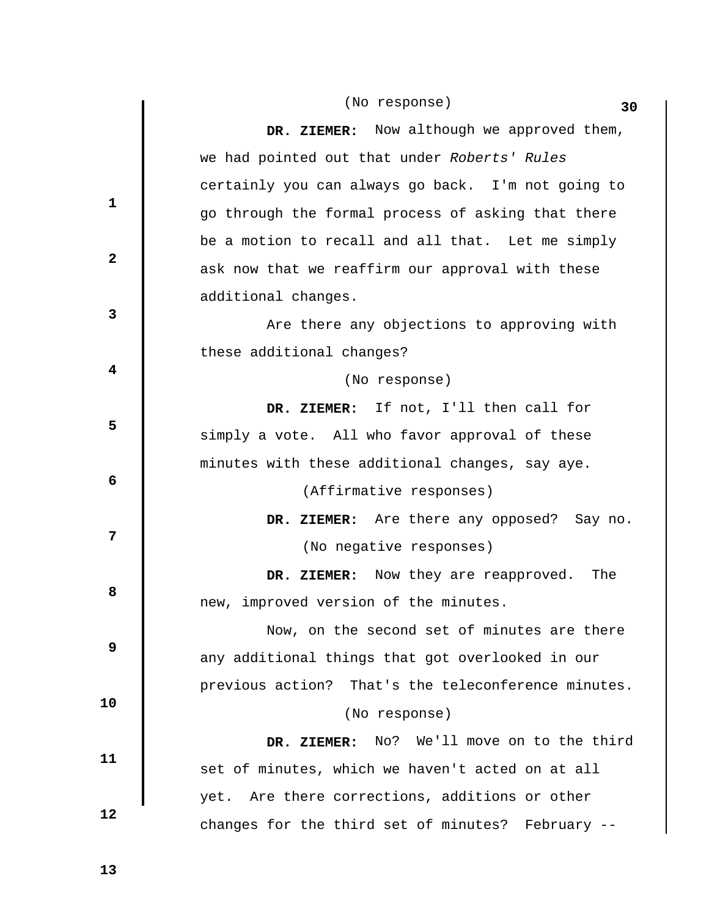(No response)

**DR. ZIEMER:** Now although we approved them, we had pointed out that under *Roberts' Rules* certainly you can always go back. I'm not going to go through the formal process of asking that there be a motion to recall and all that. Let me simply ask now that we reaffirm our approval with these additional changes.

Are there any objections to approving with these additional changes?

(No response)

**DR. ZIEMER:** If not, I'll then call for simply a vote. All who favor approval of these minutes with these additional changes, say aye.

(Affirmative responses)

**DR. ZIEMER:** Are there any opposed? Say no.

(No negative responses)

**DR. ZIEMER:** Now they are reapproved. The new, improved version of the minutes.

Now, on the second set of minutes are there any additional things that got overlooked in our previous action? That's the teleconference minutes.

(No response)

**DR. ZIEMER:** No? We'll move on to the third set of minutes, which we haven't acted on at all yet. Are there corrections, additions or other changes for the third set of minutes? February --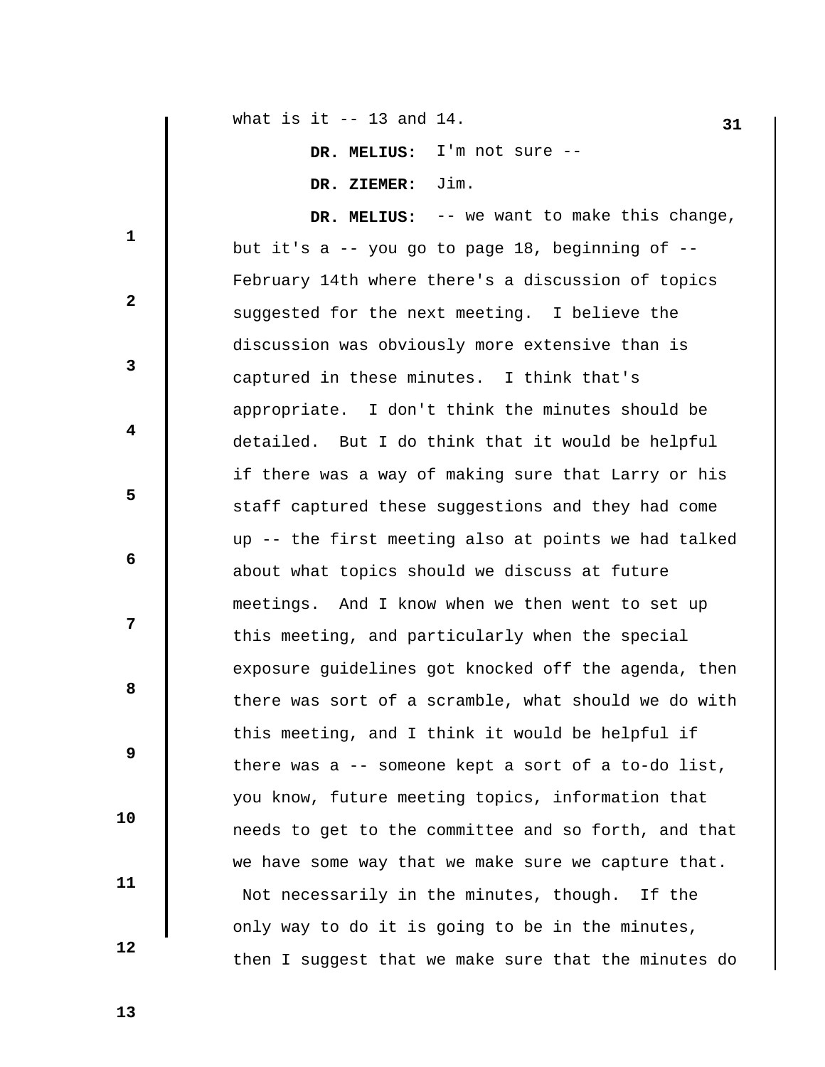what is it -- 13 and 14.

**DR. MELIUS:** I'm not sure --

**DR. ZIEMER:** Jim.

**DR. MELIUS:** -- we want to make this change, but it's a -- you go to page 18, beginning of -- February 14th where there's a discussion of topics suggested for the next meeting. I believe the discussion was obviously more extensive than is captured in these minutes. I think that's appropriate. I don't think the minutes should be detailed. But I do think that it would be helpful if there was a way of making sure that Larry or his staff captured these suggestions and they had come up -- the first meeting also at points we had talked about what topics should we discuss at future meetings. And I know when we then went to set up this meeting, and particularly when the special exposure guidelines got knocked off the agenda, then there was sort of a scramble, what should we do with this meeting, and I think it would be helpful if there was a -- someone kept a sort of a to-do list, you know, future meeting topics, information that needs to get to the committee and so forth, and that we have some way that we make sure we capture that. Not necessarily in the minutes, though. If the only way to do it is going to be in the minutes, then I suggest that we make sure that the minutes do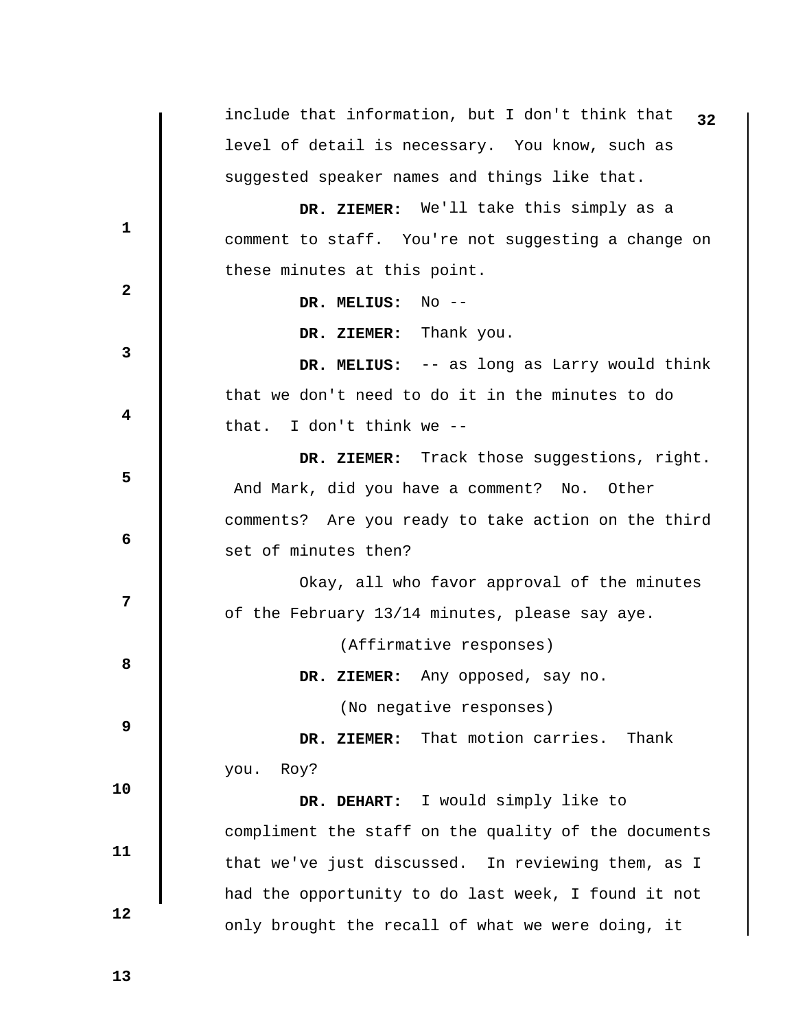include that information, but I don't think that level of detail is necessary. You know, such as suggested speaker names and things like that.

**DR. ZIEMER:** We'll take this simply as a comment to staff. You're not suggesting a change on these minutes at this point.

**DR. MELIUS:** No --

**DR. ZIEMER:** Thank you.

**DR. MELIUS:** -- as long as Larry would think that we don't need to do it in the minutes to do that. I don't think we --

**DR. ZIEMER:** Track those suggestions, right. And Mark, did you have a comment? No. Other comments? Are you ready to take action on the third set of minutes then?

Okay, all who favor approval of the minutes of the February 13/14 minutes, please say aye.

(Affirmative responses)

**DR. ZIEMER:** Any opposed, say no.

(No negative responses)

**DR. ZIEMER:** That motion carries. Thank you. Roy?

**DR. DEHART:** I would simply like to compliment the staff on the quality of the documents that we've just discussed. In reviewing them, as I had the opportunity to do last week, I found it not only brought the recall of what we were doing, it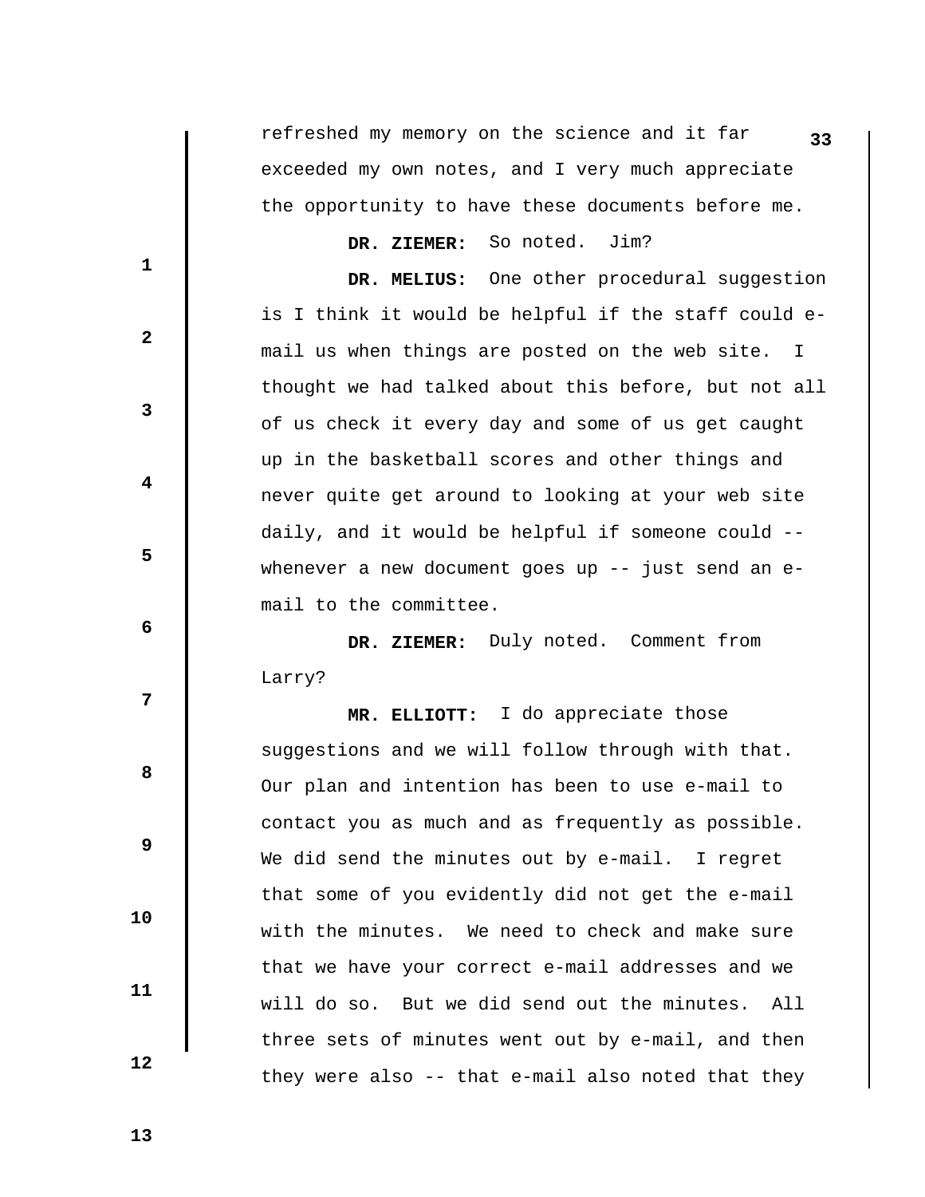refreshed my memory on the science and it far exceeded my own notes, and I very much appreciate the opportunity to have these documents before me.

**DR. ZIEMER:** So noted. Jim?

**DR. MELIUS:** One other procedural suggestion is I think it would be helpful if the staff could e-mail us when things are posted on the web site. I thought we had talked about this before, but not all of us check it every day and some of us get caught up in the basketball scores and other things and never quite get around to looking at your web site daily, and it would be helpful if someone could -- whenever a new document goes up -- just send an e-mail to the committee.

**DR. ZIEMER:** Duly noted. Comment from Larry?

**MR. ELLIOTT:** I do appreciate those suggestions and we will follow through with that. Our plan and intention has been to use e-mail to contact you as much and as frequently as possible. We did send the minutes out by e-mail. I regret that some of you evidently did not get the e-mail with the minutes. We need to check and make sure that we have your correct e-mail addresses and we will do so. But we did send out the minutes. All three sets of minutes went out by e-mail, and then they were also -- that e-mail also noted that they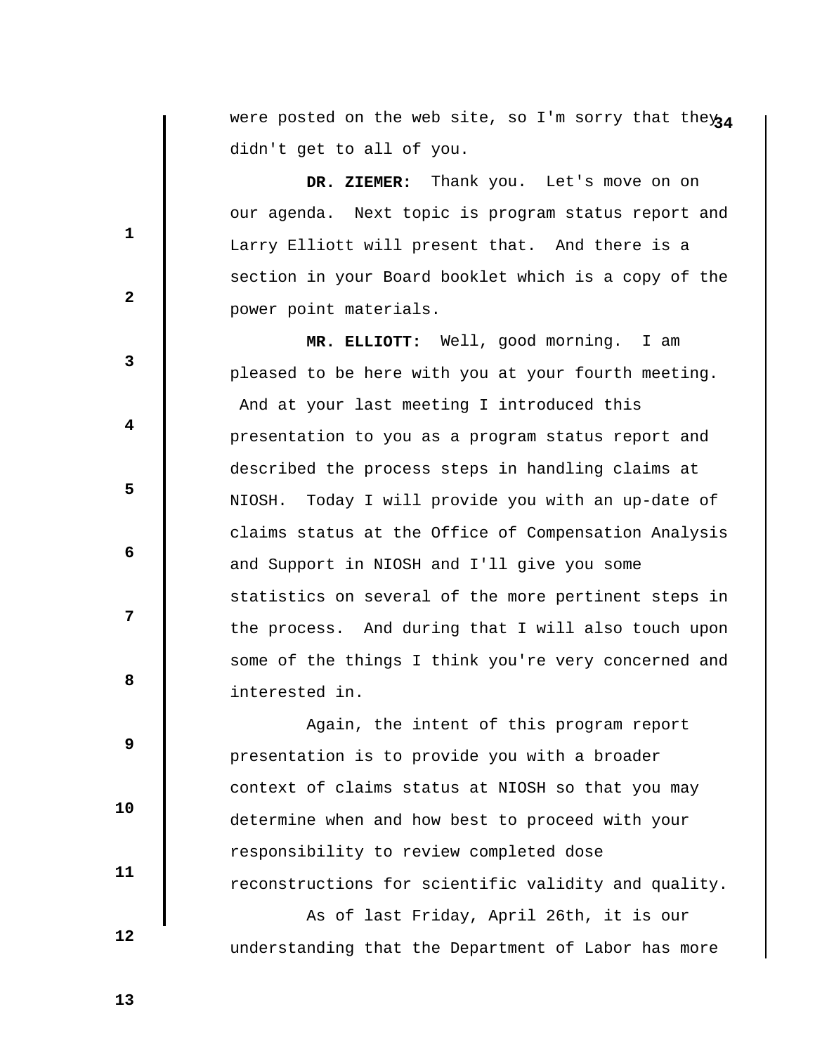were posted on the web site, so I'm sorry that they didn't get to all of you.

**DR. ZIEMER:** Thank you. Let's move on on our agenda. Next topic is program status report and Larry Elliott will present that. And there is a section in your Board booklet which is a copy of the power point materials.

**MR. ELLIOTT:** Well, good morning. I am pleased to be here with you at your fourth meeting. And at your last meeting I introduced this presentation to you as a program status report and described the process steps in handling claims at NIOSH. Today I will provide you with an up-date of claims status at the Office of Compensation Analysis and Support in NIOSH and I'll give you some statistics on several of the more pertinent steps in the process. And during that I will also touch upon some of the things I think you're very concerned and interested in.

Again, the intent of this program report presentation is to provide you with a broader context of claims status at NIOSH so that you may determine when and how best to proceed with your responsibility to review completed dose reconstructions for scientific validity and quality.

As of last Friday, April 26th, it is our understanding that the Department of Labor has more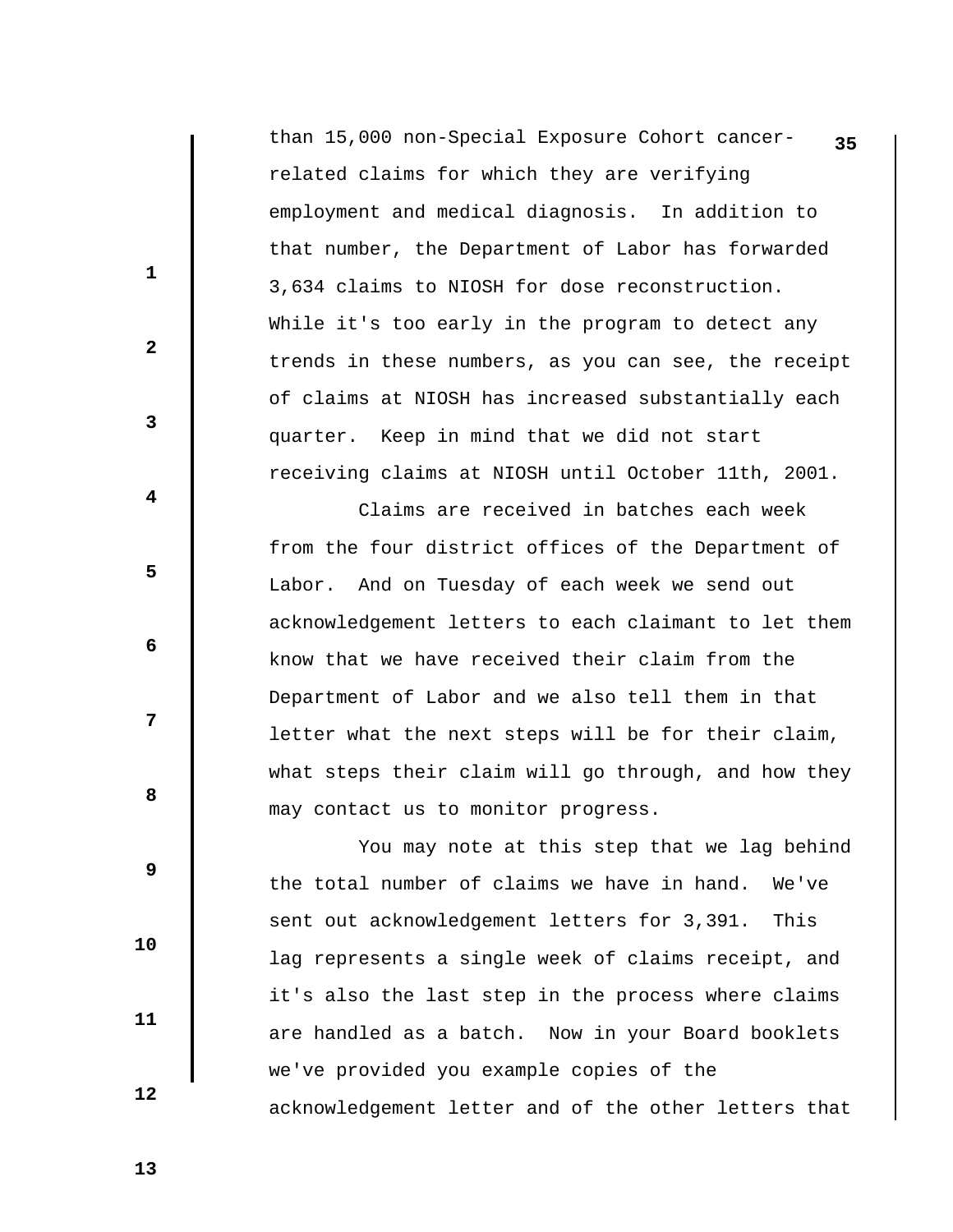than 15,000 non-Special Exposure Cohort cancer-related claims for which they are verifying employment and medical diagnosis. In addition to that number, the Department of Labor has forwarded 3,634 claims to NIOSH for dose reconstruction. While it's too early in the program to detect any trends in these numbers, as you can see, the receipt of claims at NIOSH has increased substantially each quarter. Keep in mind that we did not start receiving claims at NIOSH until October 11th, 2001.

Claims are received in batches each week from the four district offices of the Department of Labor. And on Tuesday of each week we send out acknowledgement letters to each claimant to let them know that we have received their claim from the Department of Labor and we also tell them in that letter what the next steps will be for their claim, what steps their claim will go through, and how they may contact us to monitor progress.

You may note at this step that we lag behind the total number of claims we have in hand. We've sent out acknowledgement letters for 3,391. This lag represents a single week of claims receipt, and it's also the last step in the process where claims are handled as a batch. Now in your Board booklets we've provided you example copies of the acknowledgement letter and of the other letters that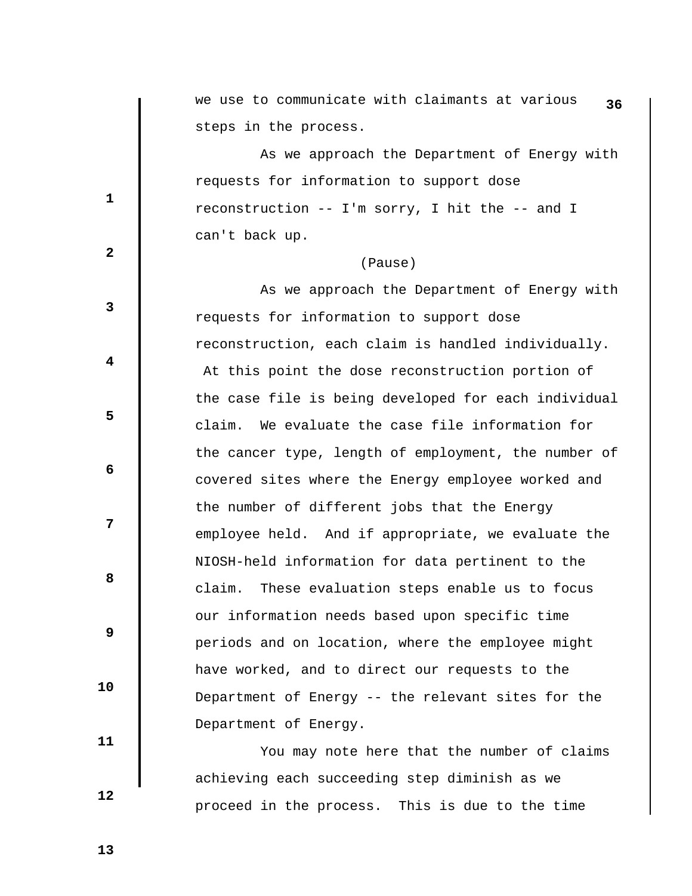we use to communicate with claimants at various steps in the process.

As we approach the Department of Energy with requests for information to support dose reconstruction -- I'm sorry, I hit the -- and I can't back up.

(Pause)

As we approach the Department of Energy with requests for information to support dose reconstruction, each claim is handled individually. At this point the dose reconstruction portion of the case file is being developed for each individual claim. We evaluate the case file information for the cancer type, length of employment, the number of covered sites where the Energy employee worked and the number of different jobs that the Energy employee held. And if appropriate, we evaluate the NIOSH-held information for data pertinent to the claim. These evaluation steps enable us to focus our information needs based upon specific time periods and on location, where the employee might have worked, and to direct our requests to the Department of Energy -- the relevant sites for the Department of Energy.

You may note here that the number of claims achieving each succeeding step diminish as we proceed in the process. This is due to the time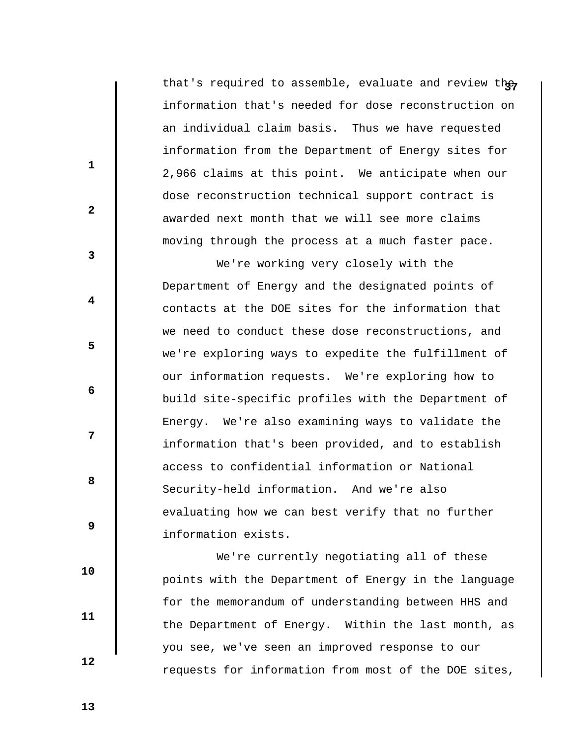that's required to assemble, evaluate and review the information that's needed for dose reconstruction on an individual claim basis. Thus we have requested information from the Department of Energy sites for 2,966 claims at this point. We anticipate when our dose reconstruction technical support contract is awarded next month that we will see more claims moving through the process at a much faster pace.

We're working very closely with the Department of Energy and the designated points of contacts at the DOE sites for the information that we need to conduct these dose reconstructions, and we're exploring ways to expedite the fulfillment of our information requests. We're exploring how to build site-specific profiles with the Department of Energy. We're also examining ways to validate the information that's been provided, and to establish access to confidential information or National Security-held information. And we're also evaluating how we can best verify that no further information exists.

We're currently negotiating all of these points with the Department of Energy in the language for the memorandum of understanding between HHS and the Department of Energy. Within the last month, as you see, we've seen an improved response to our requests for information from most of the DOE sites,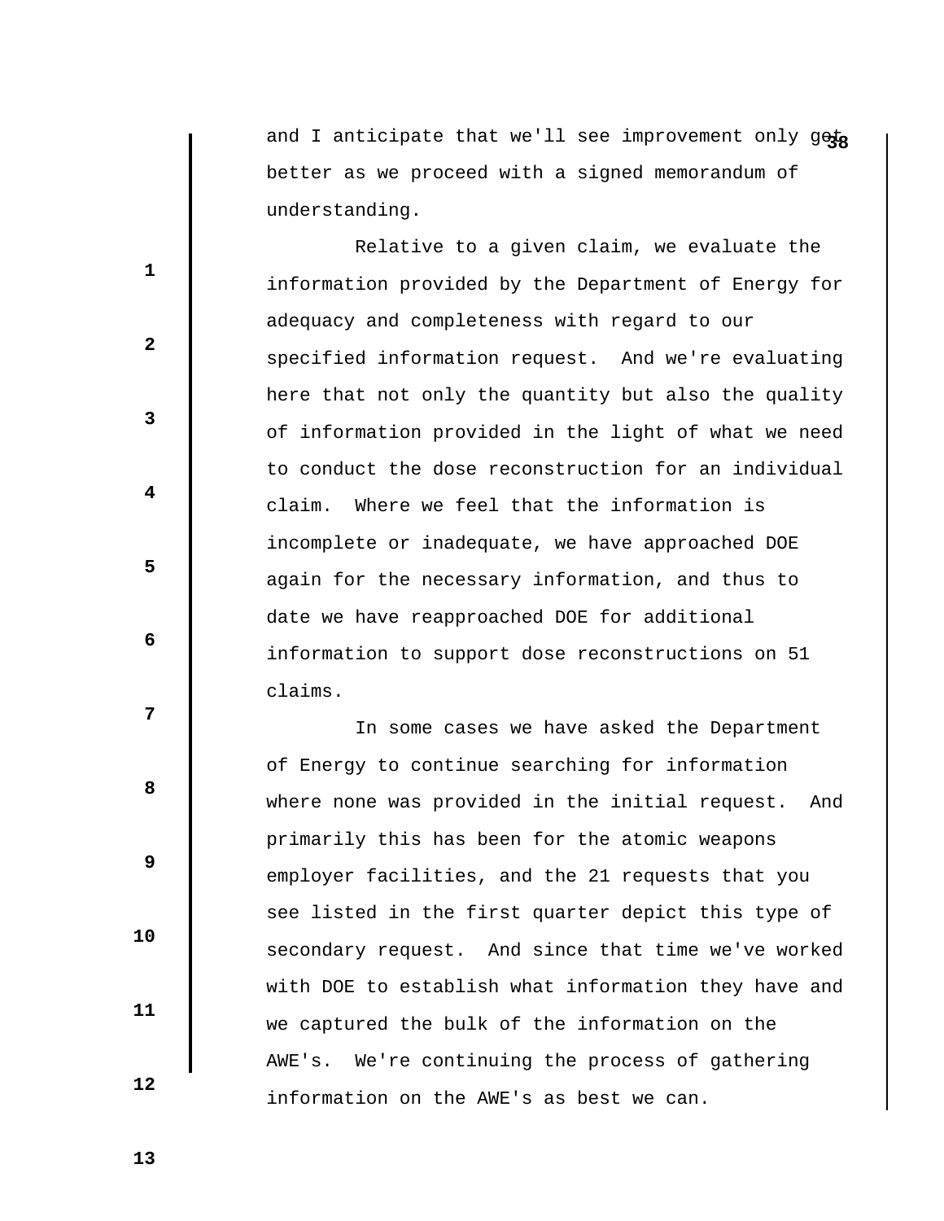and I anticipate that we'll see improvement only get better as we proceed with a signed memorandum of understanding.

Relative to a given claim, we evaluate the information provided by the Department of Energy for adequacy and completeness with regard to our specified information request. And we're evaluating here that not only the quantity but also the quality of information provided in the light of what we need to conduct the dose reconstruction for an individual claim. Where we feel that the information is incomplete or inadequate, we have approached DOE again for the necessary information, and thus to date we have reapproached DOE for additional information to support dose reconstructions on 51 claims.

In some cases we have asked the Department of Energy to continue searching for information where none was provided in the initial request. And primarily this has been for the atomic weapons employer facilities, and the 21 requests that you see listed in the first quarter depict this type of secondary request. And since that time we've worked with DOE to establish what information they have and we captured the bulk of the information on the AWE's. We're continuing the process of gathering information on the AWE's as best we can.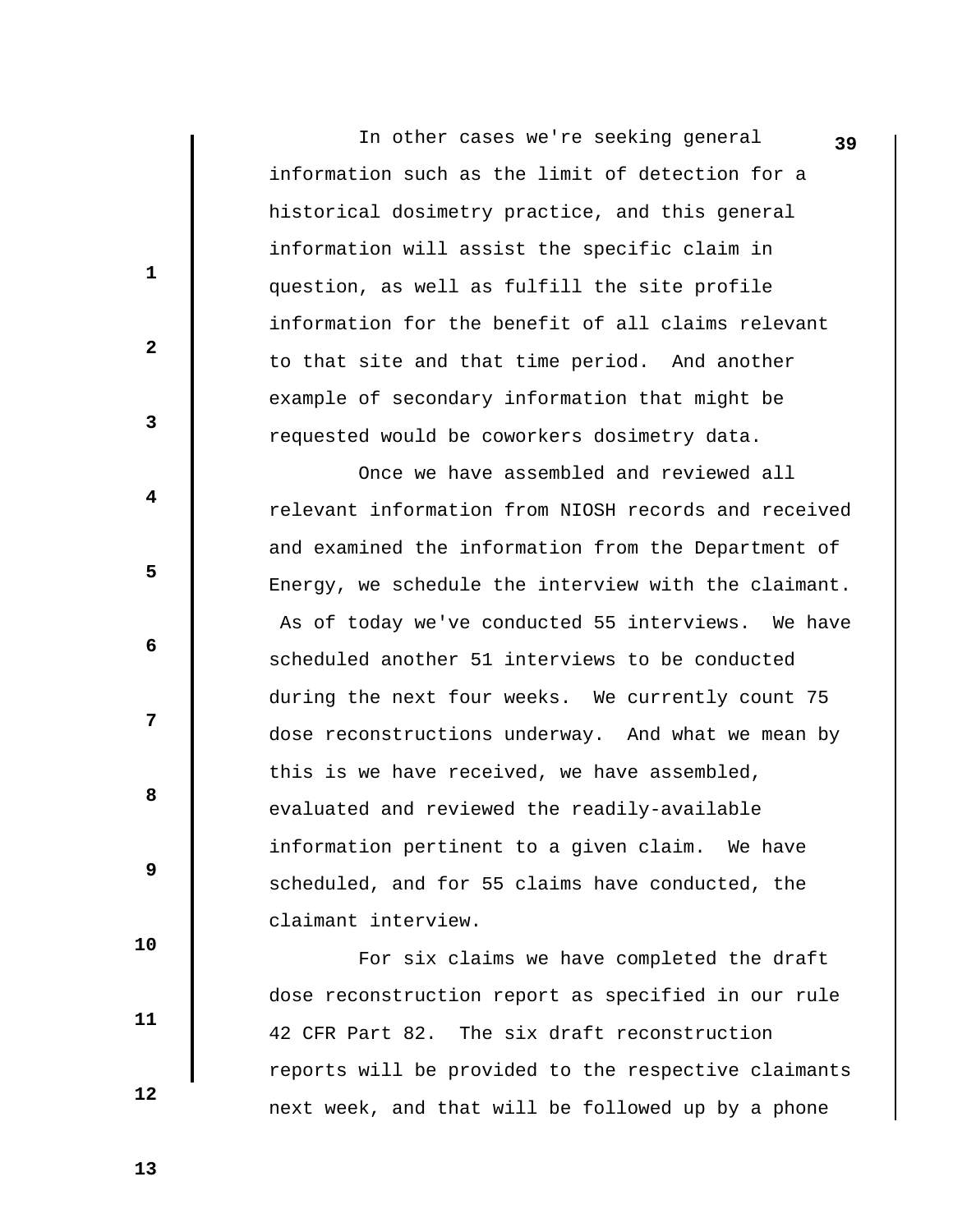In other cases we're seeking general information such as the limit of detection for a historical dosimetry practice, and this general information will assist the specific claim in question, as well as fulfill the site profile information for the benefit of all claims relevant to that site and that time period. And another example of secondary information that might be requested would be coworkers dosimetry data.

Once we have assembled and reviewed all relevant information from NIOSH records and received and examined the information from the Department of Energy, we schedule the interview with the claimant. As of today we've conducted 55 interviews. We have scheduled another 51 interviews to be conducted during the next four weeks. We currently count 75 dose reconstructions underway. And what we mean by this is we have received, we have assembled, evaluated and reviewed the readily-available information pertinent to a given claim. We have scheduled, and for 55 claims have conducted, the claimant interview.

For six claims we have completed the draft dose reconstruction report as specified in our rule 42 CFR Part 82. The six draft reconstruction reports will be provided to the respective claimants next week, and that will be followed up by a phone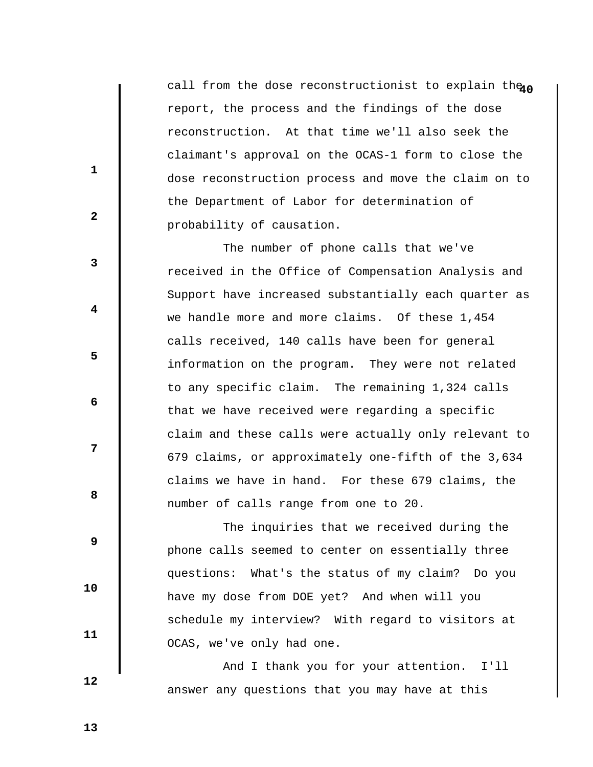call from the dose reconstructionist to explain the report, the process and the findings of the dose reconstruction. At that time we'll also seek the claimant's approval on the OCAS-1 form to close the dose reconstruction process and move the claim on to the Department of Labor for determination of probability of causation.

The number of phone calls that we've received in the Office of Compensation Analysis and Support have increased substantially each quarter as we handle more and more claims. Of these 1,454 calls received, 140 calls have been for general information on the program. They were not related to any specific claim. The remaining 1,324 calls that we have received were regarding a specific claim and these calls were actually only relevant to 679 claims, or approximately one-fifth of the 3,634 claims we have in hand. For these 679 claims, the number of calls range from one to 20.

The inquiries that we received during the phone calls seemed to center on essentially three questions: What's the status of my claim? Do you have my dose from DOE yet? And when will you schedule my interview? With regard to visitors at OCAS, we've only had one.

And I thank you for your attention. I'll answer any questions that you may have at this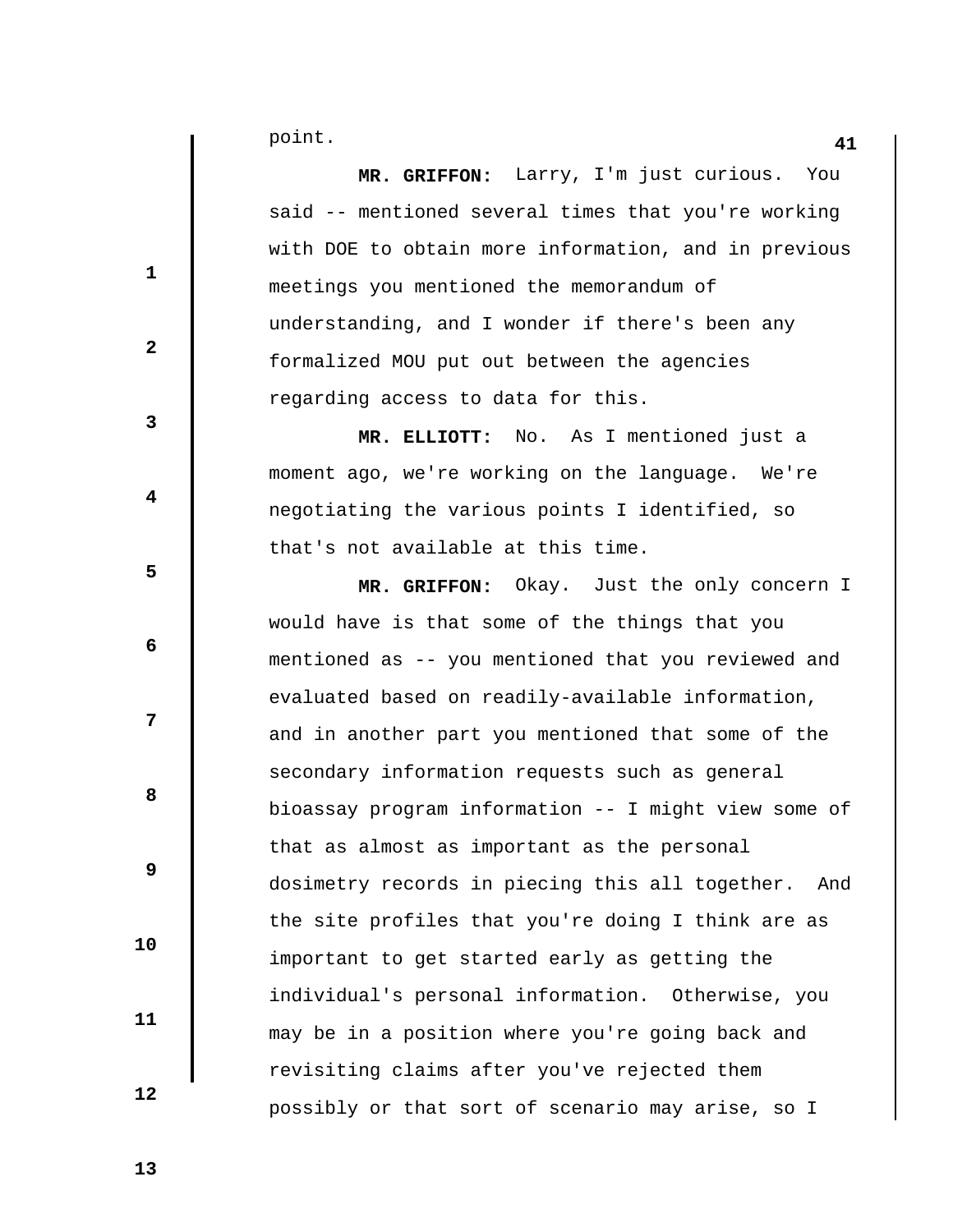point.

**MR. GRIFFON:** Larry, I'm just curious. You said -- mentioned several times that you're working with DOE to obtain more information, and in previous meetings you mentioned the memorandum of understanding, and I wonder if there's been any formalized MOU put out between the agencies regarding access to data for this.

**MR. ELLIOTT:** No. As I mentioned just a moment ago, we're working on the language. We're negotiating the various points I identified, so that's not available at this time.

**MR. GRIFFON:** Okay. Just the only concern I would have is that some of the things that you mentioned as -- you mentioned that you reviewed and evaluated based on readily-available information, and in another part you mentioned that some of the secondary information requests such as general bioassay program information -- I might view some of that as almost as important as the personal dosimetry records in piecing this all together. And the site profiles that you're doing I think are as important to get started early as getting the individual's personal information. Otherwise, you may be in a position where you're going back and revisiting claims after you've rejected them possibly or that sort of scenario may arise, so I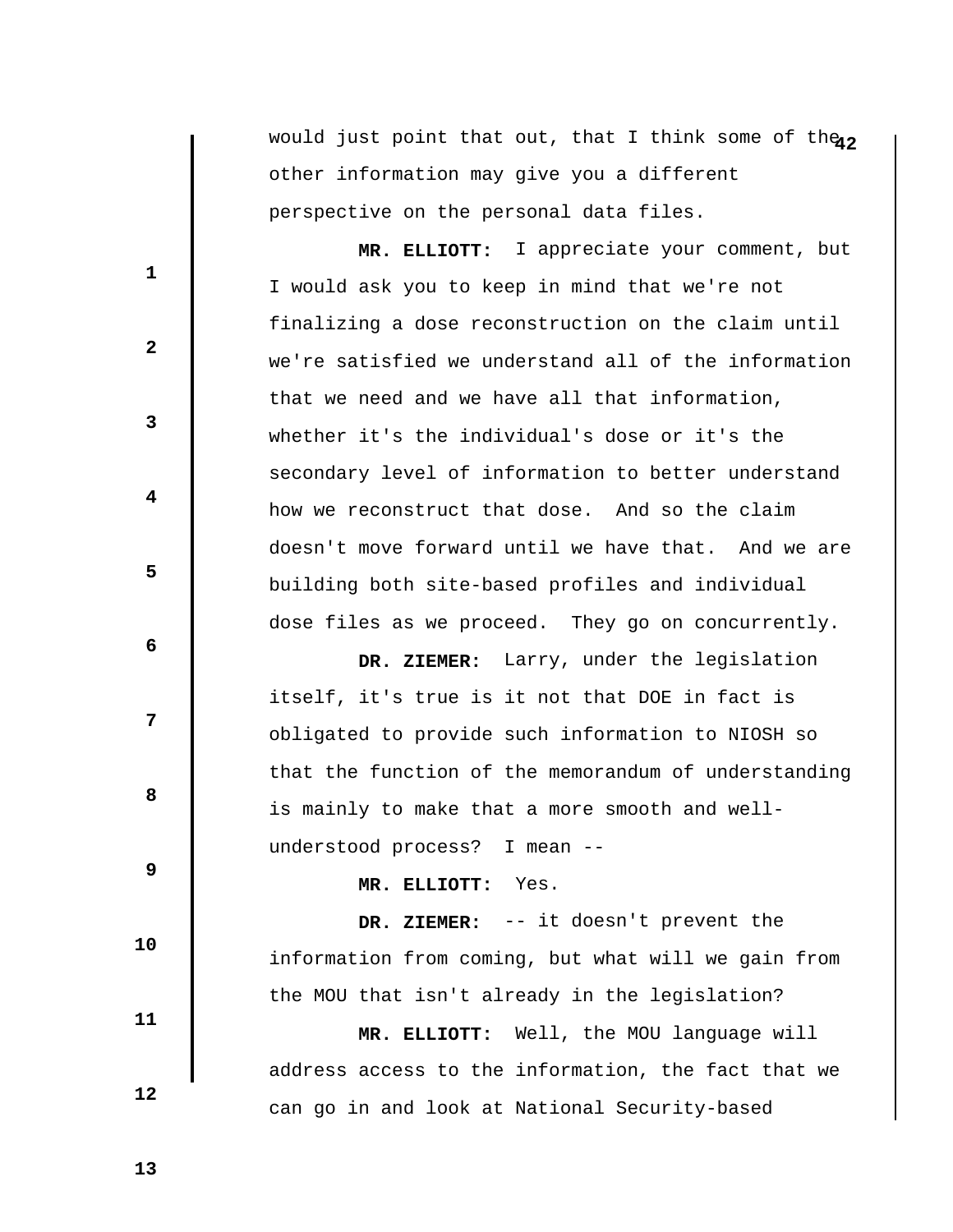would just point that out, that I think some of the other information may give you a different perspective on the personal data files.

**MR. ELLIOTT:** I appreciate your comment, but I would ask you to keep in mind that we're not finalizing a dose reconstruction on the claim until we're satisfied we understand all of the information that we need and we have all that information, whether it's the individual's dose or it's the secondary level of information to better understand how we reconstruct that dose. And so the claim doesn't move forward until we have that. And we are building both site-based profiles and individual dose files as we proceed. They go on concurrently.

**DR. ZIEMER:** Larry, under the legislation itself, it's true is it not that DOE in fact is obligated to provide such information to NIOSH so that the function of the memorandum of understanding is mainly to make that a more smooth and well-understood process? I mean --

**MR. ELLIOTT:** Yes.

**DR. ZIEMER:** -- it doesn't prevent the information from coming, but what will we gain from the MOU that isn't already in the legislation?

**MR. ELLIOTT:** Well, the MOU language will address access to the information, the fact that we can go in and look at National Security-based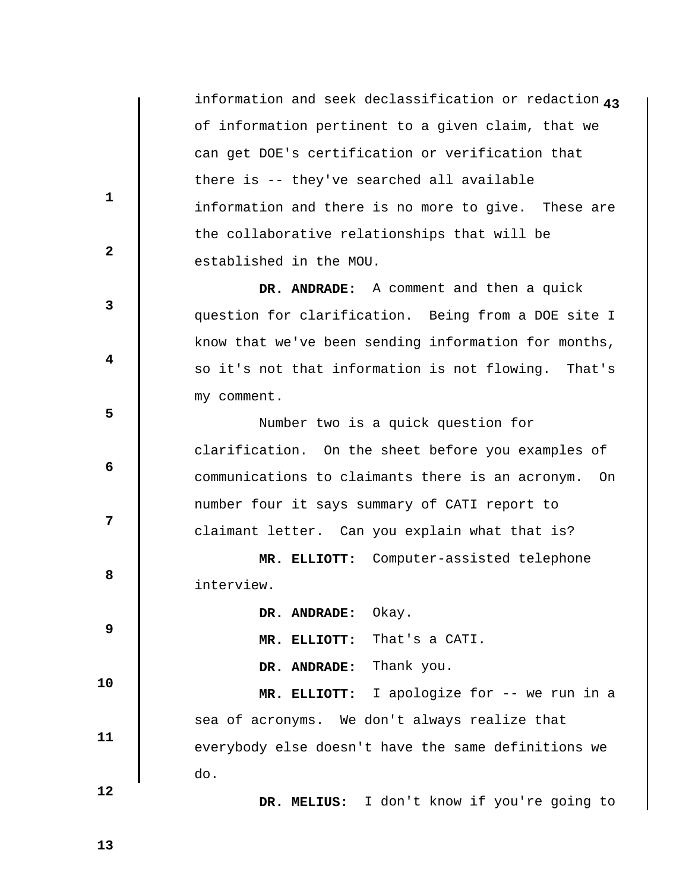information and seek declassification or redaction of information pertinent to a given claim, that we can get DOE's certification or verification that there is -- they've searched all available information and there is no more to give. These are the collaborative relationships that will be established in the MOU.

**DR. ANDRADE:** A comment and then a quick question for clarification. Being from a DOE site I know that we've been sending information for months, so it's not that information is not flowing. That's my comment.

Number two is a quick question for clarification. On the sheet before you examples of communications to claimants there is an acronym. On number four it says summary of CATI report to claimant letter. Can you explain what that is?

**MR. ELLIOTT:** Computer-assisted telephone interview.

**DR. ANDRADE:** Okay.

**MR. ELLIOTT:** That's a CATI.

**DR. ANDRADE:** Thank you.

**MR. ELLIOTT:** I apologize for -- we run in a sea of acronyms. We don't always realize that everybody else doesn't have the same definitions we do.

**DR. MELIUS:** I don't know if you're going to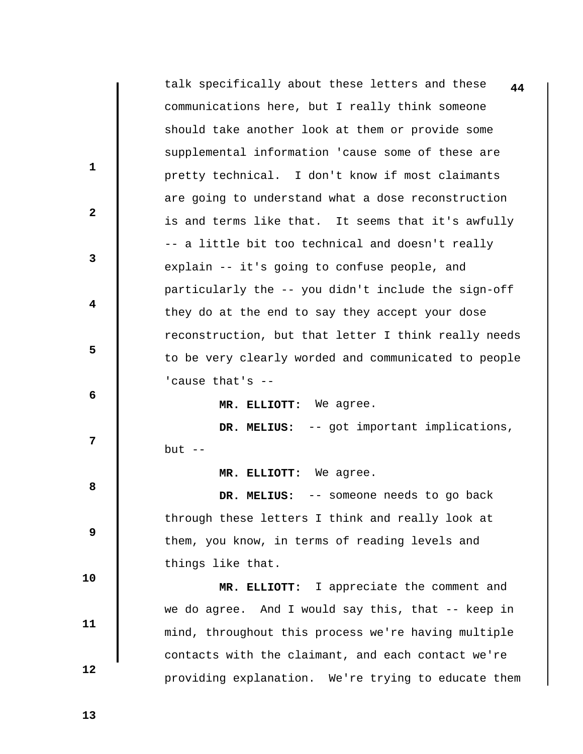talk specifically about these letters and these communications here, but I really think someone should take another look at them or provide some supplemental information 'cause some of these are pretty technical. I don't know if most claimants are going to understand what a dose reconstruction is and terms like that. It seems that it's awfully -- a little bit too technical and doesn't really explain -- it's going to confuse people, and particularly the -- you didn't include the sign-off they do at the end to say they accept your dose reconstruction, but that letter I think really needs to be very clearly worded and communicated to people 'cause that's --

**MR. ELLIOTT:** We agree.

**DR. MELIUS:** -- got important implications, but --

**MR. ELLIOTT:** We agree.

**DR. MELIUS:** -- someone needs to go back through these letters I think and really look at them, you know, in terms of reading levels and things like that.

**MR. ELLIOTT:** I appreciate the comment and we do agree. And I would say this, that -- keep in mind, throughout this process we're having multiple contacts with the claimant, and each contact we're providing explanation. We're trying to educate them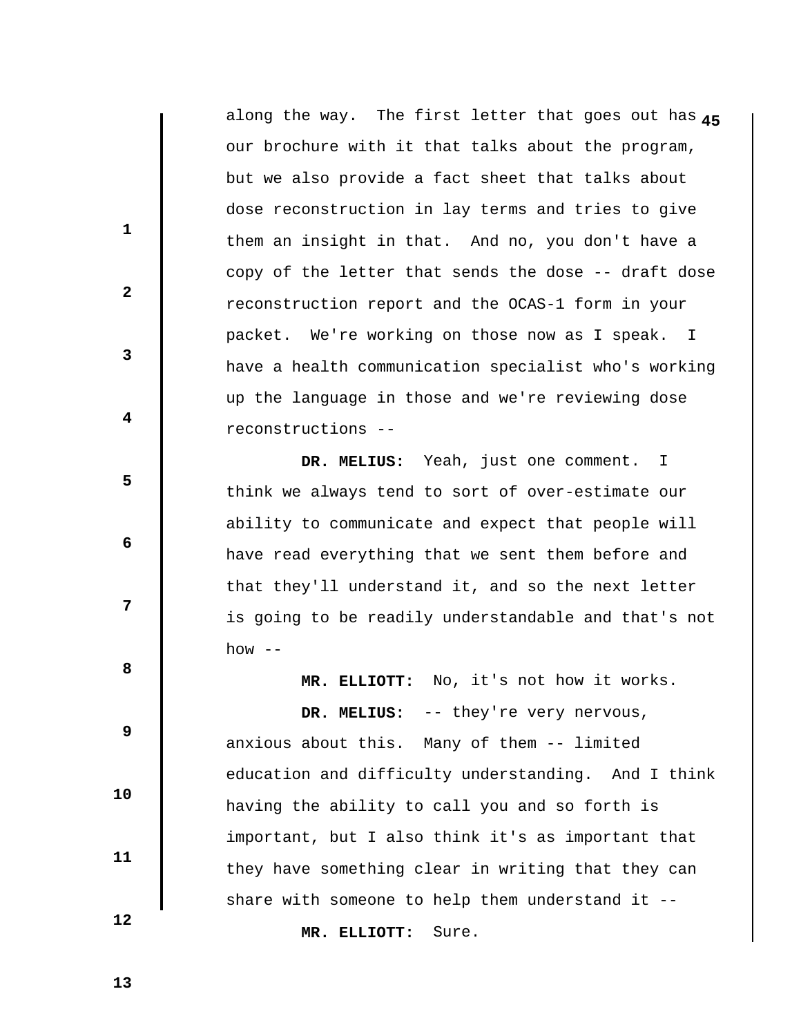along the way. The first letter that goes out has our brochure with it that talks about the program, but we also provide a fact sheet that talks about dose reconstruction in lay terms and tries to give them an insight in that. And no, you don't have a copy of the letter that sends the dose -- draft dose reconstruction report and the OCAS-1 form in your packet. We're working on those now as I speak. I have a health communication specialist who's working up the language in those and we're reviewing dose reconstructions --

**DR. MELIUS:** Yeah, just one comment. I think we always tend to sort of over-estimate our ability to communicate and expect that people will have read everything that we sent them before and that they'll understand it, and so the next letter is going to be readily understandable and that's not how --

**MR. ELLIOTT:** No, it's not how it works.

**DR. MELIUS:** -- they're very nervous, anxious about this. Many of them -- limited education and difficulty understanding. And I think having the ability to call you and so forth is important, but I also think it's as important that they have something clear in writing that they can share with someone to help them understand it --

**MR. ELLIOTT:** Sure.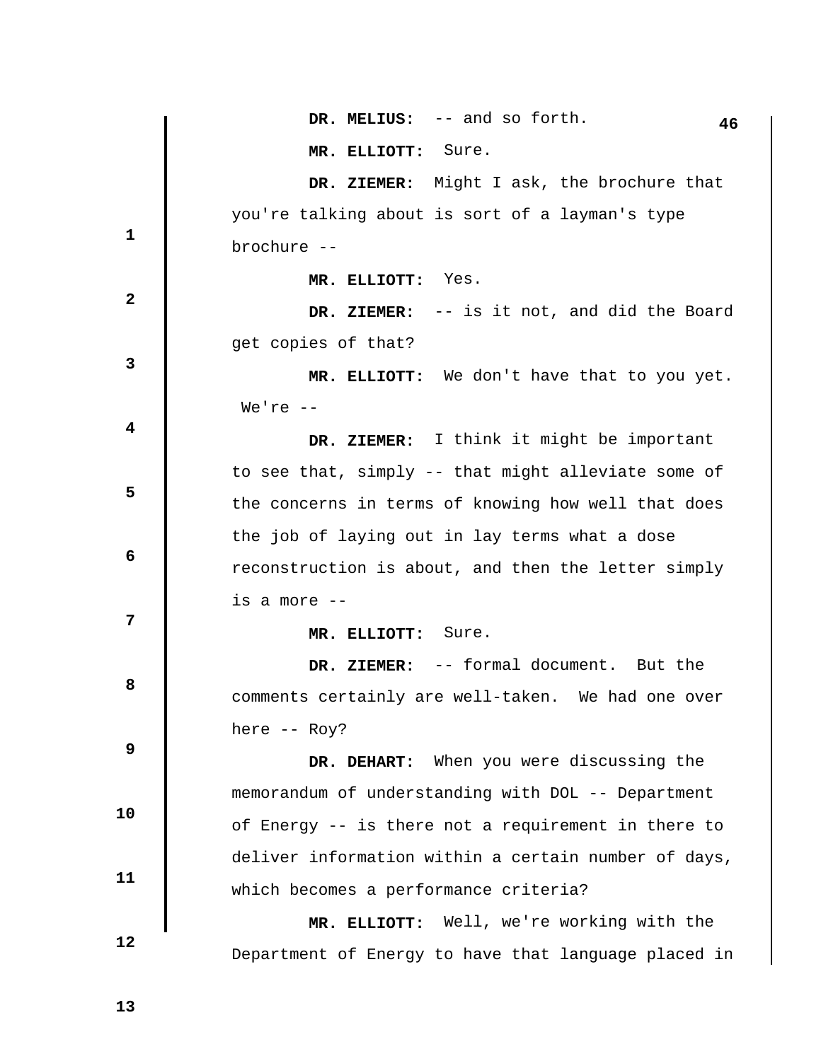**DR. MELIUS:** -- and so forth.

**MR. ELLIOTT:** Sure.

**DR. ZIEMER:** Might I ask, the brochure that you're talking about is sort of a layman's type brochure --

**MR. ELLIOTT:** Yes.

**DR. ZIEMER:** -- is it not, and did the Board get copies of that?

**MR. ELLIOTT:** We don't have that to you yet. We're --

**DR. ZIEMER:** I think it might be important to see that, simply -- that might alleviate some of the concerns in terms of knowing how well that does the job of laying out in lay terms what a dose reconstruction is about, and then the letter simply is a more --

**MR. ELLIOTT:** Sure.

**DR. ZIEMER:** -- formal document. But the comments certainly are well-taken. We had one over here -- Roy?

**DR. DEHART:** When you were discussing the memorandum of understanding with DOL -- Department of Energy -- is there not a requirement in there to deliver information within a certain number of days, which becomes a performance criteria?

**MR. ELLIOTT:** Well, we're working with the Department of Energy to have that language placed in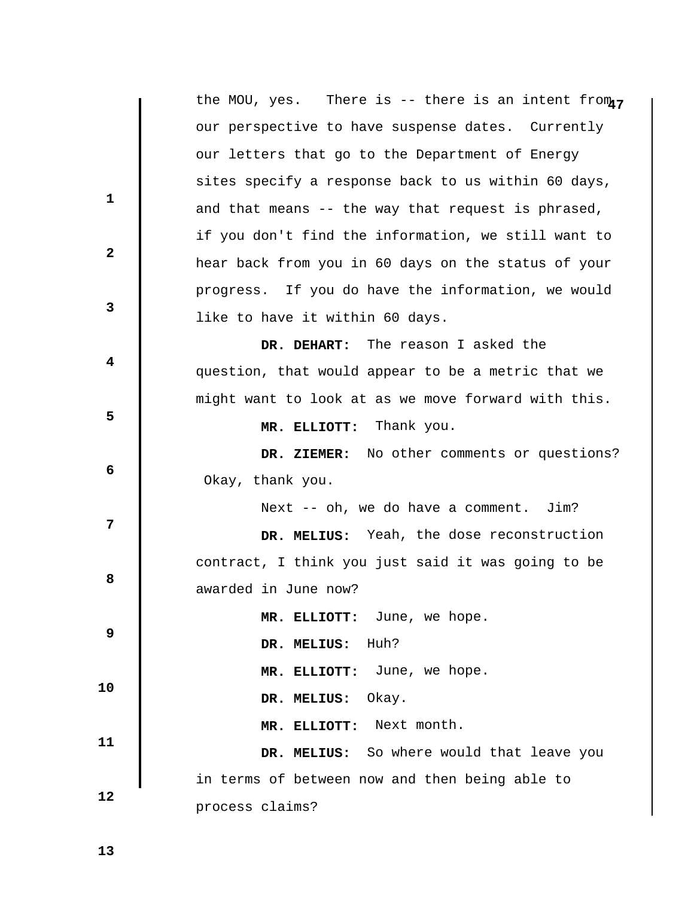the MOU, yes. There is -- there is an intent from our perspective to have suspense dates. Currently our letters that go to the Department of Energy sites specify a response back to us within 60 days, and that means -- the way that request is phrased, if you don't find the information, we still want to hear back from you in 60 days on the status of your progress. If you do have the information, we would like to have it within 60 days.

**DR. DEHART:** The reason I asked the question, that would appear to be a metric that we might want to look at as we move forward with this.

**MR. ELLIOTT:** Thank you.

**DR. ZIEMER:** No other comments or questions? Okay, thank you.

Next -- oh, we do have a comment. Jim?

**DR. MELIUS:** Yeah, the dose reconstruction contract, I think you just said it was going to be awarded in June now?

**MR. ELLIOTT:** June, we hope.

**DR. MELIUS:** Huh?

**MR. ELLIOTT:** June, we hope.

**DR. MELIUS:** Okay.

**MR. ELLIOTT:** Next month.

**DR. MELIUS:** So where would that leave you in terms of between now and then being able to process claims?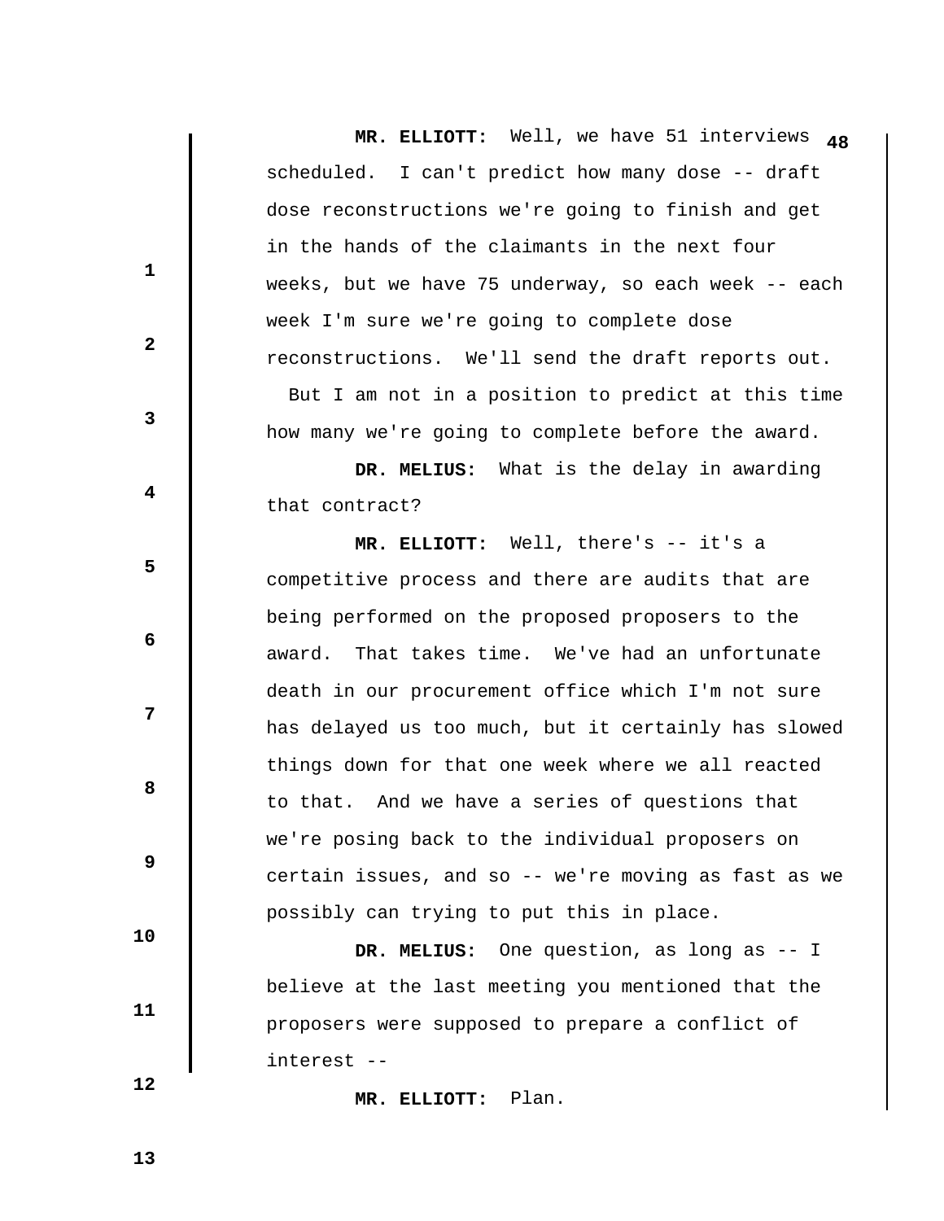**MR. ELLIOTT:** Well, we have 51 interviews scheduled. I can't predict how many dose -- draft dose reconstructions we're going to finish and get in the hands of the claimants in the next four weeks, but we have 75 underway, so each week -- each week I'm sure we're going to complete dose reconstructions. We'll send the draft reports out. But I am not in a position to predict at this time how many we're going to complete before the award.

**DR. MELIUS:** What is the delay in awarding that contract?

**MR. ELLIOTT:** Well, there's -- it's a competitive process and there are audits that are being performed on the proposed proposers to the award. That takes time. We've had an unfortunate death in our procurement office which I'm not sure has delayed us too much, but it certainly has slowed things down for that one week where we all reacted to that. And we have a series of questions that we're posing back to the individual proposers on certain issues, and so -- we're moving as fast as we possibly can trying to put this in place.

**DR. MELIUS:** One question, as long as -- I believe at the last meeting you mentioned that the proposers were supposed to prepare a conflict of interest --

**MR. ELLIOTT:** Plan.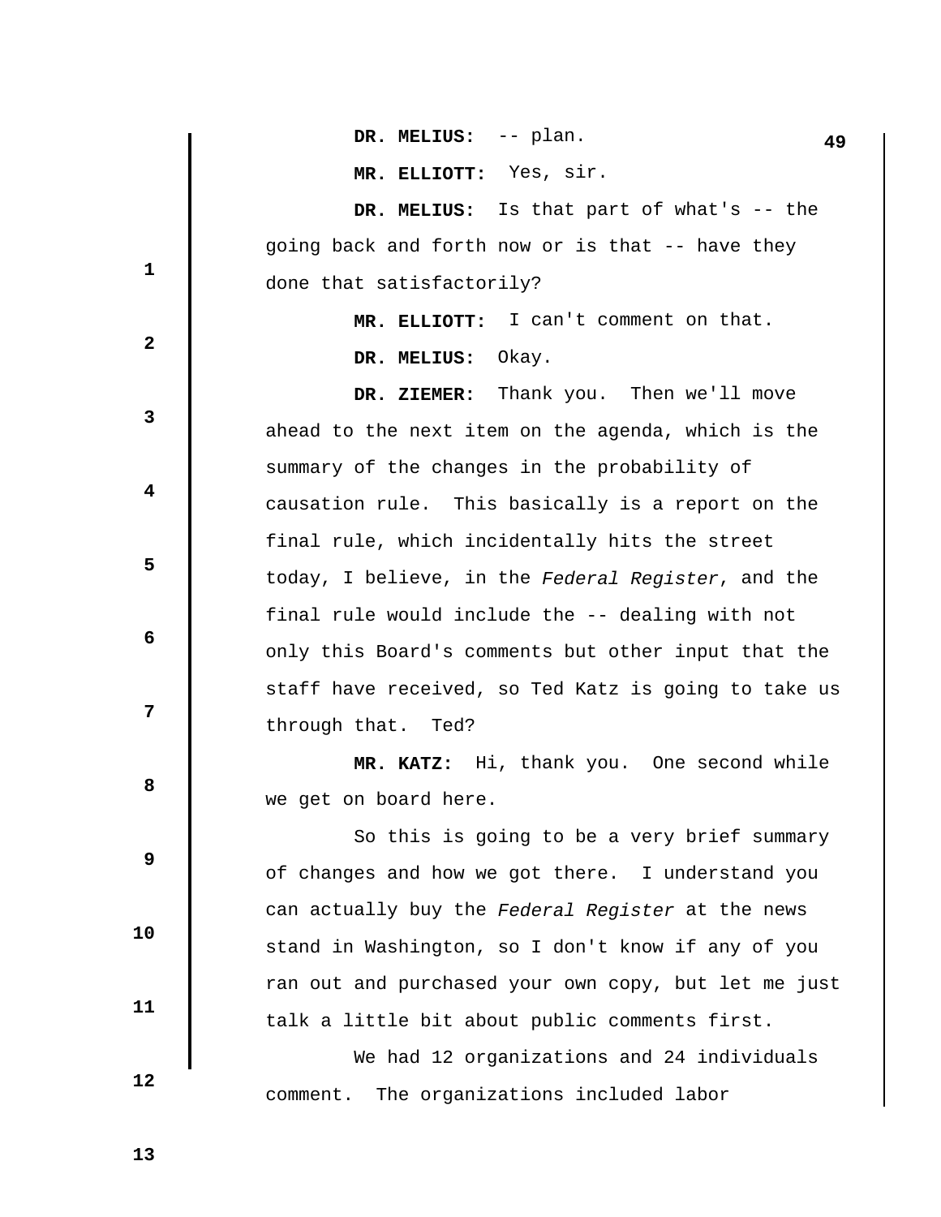**DR. MELIUS:** -- plan.

**MR. ELLIOTT:** Yes, sir.

**DR. MELIUS:** Is that part of what's -- the going back and forth now or is that -- have they done that satisfactorily?

**MR. ELLIOTT:** I can't comment on that.

**DR. MELIUS:** Okay.

**DR. ZIEMER:** Thank you. Then we'll move ahead to the next item on the agenda, which is the summary of the changes in the probability of causation rule. This basically is a report on the final rule, which incidentally hits the street today, I believe, in the *Federal Register*, and the final rule would include the -- dealing with not only this Board's comments but other input that the staff have received, so Ted Katz is going to take us through that. Ted?

**MR. KATZ:** Hi, thank you. One second while we get on board here.

So this is going to be a very brief summary of changes and how we got there. I understand you can actually buy the *Federal Register* at the news stand in Washington, so I don't know if any of you ran out and purchased your own copy, but let me just talk a little bit about public comments first.

We had 12 organizations and 24 individuals comment. The organizations included labor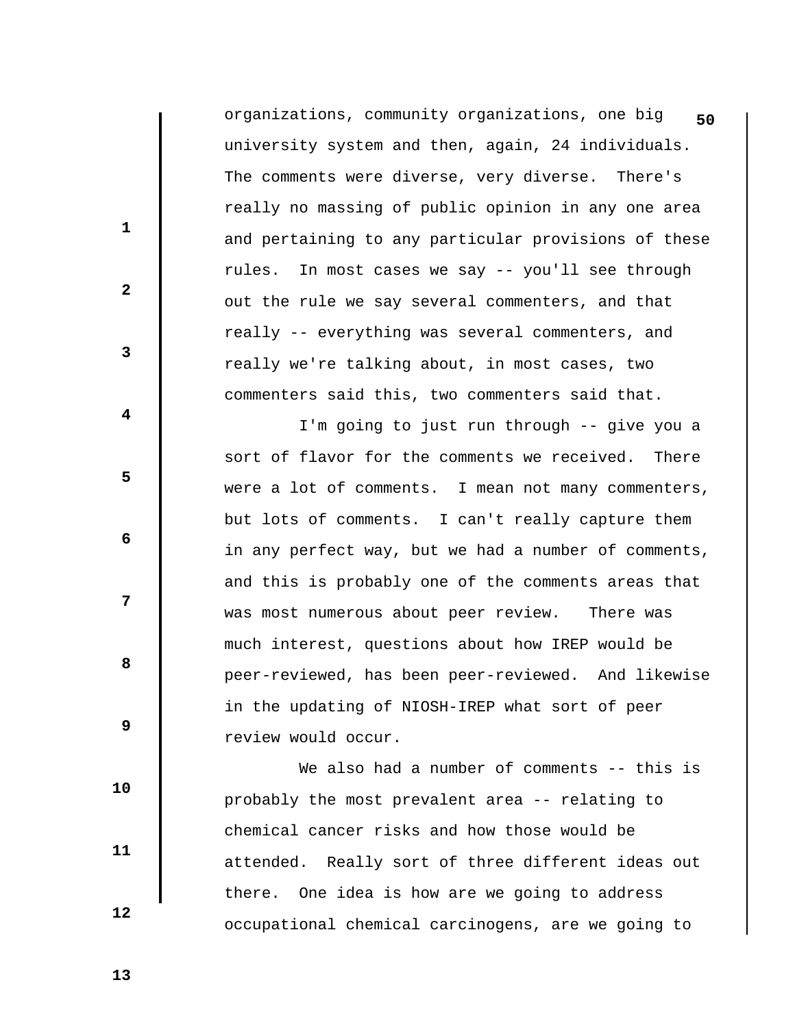organizations, community organizations, one big university system and then, again, 24 individuals. The comments were diverse, very diverse. There's really no massing of public opinion in any one area and pertaining to any particular provisions of these rules. In most cases we say -- you'll see through out the rule we say several commenters, and that really -- everything was several commenters, and really we're talking about, in most cases, two commenters said this, two commenters said that.

I'm going to just run through -- give you a sort of flavor for the comments we received. There were a lot of comments. I mean not many commenters, but lots of comments. I can't really capture them in any perfect way, but we had a number of comments, and this is probably one of the comments areas that was most numerous about peer review. There was much interest, questions about how IREP would be peer-reviewed, has been peer-reviewed. And likewise in the updating of NIOSH-IREP what sort of peer review would occur.

We also had a number of comments -- this is probably the most prevalent area -- relating to chemical cancer risks and how those would be attended. Really sort of three different ideas out there. One idea is how are we going to address occupational chemical carcinogens, are we going to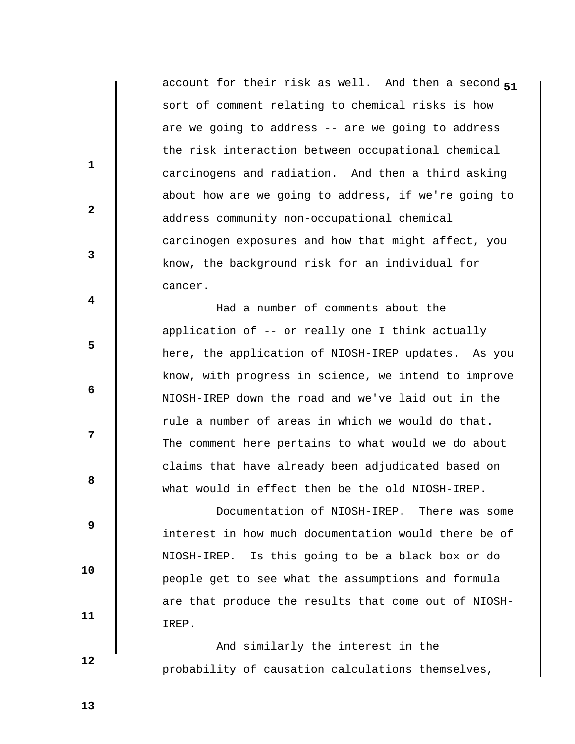account for their risk as well. And then a second sort of comment relating to chemical risks is how are we going to address -- are we going to address the risk interaction between occupational chemical carcinogens and radiation. And then a third asking about how are we going to address, if we're going to address community non-occupational chemical carcinogen exposures and how that might affect, you know, the background risk for an individual for cancer.

Had a number of comments about the application of -- or really one I think actually here, the application of NIOSH-IREP updates. As you know, with progress in science, we intend to improve NIOSH-IREP down the road and we've laid out in the rule a number of areas in which we would do that. The comment here pertains to what would we do about claims that have already been adjudicated based on what would in effect then be the old NIOSH-IREP.

Documentation of NIOSH-IREP. There was some interest in how much documentation would there be of NIOSH-IREP. Is this going to be a black box or do people get to see what the assumptions and formula are that produce the results that come out of NIOSH-IREP.

And similarly the interest in the probability of causation calculations themselves,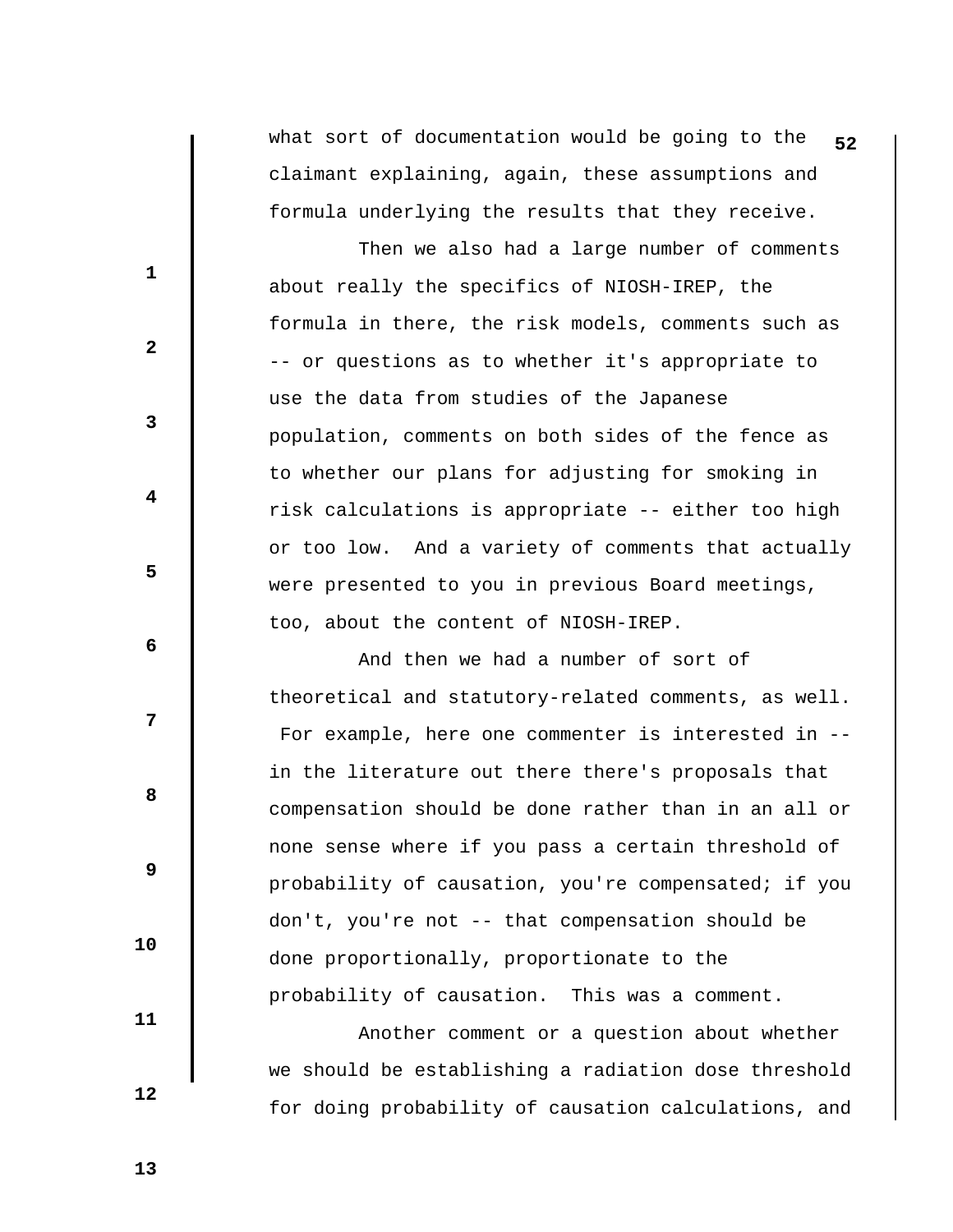what sort of documentation would be going to the claimant explaining, again, these assumptions and formula underlying the results that they receive.

Then we also had a large number of comments about really the specifics of NIOSH-IREP, the formula in there, the risk models, comments such as -- or questions as to whether it's appropriate to use the data from studies of the Japanese population, comments on both sides of the fence as to whether our plans for adjusting for smoking in risk calculations is appropriate -- either too high or too low. And a variety of comments that actually were presented to you in previous Board meetings, too, about the content of NIOSH-IREP.

And then we had a number of sort of theoretical and statutory-related comments, as well. For example, here one commenter is interested in -- in the literature out there there's proposals that compensation should be done rather than in an all or none sense where if you pass a certain threshold of probability of causation, you're compensated; if you don't, you're not -- that compensation should be done proportionally, proportionate to the probability of causation. This was a comment.

Another comment or a question about whether we should be establishing a radiation dose threshold for doing probability of causation calculations, and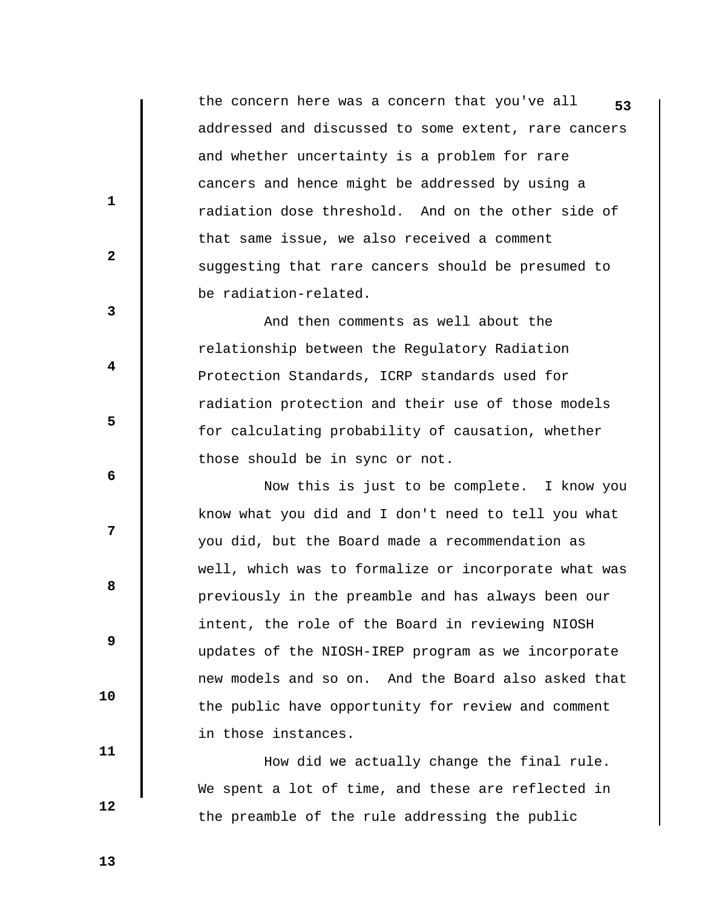the concern here was a concern that you've all addressed and discussed to some extent, rare cancers and whether uncertainty is a problem for rare cancers and hence might be addressed by using a radiation dose threshold. And on the other side of that same issue, we also received a comment suggesting that rare cancers should be presumed to be radiation-related.

And then comments as well about the relationship between the Regulatory Radiation Protection Standards, ICRP standards used for radiation protection and their use of those models for calculating probability of causation, whether those should be in sync or not.

Now this is just to be complete. I know you know what you did and I don't need to tell you what you did, but the Board made a recommendation as well, which was to formalize or incorporate what was previously in the preamble and has always been our intent, the role of the Board in reviewing NIOSH updates of the NIOSH-IREP program as we incorporate new models and so on. And the Board also asked that the public have opportunity for review and comment in those instances.

How did we actually change the final rule. We spent a lot of time, and these are reflected in the preamble of the rule addressing the public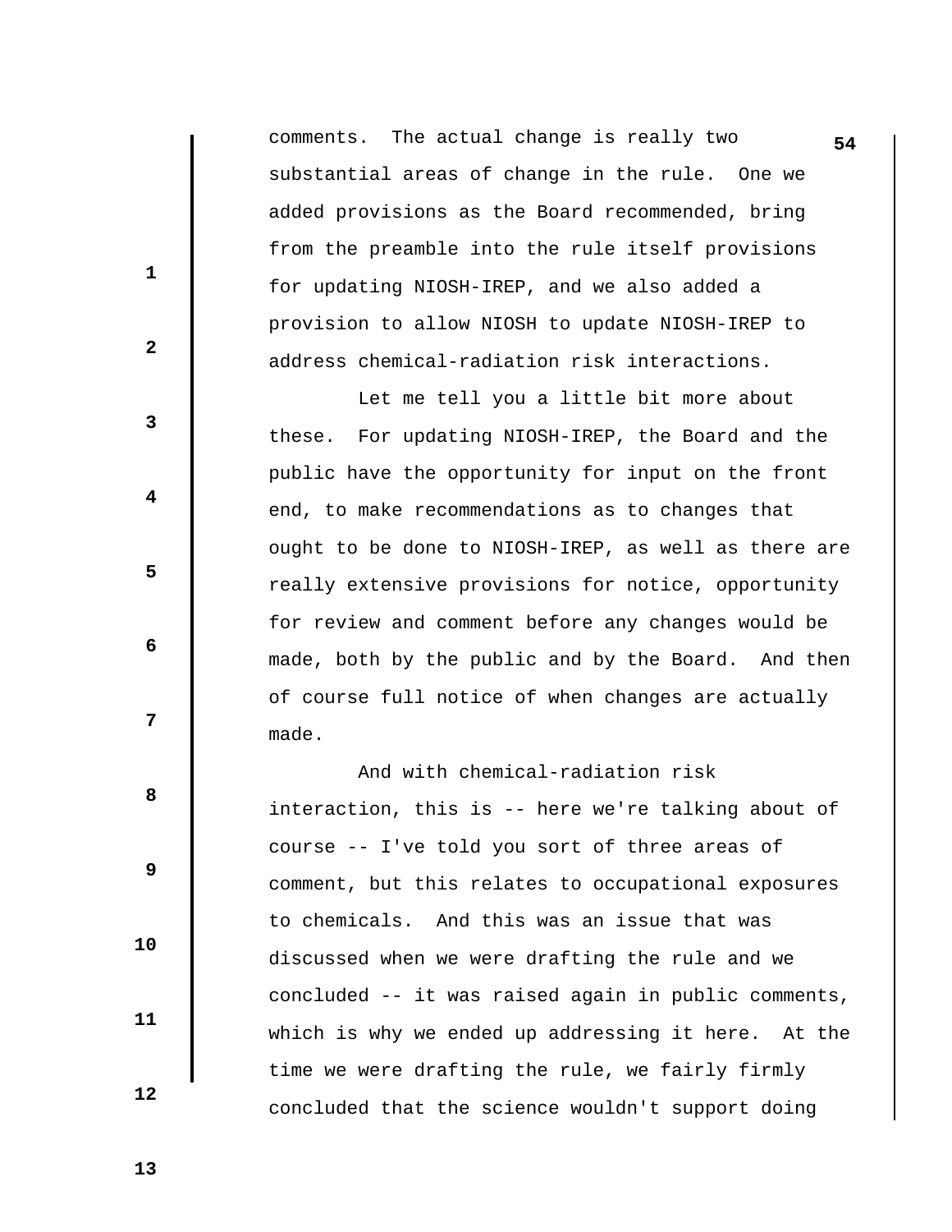comments. The actual change is really two substantial areas of change in the rule. One we added provisions as the Board recommended, bring from the preamble into the rule itself provisions for updating NIOSH-IREP, and we also added a provision to allow NIOSH to update NIOSH-IREP to address chemical-radiation risk interactions.

Let me tell you a little bit more about these. For updating NIOSH-IREP, the Board and the public have the opportunity for input on the front end, to make recommendations as to changes that ought to be done to NIOSH-IREP, as well as there are really extensive provisions for notice, opportunity for review and comment before any changes would be made, both by the public and by the Board. And then of course full notice of when changes are actually made.

And with chemical-radiation risk interaction, this is -- here we're talking about of course -- I've told you sort of three areas of comment, but this relates to occupational exposures to chemicals. And this was an issue that was discussed when we were drafting the rule and we concluded -- it was raised again in public comments, which is why we ended up addressing it here. At the time we were drafting the rule, we fairly firmly concluded that the science wouldn't support doing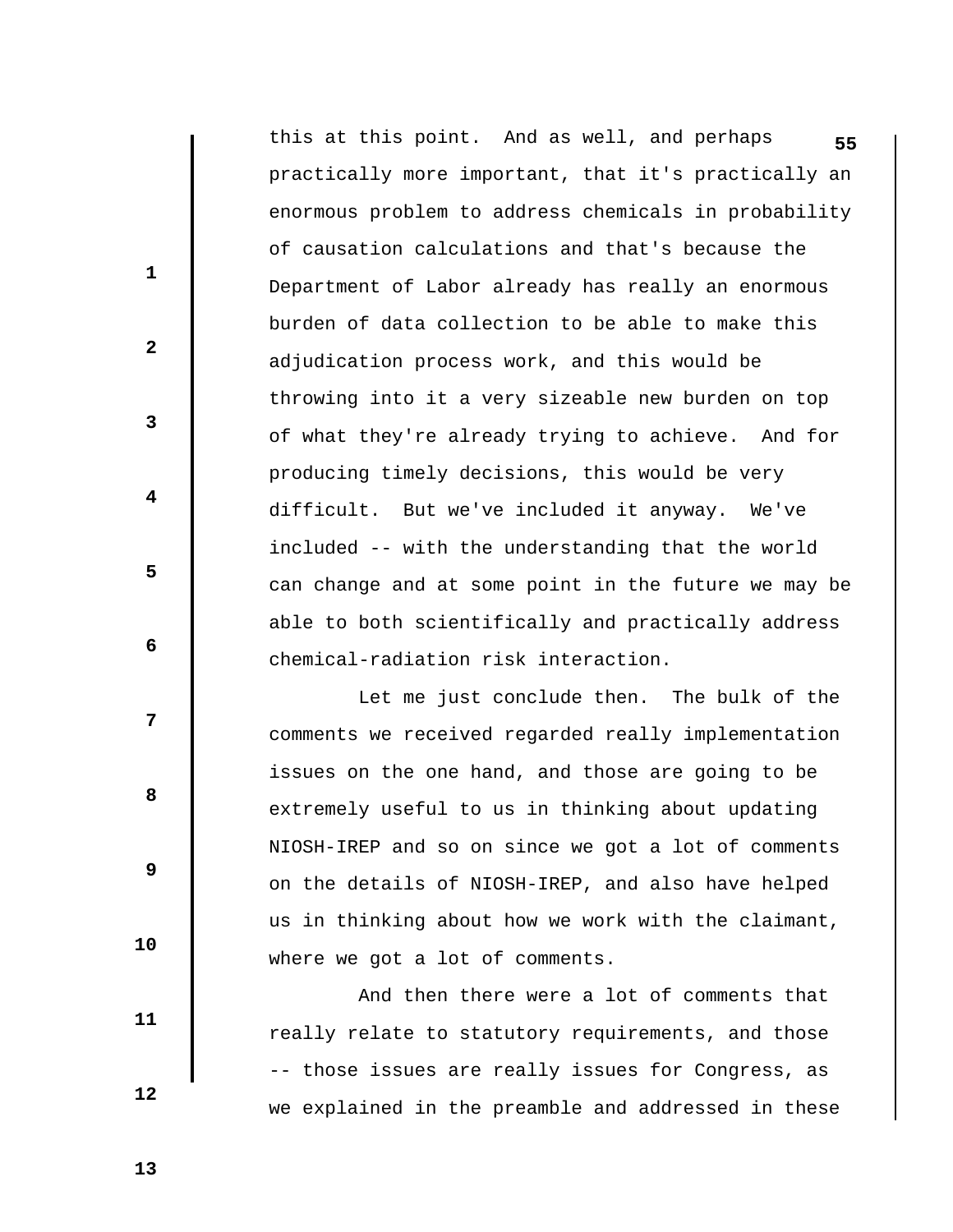this at this point. And as well, and perhaps practically more important, that it's practically an enormous problem to address chemicals in probability of causation calculations and that's because the Department of Labor already has really an enormous burden of data collection to be able to make this adjudication process work, and this would be throwing into it a very sizeable new burden on top of what they're already trying to achieve. And for producing timely decisions, this would be very difficult. But we've included it anyway. We've included -- with the understanding that the world can change and at some point in the future we may be able to both scientifically and practically address chemical-radiation risk interaction.

Let me just conclude then. The bulk of the comments we received regarded really implementation issues on the one hand, and those are going to be extremely useful to us in thinking about updating NIOSH-IREP and so on since we got a lot of comments on the details of NIOSH-IREP, and also have helped us in thinking about how we work with the claimant, where we got a lot of comments.

And then there were a lot of comments that really relate to statutory requirements, and those -- those issues are really issues for Congress, as we explained in the preamble and addressed in these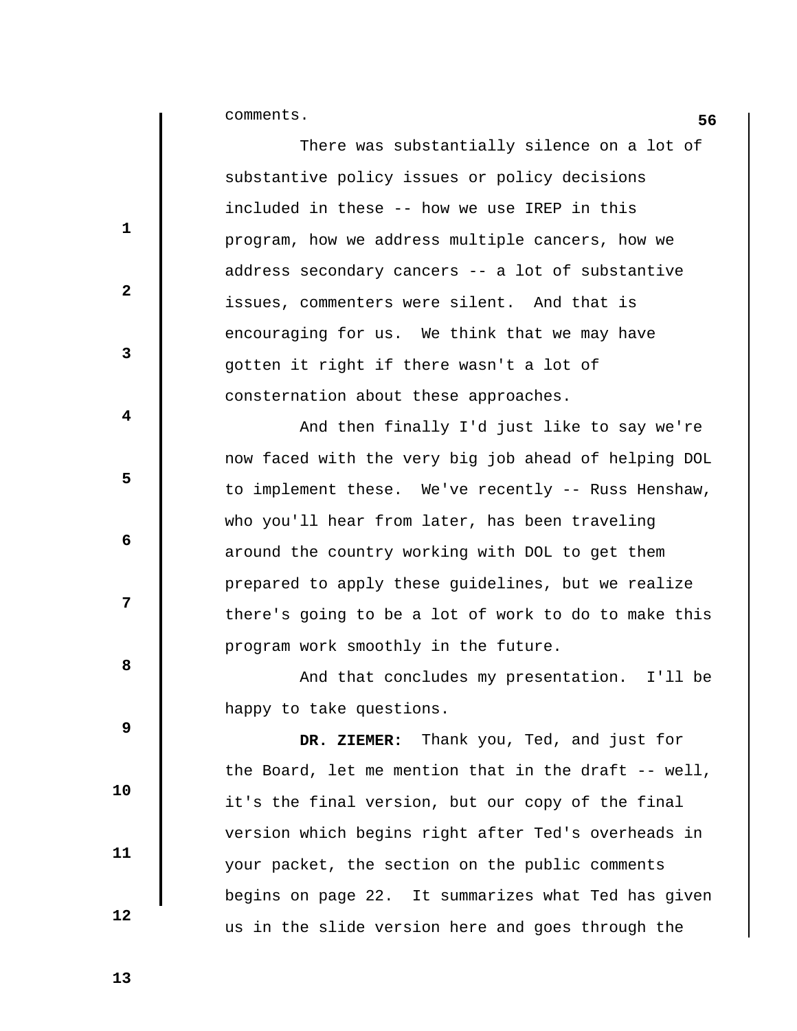comments.

There was substantially silence on a lot of substantive policy issues or policy decisions included in these -- how we use IREP in this program, how we address multiple cancers, how we address secondary cancers -- a lot of substantive issues, commenters were silent. And that is encouraging for us. We think that we may have gotten it right if there wasn't a lot of consternation about these approaches.

And then finally I'd just like to say we're now faced with the very big job ahead of helping DOL to implement these. We've recently -- Russ Henshaw, who you'll hear from later, has been traveling around the country working with DOL to get them prepared to apply these guidelines, but we realize there's going to be a lot of work to do to make this program work smoothly in the future.

And that concludes my presentation. I'll be happy to take questions.

**DR. ZIEMER:** Thank you, Ted, and just for the Board, let me mention that in the draft -- well, it's the final version, but our copy of the final version which begins right after Ted's overheads in your packet, the section on the public comments begins on page 22. It summarizes what Ted has given us in the slide version here and goes through the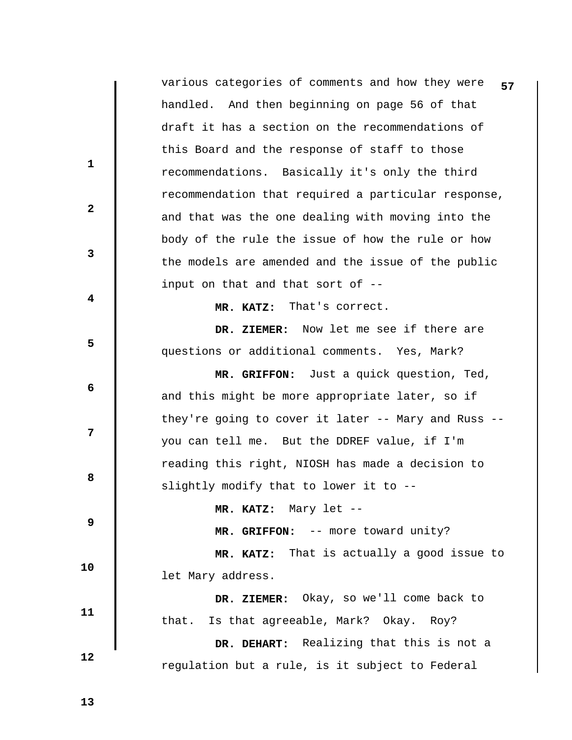various categories of comments and how they were handled. And then beginning on page 56 of that draft it has a section on the recommendations of this Board and the response of staff to those recommendations. Basically it's only the third recommendation that required a particular response, and that was the one dealing with moving into the body of the rule the issue of how the rule or how the models are amended and the issue of the public input on that and that sort of --

**MR. KATZ:** That's correct.

**DR. ZIEMER:** Now let me see if there are questions or additional comments. Yes, Mark?

**MR. GRIFFON:** Just a quick question, Ted, and this might be more appropriate later, so if they're going to cover it later -- Mary and Russ -- you can tell me. But the DDREF value, if I'm reading this right, NIOSH has made a decision to slightly modify that to lower it to --

**MR. KATZ:** Mary let --

**MR. GRIFFON:** -- more toward unity?

**MR. KATZ:** That is actually a good issue to let Mary address.

**DR. ZIEMER:** Okay, so we'll come back to that. Is that agreeable, Mark? Okay. Roy?

**DR. DEHART:** Realizing that this is not a regulation but a rule, is it subject to Federal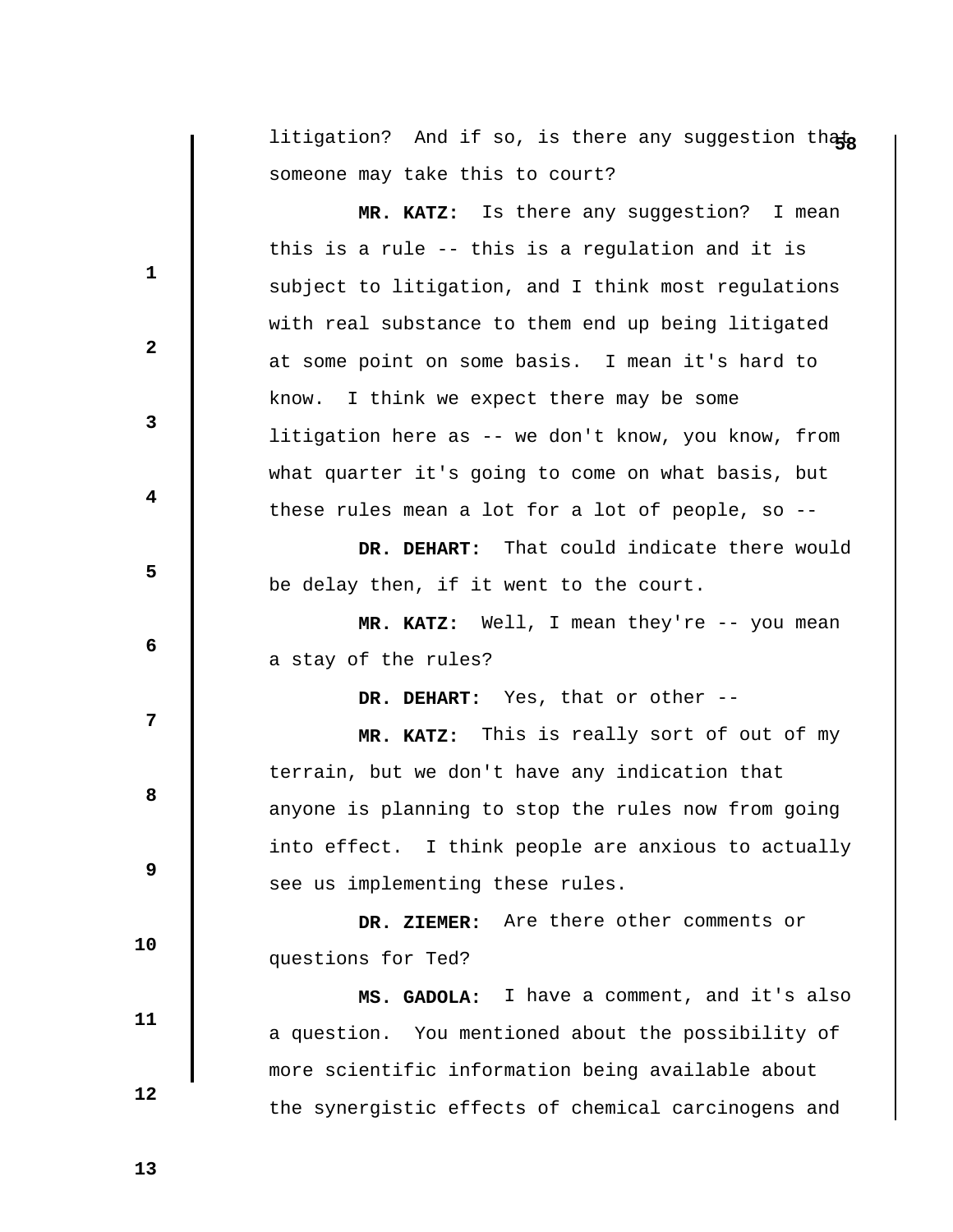litigation? And if so, is there any suggestion that someone may take this to court?

**MR. KATZ:** Is there any suggestion? I mean this is a rule -- this is a regulation and it is subject to litigation, and I think most regulations with real substance to them end up being litigated at some point on some basis. I mean it's hard to know. I think we expect there may be some litigation here as -- we don't know, you know, from what quarter it's going to come on what basis, but these rules mean a lot for a lot of people, so --

**DR. DEHART:** That could indicate there would be delay then, if it went to the court.

**MR. KATZ:** Well, I mean they're -- you mean a stay of the rules?

**DR. DEHART:** Yes, that or other --

**MR. KATZ:** This is really sort of out of my terrain, but we don't have any indication that anyone is planning to stop the rules now from going into effect. I think people are anxious to actually see us implementing these rules.

**DR. ZIEMER:** Are there other comments or questions for Ted?

**MS. GADOLA:** I have a comment, and it's also a question. You mentioned about the possibility of more scientific information being available about the synergistic effects of chemical carcinogens and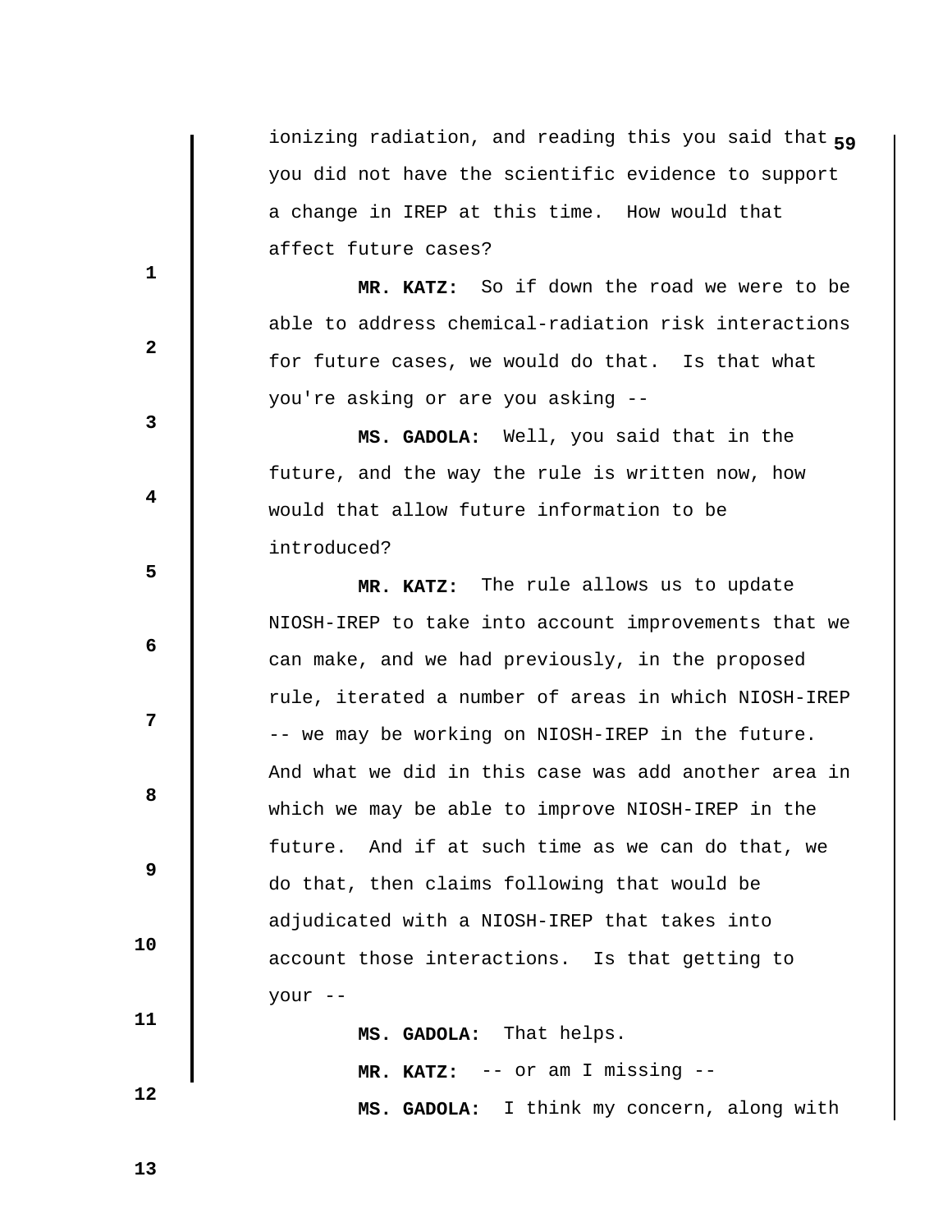ionizing radiation, and reading this you said that you did not have the scientific evidence to support a change in IREP at this time. How would that affect future cases?

**MR. KATZ:** So if down the road we were to be able to address chemical-radiation risk interactions for future cases, we would do that. Is that what you're asking or are you asking --

**MS. GADOLA:** Well, you said that in the future, and the way the rule is written now, how would that allow future information to be introduced?

**MR. KATZ:** The rule allows us to update NIOSH-IREP to take into account improvements that we can make, and we had previously, in the proposed rule, iterated a number of areas in which NIOSH-IREP -- we may be working on NIOSH-IREP in the future. And what we did in this case was add another area in which we may be able to improve NIOSH-IREP in the future. And if at such time as we can do that, we do that, then claims following that would be adjudicated with a NIOSH-IREP that takes into account those interactions. Is that getting to your --

**MS. GADOLA:** That helps.

**MR. KATZ:** -- or am I missing --

**MS. GADOLA:** I think my concern, along with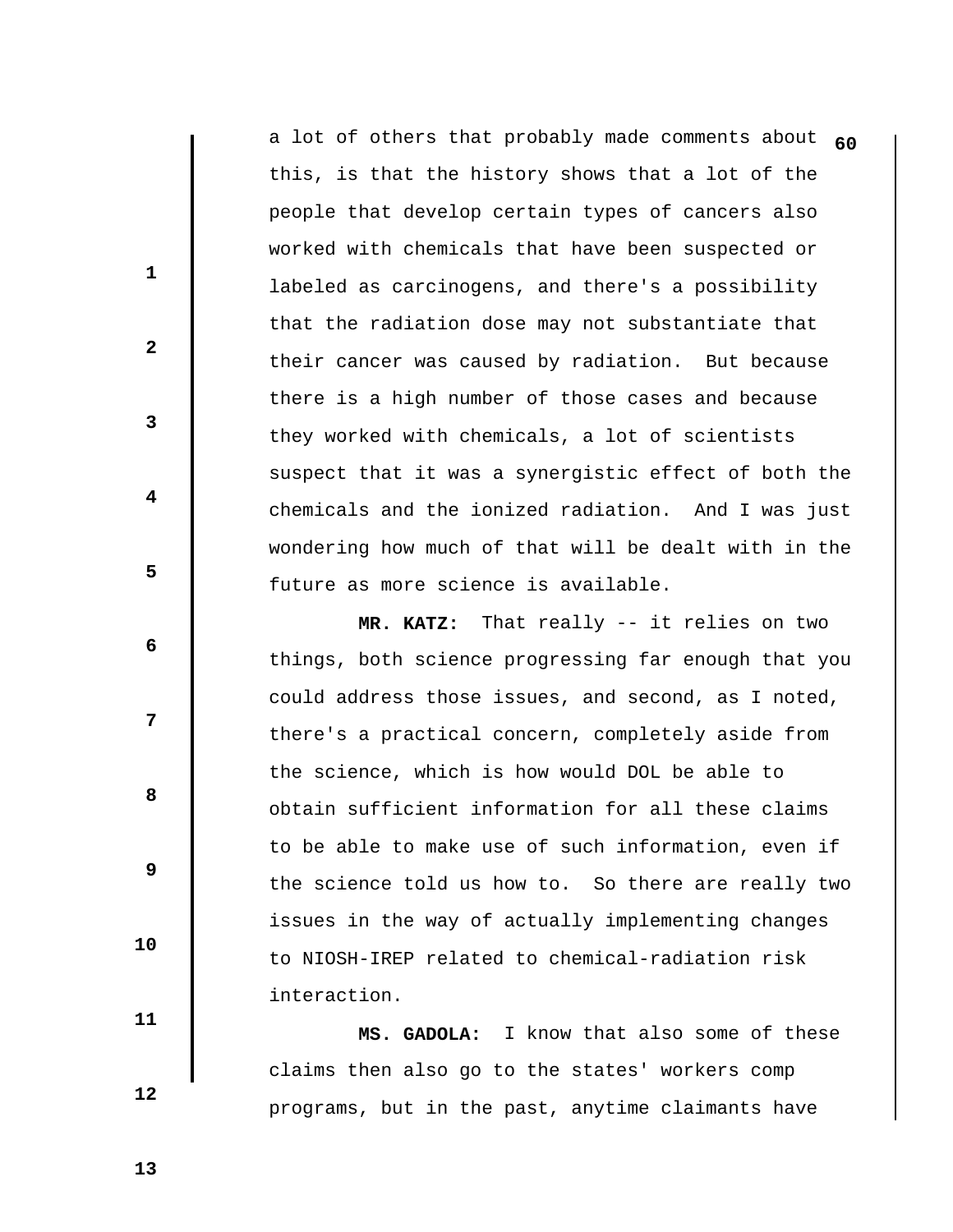a lot of others that probably made comments about this, is that the history shows that a lot of the people that develop certain types of cancers also worked with chemicals that have been suspected or labeled as carcinogens, and there's a possibility that the radiation dose may not substantiate that their cancer was caused by radiation. But because there is a high number of those cases and because they worked with chemicals, a lot of scientists suspect that it was a synergistic effect of both the chemicals and the ionized radiation. And I was just wondering how much of that will be dealt with in the future as more science is available.

**MR. KATZ:** That really -- it relies on two things, both science progressing far enough that you could address those issues, and second, as I noted, there's a practical concern, completely aside from the science, which is how would DOL be able to obtain sufficient information for all these claims to be able to make use of such information, even if the science told us how to. So there are really two issues in the way of actually implementing changes to NIOSH-IREP related to chemical-radiation risk interaction.

**MS. GADOLA:** I know that also some of these claims then also go to the states' workers comp programs, but in the past, anytime claimants have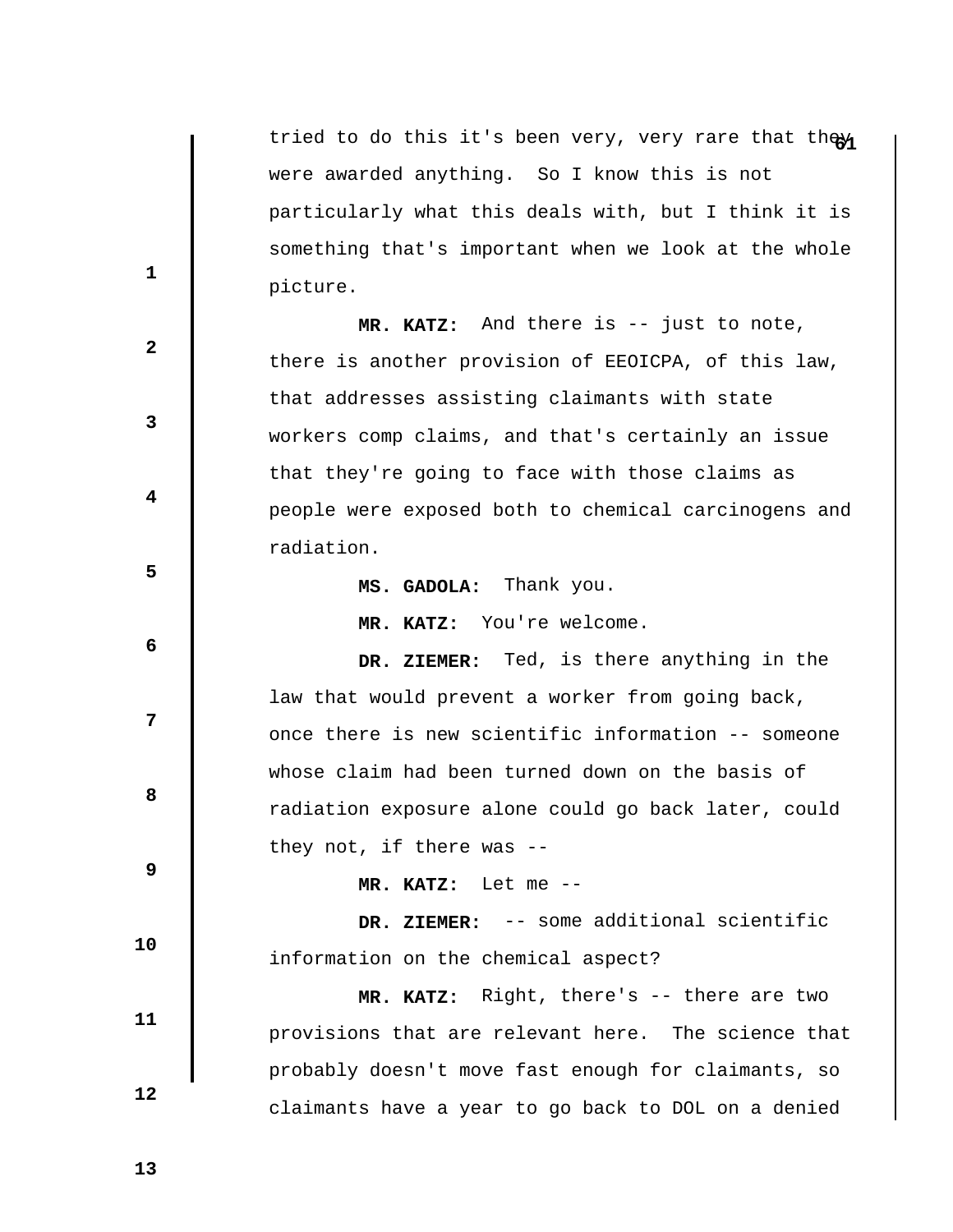tried to do this it's been very, very rare that they were awarded anything. So I know this is not particularly what this deals with, but I think it is something that's important when we look at the whole picture.

**MR. KATZ:** And there is -- just to note, there is another provision of EEOICPA, of this law, that addresses assisting claimants with state workers comp claims, and that's certainly an issue that they're going to face with those claims as people were exposed both to chemical carcinogens and radiation.

**MS. GADOLA:** Thank you.

**MR. KATZ:** You're welcome.

**DR. ZIEMER:** Ted, is there anything in the law that would prevent a worker from going back, once there is new scientific information -- someone whose claim had been turned down on the basis of radiation exposure alone could go back later, could they not, if there was --

**MR. KATZ:** Let me --

**DR. ZIEMER:** -- some additional scientific information on the chemical aspect?

**MR. KATZ:** Right, there's -- there are two provisions that are relevant here. The science that probably doesn't move fast enough for claimants, so claimants have a year to go back to DOL on a denied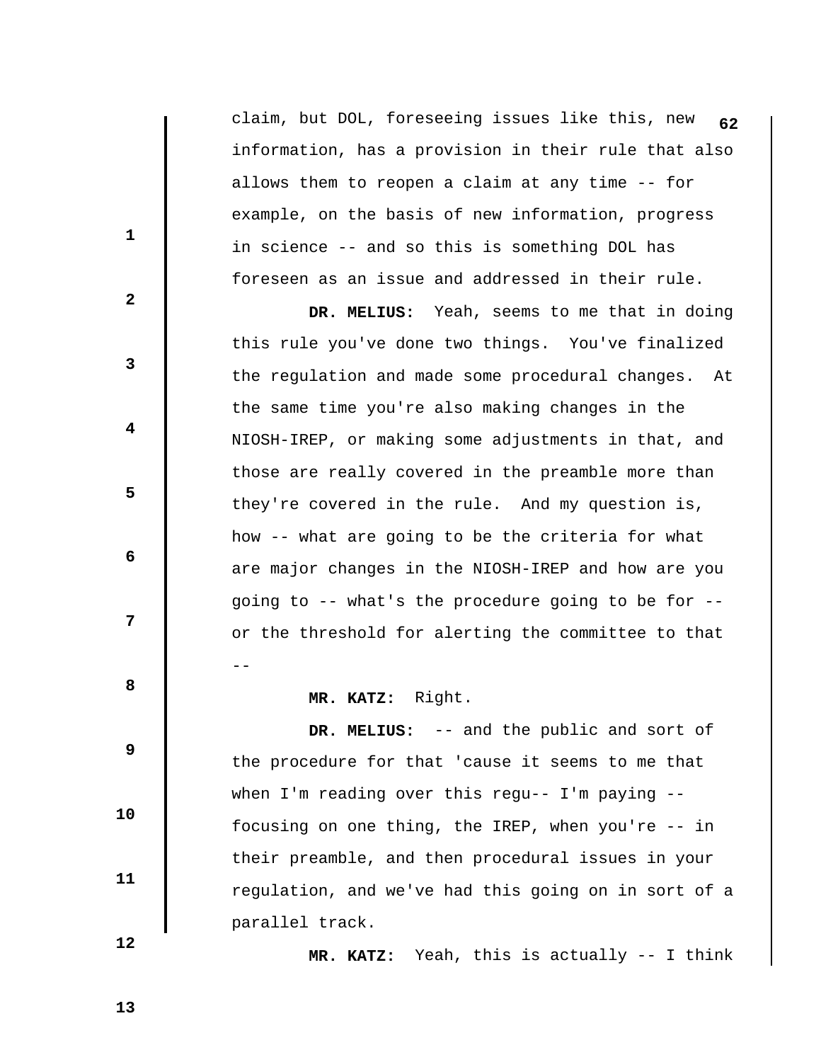claim, but DOL, foreseeing issues like this, new information, has a provision in their rule that also allows them to reopen a claim at any time -- for example, on the basis of new information, progress in science -- and so this is something DOL has foreseen as an issue and addressed in their rule.

**DR. MELIUS:** Yeah, seems to me that in doing this rule you've done two things. You've finalized the regulation and made some procedural changes. At the same time you're also making changes in the NIOSH-IREP, or making some adjustments in that, and those are really covered in the preamble more than they're covered in the rule. And my question is, how -- what are going to be the criteria for what are major changes in the NIOSH-IREP and how are you going to -- what's the procedure going to be for -- or the threshold for alerting the committee to that --

**MR. KATZ:** Right.

**DR. MELIUS:** -- and the public and sort of the procedure for that 'cause it seems to me that when I'm reading over this regu-- I'm paying -- focusing on one thing, the IREP, when you're -- in their preamble, and then procedural issues in your regulation, and we've had this going on in sort of a parallel track.

**MR. KATZ:** Yeah, this is actually -- I think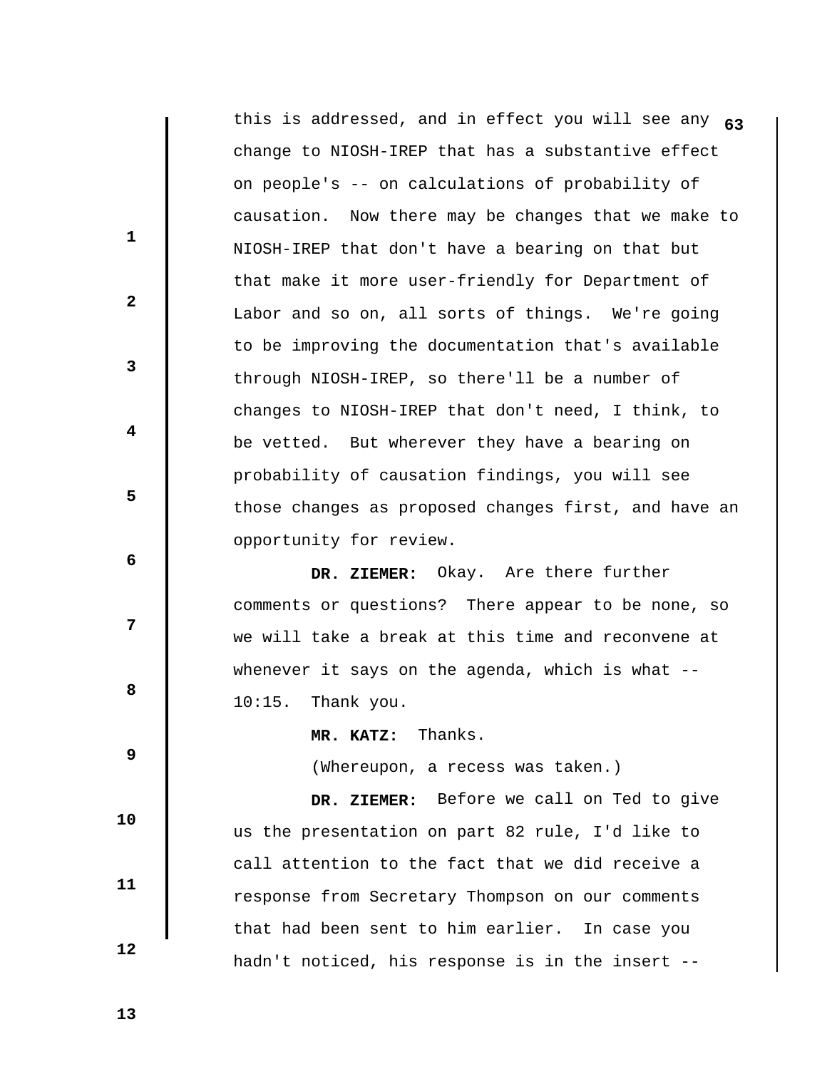this is addressed, and in effect you will see any change to NIOSH-IREP that has a substantive effect on people's -- on calculations of probability of causation. Now there may be changes that we make to NIOSH-IREP that don't have a bearing on that but that make it more user-friendly for Department of Labor and so on, all sorts of things. We're going to be improving the documentation that's available through NIOSH-IREP, so there'll be a number of changes to NIOSH-IREP that don't need, I think, to be vetted. But wherever they have a bearing on probability of causation findings, you will see those changes as proposed changes first, and have an opportunity for review.

**DR. ZIEMER:** Okay. Are there further comments or questions? There appear to be none, so we will take a break at this time and reconvene at whenever it says on the agenda, which is what -- 10:15. Thank you.

**MR. KATZ:** Thanks.

(Whereupon, a recess was taken.)

**DR. ZIEMER:** Before we call on Ted to give us the presentation on part 82 rule, I'd like to call attention to the fact that we did receive a response from Secretary Thompson on our comments that had been sent to him earlier. In case you hadn't noticed, his response is in the insert --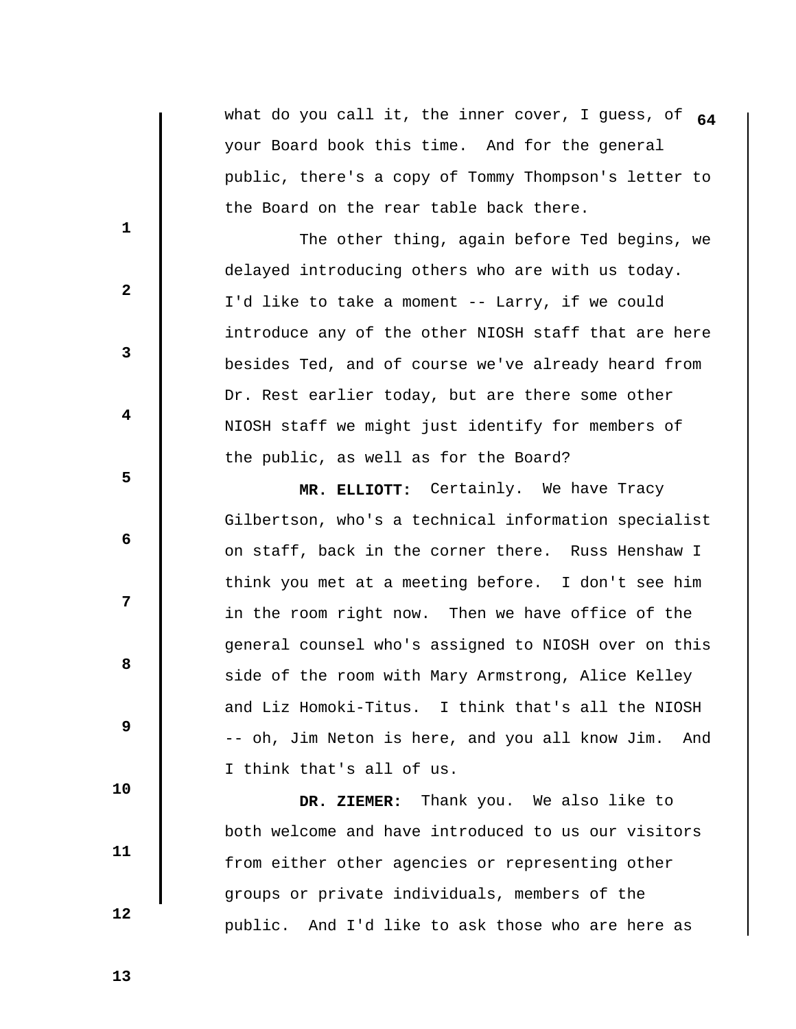what do you call it, the inner cover, I guess, of your Board book this time. And for the general public, there's a copy of Tommy Thompson's letter to the Board on the rear table back there.

The other thing, again before Ted begins, we delayed introducing others who are with us today. I'd like to take a moment -- Larry, if we could introduce any of the other NIOSH staff that are here besides Ted, and of course we've already heard from Dr. Rest earlier today, but are there some other NIOSH staff we might just identify for members of the public, as well as for the Board?

**MR. ELLIOTT:** Certainly. We have Tracy Gilbertson, who's a technical information specialist on staff, back in the corner there. Russ Henshaw I think you met at a meeting before. I don't see him in the room right now. Then we have office of the general counsel who's assigned to NIOSH over on this side of the room with Mary Armstrong, Alice Kelley and Liz Homoki-Titus. I think that's all the NIOSH -- oh, Jim Neton is here, and you all know Jim. And I think that's all of us.

**DR. ZIEMER:** Thank you. We also like to both welcome and have introduced to us our visitors from either other agencies or representing other groups or private individuals, members of the public. And I'd like to ask those who are here as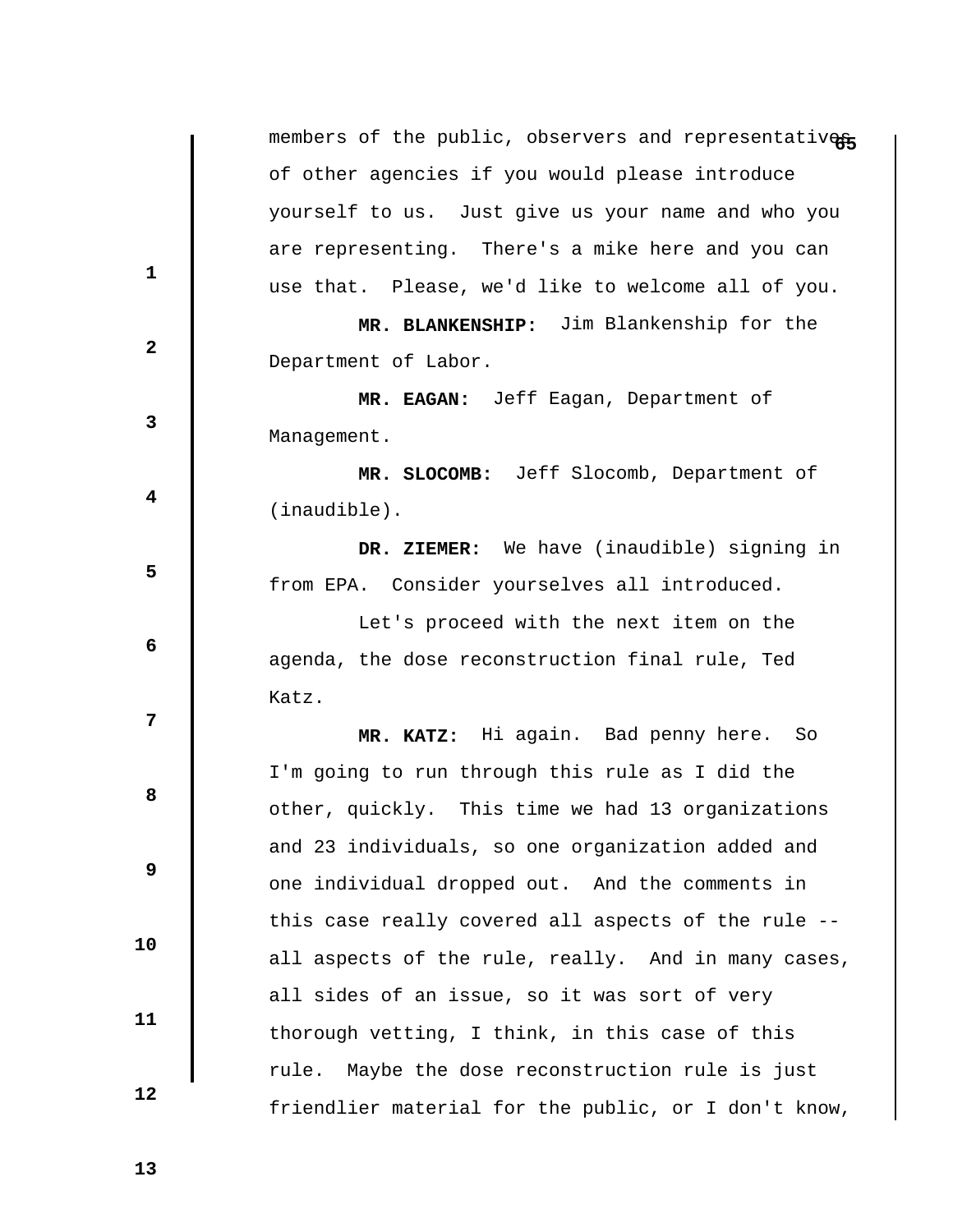members of the public, observers and representatives of other agencies if you would please introduce yourself to us. Just give us your name and who you are representing. There's a mike here and you can use that. Please, we'd like to welcome all of you.

**MR. BLANKENSHIP:** Jim Blankenship for the Department of Labor.

**MR. EAGAN:** Jeff Eagan, Department of Management.

**MR. SLOCOMB:** Jeff Slocomb, Department of (inaudible).

**DR. ZIEMER:** We have (inaudible) signing in from EPA. Consider yourselves all introduced.

Let's proceed with the next item on the agenda, the dose reconstruction final rule, Ted Katz.

**MR. KATZ:** Hi again. Bad penny here. So I'm going to run through this rule as I did the other, quickly. This time we had 13 organizations and 23 individuals, so one organization added and one individual dropped out. And the comments in this case really covered all aspects of the rule -- all aspects of the rule, really. And in many cases, all sides of an issue, so it was sort of very thorough vetting, I think, in this case of this rule. Maybe the dose reconstruction rule is just friendlier material for the public, or I don't know,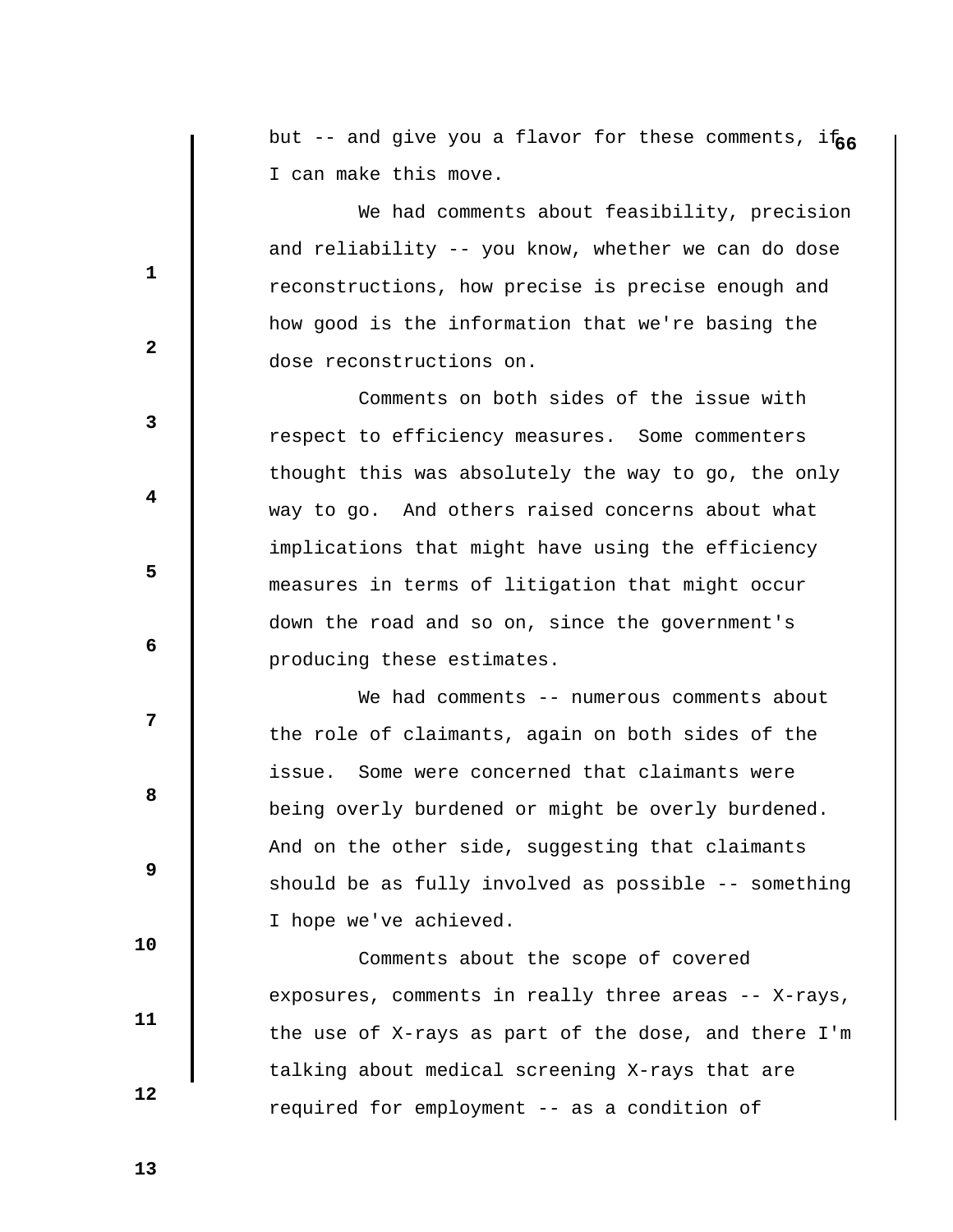but -- and give you a flavor for these comments, if I can make this move.

We had comments about feasibility, precision and reliability -- you know, whether we can do dose reconstructions, how precise is precise enough and how good is the information that we're basing the dose reconstructions on.

Comments on both sides of the issue with respect to efficiency measures. Some commenters thought this was absolutely the way to go, the only way to go. And others raised concerns about what implications that might have using the efficiency measures in terms of litigation that might occur down the road and so on, since the government's producing these estimates.

We had comments -- numerous comments about the role of claimants, again on both sides of the issue. Some were concerned that claimants were being overly burdened or might be overly burdened. And on the other side, suggesting that claimants should be as fully involved as possible -- something I hope we've achieved.

Comments about the scope of covered exposures, comments in really three areas -- X-rays, the use of X-rays as part of the dose, and there I'm talking about medical screening X-rays that are required for employment -- as a condition of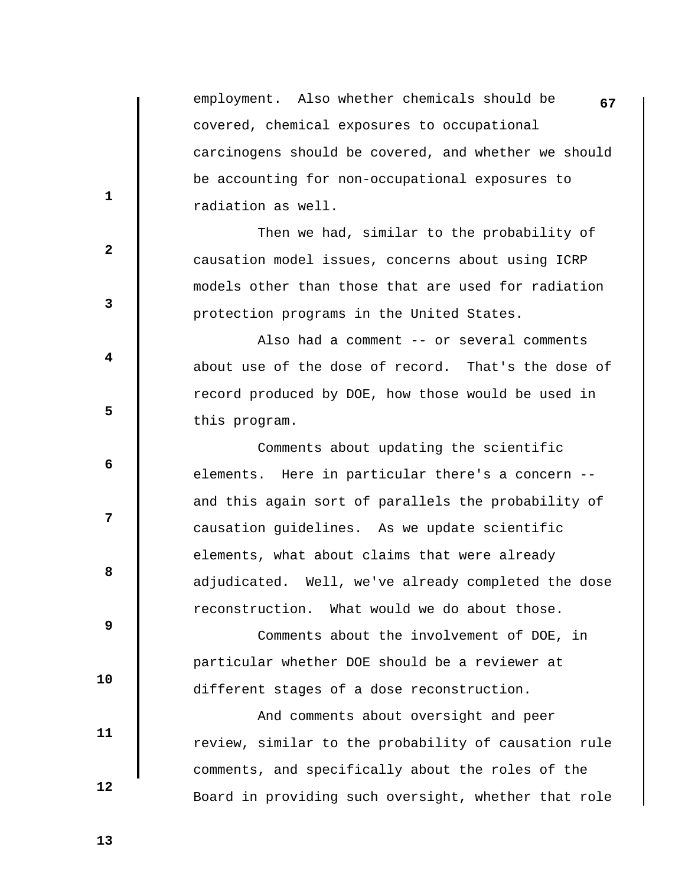employment. Also whether chemicals should be covered, chemical exposures to occupational carcinogens should be covered, and whether we should be accounting for non-occupational exposures to radiation as well.

Then we had, similar to the probability of causation model issues, concerns about using ICRP models other than those that are used for radiation protection programs in the United States.

Also had a comment -- or several comments about use of the dose of record. That's the dose of record produced by DOE, how those would be used in this program.

Comments about updating the scientific elements. Here in particular there's a concern -- and this again sort of parallels the probability of causation guidelines. As we update scientific elements, what about claims that were already adjudicated. Well, we've already completed the dose reconstruction. What would we do about those.

Comments about the involvement of DOE, in particular whether DOE should be a reviewer at different stages of a dose reconstruction.

And comments about oversight and peer review, similar to the probability of causation rule comments, and specifically about the roles of the Board in providing such oversight, whether that role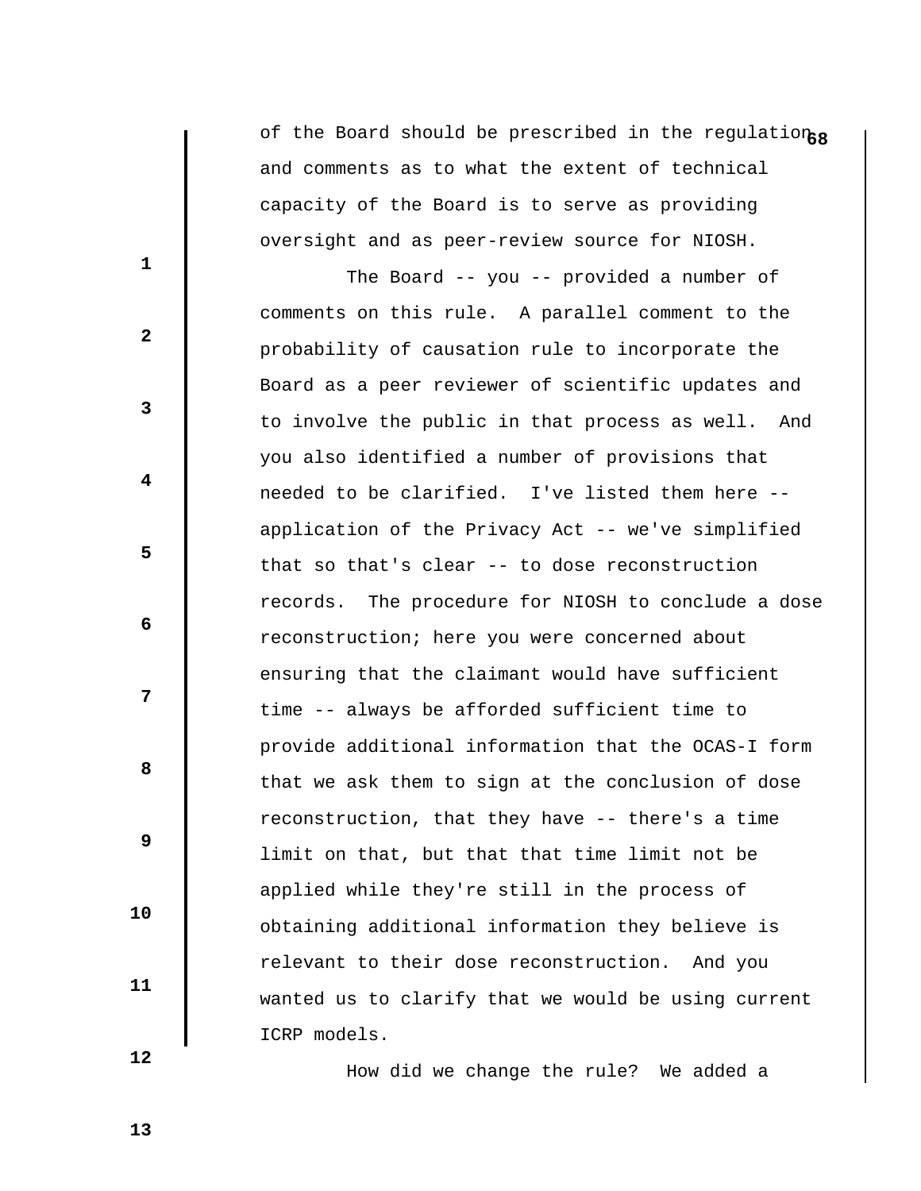of the Board should be prescribed in the regulation and comments as to what the extent of technical capacity of the Board is to serve as providing oversight and as peer-review source for NIOSH.

The Board -- you -- provided a number of comments on this rule. A parallel comment to the probability of causation rule to incorporate the Board as a peer reviewer of scientific updates and to involve the public in that process as well. And you also identified a number of provisions that needed to be clarified. I've listed them here -- application of the Privacy Act -- we've simplified that so that's clear -- to dose reconstruction records. The procedure for NIOSH to conclude a dose reconstruction; here you were concerned about ensuring that the claimant would have sufficient time -- always be afforded sufficient time to provide additional information that the OCAS-I form that we ask them to sign at the conclusion of dose reconstruction, that they have -- there's a time limit on that, but that that time limit not be applied while they're still in the process of obtaining additional information they believe is relevant to their dose reconstruction. And you wanted us to clarify that we would be using current ICRP models.

How did we change the rule? We added a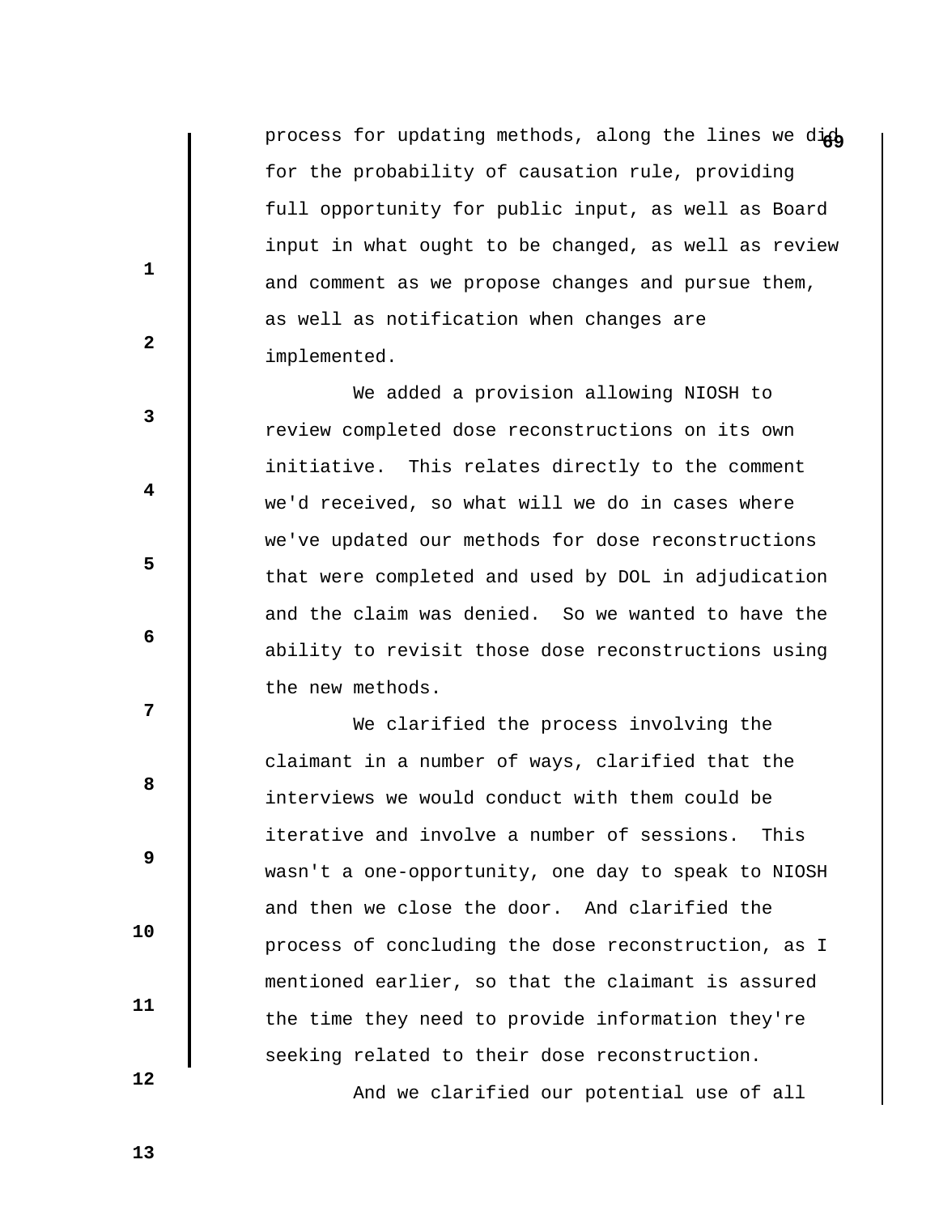process for updating methods, along the lines we did for the probability of causation rule, providing full opportunity for public input, as well as Board input in what ought to be changed, as well as review and comment as we propose changes and pursue them, as well as notification when changes are implemented.

We added a provision allowing NIOSH to review completed dose reconstructions on its own initiative. This relates directly to the comment we'd received, so what will we do in cases where we've updated our methods for dose reconstructions that were completed and used by DOL in adjudication and the claim was denied. So we wanted to have the ability to revisit those dose reconstructions using the new methods.

We clarified the process involving the claimant in a number of ways, clarified that the interviews we would conduct with them could be iterative and involve a number of sessions. This wasn't a one-opportunity, one day to speak to NIOSH and then we close the door. And clarified the process of concluding the dose reconstruction, as I mentioned earlier, so that the claimant is assured the time they need to provide information they're seeking related to their dose reconstruction.

And we clarified our potential use of all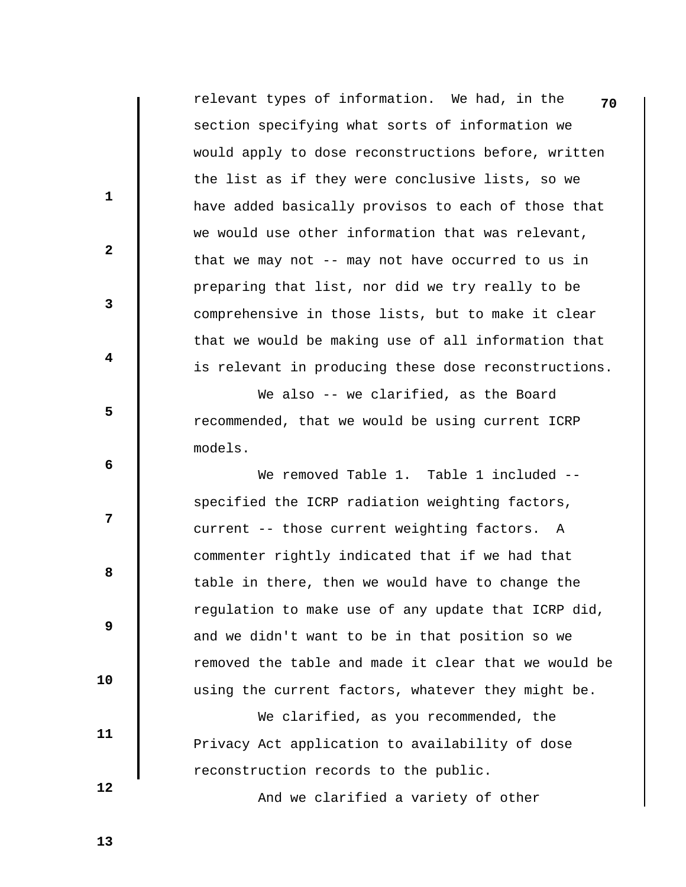relevant types of information. We had, in the section specifying what sorts of information we would apply to dose reconstructions before, written the list as if they were conclusive lists, so we have added basically provisos to each of those that we would use other information that was relevant, that we may not -- may not have occurred to us in preparing that list, nor did we try really to be comprehensive in those lists, but to make it clear that we would be making use of all information that is relevant in producing these dose reconstructions.

We also -- we clarified, as the Board recommended, that we would be using current ICRP models.

We removed Table 1. Table 1 included -- specified the ICRP radiation weighting factors, current -- those current weighting factors. A commenter rightly indicated that if we had that table in there, then we would have to change the regulation to make use of any update that ICRP did, and we didn't want to be in that position so we removed the table and made it clear that we would be using the current factors, whatever they might be.

We clarified, as you recommended, the Privacy Act application to availability of dose reconstruction records to the public.

And we clarified a variety of other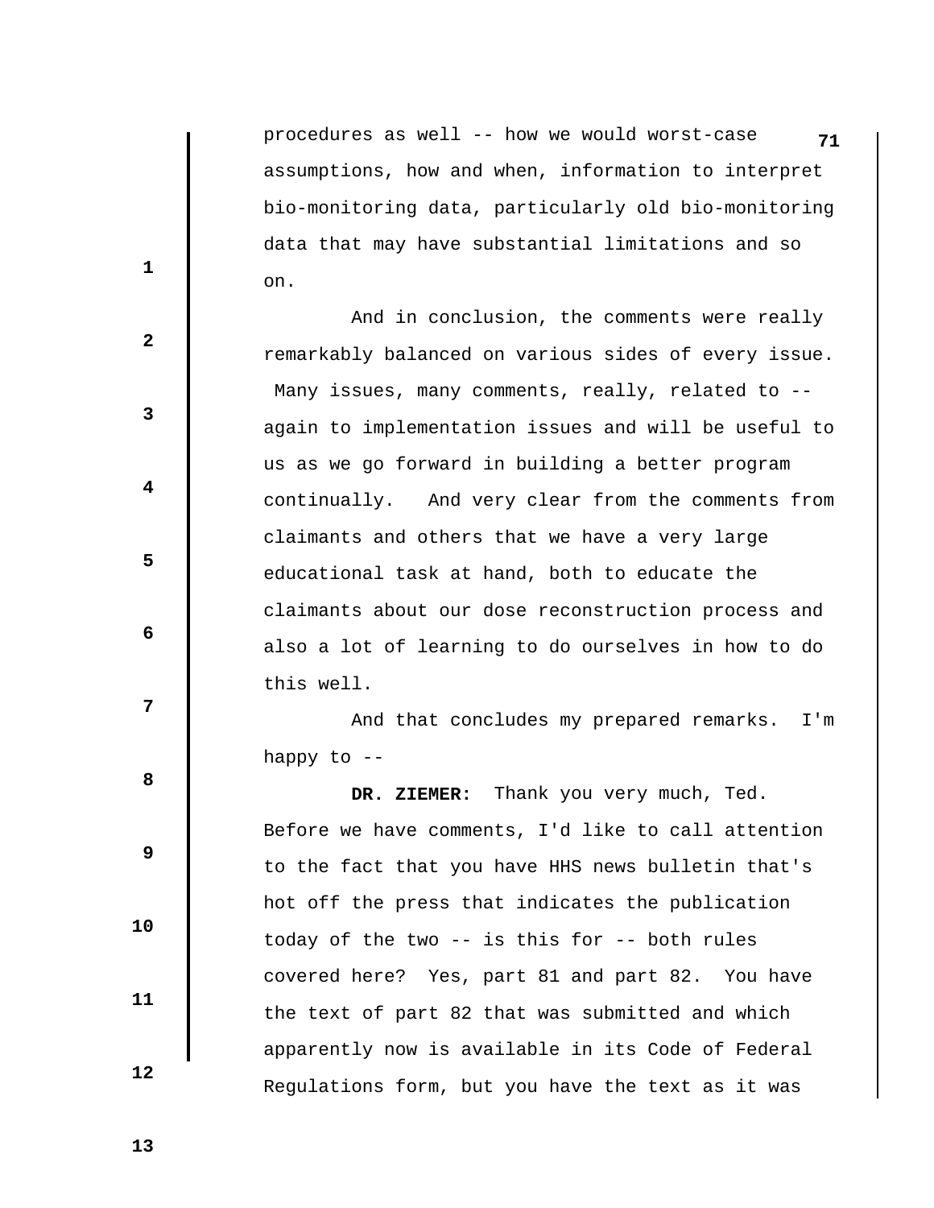procedures as well -- how we would worst-case assumptions, how and when, information to interpret bio-monitoring data, particularly old bio-monitoring data that may have substantial limitations and so on.

And in conclusion, the comments were really remarkably balanced on various sides of every issue. Many issues, many comments, really, related to -- again to implementation issues and will be useful to us as we go forward in building a better program continually. And very clear from the comments from claimants and others that we have a very large educational task at hand, both to educate the claimants about our dose reconstruction process and also a lot of learning to do ourselves in how to do this well.

And that concludes my prepared remarks. I'm happy to --

**DR. ZIEMER:** Thank you very much, Ted. Before we have comments, I'd like to call attention to the fact that you have HHS news bulletin that's hot off the press that indicates the publication today of the two -- is this for -- both rules covered here? Yes, part 81 and part 82. You have the text of part 82 that was submitted and which apparently now is available in its Code of Federal Regulations form, but you have the text as it was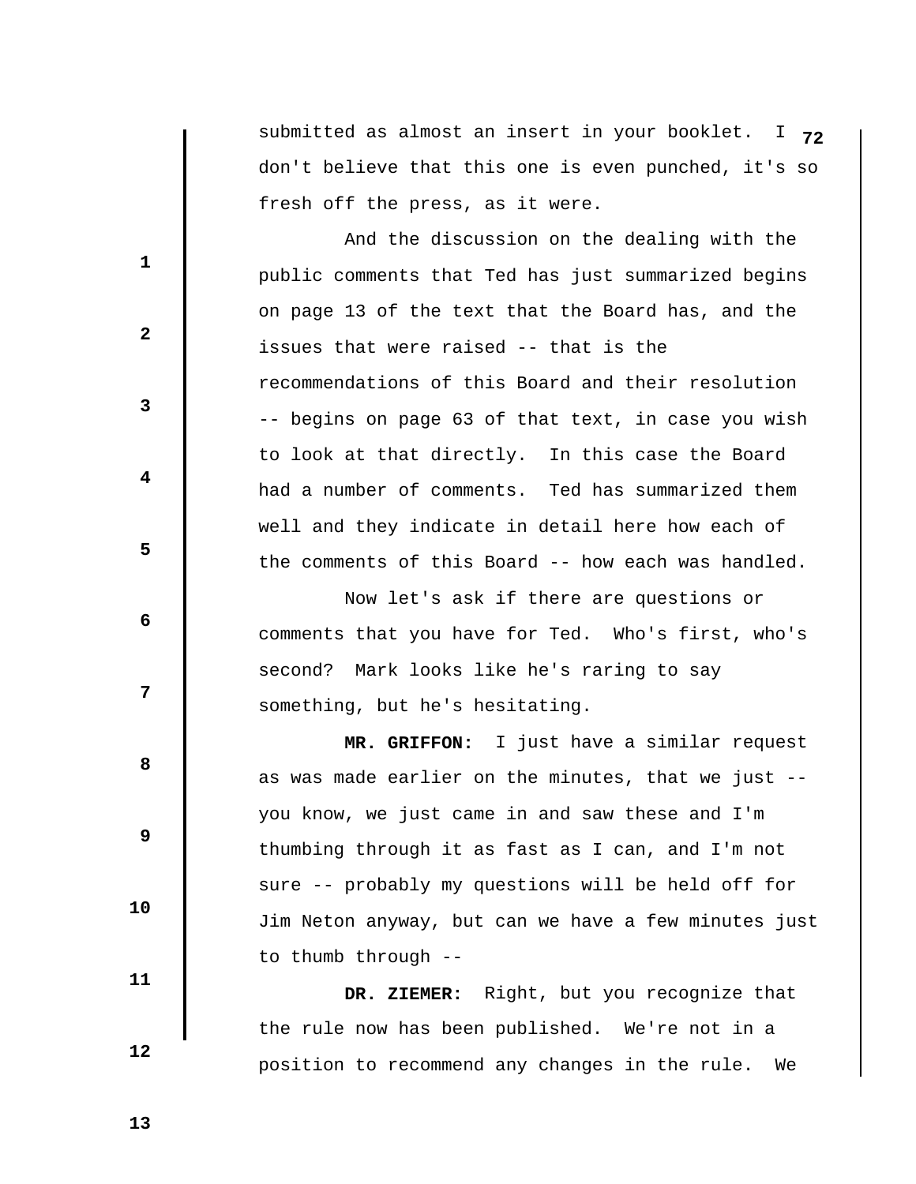submitted as almost an insert in your booklet. I don't believe that this one is even punched, it's so fresh off the press, as it were.

And the discussion on the dealing with the public comments that Ted has just summarized begins on page 13 of the text that the Board has, and the issues that were raised -- that is the recommendations of this Board and their resolution -- begins on page 63 of that text, in case you wish to look at that directly. In this case the Board had a number of comments. Ted has summarized them well and they indicate in detail here how each of the comments of this Board -- how each was handled.

Now let's ask if there are questions or comments that you have for Ted. Who's first, who's second? Mark looks like he's raring to say something, but he's hesitating.

**MR. GRIFFON:** I just have a similar request as was made earlier on the minutes, that we just -- you know, we just came in and saw these and I'm thumbing through it as fast as I can, and I'm not sure -- probably my questions will be held off for Jim Neton anyway, but can we have a few minutes just to thumb through --

**DR. ZIEMER:** Right, but you recognize that the rule now has been published. We're not in a position to recommend any changes in the rule. We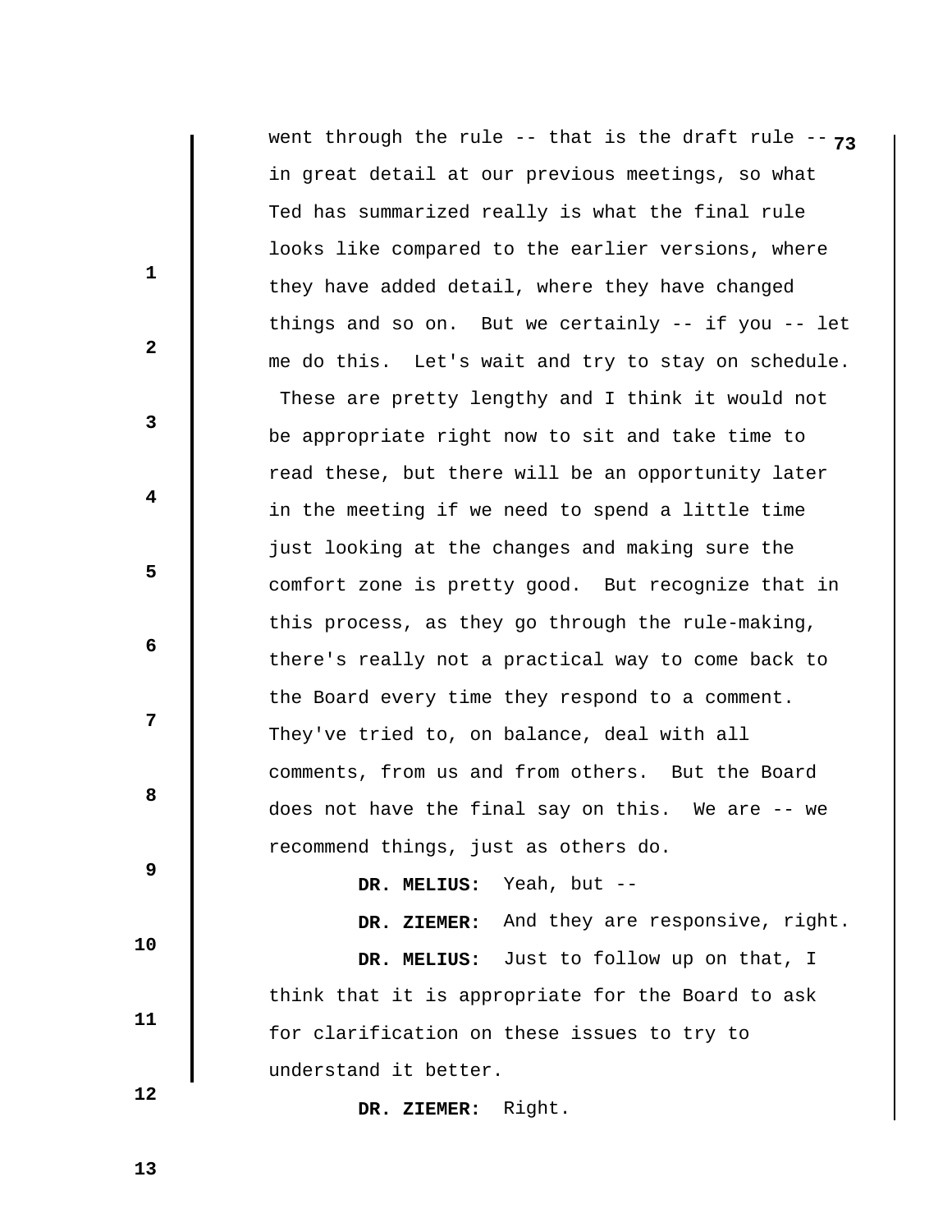went through the rule -- that is the draft rule -- in great detail at our previous meetings, so what Ted has summarized really is what the final rule looks like compared to the earlier versions, where they have added detail, where they have changed things and so on. But we certainly -- if you -- let me do this. Let's wait and try to stay on schedule. These are pretty lengthy and I think it would not be appropriate right now to sit and take time to read these, but there will be an opportunity later in the meeting if we need to spend a little time just looking at the changes and making sure the comfort zone is pretty good. But recognize that in this process, as they go through the rule-making, there's really not a practical way to come back to the Board every time they respond to a comment. They've tried to, on balance, deal with all comments, from us and from others. But the Board does not have the final say on this. We are -- we recommend things, just as others do.

**DR. MELIUS:** Yeah, but --

**DR. ZIEMER:** And they are responsive, right.

**DR. MELIUS:** Just to follow up on that, I think that it is appropriate for the Board to ask for clarification on these issues to try to understand it better.

**DR. ZIEMER:** Right.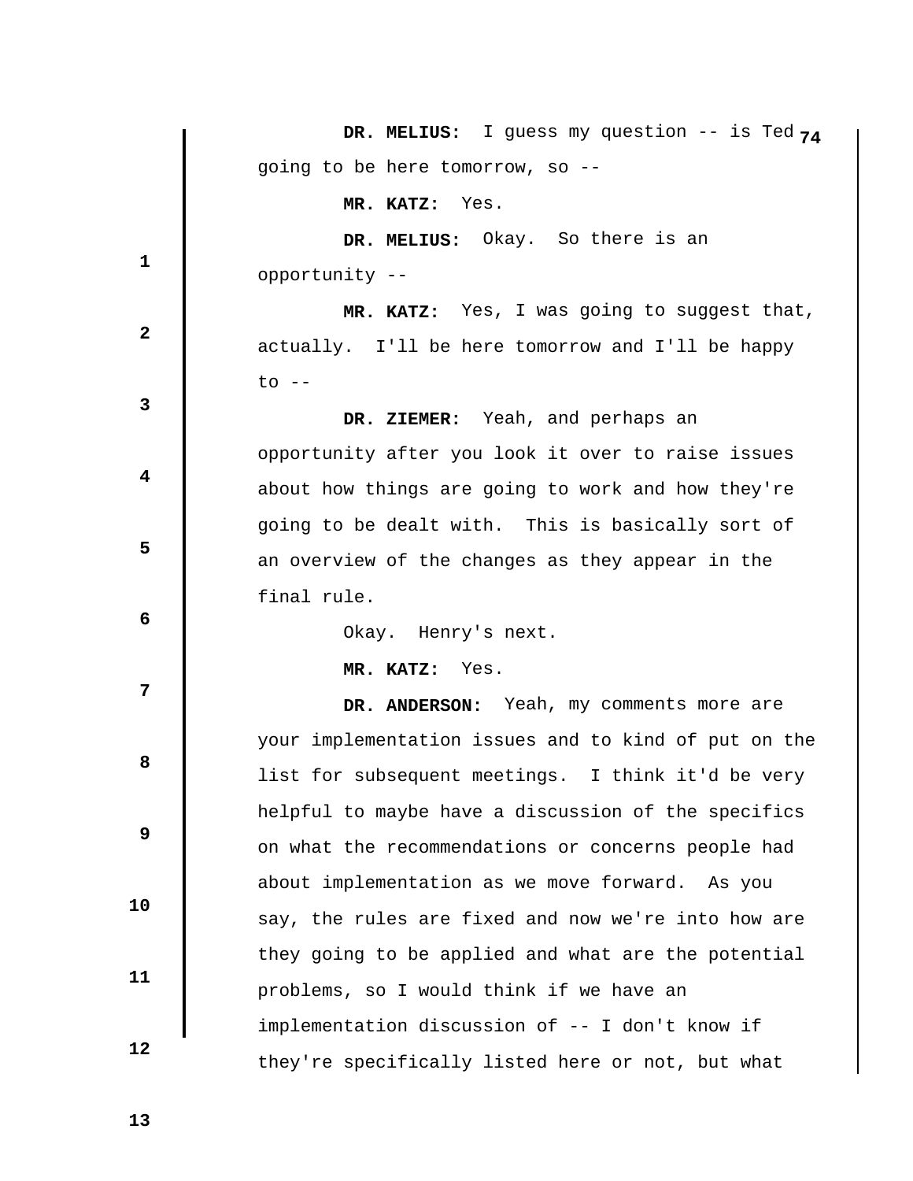**DR. MELIUS:** I guess my question -- is Ted going to be here tomorrow, so --

**MR. KATZ:** Yes.

**DR. MELIUS:** Okay. So there is an opportunity --

**MR. KATZ:** Yes, I was going to suggest that, actually. I'll be here tomorrow and I'll be happy to --

**DR. ZIEMER:** Yeah, and perhaps an opportunity after you look it over to raise issues about how things are going to work and how they're going to be dealt with. This is basically sort of an overview of the changes as they appear in the final rule.

Okay. Henry's next.

**MR. KATZ:** Yes.

**DR. ANDERSON:** Yeah, my comments more are your implementation issues and to kind of put on the list for subsequent meetings. I think it'd be very helpful to maybe have a discussion of the specifics on what the recommendations or concerns people had about implementation as we move forward. As you say, the rules are fixed and now we're into how are they going to be applied and what are the potential problems, so I would think if we have an implementation discussion of -- I don't know if they're specifically listed here or not, but what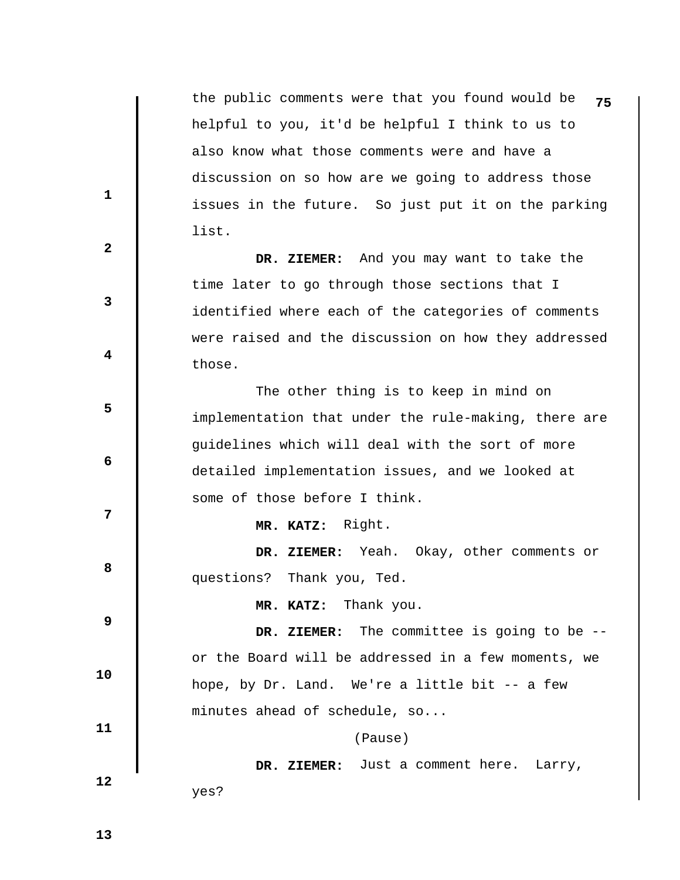the public comments were that you found would be helpful to you, it'd be helpful I think to us to also know what those comments were and have a discussion on so how are we going to address those issues in the future. So just put it on the parking list.

**DR. ZIEMER:** And you may want to take the time later to go through those sections that I identified where each of the categories of comments were raised and the discussion on how they addressed those.

The other thing is to keep in mind on implementation that under the rule-making, there are guidelines which will deal with the sort of more detailed implementation issues, and we looked at some of those before I think.

**MR. KATZ:** Right.

**DR. ZIEMER:** Yeah. Okay, other comments or questions? Thank you, Ted.

**MR. KATZ:** Thank you.

**DR. ZIEMER:** The committee is going to be -- or the Board will be addressed in a few moments, we hope, by Dr. Land. We're a little bit -- a few minutes ahead of schedule, so...

(Pause)

**DR. ZIEMER:** Just a comment here. Larry, yes?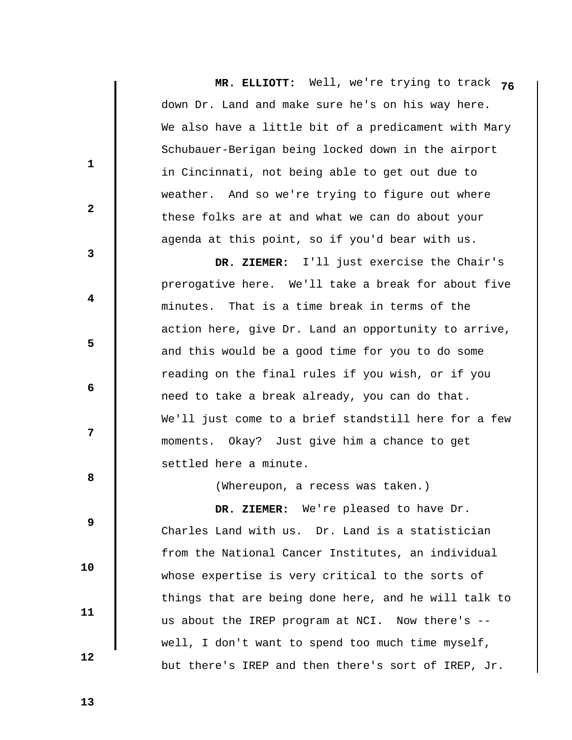**MR. ELLIOTT:** Well, we're trying to track down Dr. Land and make sure he's on his way here. We also have a little bit of a predicament with Mary Schubauer-Berigan being locked down in the airport in Cincinnati, not being able to get out due to weather. And so we're trying to figure out where these folks are at and what we can do about your agenda at this point, so if you'd bear with us.

**DR. ZIEMER:** I'll just exercise the Chair's prerogative here. We'll take a break for about five minutes. That is a time break in terms of the action here, give Dr. Land an opportunity to arrive, and this would be a good time for you to do some reading on the final rules if you wish, or if you need to take a break already, you can do that. We'll just come to a brief standstill here for a few moments. Okay? Just give him a chance to get settled here a minute.

(Whereupon, a recess was taken.)

**DR. ZIEMER:** We're pleased to have Dr. Charles Land with us. Dr. Land is a statistician from the National Cancer Institutes, an individual whose expertise is very critical to the sorts of things that are being done here, and he will talk to us about the IREP program at NCI. Now there's -- well, I don't want to spend too much time myself, but there's IREP and then there's sort of IREP, Jr.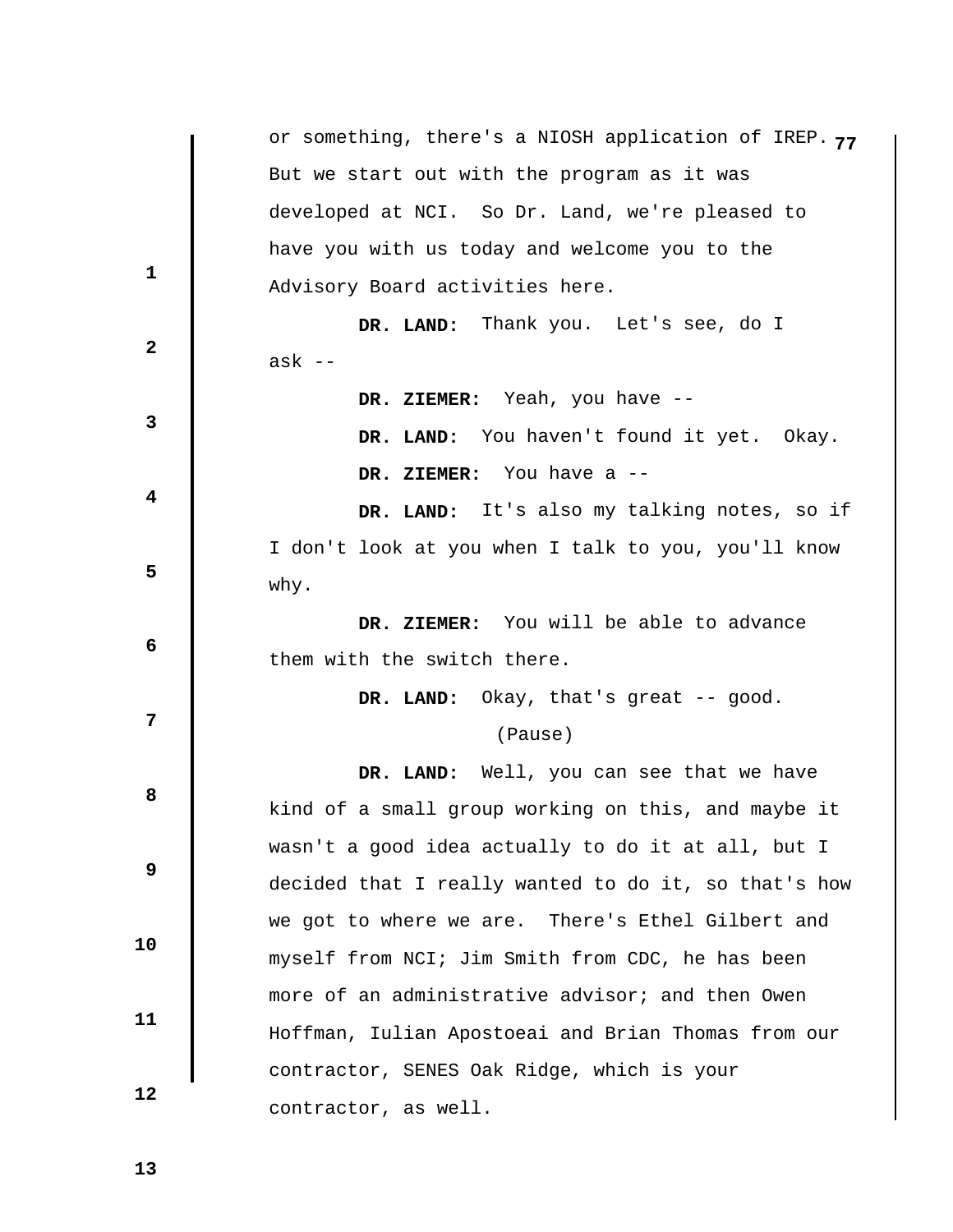or something, there's a NIOSH application of IREP. But we start out with the program as it was developed at NCI. So Dr. Land, we're pleased to have you with us today and welcome you to the Advisory Board activities here.

**DR. LAND:** Thank you. Let's see, do I ask --

**DR. ZIEMER:** Yeah, you have --

**DR. LAND:** You haven't found it yet. Okay.

**DR. ZIEMER:** You have a --

**DR. LAND:** It's also my talking notes, so if I don't look at you when I talk to you, you'll know why.

**DR. ZIEMER:** You will be able to advance them with the switch there.

**DR. LAND:** Okay, that's great -- good.

(Pause)

**DR. LAND:** Well, you can see that we have kind of a small group working on this, and maybe it wasn't a good idea actually to do it at all, but I decided that I really wanted to do it, so that's how we got to where we are. There's Ethel Gilbert and myself from NCI; Jim Smith from CDC, he has been more of an administrative advisor; and then Owen Hoffman, Iulian Apostoeai and Brian Thomas from our contractor, SENES Oak Ridge, which is your contractor, as well.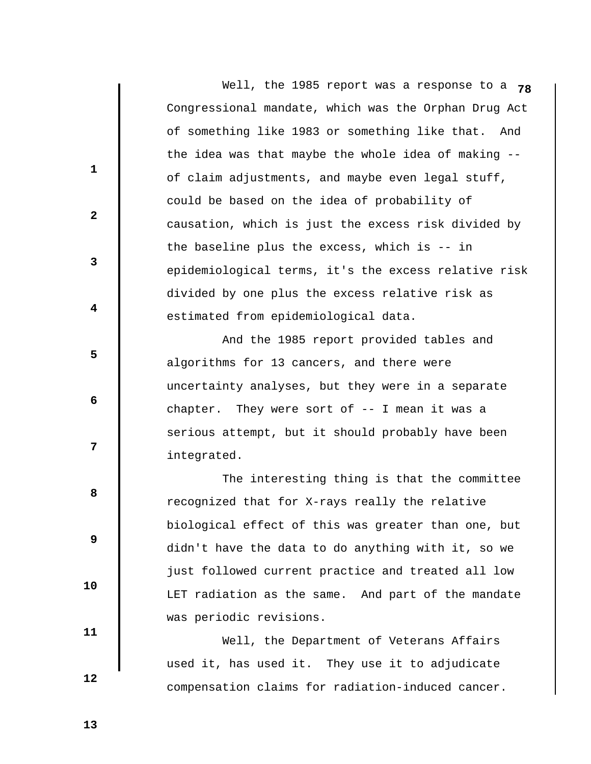Well, the 1985 report was a response to a Congressional mandate, which was the Orphan Drug Act of something like 1983 or something like that. And the idea was that maybe the whole idea of making -- of claim adjustments, and maybe even legal stuff, could be based on the idea of probability of causation, which is just the excess risk divided by the baseline plus the excess, which is -- in epidemiological terms, it's the excess relative risk divided by one plus the excess relative risk as estimated from epidemiological data.

And the 1985 report provided tables and algorithms for 13 cancers, and there were uncertainty analyses, but they were in a separate chapter. They were sort of -- I mean it was a serious attempt, but it should probably have been integrated.

The interesting thing is that the committee recognized that for X-rays really the relative biological effect of this was greater than one, but didn't have the data to do anything with it, so we just followed current practice and treated all low LET radiation as the same. And part of the mandate was periodic revisions.

Well, the Department of Veterans Affairs used it, has used it. They use it to adjudicate compensation claims for radiation-induced cancer.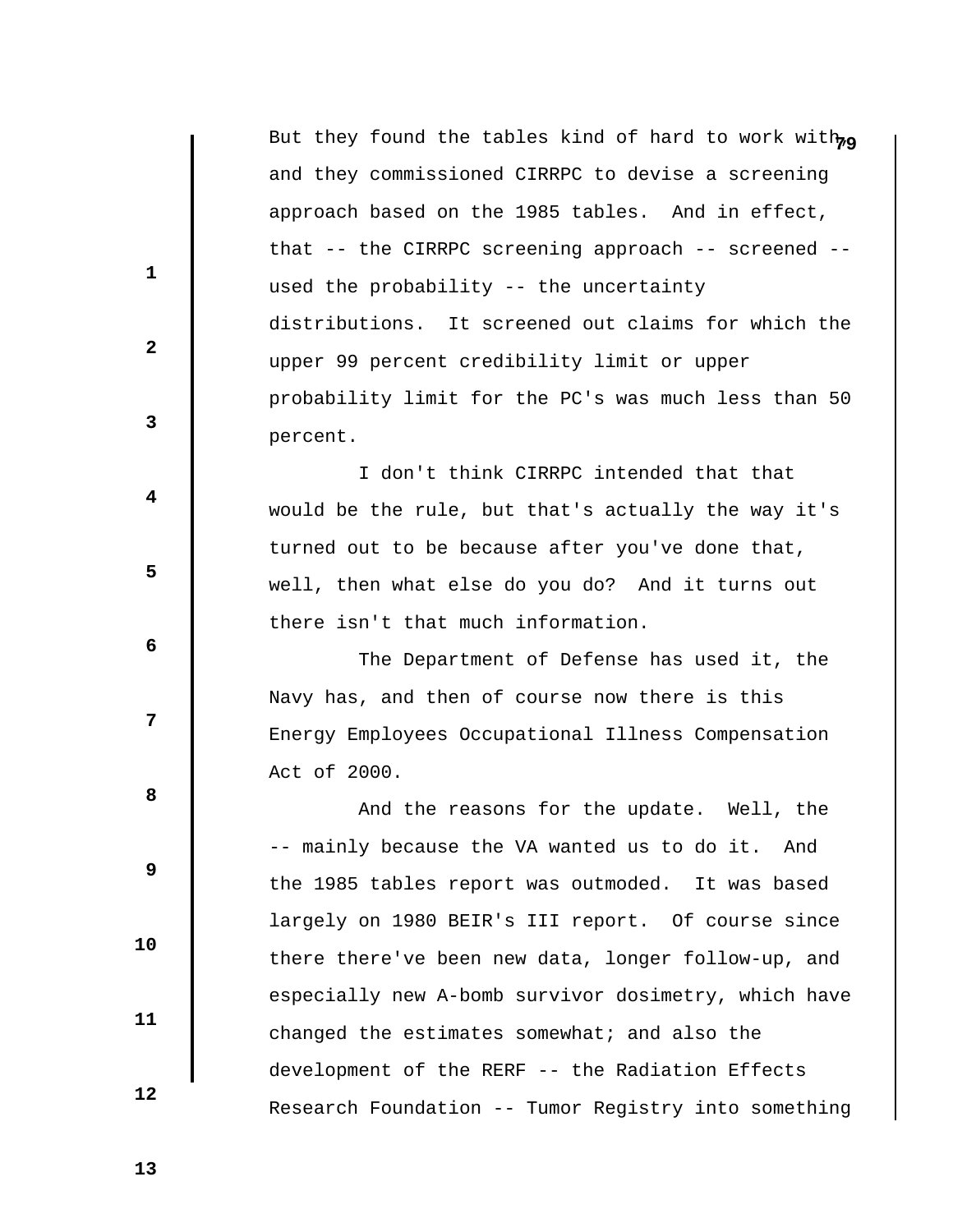But they found the tables kind of hard to work with, and they commissioned CIRRPC to devise a screening approach based on the 1985 tables. And in effect, that -- the CIRRPC screening approach -- screened -- used the probability -- the uncertainty distributions. It screened out claims for which the upper 99 percent credibility limit or upper probability limit for the PC's was much less than 50 percent.

I don't think CIRRPC intended that that would be the rule, but that's actually the way it's turned out to be because after you've done that, well, then what else do you do? And it turns out there isn't that much information.

The Department of Defense has used it, the Navy has, and then of course now there is this Energy Employees Occupational Illness Compensation Act of 2000.

And the reasons for the update. Well, the -- mainly because the VA wanted us to do it. And the 1985 tables report was outmoded. It was based largely on 1980 BEIR's III report. Of course since there there've been new data, longer follow-up, and especially new A-bomb survivor dosimetry, which have changed the estimates somewhat; and also the development of the RERF -- the Radiation Effects Research Foundation -- Tumor Registry into something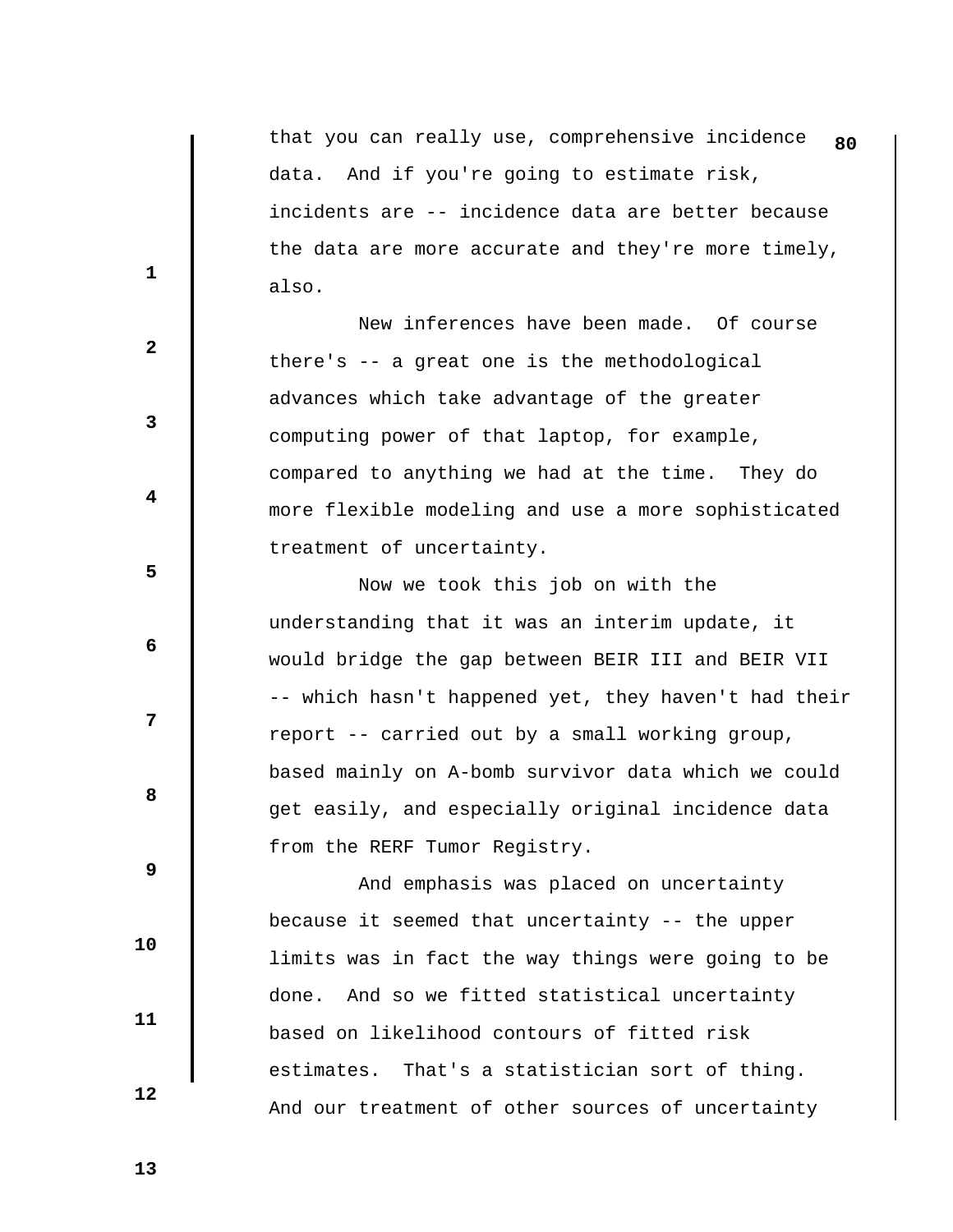that you can really use, comprehensive incidence data. And if you're going to estimate risk, incidents are -- incidence data are better because the data are more accurate and they're more timely, also.

New inferences have been made. Of course there's -- a great one is the methodological advances which take advantage of the greater computing power of that laptop, for example, compared to anything we had at the time. They do more flexible modeling and use a more sophisticated treatment of uncertainty.

Now we took this job on with the understanding that it was an interim update, it would bridge the gap between BEIR III and BEIR VII -- which hasn't happened yet, they haven't had their report -- carried out by a small working group, based mainly on A-bomb survivor data which we could get easily, and especially original incidence data from the RERF Tumor Registry.

And emphasis was placed on uncertainty because it seemed that uncertainty -- the upper limits was in fact the way things were going to be done. And so we fitted statistical uncertainty based on likelihood contours of fitted risk estimates. That's a statistician sort of thing. And our treatment of other sources of uncertainty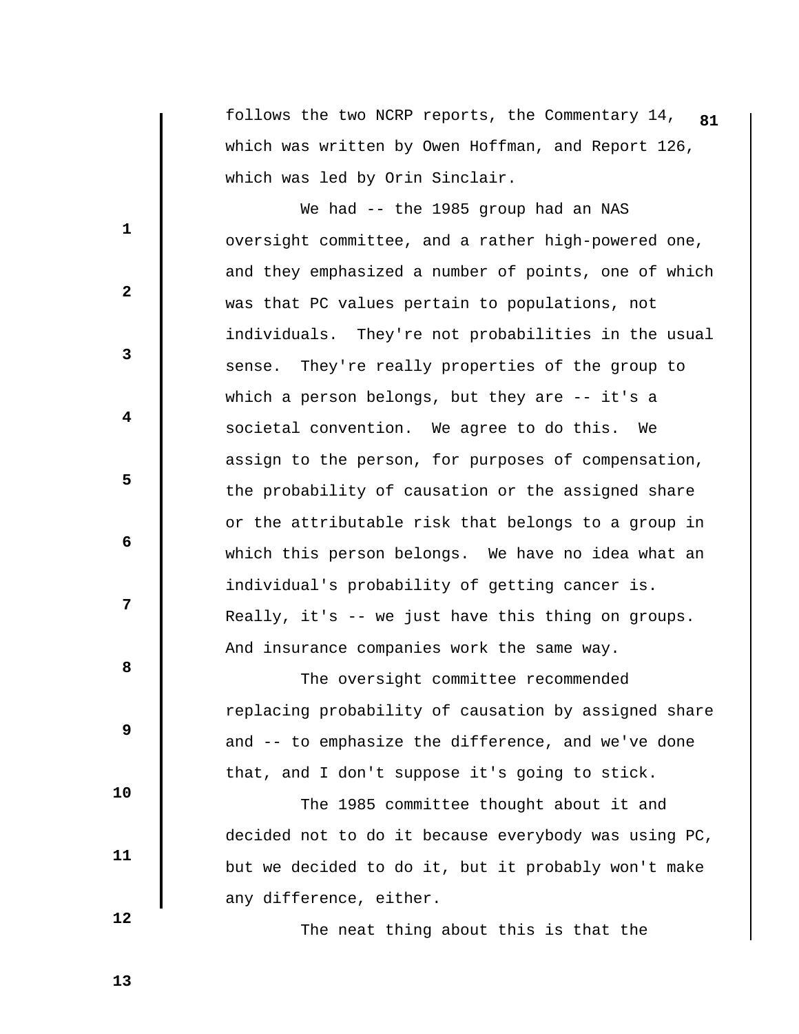follows the two NCRP reports, the Commentary 14, which was written by Owen Hoffman, and Report 126, which was led by Orin Sinclair.

We had -- the 1985 group had an NAS oversight committee, and a rather high-powered one, and they emphasized a number of points, one of which was that PC values pertain to populations, not individuals. They're not probabilities in the usual sense. They're really properties of the group to which a person belongs, but they are -- it's a societal convention. We agree to do this. We assign to the person, for purposes of compensation, the probability of causation or the assigned share or the attributable risk that belongs to a group in which this person belongs. We have no idea what an individual's probability of getting cancer is. Really, it's -- we just have this thing on groups. And insurance companies work the same way.

The oversight committee recommended replacing probability of causation by assigned share and -- to emphasize the difference, and we've done that, and I don't suppose it's going to stick.

The 1985 committee thought about it and decided not to do it because everybody was using PC, but we decided to do it, but it probably won't make any difference, either.

The neat thing about this is that the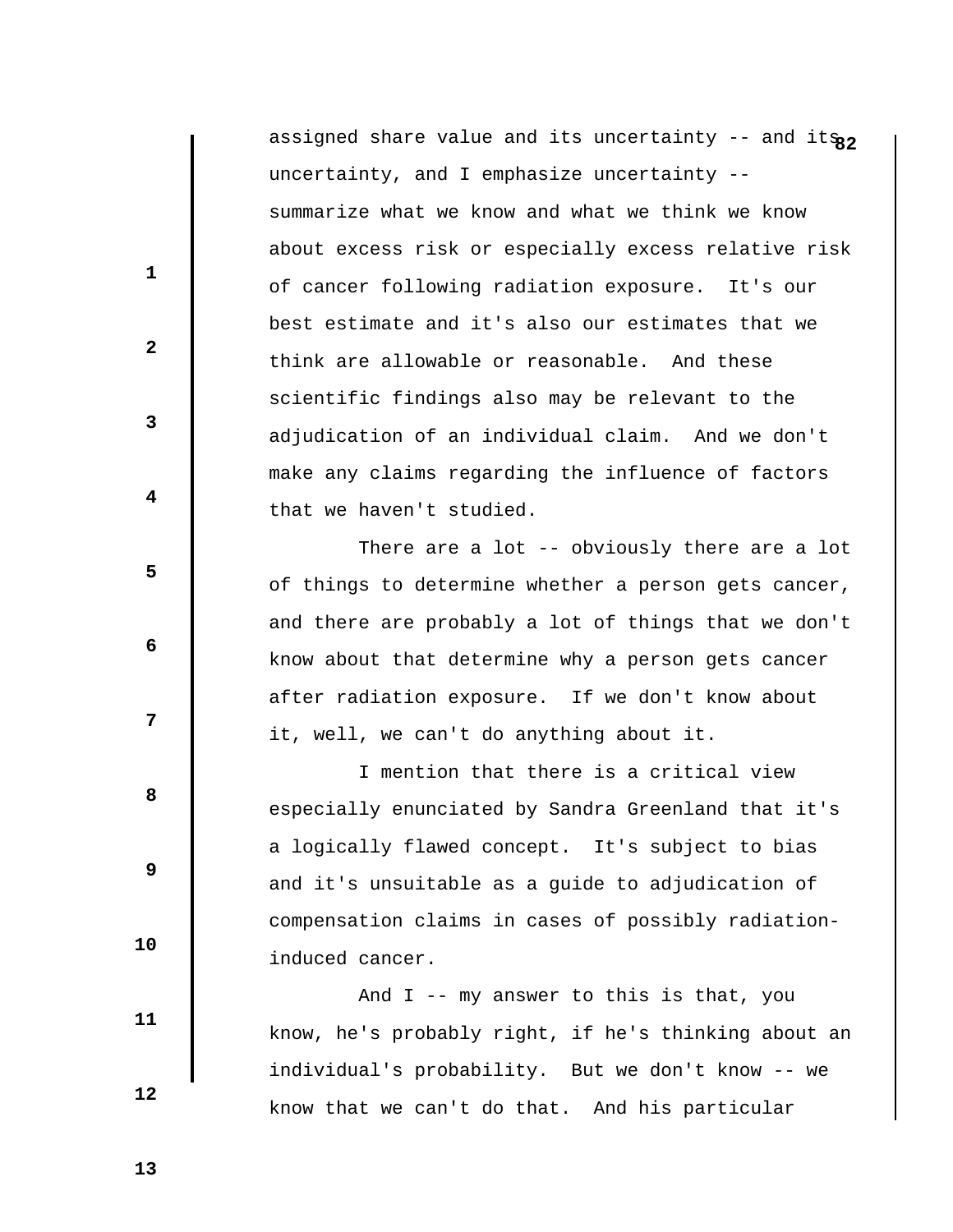assigned share value and its uncertainty -- and its uncertainty, and I emphasize uncertainty -- summarize what we know and what we think we know about excess risk or especially excess relative risk of cancer following radiation exposure. It's our best estimate and it's also our estimates that we think are allowable or reasonable. And these scientific findings also may be relevant to the adjudication of an individual claim. And we don't make any claims regarding the influence of factors that we haven't studied.

There are a lot -- obviously there are a lot of things to determine whether a person gets cancer, and there are probably a lot of things that we don't know about that determine why a person gets cancer after radiation exposure. If we don't know about it, well, we can't do anything about it.

I mention that there is a critical view especially enunciated by Sandra Greenland that it's a logically flawed concept. It's subject to bias and it's unsuitable as a guide to adjudication of compensation claims in cases of possibly radiation-induced cancer.

And I -- my answer to this is that, you know, he's probably right, if he's thinking about an individual's probability. But we don't know -- we know that we can't do that. And his particular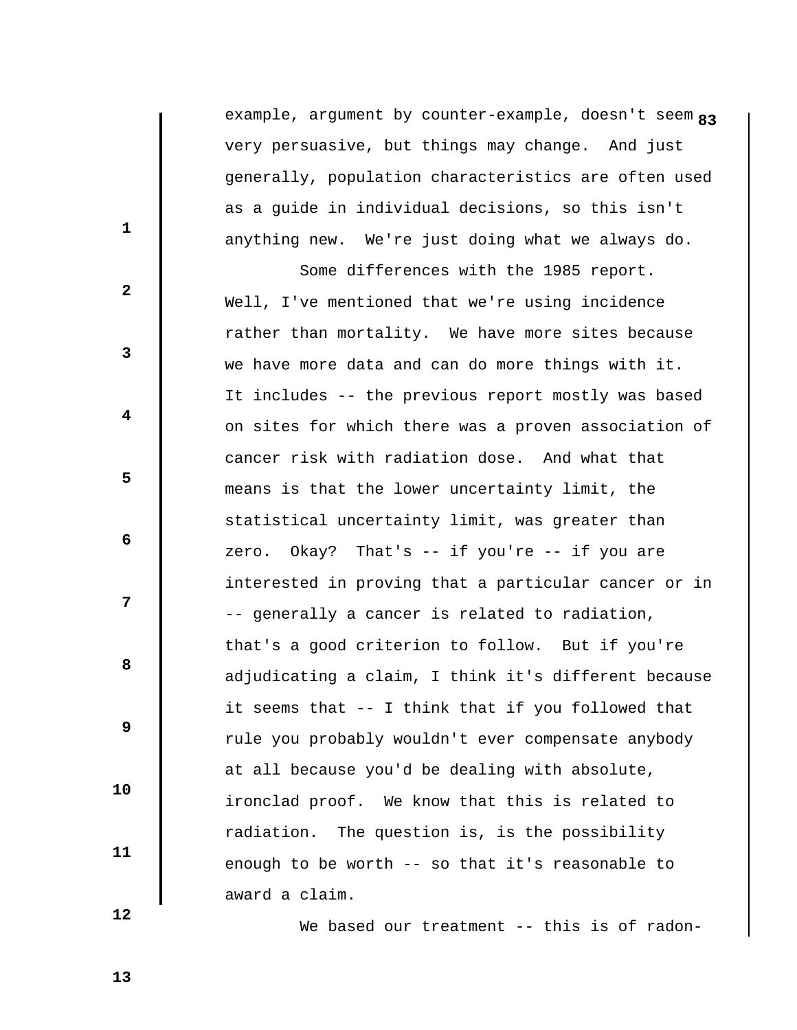example, argument by counter-example, doesn't seem very persuasive, but things may change. And just generally, population characteristics are often used as a guide in individual decisions, so this isn't anything new. We're just doing what we always do.

Some differences with the 1985 report. Well, I've mentioned that we're using incidence rather than mortality. We have more sites because we have more data and can do more things with it. It includes -- the previous report mostly was based on sites for which there was a proven association of cancer risk with radiation dose. And what that means is that the lower uncertainty limit, the statistical uncertainty limit, was greater than zero. Okay? That's -- if you're -- if you are interested in proving that a particular cancer or in -- generally a cancer is related to radiation, that's a good criterion to follow. But if you're adjudicating a claim, I think it's different because it seems that -- I think that if you followed that rule you probably wouldn't ever compensate anybody at all because you'd be dealing with absolute, ironclad proof. We know that this is related to radiation. The question is, is the possibility enough to be worth -- so that it's reasonable to award a claim.

We based our treatment -- this is of radon-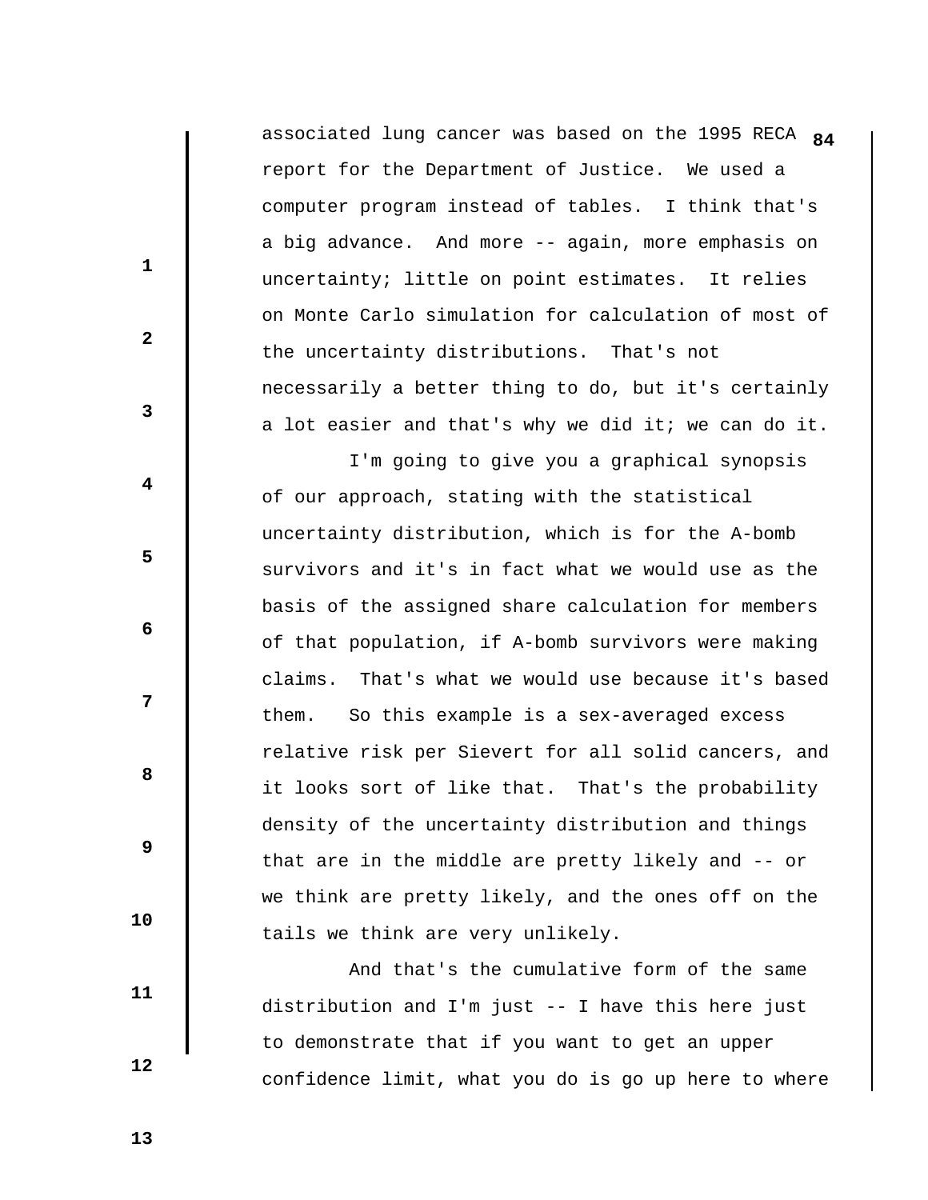associated lung cancer was based on the 1995 RECA report for the Department of Justice. We used a computer program instead of tables. I think that's a big advance. And more -- again, more emphasis on uncertainty; little on point estimates. It relies on Monte Carlo simulation for calculation of most of the uncertainty distributions. That's not necessarily a better thing to do, but it's certainly a lot easier and that's why we did it; we can do it.

I'm going to give you a graphical synopsis of our approach, stating with the statistical uncertainty distribution, which is for the A-bomb survivors and it's in fact what we would use as the basis of the assigned share calculation for members of that population, if A-bomb survivors were making claims. That's what we would use because it's based them. So this example is a sex-averaged excess relative risk per Sievert for all solid cancers, and it looks sort of like that. That's the probability density of the uncertainty distribution and things that are in the middle are pretty likely and -- or we think are pretty likely, and the ones off on the tails we think are very unlikely.

And that's the cumulative form of the same distribution and I'm just -- I have this here just to demonstrate that if you want to get an upper confidence limit, what you do is go up here to where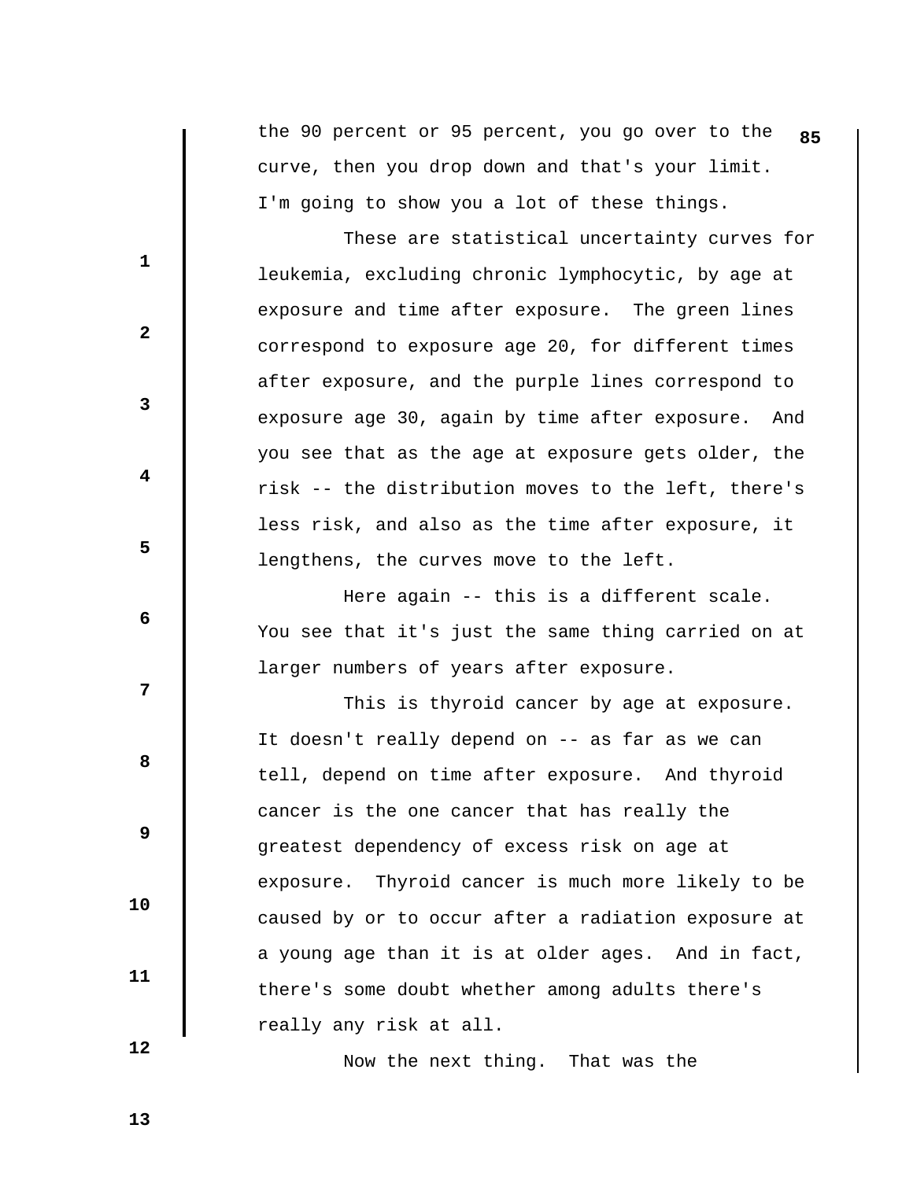the 90 percent or 95 percent, you go over to the curve, then you drop down and that's your limit. I'm going to show you a lot of these things.

These are statistical uncertainty curves for leukemia, excluding chronic lymphocytic, by age at exposure and time after exposure. The green lines correspond to exposure age 20, for different times after exposure, and the purple lines correspond to exposure age 30, again by time after exposure. And you see that as the age at exposure gets older, the risk -- the distribution moves to the left, there's less risk, and also as the time after exposure, it lengthens, the curves move to the left.

Here again -- this is a different scale. You see that it's just the same thing carried on at larger numbers of years after exposure.

This is thyroid cancer by age at exposure. It doesn't really depend on -- as far as we can tell, depend on time after exposure. And thyroid cancer is the one cancer that has really the greatest dependency of excess risk on age at exposure. Thyroid cancer is much more likely to be caused by or to occur after a radiation exposure at a young age than it is at older ages. And in fact, there's some doubt whether among adults there's really any risk at all.

Now the next thing. That was the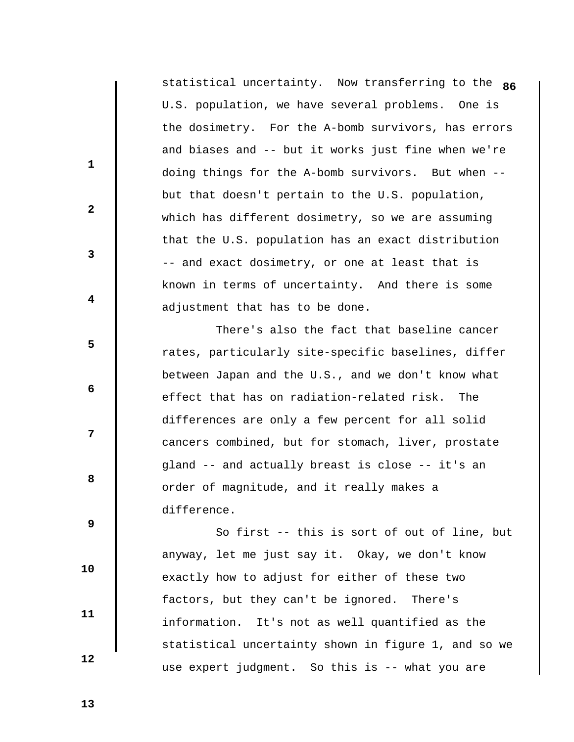statistical uncertainty. Now transferring to the U.S. population, we have several problems. One is the dosimetry. For the A-bomb survivors, has errors and biases and -- but it works just fine when we're doing things for the A-bomb survivors. But when -- but that doesn't pertain to the U.S. population, which has different dosimetry, so we are assuming that the U.S. population has an exact distribution -- and exact dosimetry, or one at least that is known in terms of uncertainty. And there is some adjustment that has to be done.

There's also the fact that baseline cancer rates, particularly site-specific baselines, differ between Japan and the U.S., and we don't know what effect that has on radiation-related risk. The differences are only a few percent for all solid cancers combined, but for stomach, liver, prostate gland -- and actually breast is close -- it's an order of magnitude, and it really makes a difference.

So first -- this is sort of out of line, but anyway, let me just say it. Okay, we don't know exactly how to adjust for either of these two factors, but they can't be ignored. There's information. It's not as well quantified as the statistical uncertainty shown in figure 1, and so we use expert judgment. So this is -- what you are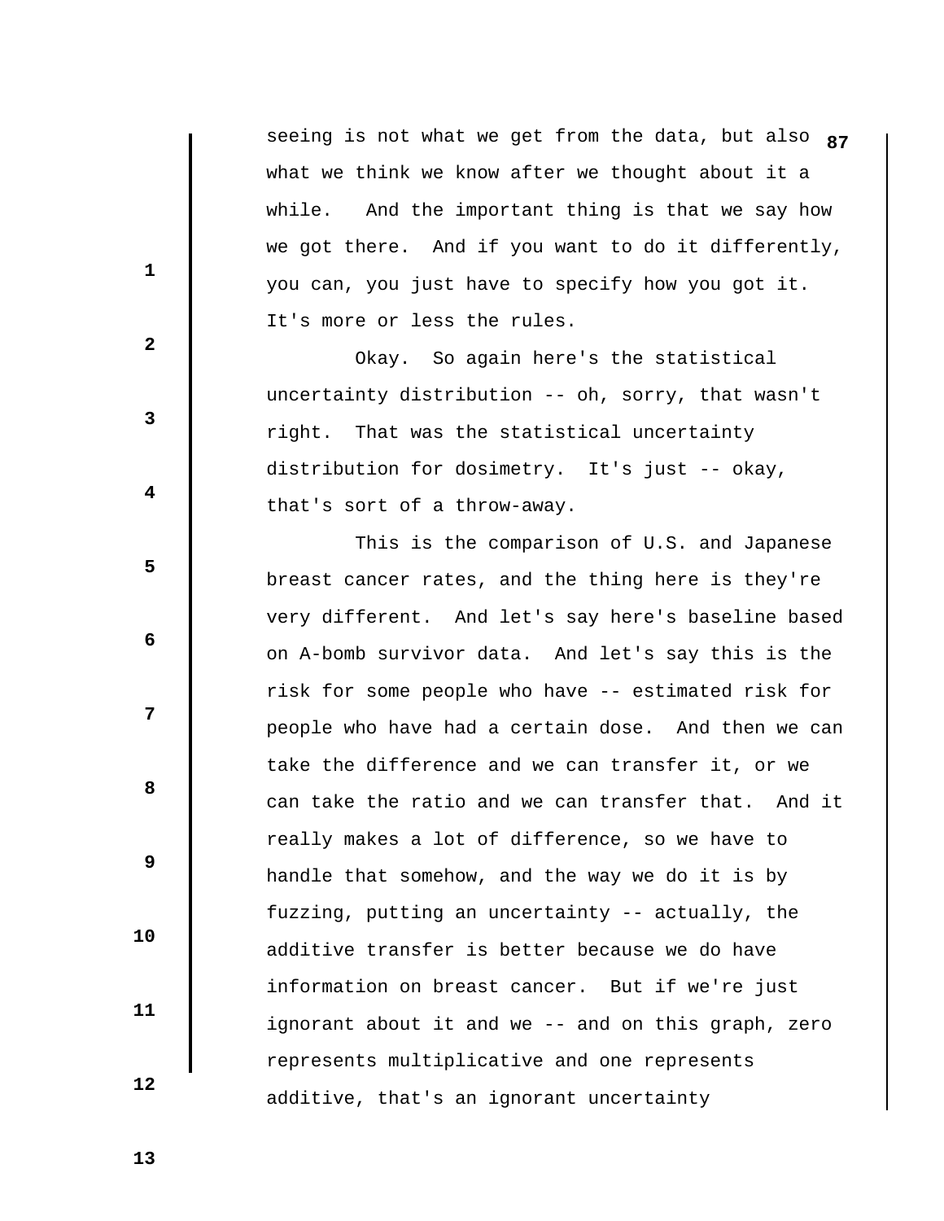seeing is not what we get from the data, but also what we think we know after we thought about it a while. And the important thing is that we say how we got there. And if you want to do it differently, you can, you just have to specify how you got it. It's more or less the rules.

Okay. So again here's the statistical uncertainty distribution -- oh, sorry, that wasn't right. That was the statistical uncertainty distribution for dosimetry. It's just -- okay, that's sort of a throw-away.

This is the comparison of U.S. and Japanese breast cancer rates, and the thing here is they're very different. And let's say here's baseline based on A-bomb survivor data. And let's say this is the risk for some people who have -- estimated risk for people who have had a certain dose. And then we can take the difference and we can transfer it, or we can take the ratio and we can transfer that. And it really makes a lot of difference, so we have to handle that somehow, and the way we do it is by fuzzing, putting an uncertainty -- actually, the additive transfer is better because we do have information on breast cancer. But if we're just ignorant about it and we -- and on this graph, zero represents multiplicative and one represents additive, that's an ignorant uncertainty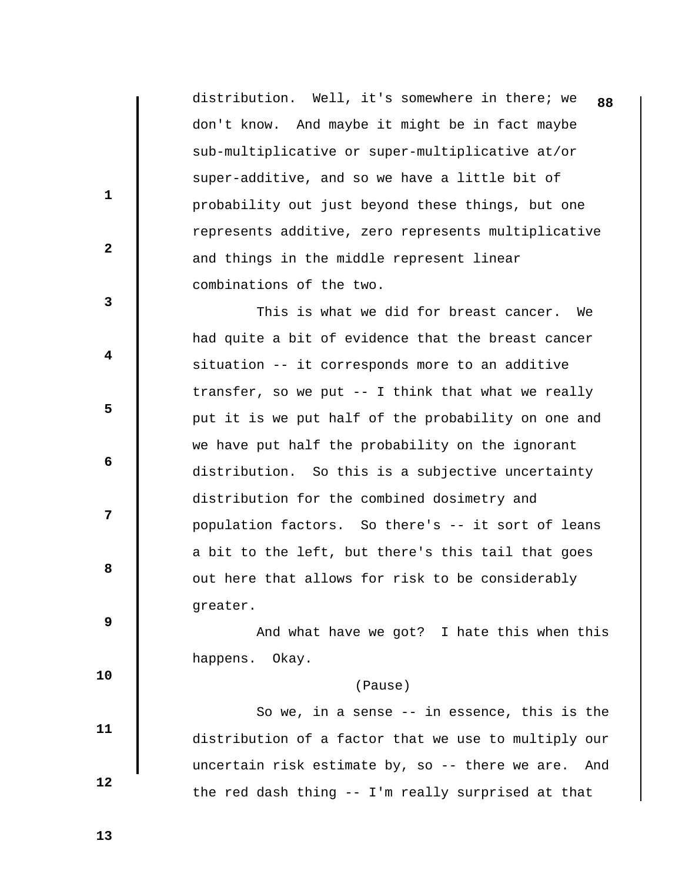distribution. Well, it's somewhere in there; we don't know. And maybe it might be in fact maybe sub-multiplicative or super-multiplicative at/or super-additive, and so we have a little bit of probability out just beyond these things, but one represents additive, zero represents multiplicative and things in the middle represent linear combinations of the two.

This is what we did for breast cancer. We had quite a bit of evidence that the breast cancer situation -- it corresponds more to an additive transfer, so we put -- I think that what we really put it is we put half of the probability on one and we have put half the probability on the ignorant distribution. So this is a subjective uncertainty distribution for the combined dosimetry and population factors. So there's -- it sort of leans a bit to the left, but there's this tail that goes out here that allows for risk to be considerably greater.

And what have we got? I hate this when this happens. Okay.

(Pause)

So we, in a sense -- in essence, this is the distribution of a factor that we use to multiply our uncertain risk estimate by, so -- there we are. And the red dash thing -- I'm really surprised at that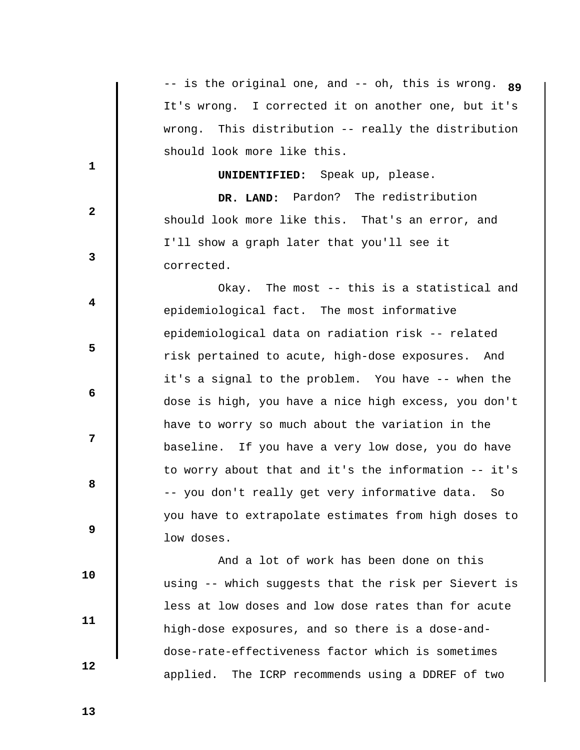-- is the original one, and -- oh, this is wrong. It's wrong. I corrected it on another one, but it's wrong. This distribution -- really the distribution should look more like this.

**UNIDENTIFIED:** Speak up, please.

**DR. LAND:** Pardon? The redistribution should look more like this. That's an error, and I'll show a graph later that you'll see it corrected.

Okay. The most -- this is a statistical and epidemiological fact. The most informative epidemiological data on radiation risk -- related risk pertained to acute, high-dose exposures. And it's a signal to the problem. You have -- when the dose is high, you have a nice high excess, you don't have to worry so much about the variation in the baseline. If you have a very low dose, you do have to worry about that and it's the information -- it's -- you don't really get very informative data. So you have to extrapolate estimates from high doses to low doses.

And a lot of work has been done on this using -- which suggests that the risk per Sievert is less at low doses and low dose rates than for acute high-dose exposures, and so there is a dose-and-dose-rate-effectiveness factor which is sometimes applied. The ICRP recommends using a DDREF of two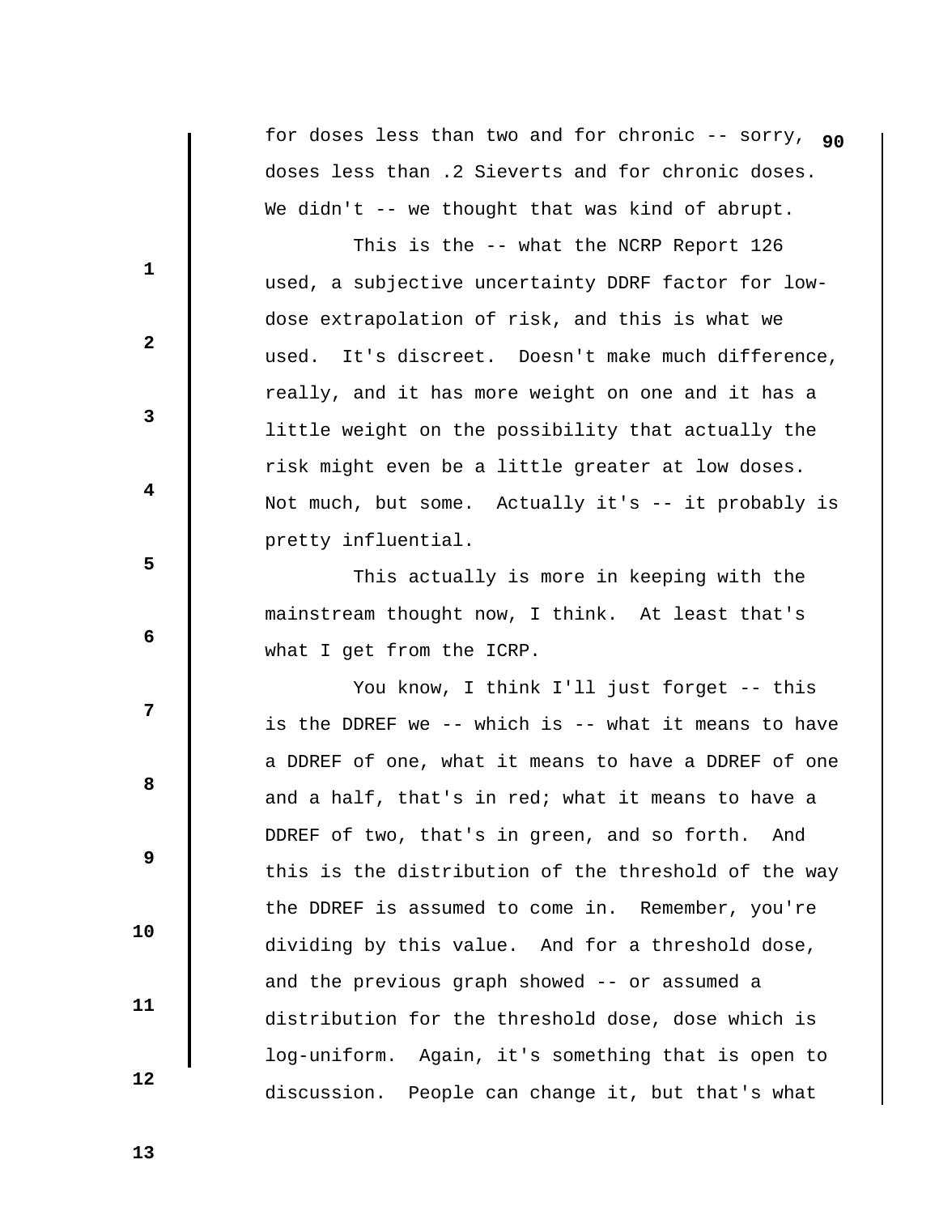for doses less than two and for chronic -- sorry, doses less than .2 Sieverts and for chronic doses. We didn't -- we thought that was kind of abrupt.

This is the -- what the NCRP Report 126 used, a subjective uncertainty DDRF factor for low-dose extrapolation of risk, and this is what we used. It's discreet. Doesn't make much difference, really, and it has more weight on one and it has a little weight on the possibility that actually the risk might even be a little greater at low doses. Not much, but some. Actually it's -- it probably is pretty influential.

This actually is more in keeping with the mainstream thought now, I think. At least that's what I get from the ICRP.

You know, I think I'll just forget -- this is the DDREF we -- which is -- what it means to have a DDREF of one, what it means to have a DDREF of one and a half, that's in red; what it means to have a DDREF of two, that's in green, and so forth. And this is the distribution of the threshold of the way the DDREF is assumed to come in. Remember, you're dividing by this value. And for a threshold dose, and the previous graph showed -- or assumed a distribution for the threshold dose, dose which is log-uniform. Again, it's something that is open to discussion. People can change it, but that's what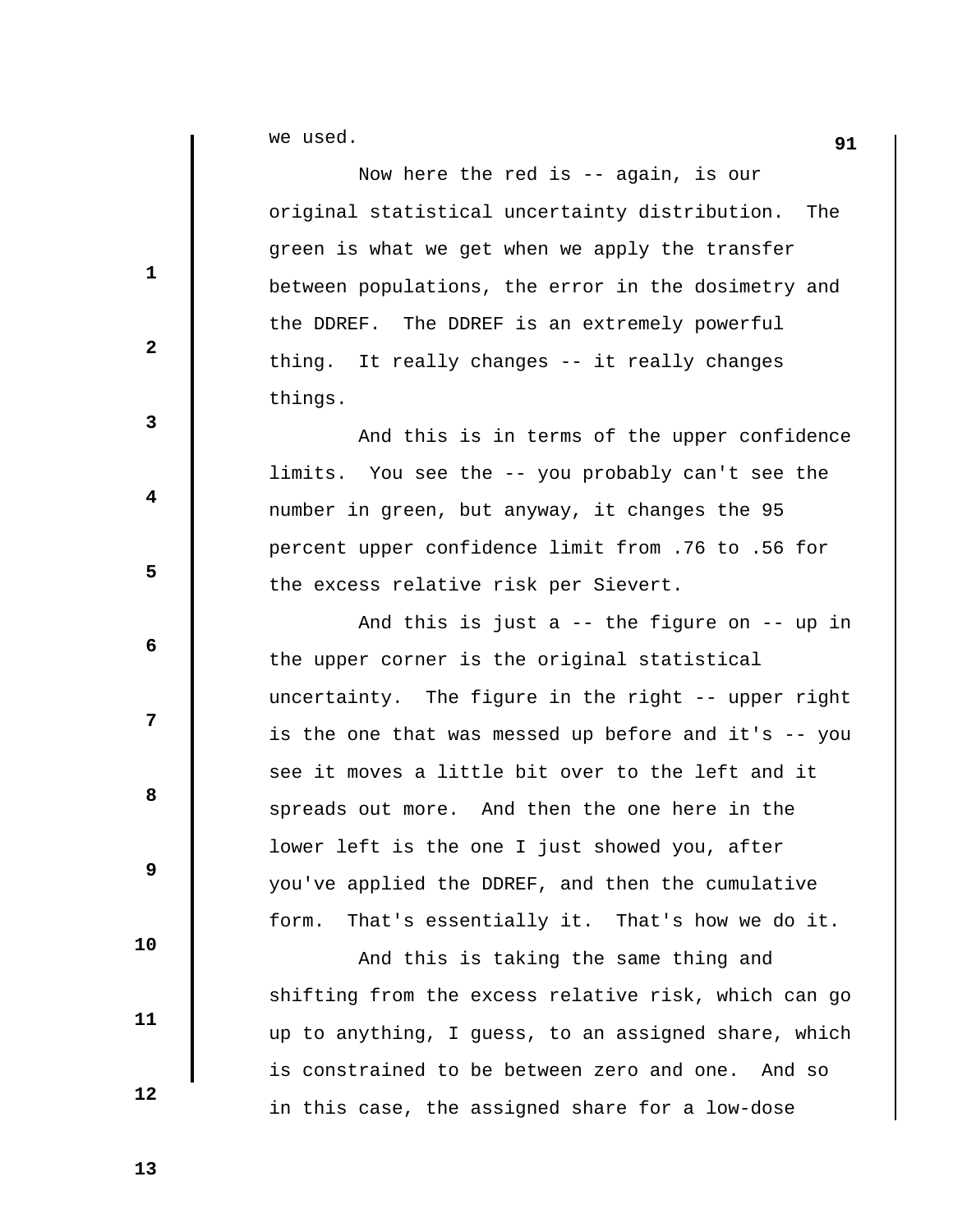we used.

Now here the red is -- again, is our original statistical uncertainty distribution. The green is what we get when we apply the transfer between populations, the error in the dosimetry and the DDREF. The DDREF is an extremely powerful thing. It really changes -- it really changes things.

And this is in terms of the upper confidence limits. You see the -- you probably can't see the number in green, but anyway, it changes the 95 percent upper confidence limit from .76 to .56 for the excess relative risk per Sievert.

And this is just a -- the figure on -- up in the upper corner is the original statistical uncertainty. The figure in the right -- upper right is the one that was messed up before and it's -- you see it moves a little bit over to the left and it spreads out more. And then the one here in the lower left is the one I just showed you, after you've applied the DDREF, and then the cumulative form. That's essentially it. That's how we do it.

And this is taking the same thing and shifting from the excess relative risk, which can go up to anything, I guess, to an assigned share, which is constrained to be between zero and one. And so in this case, the assigned share for a low-dose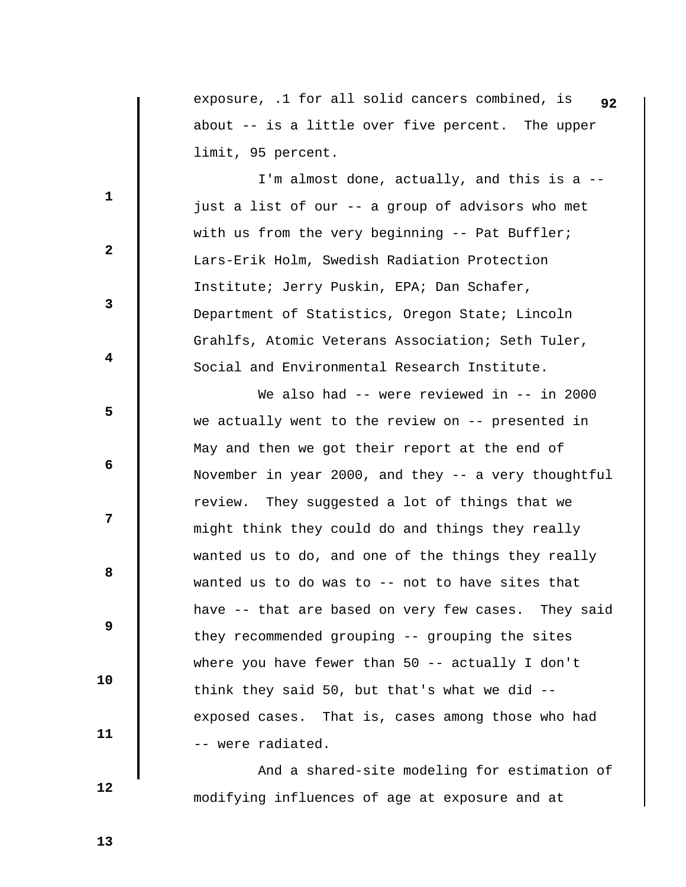exposure, .1 for all solid cancers combined, is about -- is a little over five percent. The upper limit, 95 percent.

I'm almost done, actually, and this is a -- just a list of our -- a group of advisors who met with us from the very beginning -- Pat Buffler; Lars-Erik Holm, Swedish Radiation Protection Institute; Jerry Puskin, EPA; Dan Schafer, Department of Statistics, Oregon State; Lincoln Grahlfs, Atomic Veterans Association; Seth Tuler, Social and Environmental Research Institute.

We also had -- were reviewed in -- in 2000 we actually went to the review on -- presented in May and then we got their report at the end of November in year 2000, and they -- a very thoughtful review. They suggested a lot of things that we might think they could do and things they really wanted us to do, and one of the things they really wanted us to do was to -- not to have sites that have -- that are based on very few cases. They said they recommended grouping -- grouping the sites where you have fewer than 50 -- actually I don't think they said 50, but that's what we did -- exposed cases. That is, cases among those who had -- were radiated.

And a shared-site modeling for estimation of modifying influences of age at exposure and at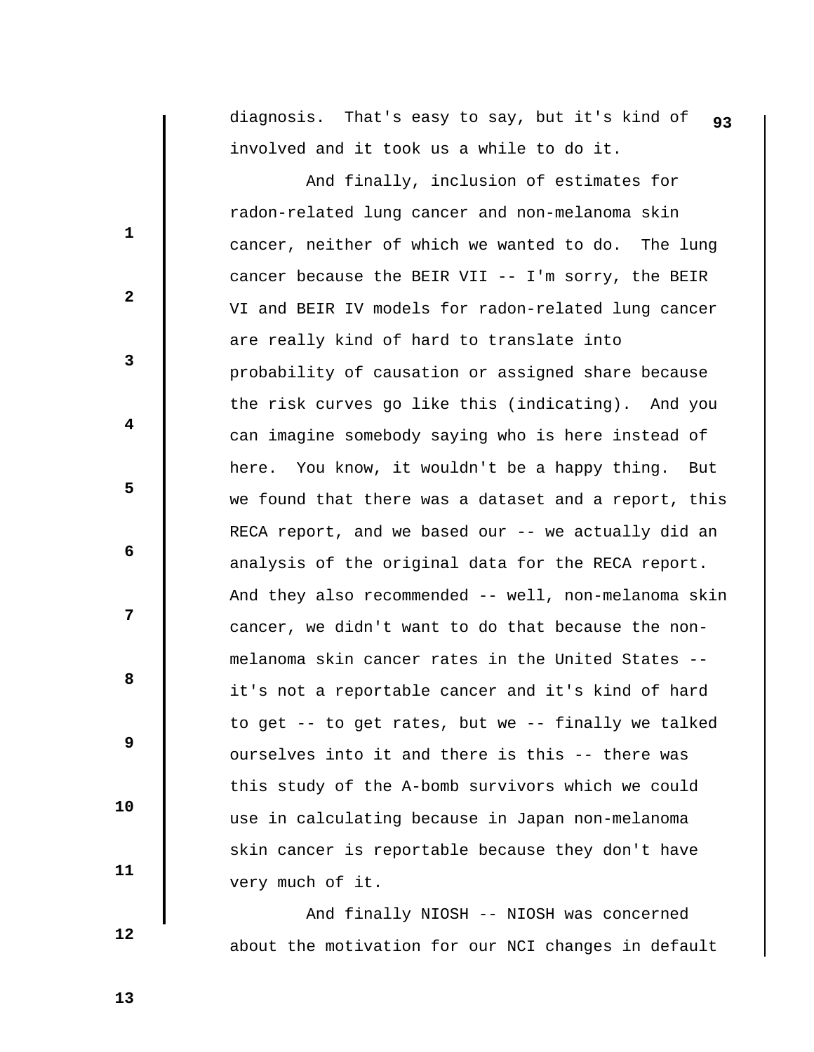diagnosis. That's easy to say, but it's kind of involved and it took us a while to do it.

And finally, inclusion of estimates for radon-related lung cancer and non-melanoma skin cancer, neither of which we wanted to do. The lung cancer because the BEIR VII -- I'm sorry, the BEIR VI and BEIR IV models for radon-related lung cancer are really kind of hard to translate into probability of causation or assigned share because the risk curves go like this (indicating). And you can imagine somebody saying who is here instead of here. You know, it wouldn't be a happy thing. But we found that there was a dataset and a report, this RECA report, and we based our -- we actually did an analysis of the original data for the RECA report. And they also recommended -- well, non-melanoma skin cancer, we didn't want to do that because the non-melanoma skin cancer rates in the United States -- it's not a reportable cancer and it's kind of hard to get -- to get rates, but we -- finally we talked ourselves into it and there is this -- there was this study of the A-bomb survivors which we could use in calculating because in Japan non-melanoma skin cancer is reportable because they don't have very much of it.

And finally NIOSH -- NIOSH was concerned about the motivation for our NCI changes in default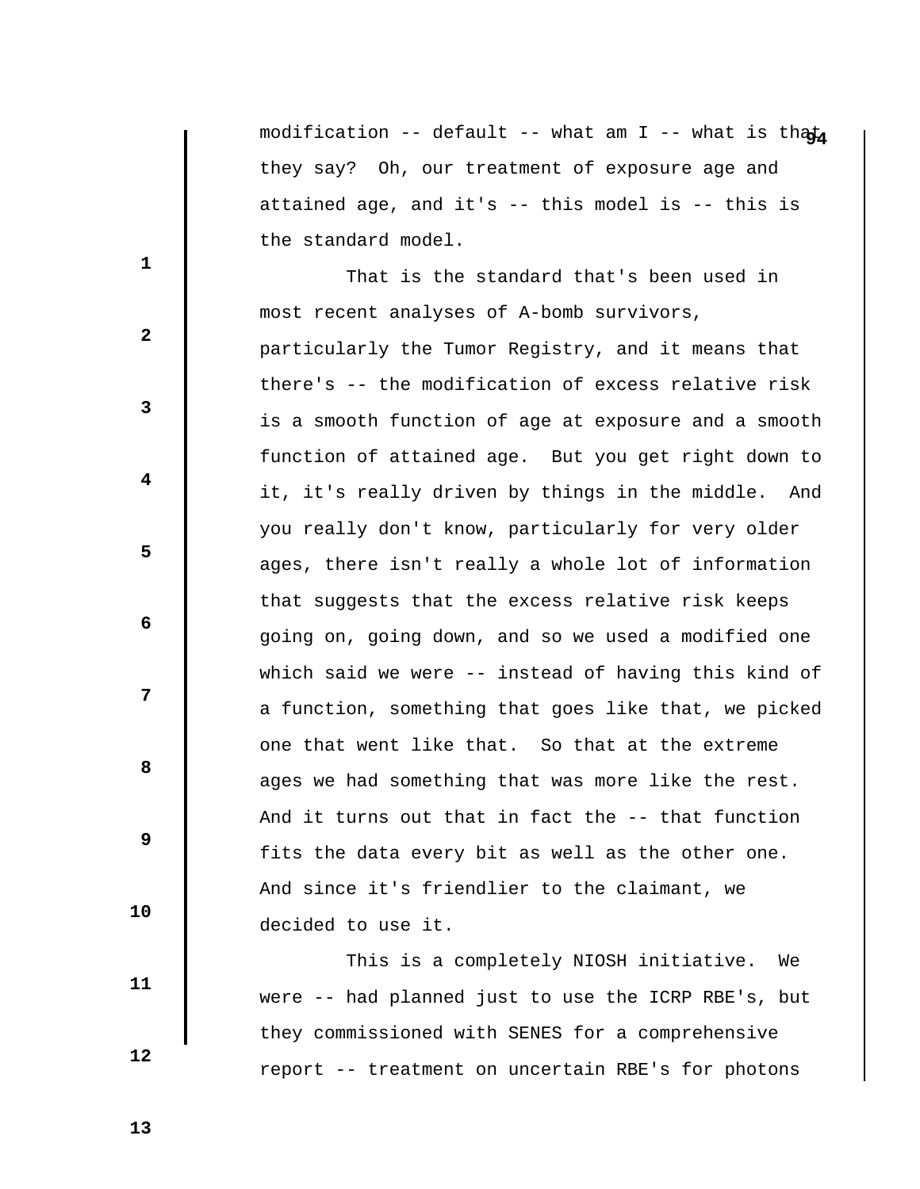modification -- default -- what am I -- what is that they say? Oh, our treatment of exposure age and attained age, and it's -- this model is -- this is the standard model.

That is the standard that's been used in most recent analyses of A-bomb survivors, particularly the Tumor Registry, and it means that there's -- the modification of excess relative risk is a smooth function of age at exposure and a smooth function of attained age. But you get right down to it, it's really driven by things in the middle. And you really don't know, particularly for very older ages, there isn't really a whole lot of information that suggests that the excess relative risk keeps going on, going down, and so we used a modified one which said we were -- instead of having this kind of a function, something that goes like that, we picked one that went like that. So that at the extreme ages we had something that was more like the rest. And it turns out that in fact the -- that function fits the data every bit as well as the other one. And since it's friendlier to the claimant, we decided to use it.

This is a completely NIOSH initiative. We were -- had planned just to use the ICRP RBE's, but they commissioned with SENES for a comprehensive report -- treatment on uncertain RBE's for photons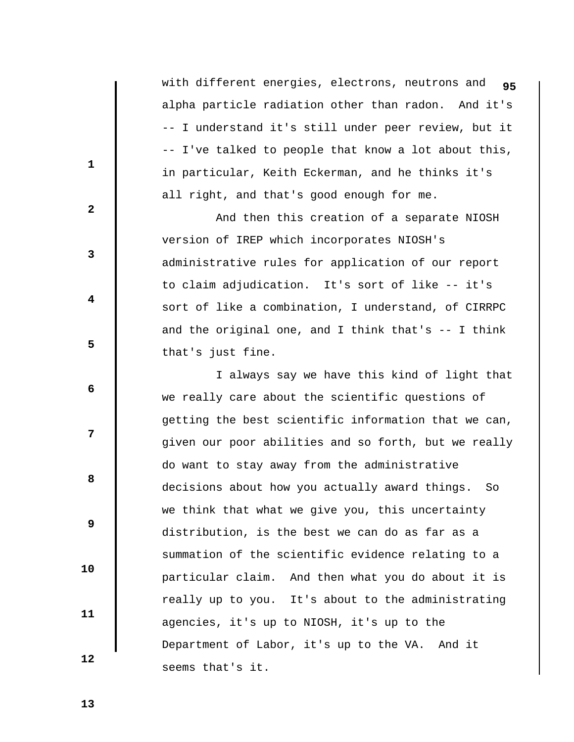with different energies, electrons, neutrons and alpha particle radiation other than radon. And it's -- I understand it's still under peer review, but it -- I've talked to people that know a lot about this, in particular, Keith Eckerman, and he thinks it's all right, and that's good enough for me.

And then this creation of a separate NIOSH version of IREP which incorporates NIOSH's administrative rules for application of our report to claim adjudication. It's sort of like -- it's sort of like a combination, I understand, of CIRRPC and the original one, and I think that's -- I think that's just fine.

I always say we have this kind of light that we really care about the scientific questions of getting the best scientific information that we can, given our poor abilities and so forth, but we really do want to stay away from the administrative decisions about how you actually award things. So we think that what we give you, this uncertainty distribution, is the best we can do as far as a summation of the scientific evidence relating to a particular claim. And then what you do about it is really up to you. It's about to the administrating agencies, it's up to NIOSH, it's up to the Department of Labor, it's up to the VA. And it seems that's it.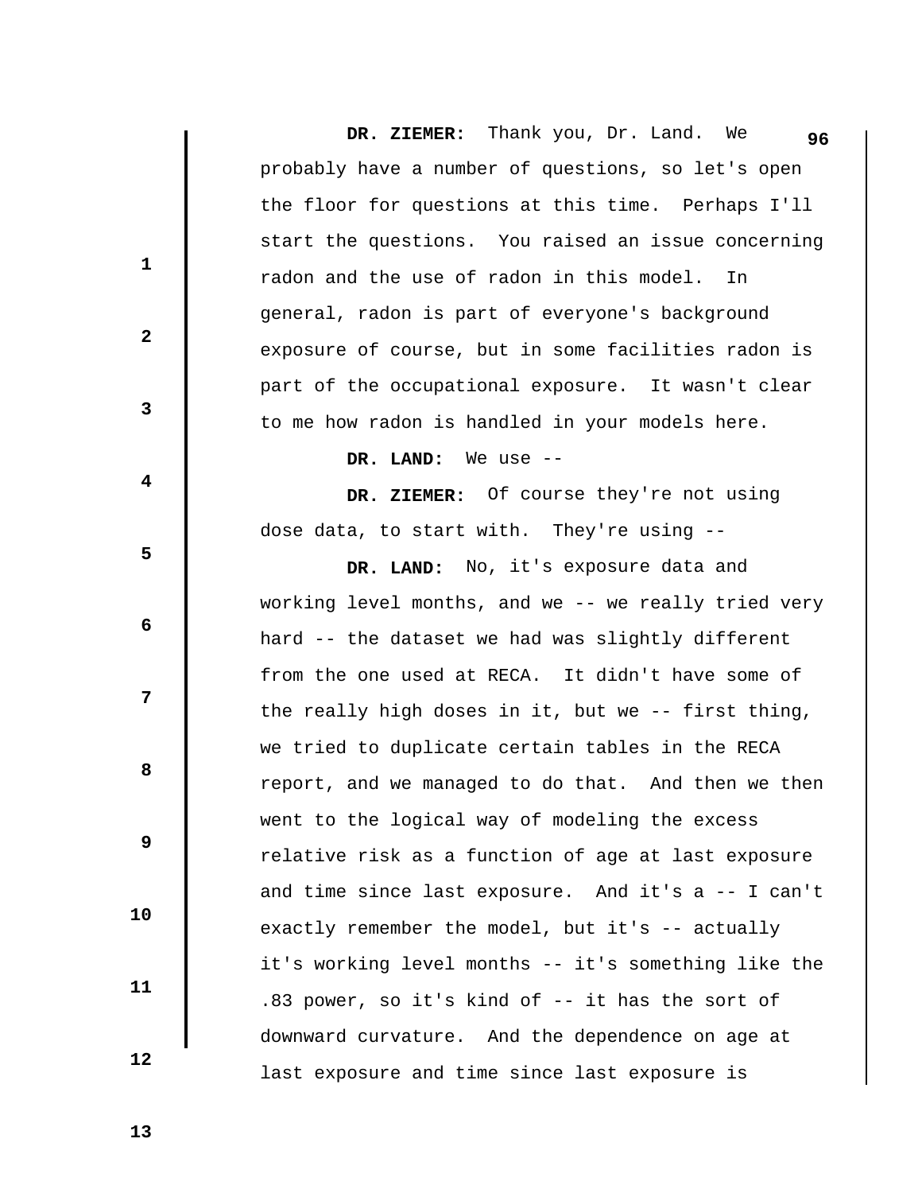**DR. ZIEMER:** Thank you, Dr. Land. We probably have a number of questions, so let's open the floor for questions at this time. Perhaps I'll start the questions. You raised an issue concerning radon and the use of radon in this model. In general, radon is part of everyone's background exposure of course, but in some facilities radon is part of the occupational exposure. It wasn't clear to me how radon is handled in your models here.

**DR. LAND:** We use --

**DR. ZIEMER:** Of course they're not using dose data, to start with. They're using --

**DR. LAND:** No, it's exposure data and working level months, and we -- we really tried very hard -- the dataset we had was slightly different from the one used at RECA. It didn't have some of the really high doses in it, but we -- first thing, we tried to duplicate certain tables in the RECA report, and we managed to do that. And then we then went to the logical way of modeling the excess relative risk as a function of age at last exposure and time since last exposure. And it's a -- I can't exactly remember the model, but it's -- actually it's working level months -- it's something like the .83 power, so it's kind of -- it has the sort of downward curvature. And the dependence on age at last exposure and time since last exposure is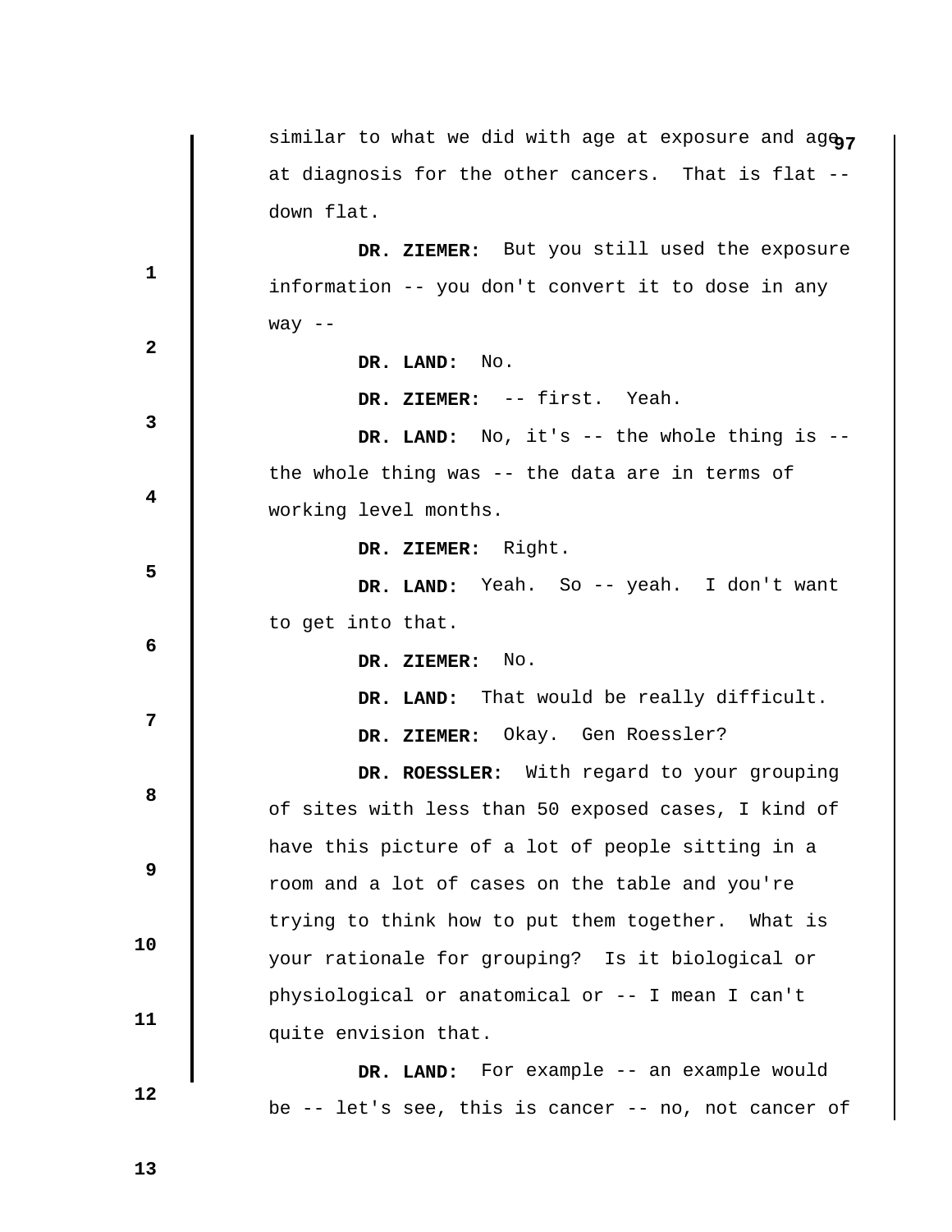similar to what we did with age at exposure and age at diagnosis for the other cancers. That is flat -- down flat.

**DR. ZIEMER:** But you still used the exposure information -- you don't convert it to dose in any way --

**DR. LAND:** No.

**DR. ZIEMER:** -- first. Yeah.

**DR. LAND:** No, it's -- the whole thing is -- the whole thing was -- the data are in terms of working level months.

**DR. ZIEMER:** Right.

**DR. LAND:** Yeah. So -- yeah. I don't want to get into that.

**DR. ZIEMER:** No.

**DR. LAND:** That would be really difficult.

**DR. ZIEMER:** Okay. Gen Roessler?

**DR. ROESSLER:** With regard to your grouping of sites with less than 50 exposed cases, I kind of have this picture of a lot of people sitting in a room and a lot of cases on the table and you're trying to think how to put them together. What is your rationale for grouping? Is it biological or physiological or anatomical or -- I mean I can't quite envision that.

**DR. LAND:** For example -- an example would be -- let's see, this is cancer -- no, not cancer of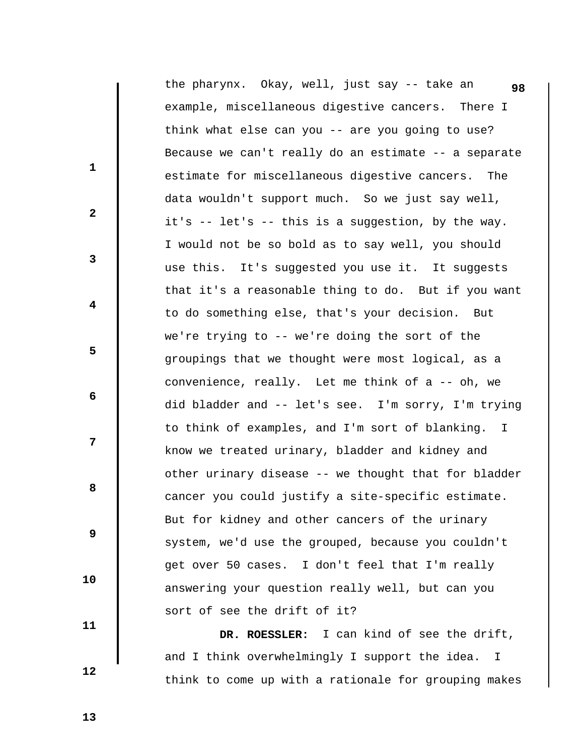the pharynx. Okay, well, just say -- take an example, miscellaneous digestive cancers. There I think what else can you -- are you going to use? Because we can't really do an estimate -- a separate estimate for miscellaneous digestive cancers. The data wouldn't support much. So we just say well, it's -- let's -- this is a suggestion, by the way. I would not be so bold as to say well, you should use this. It's suggested you use it. It suggests that it's a reasonable thing to do. But if you want to do something else, that's your decision. But we're trying to -- we're doing the sort of the groupings that we thought were most logical, as a convenience, really. Let me think of a -- oh, we did bladder and -- let's see. I'm sorry, I'm trying to think of examples, and I'm sort of blanking. I know we treated urinary, bladder and kidney and other urinary disease -- we thought that for bladder cancer you could justify a site-specific estimate. But for kidney and other cancers of the urinary system, we'd use the grouped, because you couldn't get over 50 cases. I don't feel that I'm really answering your question really well, but can you sort of see the drift of it?

**DR. ROESSLER:** I can kind of see the drift, and I think overwhelmingly I support the idea. I think to come up with a rationale for grouping makes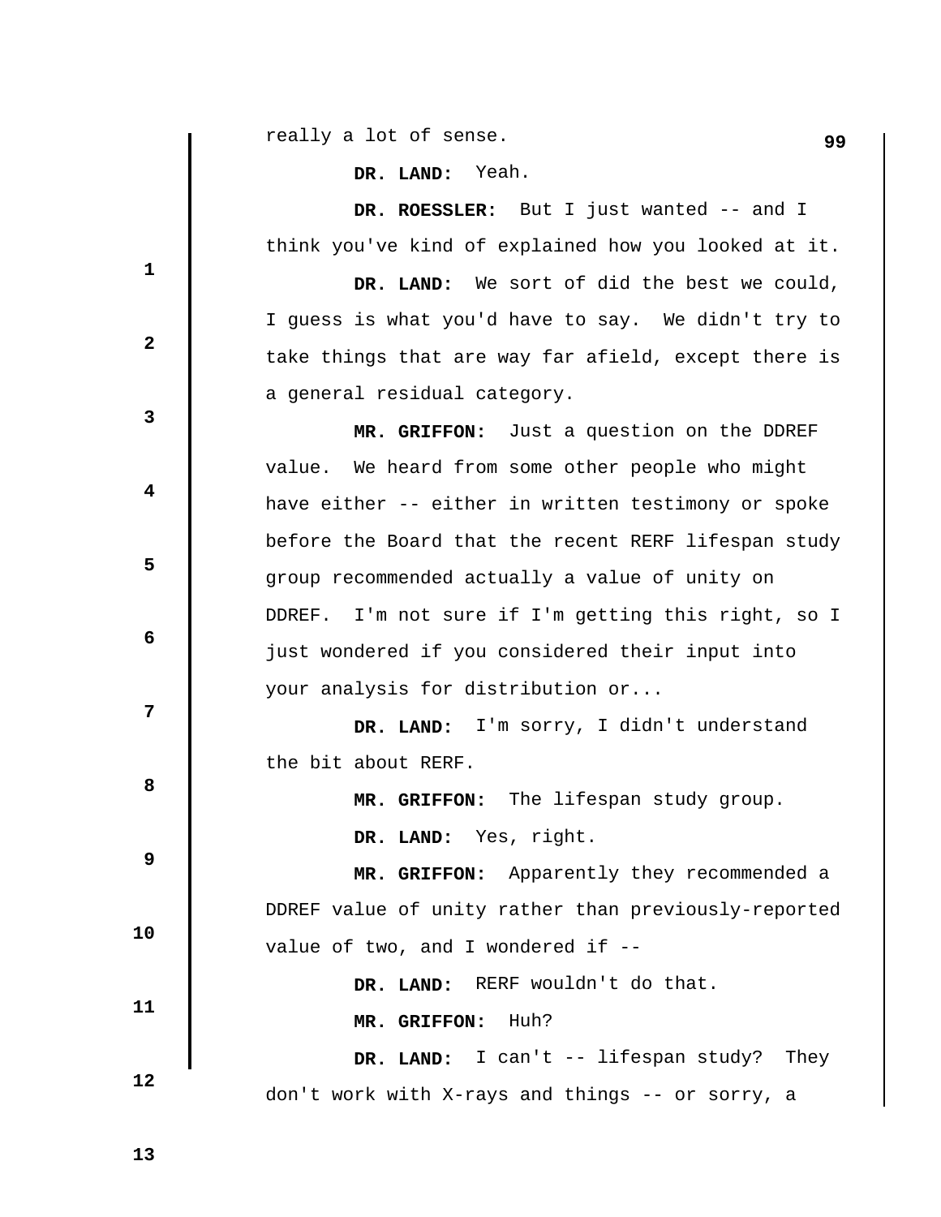really a lot of sense.

**DR. LAND:** Yeah.

**DR. ROESSLER:** But I just wanted -- and I think you've kind of explained how you looked at it.

**DR. LAND:** We sort of did the best we could, I guess is what you'd have to say. We didn't try to take things that are way far afield, except there is a general residual category.

**MR. GRIFFON:** Just a question on the DDREF value. We heard from some other people who might have either -- either in written testimony or spoke before the Board that the recent RERF lifespan study group recommended actually a value of unity on DDREF. I'm not sure if I'm getting this right, so I just wondered if you considered their input into your analysis for distribution or...

**DR. LAND:** I'm sorry, I didn't understand the bit about RERF.

**MR. GRIFFON:** The lifespan study group.

**DR. LAND:** Yes, right.

**MR. GRIFFON:** Apparently they recommended a DDREF value of unity rather than previously-reported value of two, and I wondered if --

**DR. LAND:** RERF wouldn't do that.

**MR. GRIFFON:** Huh?

**DR. LAND:** I can't -- lifespan study? They don't work with X-rays and things -- or sorry, a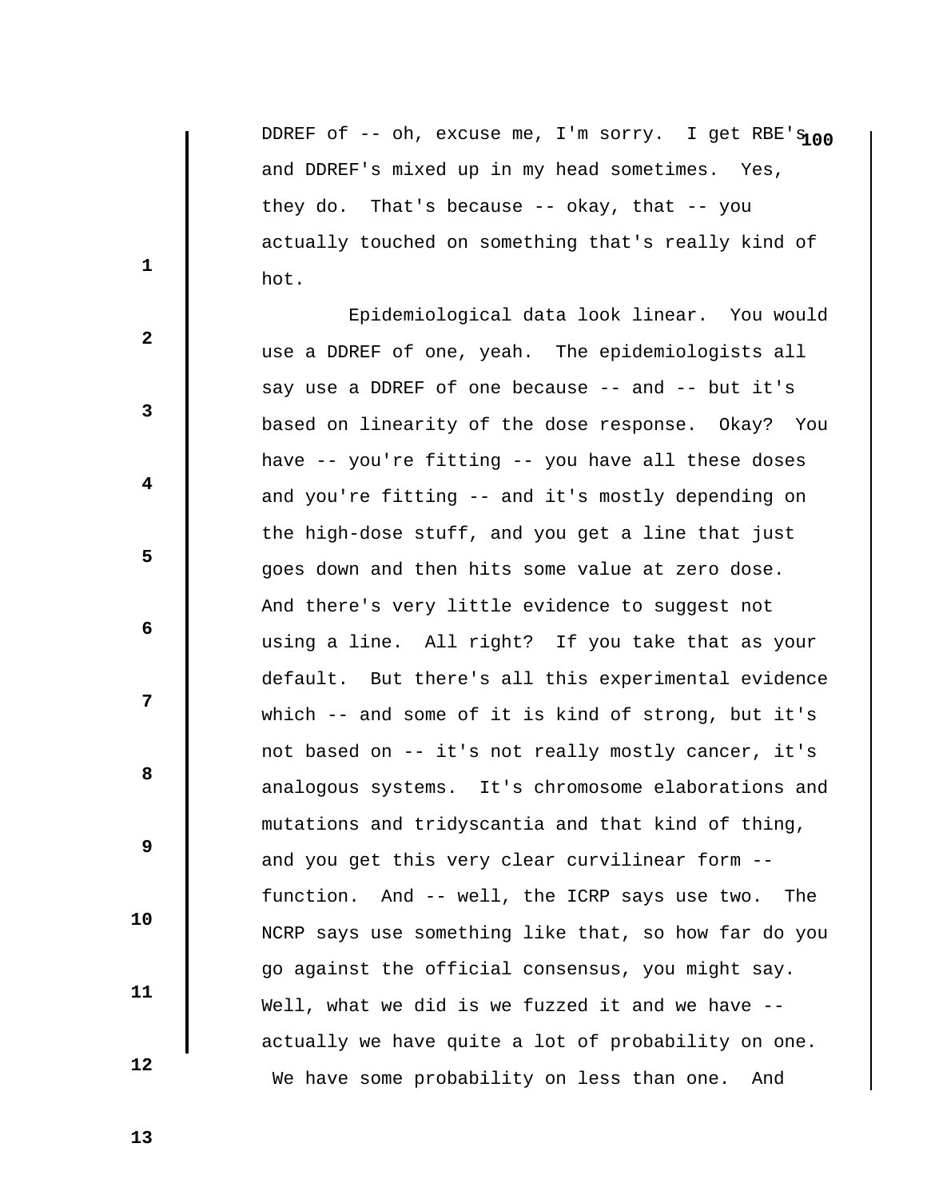DDREF of -- oh, excuse me, I'm sorry. I get RBE's and DDREF's mixed up in my head sometimes. Yes, they do. That's because -- okay, that -- you actually touched on something that's really kind of hot.

Epidemiological data look linear. You would use a DDREF of one, yeah. The epidemiologists all say use a DDREF of one because -- and -- but it's based on linearity of the dose response. Okay? You have -- you're fitting -- you have all these doses and you're fitting -- and it's mostly depending on the high-dose stuff, and you get a line that just goes down and then hits some value at zero dose. And there's very little evidence to suggest not using a line. All right? If you take that as your default. But there's all this experimental evidence which -- and some of it is kind of strong, but it's not based on -- it's not really mostly cancer, it's analogous systems. It's chromosome elaborations and mutations and tridyscantia and that kind of thing, and you get this very clear curvilinear form -- function. And -- well, the ICRP says use two. The NCRP says use something like that, so how far do you go against the official consensus, you might say. Well, what we did is we fuzzed it and we have -- actually we have quite a lot of probability on one. We have some probability on less than one. And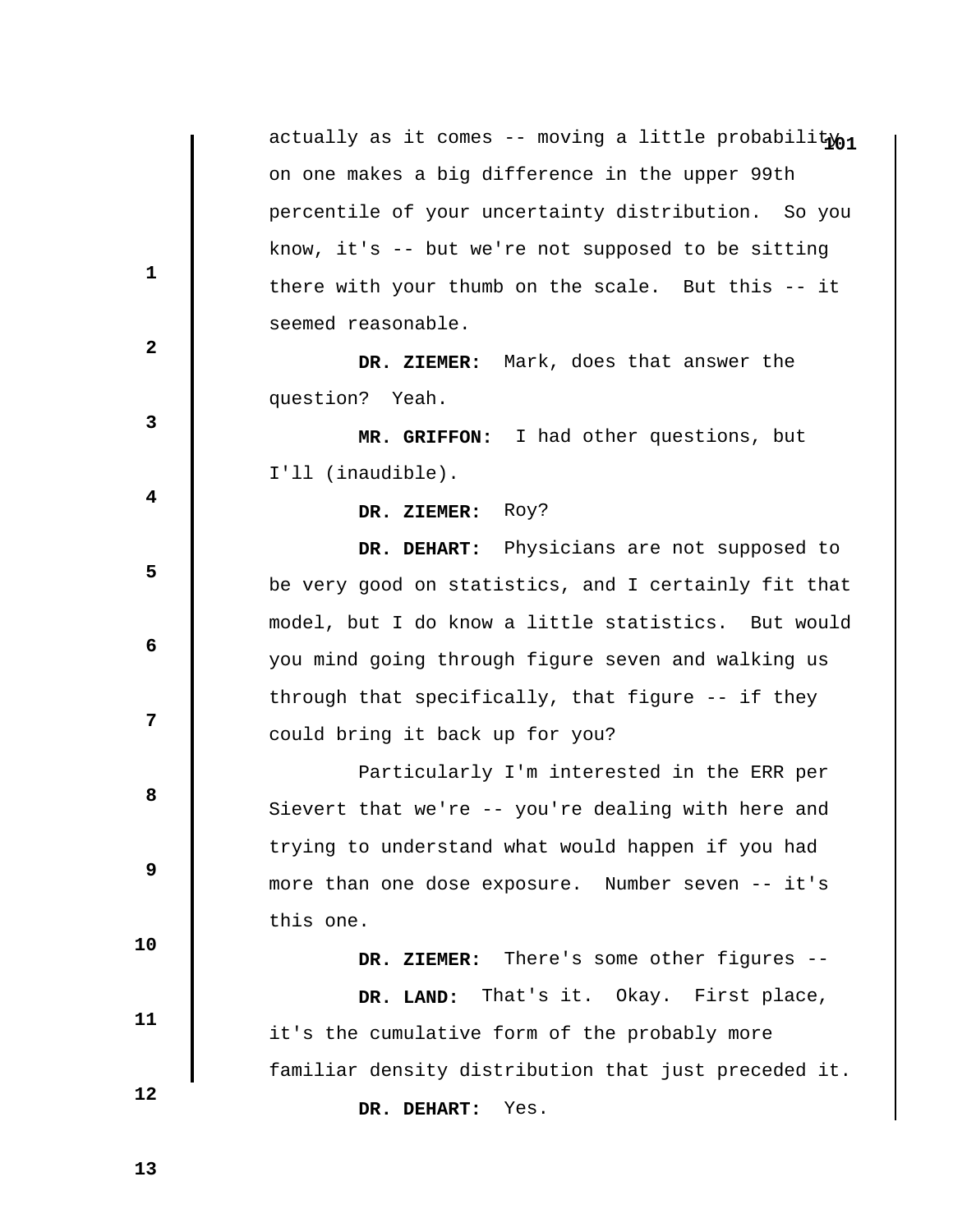actually as it comes -- moving a little probability on one makes a big difference in the upper 99th percentile of your uncertainty distribution. So you know, it's -- but we're not supposed to be sitting there with your thumb on the scale. But this -- it seemed reasonable.

**DR. ZIEMER:** Mark, does that answer the question? Yeah.

**MR. GRIFFON:** I had other questions, but I'll (inaudible).

**DR. ZIEMER:** Roy?

**DR. DEHART:** Physicians are not supposed to be very good on statistics, and I certainly fit that model, but I do know a little statistics. But would you mind going through figure seven and walking us through that specifically, that figure -- if they could bring it back up for you?

Particularly I'm interested in the ERR per Sievert that we're -- you're dealing with here and trying to understand what would happen if you had more than one dose exposure. Number seven -- it's this one.

**DR. ZIEMER:** There's some other figures --

**DR. LAND:** That's it. Okay. First place, it's the cumulative form of the probably more familiar density distribution that just preceded it.

**DR. DEHART:** Yes.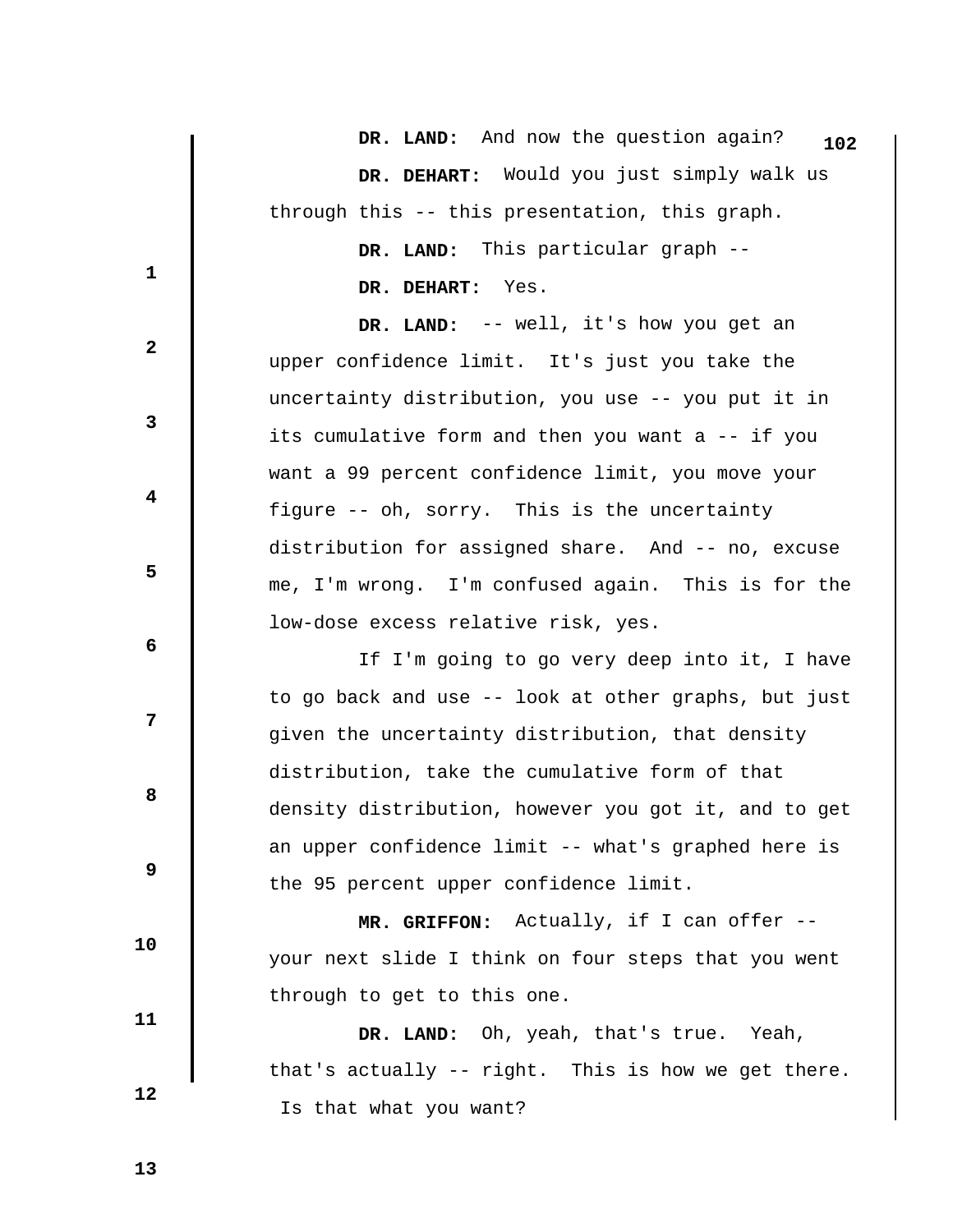**DR. LAND:** And now the question again?

**DR. DEHART:** Would you just simply walk us through this -- this presentation, this graph.

**DR. LAND:** This particular graph --

**DR. DEHART:** Yes.

**DR. LAND:** -- well, it's how you get an upper confidence limit. It's just you take the uncertainty distribution, you use -- you put it in its cumulative form and then you want a -- if you want a 99 percent confidence limit, you move your figure -- oh, sorry. This is the uncertainty distribution for assigned share. And -- no, excuse me, I'm wrong. I'm confused again. This is for the low-dose excess relative risk, yes.

If I'm going to go very deep into it, I have to go back and use -- look at other graphs, but just given the uncertainty distribution, that density distribution, take the cumulative form of that density distribution, however you got it, and to get an upper confidence limit -- what's graphed here is the 95 percent upper confidence limit.

**MR. GRIFFON:** Actually, if I can offer -- your next slide I think on four steps that you went through to get to this one.

**DR. LAND:** Oh, yeah, that's true. Yeah, that's actually -- right. This is how we get there. Is that what you want?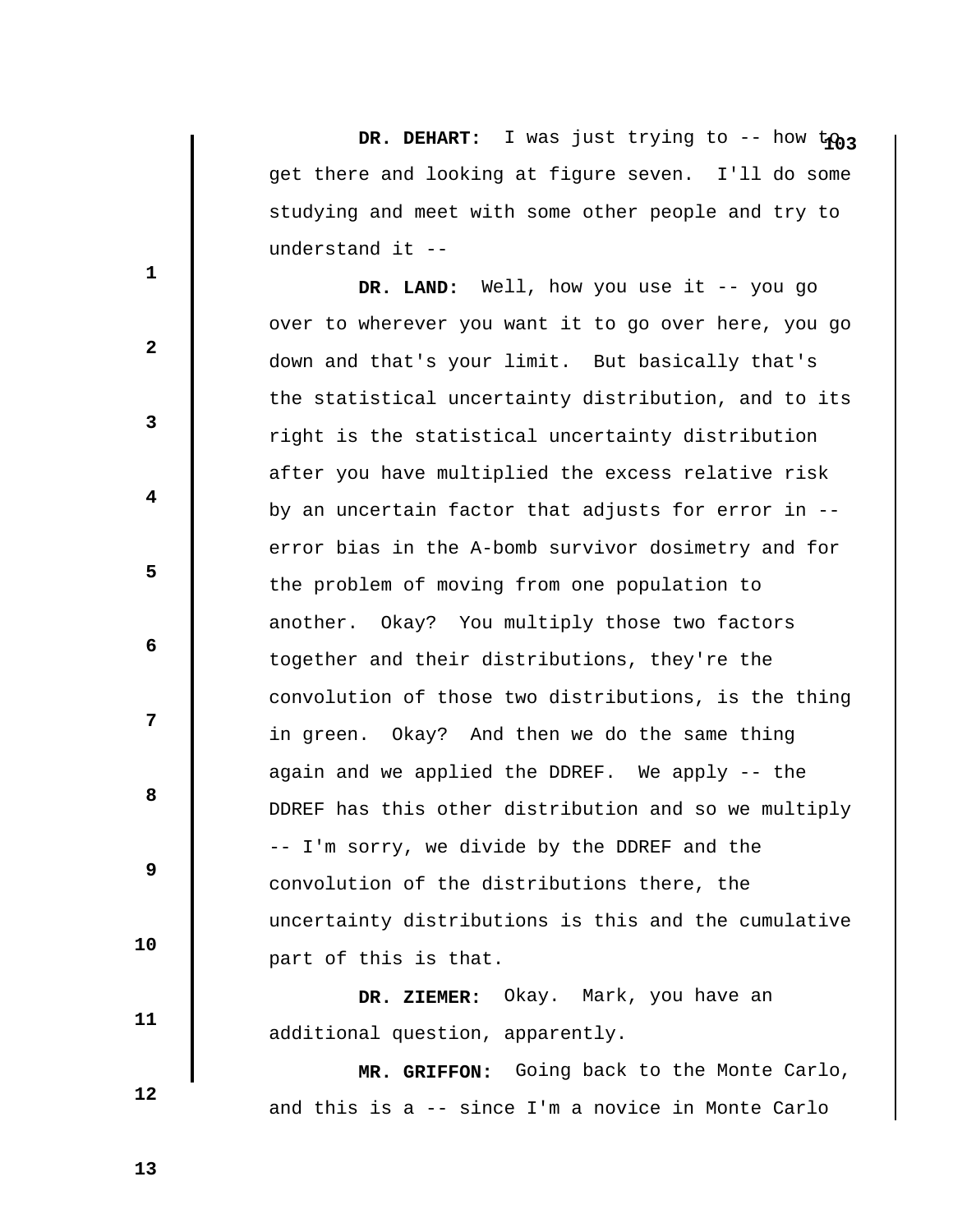**DR. DEHART:** I was just trying to -- how to get there and looking at figure seven. I'll do some studying and meet with some other people and try to understand it --

**DR. LAND:** Well, how you use it -- you go over to wherever you want it to go over here, you go down and that's your limit. But basically that's the statistical uncertainty distribution, and to its right is the statistical uncertainty distribution after you have multiplied the excess relative risk by an uncertain factor that adjusts for error in -- error bias in the A-bomb survivor dosimetry and for the problem of moving from one population to another. Okay? You multiply those two factors together and their distributions, they're the convolution of those two distributions, is the thing in green. Okay? And then we do the same thing again and we applied the DDREF. We apply -- the DDREF has this other distribution and so we multiply -- I'm sorry, we divide by the DDREF and the convolution of the distributions there, the uncertainty distributions is this and the cumulative part of this is that.

**DR. ZIEMER:** Okay. Mark, you have an additional question, apparently.

**MR. GRIFFON:** Going back to the Monte Carlo, and this is a -- since I'm a novice in Monte Carlo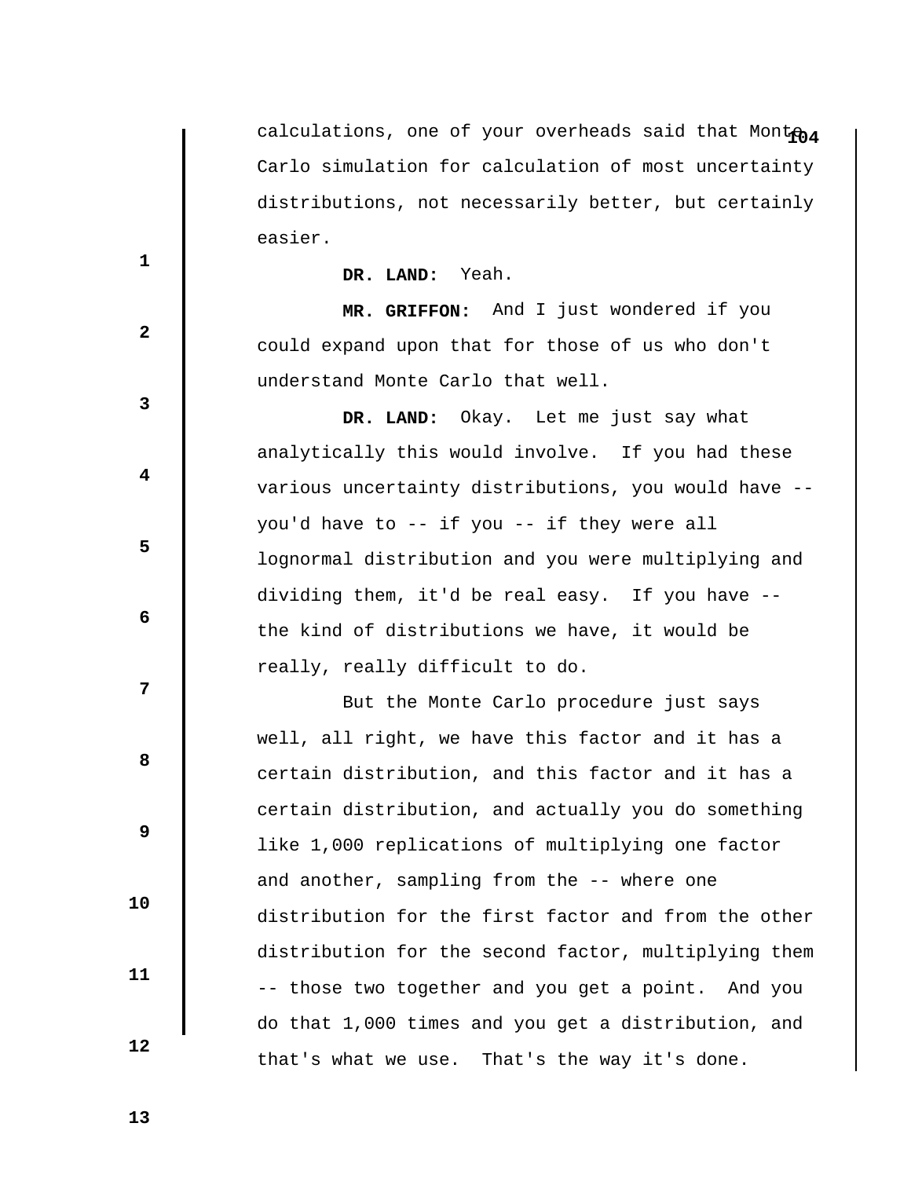calculations, one of your overheads said that Monte Carlo simulation for calculation of most uncertainty distributions, not necessarily better, but certainly easier.

**DR. LAND:** Yeah.

**MR. GRIFFON:** And I just wondered if you could expand upon that for those of us who don't understand Monte Carlo that well.

**DR. LAND:** Okay. Let me just say what analytically this would involve. If you had these various uncertainty distributions, you would have -- you'd have to -- if you -- if they were all lognormal distribution and you were multiplying and dividing them, it'd be real easy. If you have -- the kind of distributions we have, it would be really, really difficult to do.

But the Monte Carlo procedure just says well, all right, we have this factor and it has a certain distribution, and this factor and it has a certain distribution, and actually you do something like 1,000 replications of multiplying one factor and another, sampling from the -- where one distribution for the first factor and from the other distribution for the second factor, multiplying them -- those two together and you get a point. And you do that 1,000 times and you get a distribution, and that's what we use. That's the way it's done.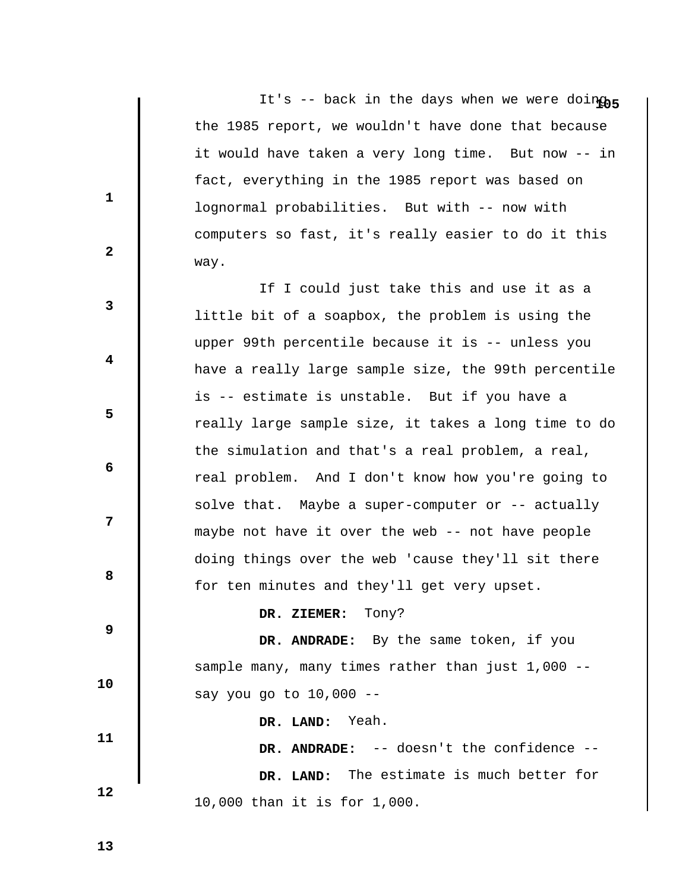It's -- back in the days when we were doing the 1985 report, we wouldn't have done that because it would have taken a very long time. But now -- in fact, everything in the 1985 report was based on lognormal probabilities. But with -- now with computers so fast, it's really easier to do it this way.

If I could just take this and use it as a little bit of a soapbox, the problem is using the upper 99th percentile because it is -- unless you have a really large sample size, the 99th percentile is -- estimate is unstable. But if you have a really large sample size, it takes a long time to do the simulation and that's a real problem, a real, real problem. And I don't know how you're going to solve that. Maybe a super-computer or -- actually maybe not have it over the web -- not have people doing things over the web 'cause they'll sit there for ten minutes and they'll get very upset.

**DR. ZIEMER:** Tony?

**DR. ANDRADE:** By the same token, if you sample many, many times rather than just 1,000 -- say you go to 10,000 --

**DR. LAND:** Yeah.

**DR. ANDRADE:** -- doesn't the confidence --

**DR. LAND:** The estimate is much better for 10,000 than it is for 1,000.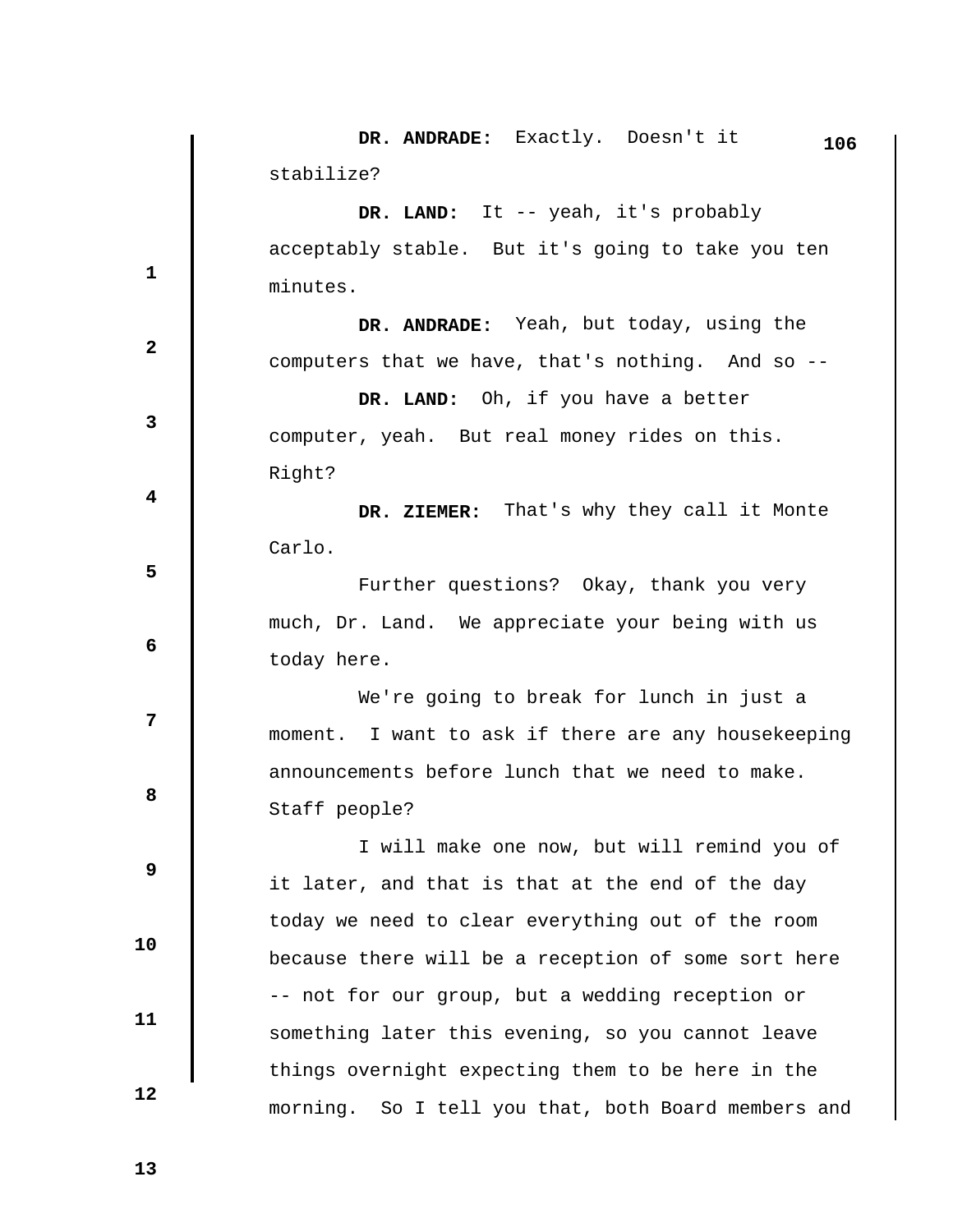**DR. ANDRADE:** Exactly. Doesn't it stabilize?

**DR. LAND:** It -- yeah, it's probably acceptably stable. But it's going to take you ten minutes.

**DR. ANDRADE:** Yeah, but today, using the computers that we have, that's nothing. And so --

**DR. LAND:** Oh, if you have a better computer, yeah. But real money rides on this. Right?

**DR. ZIEMER:** That's why they call it Monte Carlo.

Further questions? Okay, thank you very much, Dr. Land. We appreciate your being with us today here.

We're going to break for lunch in just a moment. I want to ask if there are any housekeeping announcements before lunch that we need to make. Staff people?

I will make one now, but will remind you of it later, and that is that at the end of the day today we need to clear everything out of the room because there will be a reception of some sort here -- not for our group, but a wedding reception or something later this evening, so you cannot leave things overnight expecting them to be here in the morning. So I tell you that, both Board members and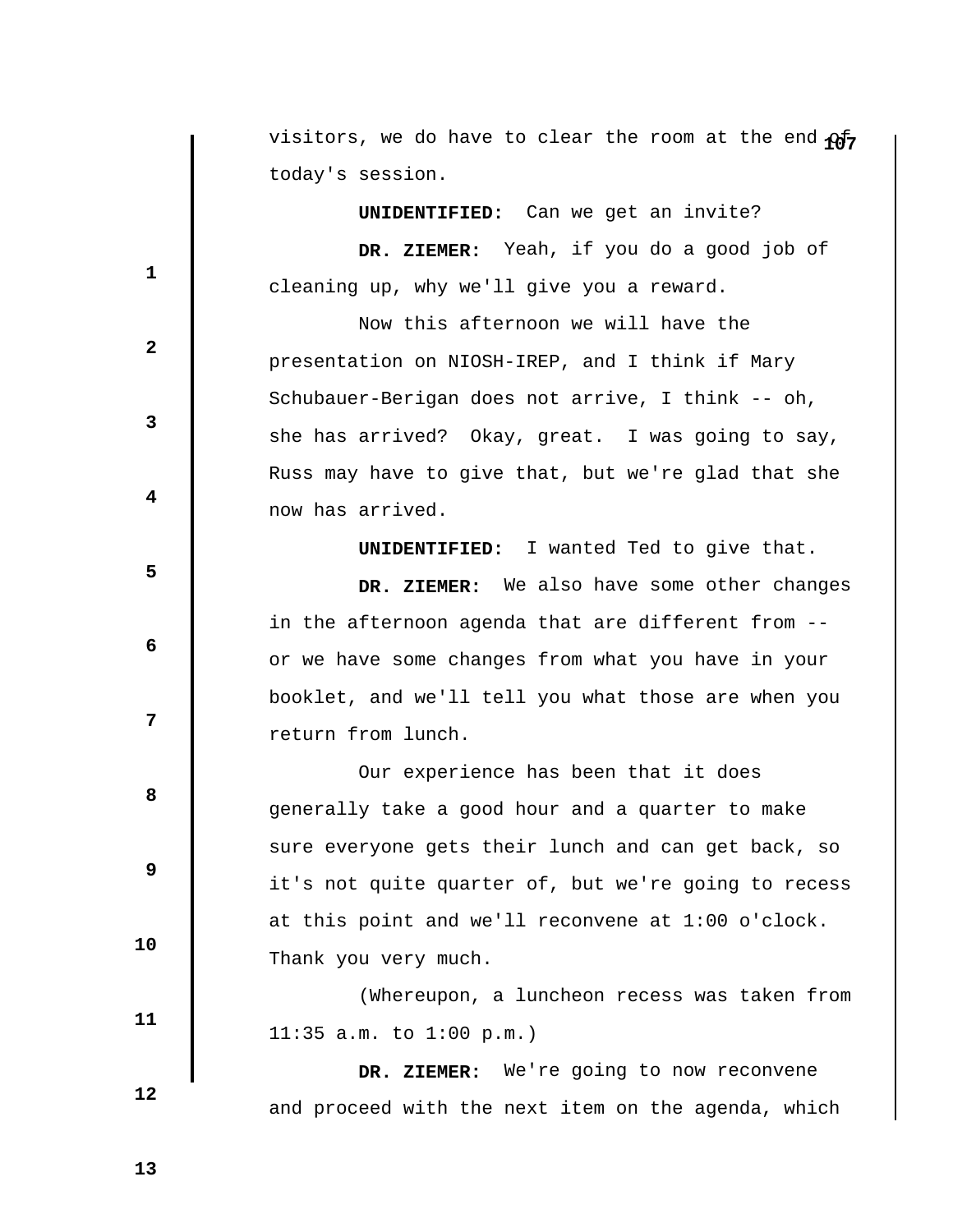visitors, we do have to clear the room at the end of today's session.

**UNIDENTIFIED:** Can we get an invite?

**DR. ZIEMER:** Yeah, if you do a good job of cleaning up, why we'll give you a reward.

Now this afternoon we will have the presentation on NIOSH-IREP, and I think if Mary Schubauer-Berigan does not arrive, I think -- oh, she has arrived? Okay, great. I was going to say, Russ may have to give that, but we're glad that she now has arrived.

**UNIDENTIFIED:** I wanted Ted to give that.

**DR. ZIEMER:** We also have some other changes in the afternoon agenda that are different from -- or we have some changes from what you have in your booklet, and we'll tell you what those are when you return from lunch.

Our experience has been that it does generally take a good hour and a quarter to make sure everyone gets their lunch and can get back, so it's not quite quarter of, but we're going to recess at this point and we'll reconvene at 1:00 o'clock. Thank you very much.

(Whereupon, a luncheon recess was taken from 11:35 a.m. to 1:00 p.m.)

**DR. ZIEMER:** We're going to now reconvene and proceed with the next item on the agenda, which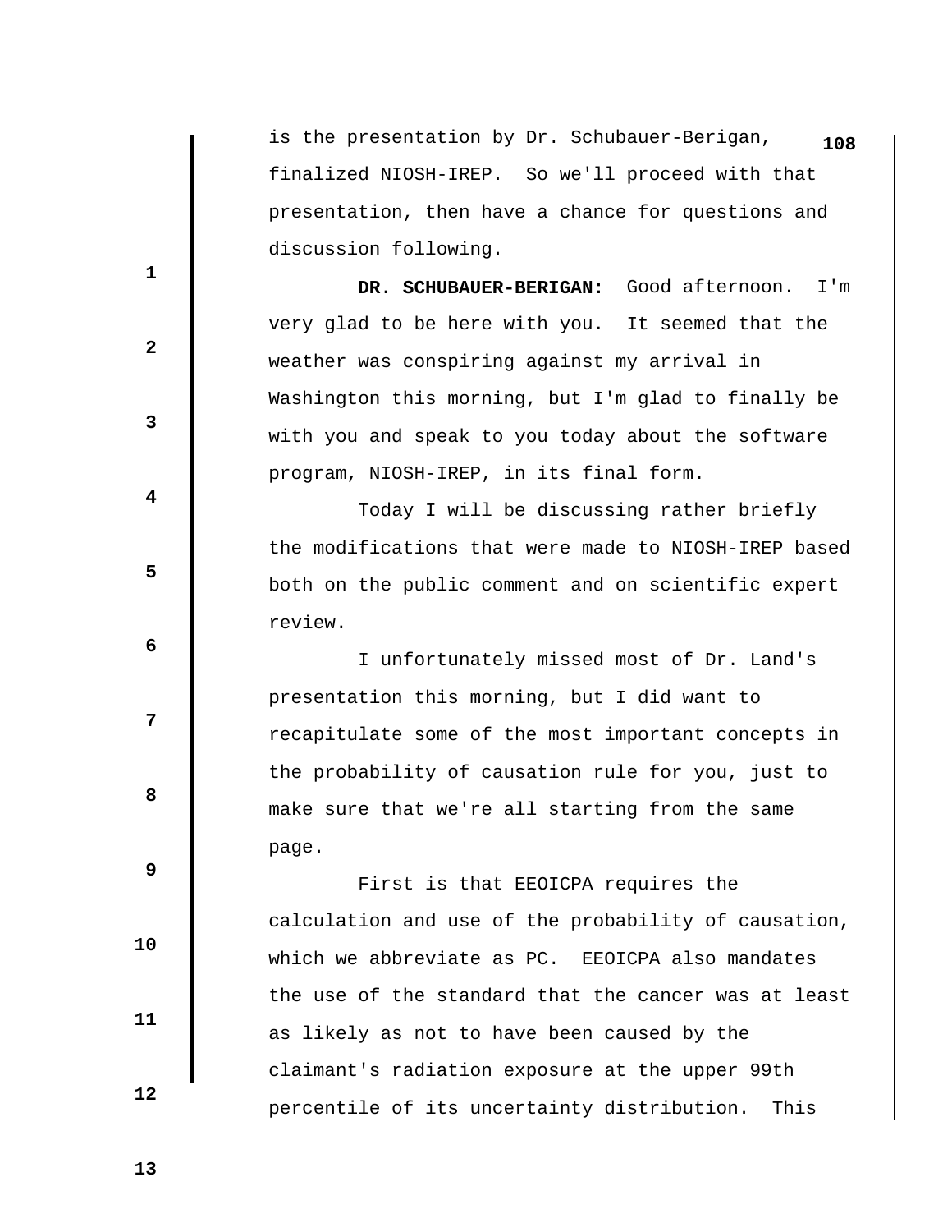is the presentation by Dr. Schubauer-Berigan, finalized NIOSH-IREP. So we'll proceed with that presentation, then have a chance for questions and discussion following.

**DR. SCHUBAUER-BERIGAN:** Good afternoon. I'm very glad to be here with you. It seemed that the weather was conspiring against my arrival in Washington this morning, but I'm glad to finally be with you and speak to you today about the software program, NIOSH-IREP, in its final form.

Today I will be discussing rather briefly the modifications that were made to NIOSH-IREP based both on the public comment and on scientific expert review.

I unfortunately missed most of Dr. Land's presentation this morning, but I did want to recapitulate some of the most important concepts in the probability of causation rule for you, just to make sure that we're all starting from the same page.

First is that EEOICPA requires the calculation and use of the probability of causation, which we abbreviate as PC. EEOICPA also mandates the use of the standard that the cancer was at least as likely as not to have been caused by the claimant's radiation exposure at the upper 99th percentile of its uncertainty distribution. This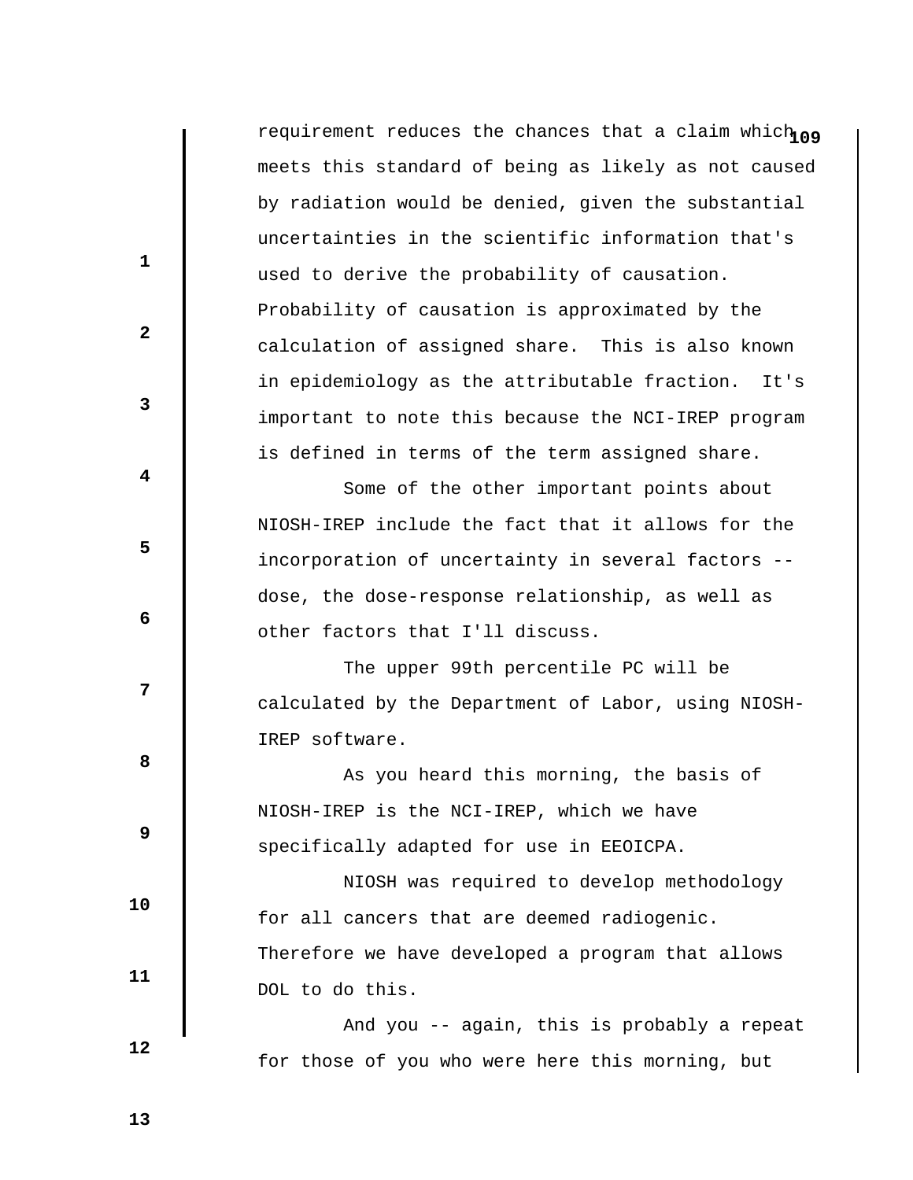requirement reduces the chances that a claim which meets this standard of being as likely as not caused by radiation would be denied, given the substantial uncertainties in the scientific information that's used to derive the probability of causation. Probability of causation is approximated by the calculation of assigned share. This is also known in epidemiology as the attributable fraction. It's important to note this because the NCI-IREP program is defined in terms of the term assigned share.

Some of the other important points about NIOSH-IREP include the fact that it allows for the incorporation of uncertainty in several factors -- dose, the dose-response relationship, as well as other factors that I'll discuss.

The upper 99th percentile PC will be calculated by the Department of Labor, using NIOSH-IREP software.

As you heard this morning, the basis of NIOSH-IREP is the NCI-IREP, which we have specifically adapted for use in EEOICPA.

NIOSH was required to develop methodology for all cancers that are deemed radiogenic. Therefore we have developed a program that allows DOL to do this.

And you -- again, this is probably a repeat for those of you who were here this morning, but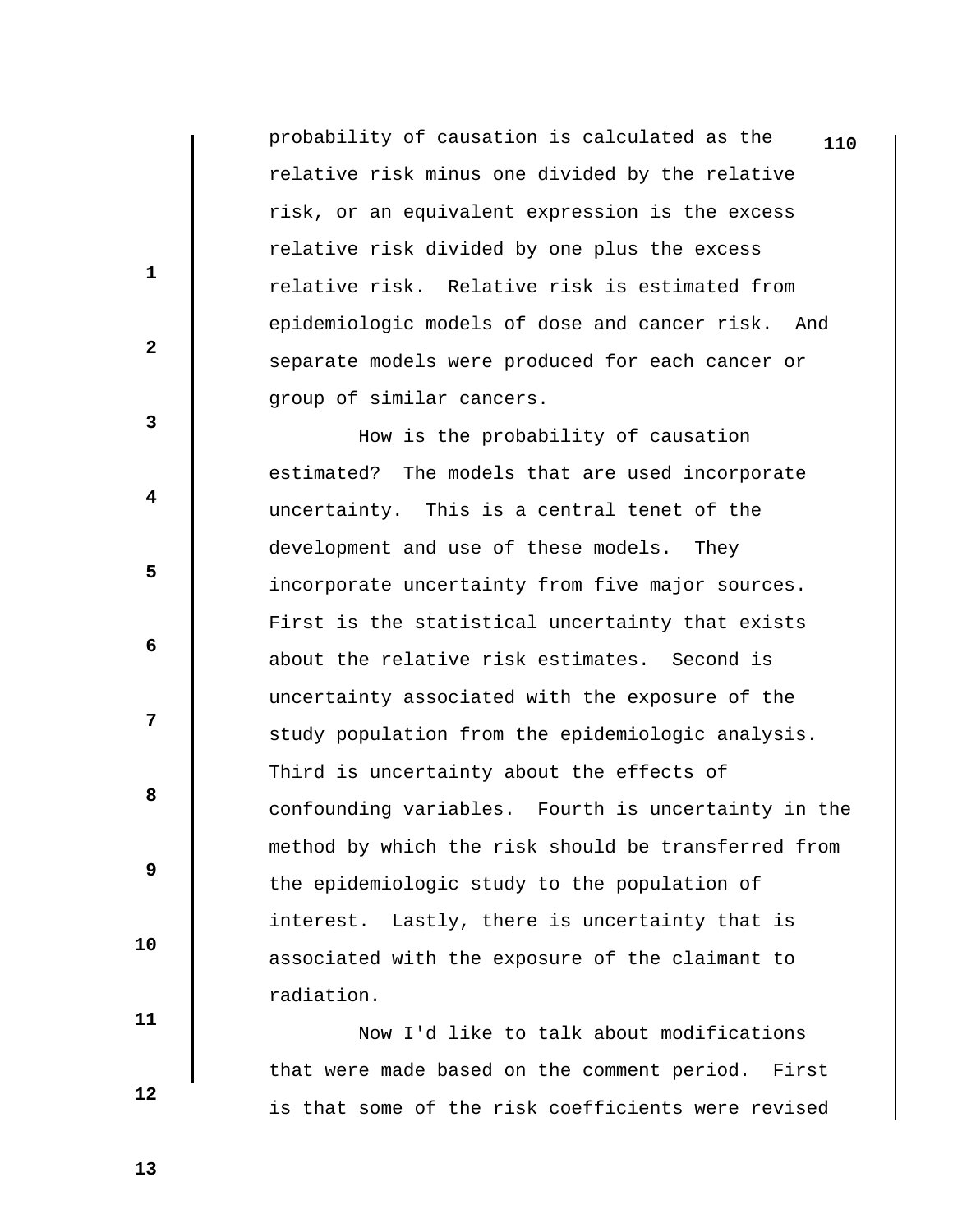probability of causation is calculated as the relative risk minus one divided by the relative risk, or an equivalent expression is the excess relative risk divided by one plus the excess relative risk. Relative risk is estimated from epidemiologic models of dose and cancer risk. And separate models were produced for each cancer or group of similar cancers.

How is the probability of causation estimated? The models that are used incorporate uncertainty. This is a central tenet of the development and use of these models. They incorporate uncertainty from five major sources. First is the statistical uncertainty that exists about the relative risk estimates. Second is uncertainty associated with the exposure of the study population from the epidemiologic analysis. Third is uncertainty about the effects of confounding variables. Fourth is uncertainty in the method by which the risk should be transferred from the epidemiologic study to the population of interest. Lastly, there is uncertainty that is associated with the exposure of the claimant to radiation.

Now I'd like to talk about modifications that were made based on the comment period. First is that some of the risk coefficients were revised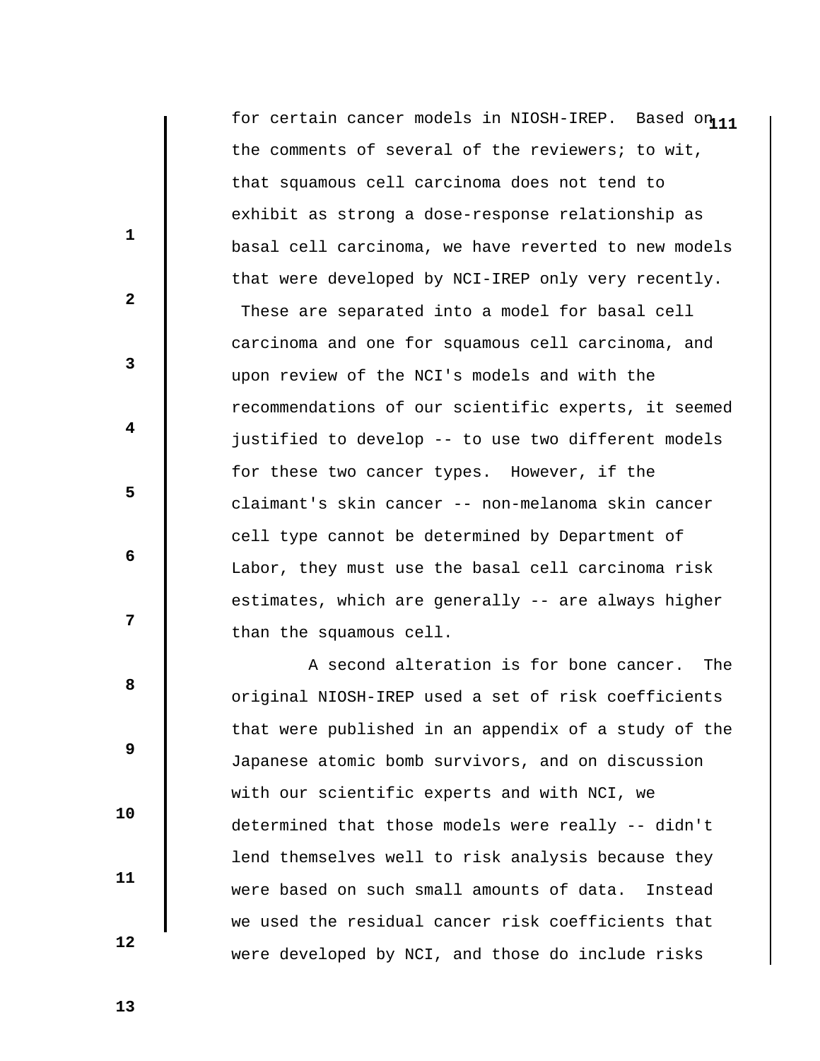for certain cancer models in NIOSH-IREP. Based on the comments of several of the reviewers; to wit, that squamous cell carcinoma does not tend to exhibit as strong a dose-response relationship as basal cell carcinoma, we have reverted to new models that were developed by NCI-IREP only very recently. These are separated into a model for basal cell carcinoma and one for squamous cell carcinoma, and upon review of the NCI's models and with the recommendations of our scientific experts, it seemed justified to develop -- to use two different models for these two cancer types. However, if the claimant's skin cancer -- non-melanoma skin cancer cell type cannot be determined by Department of Labor, they must use the basal cell carcinoma risk estimates, which are generally -- are always higher than the squamous cell.

A second alteration is for bone cancer. The original NIOSH-IREP used a set of risk coefficients that were published in an appendix of a study of the Japanese atomic bomb survivors, and on discussion with our scientific experts and with NCI, we determined that those models were really -- didn't lend themselves well to risk analysis because they were based on such small amounts of data. Instead we used the residual cancer risk coefficients that were developed by NCI, and those do include risks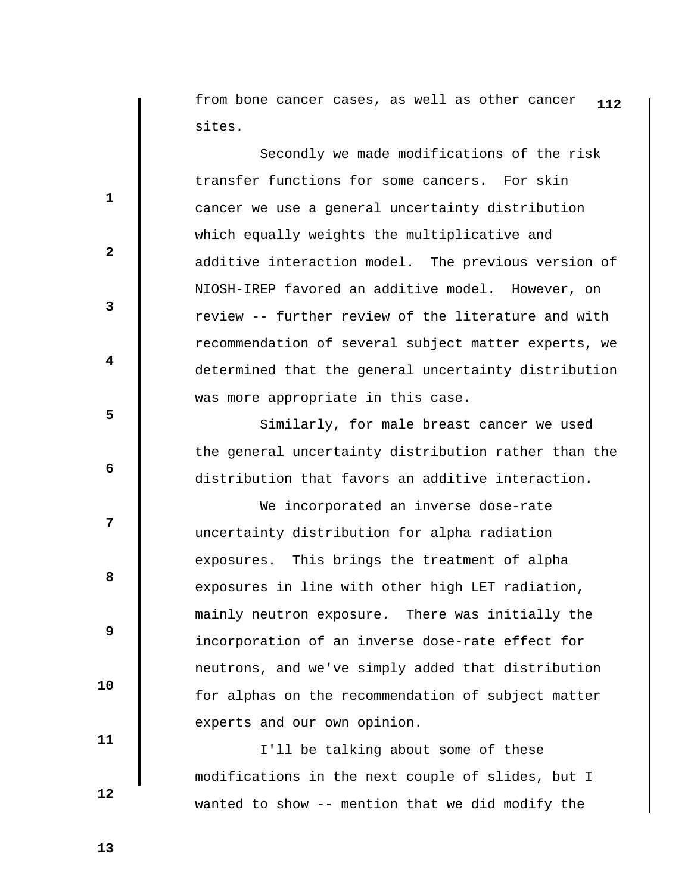from bone cancer cases, as well as other cancer sites.

Secondly we made modifications of the risk transfer functions for some cancers. For skin cancer we use a general uncertainty distribution which equally weights the multiplicative and additive interaction model. The previous version of NIOSH-IREP favored an additive model. However, on review -- further review of the literature and with recommendation of several subject matter experts, we determined that the general uncertainty distribution was more appropriate in this case.

Similarly, for male breast cancer we used the general uncertainty distribution rather than the distribution that favors an additive interaction.

We incorporated an inverse dose-rate uncertainty distribution for alpha radiation exposures. This brings the treatment of alpha exposures in line with other high LET radiation, mainly neutron exposure. There was initially the incorporation of an inverse dose-rate effect for neutrons, and we've simply added that distribution for alphas on the recommendation of subject matter experts and our own opinion.

I'll be talking about some of these modifications in the next couple of slides, but I wanted to show -- mention that we did modify the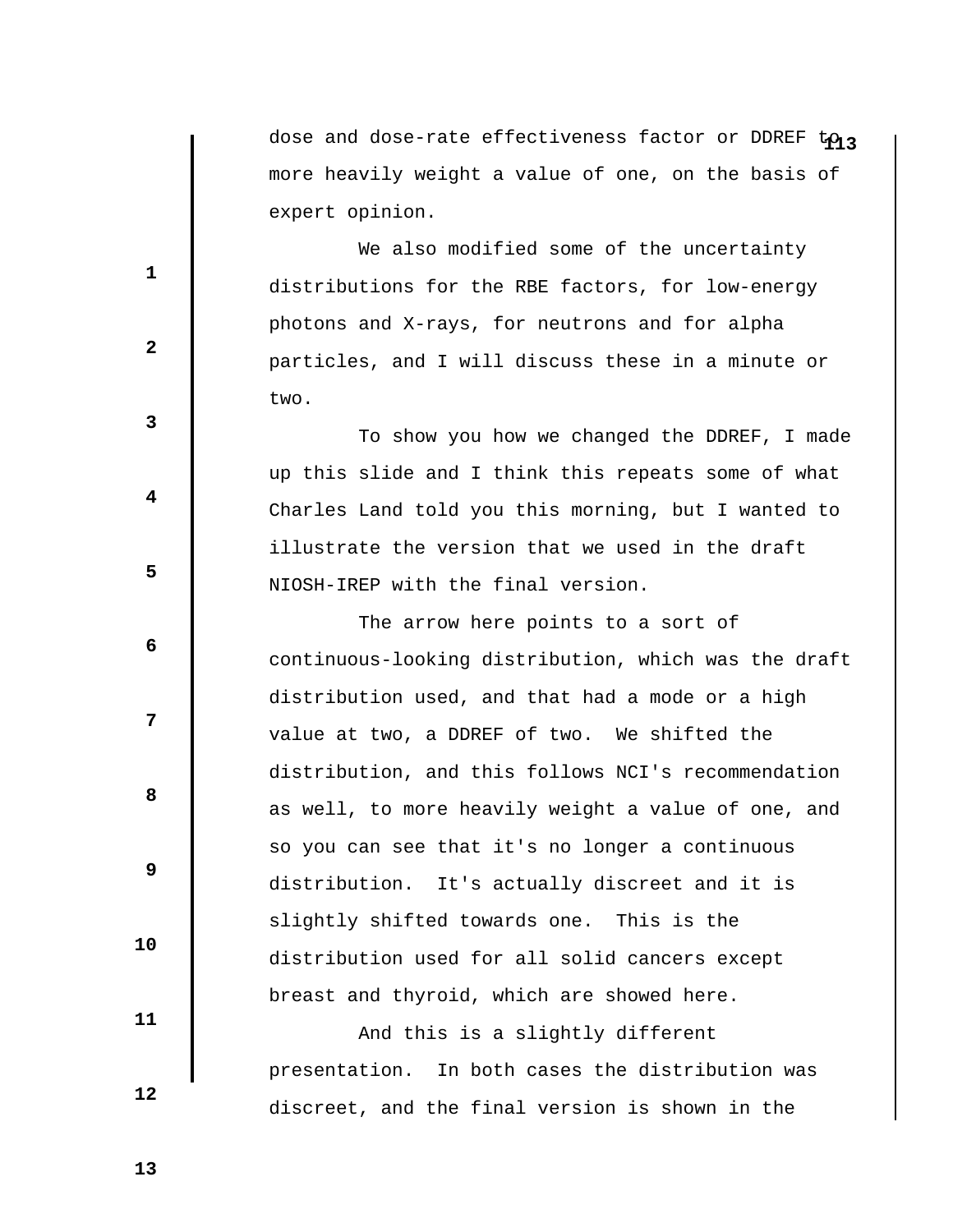dose and dose-rate effectiveness factor or DDREF to more heavily weight a value of one, on the basis of expert opinion.

We also modified some of the uncertainty distributions for the RBE factors, for low-energy photons and X-rays, for neutrons and for alpha particles, and I will discuss these in a minute or two.

To show you how we changed the DDREF, I made up this slide and I think this repeats some of what Charles Land told you this morning, but I wanted to illustrate the version that we used in the draft NIOSH-IREP with the final version.

The arrow here points to a sort of continuous-looking distribution, which was the draft distribution used, and that had a mode or a high value at two, a DDREF of two. We shifted the distribution, and this follows NCI's recommendation as well, to more heavily weight a value of one, and so you can see that it's no longer a continuous distribution. It's actually discreet and it is slightly shifted towards one. This is the distribution used for all solid cancers except breast and thyroid, which are showed here.

And this is a slightly different presentation. In both cases the distribution was discreet, and the final version is shown in the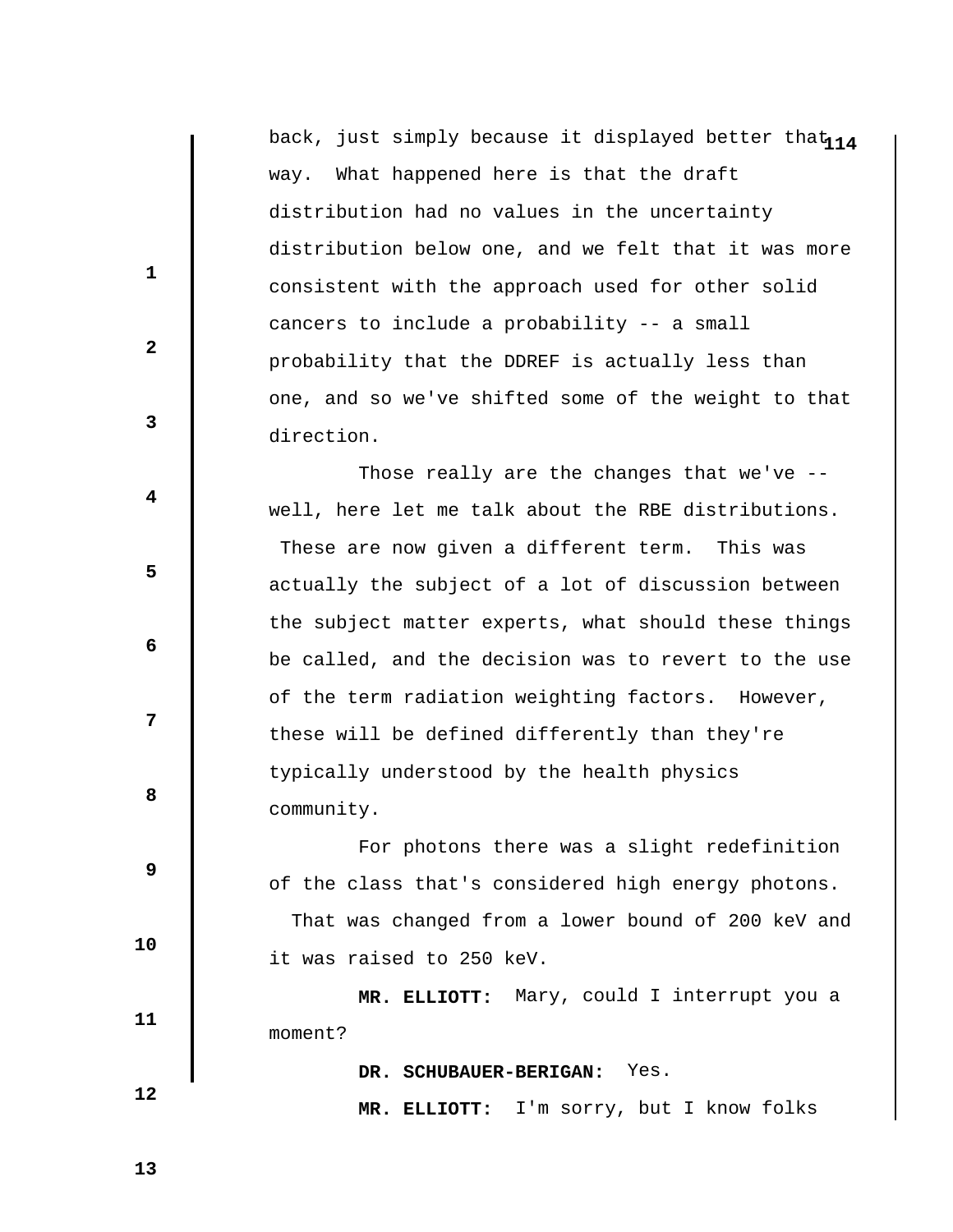back, just simply because it displayed better that way. What happened here is that the draft distribution had no values in the uncertainty distribution below one, and we felt that it was more consistent with the approach used for other solid cancers to include a probability -- a small probability that the DDREF is actually less than one, and so we've shifted some of the weight to that direction.

Those really are the changes that we've -- well, here let me talk about the RBE distributions. These are now given a different term. This was actually the subject of a lot of discussion between the subject matter experts, what should these things be called, and the decision was to revert to the use of the term radiation weighting factors. However, these will be defined differently than they're typically understood by the health physics community.

For photons there was a slight redefinition of the class that's considered high energy photons. That was changed from a lower bound of 200 keV and it was raised to 250 keV.

**MR. ELLIOTT:** Mary, could I interrupt you a moment?

**DR. SCHUBAUER-BERIGAN:** Yes.

**MR. ELLIOTT:** I'm sorry, but I know folks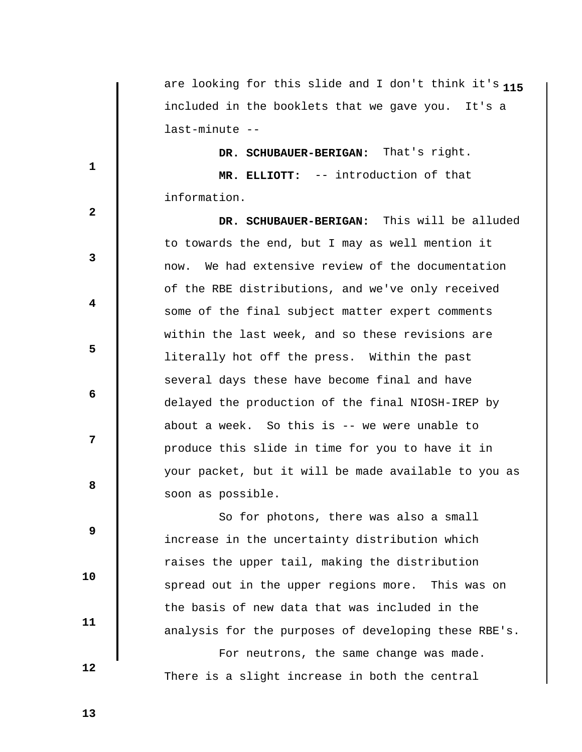are looking for this slide and I don't think it's included in the booklets that we gave you. It's a last-minute --

**DR. SCHUBAUER-BERIGAN:** That's right.

**MR. ELLIOTT:** -- introduction of that information.

**DR. SCHUBAUER-BERIGAN:** This will be alluded to towards the end, but I may as well mention it now. We had extensive review of the documentation of the RBE distributions, and we've only received some of the final subject matter expert comments within the last week, and so these revisions are literally hot off the press. Within the past several days these have become final and have delayed the production of the final NIOSH-IREP by about a week. So this is -- we were unable to produce this slide in time for you to have it in your packet, but it will be made available to you as soon as possible.

So for photons, there was also a small increase in the uncertainty distribution which raises the upper tail, making the distribution spread out in the upper regions more. This was on the basis of new data that was included in the analysis for the purposes of developing these RBE's.

For neutrons, the same change was made. There is a slight increase in both the central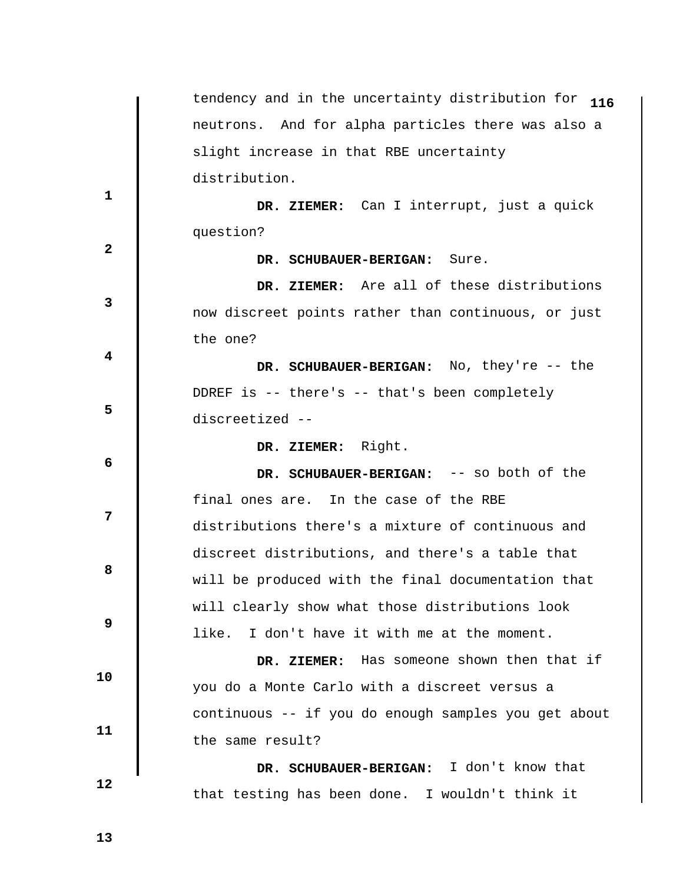tendency and in the uncertainty distribution for neutrons. And for alpha particles there was also a slight increase in that RBE uncertainty distribution.

**DR. ZIEMER:** Can I interrupt, just a quick question?

**DR. SCHUBAUER-BERIGAN:** Sure.

**DR. ZIEMER:** Are all of these distributions now discreet points rather than continuous, or just the one?

**DR. SCHUBAUER-BERIGAN:** No, they're -- the DDREF is -- there's -- that's been completely discreetized --

**DR. ZIEMER:** Right.

**DR. SCHUBAUER-BERIGAN:** -- so both of the final ones are. In the case of the RBE distributions there's a mixture of continuous and discreet distributions, and there's a table that will be produced with the final documentation that will clearly show what those distributions look like. I don't have it with me at the moment.

**DR. ZIEMER:** Has someone shown then that if you do a Monte Carlo with a discreet versus a continuous -- if you do enough samples you get about the same result?

**DR. SCHUBAUER-BERIGAN:** I don't know that that testing has been done. I wouldn't think it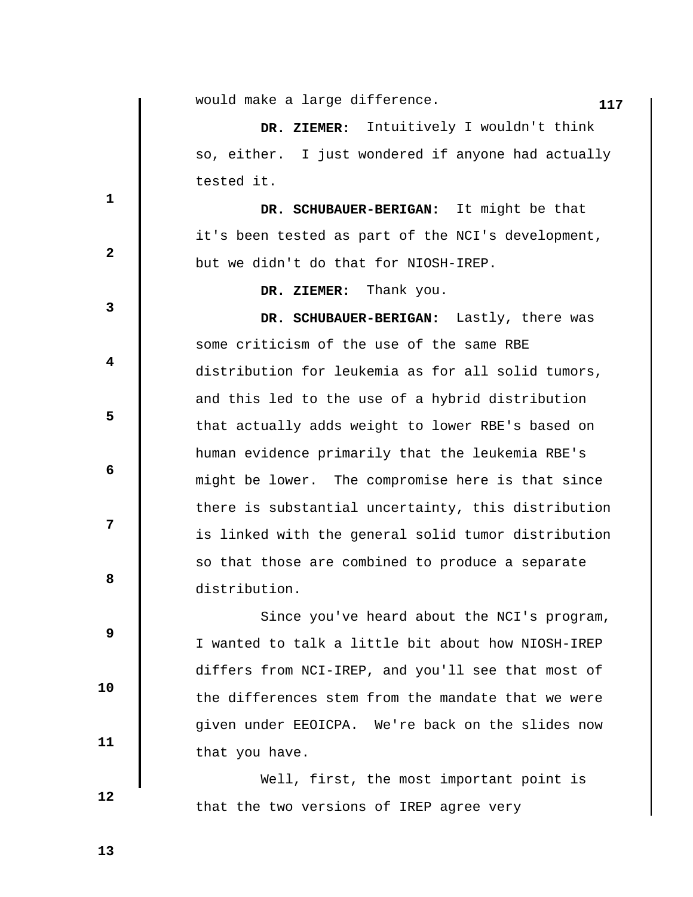would make a large difference.

**DR. ZIEMER:** Intuitively I wouldn't think so, either. I just wondered if anyone had actually tested it.

**DR. SCHUBAUER-BERIGAN:** It might be that it's been tested as part of the NCI's development, but we didn't do that for NIOSH-IREP.

**DR. ZIEMER:** Thank you.

**DR. SCHUBAUER-BERIGAN:** Lastly, there was some criticism of the use of the same RBE distribution for leukemia as for all solid tumors, and this led to the use of a hybrid distribution that actually adds weight to lower RBE's based on human evidence primarily that the leukemia RBE's might be lower. The compromise here is that since there is substantial uncertainty, this distribution is linked with the general solid tumor distribution so that those are combined to produce a separate distribution.

Since you've heard about the NCI's program, I wanted to talk a little bit about how NIOSH-IREP differs from NCI-IREP, and you'll see that most of the differences stem from the mandate that we were given under EEOICPA. We're back on the slides now that you have.

Well, first, the most important point is that the two versions of IREP agree very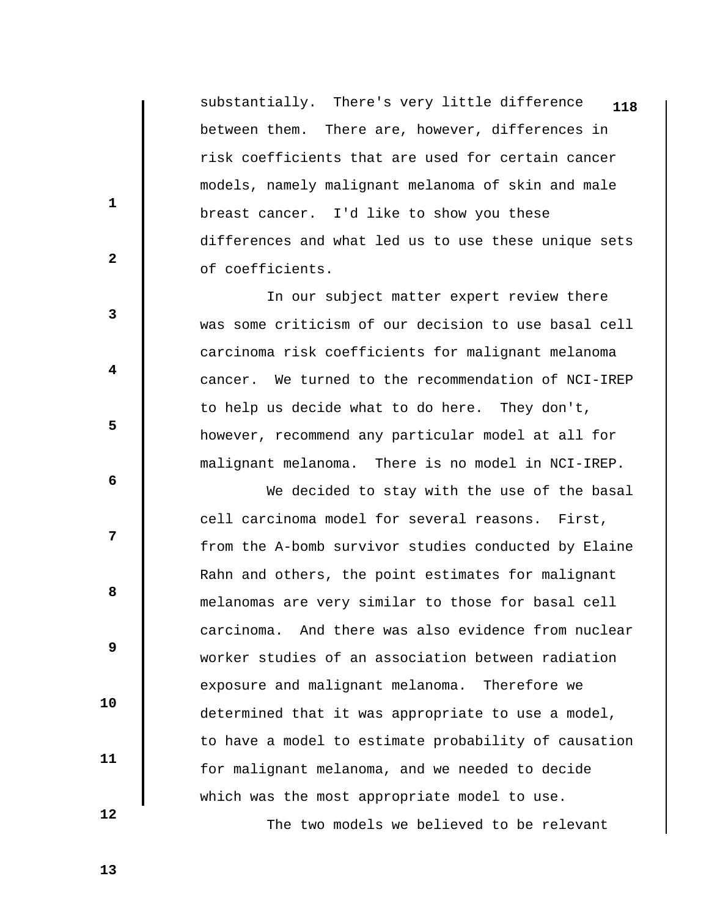substantially. There's very little difference between them. There are, however, differences in risk coefficients that are used for certain cancer models, namely malignant melanoma of skin and male breast cancer. I'd like to show you these differences and what led us to use these unique sets of coefficients.

In our subject matter expert review there was some criticism of our decision to use basal cell carcinoma risk coefficients for malignant melanoma cancer. We turned to the recommendation of NCI-IREP to help us decide what to do here. They don't, however, recommend any particular model at all for malignant melanoma. There is no model in NCI-IREP.

We decided to stay with the use of the basal cell carcinoma model for several reasons. First, from the A-bomb survivor studies conducted by Elaine Rahn and others, the point estimates for malignant melanomas are very similar to those for basal cell carcinoma. And there was also evidence from nuclear worker studies of an association between radiation exposure and malignant melanoma. Therefore we determined that it was appropriate to use a model, to have a model to estimate probability of causation for malignant melanoma, and we needed to decide which was the most appropriate model to use.

The two models we believed to be relevant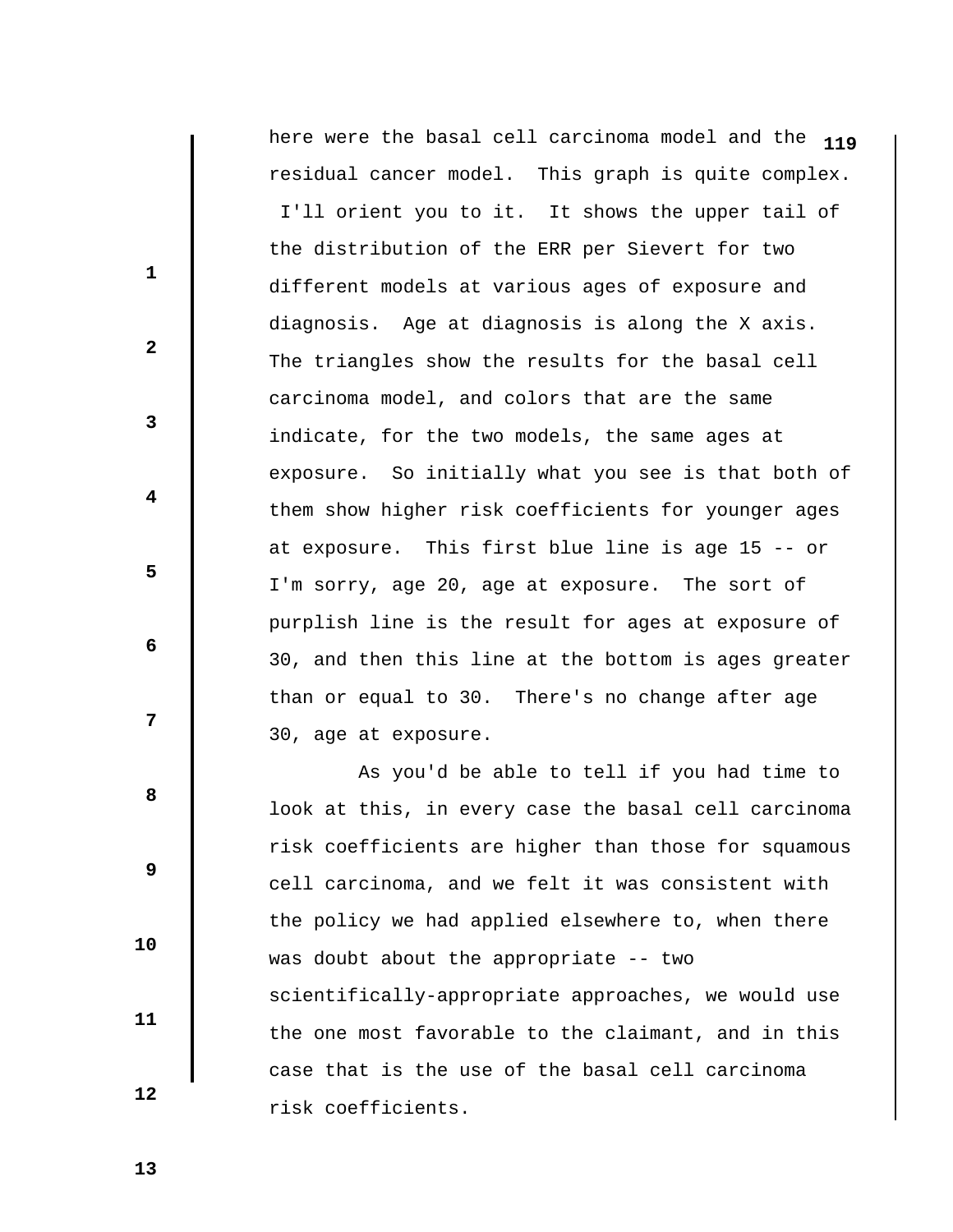here were the basal cell carcinoma model and the residual cancer model. This graph is quite complex. I'll orient you to it. It shows the upper tail of the distribution of the ERR per Sievert for two different models at various ages of exposure and diagnosis. Age at diagnosis is along the X axis. The triangles show the results for the basal cell carcinoma model, and colors that are the same indicate, for the two models, the same ages at exposure. So initially what you see is that both of them show higher risk coefficients for younger ages at exposure. This first blue line is age 15 -- or I'm sorry, age 20, age at exposure. The sort of purplish line is the result for ages at exposure of 30, and then this line at the bottom is ages greater than or equal to 30. There's no change after age 30, age at exposure.

As you'd be able to tell if you had time to look at this, in every case the basal cell carcinoma risk coefficients are higher than those for squamous cell carcinoma, and we felt it was consistent with the policy we had applied elsewhere to, when there was doubt about the appropriate -- two scientifically-appropriate approaches, we would use the one most favorable to the claimant, and in this case that is the use of the basal cell carcinoma risk coefficients.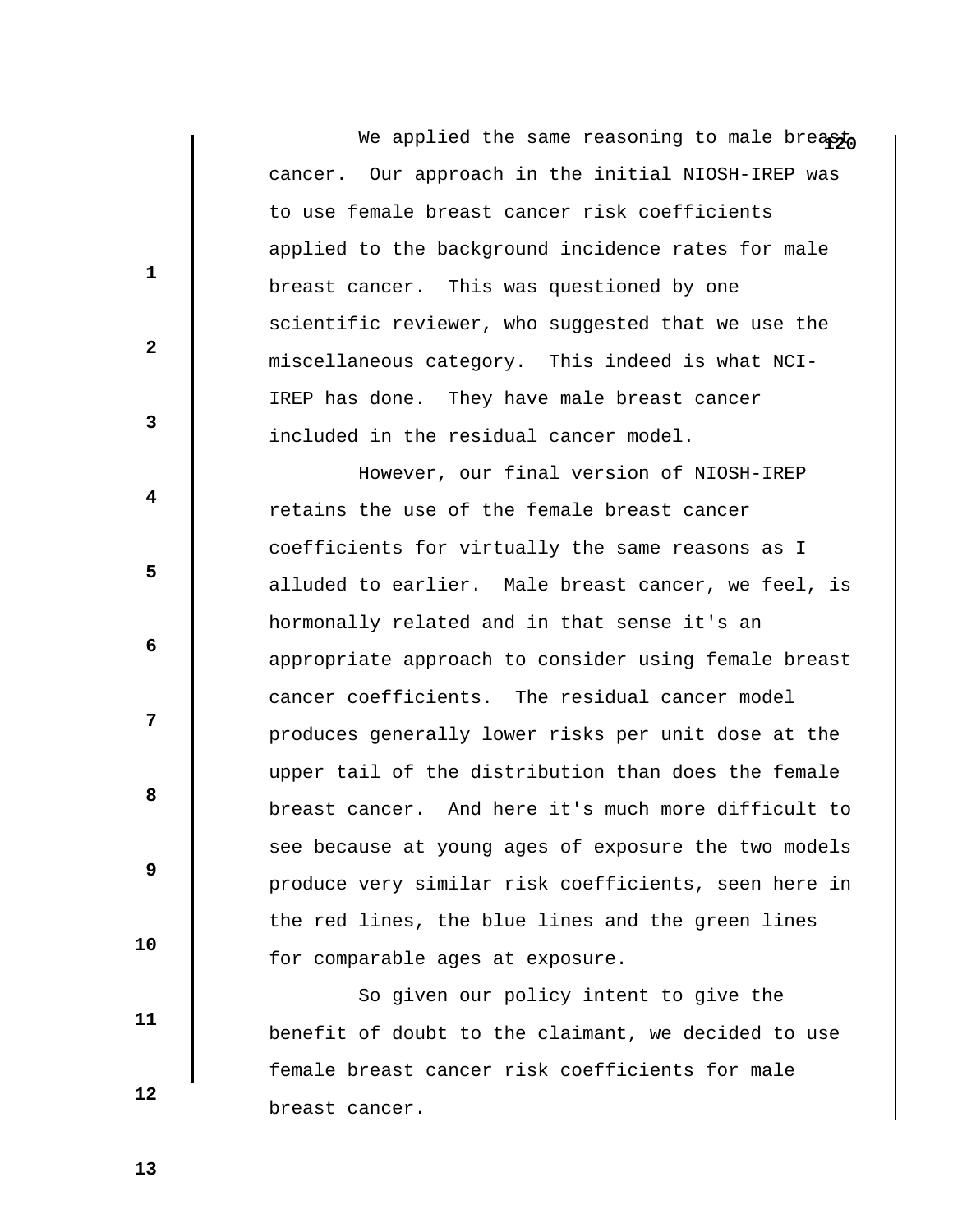We applied the same reasoning to male breast cancer. Our approach in the initial NIOSH-IREP was to use female breast cancer risk coefficients applied to the background incidence rates for male breast cancer. This was questioned by one scientific reviewer, who suggested that we use the miscellaneous category. This indeed is what NCI-IREP has done. They have male breast cancer included in the residual cancer model.

However, our final version of NIOSH-IREP retains the use of the female breast cancer coefficients for virtually the same reasons as I alluded to earlier. Male breast cancer, we feel, is hormonally related and in that sense it's an appropriate approach to consider using female breast cancer coefficients. The residual cancer model produces generally lower risks per unit dose at the upper tail of the distribution than does the female breast cancer. And here it's much more difficult to see because at young ages of exposure the two models produce very similar risk coefficients, seen here in the red lines, the blue lines and the green lines for comparable ages at exposure.

So given our policy intent to give the benefit of doubt to the claimant, we decided to use female breast cancer risk coefficients for male breast cancer.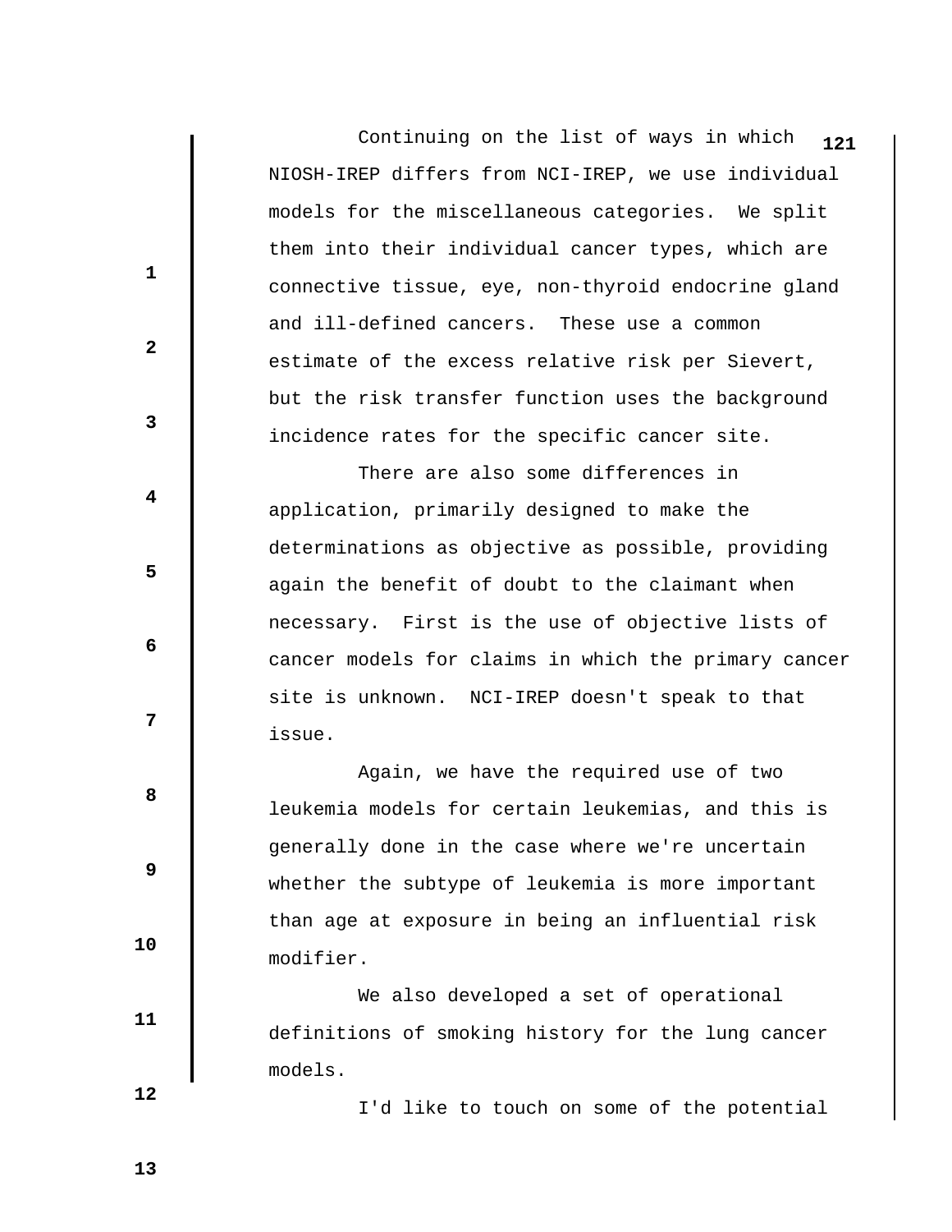Continuing on the list of ways in which NIOSH-IREP differs from NCI-IREP, we use individual models for the miscellaneous categories. We split them into their individual cancer types, which are connective tissue, eye, non-thyroid endocrine gland and ill-defined cancers. These use a common estimate of the excess relative risk per Sievert, but the risk transfer function uses the background incidence rates for the specific cancer site.

There are also some differences in application, primarily designed to make the determinations as objective as possible, providing again the benefit of doubt to the claimant when necessary. First is the use of objective lists of cancer models for claims in which the primary cancer site is unknown. NCI-IREP doesn't speak to that issue.

Again, we have the required use of two leukemia models for certain leukemias, and this is generally done in the case where we're uncertain whether the subtype of leukemia is more important than age at exposure in being an influential risk modifier.

We also developed a set of operational definitions of smoking history for the lung cancer models.

I'd like to touch on some of the potential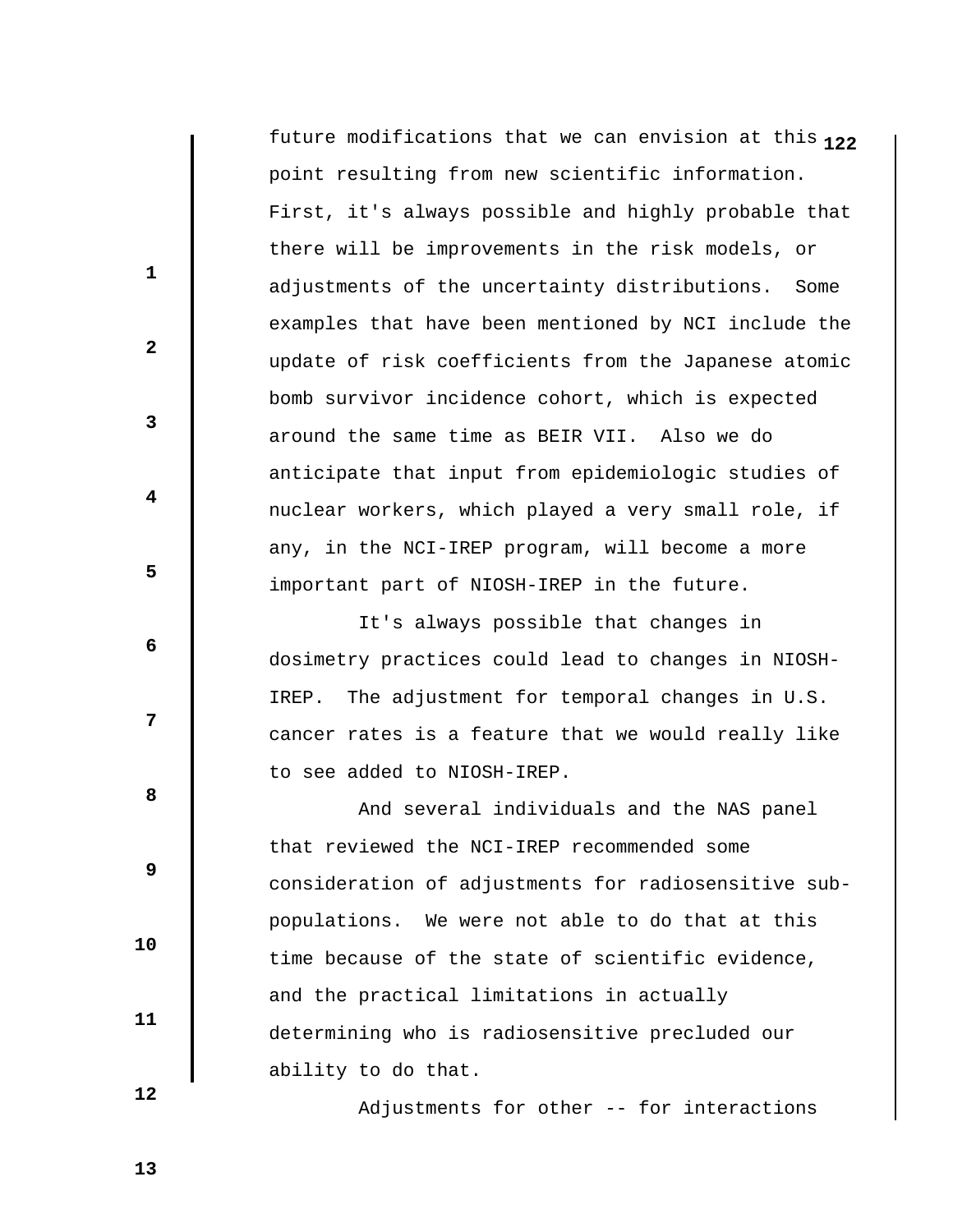future modifications that we can envision at this point resulting from new scientific information. First, it's always possible and highly probable that there will be improvements in the risk models, or adjustments of the uncertainty distributions. Some examples that have been mentioned by NCI include the update of risk coefficients from the Japanese atomic bomb survivor incidence cohort, which is expected around the same time as BEIR VII. Also we do anticipate that input from epidemiologic studies of nuclear workers, which played a very small role, if any, in the NCI-IREP program, will become a more important part of NIOSH-IREP in the future.

It's always possible that changes in dosimetry practices could lead to changes in NIOSH-IREP. The adjustment for temporal changes in U.S. cancer rates is a feature that we would really like to see added to NIOSH-IREP.

And several individuals and the NAS panel that reviewed the NCI-IREP recommended some consideration of adjustments for radiosensitive sub-populations. We were not able to do that at this time because of the state of scientific evidence, and the practical limitations in actually determining who is radiosensitive precluded our ability to do that.

Adjustments for other -- for interactions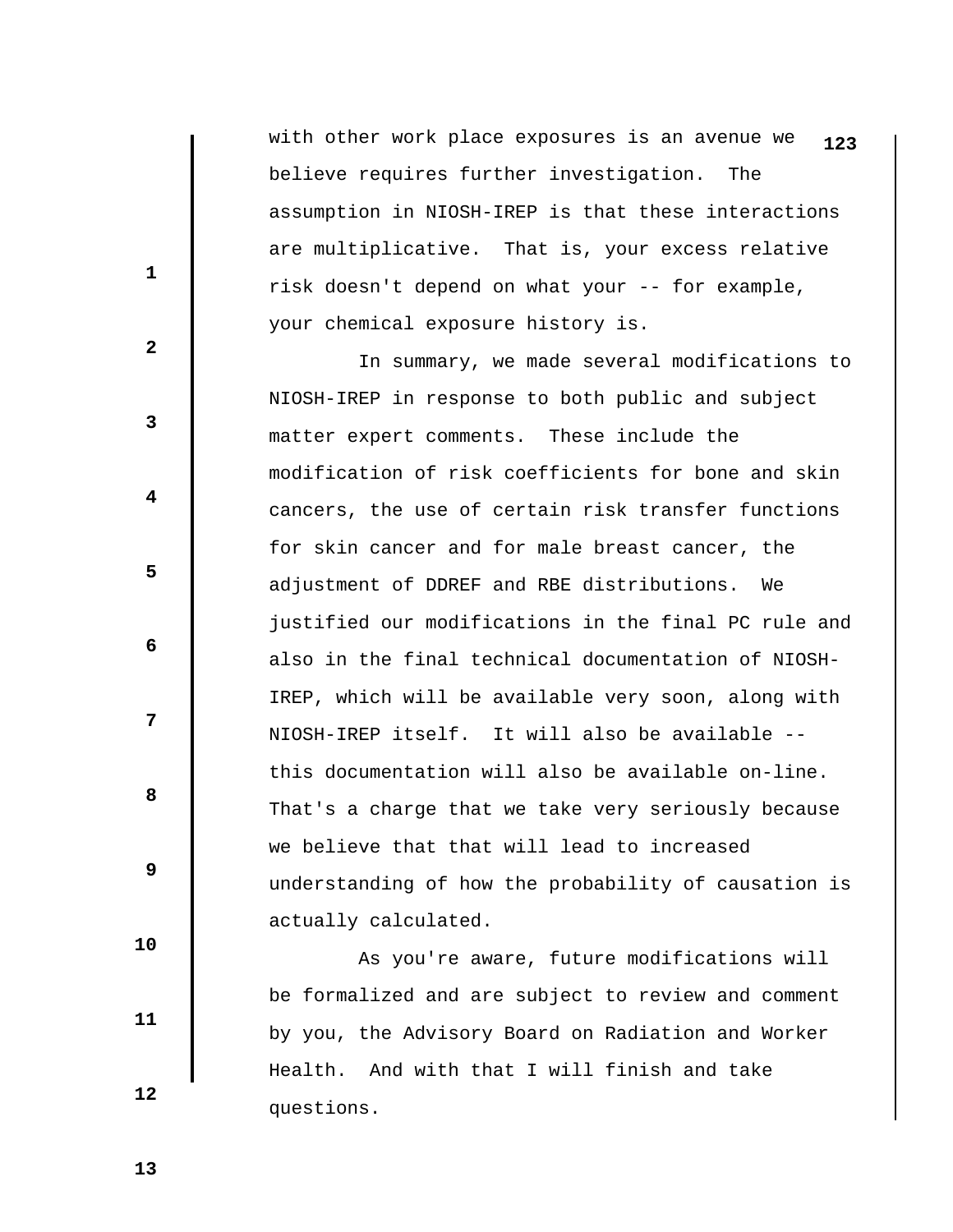with other work place exposures is an avenue we believe requires further investigation. The assumption in NIOSH-IREP is that these interactions are multiplicative. That is, your excess relative risk doesn't depend on what your -- for example, your chemical exposure history is.

In summary, we made several modifications to NIOSH-IREP in response to both public and subject matter expert comments. These include the modification of risk coefficients for bone and skin cancers, the use of certain risk transfer functions for skin cancer and for male breast cancer, the adjustment of DDREF and RBE distributions. We justified our modifications in the final PC rule and also in the final technical documentation of NIOSH-IREP, which will be available very soon, along with NIOSH-IREP itself. It will also be available -- this documentation will also be available on-line. That's a charge that we take very seriously because we believe that that will lead to increased understanding of how the probability of causation is actually calculated.

As you're aware, future modifications will be formalized and are subject to review and comment by you, the Advisory Board on Radiation and Worker Health. And with that I will finish and take questions.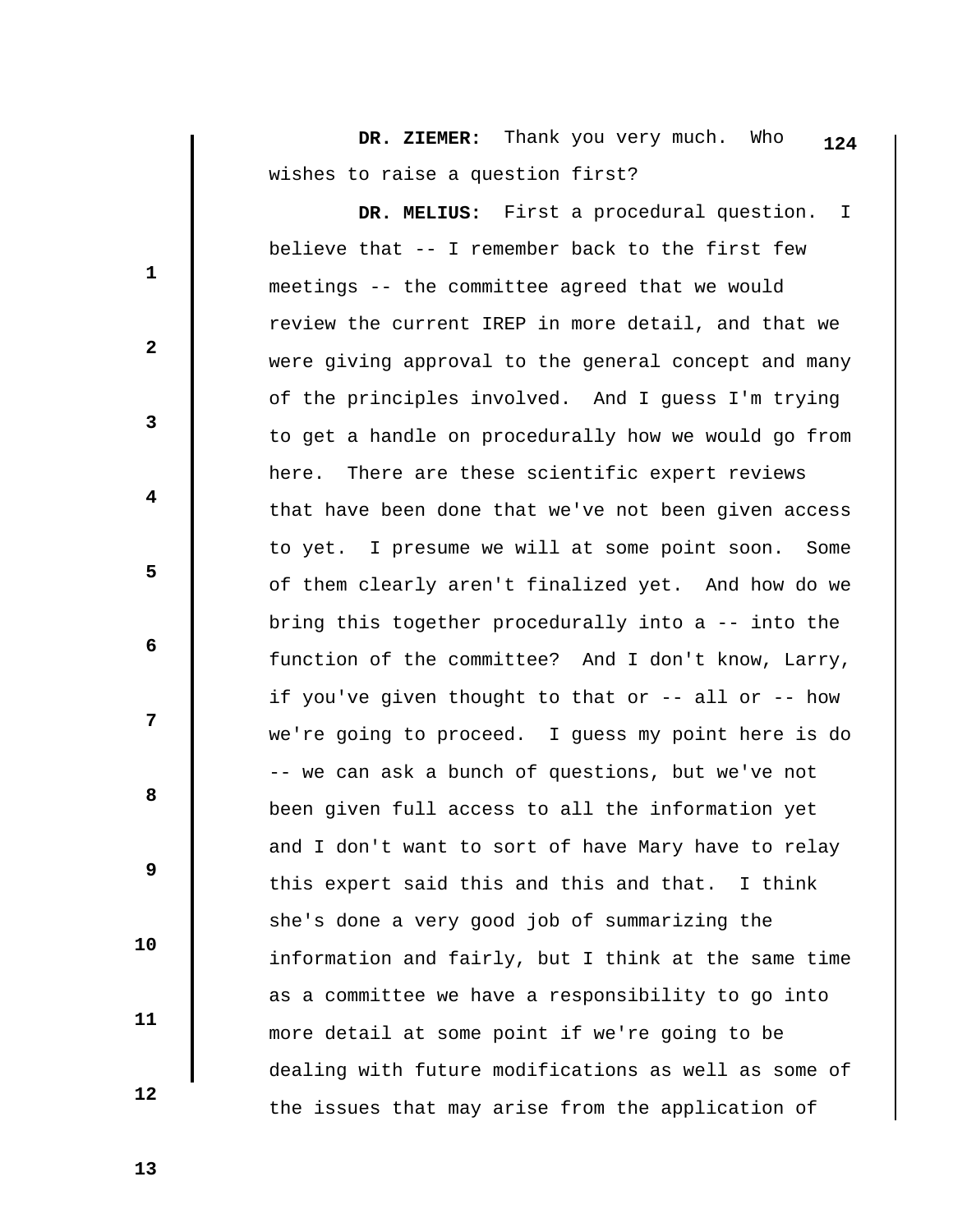**DR. ZIEMER:** Thank you very much. Who wishes to raise a question first?

**DR. MELIUS:** First a procedural question. I believe that -- I remember back to the first few meetings -- the committee agreed that we would review the current IREP in more detail, and that we were giving approval to the general concept and many of the principles involved. And I guess I'm trying to get a handle on procedurally how we would go from here. There are these scientific expert reviews that have been done that we've not been given access to yet. I presume we will at some point soon. Some of them clearly aren't finalized yet. And how do we bring this together procedurally into a -- into the function of the committee? And I don't know, Larry, if you've given thought to that or -- all or -- how we're going to proceed. I guess my point here is do -- we can ask a bunch of questions, but we've not been given full access to all the information yet and I don't want to sort of have Mary have to relay this expert said this and this and that. I think she's done a very good job of summarizing the information and fairly, but I think at the same time as a committee we have a responsibility to go into more detail at some point if we're going to be dealing with future modifications as well as some of the issues that may arise from the application of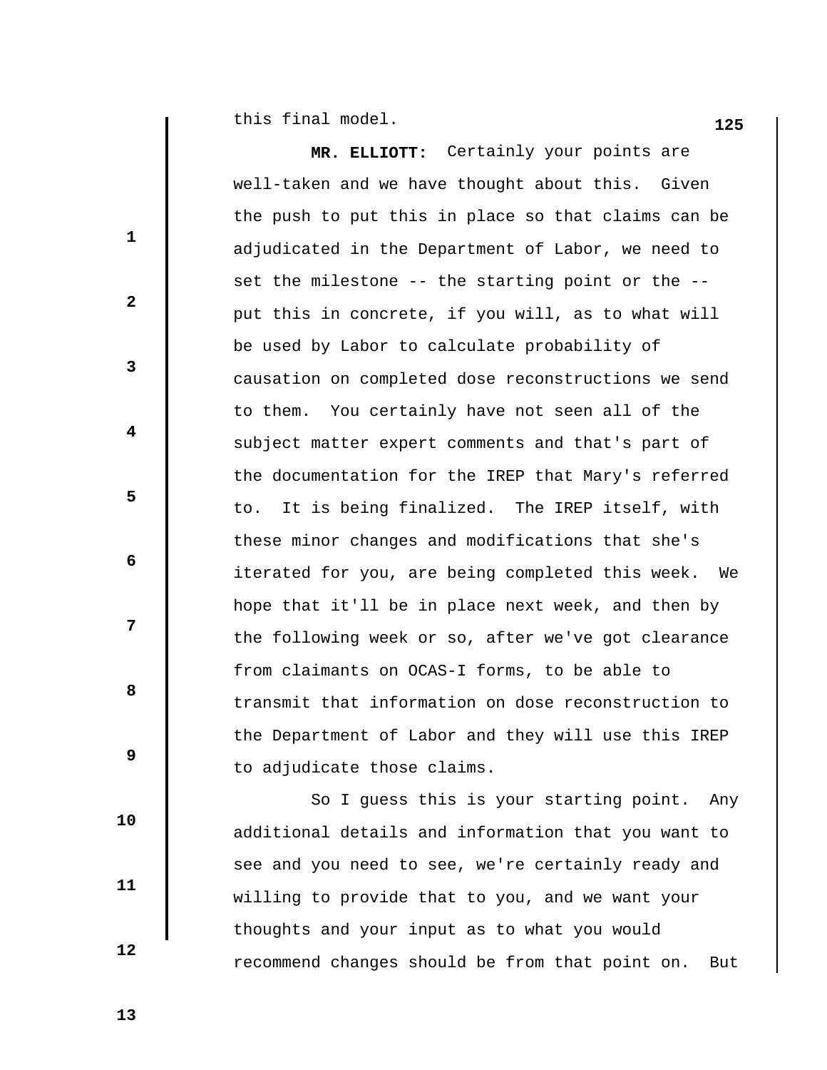this final model.

**MR. ELLIOTT:** Certainly your points are well-taken and we have thought about this. Given the push to put this in place so that claims can be adjudicated in the Department of Labor, we need to set the milestone -- the starting point or the -- put this in concrete, if you will, as to what will be used by Labor to calculate probability of causation on completed dose reconstructions we send to them. You certainly have not seen all of the subject matter expert comments and that's part of the documentation for the IREP that Mary's referred to. It is being finalized. The IREP itself, with these minor changes and modifications that she's iterated for you, are being completed this week. We hope that it'll be in place next week, and then by the following week or so, after we've got clearance from claimants on OCAS-I forms, to be able to transmit that information on dose reconstruction to the Department of Labor and they will use this IREP to adjudicate those claims.

So I guess this is your starting point. Any additional details and information that you want to see and you need to see, we're certainly ready and willing to provide that to you, and we want your thoughts and your input as to what you would recommend changes should be from that point on. But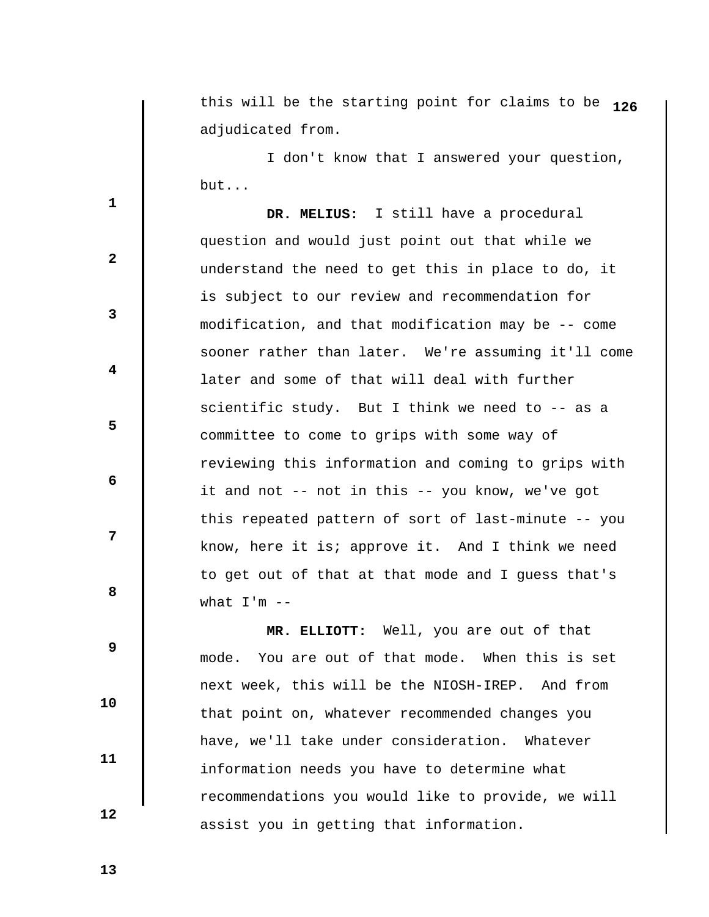this will be the starting point for claims to be adjudicated from.

I don't know that I answered your question, but...

**DR. MELIUS:** I still have a procedural question and would just point out that while we understand the need to get this in place to do, it is subject to our review and recommendation for modification, and that modification may be -- come sooner rather than later. We're assuming it'll come later and some of that will deal with further scientific study. But I think we need to -- as a committee to come to grips with some way of reviewing this information and coming to grips with it and not -- not in this -- you know, we've got this repeated pattern of sort of last-minute -- you know, here it is; approve it. And I think we need to get out of that at that mode and I guess that's what I'm --

**MR. ELLIOTT:** Well, you are out of that mode. You are out of that mode. When this is set next week, this will be the NIOSH-IREP. And from that point on, whatever recommended changes you have, we'll take under consideration. Whatever information needs you have to determine what recommendations you would like to provide, we will assist you in getting that information.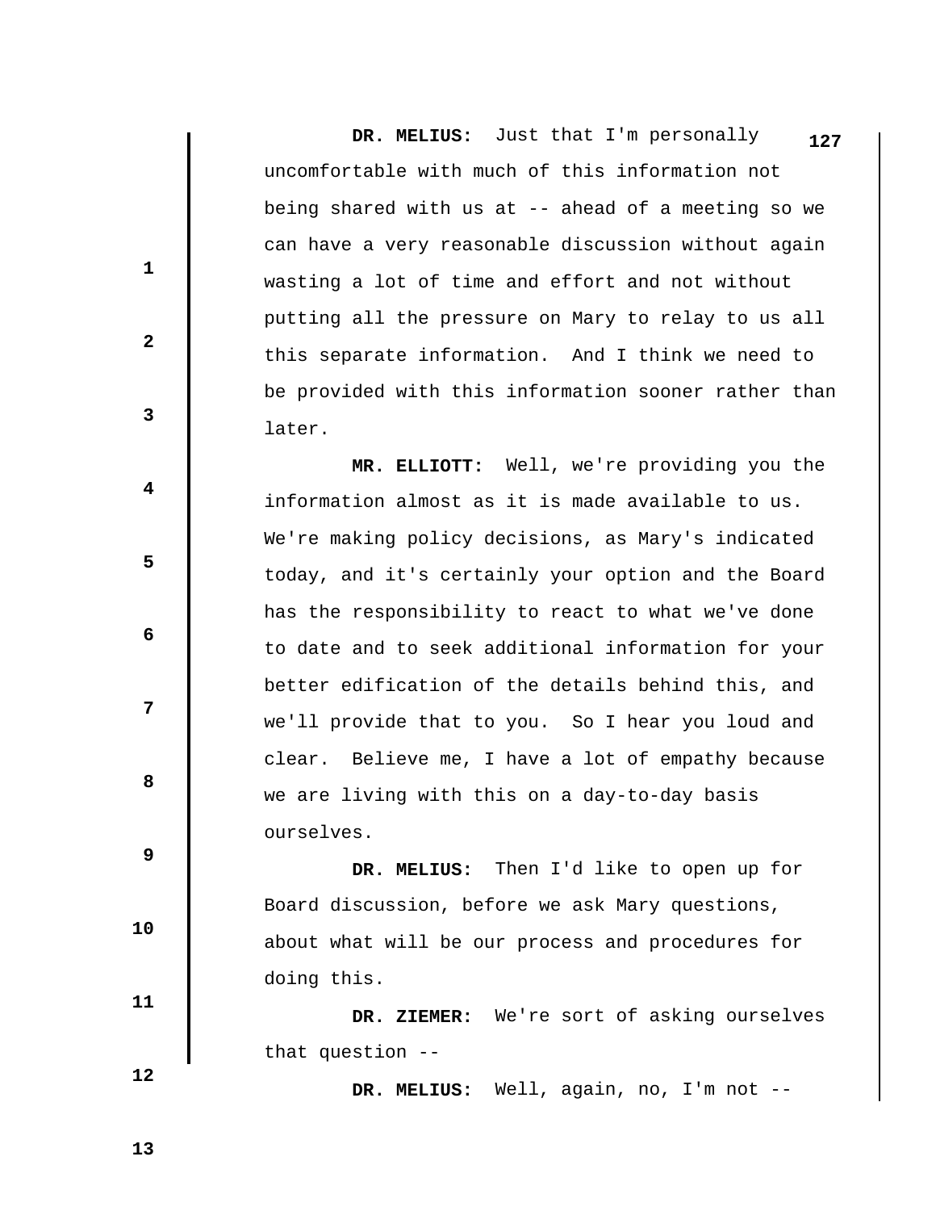**DR. MELIUS:** Just that I'm personally uncomfortable with much of this information not being shared with us at -- ahead of a meeting so we can have a very reasonable discussion without again wasting a lot of time and effort and not without putting all the pressure on Mary to relay to us all this separate information. And I think we need to be provided with this information sooner rather than later.

**MR. ELLIOTT:** Well, we're providing you the information almost as it is made available to us. We're making policy decisions, as Mary's indicated today, and it's certainly your option and the Board has the responsibility to react to what we've done to date and to seek additional information for your better edification of the details behind this, and we'll provide that to you. So I hear you loud and clear. Believe me, I have a lot of empathy because we are living with this on a day-to-day basis ourselves.

**DR. MELIUS:** Then I'd like to open up for Board discussion, before we ask Mary questions, about what will be our process and procedures for doing this.

**DR. ZIEMER:** We're sort of asking ourselves that question --

**DR. MELIUS:** Well, again, no, I'm not --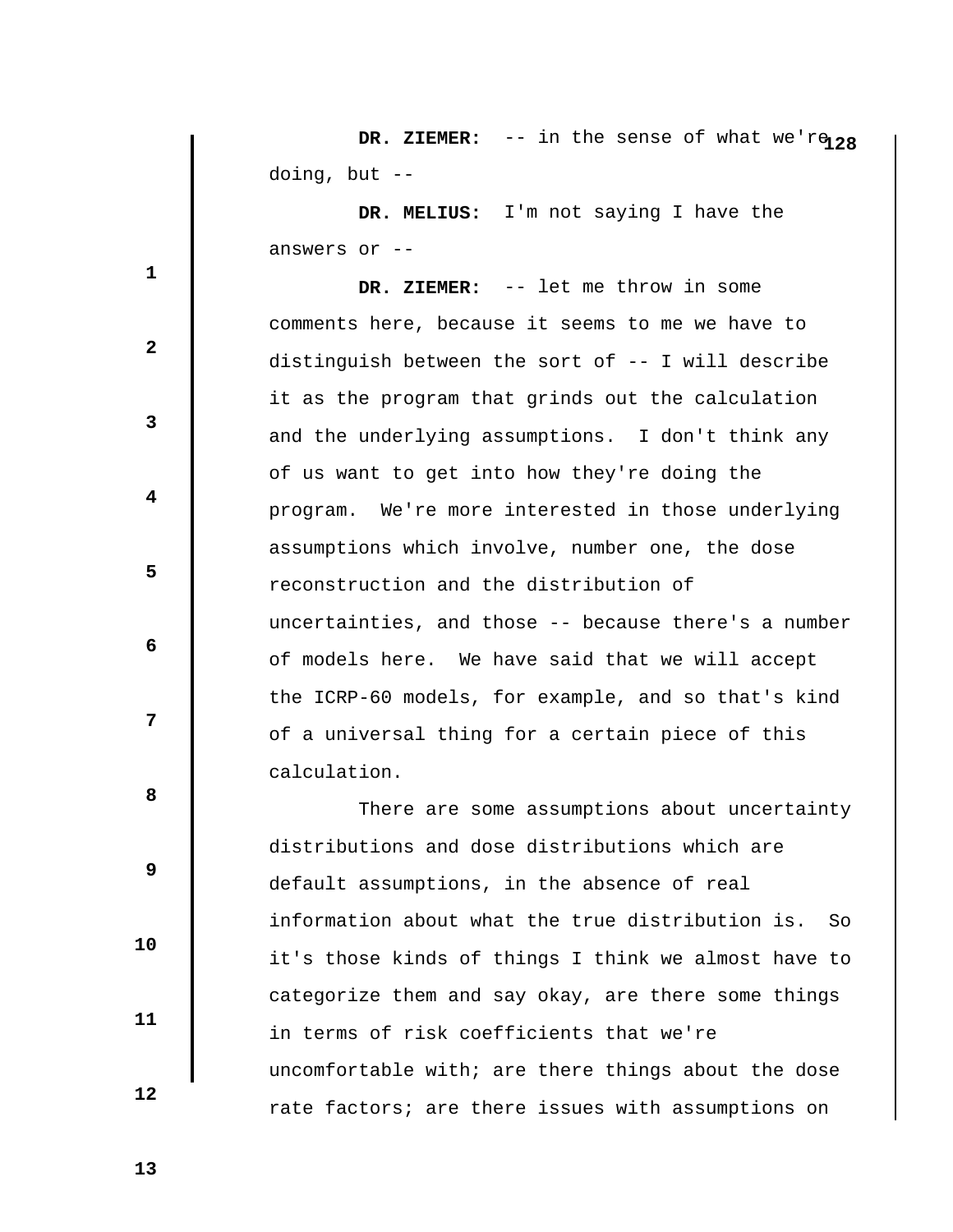**DR. ZIEMER:** -- in the sense of what we're doing, but --

**DR. MELIUS:** I'm not saying I have the answers or --

**DR. ZIEMER:** -- let me throw in some comments here, because it seems to me we have to distinguish between the sort of -- I will describe it as the program that grinds out the calculation and the underlying assumptions. I don't think any of us want to get into how they're doing the program. We're more interested in those underlying assumptions which involve, number one, the dose reconstruction and the distribution of uncertainties, and those -- because there's a number of models here. We have said that we will accept the ICRP-60 models, for example, and so that's kind of a universal thing for a certain piece of this calculation.

There are some assumptions about uncertainty distributions and dose distributions which are default assumptions, in the absence of real information about what the true distribution is. So it's those kinds of things I think we almost have to categorize them and say okay, are there some things in terms of risk coefficients that we're uncomfortable with; are there things about the dose rate factors; are there issues with assumptions on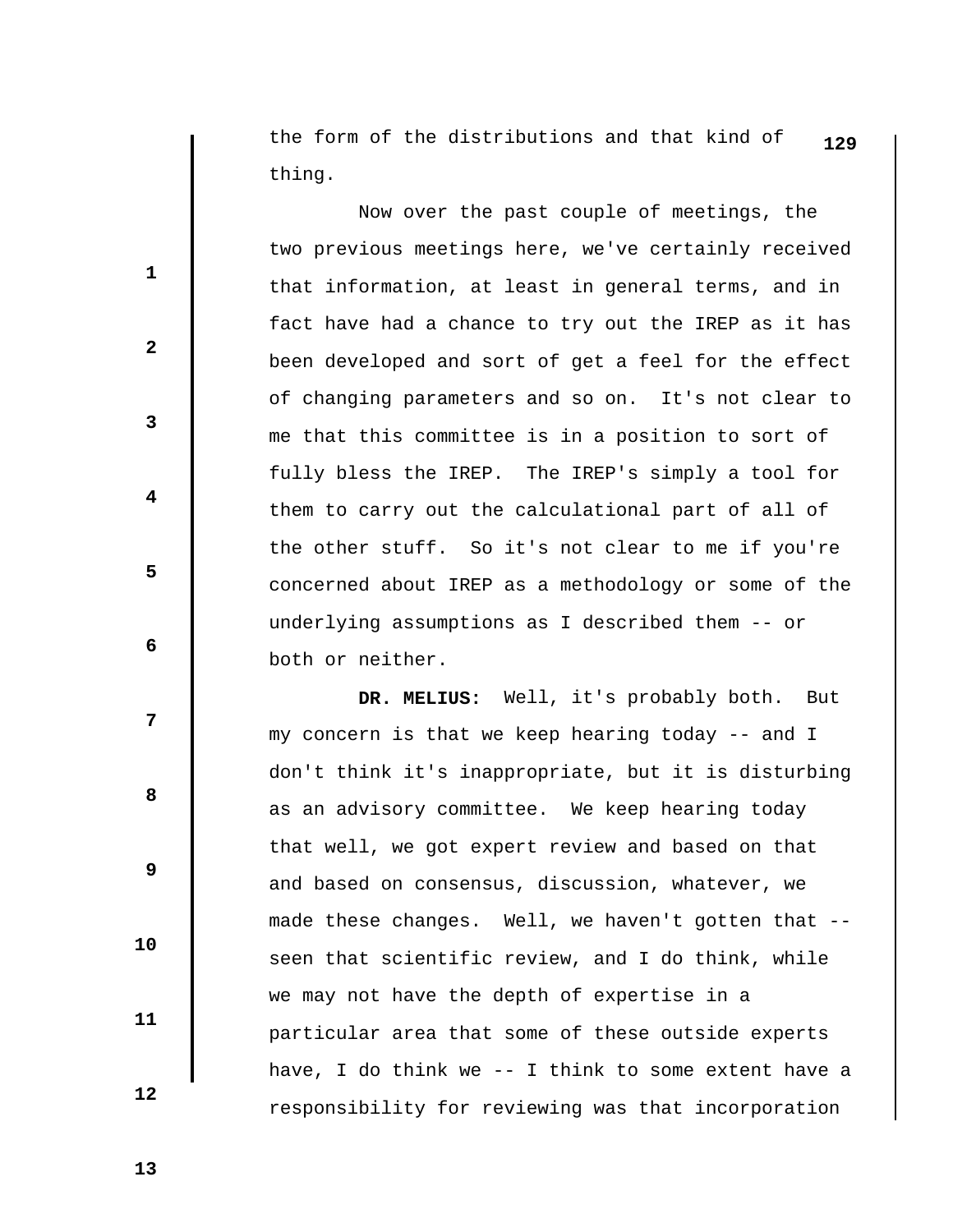the form of the distributions and that kind of thing.

Now over the past couple of meetings, the two previous meetings here, we've certainly received that information, at least in general terms, and in fact have had a chance to try out the IREP as it has been developed and sort of get a feel for the effect of changing parameters and so on. It's not clear to me that this committee is in a position to sort of fully bless the IREP. The IREP's simply a tool for them to carry out the calculational part of all of the other stuff. So it's not clear to me if you're concerned about IREP as a methodology or some of the underlying assumptions as I described them -- or both or neither.

**DR. MELIUS:** Well, it's probably both. But my concern is that we keep hearing today -- and I don't think it's inappropriate, but it is disturbing as an advisory committee. We keep hearing today that well, we got expert review and based on that and based on consensus, discussion, whatever, we made these changes. Well, we haven't gotten that -- seen that scientific review, and I do think, while we may not have the depth of expertise in a particular area that some of these outside experts have, I do think we -- I think to some extent have a responsibility for reviewing was that incorporation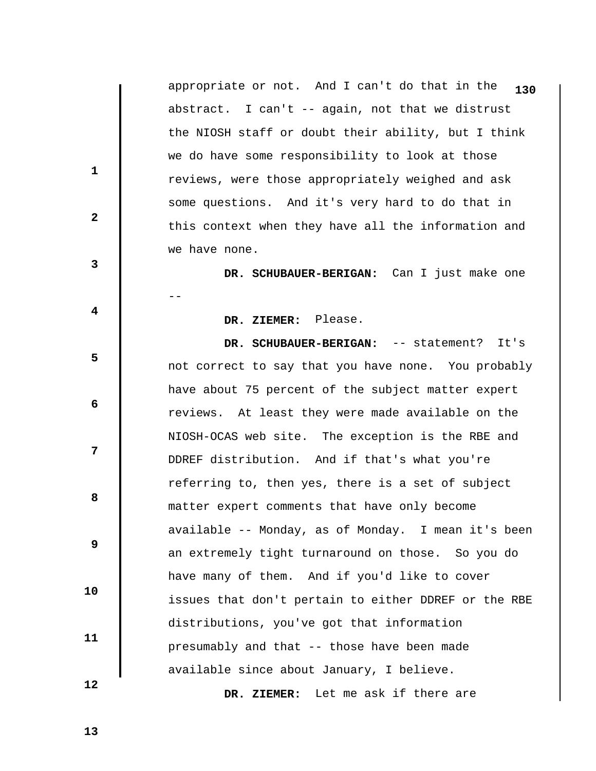appropriate or not. And I can't do that in the abstract. I can't -- again, not that we distrust the NIOSH staff or doubt their ability, but I think we do have some responsibility to look at those reviews, were those appropriately weighed and ask some questions. And it's very hard to do that in this context when they have all the information and we have none.

**DR. SCHUBAUER-BERIGAN:** Can I just make one --

**DR. ZIEMER:** Please.

**DR. SCHUBAUER-BERIGAN:** -- statement? It's not correct to say that you have none. You probably have about 75 percent of the subject matter expert reviews. At least they were made available on the NIOSH-OCAS web site. The exception is the RBE and DDREF distribution. And if that's what you're referring to, then yes, there is a set of subject matter expert comments that have only become available -- Monday, as of Monday. I mean it's been an extremely tight turnaround on those. So you do have many of them. And if you'd like to cover issues that don't pertain to either DDREF or the RBE distributions, you've got that information presumably and that -- those have been made available since about January, I believe.

**DR. ZIEMER:** Let me ask if there are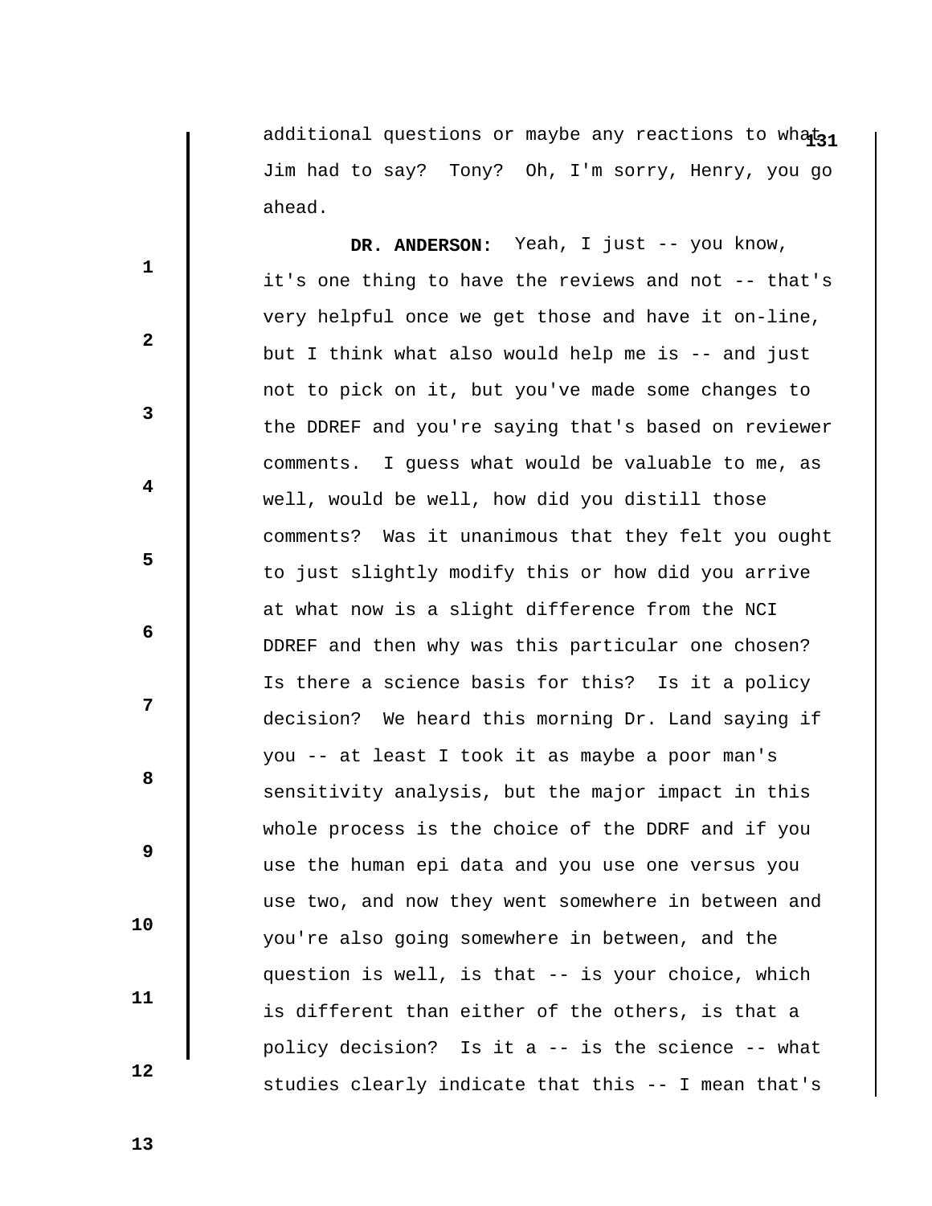additional questions or maybe any reactions to what Jim had to say? Tony? Oh, I'm sorry, Henry, you go ahead.

**DR. ANDERSON:** Yeah, I just -- you know, it's one thing to have the reviews and not -- that's very helpful once we get those and have it on-line, but I think what also would help me is -- and just not to pick on it, but you've made some changes to the DDREF and you're saying that's based on reviewer comments. I guess what would be valuable to me, as well, would be well, how did you distill those comments? Was it unanimous that they felt you ought to just slightly modify this or how did you arrive at what now is a slight difference from the NCI DDREF and then why was this particular one chosen? Is there a science basis for this? Is it a policy decision? We heard this morning Dr. Land saying if you -- at least I took it as maybe a poor man's sensitivity analysis, but the major impact in this whole process is the choice of the DDRF and if you use the human epi data and you use one versus you use two, and now they went somewhere in between and you're also going somewhere in between, and the question is well, is that -- is your choice, which is different than either of the others, is that a policy decision? Is it a -- is the science -- what studies clearly indicate that this -- I mean that's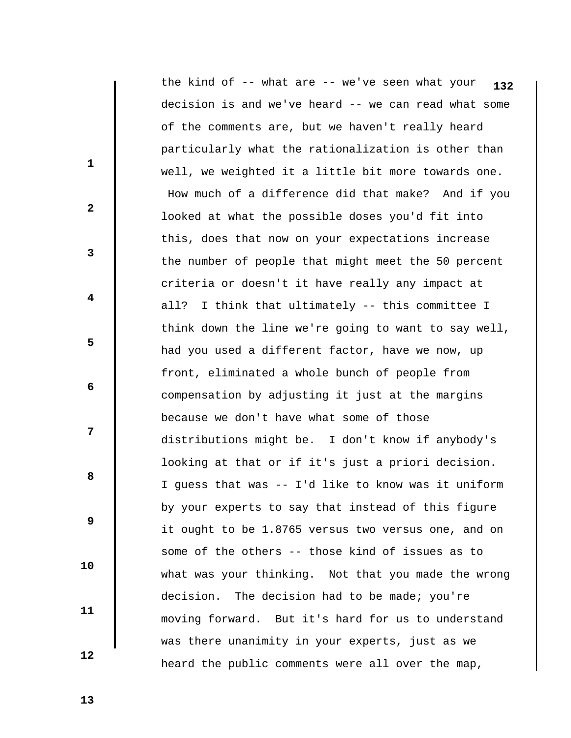the kind of -- what are -- we've seen what your decision is and we've heard -- we can read what some of the comments are, but we haven't really heard particularly what the rationalization is other than well, we weighted it a little bit more towards one. How much of a difference did that make? And if you looked at what the possible doses you'd fit into this, does that now on your expectations increase the number of people that might meet the 50 percent criteria or doesn't it have really any impact at all? I think that ultimately -- this committee I think down the line we're going to want to say well, had you used a different factor, have we now, up front, eliminated a whole bunch of people from compensation by adjusting it just at the margins because we don't have what some of those distributions might be. I don't know if anybody's looking at that or if it's just a priori decision. I guess that was -- I'd like to know was it uniform by your experts to say that instead of this figure it ought to be 1.8765 versus two versus one, and on some of the others -- those kind of issues as to what was your thinking. Not that you made the wrong decision. The decision had to be made; you're moving forward. But it's hard for us to understand was there unanimity in your experts, just as we heard the public comments were all over the map,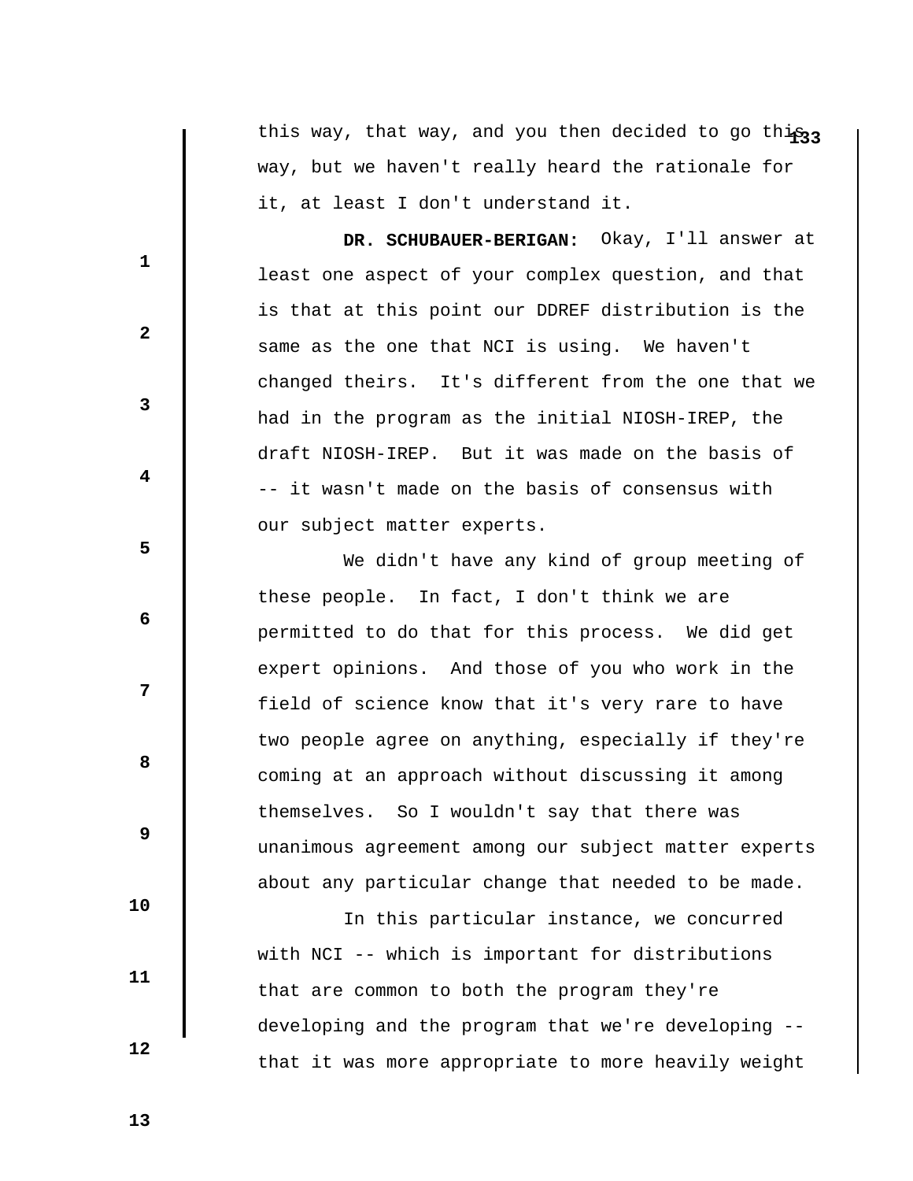this way, that way, and you then decided to go this way, but we haven't really heard the rationale for it, at least I don't understand it.

**DR. SCHUBAUER-BERIGAN:** Okay, I'll answer at least one aspect of your complex question, and that is that at this point our DDREF distribution is the same as the one that NCI is using. We haven't changed theirs. It's different from the one that we had in the program as the initial NIOSH-IREP, the draft NIOSH-IREP. But it was made on the basis of -- it wasn't made on the basis of consensus with our subject matter experts.

We didn't have any kind of group meeting of these people. In fact, I don't think we are permitted to do that for this process. We did get expert opinions. And those of you who work in the field of science know that it's very rare to have two people agree on anything, especially if they're coming at an approach without discussing it among themselves. So I wouldn't say that there was unanimous agreement among our subject matter experts about any particular change that needed to be made.

In this particular instance, we concurred with NCI -- which is important for distributions that are common to both the program they're developing and the program that we're developing -- that it was more appropriate to more heavily weight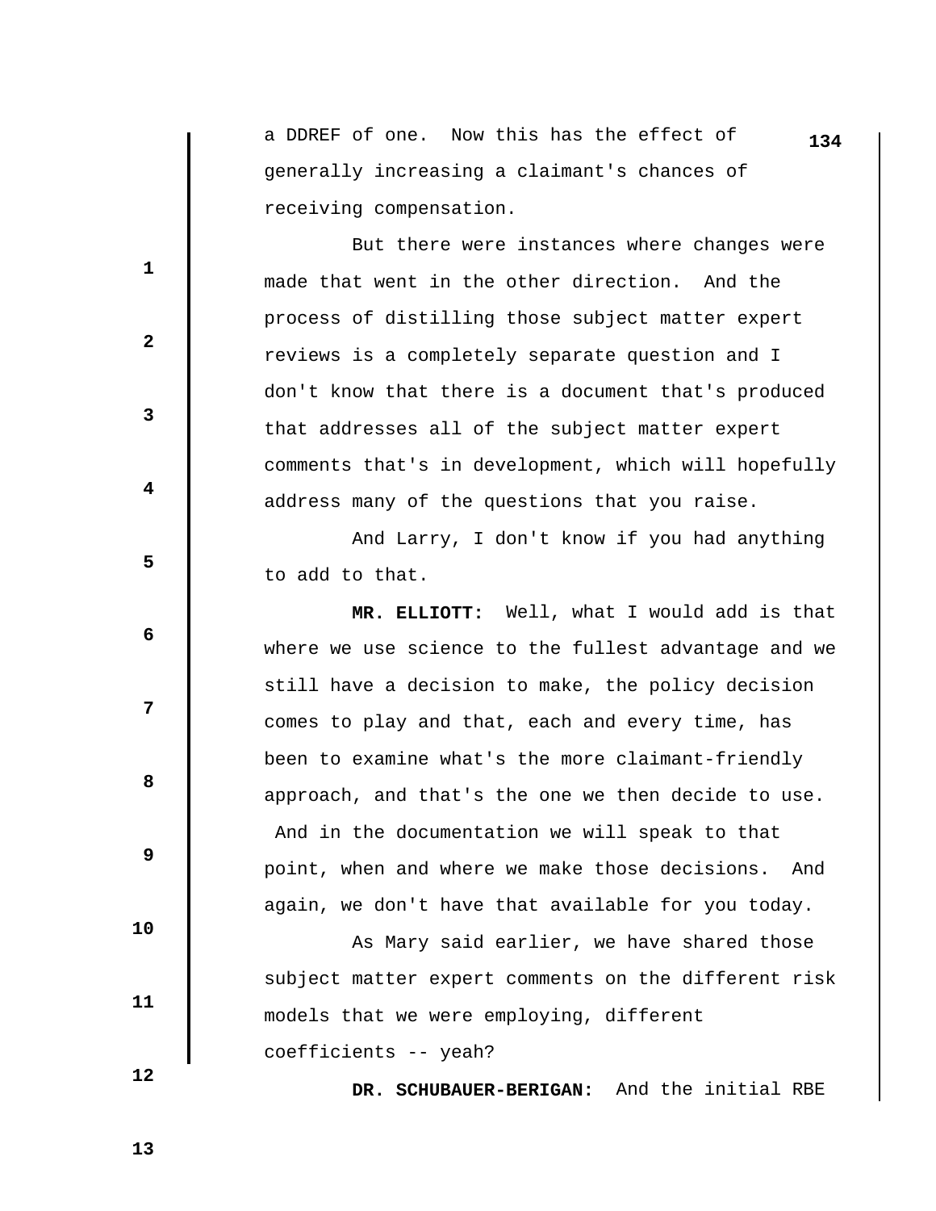a DDREF of one. Now this has the effect of generally increasing a claimant's chances of receiving compensation.

But there were instances where changes were made that went in the other direction. And the process of distilling those subject matter expert reviews is a completely separate question and I don't know that there is a document that's produced that addresses all of the subject matter expert comments that's in development, which will hopefully address many of the questions that you raise.

And Larry, I don't know if you had anything to add to that.

**MR. ELLIOTT:** Well, what I would add is that where we use science to the fullest advantage and we still have a decision to make, the policy decision comes to play and that, each and every time, has been to examine what's the more claimant-friendly approach, and that's the one we then decide to use. And in the documentation we will speak to that point, when and where we make those decisions. And again, we don't have that available for you today.

As Mary said earlier, we have shared those subject matter expert comments on the different risk models that we were employing, different coefficients -- yeah?

**DR. SCHUBAUER-BERIGAN:** And the initial RBE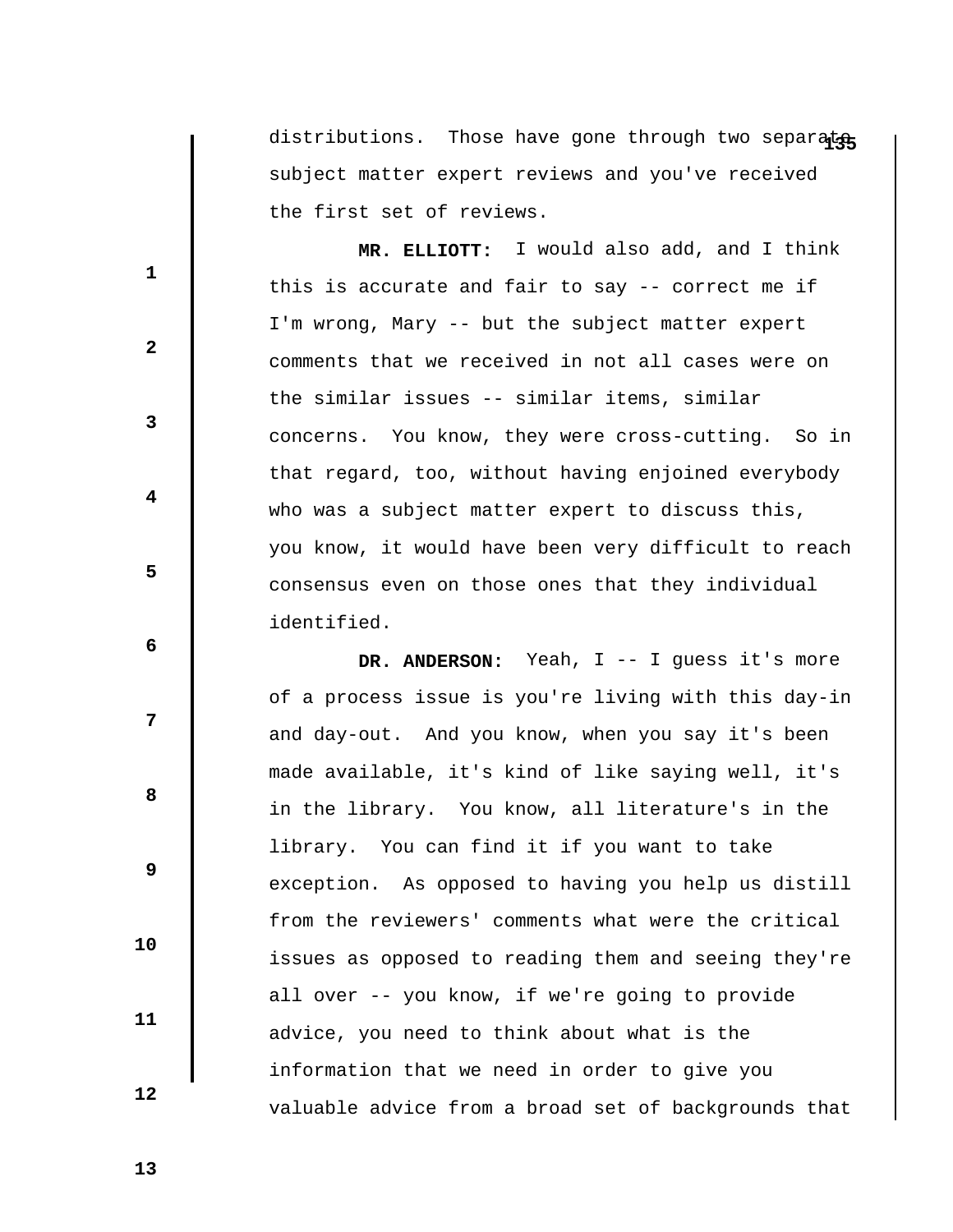distributions. Those have gone through two separate subject matter expert reviews and you've received the first set of reviews.

**MR. ELLIOTT:** I would also add, and I think this is accurate and fair to say -- correct me if I'm wrong, Mary -- but the subject matter expert comments that we received in not all cases were on the similar issues -- similar items, similar concerns. You know, they were cross-cutting. So in that regard, too, without having enjoined everybody who was a subject matter expert to discuss this, you know, it would have been very difficult to reach consensus even on those ones that they individual identified.

**DR. ANDERSON:** Yeah, I -- I guess it's more of a process issue is you're living with this day-in and day-out. And you know, when you say it's been made available, it's kind of like saying well, it's in the library. You know, all literature's in the library. You can find it if you want to take exception. As opposed to having you help us distill from the reviewers' comments what were the critical issues as opposed to reading them and seeing they're all over -- you know, if we're going to provide advice, you need to think about what is the information that we need in order to give you valuable advice from a broad set of backgrounds that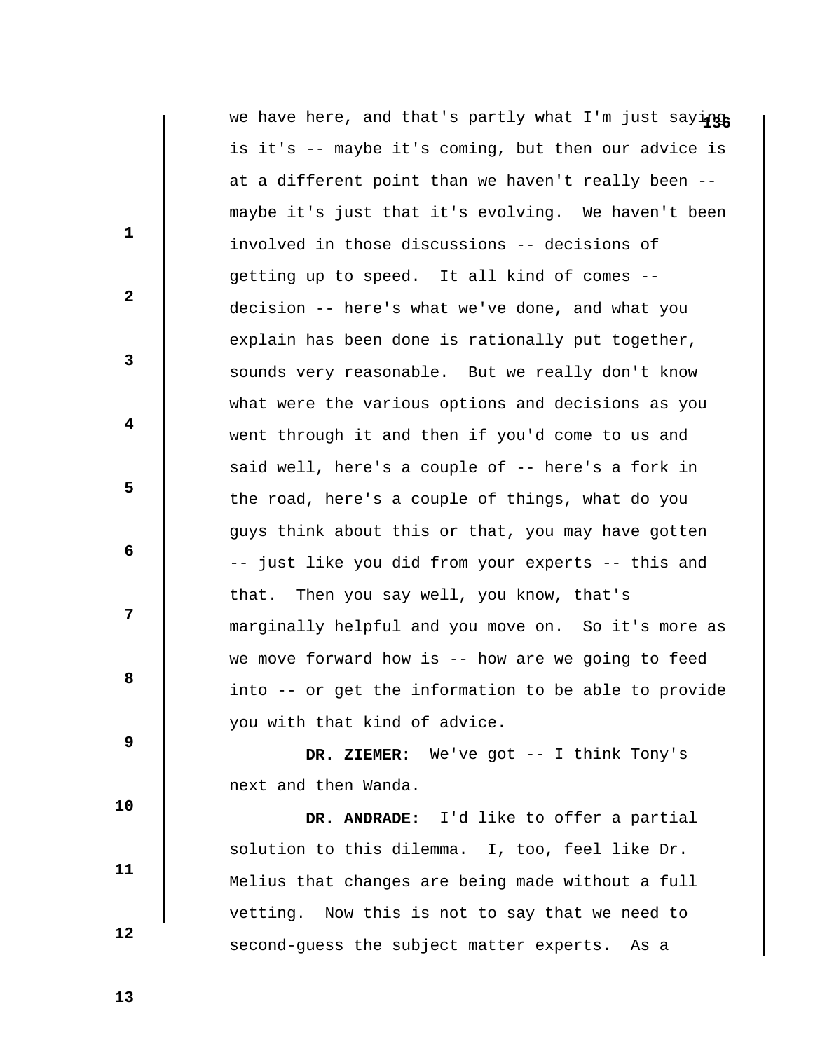we have here, and that's partly what I'm just saying is it's -- maybe it's coming, but then our advice is at a different point than we haven't really been -- maybe it's just that it's evolving. We haven't been involved in those discussions -- decisions of getting up to speed. It all kind of comes -- decision -- here's what we've done, and what you explain has been done is rationally put together, sounds very reasonable. But we really don't know what were the various options and decisions as you went through it and then if you'd come to us and said well, here's a couple of -- here's a fork in the road, here's a couple of things, what do you guys think about this or that, you may have gotten -- just like you did from your experts -- this and that. Then you say well, you know, that's marginally helpful and you move on. So it's more as we move forward how is -- how are we going to feed into -- or get the information to be able to provide you with that kind of advice.

**DR. ZIEMER:** We've got -- I think Tony's next and then Wanda.

**DR. ANDRADE:** I'd like to offer a partial solution to this dilemma. I, too, feel like Dr. Melius that changes are being made without a full vetting. Now this is not to say that we need to second-guess the subject matter experts. As a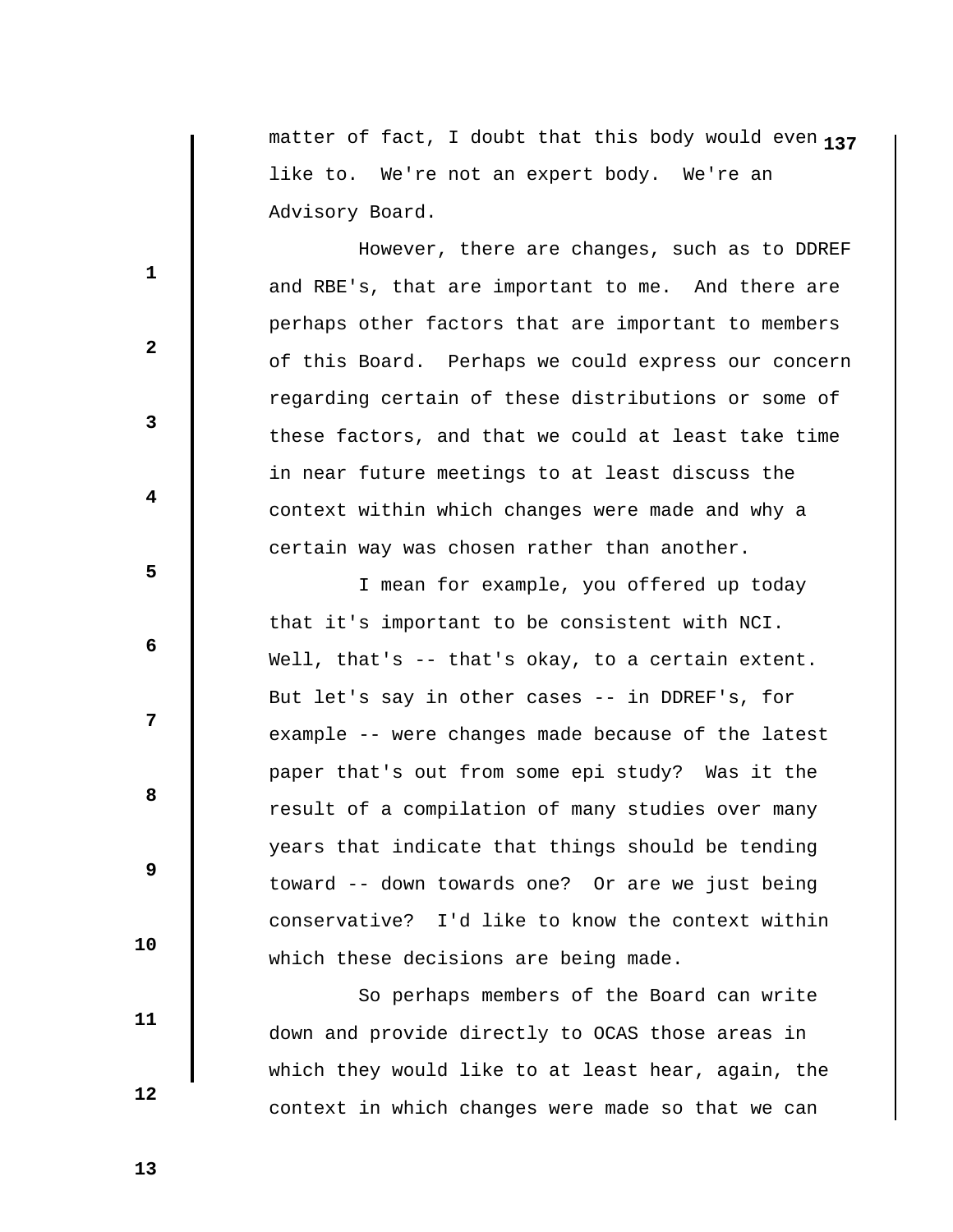matter of fact, I doubt that this body would even like to. We're not an expert body. We're an Advisory Board.

However, there are changes, such as to DDREF and RBE's, that are important to me. And there are perhaps other factors that are important to members of this Board. Perhaps we could express our concern regarding certain of these distributions or some of these factors, and that we could at least take time in near future meetings to at least discuss the context within which changes were made and why a certain way was chosen rather than another.

I mean for example, you offered up today that it's important to be consistent with NCI. Well, that's -- that's okay, to a certain extent. But let's say in other cases -- in DDREF's, for example -- were changes made because of the latest paper that's out from some epi study? Was it the result of a compilation of many studies over many years that indicate that things should be tending toward -- down towards one? Or are we just being conservative? I'd like to know the context within which these decisions are being made.

So perhaps members of the Board can write down and provide directly to OCAS those areas in which they would like to at least hear, again, the context in which changes were made so that we can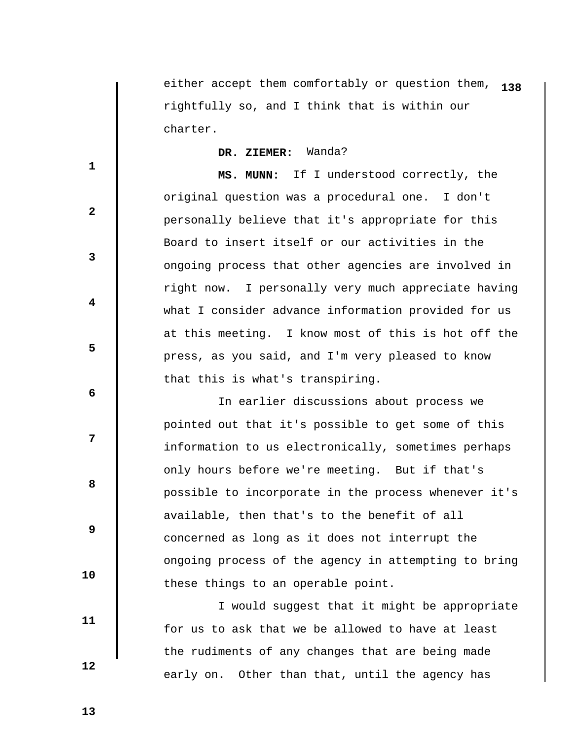either accept them comfortably or question them, rightfully so, and I think that is within our charter.

**DR. ZIEMER:** Wanda?

**MS. MUNN:** If I understood correctly, the original question was a procedural one. I don't personally believe that it's appropriate for this Board to insert itself or our activities in the ongoing process that other agencies are involved in right now. I personally very much appreciate having what I consider advance information provided for us at this meeting. I know most of this is hot off the press, as you said, and I'm very pleased to know that this is what's transpiring.

In earlier discussions about process we pointed out that it's possible to get some of this information to us electronically, sometimes perhaps only hours before we're meeting. But if that's possible to incorporate in the process whenever it's available, then that's to the benefit of all concerned as long as it does not interrupt the ongoing process of the agency in attempting to bring these things to an operable point.

I would suggest that it might be appropriate for us to ask that we be allowed to have at least the rudiments of any changes that are being made early on. Other than that, until the agency has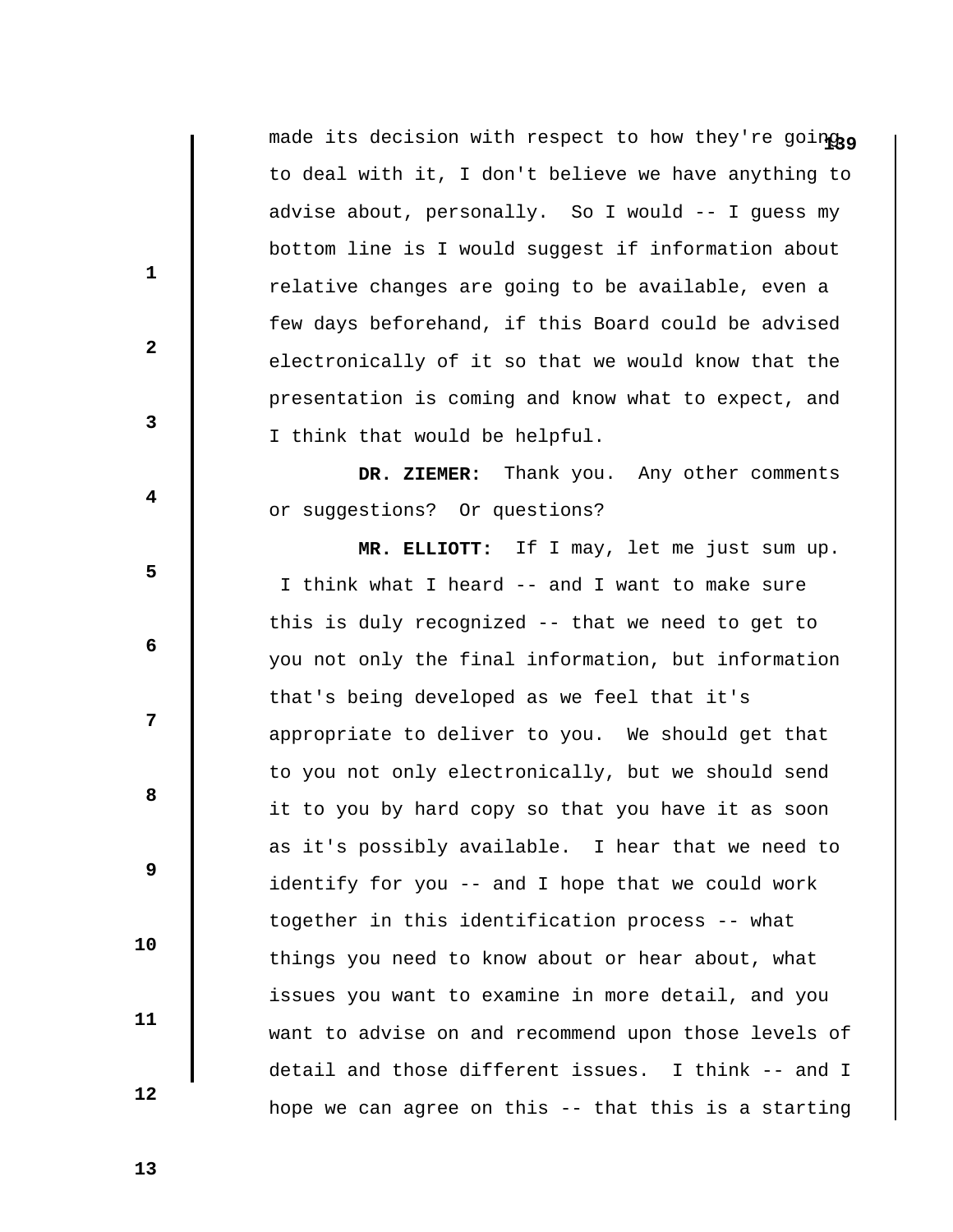made its decision with respect to how they're going to deal with it, I don't believe we have anything to advise about, personally. So I would -- I guess my bottom line is I would suggest if information about relative changes are going to be available, even a few days beforehand, if this Board could be advised electronically of it so that we would know that the presentation is coming and know what to expect, and I think that would be helpful.

**DR. ZIEMER:** Thank you. Any other comments or suggestions? Or questions?

**MR. ELLIOTT:** If I may, let me just sum up. I think what I heard -- and I want to make sure this is duly recognized -- that we need to get to you not only the final information, but information that's being developed as we feel that it's appropriate to deliver to you. We should get that to you not only electronically, but we should send it to you by hard copy so that you have it as soon as it's possibly available. I hear that we need to identify for you -- and I hope that we could work together in this identification process -- what things you need to know about or hear about, what issues you want to examine in more detail, and you want to advise on and recommend upon those levels of detail and those different issues. I think -- and I hope we can agree on this -- that this is a starting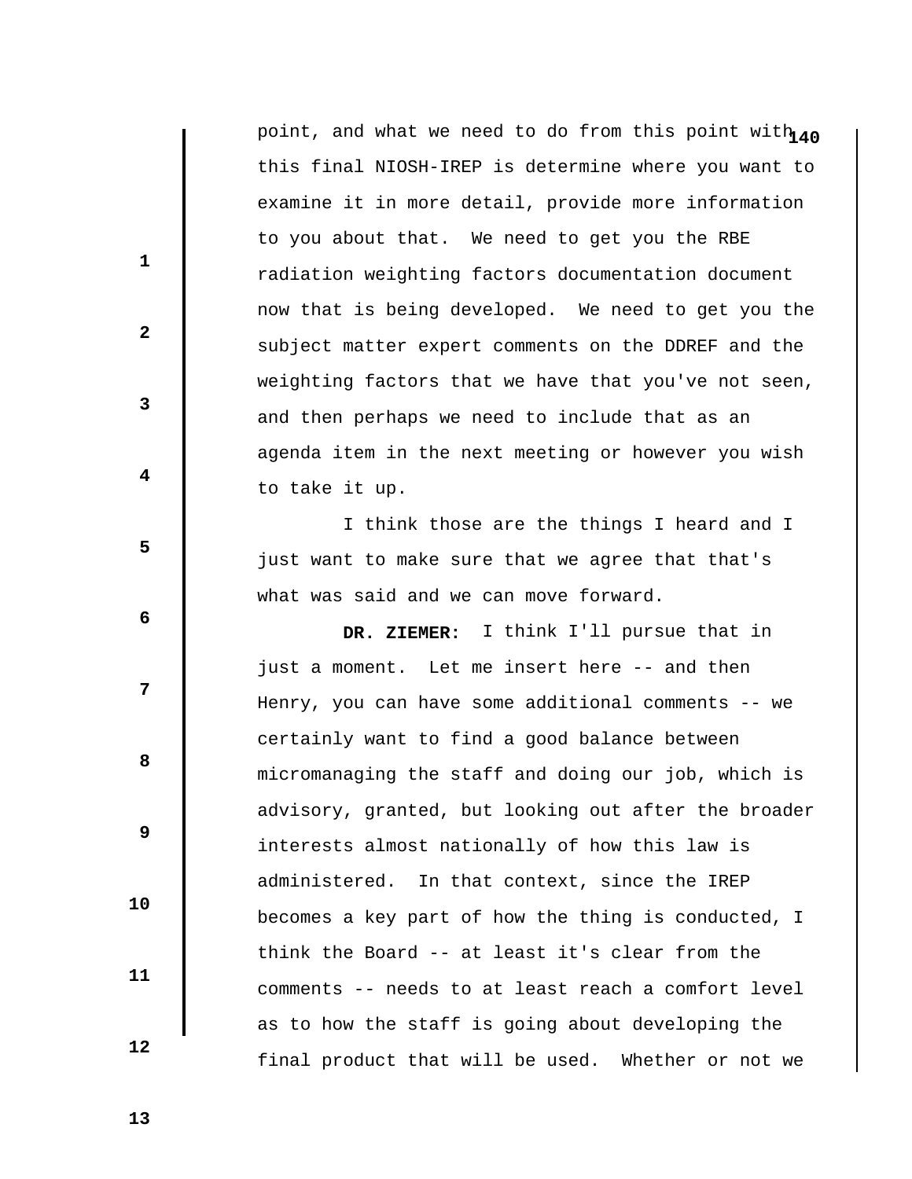point, and what we need to do from this point with this final NIOSH-IREP is determine where you want to examine it in more detail, provide more information to you about that. We need to get you the RBE radiation weighting factors documentation document now that is being developed. We need to get you the subject matter expert comments on the DDREF and the weighting factors that we have that you've not seen, and then perhaps we need to include that as an agenda item in the next meeting or however you wish to take it up.

I think those are the things I heard and I just want to make sure that we agree that that's what was said and we can move forward.

**DR. ZIEMER:** I think I'll pursue that in just a moment. Let me insert here -- and then Henry, you can have some additional comments -- we certainly want to find a good balance between micromanaging the staff and doing our job, which is advisory, granted, but looking out after the broader interests almost nationally of how this law is administered. In that context, since the IREP becomes a key part of how the thing is conducted, I think the Board -- at least it's clear from the comments -- needs to at least reach a comfort level as to how the staff is going about developing the final product that will be used. Whether or not we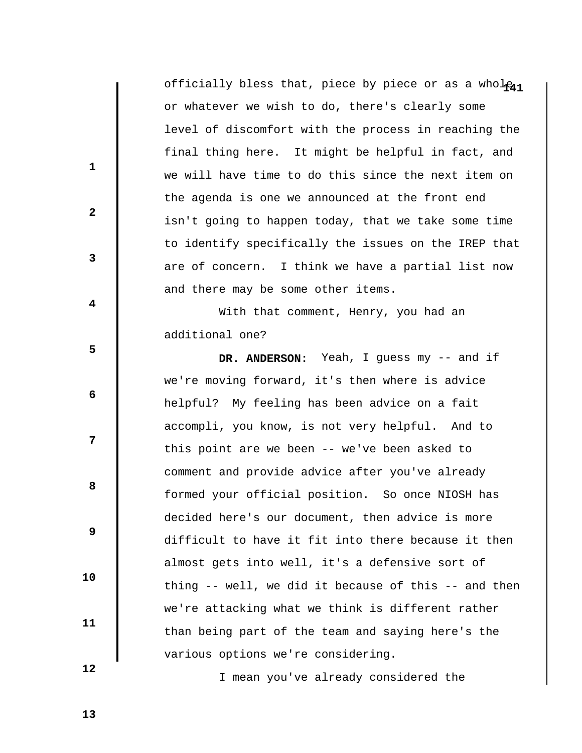officially bless that, piece by piece or as a whole or whatever we wish to do, there's clearly some level of discomfort with the process in reaching the final thing here. It might be helpful in fact, and we will have time to do this since the next item on the agenda is one we announced at the front end isn't going to happen today, that we take some time to identify specifically the issues on the IREP that are of concern. I think we have a partial list now and there may be some other items.

With that comment, Henry, you had an additional one?

**DR. ANDERSON:** Yeah, I guess my -- and if we're moving forward, it's then where is advice helpful? My feeling has been advice on a fait accompli, you know, is not very helpful. And to this point are we been -- we've been asked to comment and provide advice after you've already formed your official position. So once NIOSH has decided here's our document, then advice is more difficult to have it fit into there because it then almost gets into well, it's a defensive sort of thing -- well, we did it because of this -- and then we're attacking what we think is different rather than being part of the team and saying here's the various options we're considering.

I mean you've already considered the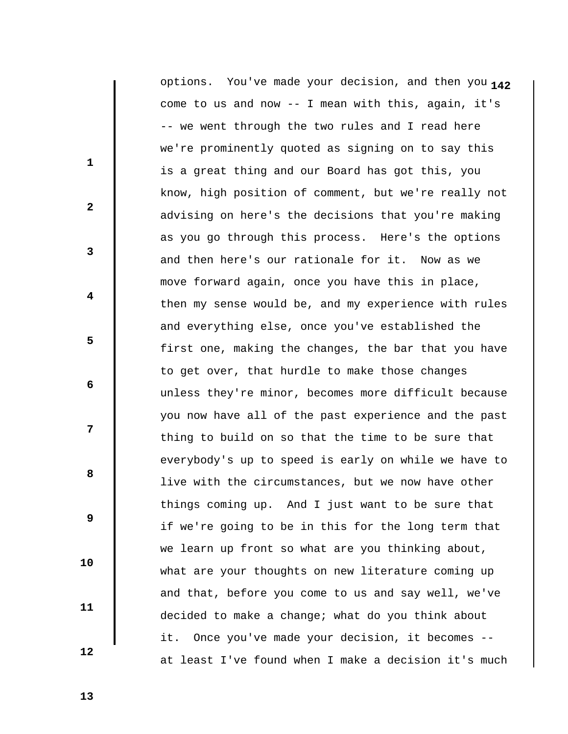options. You've made your decision, and then you come to us and now -- I mean with this, again, it's -- we went through the two rules and I read here we're prominently quoted as signing on to say this is a great thing and our Board has got this, you know, high position of comment, but we're really not advising on here's the decisions that you're making as you go through this process. Here's the options and then here's our rationale for it. Now as we move forward again, once you have this in place, then my sense would be, and my experience with rules and everything else, once you've established the first one, making the changes, the bar that you have to get over, that hurdle to make those changes unless they're minor, becomes more difficult because you now have all of the past experience and the past thing to build on so that the time to be sure that everybody's up to speed is early on while we have to live with the circumstances, but we now have other things coming up. And I just want to be sure that if we're going to be in this for the long term that we learn up front so what are you thinking about, what are your thoughts on new literature coming up and that, before you come to us and say well, we've decided to make a change; what do you think about it. Once you've made your decision, it becomes -- at least I've found when I make a decision it's much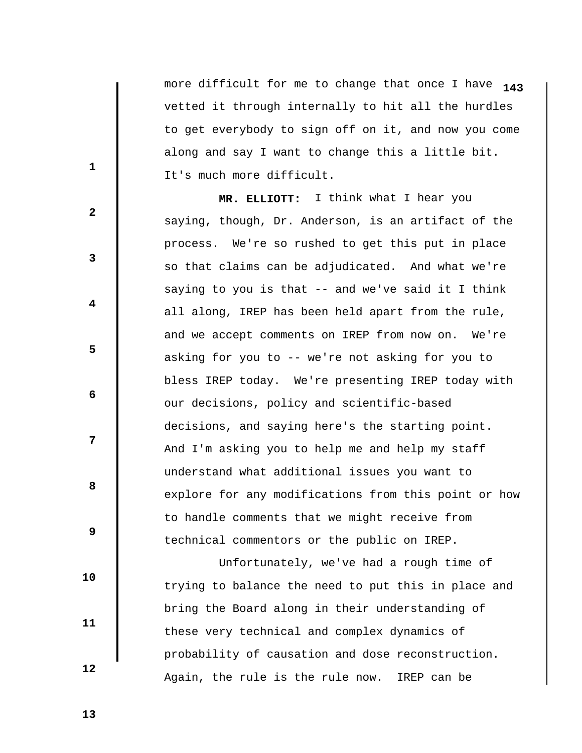more difficult for me to change that once I have vetted it through internally to hit all the hurdles to get everybody to sign off on it, and now you come along and say I want to change this a little bit. It's much more difficult.

**MR. ELLIOTT:** I think what I hear you saying, though, Dr. Anderson, is an artifact of the process. We're so rushed to get this put in place so that claims can be adjudicated. And what we're saying to you is that -- and we've said it I think all along, IREP has been held apart from the rule, and we accept comments on IREP from now on. We're asking for you to -- we're not asking for you to bless IREP today. We're presenting IREP today with our decisions, policy and scientific-based decisions, and saying here's the starting point. And I'm asking you to help me and help my staff understand what additional issues you want to explore for any modifications from this point or how to handle comments that we might receive from technical commentors or the public on IREP.

Unfortunately, we've had a rough time of trying to balance the need to put this in place and bring the Board along in their understanding of these very technical and complex dynamics of probability of causation and dose reconstruction. Again, the rule is the rule now. IREP can be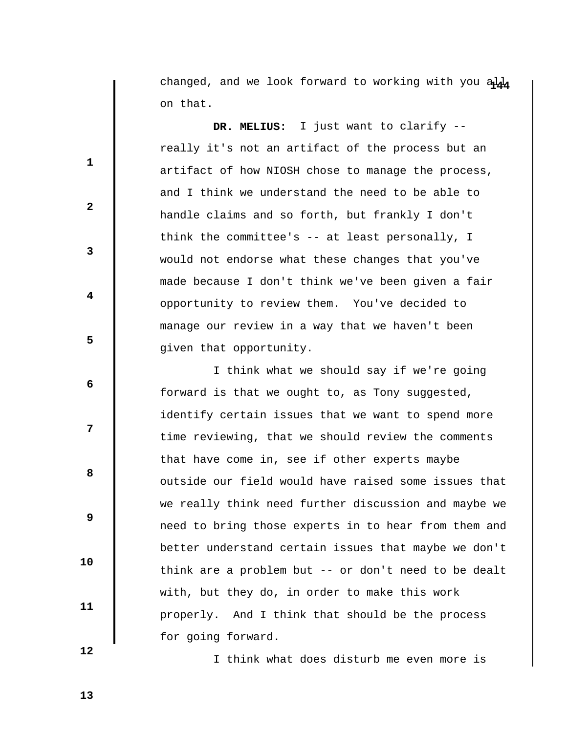changed, and we look forward to working with you all on that.

**DR. MELIUS:** I just want to clarify -- really it's not an artifact of the process but an artifact of how NIOSH chose to manage the process, and I think we understand the need to be able to handle claims and so forth, but frankly I don't think the committee's -- at least personally, I would not endorse what these changes that you've made because I don't think we've been given a fair opportunity to review them. You've decided to manage our review in a way that we haven't been given that opportunity.

I think what we should say if we're going forward is that we ought to, as Tony suggested, identify certain issues that we want to spend more time reviewing, that we should review the comments that have come in, see if other experts maybe outside our field would have raised some issues that we really think need further discussion and maybe we need to bring those experts in to hear from them and better understand certain issues that maybe we don't think are a problem but -- or don't need to be dealt with, but they do, in order to make this work properly. And I think that should be the process for going forward.

I think what does disturb me even more is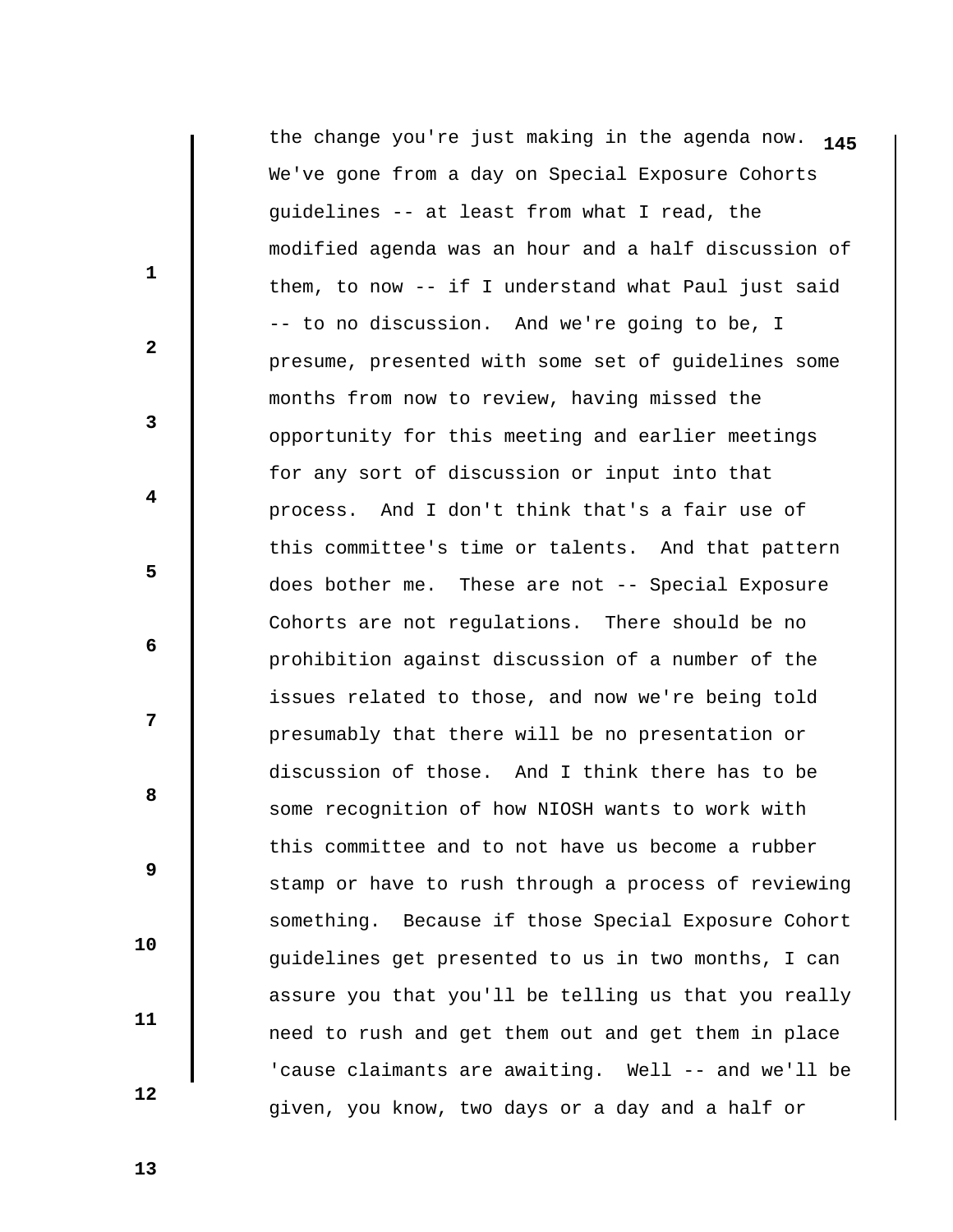the change you're just making in the agenda now. We've gone from a day on Special Exposure Cohorts guidelines -- at least from what I read, the modified agenda was an hour and a half discussion of them, to now -- if I understand what Paul just said -- to no discussion. And we're going to be, I presume, presented with some set of guidelines some months from now to review, having missed the opportunity for this meeting and earlier meetings for any sort of discussion or input into that process. And I don't think that's a fair use of this committee's time or talents. And that pattern does bother me. These are not -- Special Exposure Cohorts are not regulations. There should be no prohibition against discussion of a number of the issues related to those, and now we're being told presumably that there will be no presentation or discussion of those. And I think there has to be some recognition of how NIOSH wants to work with this committee and to not have us become a rubber stamp or have to rush through a process of reviewing something. Because if those Special Exposure Cohort guidelines get presented to us in two months, I can assure you that you'll be telling us that you really need to rush and get them out and get them in place 'cause claimants are awaiting. Well -- and we'll be given, you know, two days or a day and a half or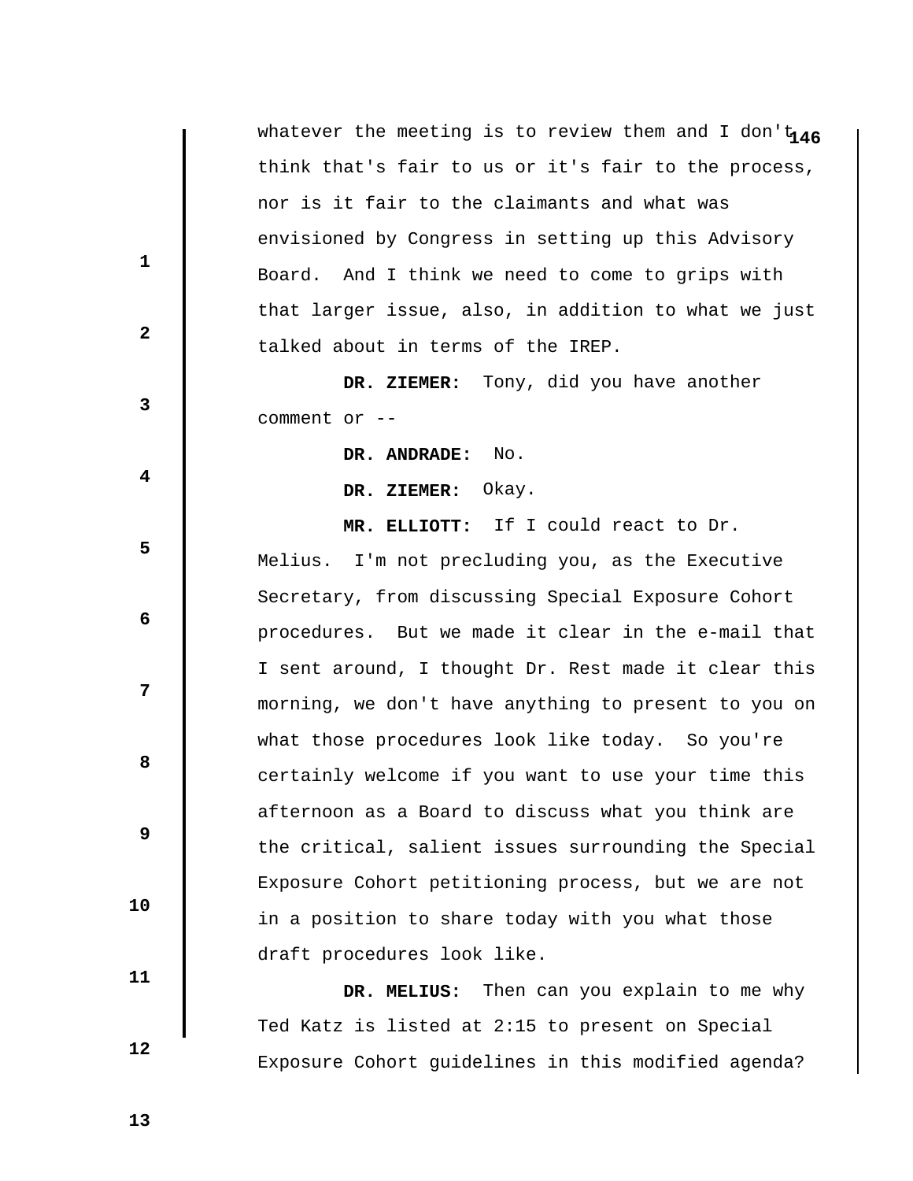whatever the meeting is to review them and I don't think that's fair to us or it's fair to the process, nor is it fair to the claimants and what was envisioned by Congress in setting up this Advisory Board. And I think we need to come to grips with that larger issue, also, in addition to what we just talked about in terms of the IREP.

**DR. ZIEMER:** Tony, did you have another comment or --

**DR. ANDRADE:** No.

**DR. ZIEMER:** Okay.

**MR. ELLIOTT:** If I could react to Dr. Melius. I'm not precluding you, as the Executive Secretary, from discussing Special Exposure Cohort procedures. But we made it clear in the e-mail that I sent around, I thought Dr. Rest made it clear this morning, we don't have anything to present to you on what those procedures look like today. So you're certainly welcome if you want to use your time this afternoon as a Board to discuss what you think are the critical, salient issues surrounding the Special Exposure Cohort petitioning process, but we are not in a position to share today with you what those draft procedures look like.

**DR. MELIUS:** Then can you explain to me why Ted Katz is listed at 2:15 to present on Special Exposure Cohort guidelines in this modified agenda?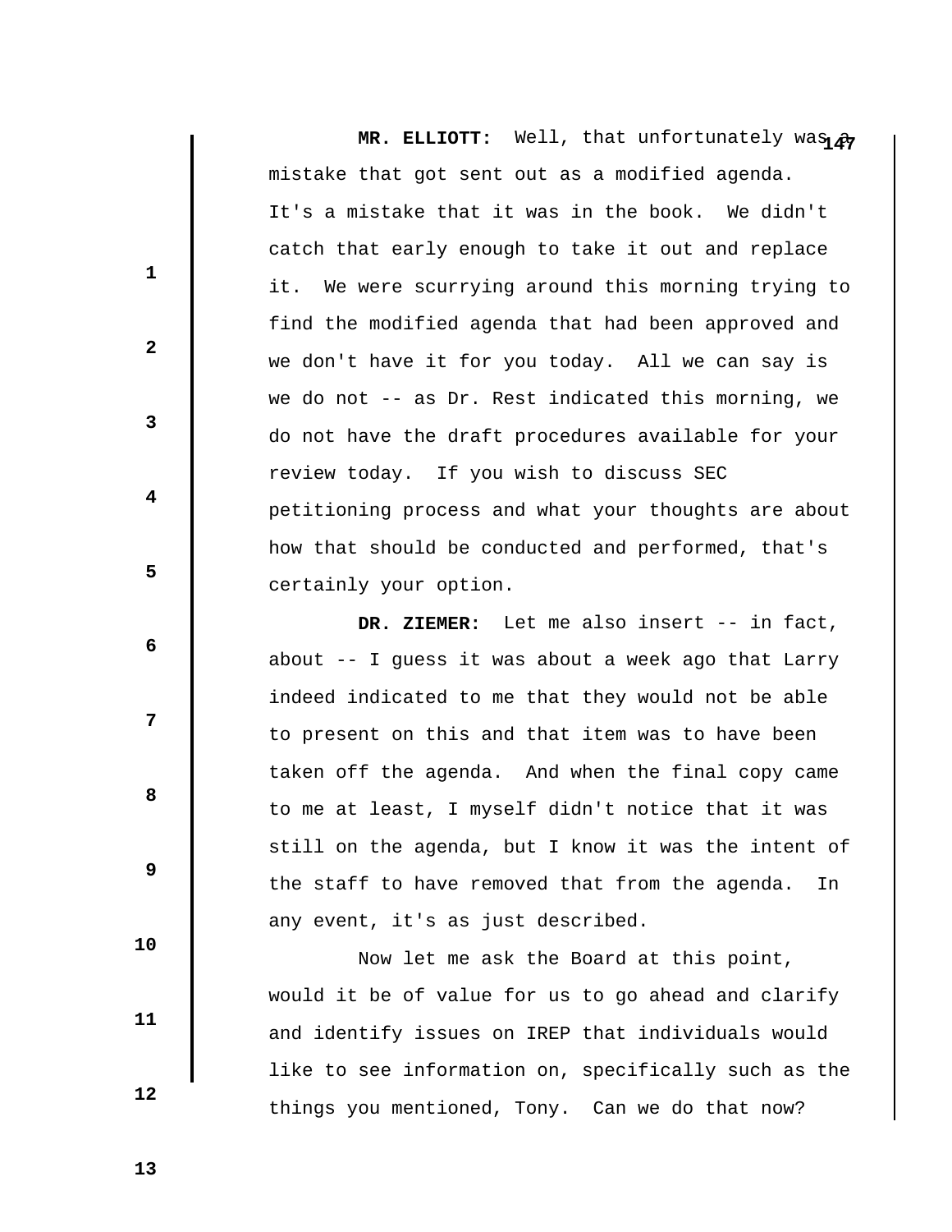**MR. ELLIOTT:** Well, that unfortunately was a mistake that got sent out as a modified agenda. It's a mistake that it was in the book. We didn't catch that early enough to take it out and replace it. We were scurrying around this morning trying to find the modified agenda that had been approved and we don't have it for you today. All we can say is we do not -- as Dr. Rest indicated this morning, we do not have the draft procedures available for your review today. If you wish to discuss SEC petitioning process and what your thoughts are about how that should be conducted and performed, that's certainly your option.

**DR. ZIEMER:** Let me also insert -- in fact, about -- I guess it was about a week ago that Larry indeed indicated to me that they would not be able to present on this and that item was to have been taken off the agenda. And when the final copy came to me at least, I myself didn't notice that it was still on the agenda, but I know it was the intent of the staff to have removed that from the agenda. In any event, it's as just described.

Now let me ask the Board at this point, would it be of value for us to go ahead and clarify and identify issues on IREP that individuals would like to see information on, specifically such as the things you mentioned, Tony. Can we do that now?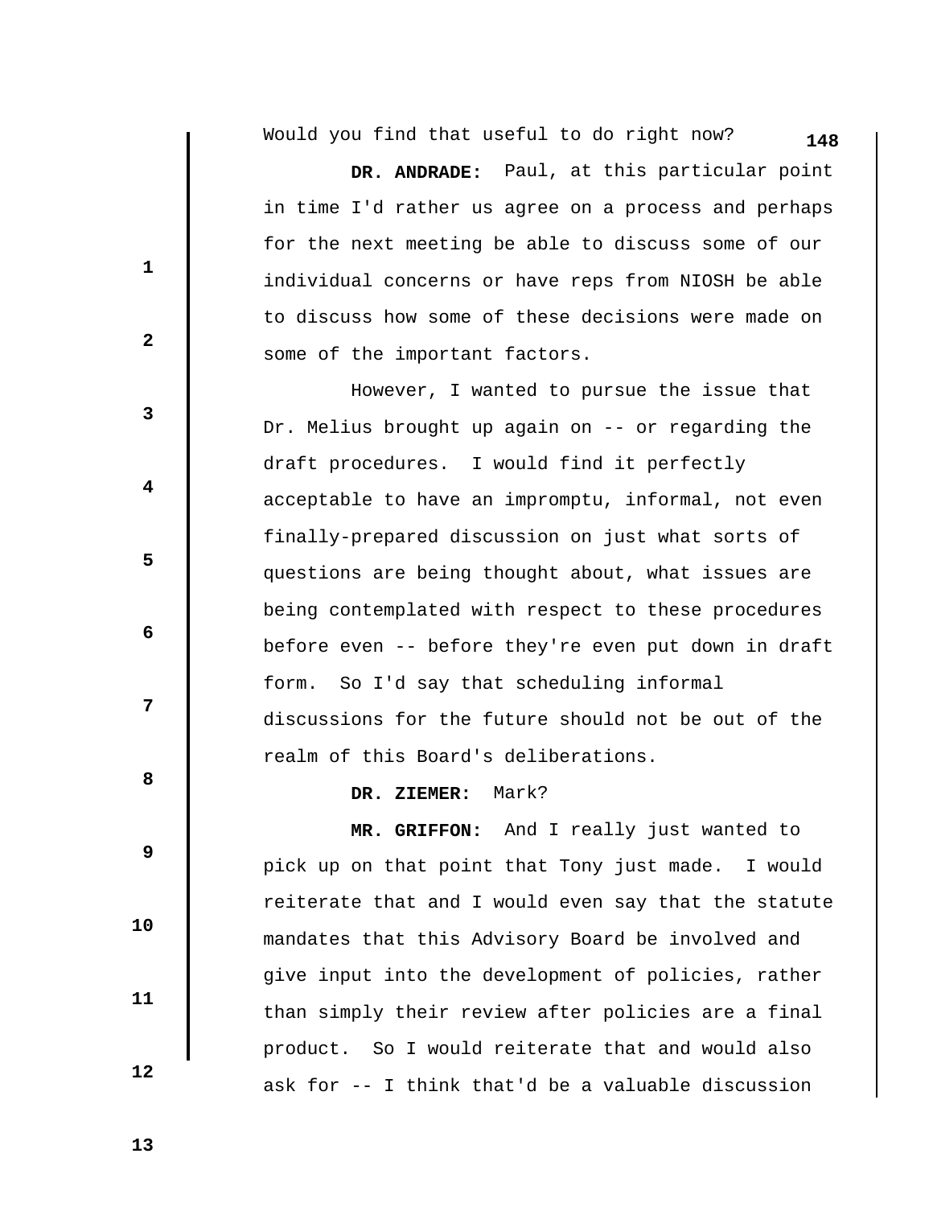Would you find that useful to do right now?

**DR. ANDRADE:** Paul, at this particular point in time I'd rather us agree on a process and perhaps for the next meeting be able to discuss some of our individual concerns or have reps from NIOSH be able to discuss how some of these decisions were made on some of the important factors.

However, I wanted to pursue the issue that Dr. Melius brought up again on -- or regarding the draft procedures. I would find it perfectly acceptable to have an impromptu, informal, not even finally-prepared discussion on just what sorts of questions are being thought about, what issues are being contemplated with respect to these procedures before even -- before they're even put down in draft form. So I'd say that scheduling informal discussions for the future should not be out of the realm of this Board's deliberations.

**DR. ZIEMER:** Mark?

**MR. GRIFFON:** And I really just wanted to pick up on that point that Tony just made. I would reiterate that and I would even say that the statute mandates that this Advisory Board be involved and give input into the development of policies, rather than simply their review after policies are a final product. So I would reiterate that and would also ask for -- I think that'd be a valuable discussion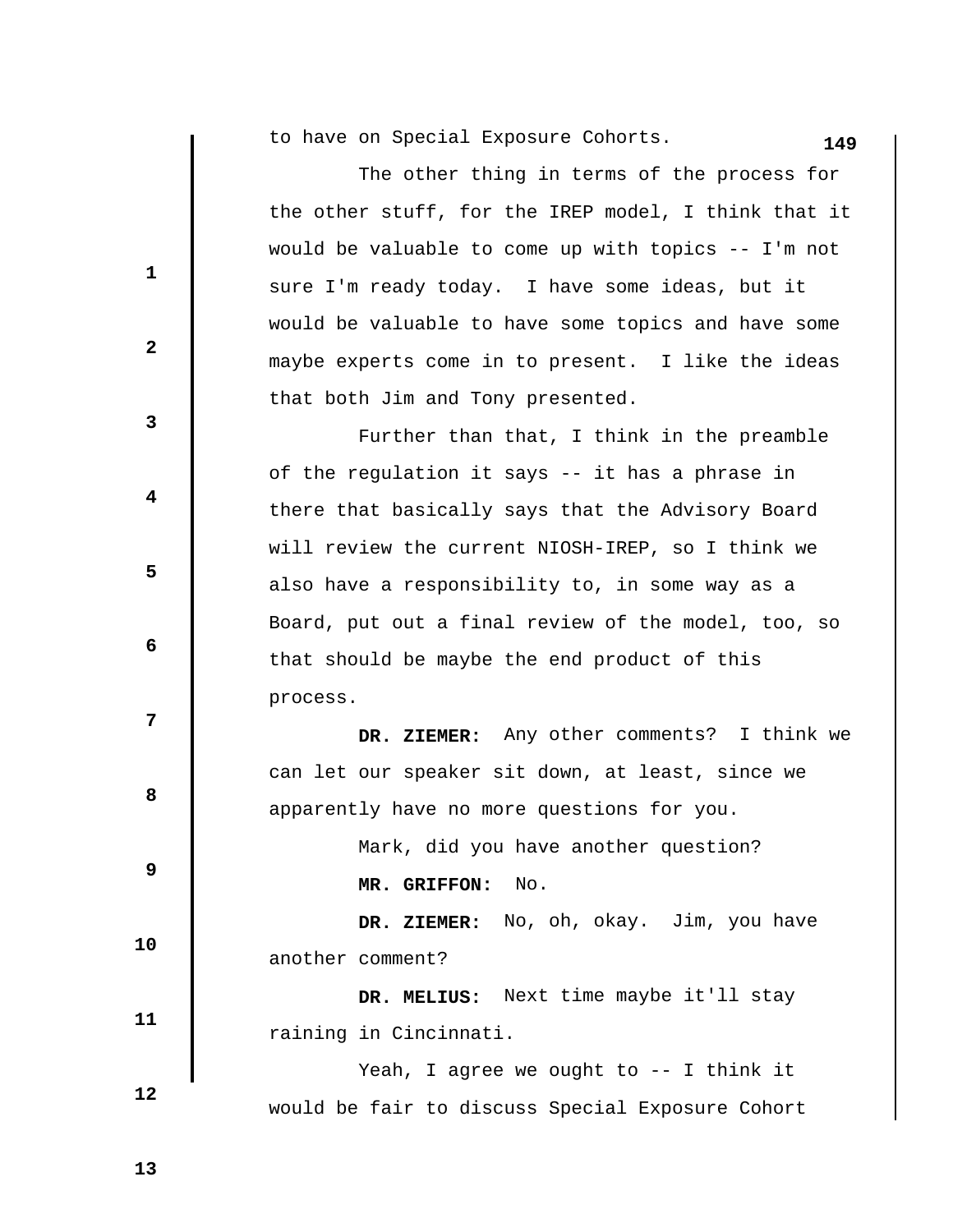to have on Special Exposure Cohorts.

The other thing in terms of the process for the other stuff, for the IREP model, I think that it would be valuable to come up with topics -- I'm not sure I'm ready today. I have some ideas, but it would be valuable to have some topics and have some maybe experts come in to present. I like the ideas that both Jim and Tony presented.

Further than that, I think in the preamble of the regulation it says -- it has a phrase in there that basically says that the Advisory Board will review the current NIOSH-IREP, so I think we also have a responsibility to, in some way as a Board, put out a final review of the model, too, so that should be maybe the end product of this process.

**DR. ZIEMER:** Any other comments? I think we can let our speaker sit down, at least, since we apparently have no more questions for you.

Mark, did you have another question?

**MR. GRIFFON:** No.

**DR. ZIEMER:** No, oh, okay. Jim, you have another comment?

**DR. MELIUS:** Next time maybe it'll stay raining in Cincinnati.

Yeah, I agree we ought to -- I think it would be fair to discuss Special Exposure Cohort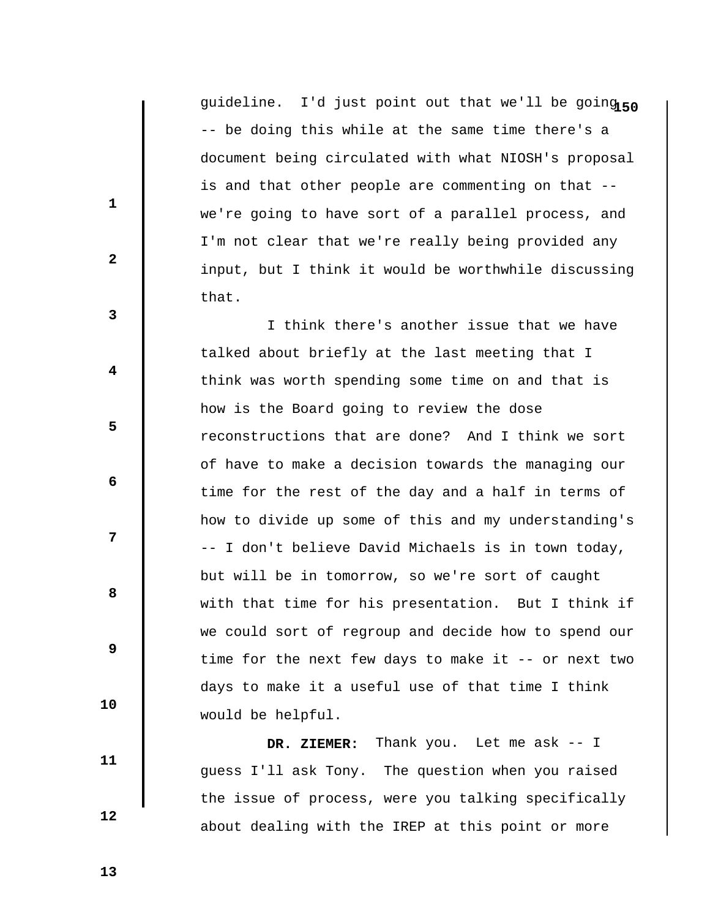guideline. I'd just point out that we'll be going -- be doing this while at the same time there's a document being circulated with what NIOSH's proposal is and that other people are commenting on that -- we're going to have sort of a parallel process, and I'm not clear that we're really being provided any input, but I think it would be worthwhile discussing that.

I think there's another issue that we have talked about briefly at the last meeting that I think was worth spending some time on and that is how is the Board going to review the dose reconstructions that are done? And I think we sort of have to make a decision towards the managing our time for the rest of the day and a half in terms of how to divide up some of this and my understanding's -- I don't believe David Michaels is in town today, but will be in tomorrow, so we're sort of caught with that time for his presentation. But I think if we could sort of regroup and decide how to spend our time for the next few days to make it -- or next two days to make it a useful use of that time I think would be helpful.

**DR. ZIEMER:** Thank you. Let me ask -- I guess I'll ask Tony. The question when you raised the issue of process, were you talking specifically about dealing with the IREP at this point or more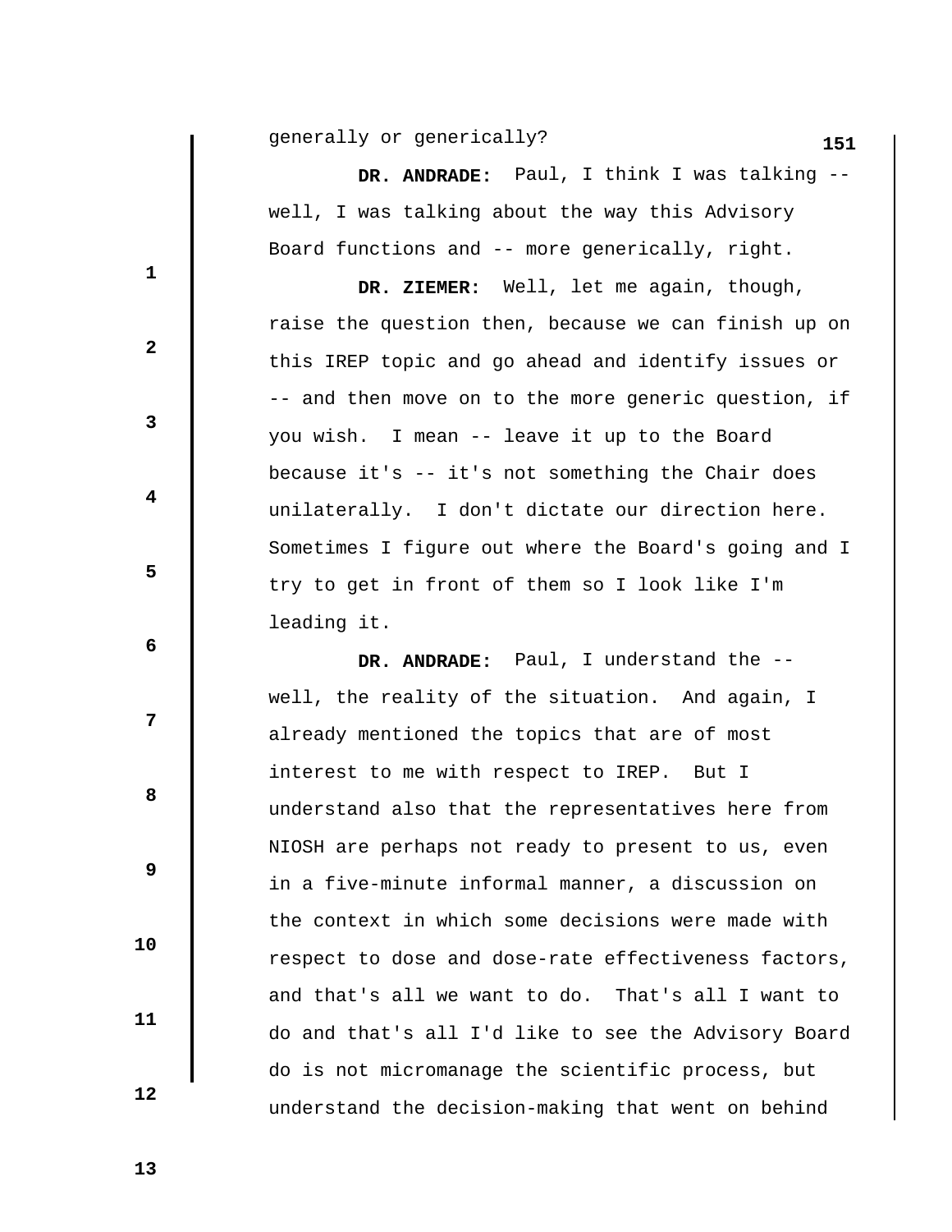generally or generically?

**DR. ANDRADE:** Paul, I think I was talking -- well, I was talking about the way this Advisory Board functions and -- more generically, right.

**DR. ZIEMER:** Well, let me again, though, raise the question then, because we can finish up on this IREP topic and go ahead and identify issues or -- and then move on to the more generic question, if you wish. I mean -- leave it up to the Board because it's -- it's not something the Chair does unilaterally. I don't dictate our direction here. Sometimes I figure out where the Board's going and I try to get in front of them so I look like I'm leading it.

**DR. ANDRADE:** Paul, I understand the -- well, the reality of the situation. And again, I already mentioned the topics that are of most interest to me with respect to IREP. But I understand also that the representatives here from NIOSH are perhaps not ready to present to us, even in a five-minute informal manner, a discussion on the context in which some decisions were made with respect to dose and dose-rate effectiveness factors, and that's all we want to do. That's all I want to do and that's all I'd like to see the Advisory Board do is not micromanage the scientific process, but understand the decision-making that went on behind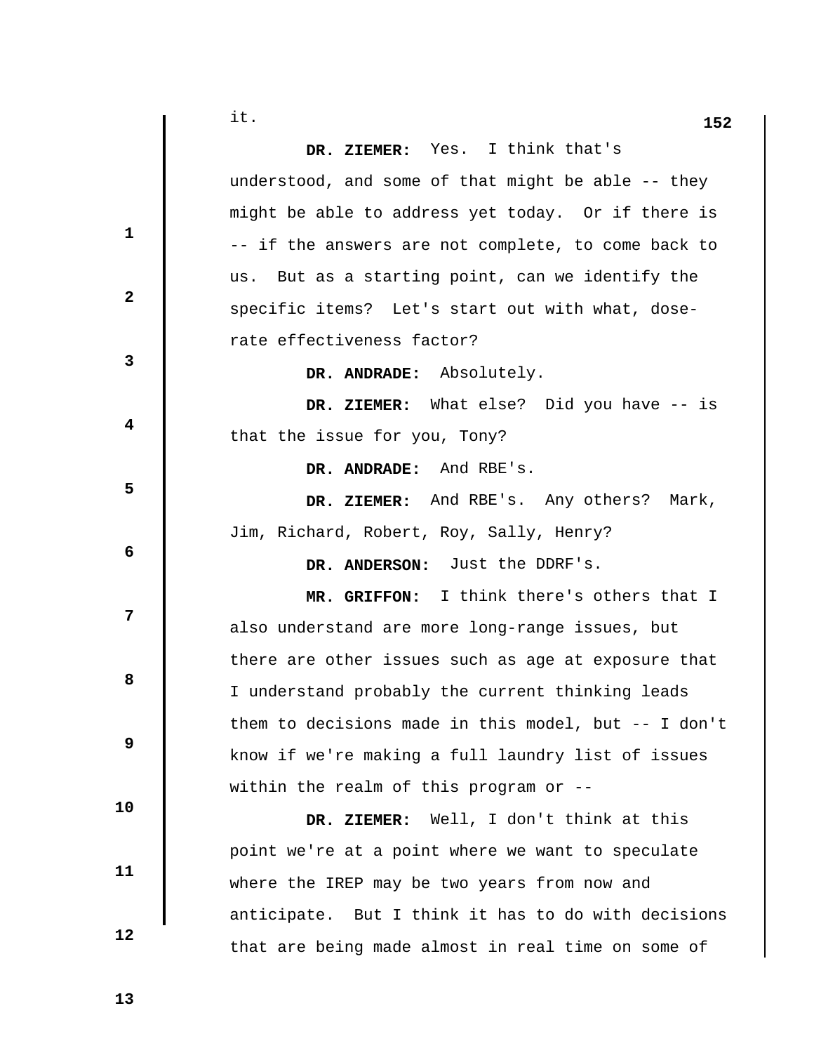it.

**DR. ZIEMER:** Yes. I think that's understood, and some of that might be able -- they might be able to address yet today. Or if there is -- if the answers are not complete, to come back to us. But as a starting point, can we identify the specific items? Let's start out with what, dose-rate effectiveness factor?

**DR. ANDRADE:** Absolutely.

**DR. ZIEMER:** What else? Did you have -- is that the issue for you, Tony?

**DR. ANDRADE:** And RBE's.

**DR. ZIEMER:** And RBE's. Any others? Mark, Jim, Richard, Robert, Roy, Sally, Henry?

**DR. ANDERSON:** Just the DDRF's.

**MR. GRIFFON:** I think there's others that I also understand are more long-range issues, but there are other issues such as age at exposure that I understand probably the current thinking leads them to decisions made in this model, but -- I don't know if we're making a full laundry list of issues within the realm of this program or --

**DR. ZIEMER:** Well, I don't think at this point we're at a point where we want to speculate where the IREP may be two years from now and anticipate. But I think it has to do with decisions that are being made almost in real time on some of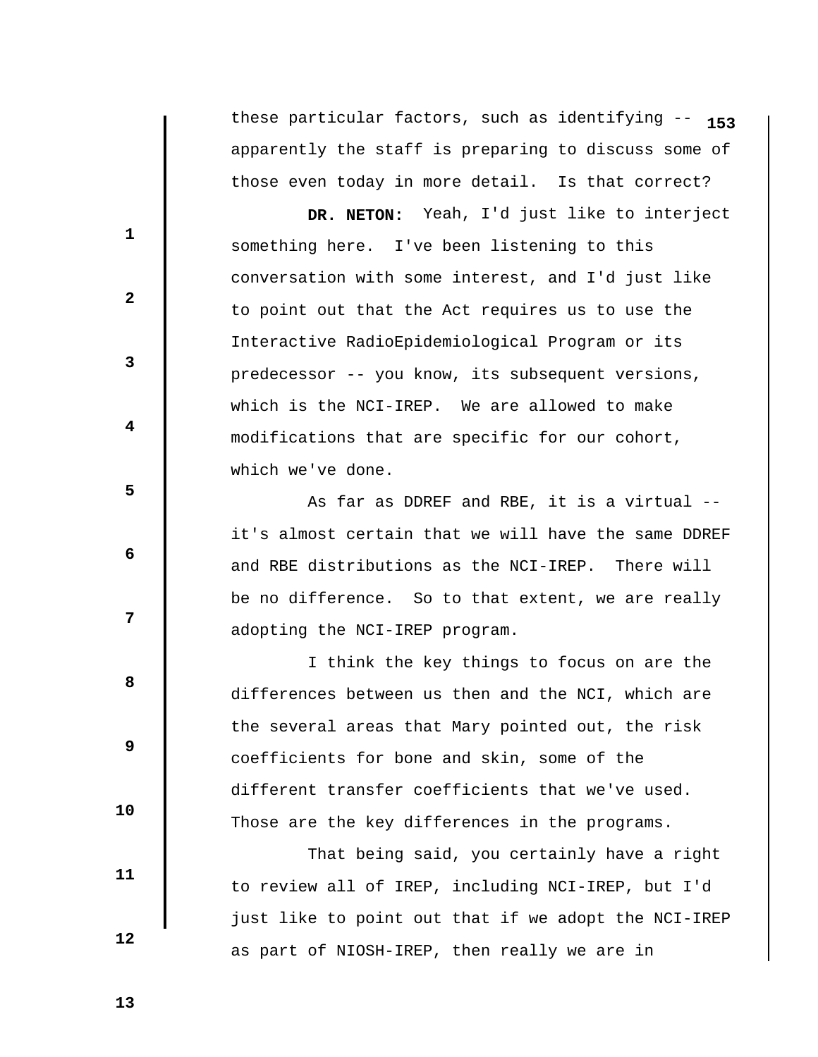these particular factors, such as identifying -- apparently the staff is preparing to discuss some of those even today in more detail. Is that correct?

**DR. NETON:** Yeah, I'd just like to interject something here. I've been listening to this conversation with some interest, and I'd just like to point out that the Act requires us to use the Interactive RadioEpidemiological Program or its predecessor -- you know, its subsequent versions, which is the NCI-IREP. We are allowed to make modifications that are specific for our cohort, which we've done.

As far as DDREF and RBE, it is a virtual -- it's almost certain that we will have the same DDREF and RBE distributions as the NCI-IREP. There will be no difference. So to that extent, we are really adopting the NCI-IREP program.

I think the key things to focus on are the differences between us then and the NCI, which are the several areas that Mary pointed out, the risk coefficients for bone and skin, some of the different transfer coefficients that we've used. Those are the key differences in the programs.

That being said, you certainly have a right to review all of IREP, including NCI-IREP, but I'd just like to point out that if we adopt the NCI-IREP as part of NIOSH-IREP, then really we are in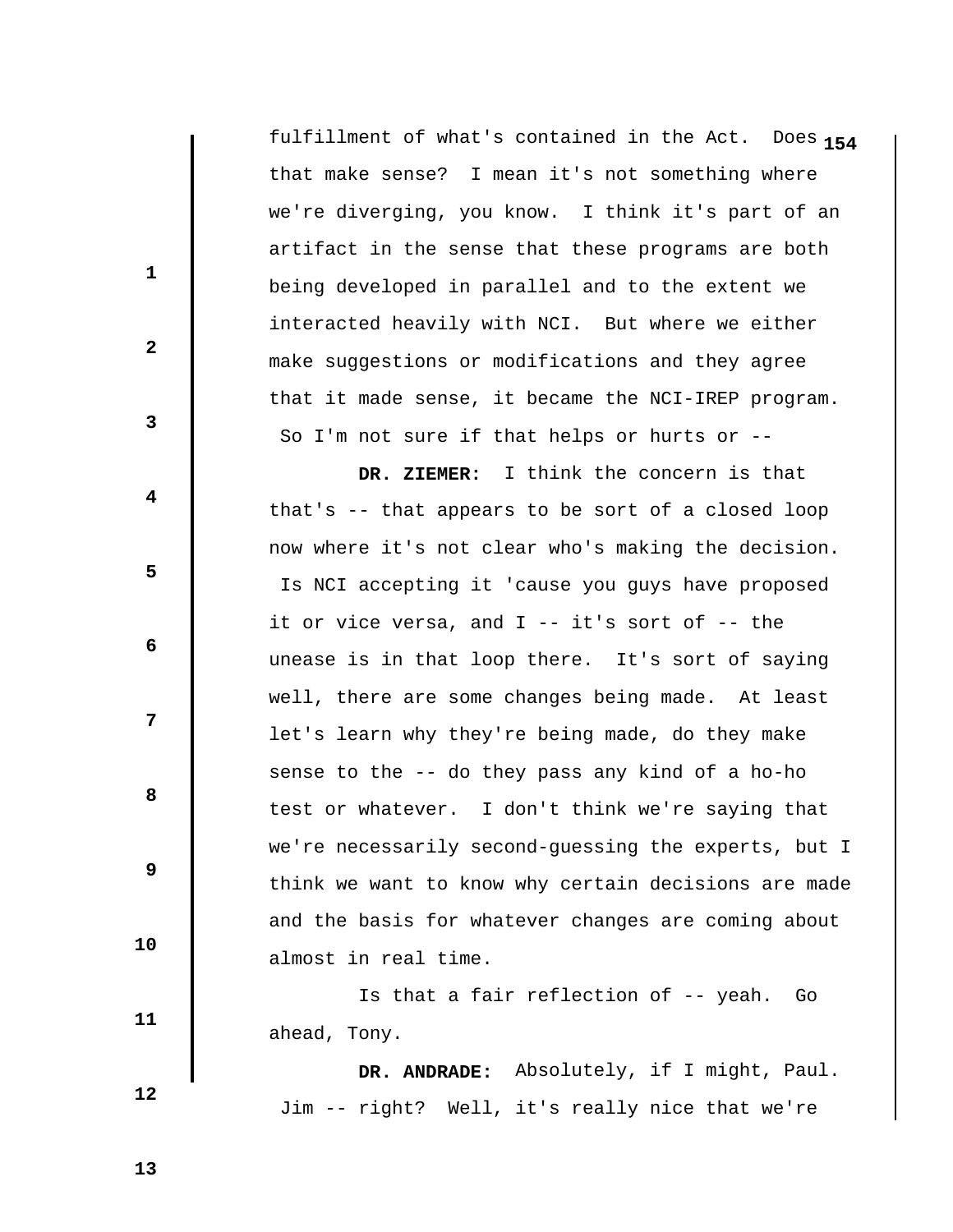fulfillment of what's contained in the Act. Does that make sense? I mean it's not something where we're diverging, you know. I think it's part of an artifact in the sense that these programs are both being developed in parallel and to the extent we interacted heavily with NCI. But where we either make suggestions or modifications and they agree that it made sense, it became the NCI-IREP program. So I'm not sure if that helps or hurts or --

**DR. ZIEMER:** I think the concern is that that's -- that appears to be sort of a closed loop now where it's not clear who's making the decision. Is NCI accepting it 'cause you guys have proposed it or vice versa, and I -- it's sort of -- the unease is in that loop there. It's sort of saying well, there are some changes being made. At least let's learn why they're being made, do they make sense to the -- do they pass any kind of a ho-ho test or whatever. I don't think we're saying that we're necessarily second-guessing the experts, but I think we want to know why certain decisions are made and the basis for whatever changes are coming about almost in real time.

Is that a fair reflection of -- yeah. Go ahead, Tony.

**DR. ANDRADE:** Absolutely, if I might, Paul. Jim -- right? Well, it's really nice that we're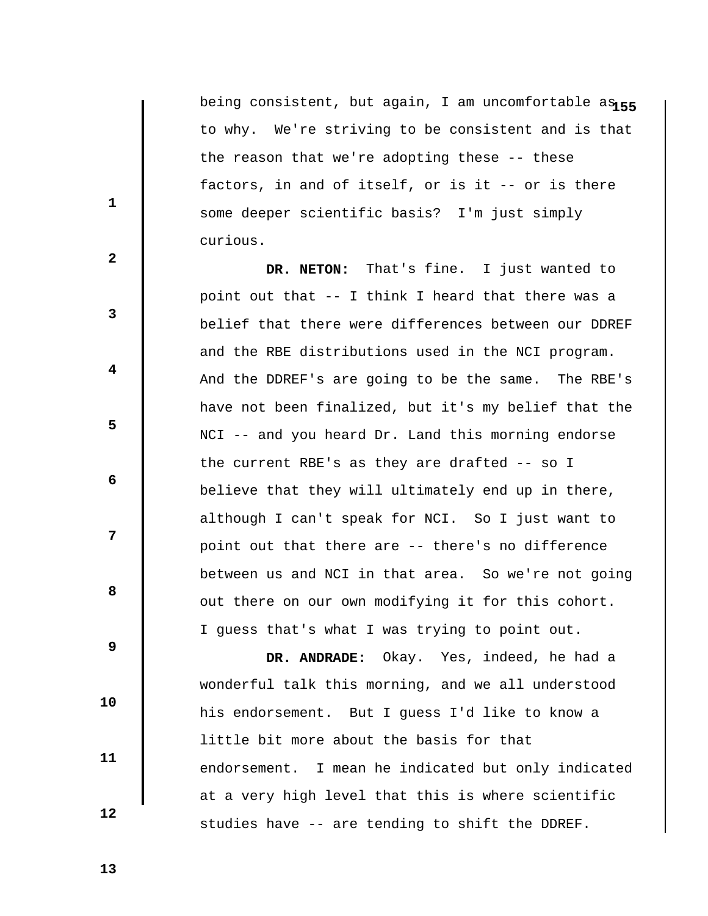being consistent, but again, I am uncomfortable as to why. We're striving to be consistent and is that the reason that we're adopting these -- these factors, in and of itself, or is it -- or is there some deeper scientific basis? I'm just simply curious.

**DR. NETON:** That's fine. I just wanted to point out that -- I think I heard that there was a belief that there were differences between our DDREF and the RBE distributions used in the NCI program. And the DDREF's are going to be the same. The RBE's have not been finalized, but it's my belief that the NCI -- and you heard Dr. Land this morning endorse the current RBE's as they are drafted -- so I believe that they will ultimately end up in there, although I can't speak for NCI. So I just want to point out that there are -- there's no difference between us and NCI in that area. So we're not going out there on our own modifying it for this cohort. I guess that's what I was trying to point out.

**DR. ANDRADE:** Okay. Yes, indeed, he had a wonderful talk this morning, and we all understood his endorsement. But I guess I'd like to know a little bit more about the basis for that endorsement. I mean he indicated but only indicated at a very high level that this is where scientific studies have -- are tending to shift the DDREF.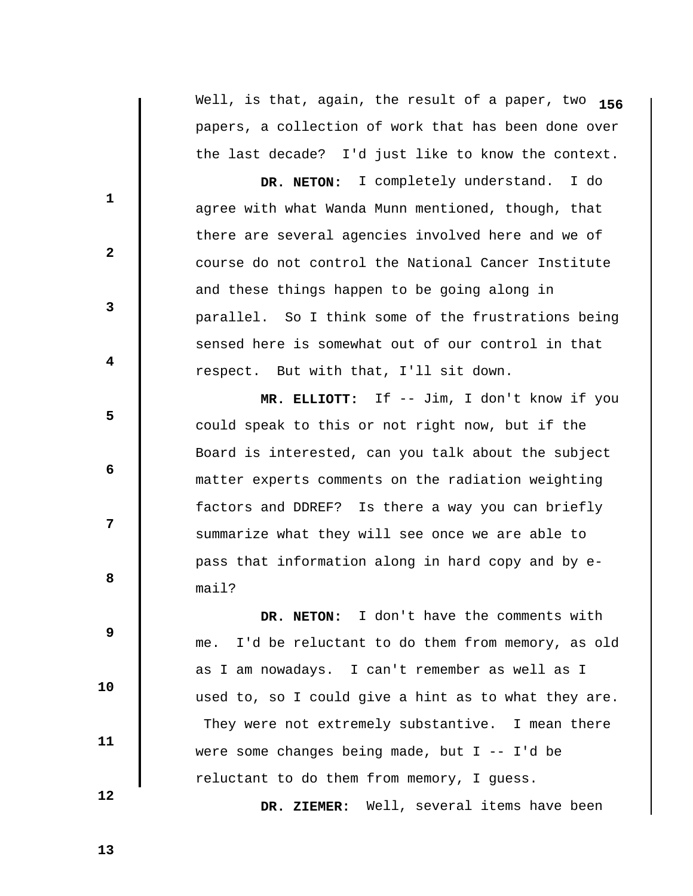Well, is that, again, the result of a paper, two papers, a collection of work that has been done over the last decade? I'd just like to know the context.

**DR. NETON:** I completely understand. I do agree with what Wanda Munn mentioned, though, that there are several agencies involved here and we of course do not control the National Cancer Institute and these things happen to be going along in parallel. So I think some of the frustrations being sensed here is somewhat out of our control in that respect. But with that, I'll sit down.

**MR. ELLIOTT:** If -- Jim, I don't know if you could speak to this or not right now, but if the Board is interested, can you talk about the subject matter experts comments on the radiation weighting factors and DDREF? Is there a way you can briefly summarize what they will see once we are able to pass that information along in hard copy and by e-mail?

**DR. NETON:** I don't have the comments with me. I'd be reluctant to do them from memory, as old as I am nowadays. I can't remember as well as I used to, so I could give a hint as to what they are. They were not extremely substantive. I mean there were some changes being made, but I -- I'd be reluctant to do them from memory, I guess.

**DR. ZIEMER:** Well, several items have been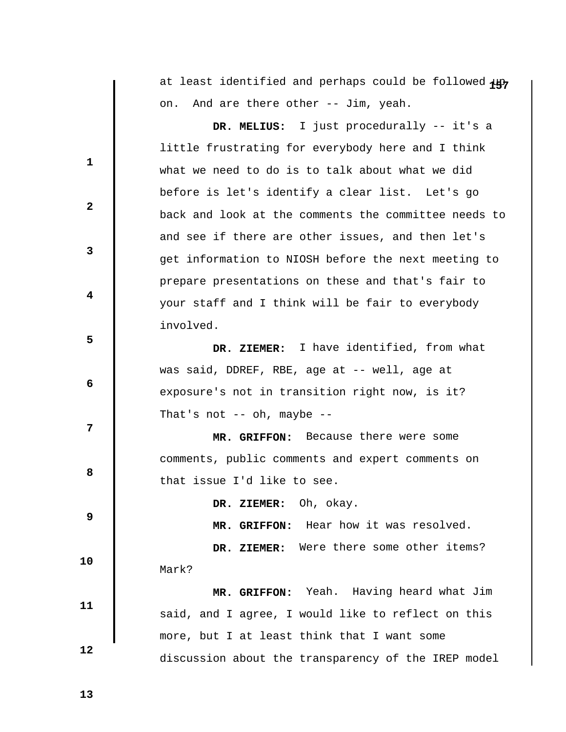at least identified and perhaps could be followed up on. And are there other -- Jim, yeah.

**DR. MELIUS:** I just procedurally -- it's a little frustrating for everybody here and I think what we need to do is to talk about what we did before is let's identify a clear list. Let's go back and look at the comments the committee needs to and see if there are other issues, and then let's get information to NIOSH before the next meeting to prepare presentations on these and that's fair to your staff and I think will be fair to everybody involved.

**DR. ZIEMER:** I have identified, from what was said, DDREF, RBE, age at -- well, age at exposure's not in transition right now, is it? That's not -- oh, maybe --

**MR. GRIFFON:** Because there were some comments, public comments and expert comments on that issue I'd like to see.

**DR. ZIEMER:** Oh, okay.

**MR. GRIFFON:** Hear how it was resolved.

**DR. ZIEMER:** Were there some other items? Mark?

**MR. GRIFFON:** Yeah. Having heard what Jim said, and I agree, I would like to reflect on this more, but I at least think that I want some discussion about the transparency of the IREP model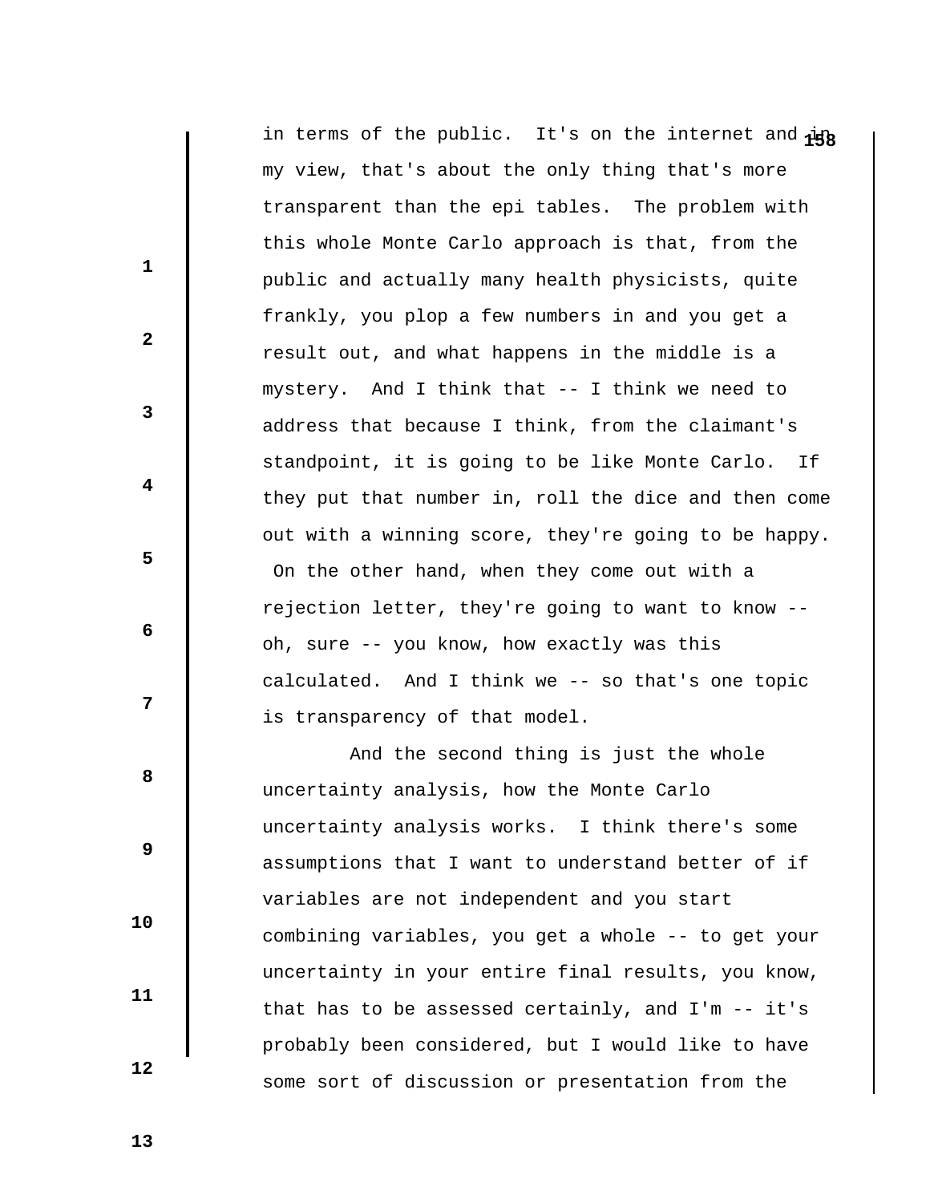in terms of the public. It's on the internet and in my view, that's about the only thing that's more transparent than the epi tables. The problem with this whole Monte Carlo approach is that, from the public and actually many health physicists, quite frankly, you plop a few numbers in and you get a result out, and what happens in the middle is a mystery. And I think that -- I think we need to address that because I think, from the claimant's standpoint, it is going to be like Monte Carlo. If they put that number in, roll the dice and then come out with a winning score, they're going to be happy. On the other hand, when they come out with a rejection letter, they're going to want to know -- oh, sure -- you know, how exactly was this calculated. And I think we -- so that's one topic is transparency of that model.

And the second thing is just the whole uncertainty analysis, how the Monte Carlo uncertainty analysis works. I think there's some assumptions that I want to understand better of if variables are not independent and you start combining variables, you get a whole -- to get your uncertainty in your entire final results, you know, that has to be assessed certainly, and I'm -- it's probably been considered, but I would like to have some sort of discussion or presentation from the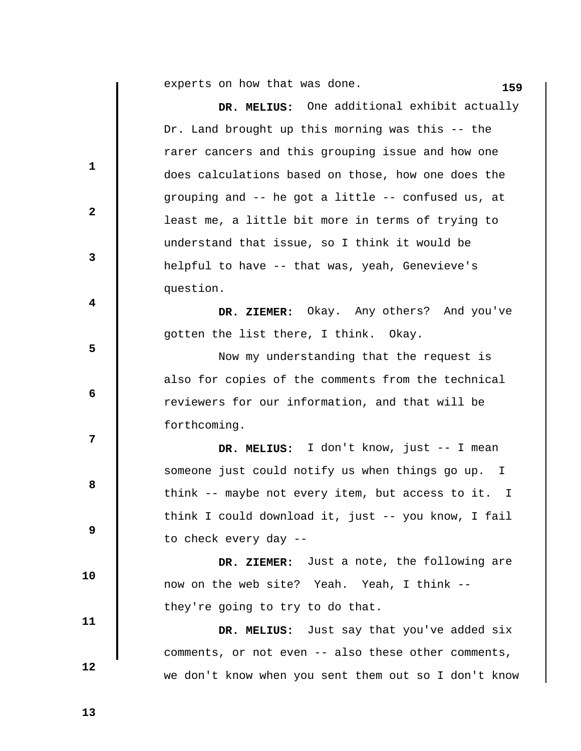experts on how that was done.

**DR. MELIUS:** One additional exhibit actually Dr. Land brought up this morning was this -- the rarer cancers and this grouping issue and how one does calculations based on those, how one does the grouping and -- he got a little -- confused us, at least me, a little bit more in terms of trying to understand that issue, so I think it would be helpful to have -- that was, yeah, Genevieve's question.

**DR. ZIEMER:** Okay. Any others? And you've gotten the list there, I think. Okay.

Now my understanding that the request is also for copies of the comments from the technical reviewers for our information, and that will be forthcoming.

**DR. MELIUS:** I don't know, just -- I mean someone just could notify us when things go up. I think -- maybe not every item, but access to it. I think I could download it, just -- you know, I fail to check every day --

**DR. ZIEMER:** Just a note, the following are now on the web site? Yeah. Yeah, I think -- they're going to try to do that.

**DR. MELIUS:** Just say that you've added six comments, or not even -- also these other comments, we don't know when you sent them out so I don't know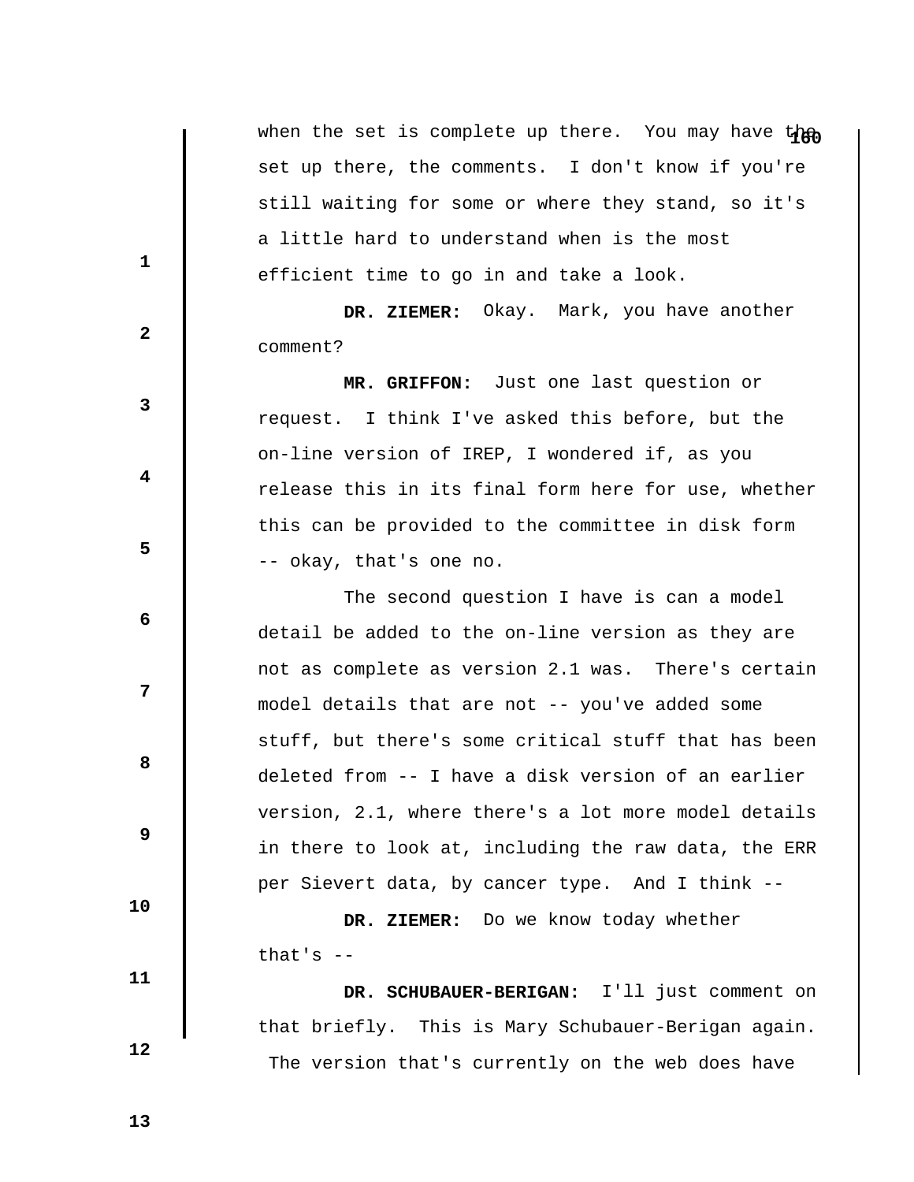when the set is complete up there. You may have the set up there, the comments. I don't know if you're still waiting for some or where they stand, so it's a little hard to understand when is the most efficient time to go in and take a look.

**DR. ZIEMER:** Okay. Mark, you have another comment?

**MR. GRIFFON:** Just one last question or request. I think I've asked this before, but the on-line version of IREP, I wondered if, as you release this in its final form here for use, whether this can be provided to the committee in disk form -- okay, that's one no.

The second question I have is can a model detail be added to the on-line version as they are not as complete as version 2.1 was. There's certain model details that are not -- you've added some stuff, but there's some critical stuff that has been deleted from -- I have a disk version of an earlier version, 2.1, where there's a lot more model details in there to look at, including the raw data, the ERR per Sievert data, by cancer type. And I think --

**DR. ZIEMER:** Do we know today whether that's --

**DR. SCHUBAUER-BERIGAN:** I'll just comment on that briefly. This is Mary Schubauer-Berigan again. The version that's currently on the web does have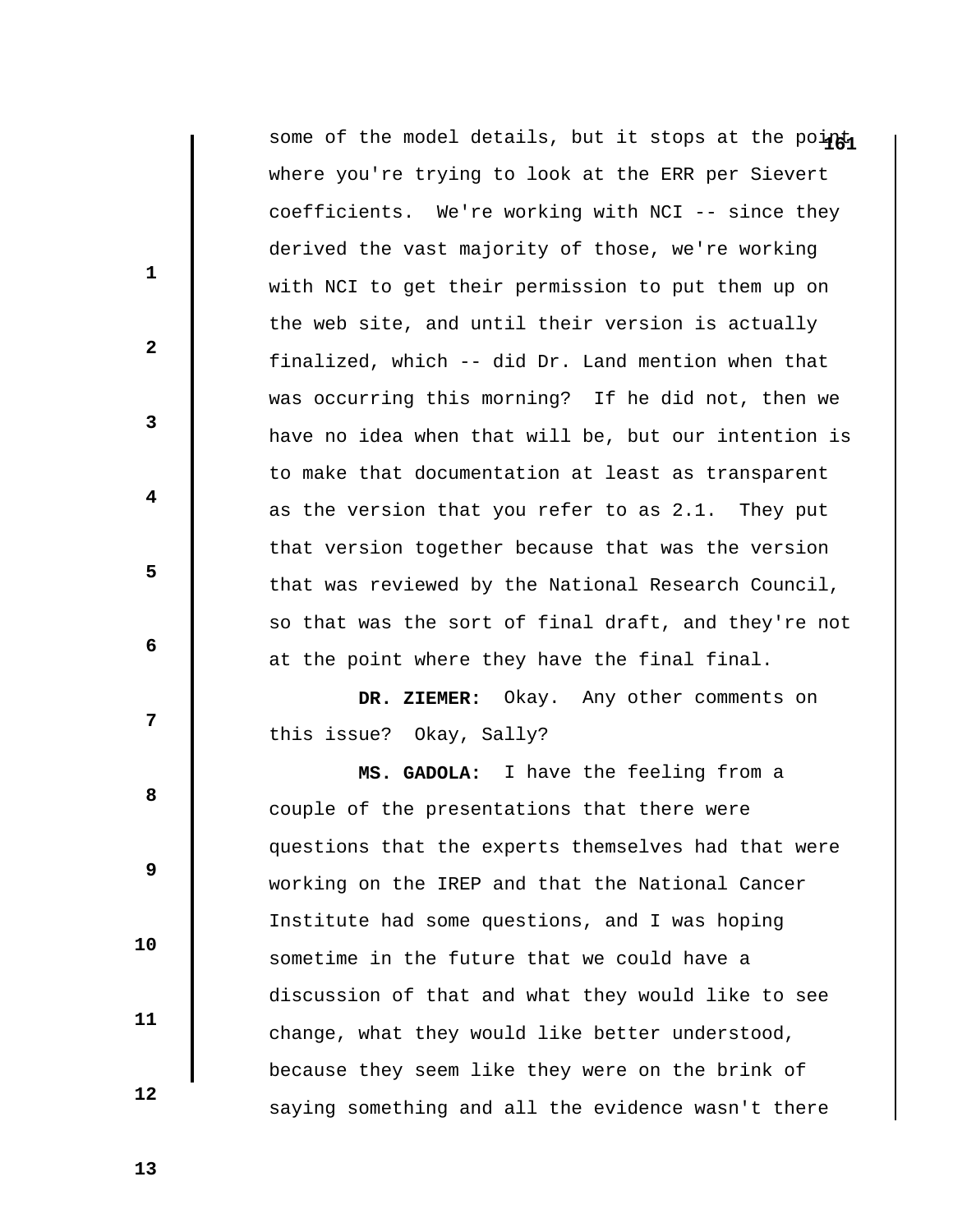some of the model details, but it stops at the point where you're trying to look at the ERR per Sievert coefficients. We're working with NCI -- since they derived the vast majority of those, we're working with NCI to get their permission to put them up on the web site, and until their version is actually finalized, which -- did Dr. Land mention when that was occurring this morning? If he did not, then we have no idea when that will be, but our intention is to make that documentation at least as transparent as the version that you refer to as 2.1. They put that version together because that was the version that was reviewed by the National Research Council, so that was the sort of final draft, and they're not at the point where they have the final final.

**DR. ZIEMER:** Okay. Any other comments on this issue? Okay, Sally?

**MS. GADOLA:** I have the feeling from a couple of the presentations that there were questions that the experts themselves had that were working on the IREP and that the National Cancer Institute had some questions, and I was hoping sometime in the future that we could have a discussion of that and what they would like to see change, what they would like better understood, because they seem like they were on the brink of saying something and all the evidence wasn't there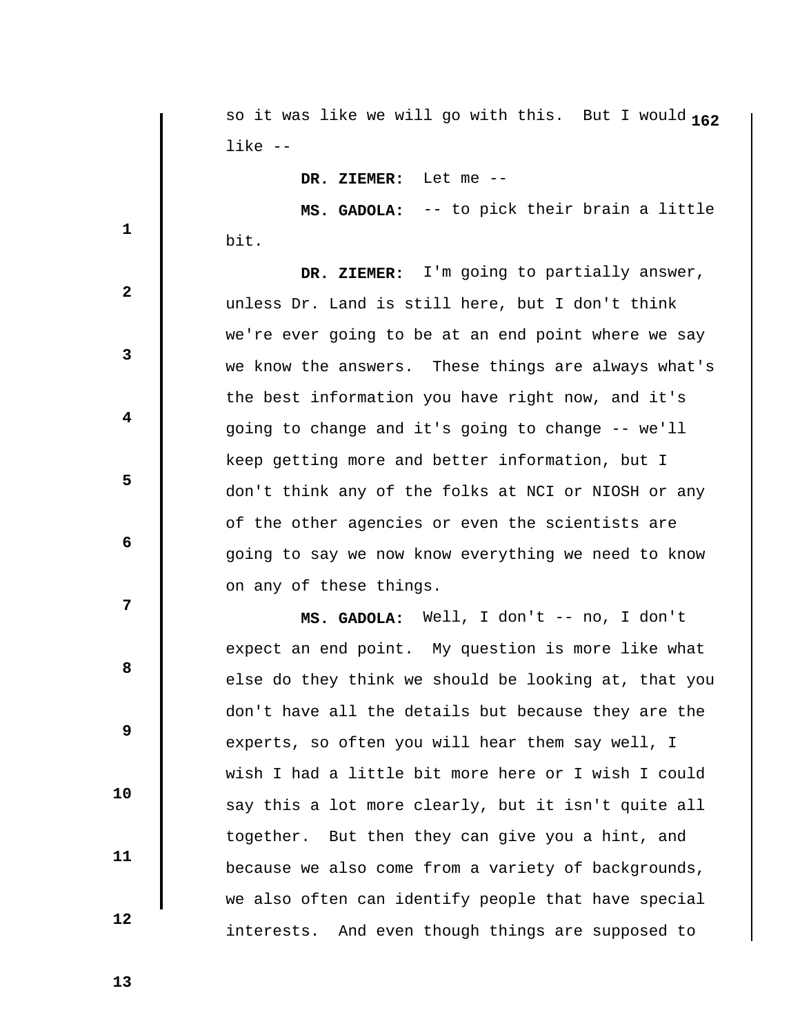so it was like we will go with this. But I would like --

**DR. ZIEMER:** Let me --

**MS. GADOLA:** -- to pick their brain a little bit.

**DR. ZIEMER:** I'm going to partially answer, unless Dr. Land is still here, but I don't think we're ever going to be at an end point where we say we know the answers. These things are always what's the best information you have right now, and it's going to change and it's going to change -- we'll keep getting more and better information, but I don't think any of the folks at NCI or NIOSH or any of the other agencies or even the scientists are going to say we now know everything we need to know on any of these things.

**MS. GADOLA:** Well, I don't -- no, I don't expect an end point. My question is more like what else do they think we should be looking at, that you don't have all the details but because they are the experts, so often you will hear them say well, I wish I had a little bit more here or I wish I could say this a lot more clearly, but it isn't quite all together. But then they can give you a hint, and because we also come from a variety of backgrounds, we also often can identify people that have special interests. And even though things are supposed to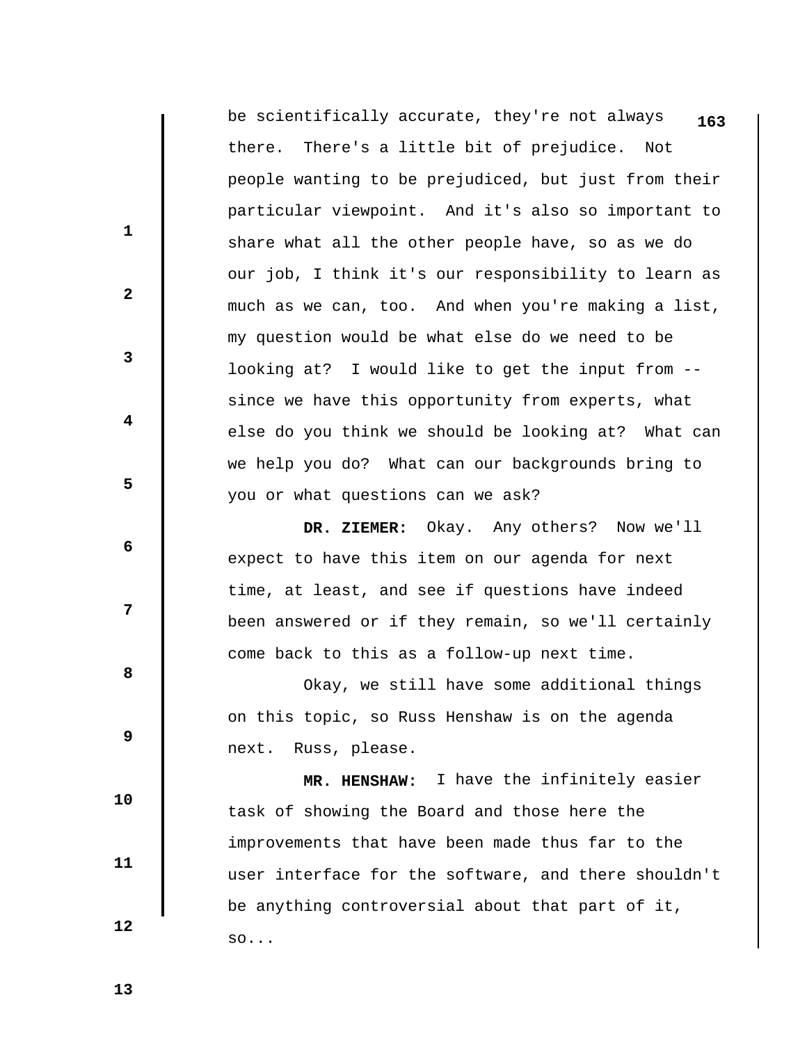be scientifically accurate, they're not always there. There's a little bit of prejudice. Not people wanting to be prejudiced, but just from their particular viewpoint. And it's also so important to share what all the other people have, so as we do our job, I think it's our responsibility to learn as much as we can, too. And when you're making a list, my question would be what else do we need to be looking at? I would like to get the input from -- since we have this opportunity from experts, what else do you think we should be looking at? What can we help you do? What can our backgrounds bring to you or what questions can we ask?

**DR. ZIEMER:** Okay. Any others? Now we'll expect to have this item on our agenda for next time, at least, and see if questions have indeed been answered or if they remain, so we'll certainly come back to this as a follow-up next time.

Okay, we still have some additional things on this topic, so Russ Henshaw is on the agenda next. Russ, please.

**MR. HENSHAW:** I have the infinitely easier task of showing the Board and those here the improvements that have been made thus far to the user interface for the software, and there shouldn't be anything controversial about that part of it, so...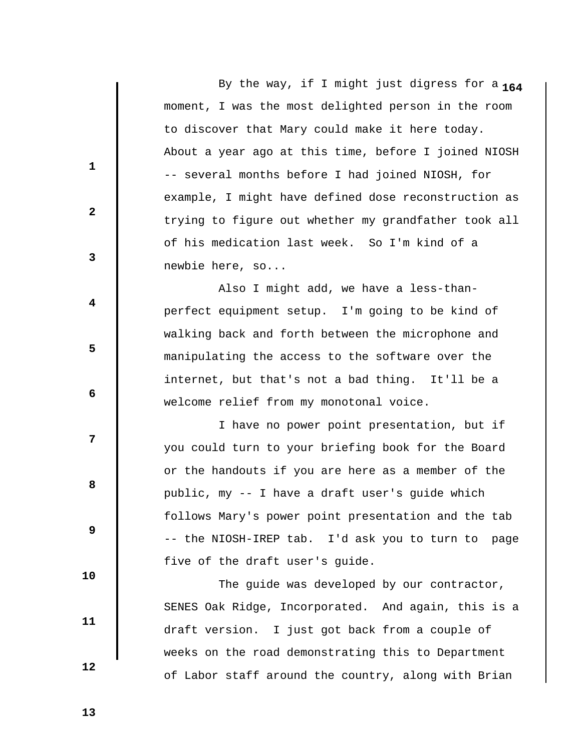By the way, if I might just digress for a moment, I was the most delighted person in the room to discover that Mary could make it here today. About a year ago at this time, before I joined NIOSH -- several months before I had joined NIOSH, for example, I might have defined dose reconstruction as trying to figure out whether my grandfather took all of his medication last week. So I'm kind of a newbie here, so...

Also I might add, we have a less-than-perfect equipment setup. I'm going to be kind of walking back and forth between the microphone and manipulating the access to the software over the internet, but that's not a bad thing. It'll be a welcome relief from my monotonal voice.

I have no power point presentation, but if you could turn to your briefing book for the Board or the handouts if you are here as a member of the public, my -- I have a draft user's guide which follows Mary's power point presentation and the tab -- the NIOSH-IREP tab. I'd ask you to turn to page five of the draft user's guide.

The guide was developed by our contractor, SENES Oak Ridge, Incorporated. And again, this is a draft version. I just got back from a couple of weeks on the road demonstrating this to Department of Labor staff around the country, along with Brian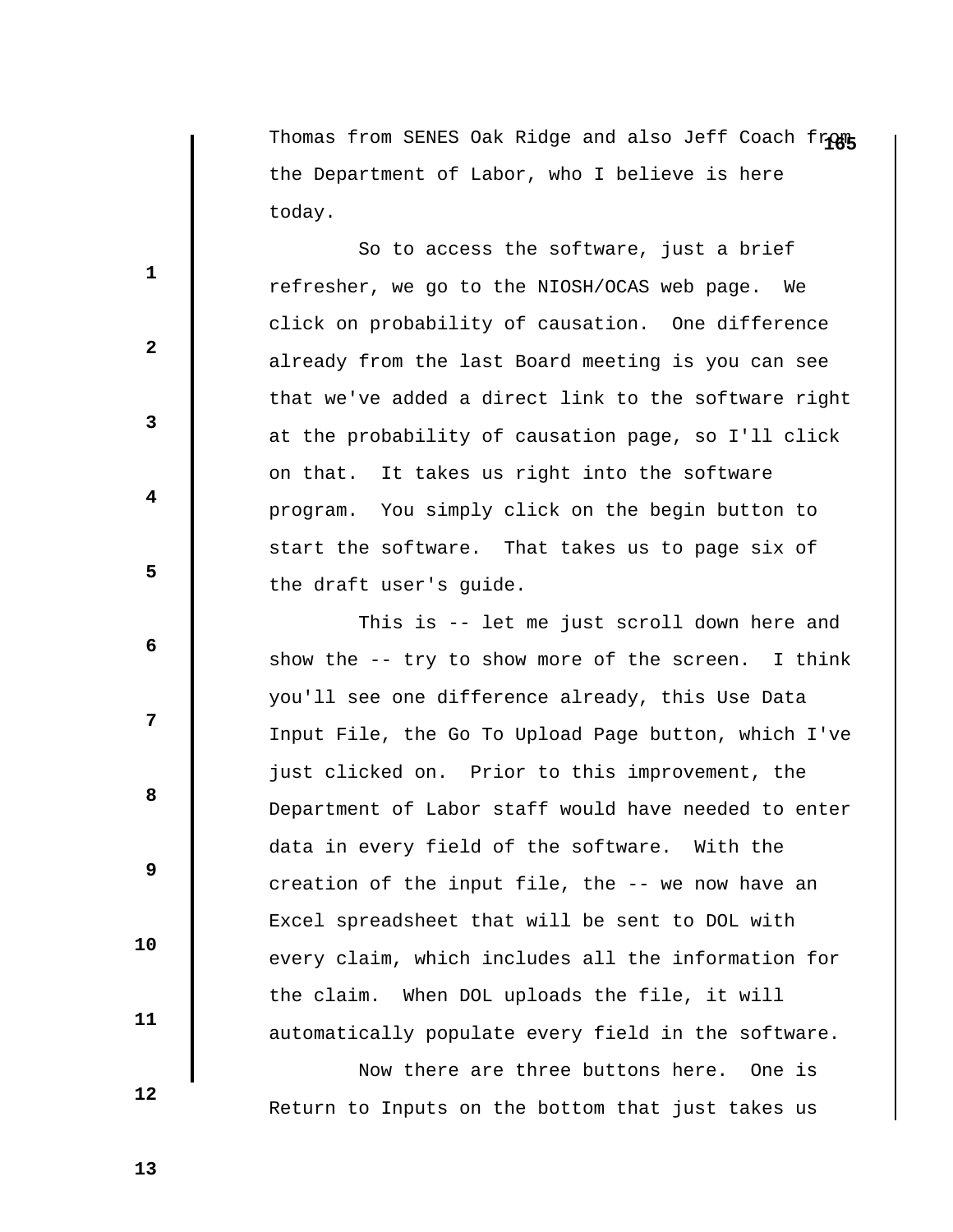Thomas from SENES Oak Ridge and also Jeff Coach from the Department of Labor, who I believe is here today.

So to access the software, just a brief refresher, we go to the NIOSH/OCAS web page. We click on probability of causation. One difference already from the last Board meeting is you can see that we've added a direct link to the software right at the probability of causation page, so I'll click on that. It takes us right into the software program. You simply click on the begin button to start the software. That takes us to page six of the draft user's guide.

This is -- let me just scroll down here and show the -- try to show more of the screen. I think you'll see one difference already, this Use Data Input File, the Go To Upload Page button, which I've just clicked on. Prior to this improvement, the Department of Labor staff would have needed to enter data in every field of the software. With the creation of the input file, the -- we now have an Excel spreadsheet that will be sent to DOL with every claim, which includes all the information for the claim. When DOL uploads the file, it will automatically populate every field in the software.

Now there are three buttons here. One is Return to Inputs on the bottom that just takes us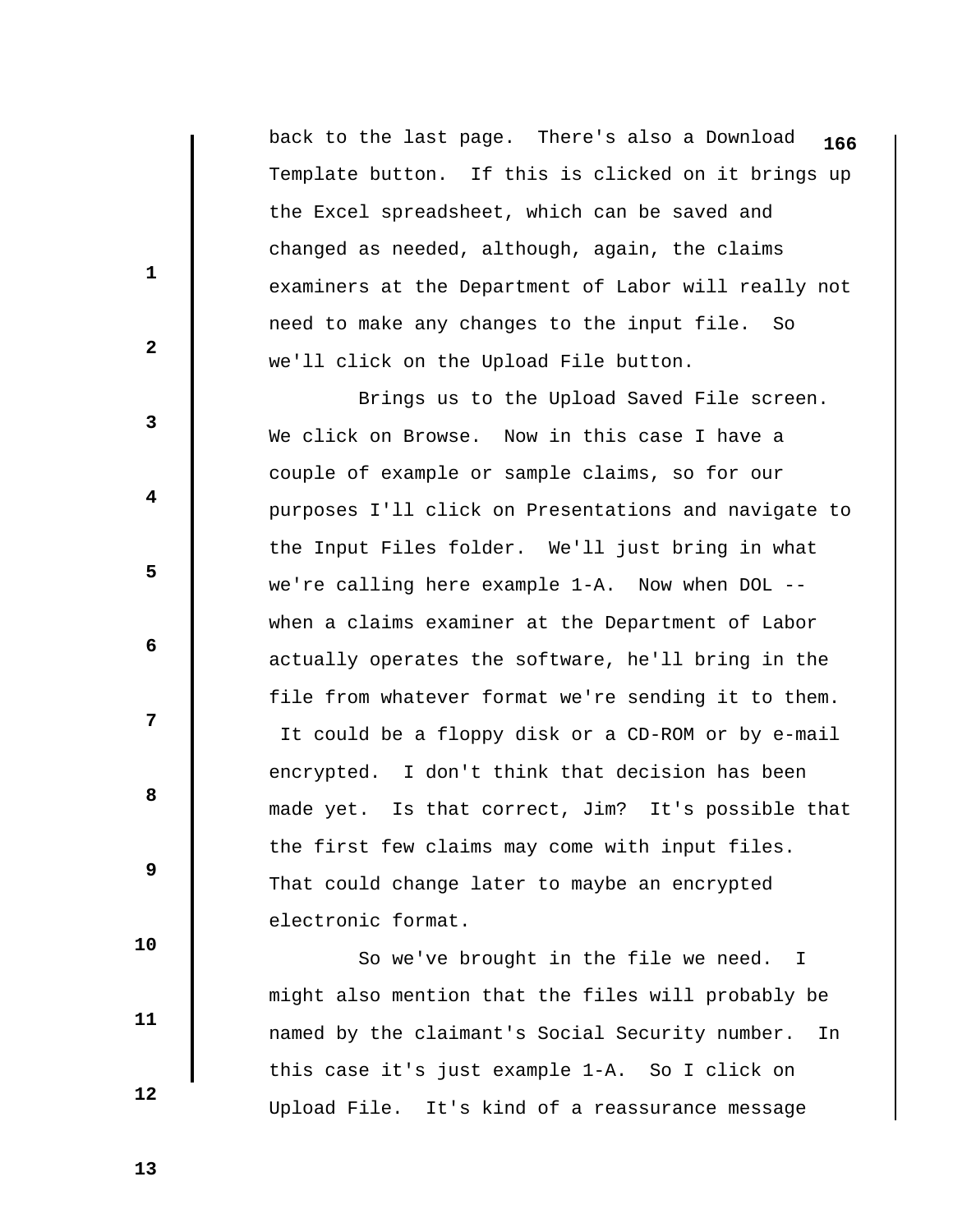back to the last page. There's also a Download Template button. If this is clicked on it brings up the Excel spreadsheet, which can be saved and changed as needed, although, again, the claims examiners at the Department of Labor will really not need to make any changes to the input file. So we'll click on the Upload File button.

Brings us to the Upload Saved File screen. We click on Browse. Now in this case I have a couple of example or sample claims, so for our purposes I'll click on Presentations and navigate to the Input Files folder. We'll just bring in what we're calling here example 1-A. Now when DOL -- when a claims examiner at the Department of Labor actually operates the software, he'll bring in the file from whatever format we're sending it to them. It could be a floppy disk or a CD-ROM or by e-mail encrypted. I don't think that decision has been made yet. Is that correct, Jim? It's possible that the first few claims may come with input files. That could change later to maybe an encrypted electronic format.

So we've brought in the file we need. I might also mention that the files will probably be named by the claimant's Social Security number. In this case it's just example 1-A. So I click on Upload File. It's kind of a reassurance message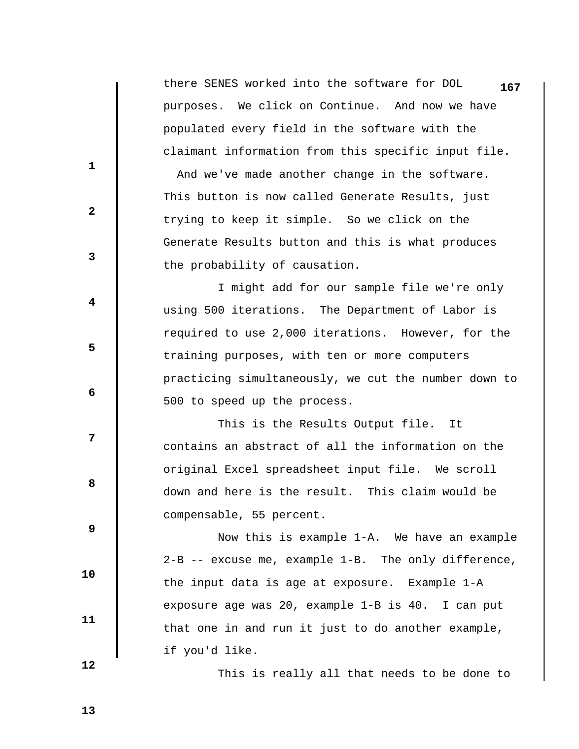there SENES worked into the software for DOL purposes. We click on Continue. And now we have populated every field in the software with the claimant information from this specific input file.

And we've made another change in the software. This button is now called Generate Results, just trying to keep it simple. So we click on the Generate Results button and this is what produces the probability of causation.

I might add for our sample file we're only using 500 iterations. The Department of Labor is required to use 2,000 iterations. However, for the training purposes, with ten or more computers practicing simultaneously, we cut the number down to 500 to speed up the process.

This is the Results Output file. It contains an abstract of all the information on the original Excel spreadsheet input file. We scroll down and here is the result. This claim would be compensable, 55 percent.

Now this is example 1-A. We have an example 2-B -- excuse me, example 1-B. The only difference, the input data is age at exposure. Example 1-A exposure age was 20, example 1-B is 40. I can put that one in and run it just to do another example, if you'd like.

This is really all that needs to be done to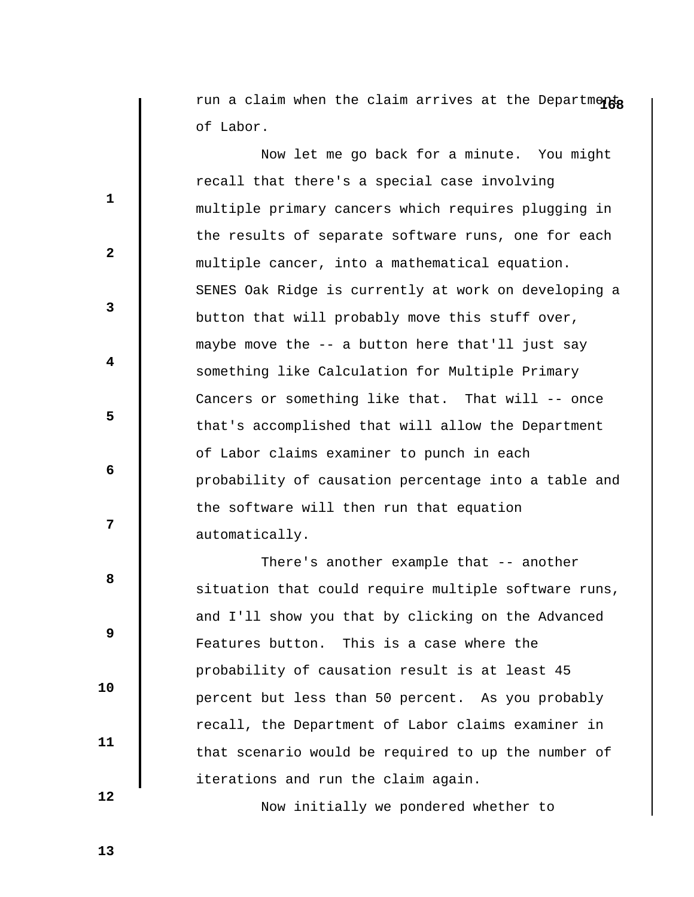run a claim when the claim arrives at the Department of Labor.

Now let me go back for a minute. You might recall that there's a special case involving multiple primary cancers which requires plugging in the results of separate software runs, one for each multiple cancer, into a mathematical equation. SENES Oak Ridge is currently at work on developing a button that will probably move this stuff over, maybe move the -- a button here that'll just say something like Calculation for Multiple Primary Cancers or something like that. That will -- once that's accomplished that will allow the Department of Labor claims examiner to punch in each probability of causation percentage into a table and the software will then run that equation automatically.

There's another example that -- another situation that could require multiple software runs, and I'll show you that by clicking on the Advanced Features button. This is a case where the probability of causation result is at least 45 percent but less than 50 percent. As you probably recall, the Department of Labor claims examiner in that scenario would be required to up the number of iterations and run the claim again.

Now initially we pondered whether to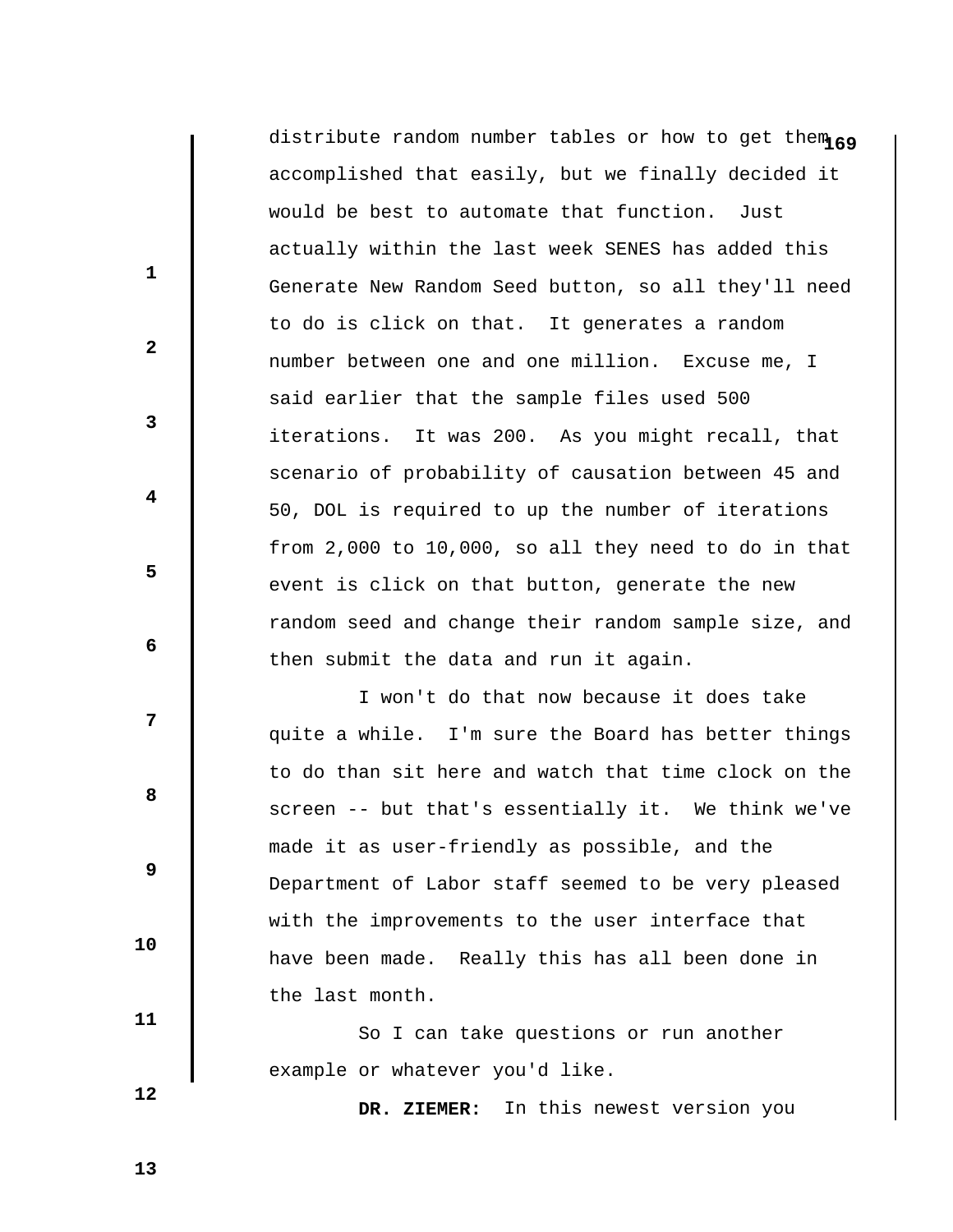distribute random number tables or how to get them accomplished that easily, but we finally decided it would be best to automate that function. Just actually within the last week SENES has added this Generate New Random Seed button, so all they'll need to do is click on that. It generates a random number between one and one million. Excuse me, I said earlier that the sample files used 500 iterations. It was 200. As you might recall, that scenario of probability of causation between 45 and 50, DOL is required to up the number of iterations from 2,000 to 10,000, so all they need to do in that event is click on that button, generate the new random seed and change their random sample size, and then submit the data and run it again.

I won't do that now because it does take quite a while. I'm sure the Board has better things to do than sit here and watch that time clock on the screen -- but that's essentially it. We think we've made it as user-friendly as possible, and the Department of Labor staff seemed to be very pleased with the improvements to the user interface that have been made. Really this has all been done in the last month.

So I can take questions or run another example or whatever you'd like.

**DR. ZIEMER:** In this newest version you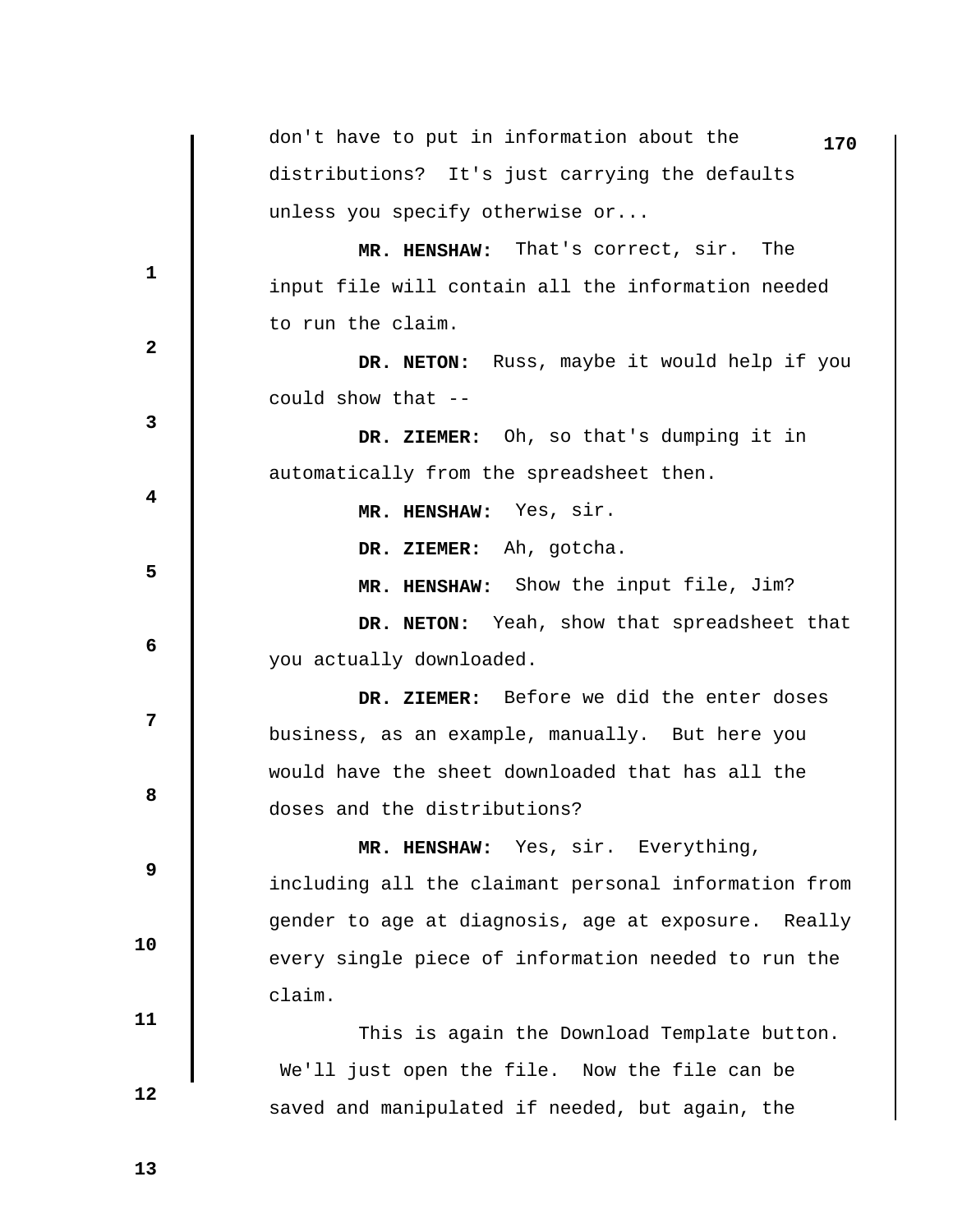don't have to put in information about the distributions? It's just carrying the defaults unless you specify otherwise or...

**MR. HENSHAW:** That's correct, sir. The input file will contain all the information needed to run the claim.

**DR. NETON:** Russ, maybe it would help if you could show that --

**DR. ZIEMER:** Oh, so that's dumping it in automatically from the spreadsheet then.

**MR. HENSHAW:** Yes, sir.

**DR. ZIEMER:** Ah, gotcha.

**MR. HENSHAW:** Show the input file, Jim?

**DR. NETON:** Yeah, show that spreadsheet that you actually downloaded.

**DR. ZIEMER:** Before we did the enter doses business, as an example, manually. But here you would have the sheet downloaded that has all the doses and the distributions?

**MR. HENSHAW:** Yes, sir. Everything, including all the claimant personal information from gender to age at diagnosis, age at exposure. Really every single piece of information needed to run the claim.

This is again the Download Template button. We'll just open the file. Now the file can be saved and manipulated if needed, but again, the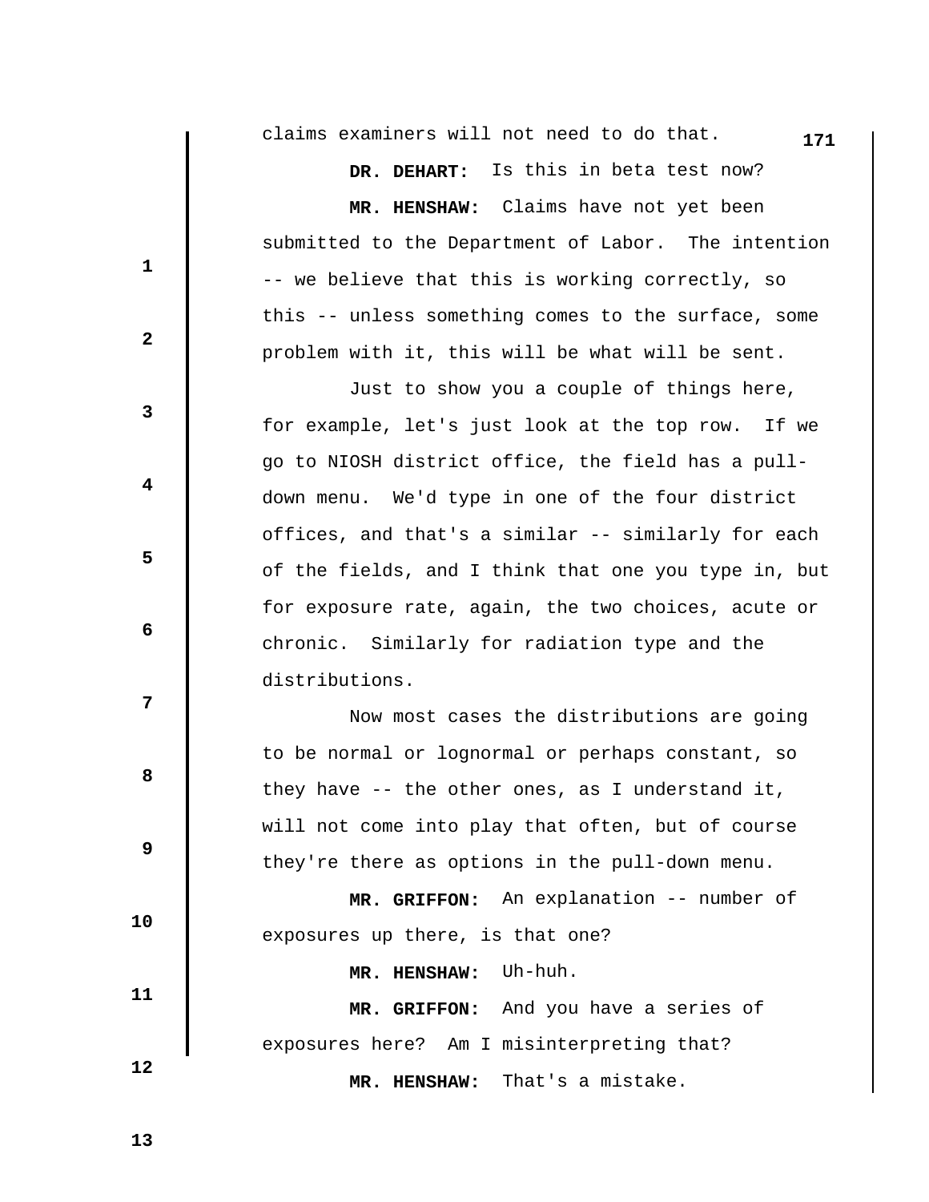claims examiners will not need to do that.

**DR. DEHART:** Is this in beta test now?

**MR. HENSHAW:** Claims have not yet been submitted to the Department of Labor. The intention -- we believe that this is working correctly, so this -- unless something comes to the surface, some problem with it, this will be what will be sent.

Just to show you a couple of things here, for example, let's just look at the top row. If we go to NIOSH district office, the field has a pull-down menu. We'd type in one of the four district offices, and that's a similar -- similarly for each of the fields, and I think that one you type in, but for exposure rate, again, the two choices, acute or chronic. Similarly for radiation type and the distributions.

Now most cases the distributions are going to be normal or lognormal or perhaps constant, so they have -- the other ones, as I understand it, will not come into play that often, but of course they're there as options in the pull-down menu.

**MR. GRIFFON:** An explanation -- number of exposures up there, is that one?

**MR. HENSHAW:** Uh-huh.

**MR. GRIFFON:** And you have a series of exposures here? Am I misinterpreting that?

**MR. HENSHAW:** That's a mistake.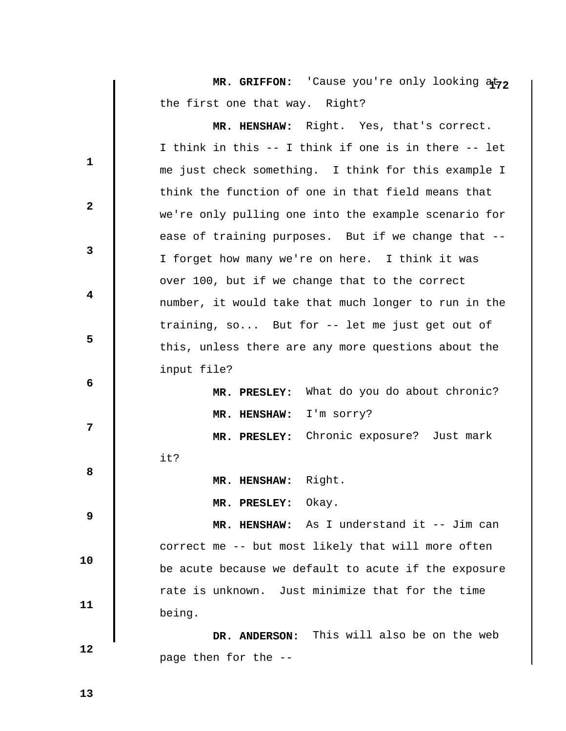**MR. GRIFFON:** 'Cause you're only looking at the first one that way. Right?

**MR. HENSHAW:** Right. Yes, that's correct. I think in this -- I think if one is in there -- let me just check something. I think for this example I think the function of one in that field means that we're only pulling one into the example scenario for ease of training purposes. But if we change that -- I forget how many we're on here. I think it was over 100, but if we change that to the correct number, it would take that much longer to run in the training, so... But for -- let me just get out of this, unless there are any more questions about the input file?

**MR. PRESLEY:** What do you do about chronic?

**MR. HENSHAW:** I'm sorry?

**MR. PRESLEY:** Chronic exposure? Just mark it?

**MR. HENSHAW:** Right.

**MR. PRESLEY:** Okay.

**MR. HENSHAW:** As I understand it -- Jim can correct me -- but most likely that will more often be acute because we default to acute if the exposure rate is unknown. Just minimize that for the time being.

**DR. ANDERSON:** This will also be on the web page then for the --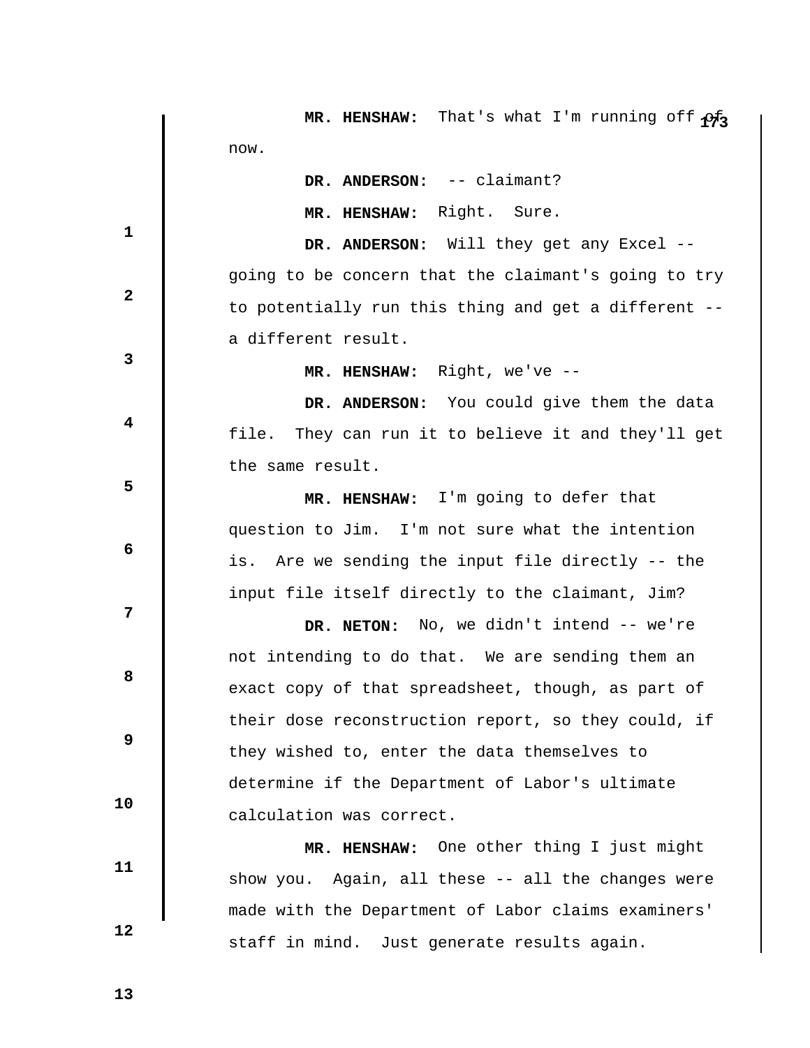**MR. HENSHAW:** That's what I'm running off of now.

**DR. ANDERSON:** -- claimant?

**MR. HENSHAW:** Right. Sure.

**DR. ANDERSON:** Will they get any Excel -- going to be concern that the claimant's going to try to potentially run this thing and get a different -- a different result.

**MR. HENSHAW:** Right, we've --

**DR. ANDERSON:** You could give them the data file. They can run it to believe it and they'll get the same result.

**MR. HENSHAW:** I'm going to defer that question to Jim. I'm not sure what the intention is. Are we sending the input file directly -- the input file itself directly to the claimant, Jim?

**DR. NETON:** No, we didn't intend -- we're not intending to do that. We are sending them an exact copy of that spreadsheet, though, as part of their dose reconstruction report, so they could, if they wished to, enter the data themselves to determine if the Department of Labor's ultimate calculation was correct.

**MR. HENSHAW:** One other thing I just might show you. Again, all these -- all the changes were made with the Department of Labor claims examiners' staff in mind. Just generate results again.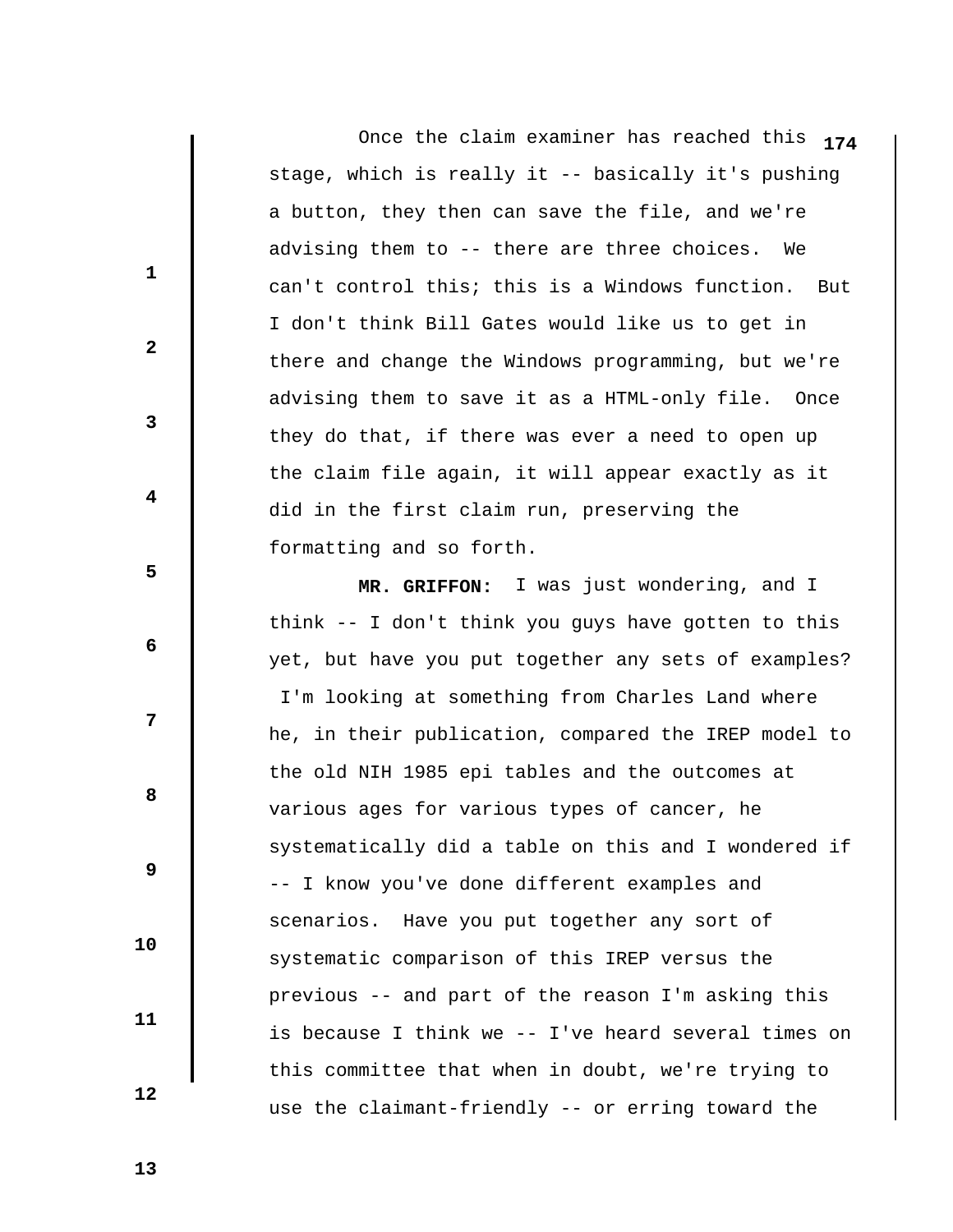Once the claim examiner has reached this stage, which is really it -- basically it's pushing a button, they then can save the file, and we're advising them to -- there are three choices. We can't control this; this is a Windows function. But I don't think Bill Gates would like us to get in there and change the Windows programming, but we're advising them to save it as a HTML-only file. Once they do that, if there was ever a need to open up the claim file again, it will appear exactly as it did in the first claim run, preserving the formatting and so forth.

**MR. GRIFFON:** I was just wondering, and I think -- I don't think you guys have gotten to this yet, but have you put together any sets of examples? I'm looking at something from Charles Land where he, in their publication, compared the IREP model to the old NIH 1985 epi tables and the outcomes at various ages for various types of cancer, he systematically did a table on this and I wondered if -- I know you've done different examples and scenarios. Have you put together any sort of systematic comparison of this IREP versus the previous -- and part of the reason I'm asking this is because I think we -- I've heard several times on this committee that when in doubt, we're trying to use the claimant-friendly -- or erring toward the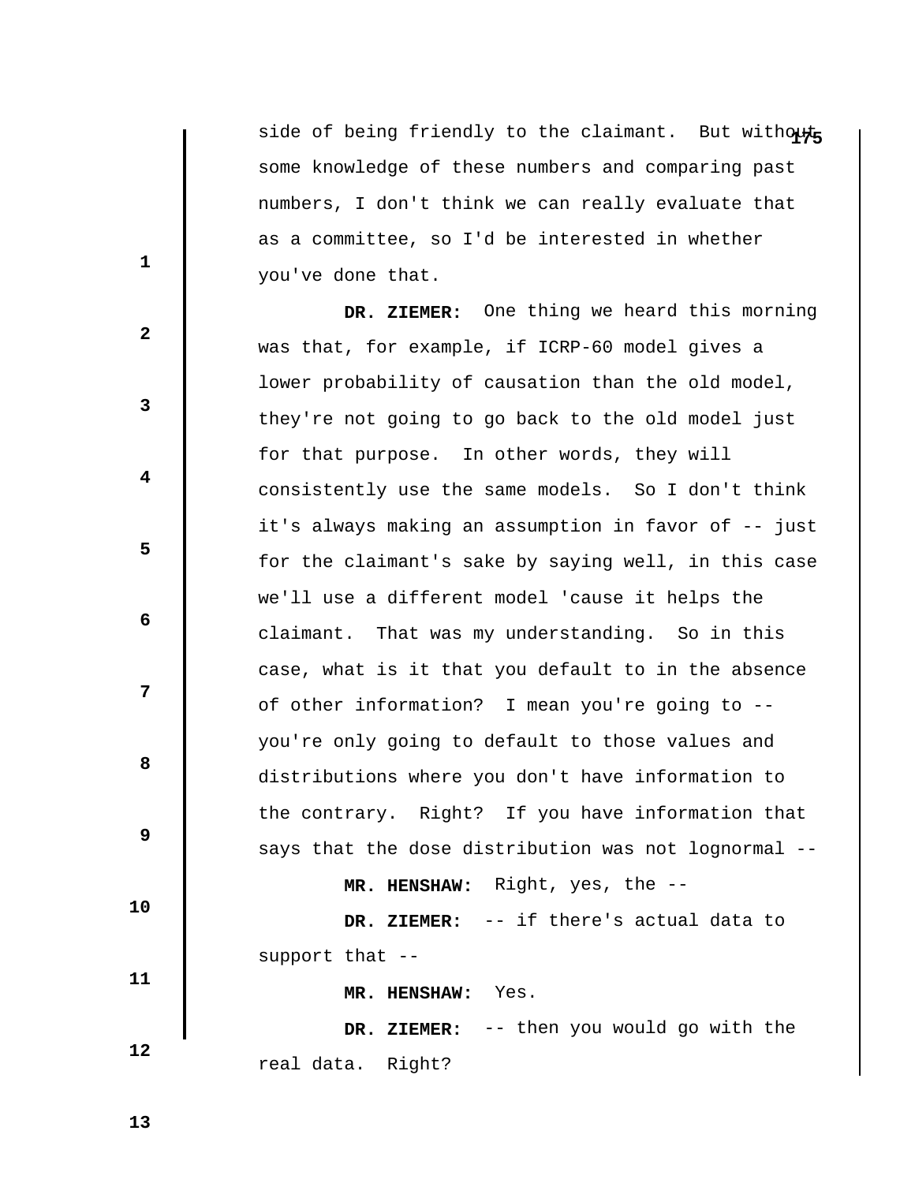side of being friendly to the claimant. But without some knowledge of these numbers and comparing past numbers, I don't think we can really evaluate that as a committee, so I'd be interested in whether you've done that.

**DR. ZIEMER:** One thing we heard this morning was that, for example, if ICRP-60 model gives a lower probability of causation than the old model, they're not going to go back to the old model just for that purpose. In other words, they will consistently use the same models. So I don't think it's always making an assumption in favor of -- just for the claimant's sake by saying well, in this case we'll use a different model 'cause it helps the claimant. That was my understanding. So in this case, what is it that you default to in the absence of other information? I mean you're going to -- you're only going to default to those values and distributions where you don't have information to the contrary. Right? If you have information that says that the dose distribution was not lognormal --

**MR. HENSHAW:** Right, yes, the --

**DR. ZIEMER:** -- if there's actual data to support that --

**MR. HENSHAW:** Yes.

**DR. ZIEMER:** -- then you would go with the real data. Right?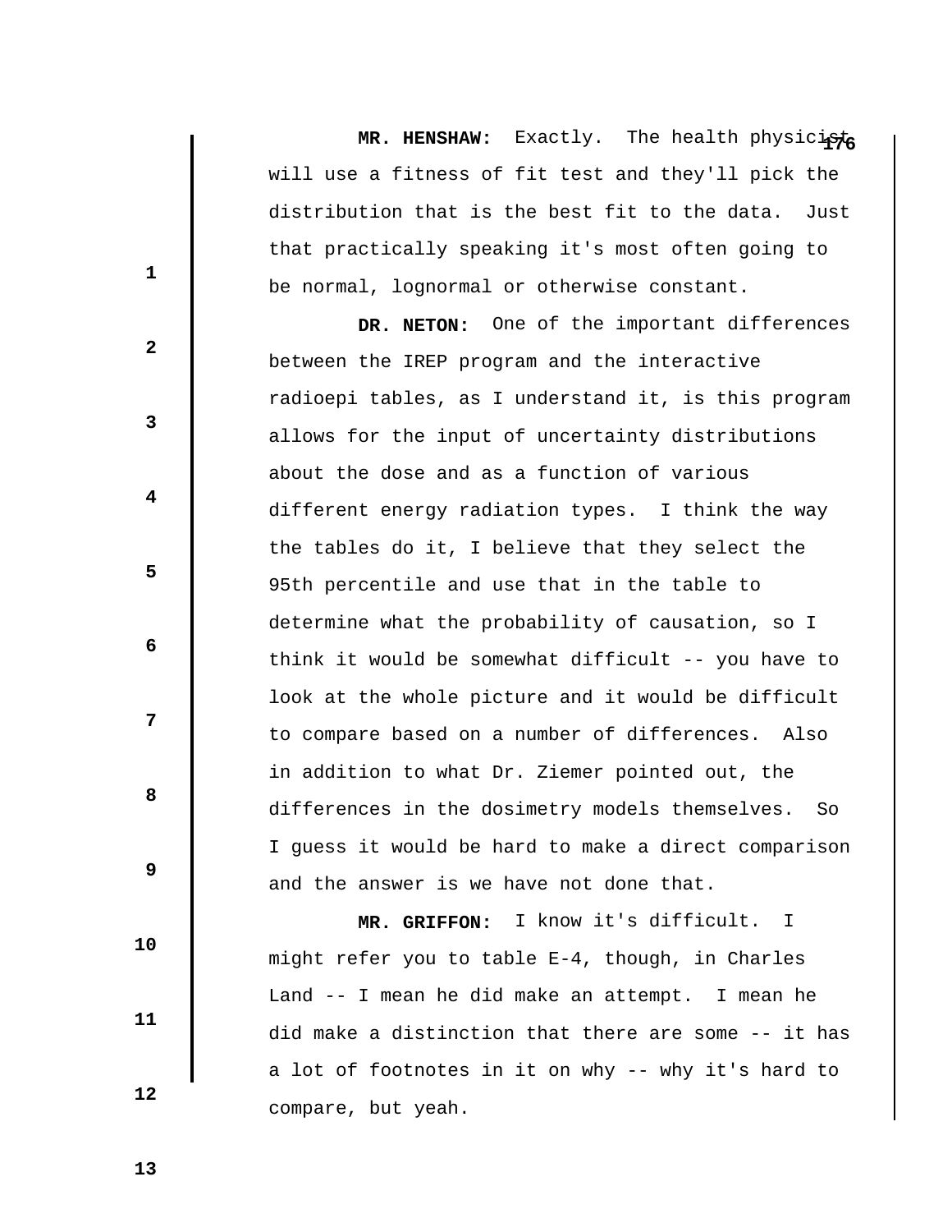**MR. HENSHAW:** Exactly. The health physicist will use a fitness of fit test and they'll pick the distribution that is the best fit to the data. Just that practically speaking it's most often going to be normal, lognormal or otherwise constant.

**DR. NETON:** One of the important differences between the IREP program and the interactive radioepi tables, as I understand it, is this program allows for the input of uncertainty distributions about the dose and as a function of various different energy radiation types. I think the way the tables do it, I believe that they select the 95th percentile and use that in the table to determine what the probability of causation, so I think it would be somewhat difficult -- you have to look at the whole picture and it would be difficult to compare based on a number of differences. Also in addition to what Dr. Ziemer pointed out, the differences in the dosimetry models themselves. So I guess it would be hard to make a direct comparison and the answer is we have not done that.

**MR. GRIFFON:** I know it's difficult. I might refer you to table E-4, though, in Charles Land -- I mean he did make an attempt. I mean he did make a distinction that there are some -- it has a lot of footnotes in it on why -- why it's hard to compare, but yeah.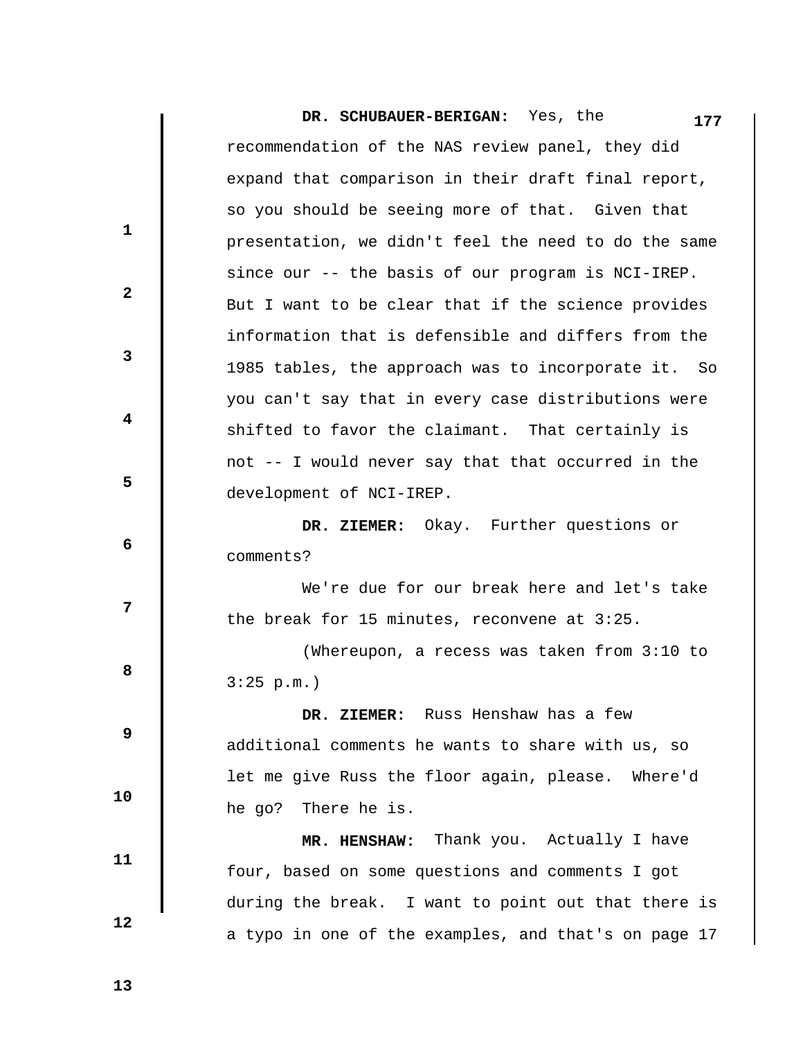**DR. SCHUBAUER-BERIGAN:** Yes, the recommendation of the NAS review panel, they did expand that comparison in their draft final report, so you should be seeing more of that. Given that presentation, we didn't feel the need to do the same since our -- the basis of our program is NCI-IREP. But I want to be clear that if the science provides information that is defensible and differs from the 1985 tables, the approach was to incorporate it. So you can't say that in every case distributions were shifted to favor the claimant. That certainly is not -- I would never say that that occurred in the development of NCI-IREP.

**DR. ZIEMER:** Okay. Further questions or comments?

We're due for our break here and let's take the break for 15 minutes, reconvene at 3:25.

(Whereupon, a recess was taken from 3:10 to 3:25 p.m.)

**DR. ZIEMER:** Russ Henshaw has a few additional comments he wants to share with us, so let me give Russ the floor again, please. Where'd he go? There he is.

**MR. HENSHAW:** Thank you. Actually I have four, based on some questions and comments I got during the break. I want to point out that there is a typo in one of the examples, and that's on page 17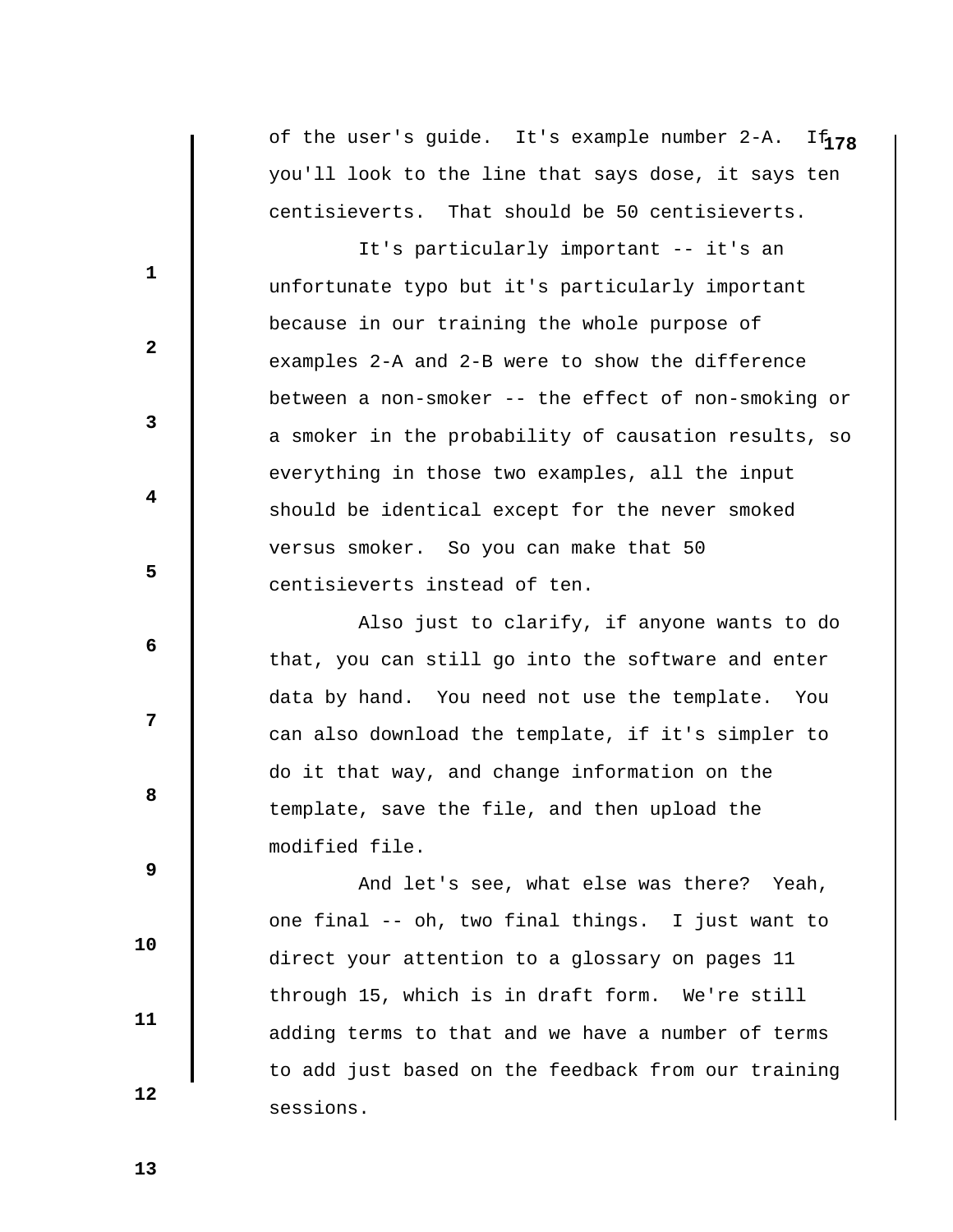of the user's guide. It's example number 2-A. If you'll look to the line that says dose, it says ten centisieverts. That should be 50 centisieverts.

It's particularly important -- it's an unfortunate typo but it's particularly important because in our training the whole purpose of examples 2-A and 2-B were to show the difference between a non-smoker -- the effect of non-smoking or a smoker in the probability of causation results, so everything in those two examples, all the input should be identical except for the never smoked versus smoker. So you can make that 50 centisieverts instead of ten.

Also just to clarify, if anyone wants to do that, you can still go into the software and enter data by hand. You need not use the template. You can also download the template, if it's simpler to do it that way, and change information on the template, save the file, and then upload the modified file.

And let's see, what else was there? Yeah, one final -- oh, two final things. I just want to direct your attention to a glossary on pages 11 through 15, which is in draft form. We're still adding terms to that and we have a number of terms to add just based on the feedback from our training sessions.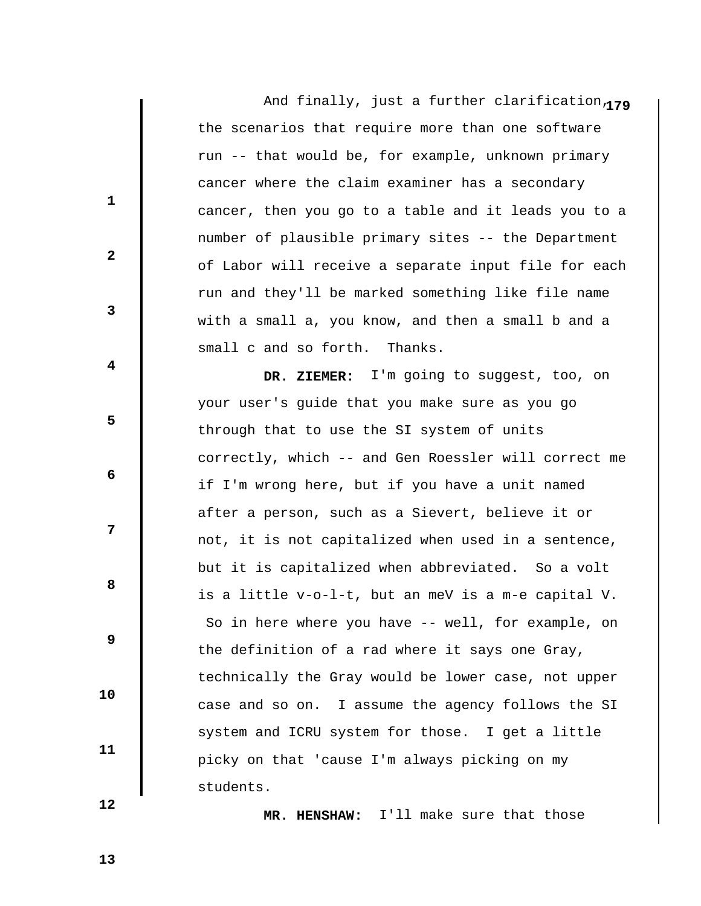And finally, just a further clarification, the scenarios that require more than one software run -- that would be, for example, unknown primary cancer where the claim examiner has a secondary cancer, then you go to a table and it leads you to a number of plausible primary sites -- the Department of Labor will receive a separate input file for each run and they'll be marked something like file name with a small a, you know, and then a small b and a small c and so forth. Thanks.

**DR. ZIEMER:** I'm going to suggest, too, on your user's guide that you make sure as you go through that to use the SI system of units correctly, which -- and Gen Roessler will correct me if I'm wrong here, but if you have a unit named after a person, such as a Sievert, believe it or not, it is not capitalized when used in a sentence, but it is capitalized when abbreviated. So a volt is a little v-o-l-t, but an meV is a m-e capital V. So in here where you have -- well, for example, on the definition of a rad where it says one Gray, technically the Gray would be lower case, not upper case and so on. I assume the agency follows the SI system and ICRU system for those. I get a little picky on that 'cause I'm always picking on my students.

**MR. HENSHAW:** I'll make sure that those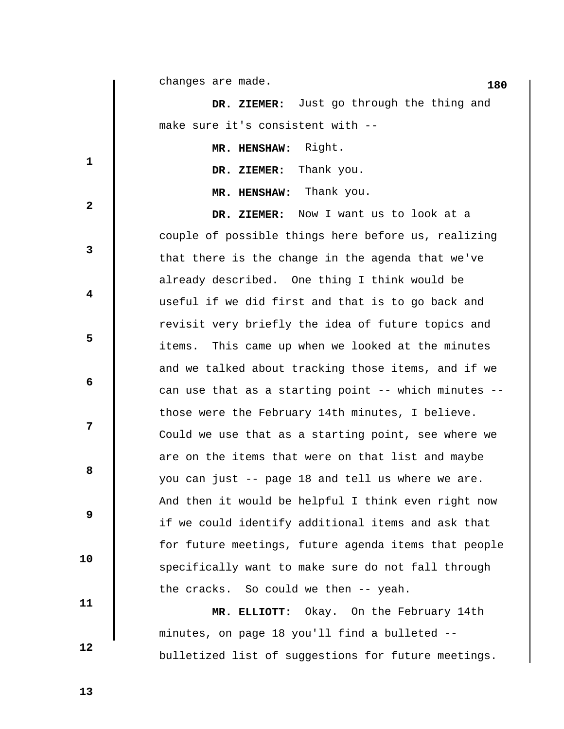changes are made.

**DR. ZIEMER:** Just go through the thing and make sure it's consistent with --

**MR. HENSHAW:** Right.

**DR. ZIEMER:** Thank you.

**MR. HENSHAW:** Thank you.

**DR. ZIEMER:** Now I want us to look at a couple of possible things here before us, realizing that there is the change in the agenda that we've already described. One thing I think would be useful if we did first and that is to go back and revisit very briefly the idea of future topics and items. This came up when we looked at the minutes and we talked about tracking those items, and if we can use that as a starting point -- which minutes -- those were the February 14th minutes, I believe. Could we use that as a starting point, see where we are on the items that were on that list and maybe you can just -- page 18 and tell us where we are. And then it would be helpful I think even right now if we could identify additional items and ask that for future meetings, future agenda items that people specifically want to make sure do not fall through the cracks. So could we then -- yeah.

**MR. ELLIOTT:** Okay. On the February 14th minutes, on page 18 you'll find a bulleted -- bulletized list of suggestions for future meetings.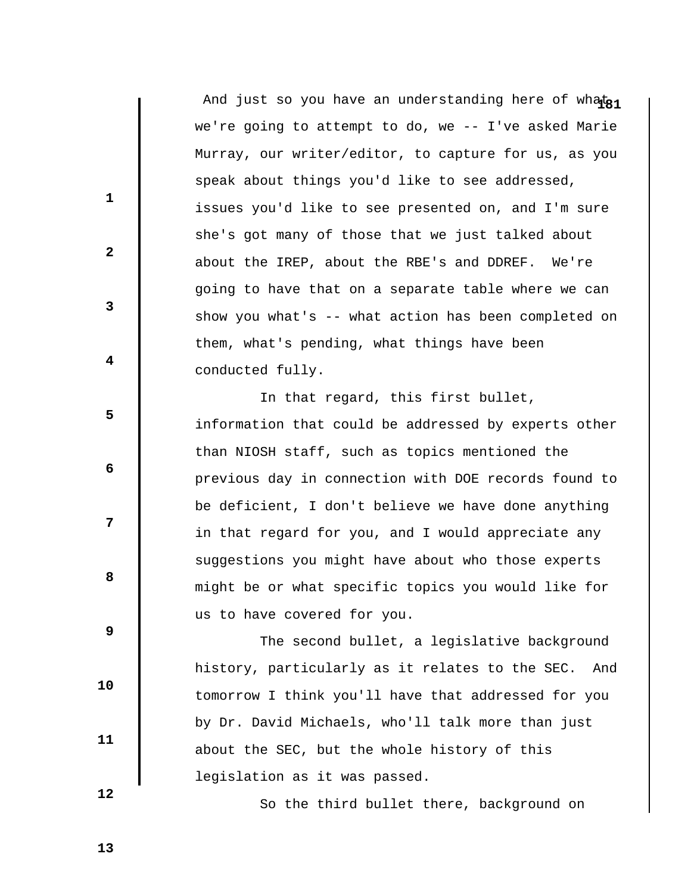And just so you have an understanding here of what we're going to attempt to do, we -- I've asked Marie Murray, our writer/editor, to capture for us, as you speak about things you'd like to see addressed, issues you'd like to see presented on, and I'm sure she's got many of those that we just talked about about the IREP, about the RBE's and DDREF. We're going to have that on a separate table where we can show you what's -- what action has been completed on them, what's pending, what things have been conducted fully.

In that regard, this first bullet, information that could be addressed by experts other than NIOSH staff, such as topics mentioned the previous day in connection with DOE records found to be deficient, I don't believe we have done anything in that regard for you, and I would appreciate any suggestions you might have about who those experts might be or what specific topics you would like for us to have covered for you.

The second bullet, a legislative background history, particularly as it relates to the SEC. And tomorrow I think you'll have that addressed for you by Dr. David Michaels, who'll talk more than just about the SEC, but the whole history of this legislation as it was passed.

So the third bullet there, background on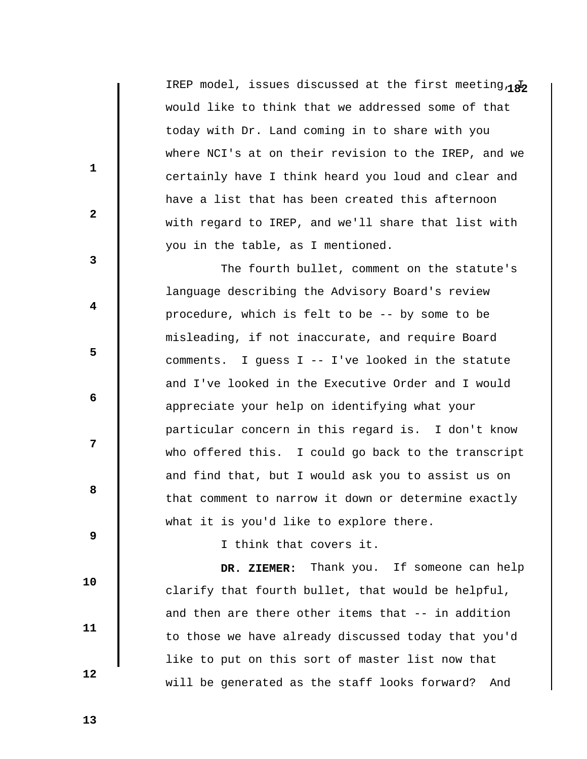IREP model, issues discussed at the first meeting, I would like to think that we addressed some of that today with Dr. Land coming in to share with you where NCI's at on their revision to the IREP, and we certainly have I think heard you loud and clear and have a list that has been created this afternoon with regard to IREP, and we'll share that list with you in the table, as I mentioned.

The fourth bullet, comment on the statute's language describing the Advisory Board's review procedure, which is felt to be -- by some to be misleading, if not inaccurate, and require Board comments. I guess I -- I've looked in the statute and I've looked in the Executive Order and I would appreciate your help on identifying what your particular concern in this regard is. I don't know who offered this. I could go back to the transcript and find that, but I would ask you to assist us on that comment to narrow it down or determine exactly what it is you'd like to explore there.

I think that covers it.

**DR. ZIEMER:** Thank you. If someone can help clarify that fourth bullet, that would be helpful, and then are there other items that -- in addition to those we have already discussed today that you'd like to put on this sort of master list now that will be generated as the staff looks forward? And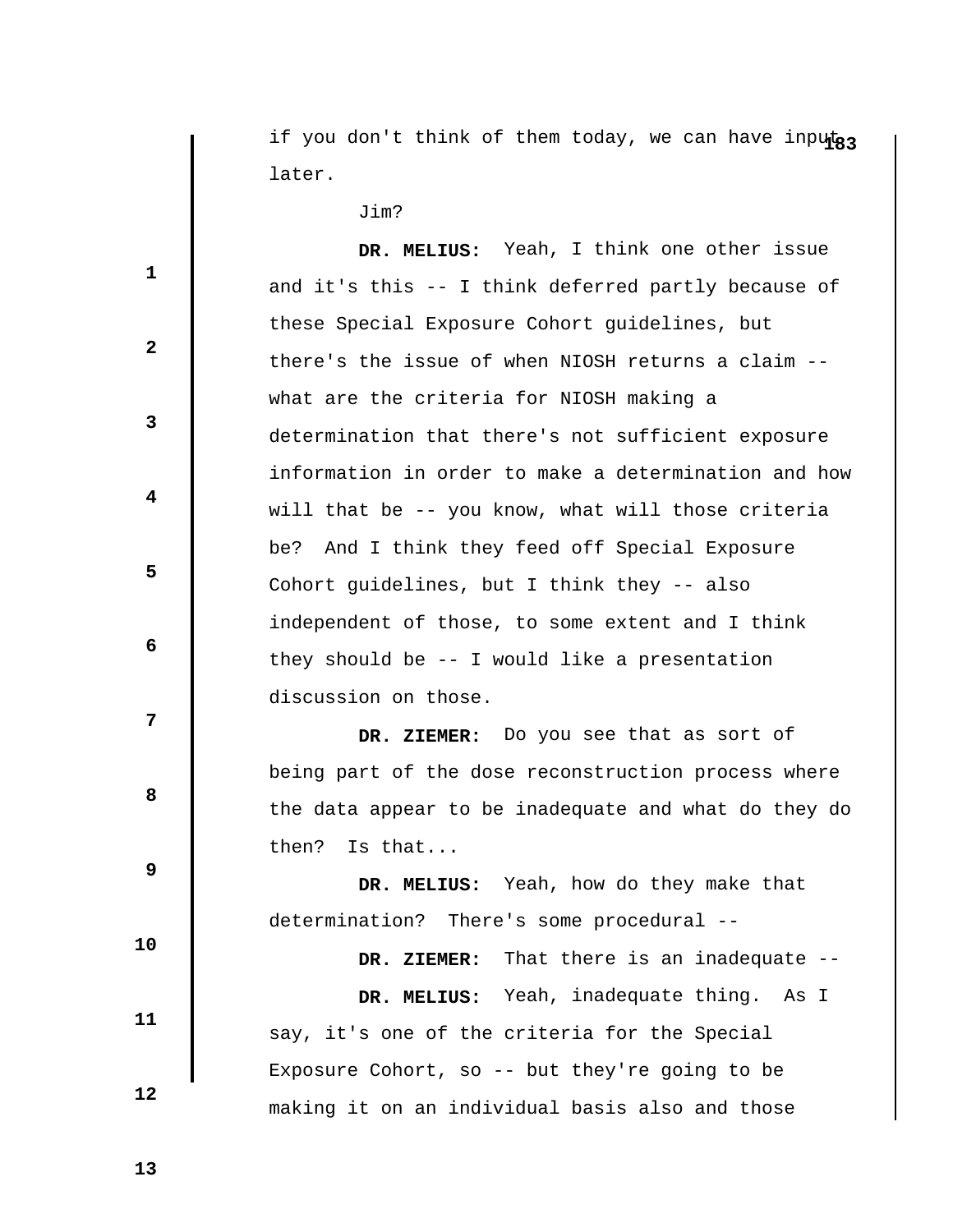if you don't think of them today, we can have input later.

Jim?

**DR. MELIUS:** Yeah, I think one other issue and it's this -- I think deferred partly because of these Special Exposure Cohort guidelines, but there's the issue of when NIOSH returns a claim -- what are the criteria for NIOSH making a determination that there's not sufficient exposure information in order to make a determination and how will that be -- you know, what will those criteria be? And I think they feed off Special Exposure Cohort guidelines, but I think they -- also independent of those, to some extent and I think they should be -- I would like a presentation discussion on those.

**DR. ZIEMER:** Do you see that as sort of being part of the dose reconstruction process where the data appear to be inadequate and what do they do then? Is that...

**DR. MELIUS:** Yeah, how do they make that determination? There's some procedural --

**DR. ZIEMER:** That there is an inadequate --

**DR. MELIUS:** Yeah, inadequate thing. As I say, it's one of the criteria for the Special Exposure Cohort, so -- but they're going to be making it on an individual basis also and those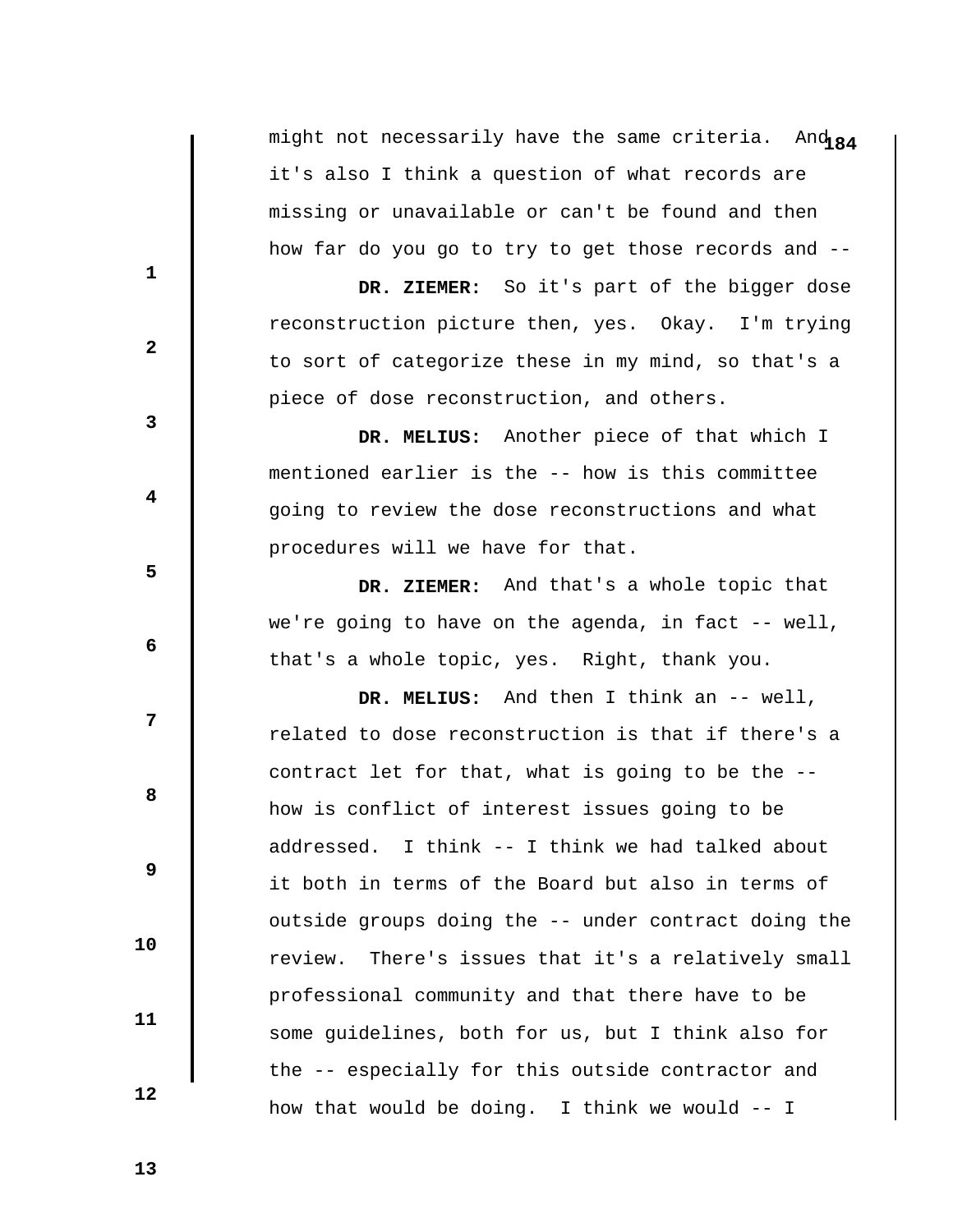might not necessarily have the same criteria. And it's also I think a question of what records are missing or unavailable or can't be found and then how far do you go to try to get those records and --

**DR. ZIEMER:** So it's part of the bigger dose reconstruction picture then, yes. Okay. I'm trying to sort of categorize these in my mind, so that's a piece of dose reconstruction, and others.

**DR. MELIUS:** Another piece of that which I mentioned earlier is the -- how is this committee going to review the dose reconstructions and what procedures will we have for that.

**DR. ZIEMER:** And that's a whole topic that we're going to have on the agenda, in fact -- well, that's a whole topic, yes. Right, thank you.

**DR. MELIUS:** And then I think an -- well, related to dose reconstruction is that if there's a contract let for that, what is going to be the -- how is conflict of interest issues going to be addressed. I think -- I think we had talked about it both in terms of the Board but also in terms of outside groups doing the -- under contract doing the review. There's issues that it's a relatively small professional community and that there have to be some guidelines, both for us, but I think also for the -- especially for this outside contractor and how that would be doing. I think we would -- I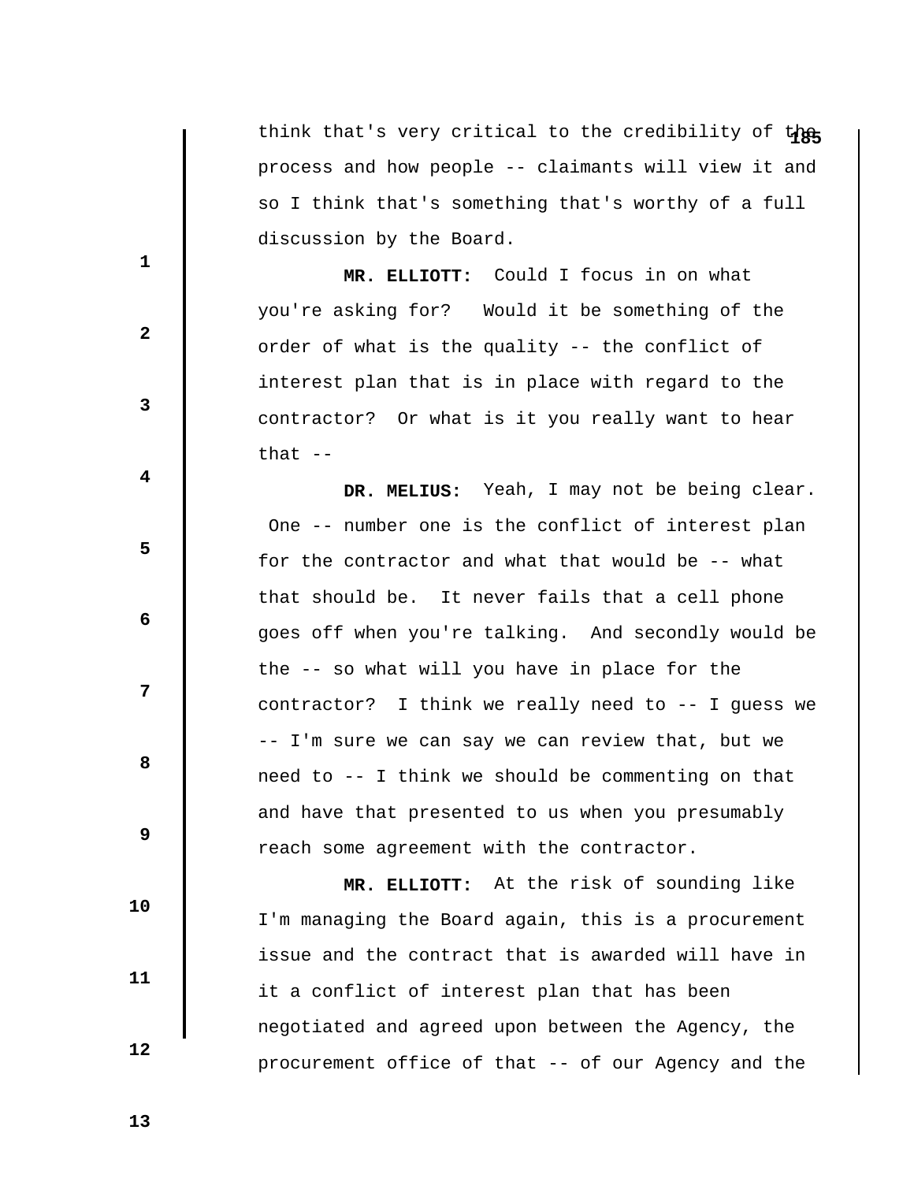think that's very critical to the credibility of the process and how people -- claimants will view it and so I think that's something that's worthy of a full discussion by the Board.

**MR. ELLIOTT:** Could I focus in on what you're asking for? Would it be something of the order of what is the quality -- the conflict of interest plan that is in place with regard to the contractor? Or what is it you really want to hear that --

**DR. MELIUS:** Yeah, I may not be being clear. One -- number one is the conflict of interest plan for the contractor and what that would be -- what that should be. It never fails that a cell phone goes off when you're talking. And secondly would be the -- so what will you have in place for the contractor? I think we really need to -- I guess we -- I'm sure we can say we can review that, but we need to -- I think we should be commenting on that and have that presented to us when you presumably reach some agreement with the contractor.

**MR. ELLIOTT:** At the risk of sounding like I'm managing the Board again, this is a procurement issue and the contract that is awarded will have in it a conflict of interest plan that has been negotiated and agreed upon between the Agency, the procurement office of that -- of our Agency and the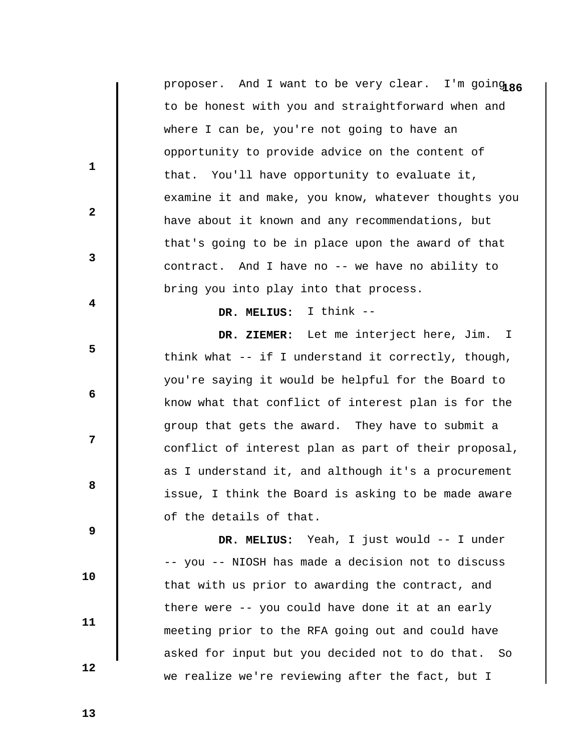proposer. And I want to be very clear. I'm going to be honest with you and straightforward when and where I can be, you're not going to have an opportunity to provide advice on the content of that. You'll have opportunity to evaluate it, examine it and make, you know, whatever thoughts you have about it known and any recommendations, but that's going to be in place upon the award of that contract. And I have no -- we have no ability to bring you into play into that process.

**DR. MELIUS:** I think --

**DR. ZIEMER:** Let me interject here, Jim. I think what -- if I understand it correctly, though, you're saying it would be helpful for the Board to know what that conflict of interest plan is for the group that gets the award. They have to submit a conflict of interest plan as part of their proposal, as I understand it, and although it's a procurement issue, I think the Board is asking to be made aware of the details of that.

**DR. MELIUS:** Yeah, I just would -- I under -- you -- NIOSH has made a decision not to discuss that with us prior to awarding the contract, and there were -- you could have done it at an early meeting prior to the RFA going out and could have asked for input but you decided not to do that. So we realize we're reviewing after the fact, but I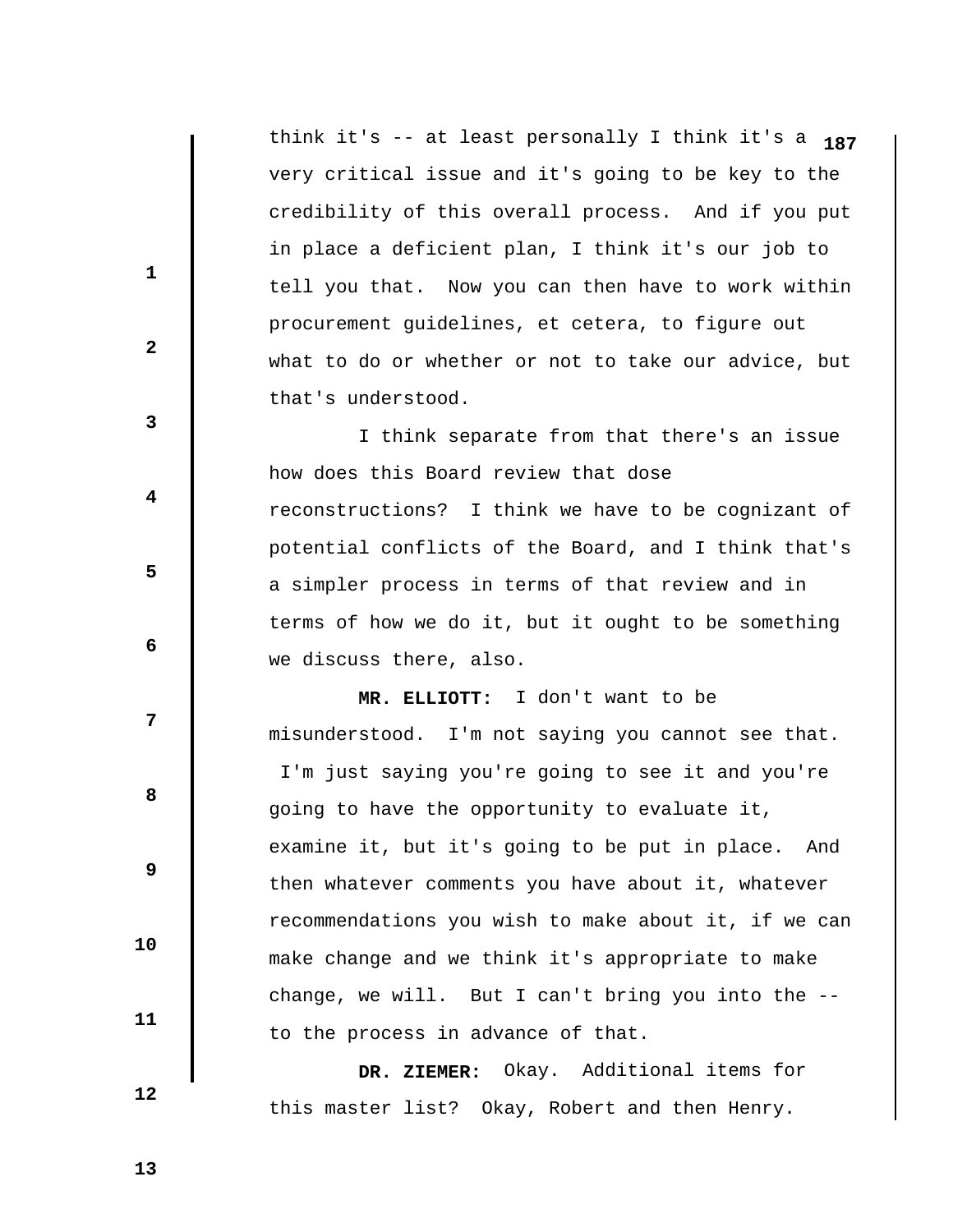think it's -- at least personally I think it's a very critical issue and it's going to be key to the credibility of this overall process. And if you put in place a deficient plan, I think it's our job to tell you that. Now you can then have to work within procurement guidelines, et cetera, to figure out what to do or whether or not to take our advice, but that's understood.

I think separate from that there's an issue how does this Board review that dose reconstructions? I think we have to be cognizant of potential conflicts of the Board, and I think that's a simpler process in terms of that review and in terms of how we do it, but it ought to be something we discuss there, also.

**MR. ELLIOTT:** I don't want to be misunderstood. I'm not saying you cannot see that. I'm just saying you're going to see it and you're going to have the opportunity to evaluate it, examine it, but it's going to be put in place. And then whatever comments you have about it, whatever recommendations you wish to make about it, if we can make change and we think it's appropriate to make change, we will. But I can't bring you into the -- to the process in advance of that.

**DR. ZIEMER:** Okay. Additional items for this master list? Okay, Robert and then Henry.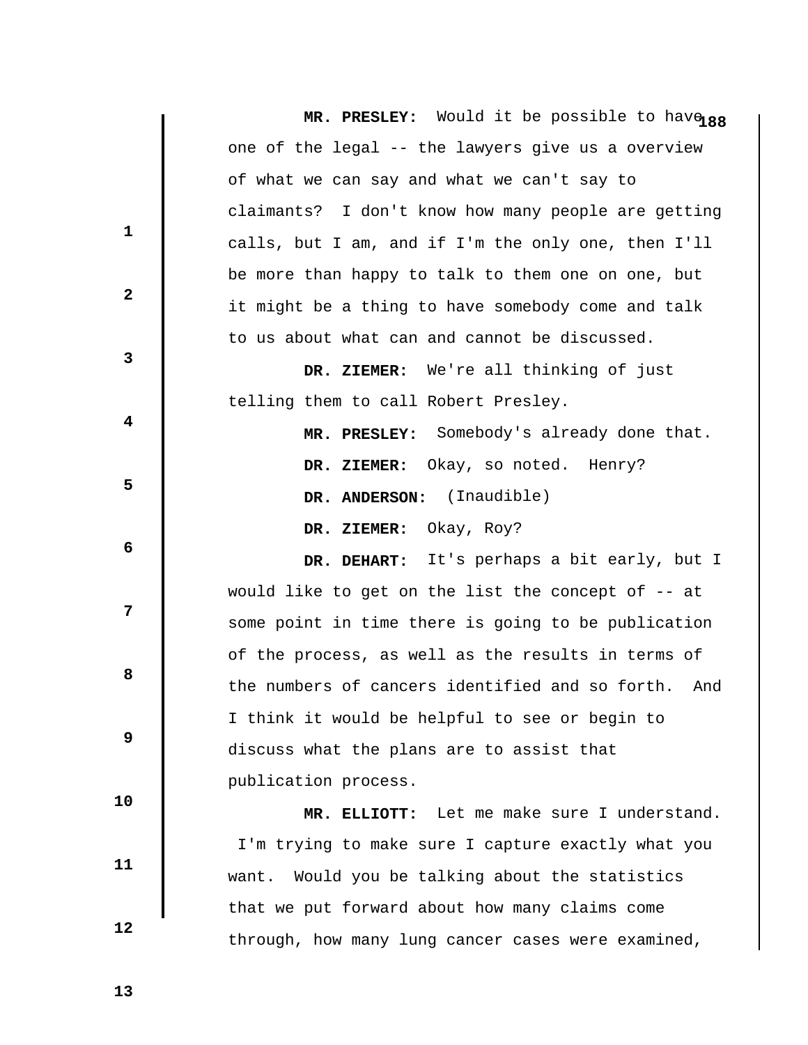**MR. PRESLEY:** Would it be possible to have one of the legal -- the lawyers give us a overview of what we can say and what we can't say to claimants? I don't know how many people are getting calls, but I am, and if I'm the only one, then I'll be more than happy to talk to them one on one, but it might be a thing to have somebody come and talk to us about what can and cannot be discussed.

**DR. ZIEMER:** We're all thinking of just telling them to call Robert Presley.

**MR. PRESLEY:** Somebody's already done that.

**DR. ZIEMER:** Okay, so noted. Henry?

**DR. ANDERSON:** (Inaudible)

**DR. ZIEMER:** Okay, Roy?

**DR. DEHART:** It's perhaps a bit early, but I would like to get on the list the concept of -- at some point in time there is going to be publication of the process, as well as the results in terms of the numbers of cancers identified and so forth. And I think it would be helpful to see or begin to discuss what the plans are to assist that publication process.

**MR. ELLIOTT:** Let me make sure I understand. I'm trying to make sure I capture exactly what you want. Would you be talking about the statistics that we put forward about how many claims come through, how many lung cancer cases were examined,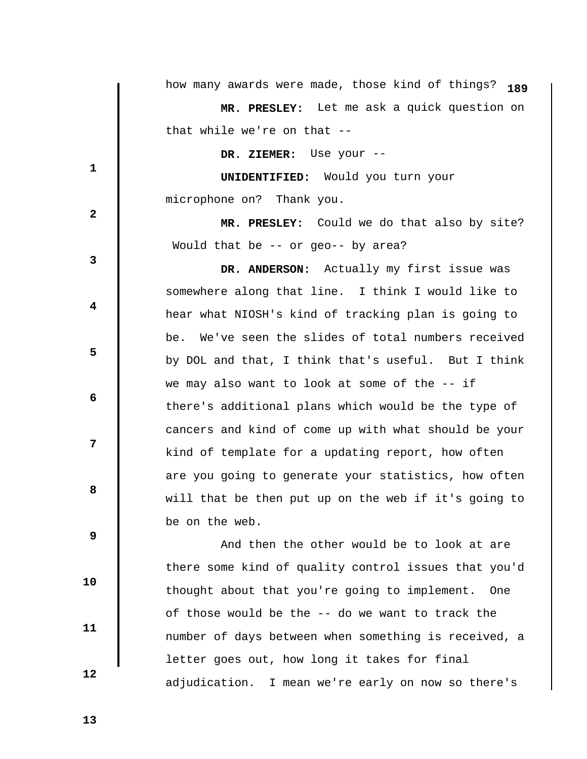how many awards were made, those kind of things?

**MR. PRESLEY:** Let me ask a quick question on that while we're on that --

**DR. ZIEMER:** Use your --

**UNIDENTIFIED:** Would you turn your microphone on? Thank you.

**MR. PRESLEY:** Could we do that also by site? Would that be -- or geo-- by area?

**DR. ANDERSON:** Actually my first issue was somewhere along that line. I think I would like to hear what NIOSH's kind of tracking plan is going to be. We've seen the slides of total numbers received by DOL and that, I think that's useful. But I think we may also want to look at some of the -- if there's additional plans which would be the type of cancers and kind of come up with what should be your kind of template for a updating report, how often are you going to generate your statistics, how often will that be then put up on the web if it's going to be on the web.

And then the other would be to look at are there some kind of quality control issues that you'd thought about that you're going to implement. One of those would be the -- do we want to track the number of days between when something is received, a letter goes out, how long it takes for final adjudication. I mean we're early on now so there's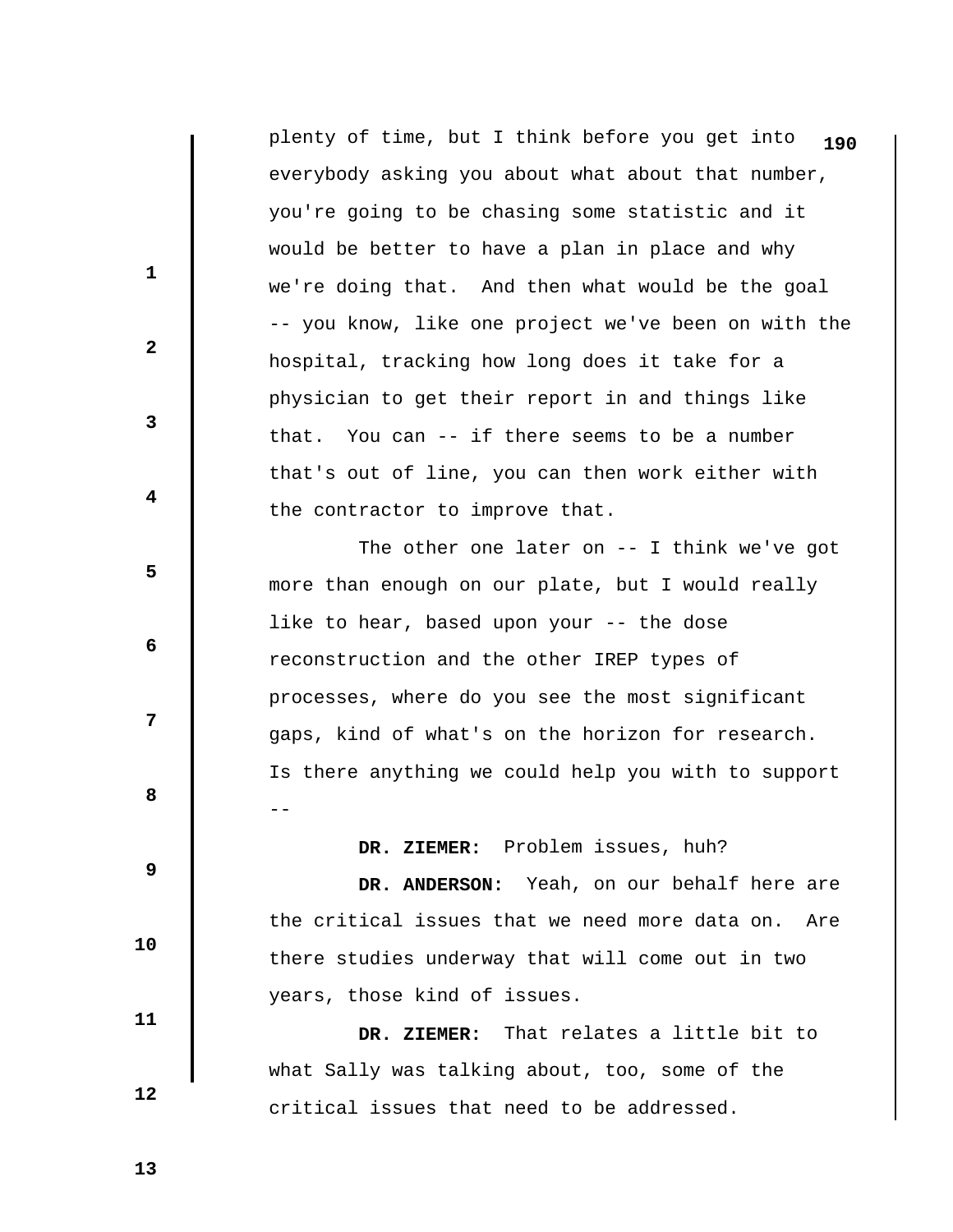plenty of time, but I think before you get into everybody asking you about what about that number, you're going to be chasing some statistic and it would be better to have a plan in place and why we're doing that. And then what would be the goal -- you know, like one project we've been on with the hospital, tracking how long does it take for a physician to get their report in and things like that. You can -- if there seems to be a number that's out of line, you can then work either with the contractor to improve that.

The other one later on -- I think we've got more than enough on our plate, but I would really like to hear, based upon your -- the dose reconstruction and the other IREP types of processes, where do you see the most significant gaps, kind of what's on the horizon for research. Is there anything we could help you with to support --

**DR. ZIEMER:** Problem issues, huh?

**DR. ANDERSON:** Yeah, on our behalf here are the critical issues that we need more data on. Are there studies underway that will come out in two years, those kind of issues.

**DR. ZIEMER:** That relates a little bit to what Sally was talking about, too, some of the critical issues that need to be addressed.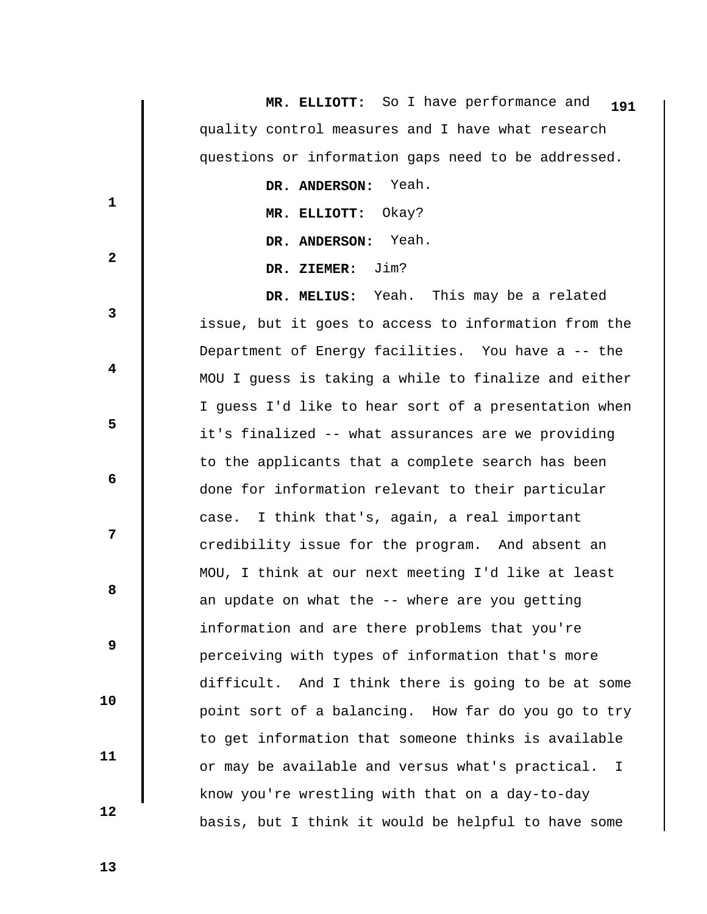**MR. ELLIOTT:** So I have performance and quality control measures and I have what research questions or information gaps need to be addressed.

**DR. ANDERSON:** Yeah.

**MR. ELLIOTT:** Okay?

**DR. ANDERSON:** Yeah.

**DR. ZIEMER:** Jim?

**DR. MELIUS:** Yeah. This may be a related issue, but it goes to access to information from the Department of Energy facilities. You have a -- the MOU I guess is taking a while to finalize and either I guess I'd like to hear sort of a presentation when it's finalized -- what assurances are we providing to the applicants that a complete search has been done for information relevant to their particular case. I think that's, again, a real important credibility issue for the program. And absent an MOU, I think at our next meeting I'd like at least an update on what the -- where are you getting information and are there problems that you're perceiving with types of information that's more difficult. And I think there is going to be at some point sort of a balancing. How far do you go to try to get information that someone thinks is available or may be available and versus what's practical. I know you're wrestling with that on a day-to-day basis, but I think it would be helpful to have some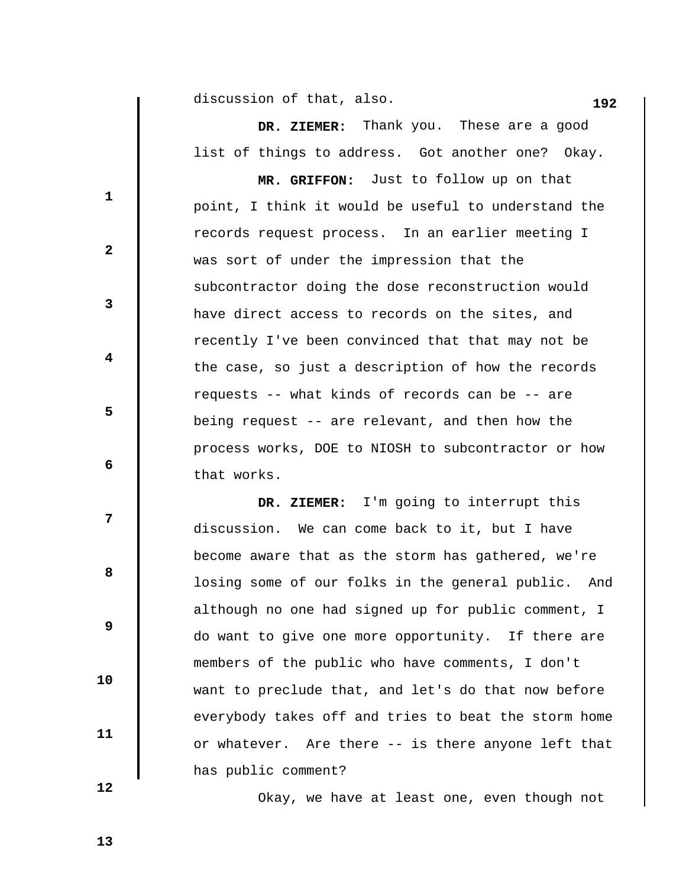discussion of that, also.

**DR. ZIEMER:** Thank you. These are a good list of things to address. Got another one? Okay.

**MR. GRIFFON:** Just to follow up on that point, I think it would be useful to understand the records request process. In an earlier meeting I was sort of under the impression that the subcontractor doing the dose reconstruction would have direct access to records on the sites, and recently I've been convinced that that may not be the case, so just a description of how the records requests -- what kinds of records can be -- are being request -- are relevant, and then how the process works, DOE to NIOSH to subcontractor or how that works.

**DR. ZIEMER:** I'm going to interrupt this discussion. We can come back to it, but I have become aware that as the storm has gathered, we're losing some of our folks in the general public. And although no one had signed up for public comment, I do want to give one more opportunity. If there are members of the public who have comments, I don't want to preclude that, and let's do that now before everybody takes off and tries to beat the storm home or whatever. Are there -- is there anyone left that has public comment?

Okay, we have at least one, even though not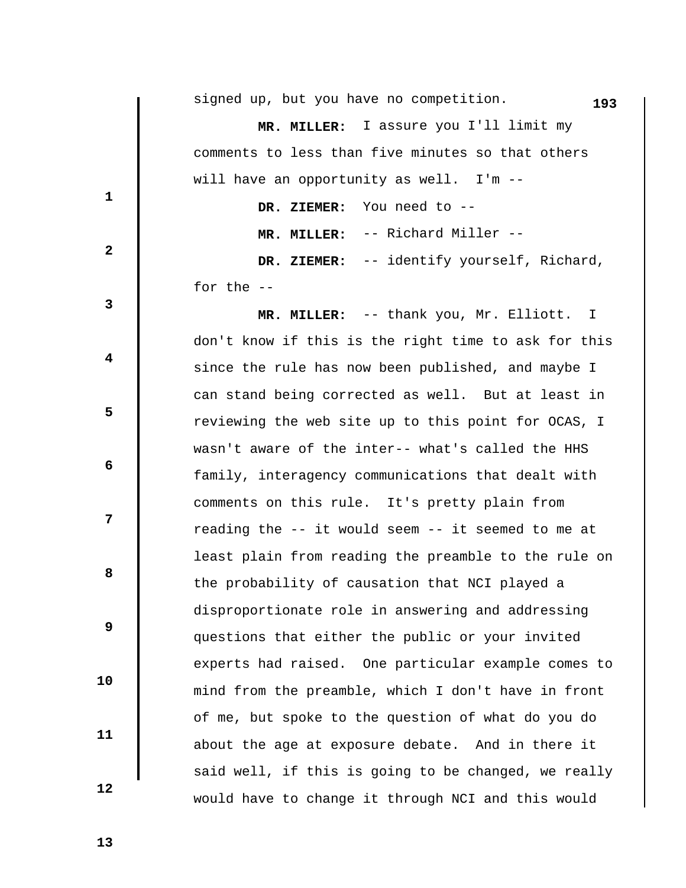signed up, but you have no competition.

**MR. MILLER:** I assure you I'll limit my comments to less than five minutes so that others will have an opportunity as well. I'm --

**DR. ZIEMER:** You need to --

**MR. MILLER:** -- Richard Miller --

**DR. ZIEMER:** -- identify yourself, Richard, for the --

**MR. MILLER:** -- thank you, Mr. Elliott. I don't know if this is the right time to ask for this since the rule has now been published, and maybe I can stand being corrected as well. But at least in reviewing the web site up to this point for OCAS, I wasn't aware of the inter-- what's called the HHS family, interagency communications that dealt with comments on this rule. It's pretty plain from reading the -- it would seem -- it seemed to me at least plain from reading the preamble to the rule on the probability of causation that NCI played a disproportionate role in answering and addressing questions that either the public or your invited experts had raised. One particular example comes to mind from the preamble, which I don't have in front of me, but spoke to the question of what do you do about the age at exposure debate. And in there it said well, if this is going to be changed, we really would have to change it through NCI and this would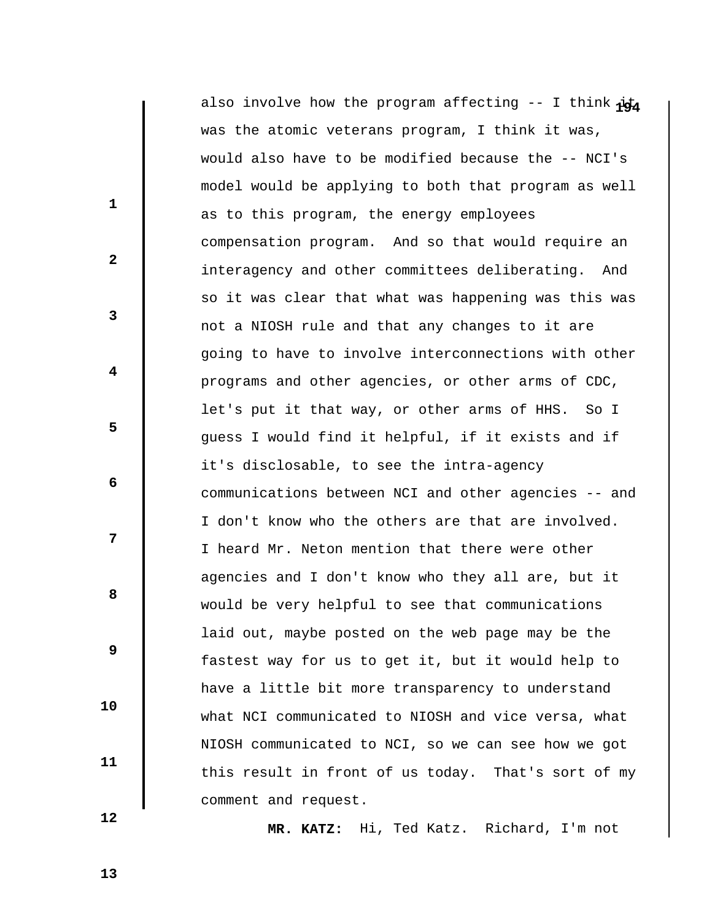also involve how the program affecting -- I think it was the atomic veterans program, I think it was, would also have to be modified because the -- NCI's model would be applying to both that program as well as to this program, the energy employees compensation program. And so that would require an interagency and other committees deliberating. And so it was clear that what was happening was this was not a NIOSH rule and that any changes to it are going to have to involve interconnections with other programs and other agencies, or other arms of CDC, let's put it that way, or other arms of HHS. So I guess I would find it helpful, if it exists and if it's disclosable, to see the intra-agency communications between NCI and other agencies -- and I don't know who the others are that are involved. I heard Mr. Neton mention that there were other agencies and I don't know who they all are, but it would be very helpful to see that communications laid out, maybe posted on the web page may be the fastest way for us to get it, but it would help to have a little bit more transparency to understand what NCI communicated to NIOSH and vice versa, what NIOSH communicated to NCI, so we can see how we got this result in front of us today. That's sort of my comment and request.

**MR. KATZ:** Hi, Ted Katz. Richard, I'm not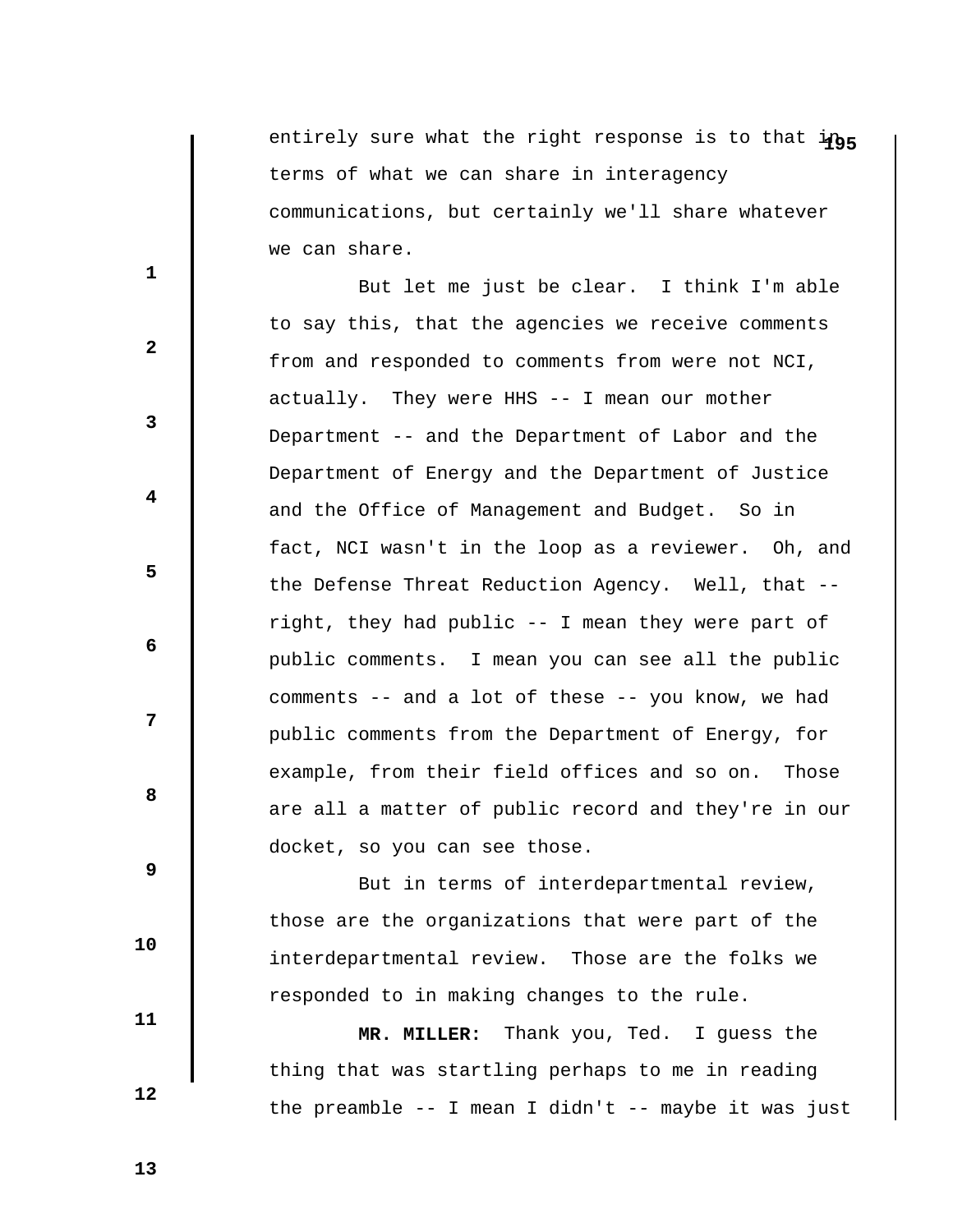entirely sure what the right response is to that in terms of what we can share in interagency communications, but certainly we'll share whatever we can share.

But let me just be clear. I think I'm able to say this, that the agencies we receive comments from and responded to comments from were not NCI, actually. They were HHS -- I mean our mother Department -- and the Department of Labor and the Department of Energy and the Department of Justice and the Office of Management and Budget. So in fact, NCI wasn't in the loop as a reviewer. Oh, and the Defense Threat Reduction Agency. Well, that -- right, they had public -- I mean they were part of public comments. I mean you can see all the public comments -- and a lot of these -- you know, we had public comments from the Department of Energy, for example, from their field offices and so on. Those are all a matter of public record and they're in our docket, so you can see those.

But in terms of interdepartmental review, those are the organizations that were part of the interdepartmental review. Those are the folks we responded to in making changes to the rule.

**MR. MILLER:** Thank you, Ted. I guess the thing that was startling perhaps to me in reading the preamble -- I mean I didn't -- maybe it was just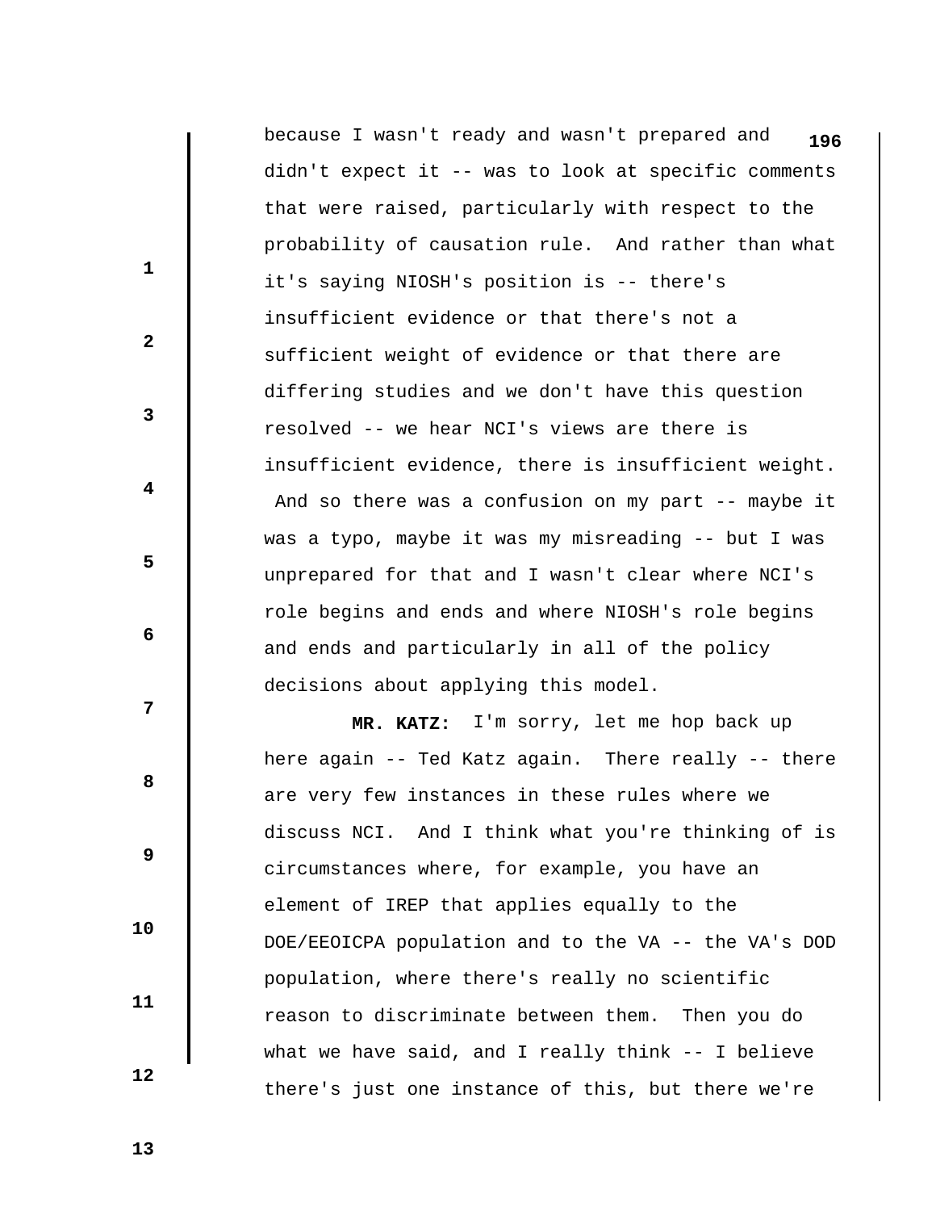because I wasn't ready and wasn't prepared and didn't expect it -- was to look at specific comments that were raised, particularly with respect to the probability of causation rule. And rather than what it's saying NIOSH's position is -- there's insufficient evidence or that there's not a sufficient weight of evidence or that there are differing studies and we don't have this question resolved -- we hear NCI's views are there is insufficient evidence, there is insufficient weight. And so there was a confusion on my part -- maybe it was a typo, maybe it was my misreading -- but I was unprepared for that and I wasn't clear where NCI's role begins and ends and where NIOSH's role begins and ends and particularly in all of the policy decisions about applying this model.

**MR. KATZ:** I'm sorry, let me hop back up here again -- Ted Katz again. There really -- there are very few instances in these rules where we discuss NCI. And I think what you're thinking of is circumstances where, for example, you have an element of IREP that applies equally to the DOE/EEOICPA population and to the VA -- the VA's DOD population, where there's really no scientific reason to discriminate between them. Then you do what we have said, and I really think -- I believe there's just one instance of this, but there we're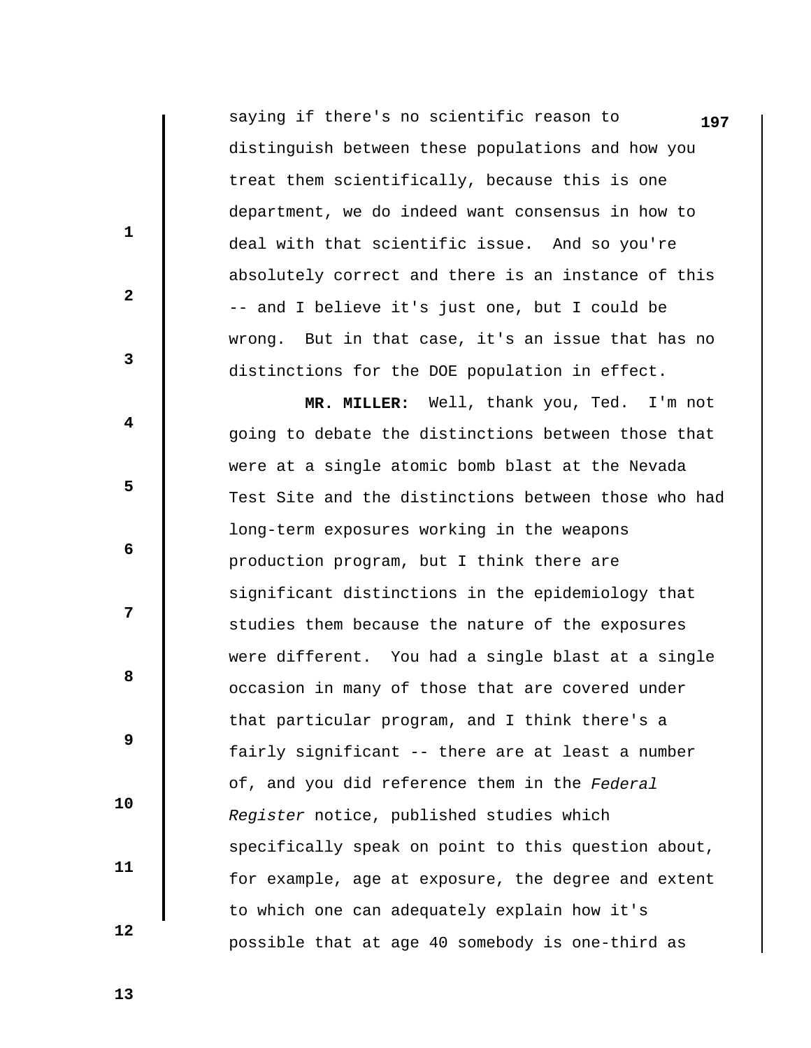saying if there's no scientific reason to distinguish between these populations and how you treat them scientifically, because this is one department, we do indeed want consensus in how to deal with that scientific issue. And so you're absolutely correct and there is an instance of this -- and I believe it's just one, but I could be wrong. But in that case, it's an issue that has no distinctions for the DOE population in effect.

**MR. MILLER:** Well, thank you, Ted. I'm not going to debate the distinctions between those that were at a single atomic bomb blast at the Nevada Test Site and the distinctions between those who had long-term exposures working in the weapons production program, but I think there are significant distinctions in the epidemiology that studies them because the nature of the exposures were different. You had a single blast at a single occasion in many of those that are covered under that particular program, and I think there's a fairly significant -- there are at least a number of, and you did reference them in the *Federal Register* notice, published studies which specifically speak on point to this question about, for example, age at exposure, the degree and extent to which one can adequately explain how it's possible that at age 40 somebody is one-third as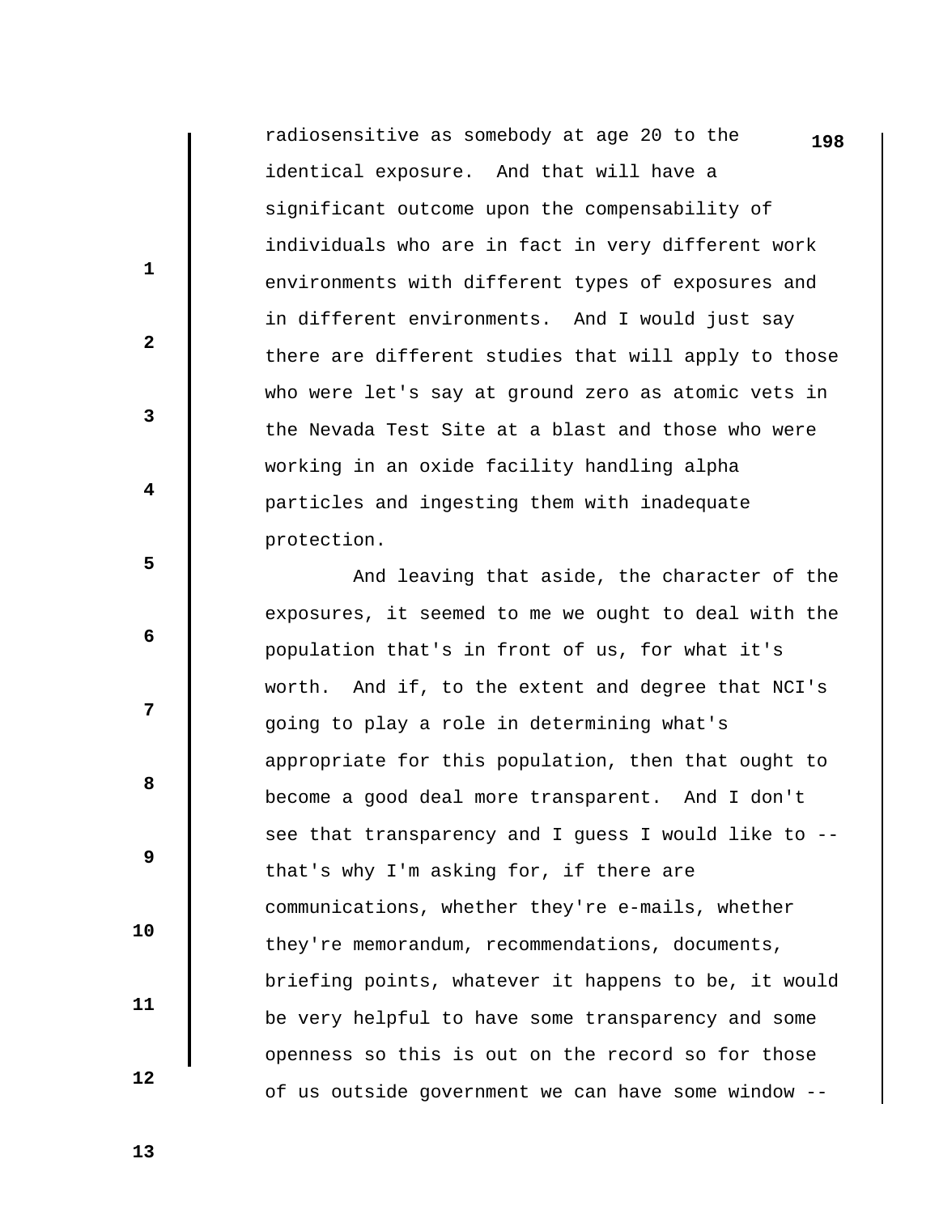radiosensitive as somebody at age 20 to the identical exposure. And that will have a significant outcome upon the compensability of individuals who are in fact in very different work environments with different types of exposures and in different environments. And I would just say there are different studies that will apply to those who were let's say at ground zero as atomic vets in the Nevada Test Site at a blast and those who were working in an oxide facility handling alpha particles and ingesting them with inadequate protection.

And leaving that aside, the character of the exposures, it seemed to me we ought to deal with the population that's in front of us, for what it's worth. And if, to the extent and degree that NCI's going to play a role in determining what's appropriate for this population, then that ought to become a good deal more transparent. And I don't see that transparency and I guess I would like to -- that's why I'm asking for, if there are communications, whether they're e-mails, whether they're memorandum, recommendations, documents, briefing points, whatever it happens to be, it would be very helpful to have some transparency and some openness so this is out on the record so for those of us outside government we can have some window --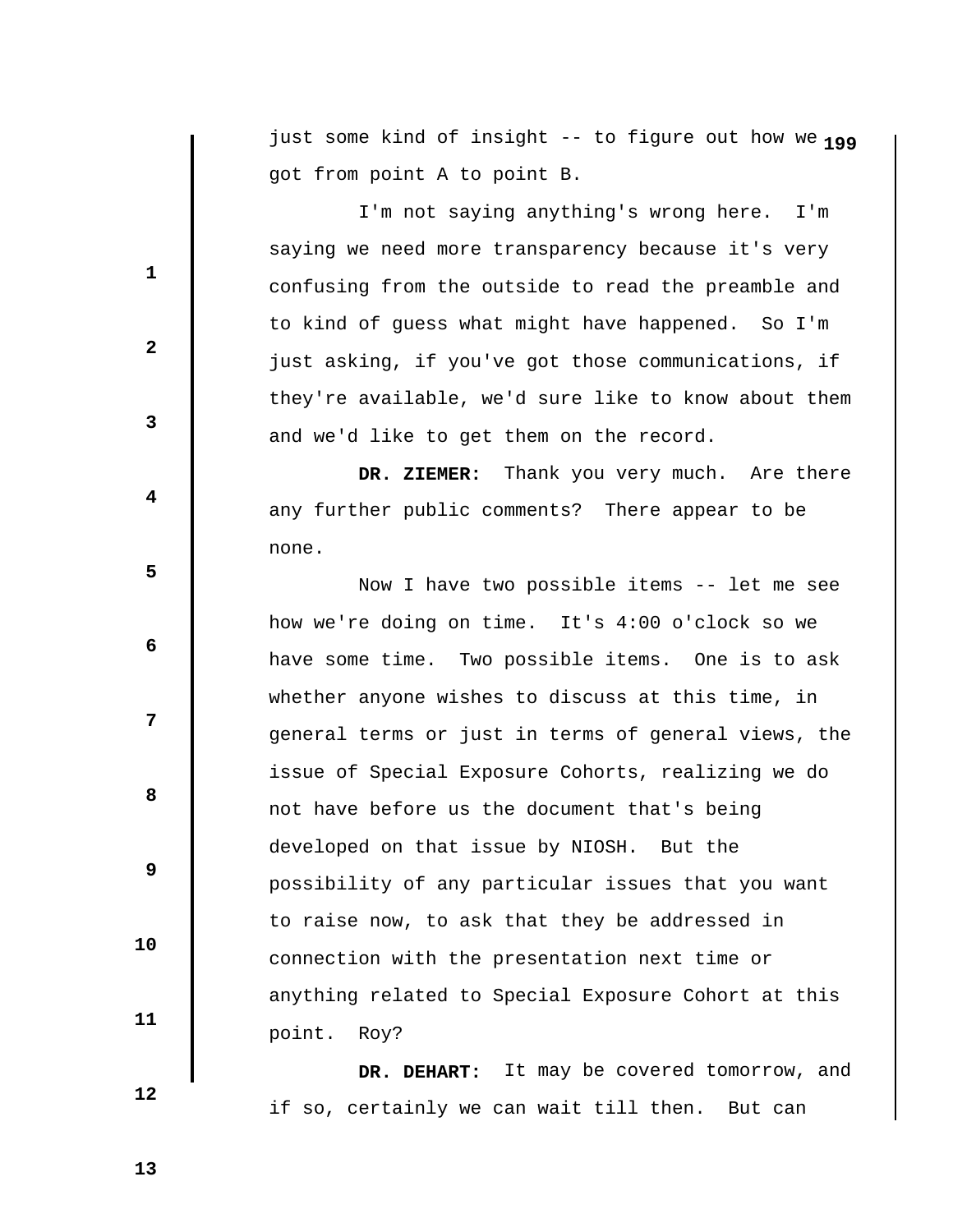just some kind of insight -- to figure out how we got from point A to point B.

I'm not saying anything's wrong here. I'm saying we need more transparency because it's very confusing from the outside to read the preamble and to kind of guess what might have happened. So I'm just asking, if you've got those communications, if they're available, we'd sure like to know about them and we'd like to get them on the record.

**DR. ZIEMER:** Thank you very much. Are there any further public comments? There appear to be none.

Now I have two possible items -- let me see how we're doing on time. It's 4:00 o'clock so we have some time. Two possible items. One is to ask whether anyone wishes to discuss at this time, in general terms or just in terms of general views, the issue of Special Exposure Cohorts, realizing we do not have before us the document that's being developed on that issue by NIOSH. But the possibility of any particular issues that you want to raise now, to ask that they be addressed in connection with the presentation next time or anything related to Special Exposure Cohort at this point. Roy?

**DR. DEHART:** It may be covered tomorrow, and if so, certainly we can wait till then. But can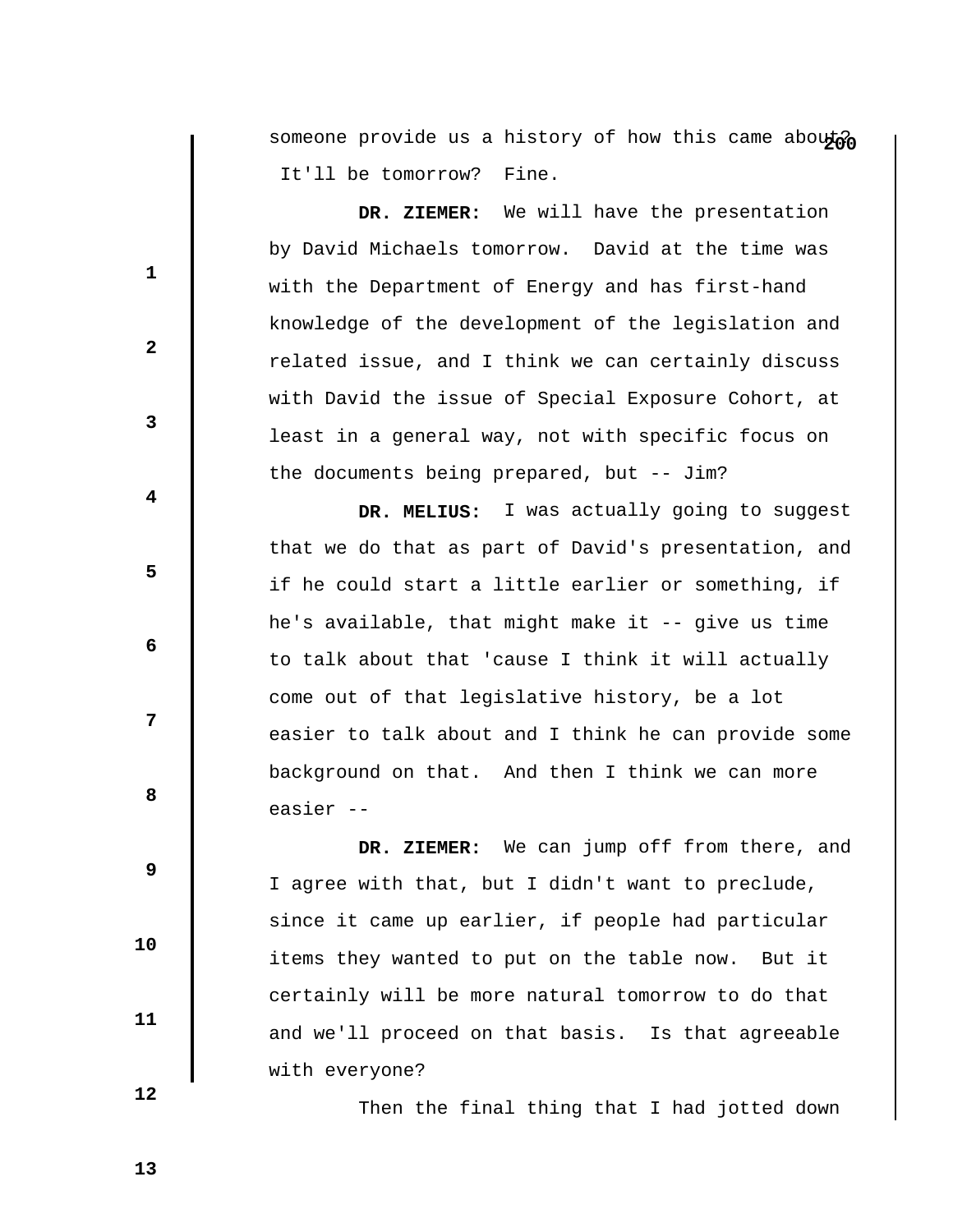someone provide us a history of how this came about? It'll be tomorrow? Fine.

**DR. ZIEMER:** We will have the presentation by David Michaels tomorrow. David at the time was with the Department of Energy and has first-hand knowledge of the development of the legislation and related issue, and I think we can certainly discuss with David the issue of Special Exposure Cohort, at least in a general way, not with specific focus on the documents being prepared, but -- Jim?

**DR. MELIUS:** I was actually going to suggest that we do that as part of David's presentation, and if he could start a little earlier or something, if he's available, that might make it -- give us time to talk about that 'cause I think it will actually come out of that legislative history, be a lot easier to talk about and I think he can provide some background on that. And then I think we can more easier --

**DR. ZIEMER:** We can jump off from there, and I agree with that, but I didn't want to preclude, since it came up earlier, if people had particular items they wanted to put on the table now. But it certainly will be more natural tomorrow to do that and we'll proceed on that basis. Is that agreeable with everyone?

Then the final thing that I had jotted down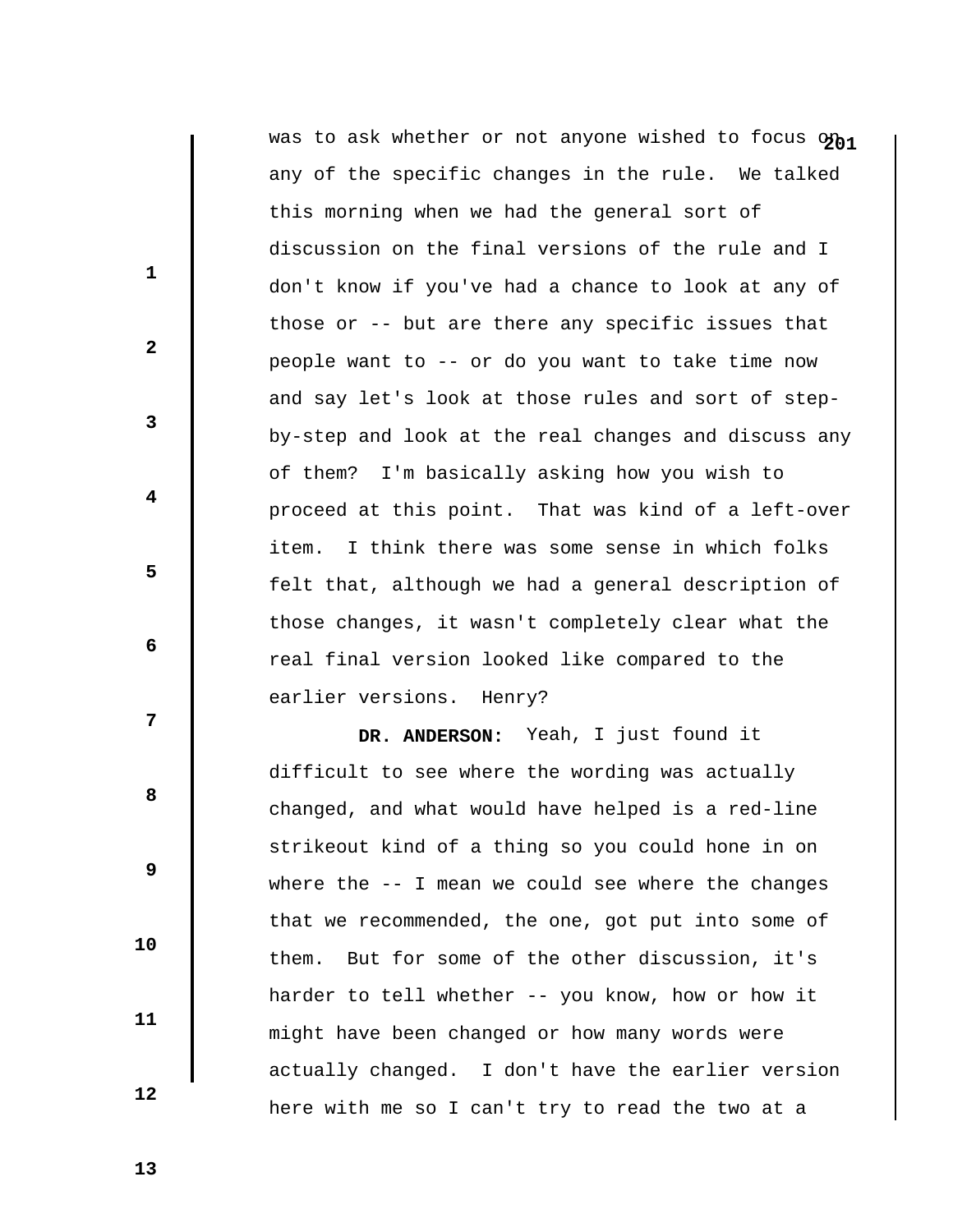was to ask whether or not anyone wished to focus on any of the specific changes in the rule. We talked this morning when we had the general sort of discussion on the final versions of the rule and I don't know if you've had a chance to look at any of those or -- but are there any specific issues that people want to -- or do you want to take time now and say let's look at those rules and sort of step-by-step and look at the real changes and discuss any of them? I'm basically asking how you wish to proceed at this point. That was kind of a left-over item. I think there was some sense in which folks felt that, although we had a general description of those changes, it wasn't completely clear what the real final version looked like compared to the earlier versions. Henry?

**DR. ANDERSON:** Yeah, I just found it difficult to see where the wording was actually changed, and what would have helped is a red-line strikeout kind of a thing so you could hone in on where the -- I mean we could see where the changes that we recommended, the one, got put into some of them. But for some of the other discussion, it's harder to tell whether -- you know, how or how it might have been changed or how many words were actually changed. I don't have the earlier version here with me so I can't try to read the two at a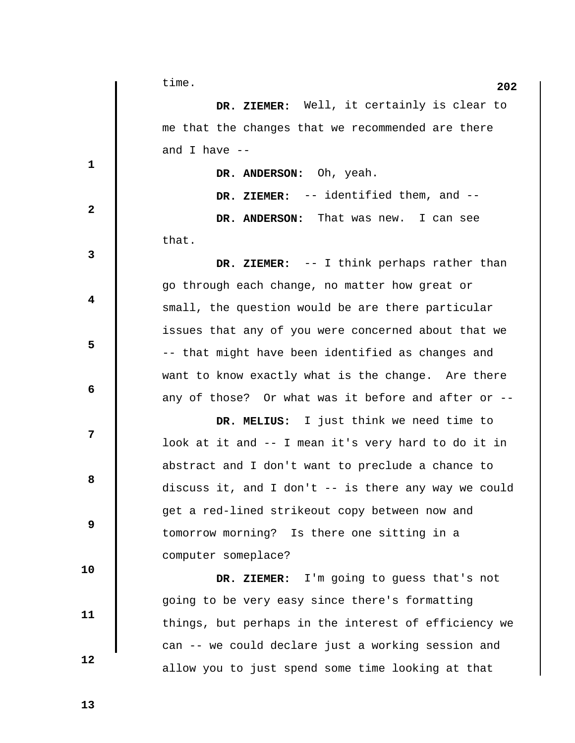time.

**DR. ZIEMER:** Well, it certainly is clear to me that the changes that we recommended are there and I have --

**DR. ANDERSON:** Oh, yeah.

**DR. ZIEMER:** -- identified them, and --

**DR. ANDERSON:** That was new. I can see that.

**DR. ZIEMER:** -- I think perhaps rather than go through each change, no matter how great or small, the question would be are there particular issues that any of you were concerned about that we -- that might have been identified as changes and want to know exactly what is the change. Are there any of those? Or what was it before and after or --

**DR. MELIUS:** I just think we need time to look at it and -- I mean it's very hard to do it in abstract and I don't want to preclude a chance to discuss it, and I don't -- is there any way we could get a red-lined strikeout copy between now and tomorrow morning? Is there one sitting in a computer someplace?

**DR. ZIEMER:** I'm going to guess that's not going to be very easy since there's formatting things, but perhaps in the interest of efficiency we can -- we could declare just a working session and allow you to just spend some time looking at that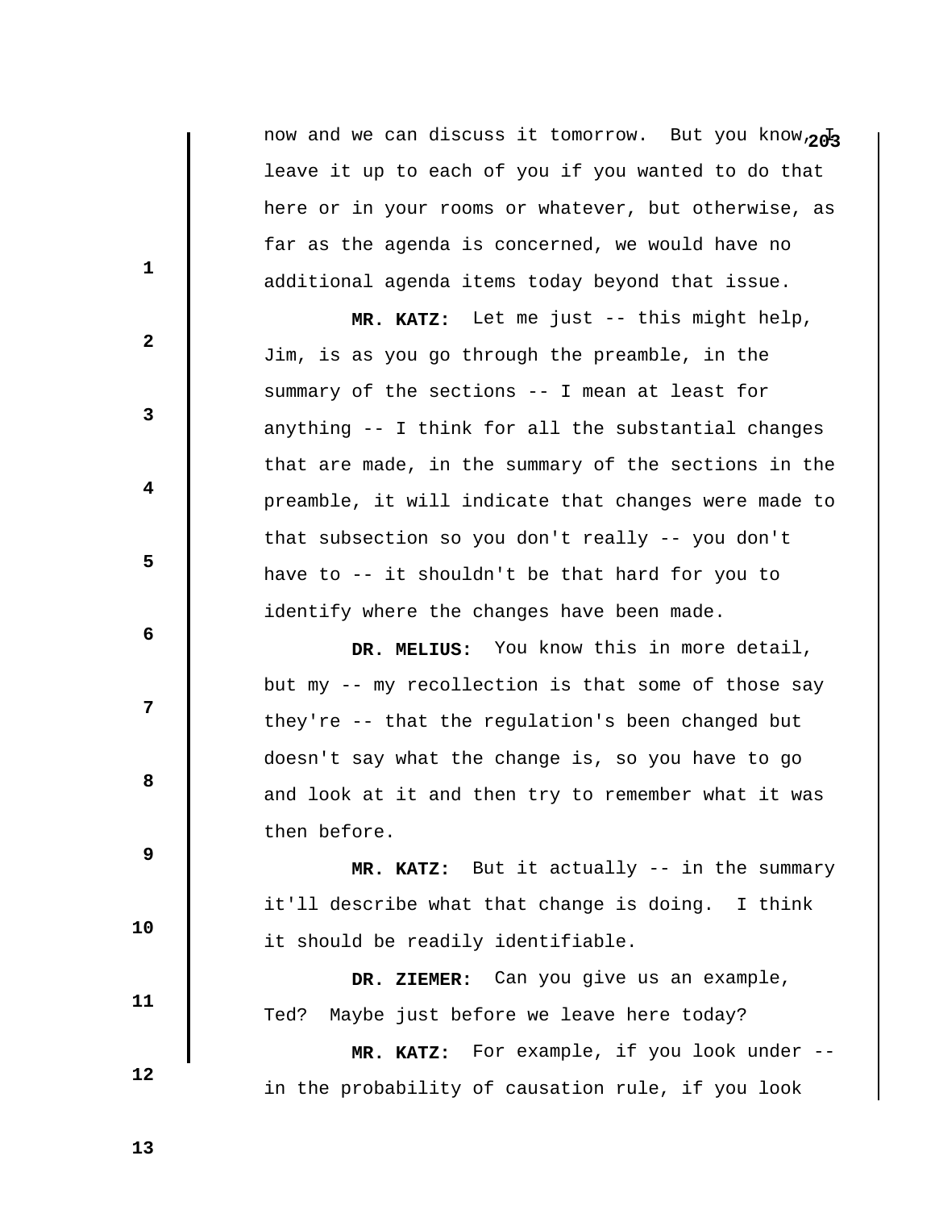now and we can discuss it tomorrow. But you know, I leave it up to each of you if you wanted to do that here or in your rooms or whatever, but otherwise, as far as the agenda is concerned, we would have no additional agenda items today beyond that issue.

**MR. KATZ:** Let me just -- this might help, Jim, is as you go through the preamble, in the summary of the sections -- I mean at least for anything -- I think for all the substantial changes that are made, in the summary of the sections in the preamble, it will indicate that changes were made to that subsection so you don't really -- you don't have to -- it shouldn't be that hard for you to identify where the changes have been made.

**DR. MELIUS:** You know this in more detail, but my -- my recollection is that some of those say they're -- that the regulation's been changed but doesn't say what the change is, so you have to go and look at it and then try to remember what it was then before.

**MR. KATZ:** But it actually -- in the summary it'll describe what that change is doing. I think it should be readily identifiable.

**DR. ZIEMER:** Can you give us an example, Ted? Maybe just before we leave here today?

**MR. KATZ:** For example, if you look under -- in the probability of causation rule, if you look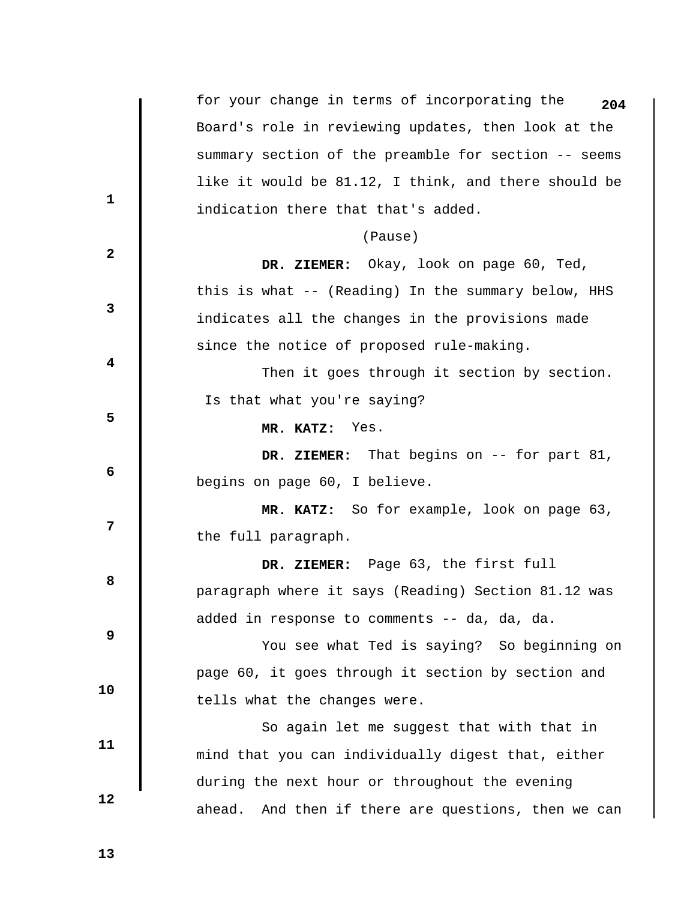for your change in terms of incorporating the Board's role in reviewing updates, then look at the summary section of the preamble for section -- seems like it would be 81.12, I think, and there should be indication there that that's added.

(Pause)

**DR. ZIEMER:** Okay, look on page 60, Ted, this is what -- (Reading) In the summary below, HHS indicates all the changes in the provisions made since the notice of proposed rule-making.

Then it goes through it section by section. Is that what you're saying?

**MR. KATZ:** Yes.

**DR. ZIEMER:** That begins on -- for part 81, begins on page 60, I believe.

**MR. KATZ:** So for example, look on page 63, the full paragraph.

**DR. ZIEMER:** Page 63, the first full paragraph where it says (Reading) Section 81.12 was added in response to comments -- da, da, da.

You see what Ted is saying? So beginning on page 60, it goes through it section by section and tells what the changes were.

So again let me suggest that with that in mind that you can individually digest that, either during the next hour or throughout the evening ahead. And then if there are questions, then we can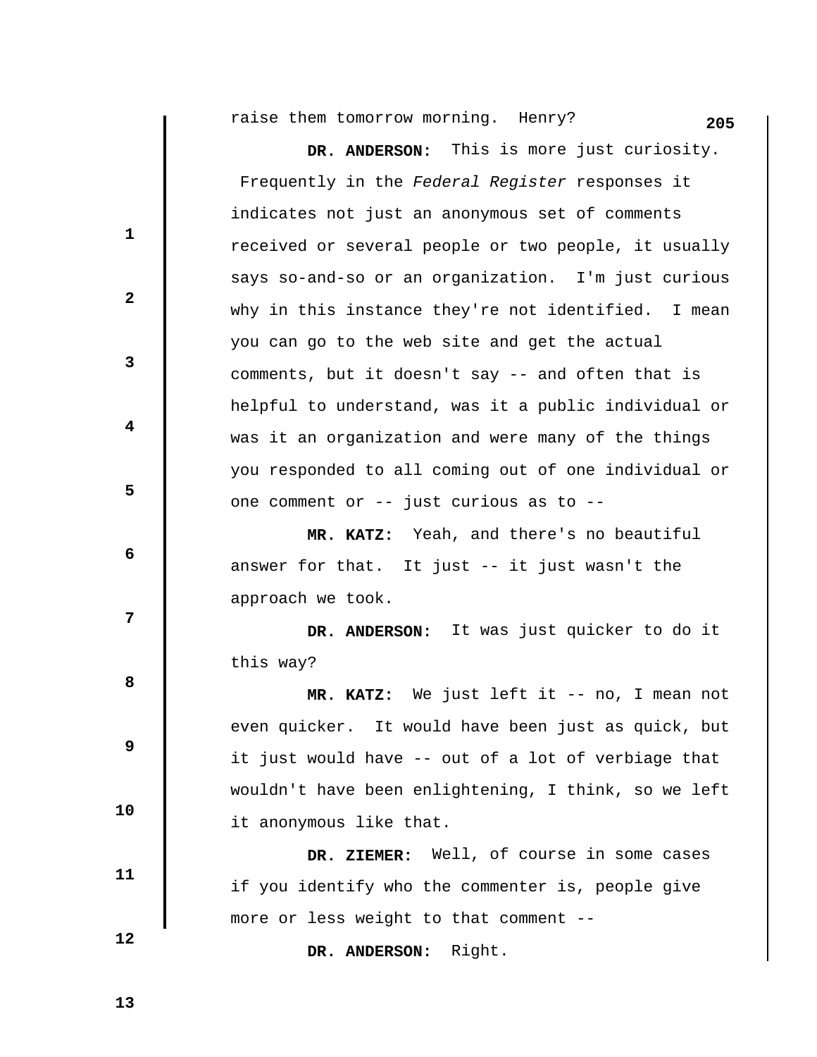raise them tomorrow morning. Henry?

**DR. ANDERSON:** This is more just curiosity. Frequently in the *Federal Register* responses it indicates not just an anonymous set of comments received or several people or two people, it usually says so-and-so or an organization. I'm just curious why in this instance they're not identified. I mean you can go to the web site and get the actual comments, but it doesn't say -- and often that is helpful to understand, was it a public individual or was it an organization and were many of the things you responded to all coming out of one individual or one comment or -- just curious as to --

**MR. KATZ:** Yeah, and there's no beautiful answer for that. It just -- it just wasn't the approach we took.

**DR. ANDERSON:** It was just quicker to do it this way?

**MR. KATZ:** We just left it -- no, I mean not even quicker. It would have been just as quick, but it just would have -- out of a lot of verbiage that wouldn't have been enlightening, I think, so we left it anonymous like that.

**DR. ZIEMER:** Well, of course in some cases if you identify who the commenter is, people give more or less weight to that comment --

**DR. ANDERSON:** Right.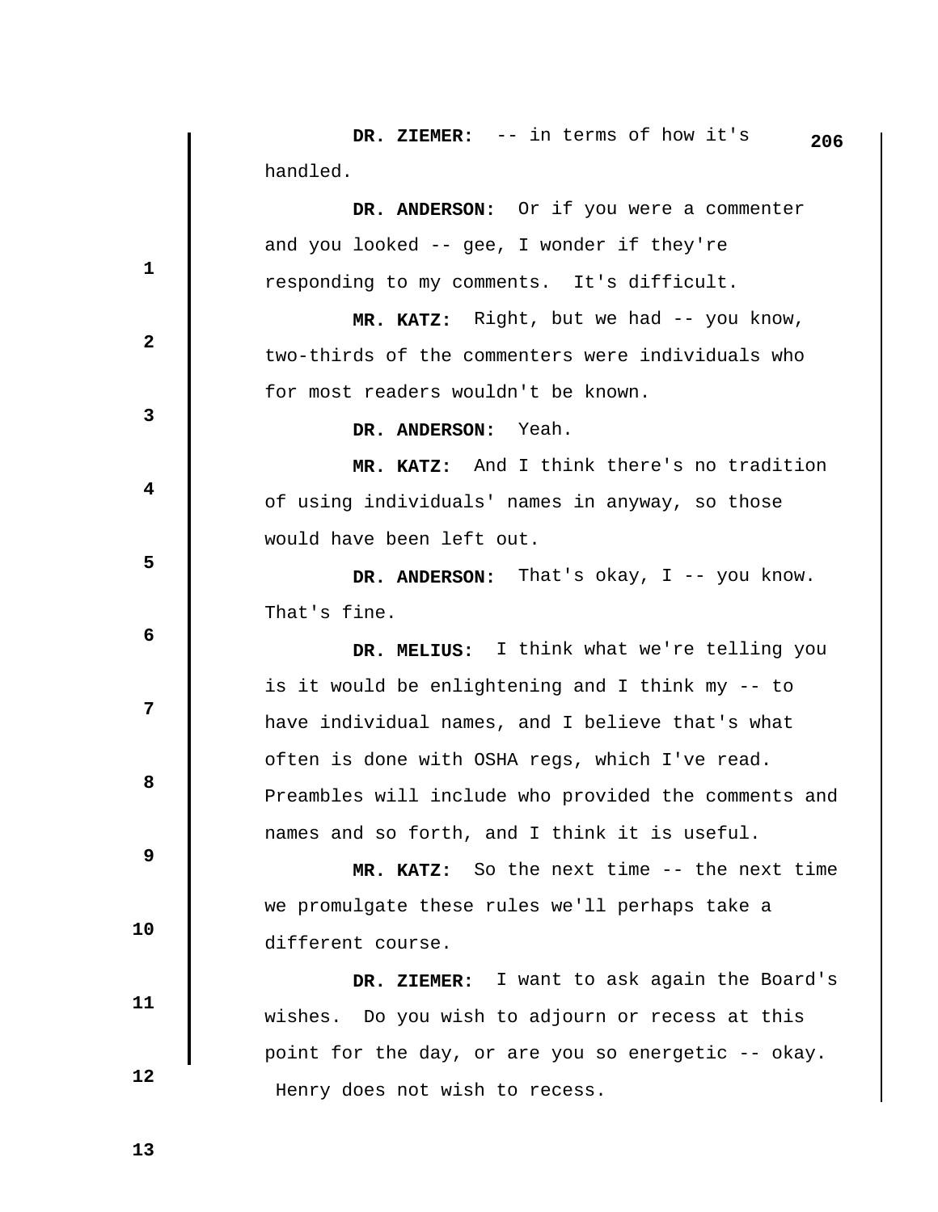**DR. ZIEMER:** -- in terms of how it's handled.

**DR. ANDERSON:** Or if you were a commenter and you looked -- gee, I wonder if they're responding to my comments. It's difficult.

**MR. KATZ:** Right, but we had -- you know, two-thirds of the commenters were individuals who for most readers wouldn't be known.

**DR. ANDERSON:** Yeah.

**MR. KATZ:** And I think there's no tradition of using individuals' names in anyway, so those would have been left out.

**DR. ANDERSON:** That's okay, I -- you know. That's fine.

**DR. MELIUS:** I think what we're telling you is it would be enlightening and I think my -- to have individual names, and I believe that's what often is done with OSHA regs, which I've read. Preambles will include who provided the comments and names and so forth, and I think it is useful.

**MR. KATZ:** So the next time -- the next time we promulgate these rules we'll perhaps take a different course.

**DR. ZIEMER:** I want to ask again the Board's wishes. Do you wish to adjourn or recess at this point for the day, or are you so energetic -- okay. Henry does not wish to recess.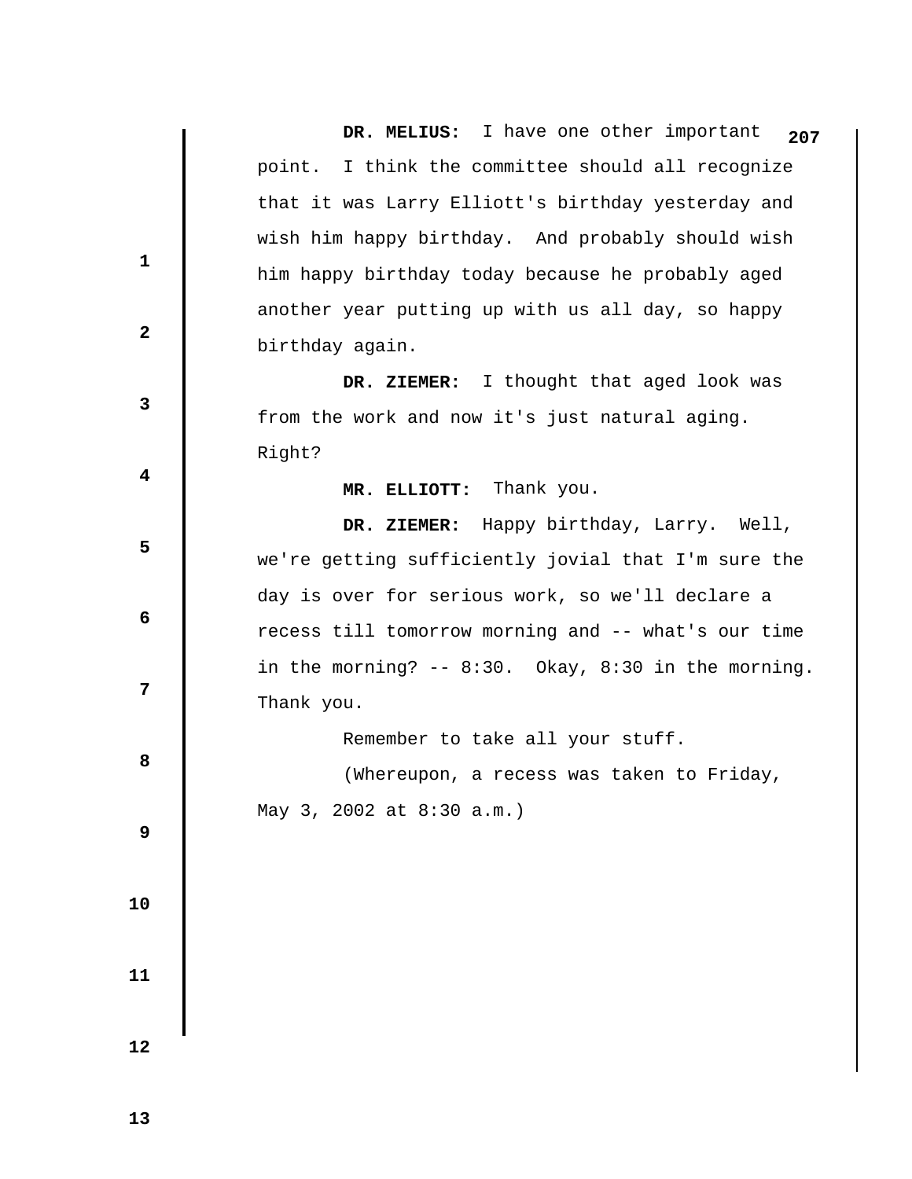**DR. MELIUS:** I have one other important point. I think the committee should all recognize that it was Larry Elliott's birthday yesterday and wish him happy birthday. And probably should wish him happy birthday today because he probably aged another year putting up with us all day, so happy birthday again.

**DR. ZIEMER:** I thought that aged look was from the work and now it's just natural aging. Right?

**MR. ELLIOTT:** Thank you.

**DR. ZIEMER:** Happy birthday, Larry. Well, we're getting sufficiently jovial that I'm sure the day is over for serious work, so we'll declare a recess till tomorrow morning and -- what's our time in the morning? -- 8:30. Okay, 8:30 in the morning. Thank you.

Remember to take all your stuff.

(Whereupon, a recess was taken to Friday, May 3, 2002 at 8:30 a.m.)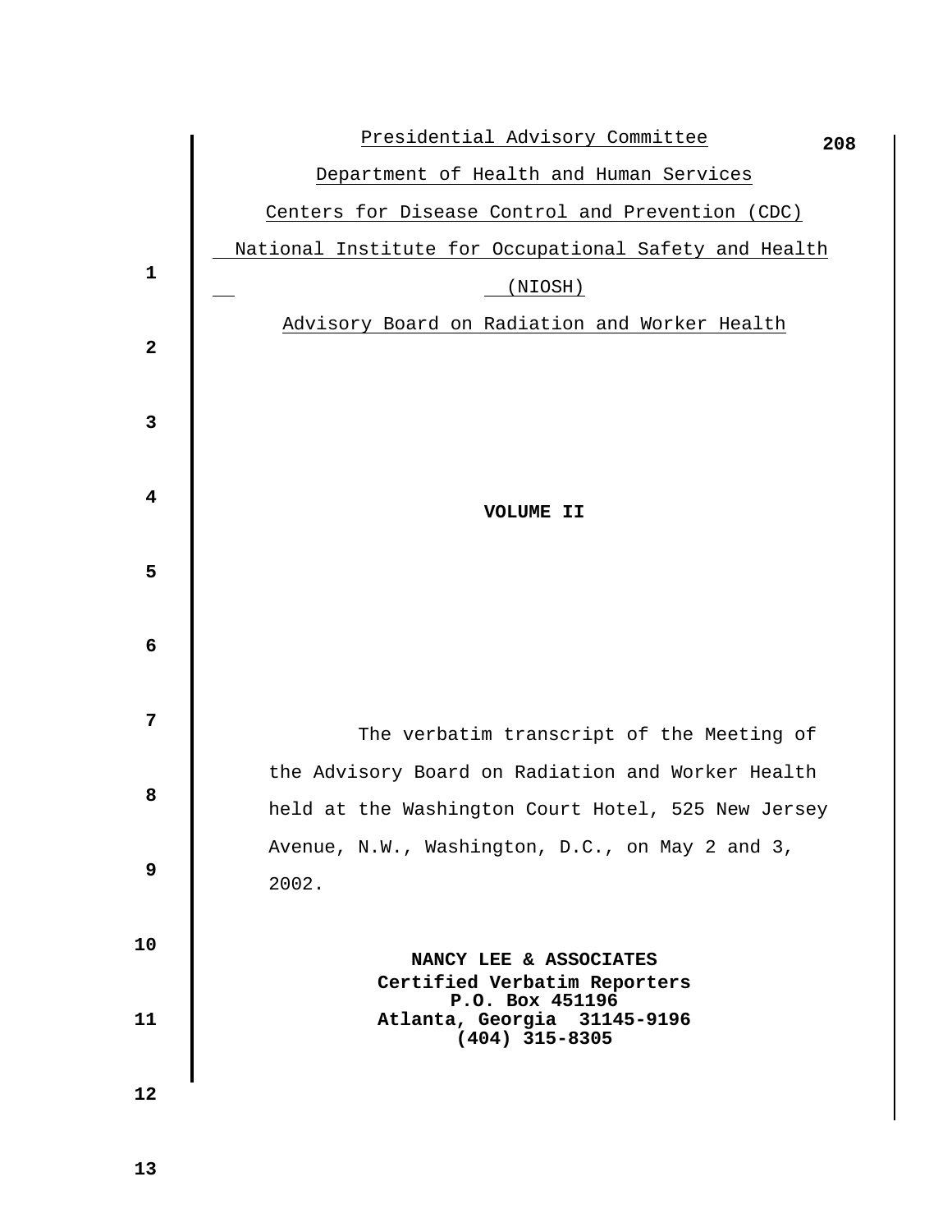Presidential Advisory Committee

Department of Health and Human Services

Centers for Disease Control and Prevention (CDC)

National Institute for Occupational Safety and Health (NIOSH)

Advisory Board on Radiation and Worker Health

**VOLUME II**

The verbatim transcript of the Meeting of the Advisory Board on Radiation and Worker Health held at the Washington Court Hotel, 525 New Jersey Avenue, N.W., Washington, D.C., on May 2 and 3, 2002.

**NANCY LEE & ASSOCIATES**
**Certified Verbatim Reporters**
**P.O. Box 451196**
**Atlanta, Georgia 31145-9196**
**(404) 315-8305**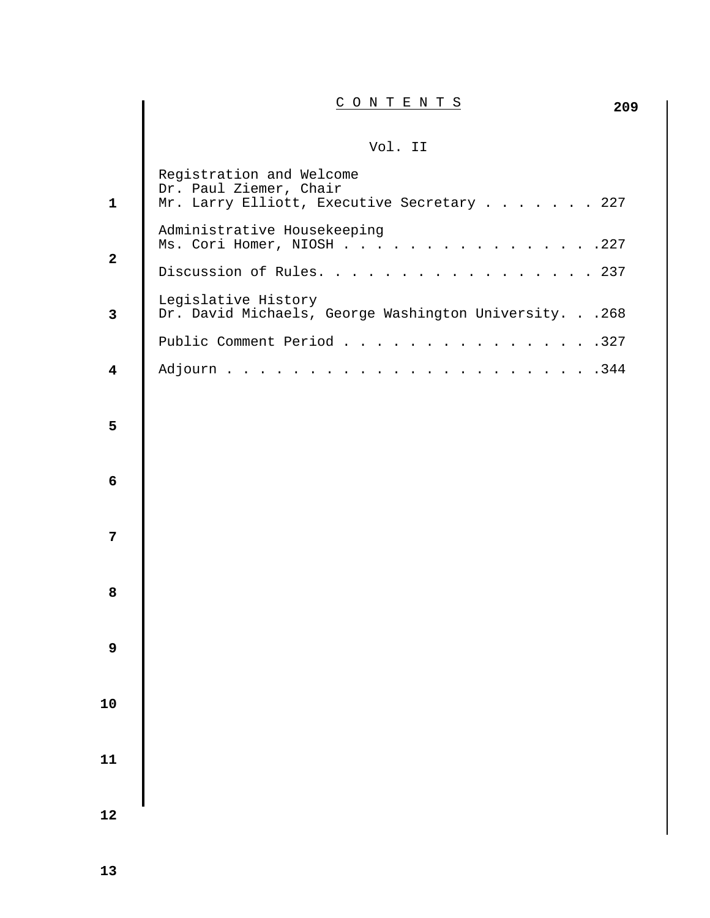# CONTENTS

Vol. II

Registration and Welcome
Dr. Paul Ziemer, Chair
Mr. Larry Elliott, Executive Secretary . . . . . . . 227

Administrative Housekeeping
Ms. Cori Homer, NIOSH . . . . . . . . . . . . . . . .227

Discussion of Rules. . . . . . . . . . . . . . . . . 237

Legislative History
Dr. David Michaels, George Washington University. . .268

Public Comment Period . . . . . . . . . . . . . . . .327

Adjourn . . . . . . . . . . . . . . . . . . . . . . .344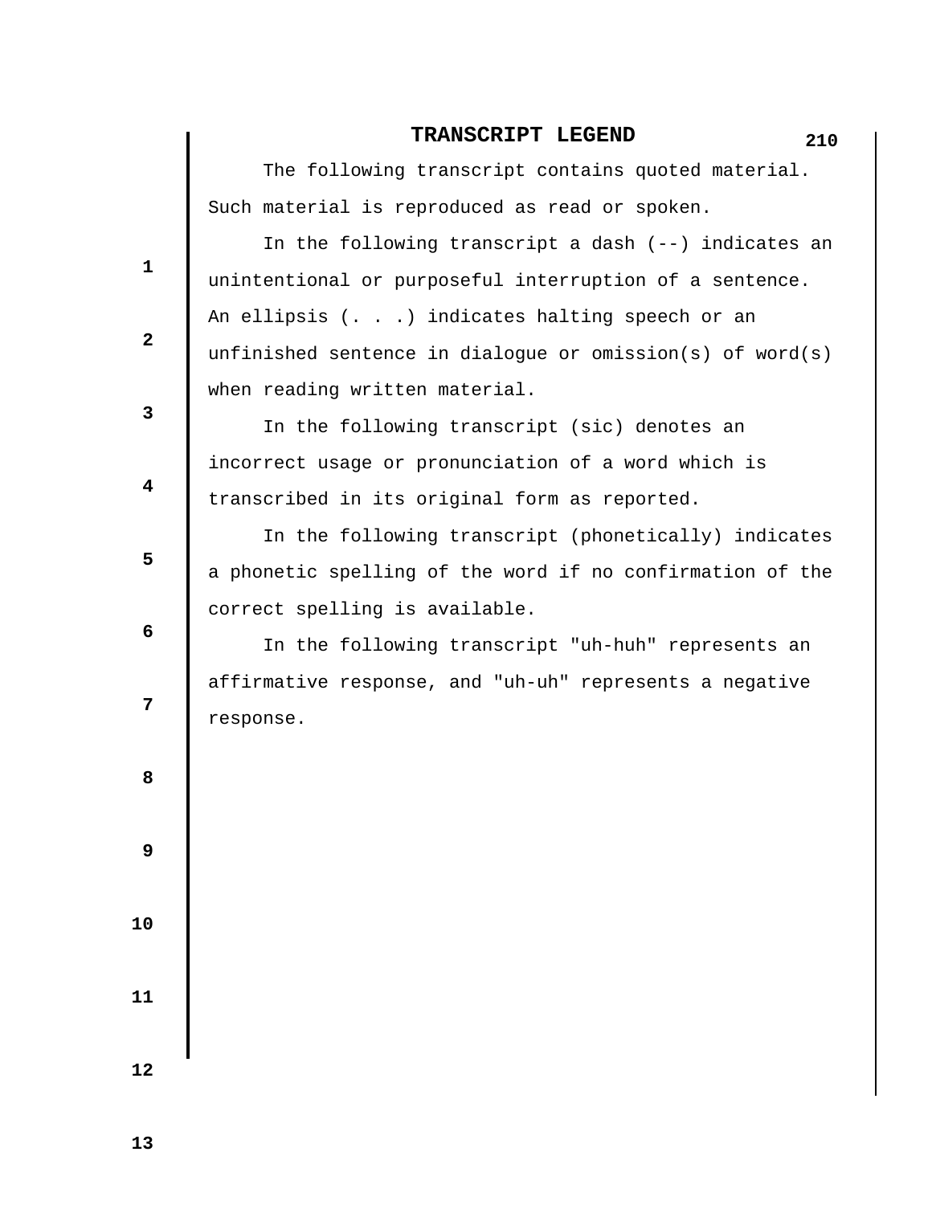# TRANSCRIPT LEGEND

The following transcript contains quoted material. Such material is reproduced as read or spoken.

In the following transcript a dash (--) indicates an unintentional or purposeful interruption of a sentence. An ellipsis (. . .) indicates halting speech or an unfinished sentence in dialogue or omission(s) of word(s) when reading written material.

In the following transcript (sic) denotes an incorrect usage or pronunciation of a word which is transcribed in its original form as reported.

In the following transcript (phonetically) indicates a phonetic spelling of the word if no confirmation of the correct spelling is available.

In the following transcript "uh-huh" represents an affirmative response, and "uh-uh" represents a negative response.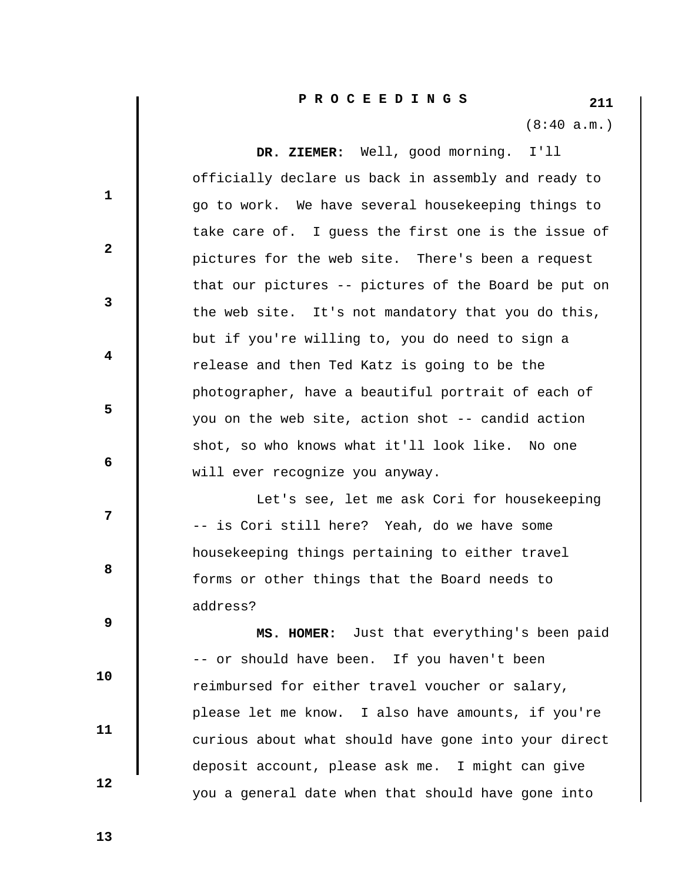**P R O C E E D I N G S**

(8:40 a.m.)

**DR. ZIEMER:** Well, good morning. I'll officially declare us back in assembly and ready to go to work. We have several housekeeping things to take care of. I guess the first one is the issue of pictures for the web site. There's been a request that our pictures -- pictures of the Board be put on the web site. It's not mandatory that you do this, but if you're willing to, you do need to sign a release and then Ted Katz is going to be the photographer, have a beautiful portrait of each of you on the web site, action shot -- candid action shot, so who knows what it'll look like. No one will ever recognize you anyway.

Let's see, let me ask Cori for housekeeping -- is Cori still here? Yeah, do we have some housekeeping things pertaining to either travel forms or other things that the Board needs to address?

**MS. HOMER:** Just that everything's been paid -- or should have been. If you haven't been reimbursed for either travel voucher or salary, please let me know. I also have amounts, if you're curious about what should have gone into your direct deposit account, please ask me. I might can give you a general date when that should have gone into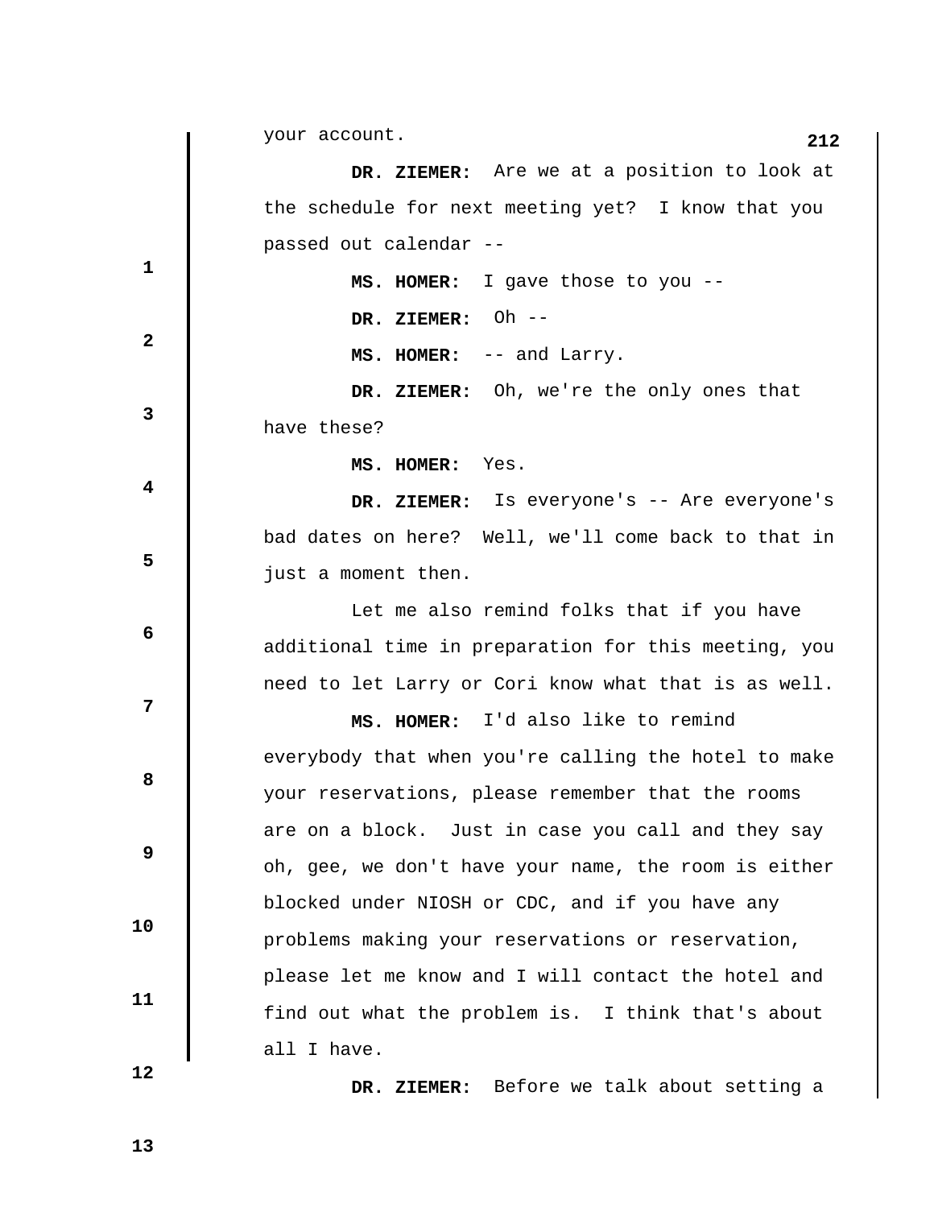your account.

**DR. ZIEMER:** Are we at a position to look at the schedule for next meeting yet? I know that you passed out calendar --

**MS. HOMER:** I gave those to you --

**DR. ZIEMER:** Oh --

**MS. HOMER:** -- and Larry.

**DR. ZIEMER:** Oh, we're the only ones that have these?

**MS. HOMER:** Yes.

**DR. ZIEMER:** Is everyone's -- Are everyone's bad dates on here? Well, we'll come back to that in just a moment then.

Let me also remind folks that if you have additional time in preparation for this meeting, you need to let Larry or Cori know what that is as well.

**MS. HOMER:** I'd also like to remind everybody that when you're calling the hotel to make your reservations, please remember that the rooms are on a block. Just in case you call and they say oh, gee, we don't have your name, the room is either blocked under NIOSH or CDC, and if you have any problems making your reservations or reservation, please let me know and I will contact the hotel and find out what the problem is. I think that's about all I have.

**DR. ZIEMER:** Before we talk about setting a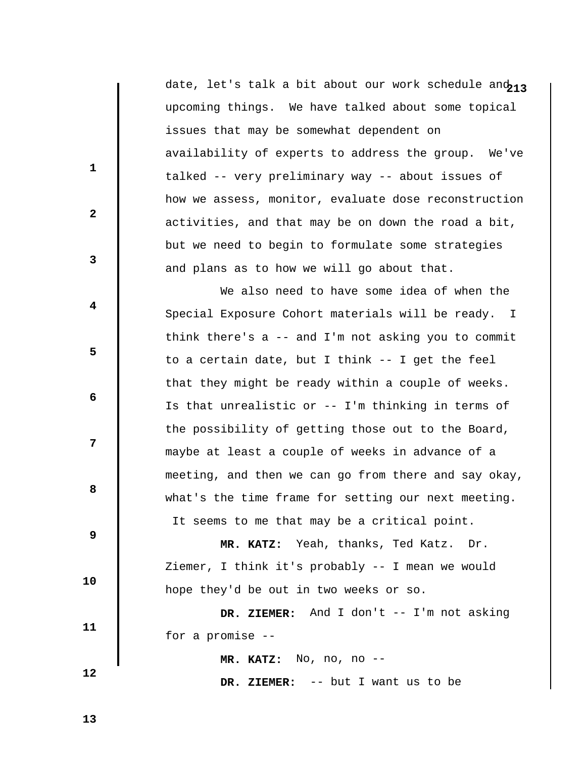date, let's talk a bit about our work schedule and upcoming things. We have talked about some topical issues that may be somewhat dependent on availability of experts to address the group. We've talked -- very preliminary way -- about issues of how we assess, monitor, evaluate dose reconstruction activities, and that may be on down the road a bit, but we need to begin to formulate some strategies and plans as to how we will go about that.

We also need to have some idea of when the Special Exposure Cohort materials will be ready. I think there's a -- and I'm not asking you to commit to a certain date, but I think -- I get the feel that they might be ready within a couple of weeks. Is that unrealistic or -- I'm thinking in terms of the possibility of getting those out to the Board, maybe at least a couple of weeks in advance of a meeting, and then we can go from there and say okay, what's the time frame for setting our next meeting. It seems to me that may be a critical point.

**MR. KATZ:** Yeah, thanks, Ted Katz. Dr. Ziemer, I think it's probably -- I mean we would hope they'd be out in two weeks or so.

**DR. ZIEMER:** And I don't -- I'm not asking for a promise --

**MR. KATZ:** No, no, no --

**DR. ZIEMER:** -- but I want us to be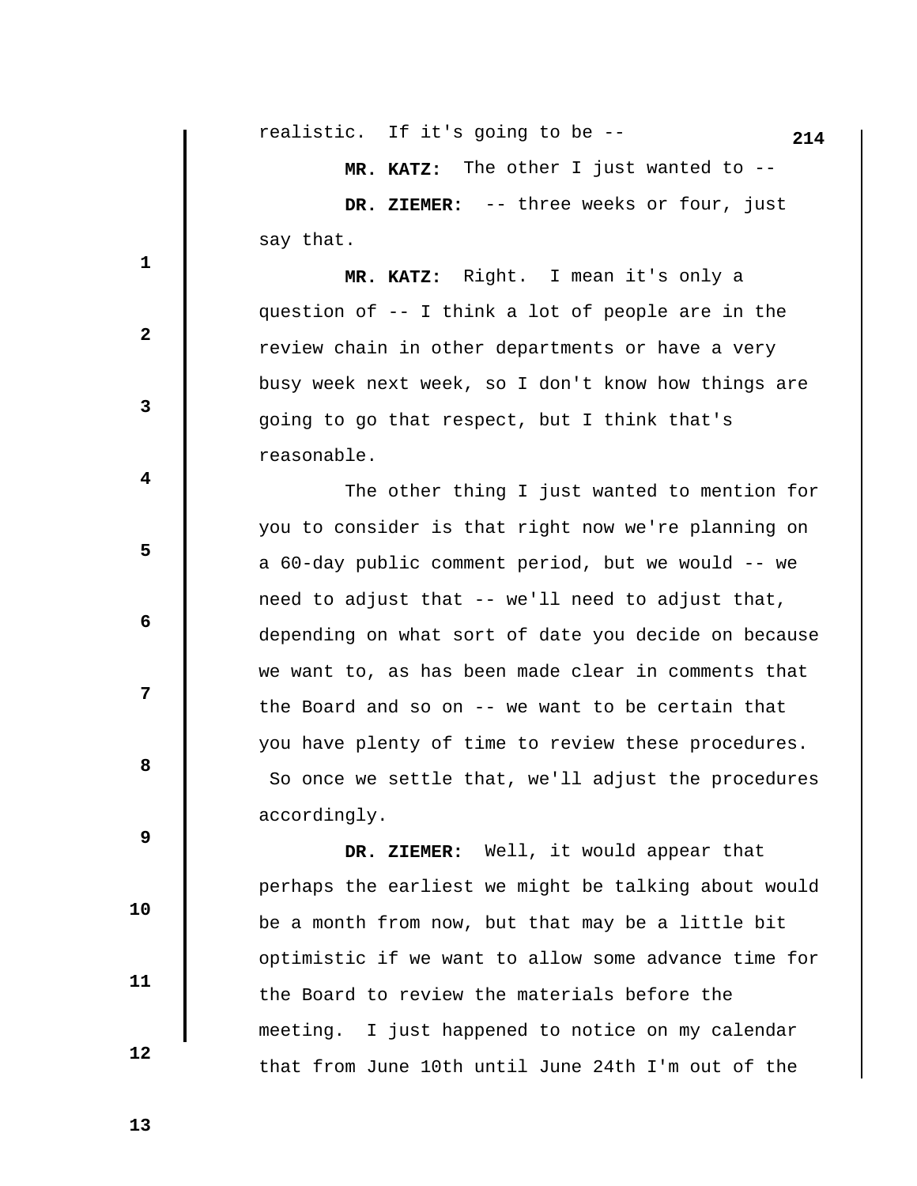realistic. If it's going to be --

**MR. KATZ:** The other I just wanted to --

**DR. ZIEMER:** -- three weeks or four, just say that.

**MR. KATZ:** Right. I mean it's only a question of -- I think a lot of people are in the review chain in other departments or have a very busy week next week, so I don't know how things are going to go that respect, but I think that's reasonable.

The other thing I just wanted to mention for you to consider is that right now we're planning on a 60-day public comment period, but we would -- we need to adjust that -- we'll need to adjust that, depending on what sort of date you decide on because we want to, as has been made clear in comments that the Board and so on -- we want to be certain that you have plenty of time to review these procedures. So once we settle that, we'll adjust the procedures accordingly.

**DR. ZIEMER:** Well, it would appear that perhaps the earliest we might be talking about would be a month from now, but that may be a little bit optimistic if we want to allow some advance time for the Board to review the materials before the meeting. I just happened to notice on my calendar that from June 10th until June 24th I'm out of the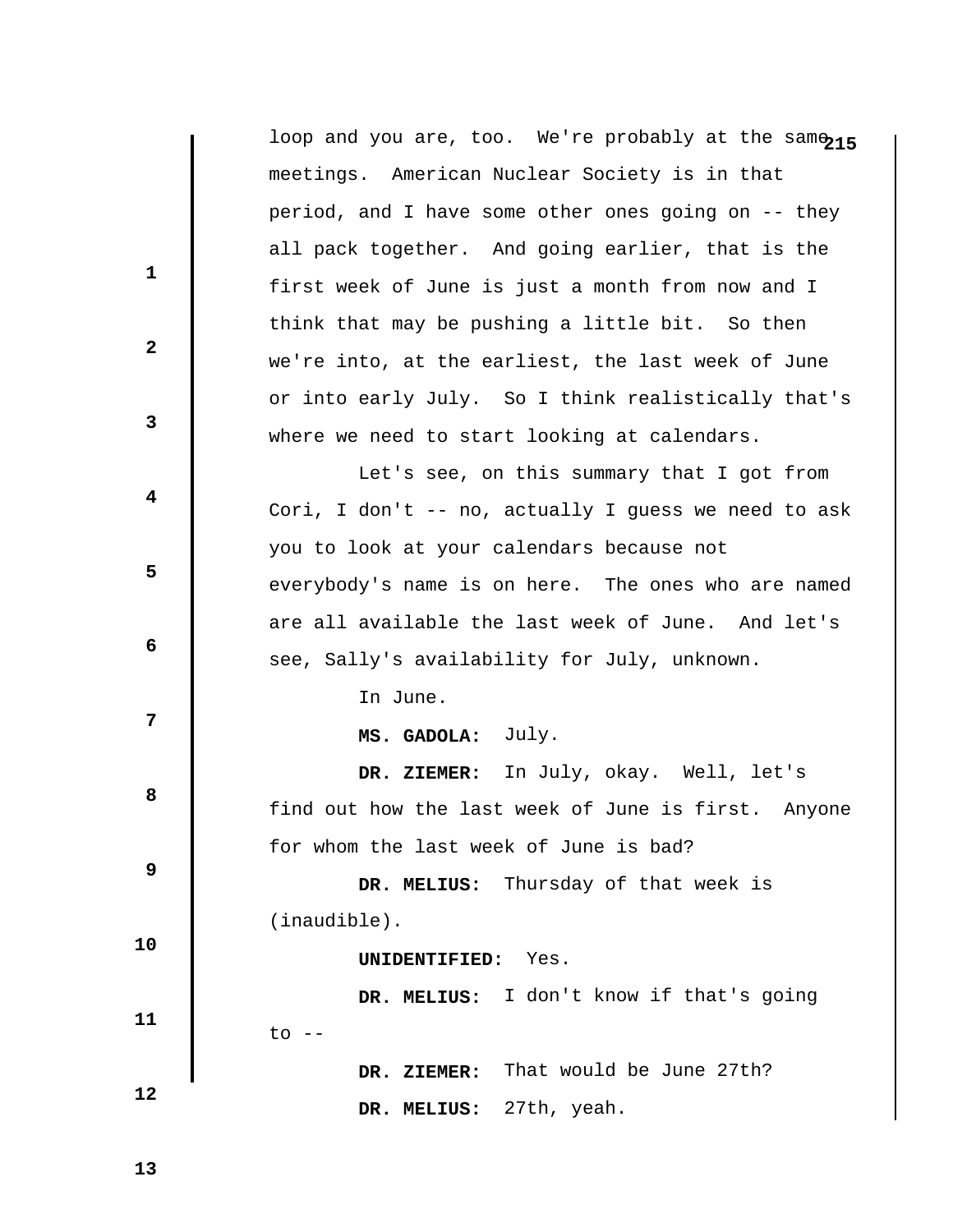loop and you are, too. We're probably at the same meetings. American Nuclear Society is in that period, and I have some other ones going on -- they all pack together. And going earlier, that is the first week of June is just a month from now and I think that may be pushing a little bit. So then we're into, at the earliest, the last week of June or into early July. So I think realistically that's where we need to start looking at calendars.

Let's see, on this summary that I got from Cori, I don't -- no, actually I guess we need to ask you to look at your calendars because not everybody's name is on here. The ones who are named are all available the last week of June. And let's see, Sally's availability for July, unknown.

In June.

**MS. GADOLA:** July.

**DR. ZIEMER:** In July, okay. Well, let's find out how the last week of June is first. Anyone for whom the last week of June is bad?

**DR. MELIUS:** Thursday of that week is (inaudible).

**UNIDENTIFIED:** Yes.

**DR. MELIUS:** I don't know if that's going to --

**DR. ZIEMER:** That would be June 27th?

**DR. MELIUS:** 27th, yeah.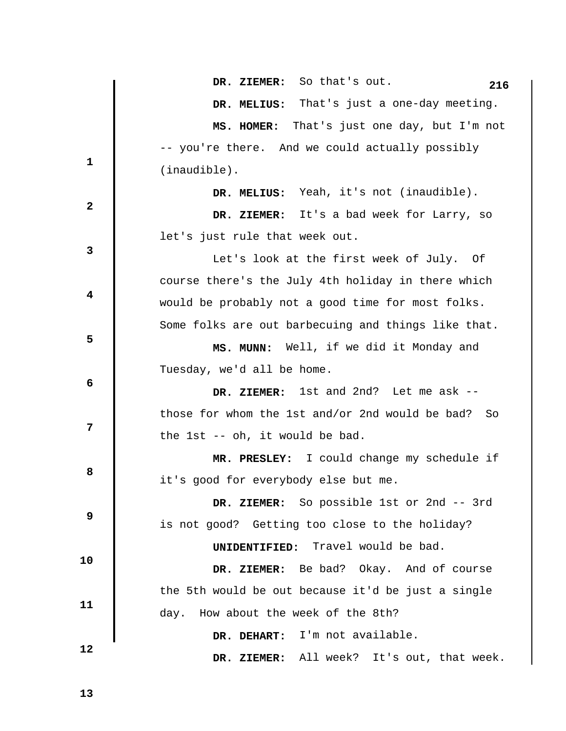**DR. ZIEMER:** So that's out.

**DR. MELIUS:** That's just a one-day meeting.

**MS. HOMER:** That's just one day, but I'm not -- you're there. And we could actually possibly (inaudible).

**DR. MELIUS:** Yeah, it's not (inaudible).

**DR. ZIEMER:** It's a bad week for Larry, so let's just rule that week out.

Let's look at the first week of July. Of course there's the July 4th holiday in there which would be probably not a good time for most folks. Some folks are out barbecuing and things like that.

**MS. MUNN:** Well, if we did it Monday and Tuesday, we'd all be home.

**DR. ZIEMER:** 1st and 2nd? Let me ask -- those for whom the 1st and/or 2nd would be bad? So the 1st -- oh, it would be bad.

**MR. PRESLEY:** I could change my schedule if it's good for everybody else but me.

**DR. ZIEMER:** So possible 1st or 2nd -- 3rd is not good? Getting too close to the holiday?

**UNIDENTIFIED:** Travel would be bad.

**DR. ZIEMER:** Be bad? Okay. And of course the 5th would be out because it'd be just a single day. How about the week of the 8th?

**DR. DEHART:** I'm not available.

**DR. ZIEMER:** All week? It's out, that week.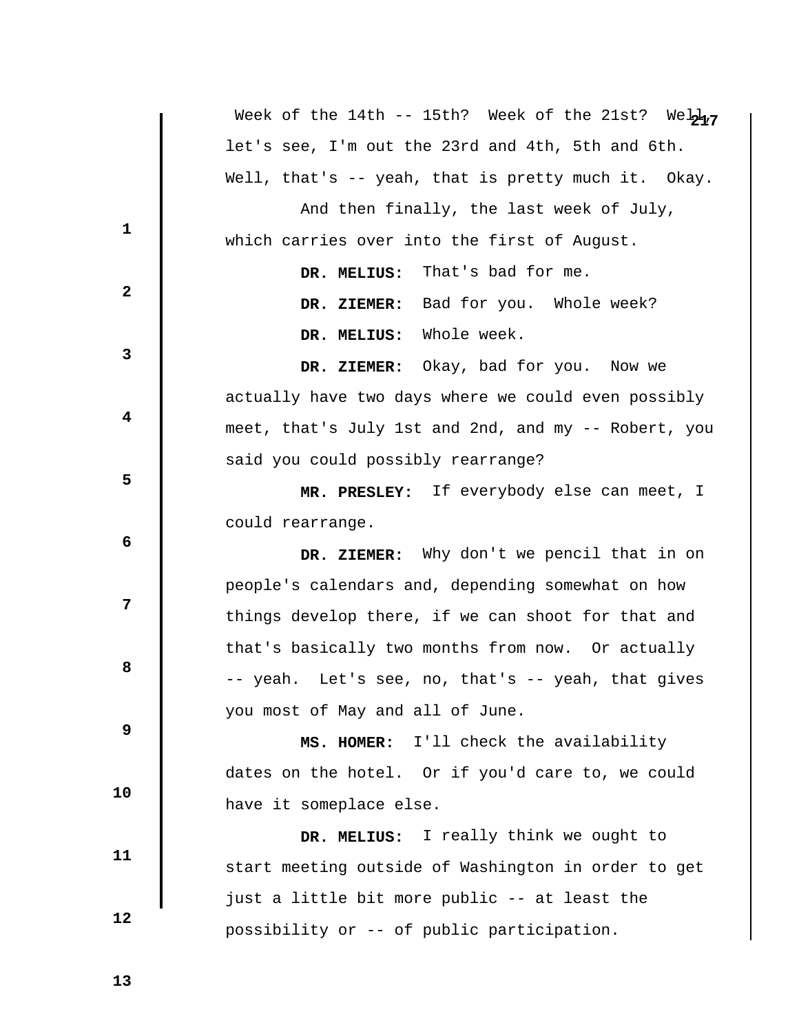Week of the 14th -- 15th? Week of the 21st? Well, let's see, I'm out the 23rd and 4th, 5th and 6th. Well, that's -- yeah, that is pretty much it. Okay.

And then finally, the last week of July, which carries over into the first of August.

**DR. MELIUS:** That's bad for me.

**DR. ZIEMER:** Bad for you. Whole week?

**DR. MELIUS:** Whole week.

**DR. ZIEMER:** Okay, bad for you. Now we actually have two days where we could even possibly meet, that's July 1st and 2nd, and my -- Robert, you said you could possibly rearrange?

**MR. PRESLEY:** If everybody else can meet, I could rearrange.

**DR. ZIEMER:** Why don't we pencil that in on people's calendars and, depending somewhat on how things develop there, if we can shoot for that and that's basically two months from now. Or actually -- yeah. Let's see, no, that's -- yeah, that gives you most of May and all of June.

**MS. HOMER:** I'll check the availability dates on the hotel. Or if you'd care to, we could have it someplace else.

**DR. MELIUS:** I really think we ought to start meeting outside of Washington in order to get just a little bit more public -- at least the possibility or -- of public participation.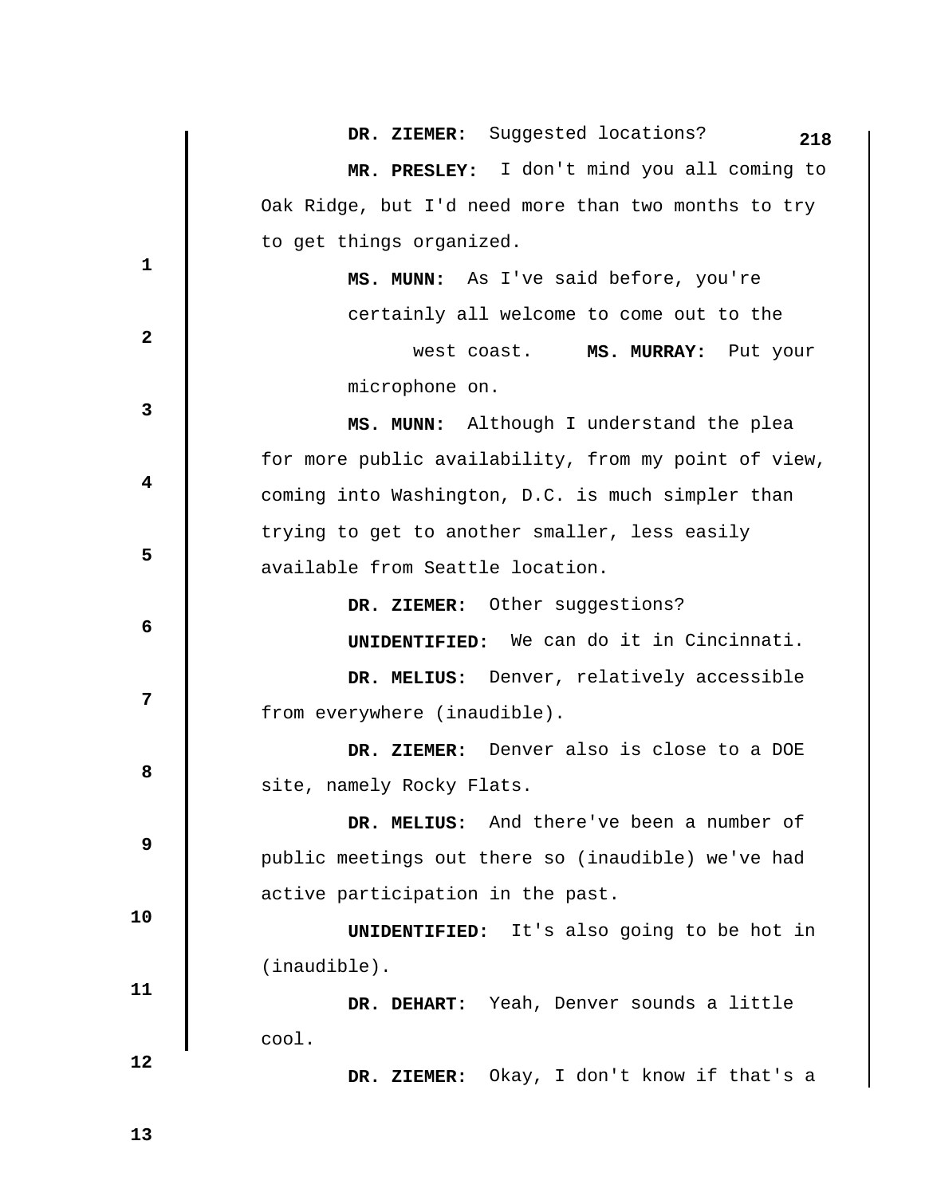**DR. ZIEMER:** Suggested locations?

**MR. PRESLEY:** I don't mind you all coming to Oak Ridge, but I'd need more than two months to try to get things organized.

**MS. MUNN:** As I've said before, you're certainly all welcome to come out to the west coast.

**MS. MURRAY:** Put your microphone on.

**MS. MUNN:** Although I understand the plea for more public availability, from my point of view, coming into Washington, D.C. is much simpler than trying to get to another smaller, less easily available from Seattle location.

**DR. ZIEMER:** Other suggestions?

**UNIDENTIFIED:** We can do it in Cincinnati.

**DR. MELIUS:** Denver, relatively accessible from everywhere (inaudible).

**DR. ZIEMER:** Denver also is close to a DOE site, namely Rocky Flats.

**DR. MELIUS:** And there've been a number of public meetings out there so (inaudible) we've had active participation in the past.

**UNIDENTIFIED:** It's also going to be hot in (inaudible).

**DR. DEHART:** Yeah, Denver sounds a little cool.

**DR. ZIEMER:** Okay, I don't know if that's a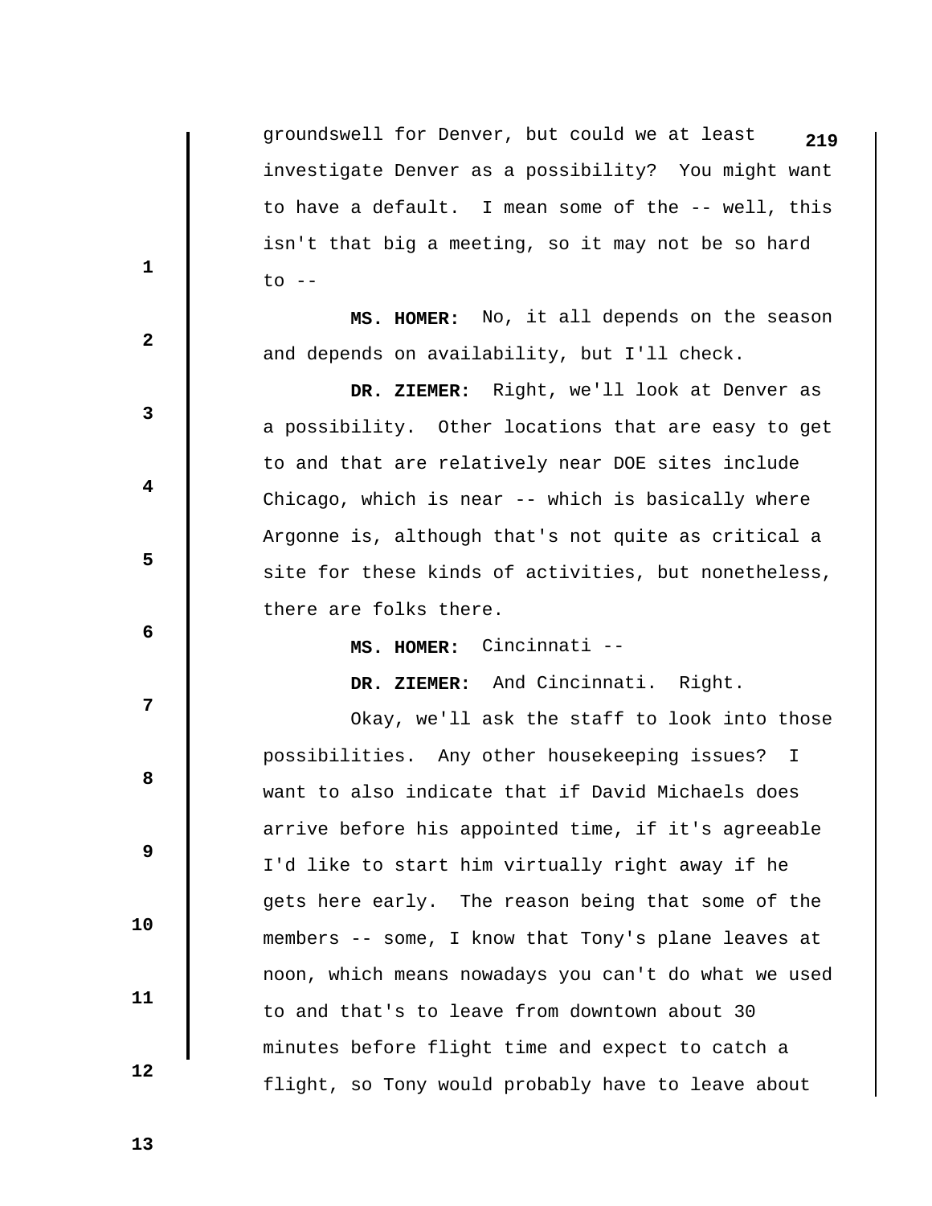groundswell for Denver, but could we at least investigate Denver as a possibility? You might want to have a default. I mean some of the -- well, this isn't that big a meeting, so it may not be so hard to --

**MS. HOMER:** No, it all depends on the season and depends on availability, but I'll check.

**DR. ZIEMER:** Right, we'll look at Denver as a possibility. Other locations that are easy to get to and that are relatively near DOE sites include Chicago, which is near -- which is basically where Argonne is, although that's not quite as critical a site for these kinds of activities, but nonetheless, there are folks there.

**MS. HOMER:** Cincinnati --

**DR. ZIEMER:** And Cincinnati. Right.

Okay, we'll ask the staff to look into those possibilities. Any other housekeeping issues? I want to also indicate that if David Michaels does arrive before his appointed time, if it's agreeable I'd like to start him virtually right away if he gets here early. The reason being that some of the members -- some, I know that Tony's plane leaves at noon, which means nowadays you can't do what we used to and that's to leave from downtown about 30 minutes before flight time and expect to catch a flight, so Tony would probably have to leave about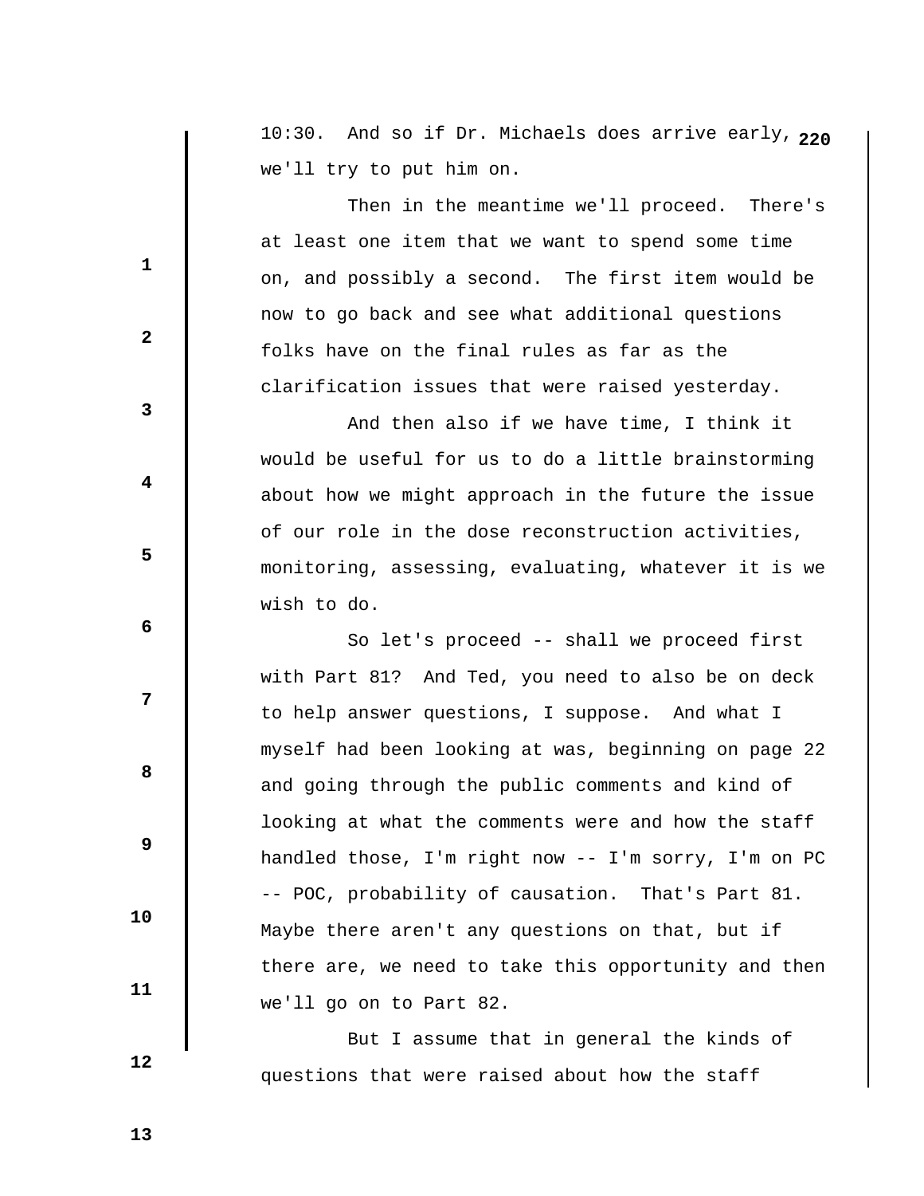10:30. And so if Dr. Michaels does arrive early, we'll try to put him on.

Then in the meantime we'll proceed. There's at least one item that we want to spend some time on, and possibly a second. The first item would be now to go back and see what additional questions folks have on the final rules as far as the clarification issues that were raised yesterday.

And then also if we have time, I think it would be useful for us to do a little brainstorming about how we might approach in the future the issue of our role in the dose reconstruction activities, monitoring, assessing, evaluating, whatever it is we wish to do.

So let's proceed -- shall we proceed first with Part 81? And Ted, you need to also be on deck to help answer questions, I suppose. And what I myself had been looking at was, beginning on page 22 and going through the public comments and kind of looking at what the comments were and how the staff handled those, I'm right now -- I'm sorry, I'm on PC -- POC, probability of causation. That's Part 81. Maybe there aren't any questions on that, but if there are, we need to take this opportunity and then we'll go on to Part 82.

But I assume that in general the kinds of questions that were raised about how the staff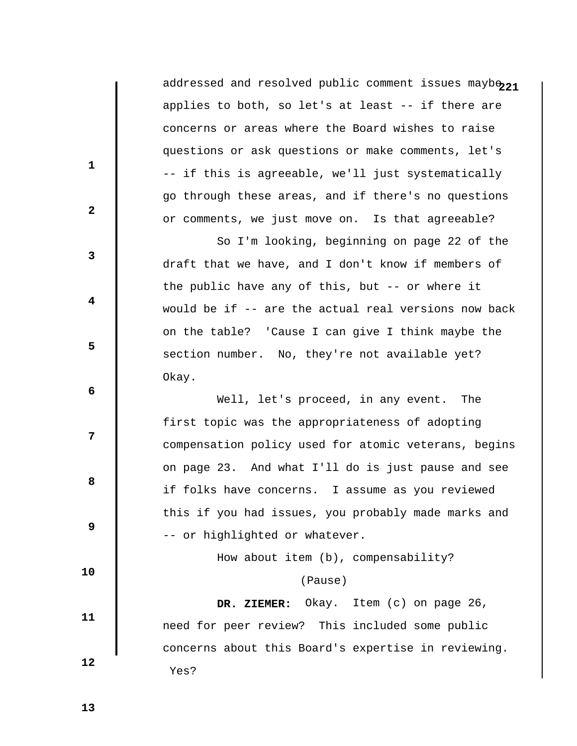addressed and resolved public comment issues maybe applies to both, so let's at least -- if there are concerns or areas where the Board wishes to raise questions or ask questions or make comments, let's -- if this is agreeable, we'll just systematically go through these areas, and if there's no questions or comments, we just move on. Is that agreeable?

So I'm looking, beginning on page 22 of the draft that we have, and I don't know if members of the public have any of this, but -- or where it would be if -- are the actual real versions now back on the table? 'Cause I can give I think maybe the section number. No, they're not available yet? Okay.

Well, let's proceed, in any event. The first topic was the appropriateness of adopting compensation policy used for atomic veterans, begins on page 23. And what I'll do is just pause and see if folks have concerns. I assume as you reviewed this if you had issues, you probably made marks and -- or highlighted or whatever.

How about item (b), compensability?

(Pause)

**DR. ZIEMER:** Okay. Item (c) on page 26, need for peer review? This included some public concerns about this Board's expertise in reviewing. Yes?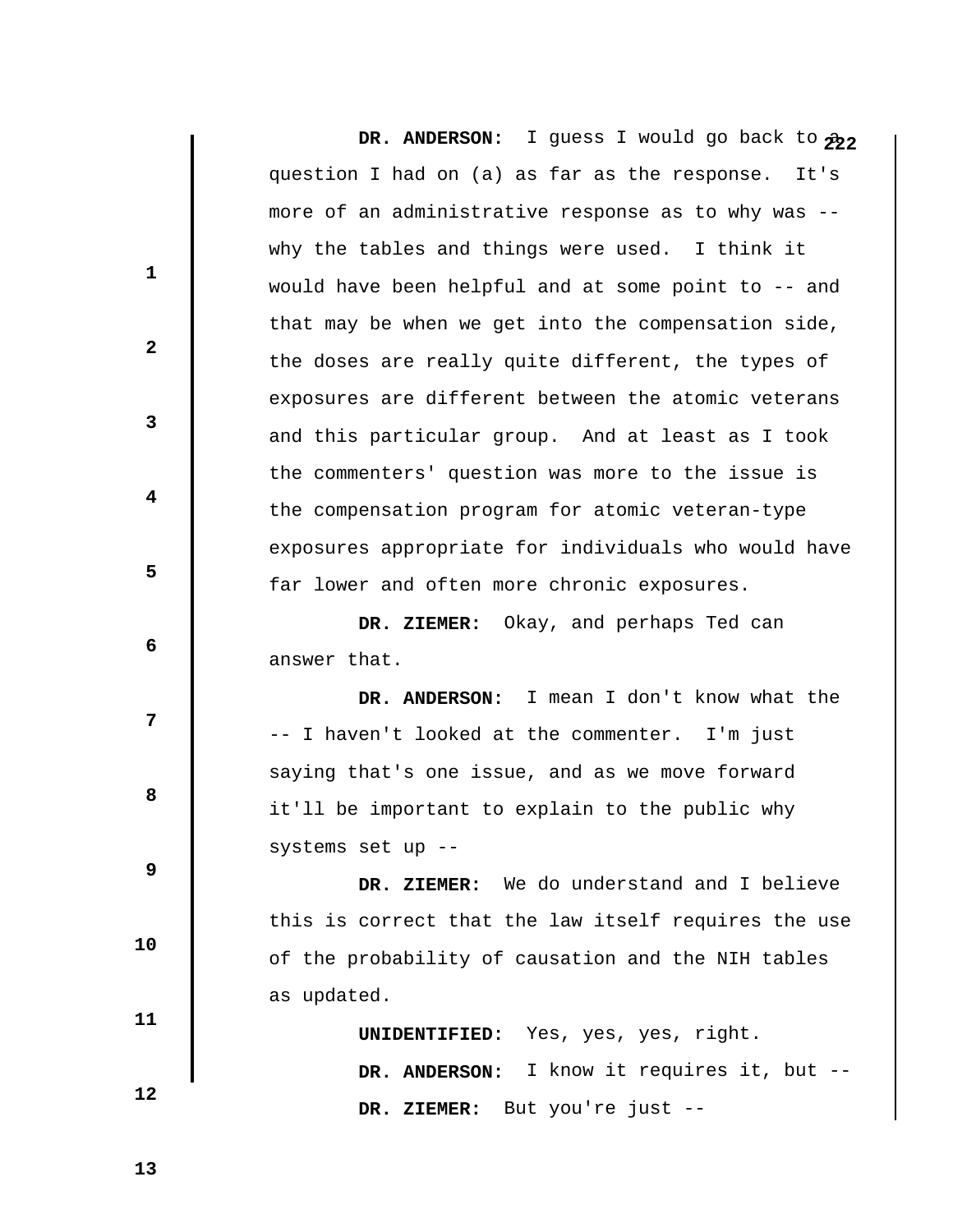**DR. ANDERSON:** I guess I would go back to a question I had on (a) as far as the response. It's more of an administrative response as to why was -- why the tables and things were used. I think it would have been helpful and at some point to -- and that may be when we get into the compensation side, the doses are really quite different, the types of exposures are different between the atomic veterans and this particular group. And at least as I took the commenters' question was more to the issue is the compensation program for atomic veteran-type exposures appropriate for individuals who would have far lower and often more chronic exposures.

**DR. ZIEMER:** Okay, and perhaps Ted can answer that.

**DR. ANDERSON:** I mean I don't know what the -- I haven't looked at the commenter. I'm just saying that's one issue, and as we move forward it'll be important to explain to the public why systems set up --

**DR. ZIEMER:** We do understand and I believe this is correct that the law itself requires the use of the probability of causation and the NIH tables as updated.

**UNIDENTIFIED:** Yes, yes, yes, right.

**DR. ANDERSON:** I know it requires it, but --

**DR. ZIEMER:** But you're just --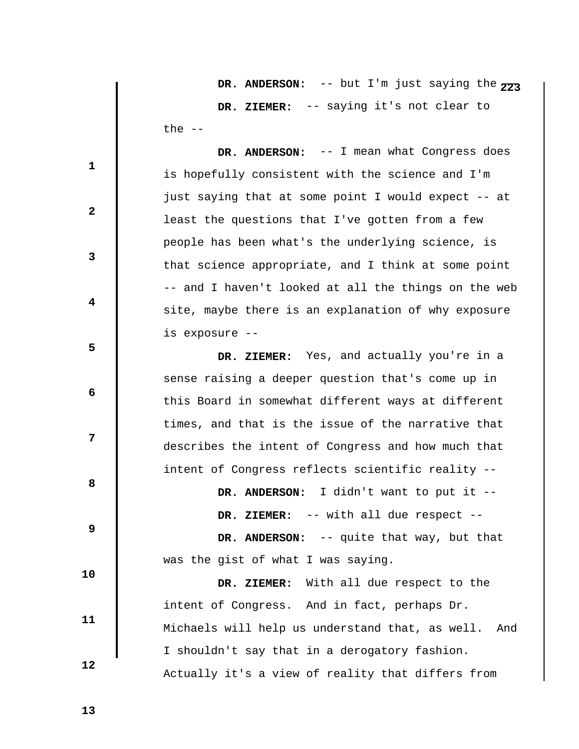**DR. ANDERSON:** -- but I'm just saying the

**DR. ZIEMER:** -- saying it's not clear to the --

**DR. ANDERSON:** -- I mean what Congress does is hopefully consistent with the science and I'm just saying that at some point I would expect -- at least the questions that I've gotten from a few people has been what's the underlying science, is that science appropriate, and I think at some point -- and I haven't looked at all the things on the web site, maybe there is an explanation of why exposure is exposure --

**DR. ZIEMER:** Yes, and actually you're in a sense raising a deeper question that's come up in this Board in somewhat different ways at different times, and that is the issue of the narrative that describes the intent of Congress and how much that intent of Congress reflects scientific reality --

**DR. ANDERSON:** I didn't want to put it --

**DR. ZIEMER:** -- with all due respect --

**DR. ANDERSON:** -- quite that way, but that was the gist of what I was saying.

**DR. ZIEMER:** With all due respect to the intent of Congress. And in fact, perhaps Dr. Michaels will help us understand that, as well. And I shouldn't say that in a derogatory fashion. Actually it's a view of reality that differs from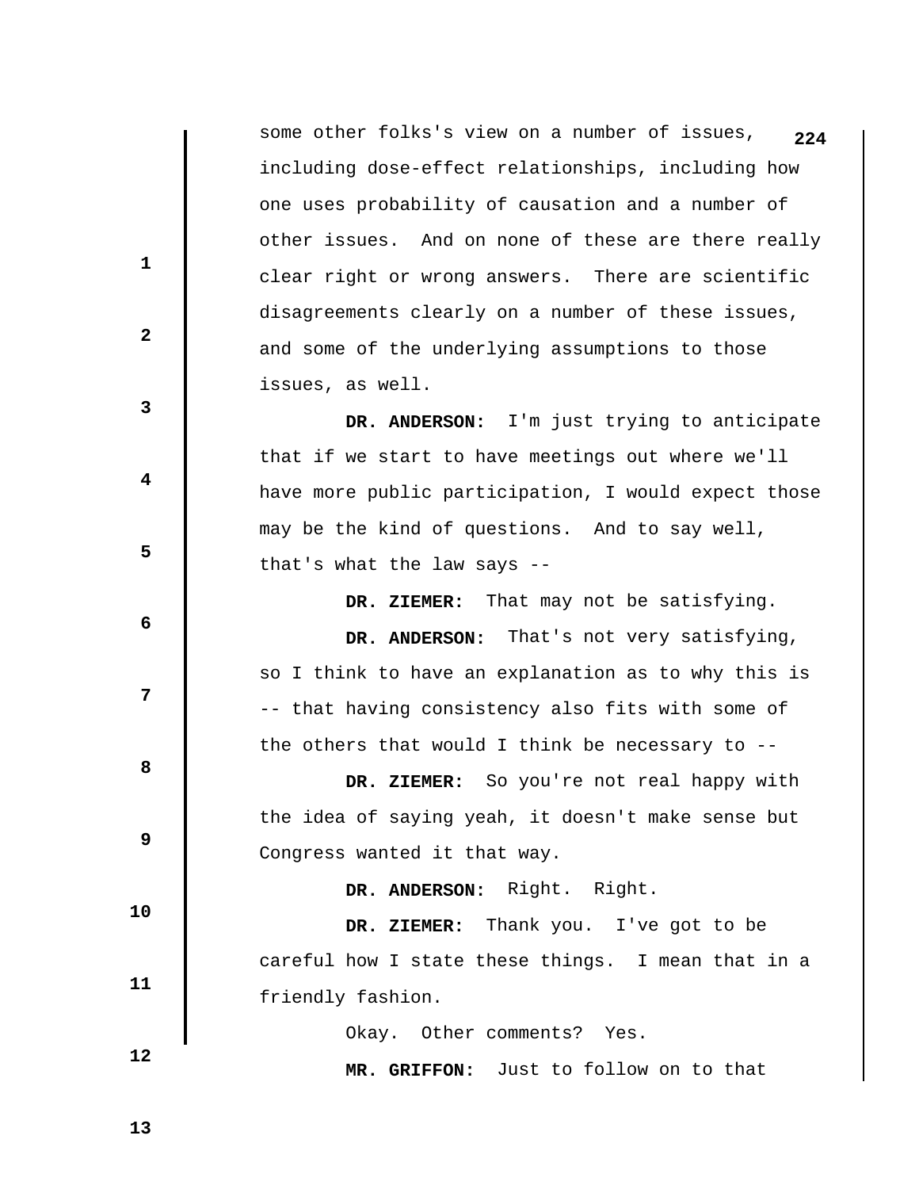some other folks's view on a number of issues, including dose-effect relationships, including how one uses probability of causation and a number of other issues. And on none of these are there really clear right or wrong answers. There are scientific disagreements clearly on a number of these issues, and some of the underlying assumptions to those issues, as well.

**DR. ANDERSON:** I'm just trying to anticipate that if we start to have meetings out where we'll have more public participation, I would expect those may be the kind of questions. And to say well, that's what the law says --

**DR. ZIEMER:** That may not be satisfying.

**DR. ANDERSON:** That's not very satisfying, so I think to have an explanation as to why this is -- that having consistency also fits with some of the others that would I think be necessary to --

**DR. ZIEMER:** So you're not real happy with the idea of saying yeah, it doesn't make sense but Congress wanted it that way.

**DR. ANDERSON:** Right. Right.

**DR. ZIEMER:** Thank you. I've got to be careful how I state these things. I mean that in a friendly fashion.

Okay. Other comments? Yes.

**MR. GRIFFON:** Just to follow on to that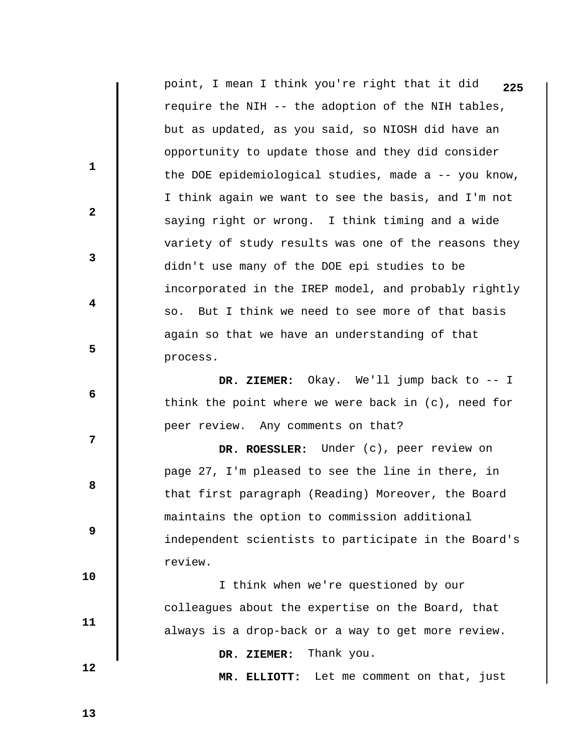point, I mean I think you're right that it did require the NIH -- the adoption of the NIH tables, but as updated, as you said, so NIOSH did have an opportunity to update those and they did consider the DOE epidemiological studies, made a -- you know, I think again we want to see the basis, and I'm not saying right or wrong. I think timing and a wide variety of study results was one of the reasons they didn't use many of the DOE epi studies to be incorporated in the IREP model, and probably rightly so. But I think we need to see more of that basis again so that we have an understanding of that process.

**DR. ZIEMER:** Okay. We'll jump back to -- I think the point where we were back in (c), need for peer review. Any comments on that?

**DR. ROESSLER:** Under (c), peer review on page 27, I'm pleased to see the line in there, in that first paragraph (Reading) Moreover, the Board maintains the option to commission additional independent scientists to participate in the Board's review.

I think when we're questioned by our colleagues about the expertise on the Board, that always is a drop-back or a way to get more review.

**DR. ZIEMER:** Thank you.

**MR. ELLIOTT:** Let me comment on that, just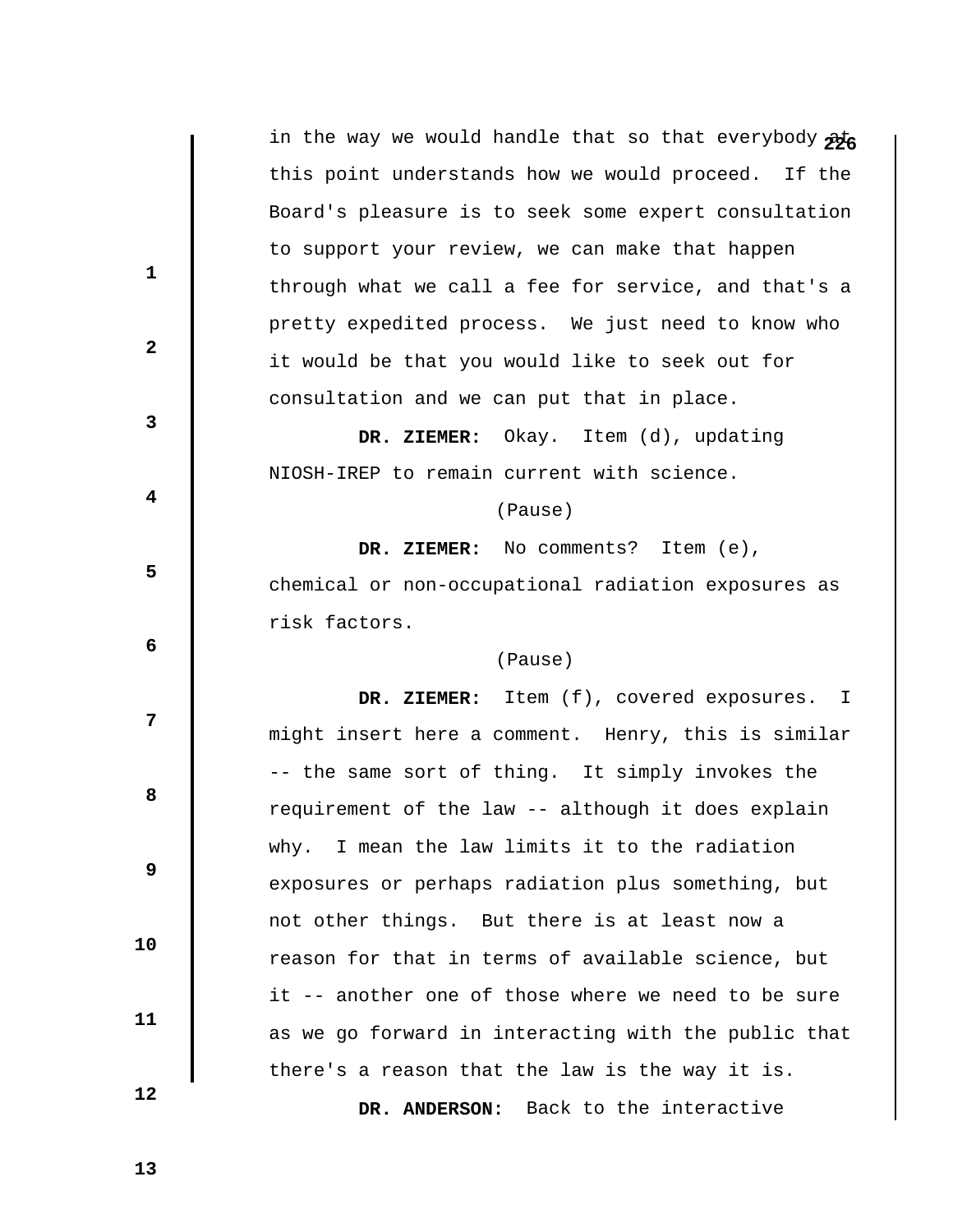in the way we would handle that so that everybody at this point understands how we would proceed. If the Board's pleasure is to seek some expert consultation to support your review, we can make that happen through what we call a fee for service, and that's a pretty expedited process. We just need to know who it would be that you would like to seek out for consultation and we can put that in place.

**DR. ZIEMER:** Okay. Item (d), updating NIOSH-IREP to remain current with science.

(Pause)

**DR. ZIEMER:** No comments? Item (e), chemical or non-occupational radiation exposures as risk factors.

(Pause)

**DR. ZIEMER:** Item (f), covered exposures. I might insert here a comment. Henry, this is similar -- the same sort of thing. It simply invokes the requirement of the law -- although it does explain why. I mean the law limits it to the radiation exposures or perhaps radiation plus something, but not other things. But there is at least now a reason for that in terms of available science, but it -- another one of those where we need to be sure as we go forward in interacting with the public that there's a reason that the law is the way it is.

**DR. ANDERSON:** Back to the interactive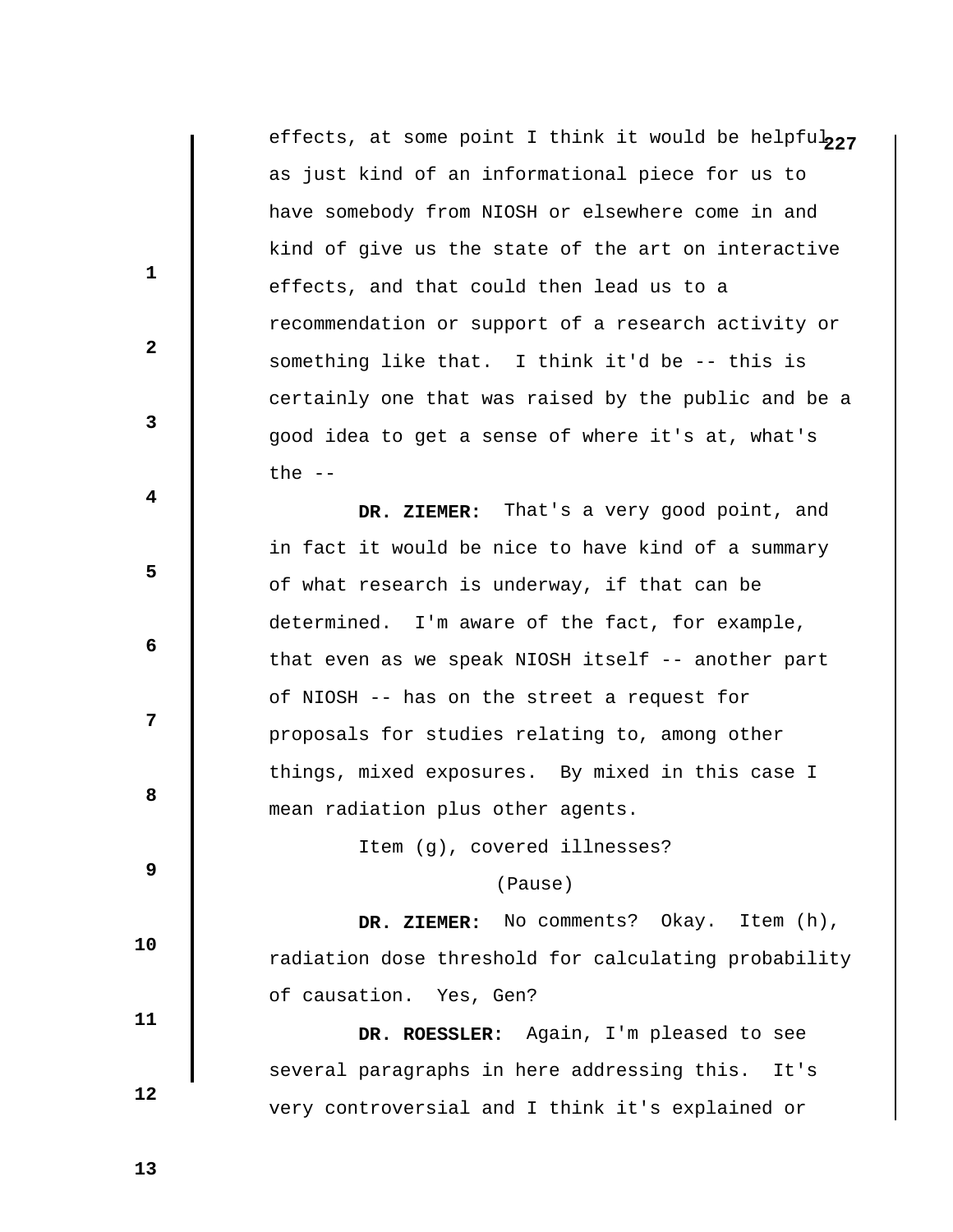effects, at some point I think it would be helpful as just kind of an informational piece for us to have somebody from NIOSH or elsewhere come in and kind of give us the state of the art on interactive effects, and that could then lead us to a recommendation or support of a research activity or something like that. I think it'd be -- this is certainly one that was raised by the public and be a good idea to get a sense of where it's at, what's the --

**DR. ZIEMER:** That's a very good point, and in fact it would be nice to have kind of a summary of what research is underway, if that can be determined. I'm aware of the fact, for example, that even as we speak NIOSH itself -- another part of NIOSH -- has on the street a request for proposals for studies relating to, among other things, mixed exposures. By mixed in this case I mean radiation plus other agents.

Item (g), covered illnesses?

(Pause)

**DR. ZIEMER:** No comments? Okay. Item (h), radiation dose threshold for calculating probability of causation. Yes, Gen?

**DR. ROESSLER:** Again, I'm pleased to see several paragraphs in here addressing this. It's very controversial and I think it's explained or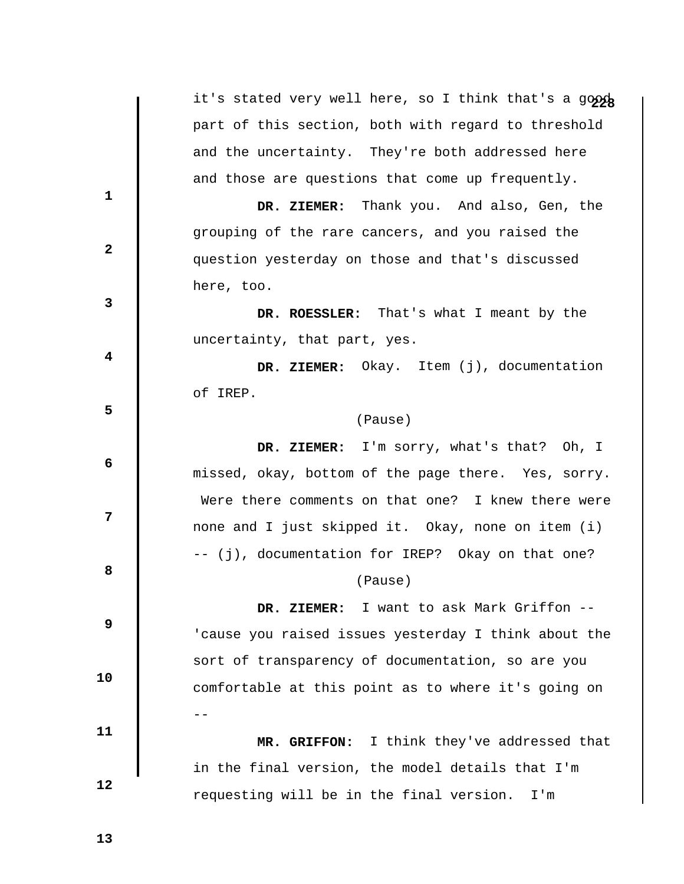it's stated very well here, so I think that's a good part of this section, both with regard to threshold and the uncertainty. They're both addressed here and those are questions that come up frequently.

**DR. ZIEMER:** Thank you. And also, Gen, the grouping of the rare cancers, and you raised the question yesterday on those and that's discussed here, too.

**DR. ROESSLER:** That's what I meant by the uncertainty, that part, yes.

**DR. ZIEMER:** Okay. Item (j), documentation of IREP.

(Pause)

**DR. ZIEMER:** I'm sorry, what's that? Oh, I missed, okay, bottom of the page there. Yes, sorry. Were there comments on that one? I knew there were none and I just skipped it. Okay, none on item (i) -- (j), documentation for IREP? Okay on that one?

(Pause)

**DR. ZIEMER:** I want to ask Mark Griffon -- 'cause you raised issues yesterday I think about the sort of transparency of documentation, so are you comfortable at this point as to where it's going on --

**MR. GRIFFON:** I think they've addressed that in the final version, the model details that I'm requesting will be in the final version. I'm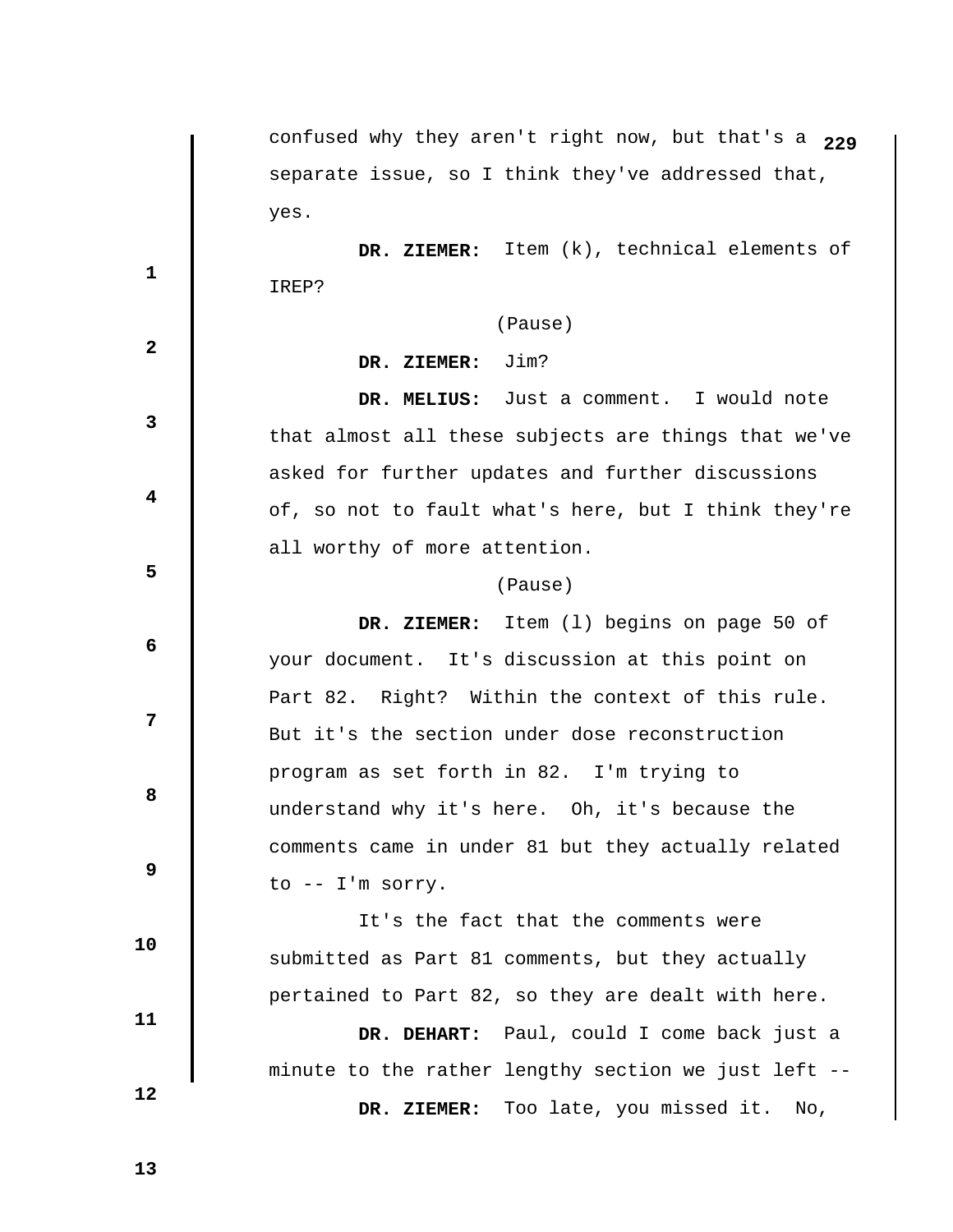confused why they aren't right now, but that's a separate issue, so I think they've addressed that, yes.

**DR. ZIEMER:** Item (k), technical elements of IREP?

(Pause)

**DR. ZIEMER:** Jim?

**DR. MELIUS:** Just a comment. I would note that almost all these subjects are things that we've asked for further updates and further discussions of, so not to fault what's here, but I think they're all worthy of more attention.

(Pause)

**DR. ZIEMER:** Item (l) begins on page 50 of your document. It's discussion at this point on Part 82. Right? Within the context of this rule. But it's the section under dose reconstruction program as set forth in 82. I'm trying to understand why it's here. Oh, it's because the comments came in under 81 but they actually related to -- I'm sorry.

It's the fact that the comments were submitted as Part 81 comments, but they actually pertained to Part 82, so they are dealt with here.

**DR. DEHART:** Paul, could I come back just a minute to the rather lengthy section we just left --

**DR. ZIEMER:** Too late, you missed it. No,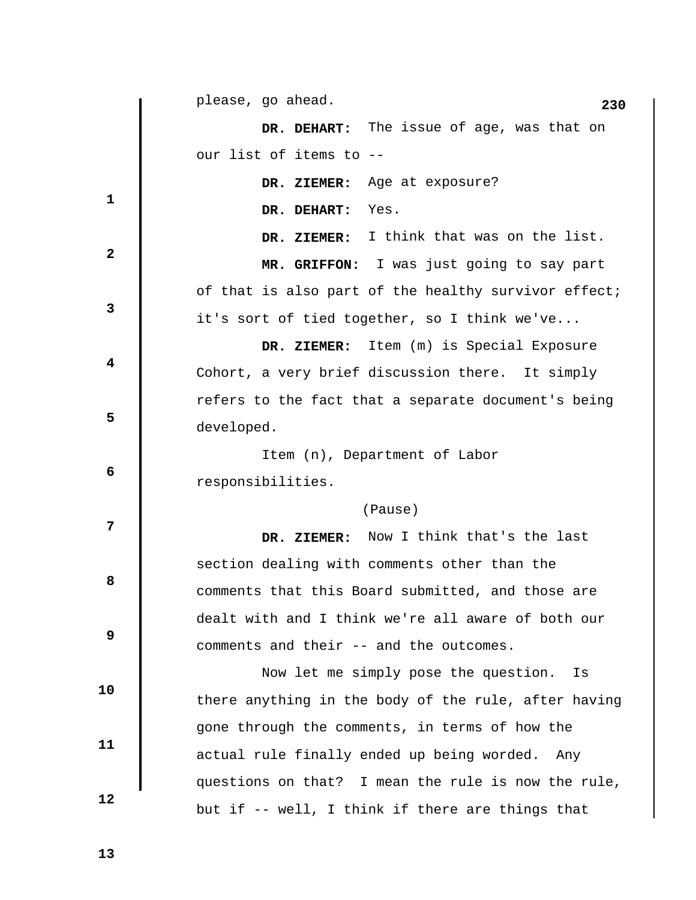please, go ahead.

**DR. DEHART:** The issue of age, was that on our list of items to --

**DR. ZIEMER:** Age at exposure?

**DR. DEHART:** Yes.

**DR. ZIEMER:** I think that was on the list.

**MR. GRIFFON:** I was just going to say part of that is also part of the healthy survivor effect; it's sort of tied together, so I think we've...

**DR. ZIEMER:** Item (m) is Special Exposure Cohort, a very brief discussion there. It simply refers to the fact that a separate document's being developed.

Item (n), Department of Labor responsibilities.

(Pause)

**DR. ZIEMER:** Now I think that's the last section dealing with comments other than the comments that this Board submitted, and those are dealt with and I think we're all aware of both our comments and their -- and the outcomes.

Now let me simply pose the question. Is there anything in the body of the rule, after having gone through the comments, in terms of how the actual rule finally ended up being worded. Any questions on that? I mean the rule is now the rule, but if -- well, I think if there are things that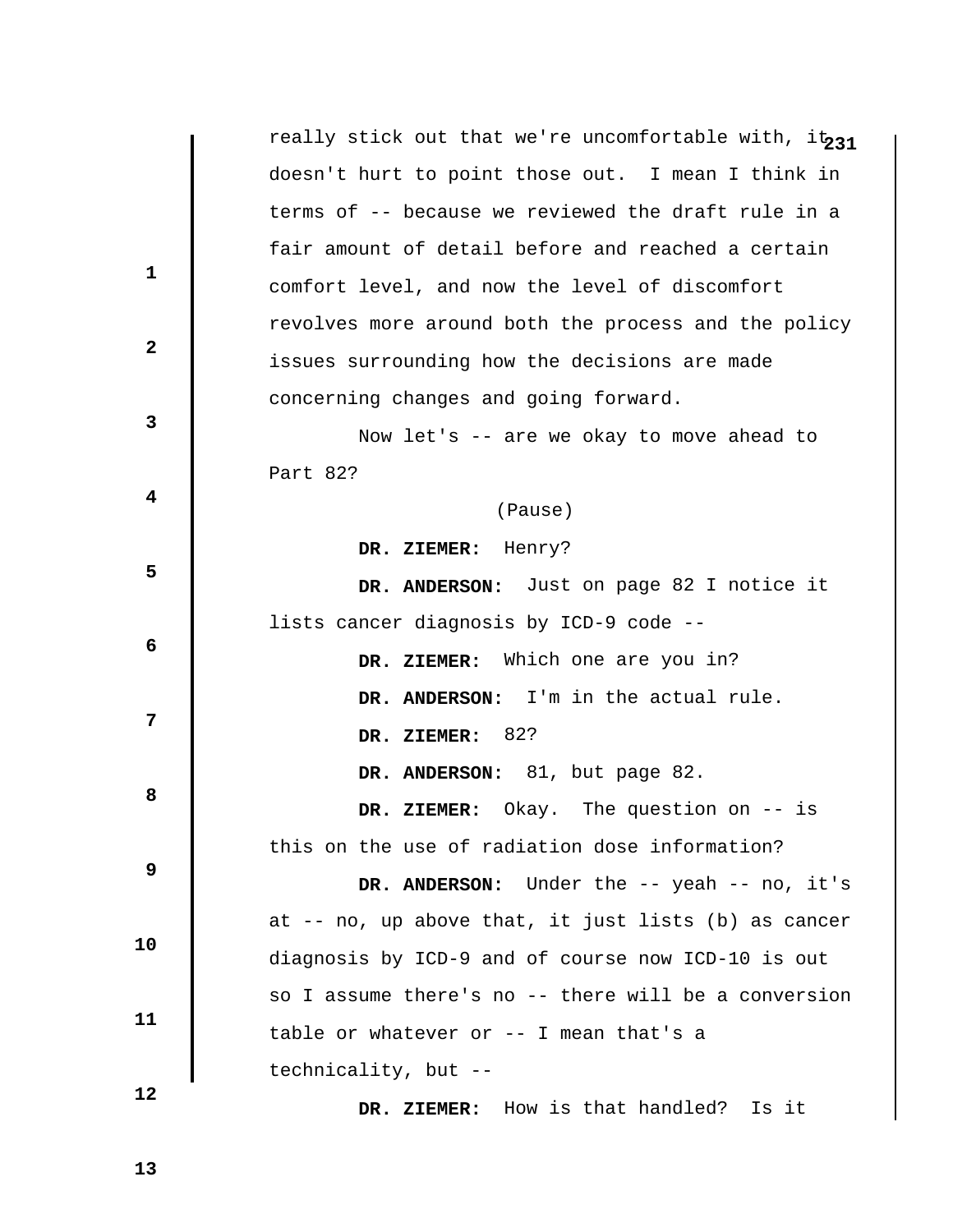really stick out that we're uncomfortable with, it doesn't hurt to point those out. I mean I think in terms of -- because we reviewed the draft rule in a fair amount of detail before and reached a certain comfort level, and now the level of discomfort revolves more around both the process and the policy issues surrounding how the decisions are made concerning changes and going forward.

Now let's -- are we okay to move ahead to Part 82?

(Pause)

**DR. ZIEMER:** Henry?

**DR. ANDERSON:** Just on page 82 I notice it lists cancer diagnosis by ICD-9 code --

**DR. ZIEMER:** Which one are you in?

**DR. ANDERSON:** I'm in the actual rule.

**DR. ZIEMER:** 82?

**DR. ANDERSON:** 81, but page 82.

**DR. ZIEMER:** Okay. The question on -- is this on the use of radiation dose information?

**DR. ANDERSON:** Under the -- yeah -- no, it's at -- no, up above that, it just lists (b) as cancer diagnosis by ICD-9 and of course now ICD-10 is out so I assume there's no -- there will be a conversion table or whatever or -- I mean that's a technicality, but --

**DR. ZIEMER:** How is that handled? Is it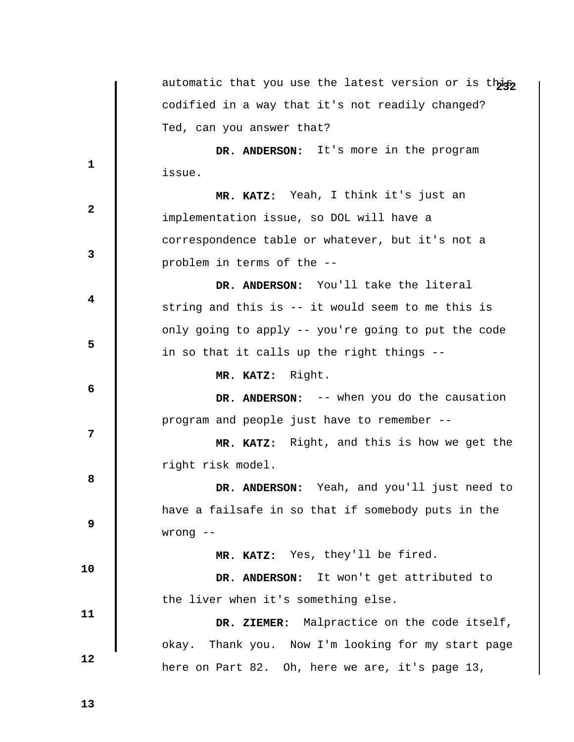automatic that you use the latest version or is this codified in a way that it's not readily changed? Ted, can you answer that?

**DR. ANDERSON:** It's more in the program issue.

**MR. KATZ:** Yeah, I think it's just an implementation issue, so DOL will have a correspondence table or whatever, but it's not a problem in terms of the --

**DR. ANDERSON:** You'll take the literal string and this is -- it would seem to me this is only going to apply -- you're going to put the code in so that it calls up the right things --

**MR. KATZ:** Right.

**DR. ANDERSON:** -- when you do the causation program and people just have to remember --

**MR. KATZ:** Right, and this is how we get the right risk model.

**DR. ANDERSON:** Yeah, and you'll just need to have a failsafe in so that if somebody puts in the wrong --

**MR. KATZ:** Yes, they'll be fired.

**DR. ANDERSON:** It won't get attributed to the liver when it's something else.

**DR. ZIEMER:** Malpractice on the code itself, okay. Thank you. Now I'm looking for my start page here on Part 82. Oh, here we are, it's page 13,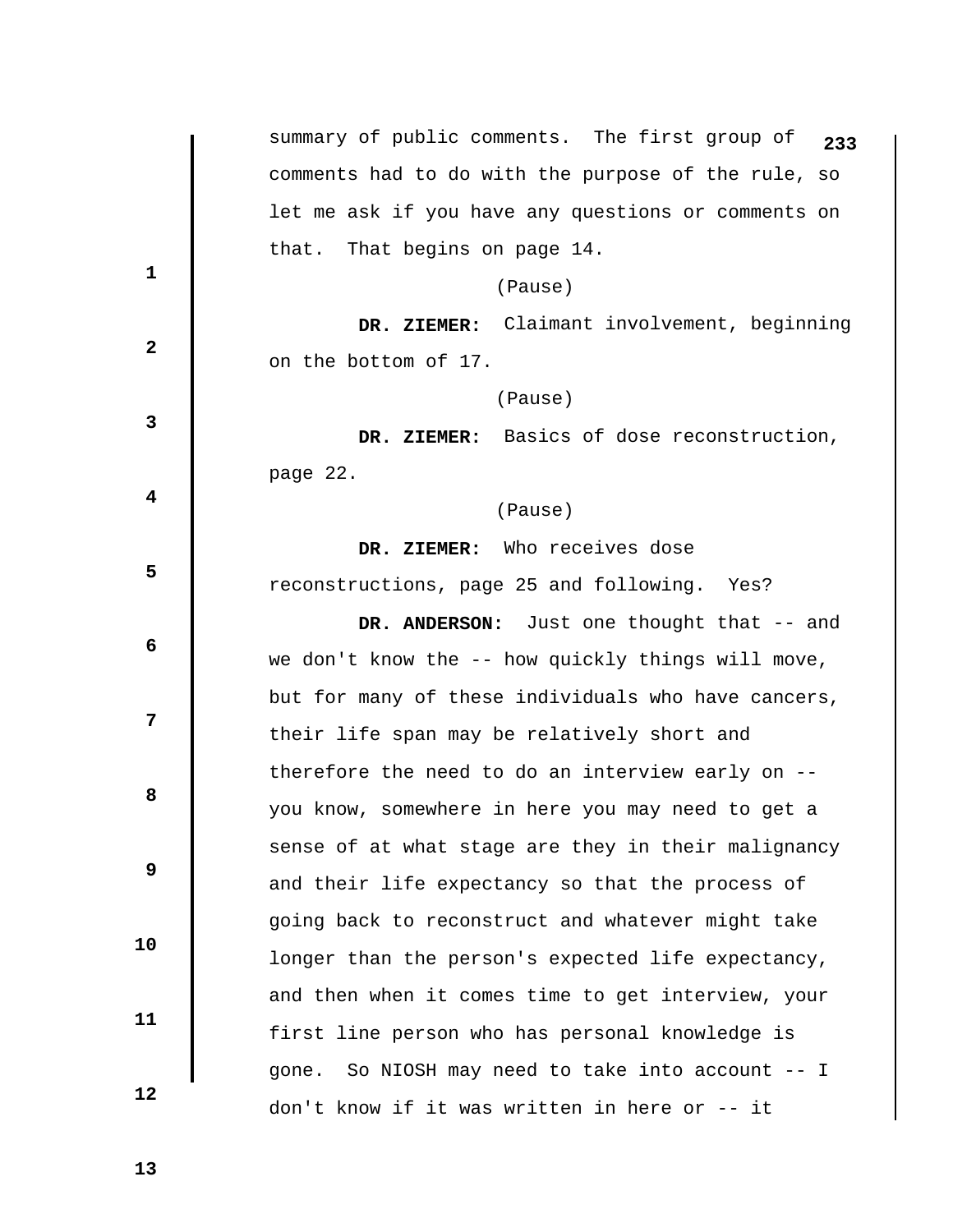summary of public comments. The first group of comments had to do with the purpose of the rule, so let me ask if you have any questions or comments on that. That begins on page 14.

(Pause)

**DR. ZIEMER:** Claimant involvement, beginning on the bottom of 17.

(Pause)

**DR. ZIEMER:** Basics of dose reconstruction, page 22.

(Pause)

**DR. ZIEMER:** Who receives dose reconstructions, page 25 and following. Yes?

**DR. ANDERSON:** Just one thought that -- and we don't know the -- how quickly things will move, but for many of these individuals who have cancers, their life span may be relatively short and therefore the need to do an interview early on -- you know, somewhere in here you may need to get a sense of at what stage are they in their malignancy and their life expectancy so that the process of going back to reconstruct and whatever might take longer than the person's expected life expectancy, and then when it comes time to get interview, your first line person who has personal knowledge is gone. So NIOSH may need to take into account -- I don't know if it was written in here or -- it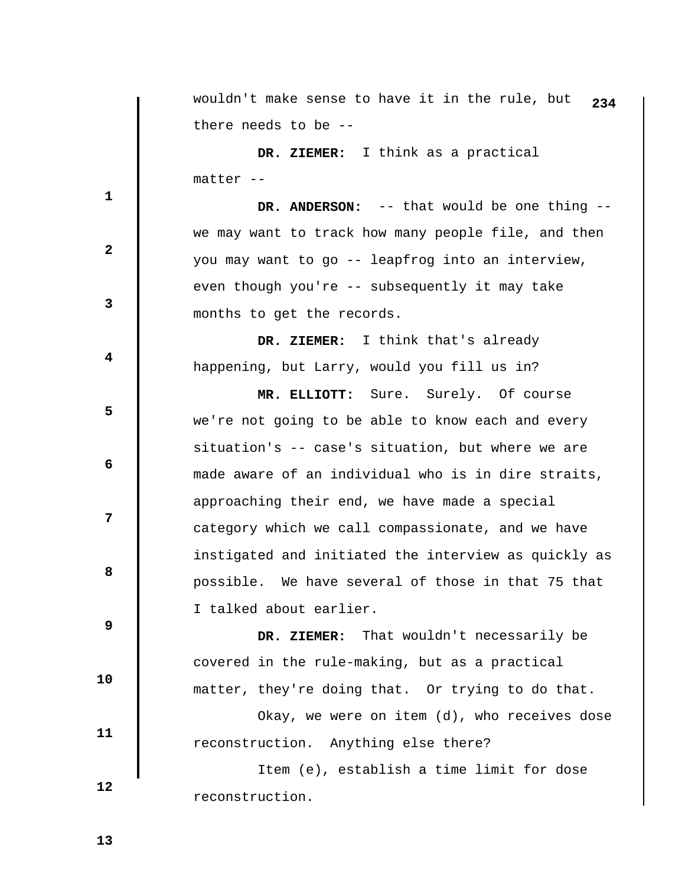wouldn't make sense to have it in the rule, but there needs to be --

**DR. ZIEMER:** I think as a practical matter --

**DR. ANDERSON:** -- that would be one thing -- we may want to track how many people file, and then you may want to go -- leapfrog into an interview, even though you're -- subsequently it may take months to get the records.

**DR. ZIEMER:** I think that's already happening, but Larry, would you fill us in?

**MR. ELLIOTT:** Sure. Surely. Of course we're not going to be able to know each and every situation's -- case's situation, but where we are made aware of an individual who is in dire straits, approaching their end, we have made a special category which we call compassionate, and we have instigated and initiated the interview as quickly as possible. We have several of those in that 75 that I talked about earlier.

**DR. ZIEMER:** That wouldn't necessarily be covered in the rule-making, but as a practical matter, they're doing that. Or trying to do that.

Okay, we were on item (d), who receives dose reconstruction. Anything else there?

Item (e), establish a time limit for dose reconstruction.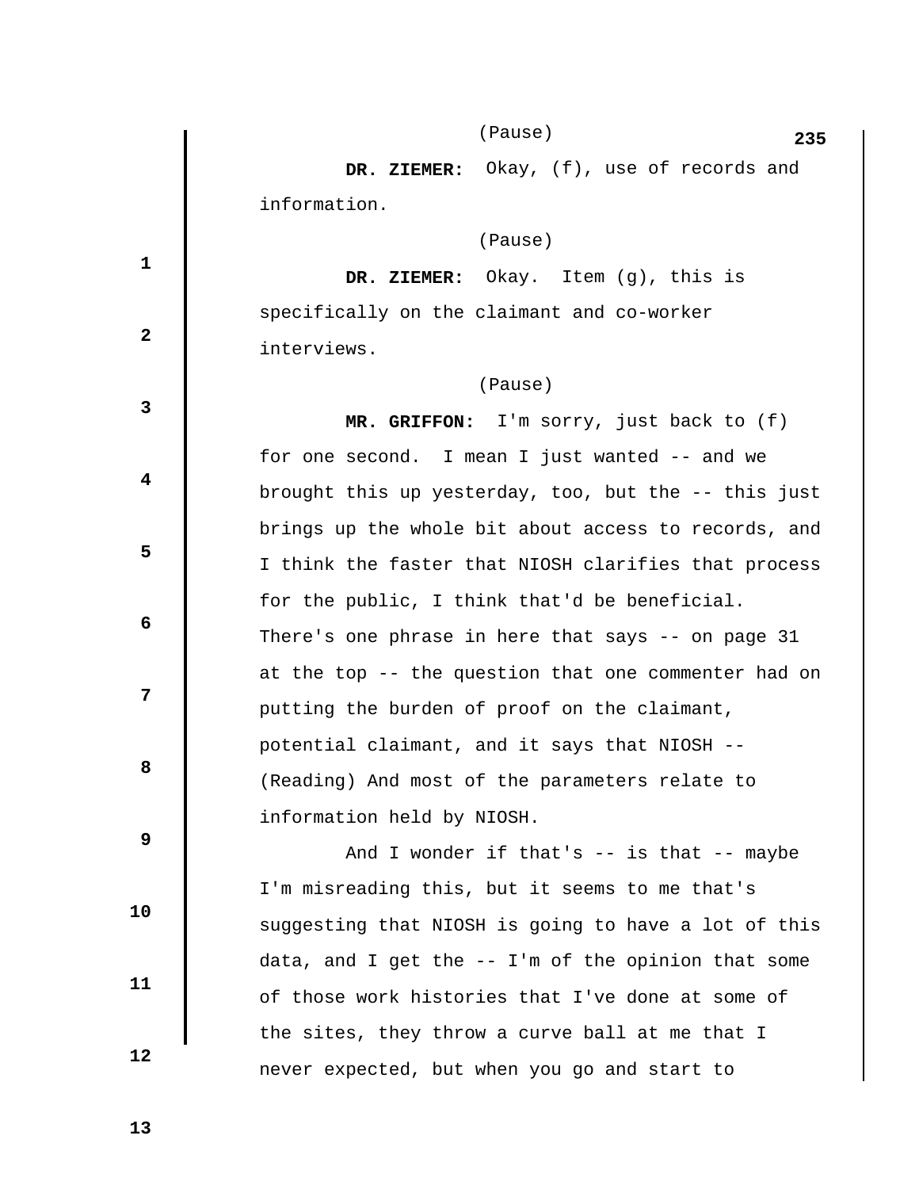(Pause)

**DR. ZIEMER:** Okay, (f), use of records and information.

(Pause)

**DR. ZIEMER:** Okay. Item (g), this is specifically on the claimant and co-worker interviews.

(Pause)

**MR. GRIFFON:** I'm sorry, just back to (f) for one second. I mean I just wanted -- and we brought this up yesterday, too, but the -- this just brings up the whole bit about access to records, and I think the faster that NIOSH clarifies that process for the public, I think that'd be beneficial. There's one phrase in here that says -- on page 31 at the top -- the question that one commenter had on putting the burden of proof on the claimant, potential claimant, and it says that NIOSH -- (Reading) And most of the parameters relate to information held by NIOSH.

And I wonder if that's -- is that -- maybe I'm misreading this, but it seems to me that's suggesting that NIOSH is going to have a lot of this data, and I get the -- I'm of the opinion that some of those work histories that I've done at some of the sites, they throw a curve ball at me that I never expected, but when you go and start to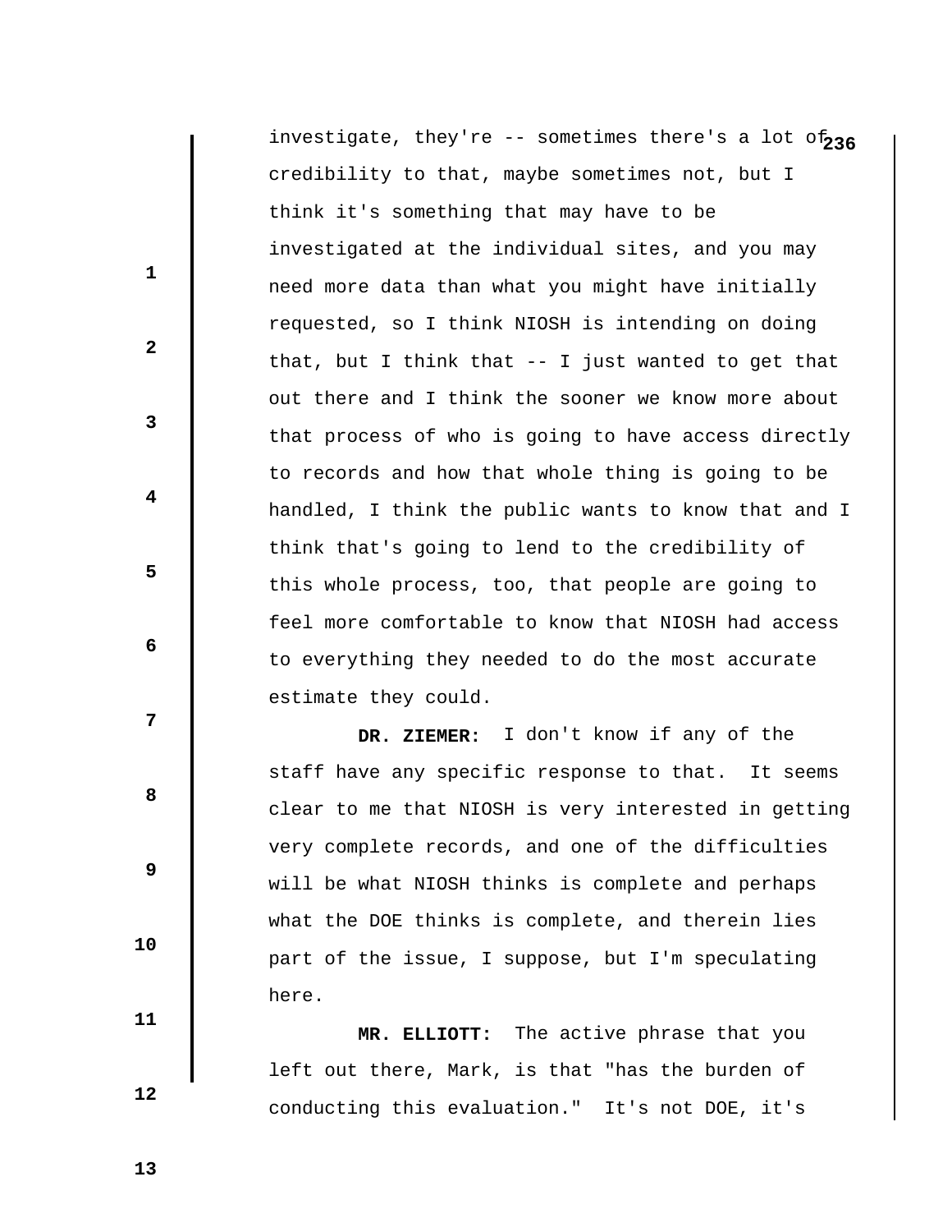investigate, they're -- sometimes there's a lot of credibility to that, maybe sometimes not, but I think it's something that may have to be investigated at the individual sites, and you may need more data than what you might have initially requested, so I think NIOSH is intending on doing that, but I think that -- I just wanted to get that out there and I think the sooner we know more about that process of who is going to have access directly to records and how that whole thing is going to be handled, I think the public wants to know that and I think that's going to lend to the credibility of this whole process, too, that people are going to feel more comfortable to know that NIOSH had access to everything they needed to do the most accurate estimate they could.

**DR. ZIEMER:** I don't know if any of the staff have any specific response to that. It seems clear to me that NIOSH is very interested in getting very complete records, and one of the difficulties will be what NIOSH thinks is complete and perhaps what the DOE thinks is complete, and therein lies part of the issue, I suppose, but I'm speculating here.

**MR. ELLIOTT:** The active phrase that you left out there, Mark, is that "has the burden of conducting this evaluation." It's not DOE, it's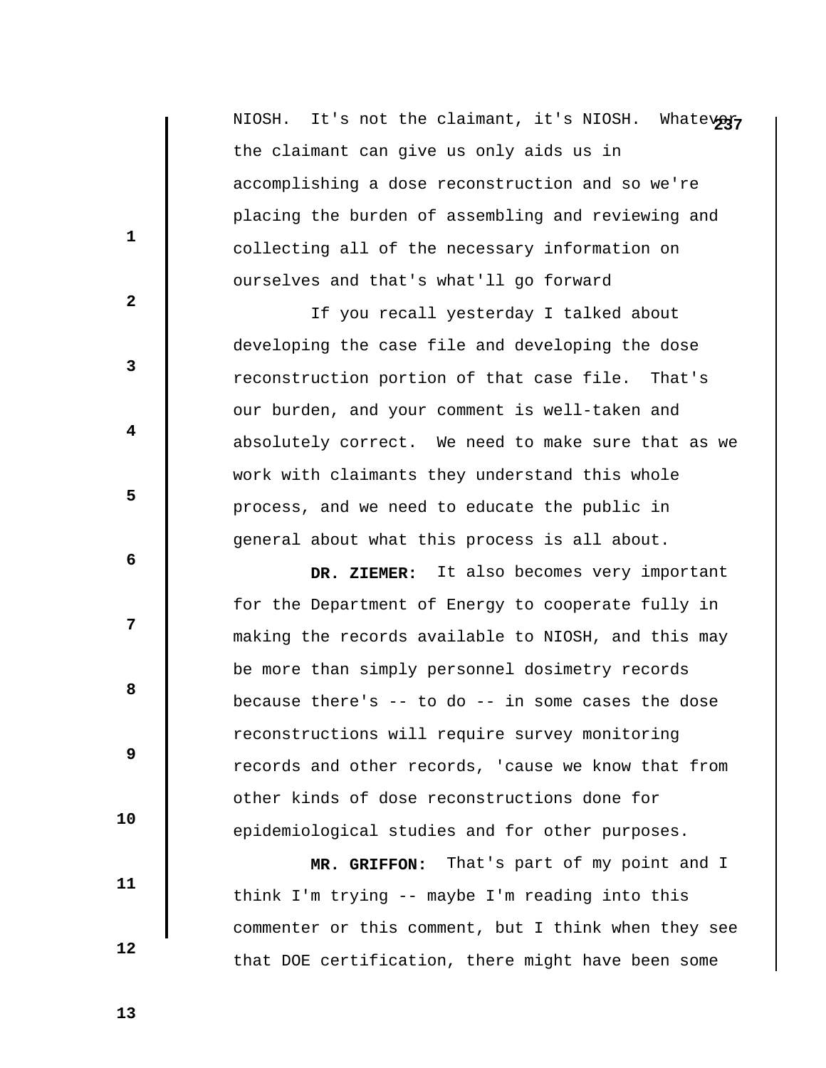NIOSH. It's not the claimant, it's NIOSH. Whatever the claimant can give us only aids us in accomplishing a dose reconstruction and so we're placing the burden of assembling and reviewing and collecting all of the necessary information on ourselves and that's what'll go forward

If you recall yesterday I talked about developing the case file and developing the dose reconstruction portion of that case file. That's our burden, and your comment is well-taken and absolutely correct. We need to make sure that as we work with claimants they understand this whole process, and we need to educate the public in general about what this process is all about.

**DR. ZIEMER:** It also becomes very important for the Department of Energy to cooperate fully in making the records available to NIOSH, and this may be more than simply personnel dosimetry records because there's -- to do -- in some cases the dose reconstructions will require survey monitoring records and other records, 'cause we know that from other kinds of dose reconstructions done for epidemiological studies and for other purposes.

**MR. GRIFFON:** That's part of my point and I think I'm trying -- maybe I'm reading into this commenter or this comment, but I think when they see that DOE certification, there might have been some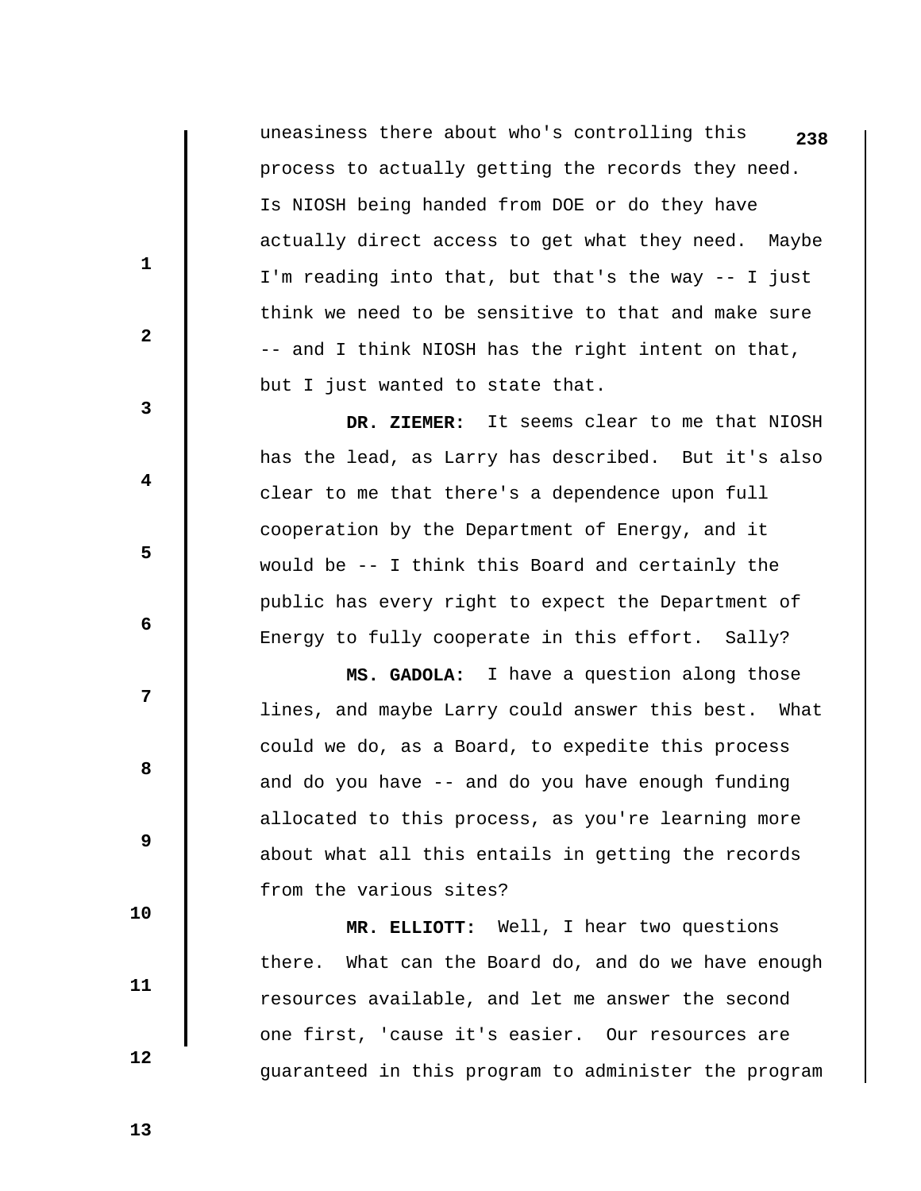uneasiness there about who's controlling this process to actually getting the records they need. Is NIOSH being handed from DOE or do they have actually direct access to get what they need. Maybe I'm reading into that, but that's the way -- I just think we need to be sensitive to that and make sure -- and I think NIOSH has the right intent on that, but I just wanted to state that.

**DR. ZIEMER:** It seems clear to me that NIOSH has the lead, as Larry has described. But it's also clear to me that there's a dependence upon full cooperation by the Department of Energy, and it would be -- I think this Board and certainly the public has every right to expect the Department of Energy to fully cooperate in this effort. Sally?

**MS. GADOLA:** I have a question along those lines, and maybe Larry could answer this best. What could we do, as a Board, to expedite this process and do you have -- and do you have enough funding allocated to this process, as you're learning more about what all this entails in getting the records from the various sites?

**MR. ELLIOTT:** Well, I hear two questions there. What can the Board do, and do we have enough resources available, and let me answer the second one first, 'cause it's easier. Our resources are guaranteed in this program to administer the program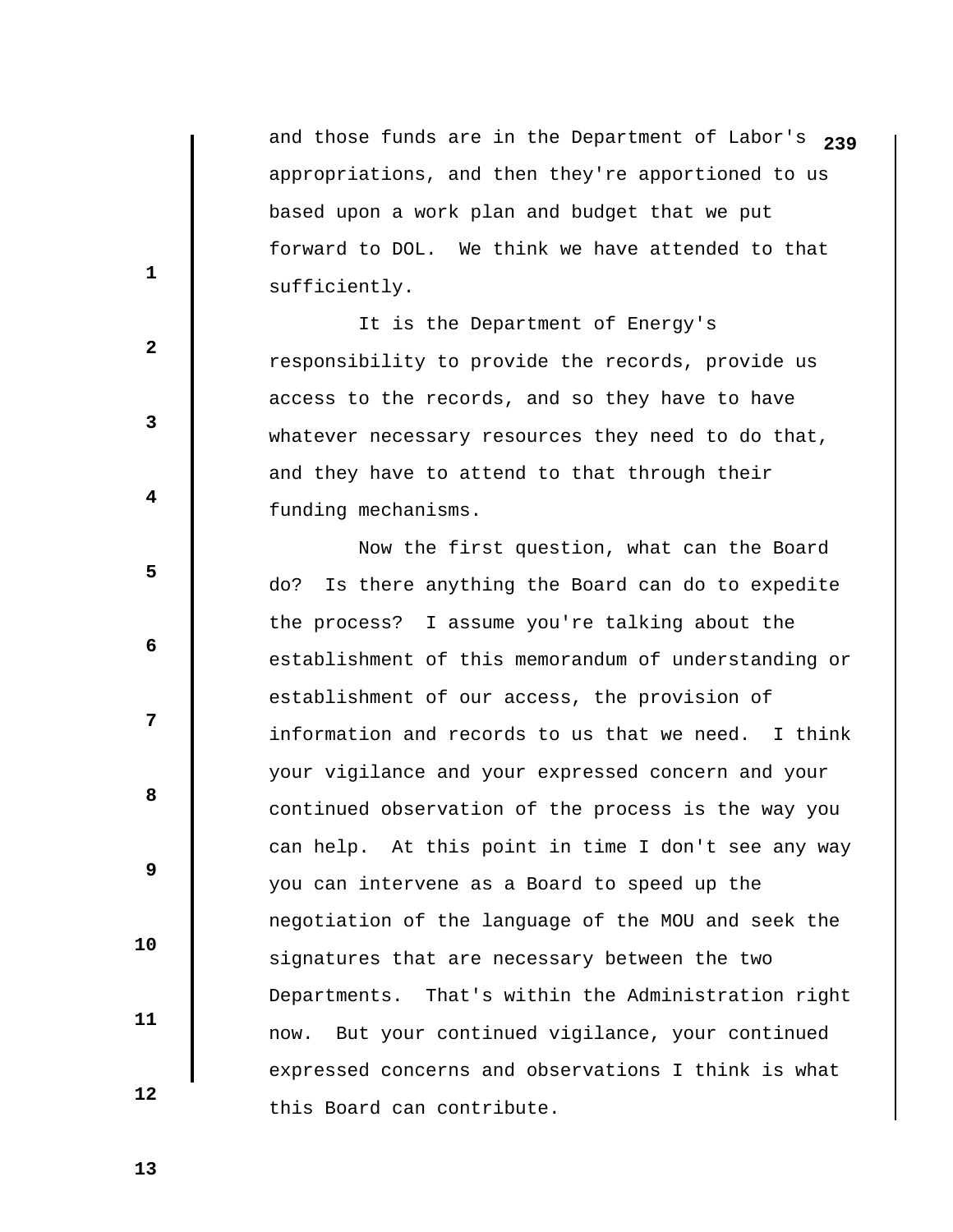and those funds are in the Department of Labor's appropriations, and then they're apportioned to us based upon a work plan and budget that we put forward to DOL. We think we have attended to that sufficiently.

It is the Department of Energy's responsibility to provide the records, provide us access to the records, and so they have to have whatever necessary resources they need to do that, and they have to attend to that through their funding mechanisms.

Now the first question, what can the Board do? Is there anything the Board can do to expedite the process? I assume you're talking about the establishment of this memorandum of understanding or establishment of our access, the provision of information and records to us that we need. I think your vigilance and your expressed concern and your continued observation of the process is the way you can help. At this point in time I don't see any way you can intervene as a Board to speed up the negotiation of the language of the MOU and seek the signatures that are necessary between the two Departments. That's within the Administration right now. But your continued vigilance, your continued expressed concerns and observations I think is what this Board can contribute.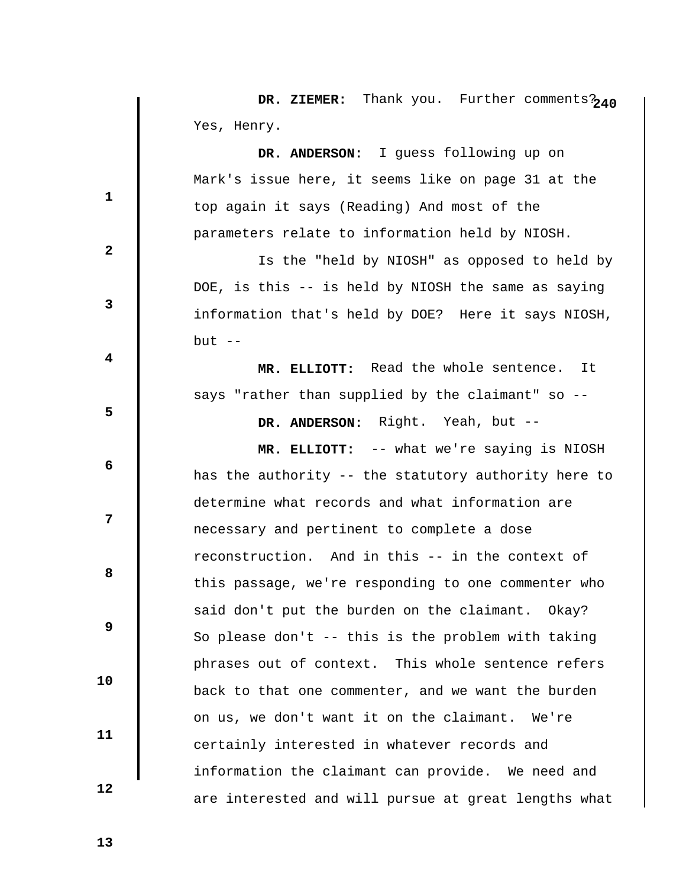**DR. ZIEMER:** Thank you. Further comments? Yes, Henry.

**DR. ANDERSON:** I guess following up on Mark's issue here, it seems like on page 31 at the top again it says (Reading) And most of the parameters relate to information held by NIOSH.

Is the "held by NIOSH" as opposed to held by DOE, is this -- is held by NIOSH the same as saying information that's held by DOE? Here it says NIOSH, but --

**MR. ELLIOTT:** Read the whole sentence. It says "rather than supplied by the claimant" so --

**DR. ANDERSON:** Right. Yeah, but --

**MR. ELLIOTT:** -- what we're saying is NIOSH has the authority -- the statutory authority here to determine what records and what information are necessary and pertinent to complete a dose reconstruction. And in this -- in the context of this passage, we're responding to one commenter who said don't put the burden on the claimant. Okay? So please don't -- this is the problem with taking phrases out of context. This whole sentence refers back to that one commenter, and we want the burden on us, we don't want it on the claimant. We're certainly interested in whatever records and information the claimant can provide. We need and are interested and will pursue at great lengths what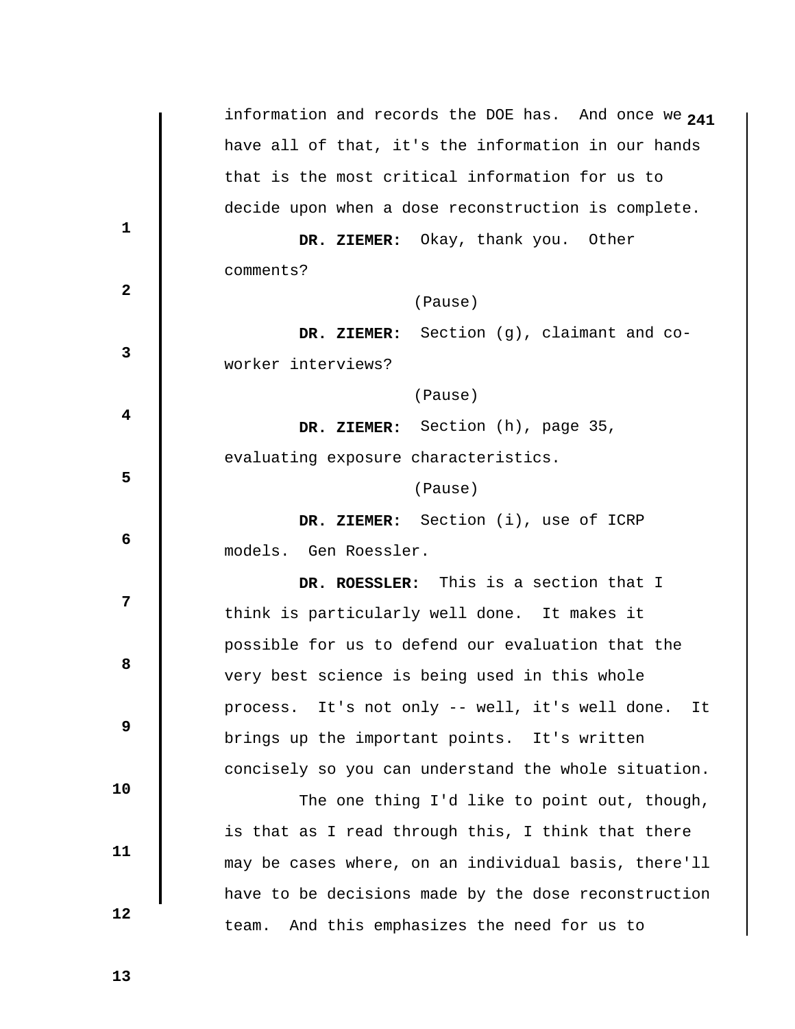information and records the DOE has. And once we have all of that, it's the information in our hands that is the most critical information for us to decide upon when a dose reconstruction is complete.

**DR. ZIEMER:** Okay, thank you. Other comments?

(Pause)

**DR. ZIEMER:** Section (g), claimant and co-worker interviews?

(Pause)

**DR. ZIEMER:** Section (h), page 35, evaluating exposure characteristics.

(Pause)

**DR. ZIEMER:** Section (i), use of ICRP models. Gen Roessler.

**DR. ROESSLER:** This is a section that I think is particularly well done. It makes it possible for us to defend our evaluation that the very best science is being used in this whole process. It's not only -- well, it's well done. It brings up the important points. It's written concisely so you can understand the whole situation.

The one thing I'd like to point out, though, is that as I read through this, I think that there may be cases where, on an individual basis, there'll have to be decisions made by the dose reconstruction team. And this emphasizes the need for us to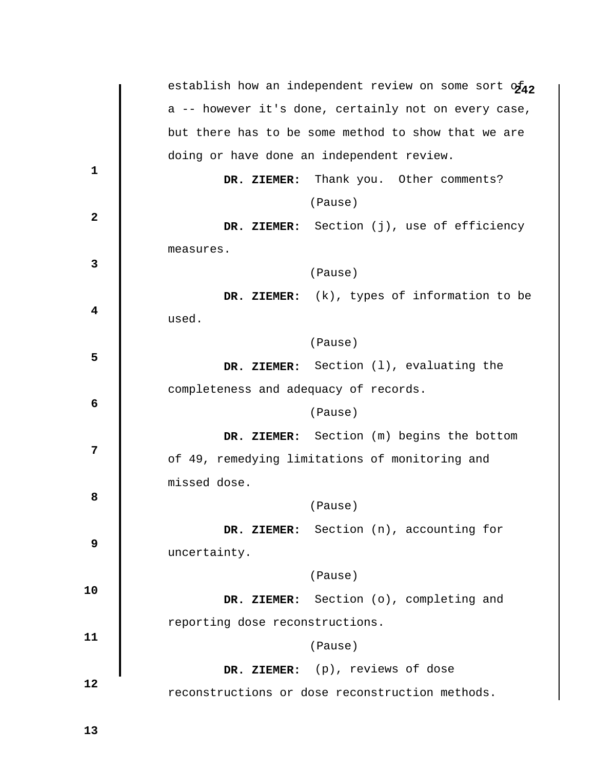establish how an independent review on some sort of a -- however it's done, certainly not on every case, but there has to be some method to show that we are doing or have done an independent review.

**DR. ZIEMER:** Thank you. Other comments?

(Pause)

**DR. ZIEMER:** Section (j), use of efficiency measures.

(Pause)

**DR. ZIEMER:** (k), types of information to be used.

(Pause)

**DR. ZIEMER:** Section (l), evaluating the completeness and adequacy of records.

(Pause)

**DR. ZIEMER:** Section (m) begins the bottom of 49, remedying limitations of monitoring and missed dose.

(Pause)

**DR. ZIEMER:** Section (n), accounting for uncertainty.

(Pause)

**DR. ZIEMER:** Section (o), completing and reporting dose reconstructions.

(Pause)

**DR. ZIEMER:** (p), reviews of dose reconstructions or dose reconstruction methods.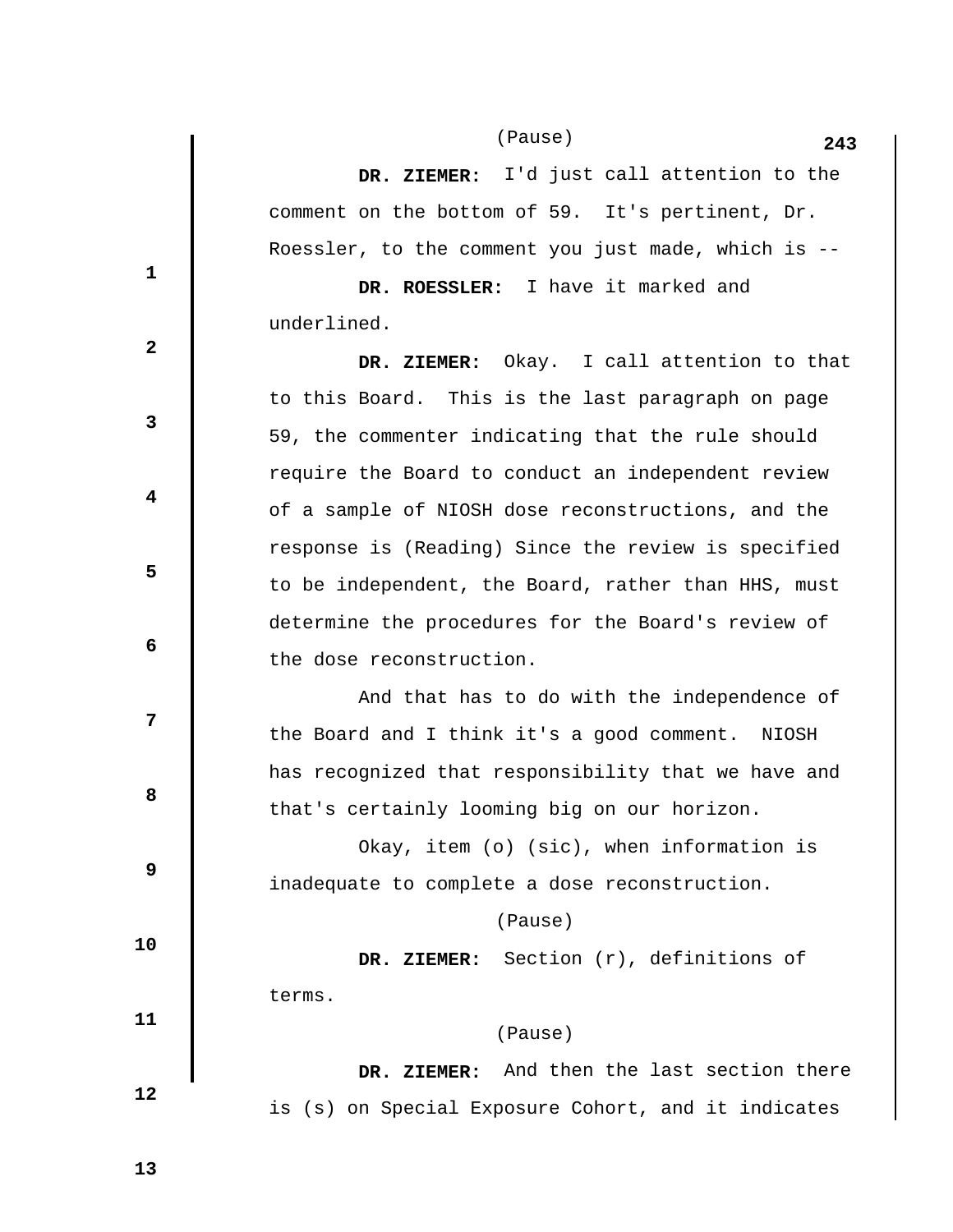(Pause)

**DR. ZIEMER:** I'd just call attention to the comment on the bottom of 59. It's pertinent, Dr. Roessler, to the comment you just made, which is --

**DR. ROESSLER:** I have it marked and underlined.

**DR. ZIEMER:** Okay. I call attention to that to this Board. This is the last paragraph on page 59, the commenter indicating that the rule should require the Board to conduct an independent review of a sample of NIOSH dose reconstructions, and the response is (Reading) Since the review is specified to be independent, the Board, rather than HHS, must determine the procedures for the Board's review of the dose reconstruction.

And that has to do with the independence of the Board and I think it's a good comment. NIOSH has recognized that responsibility that we have and that's certainly looming big on our horizon.

Okay, item (o) (sic), when information is inadequate to complete a dose reconstruction.

(Pause)

**DR. ZIEMER:** Section (r), definitions of terms.

(Pause)

**DR. ZIEMER:** And then the last section there is (s) on Special Exposure Cohort, and it indicates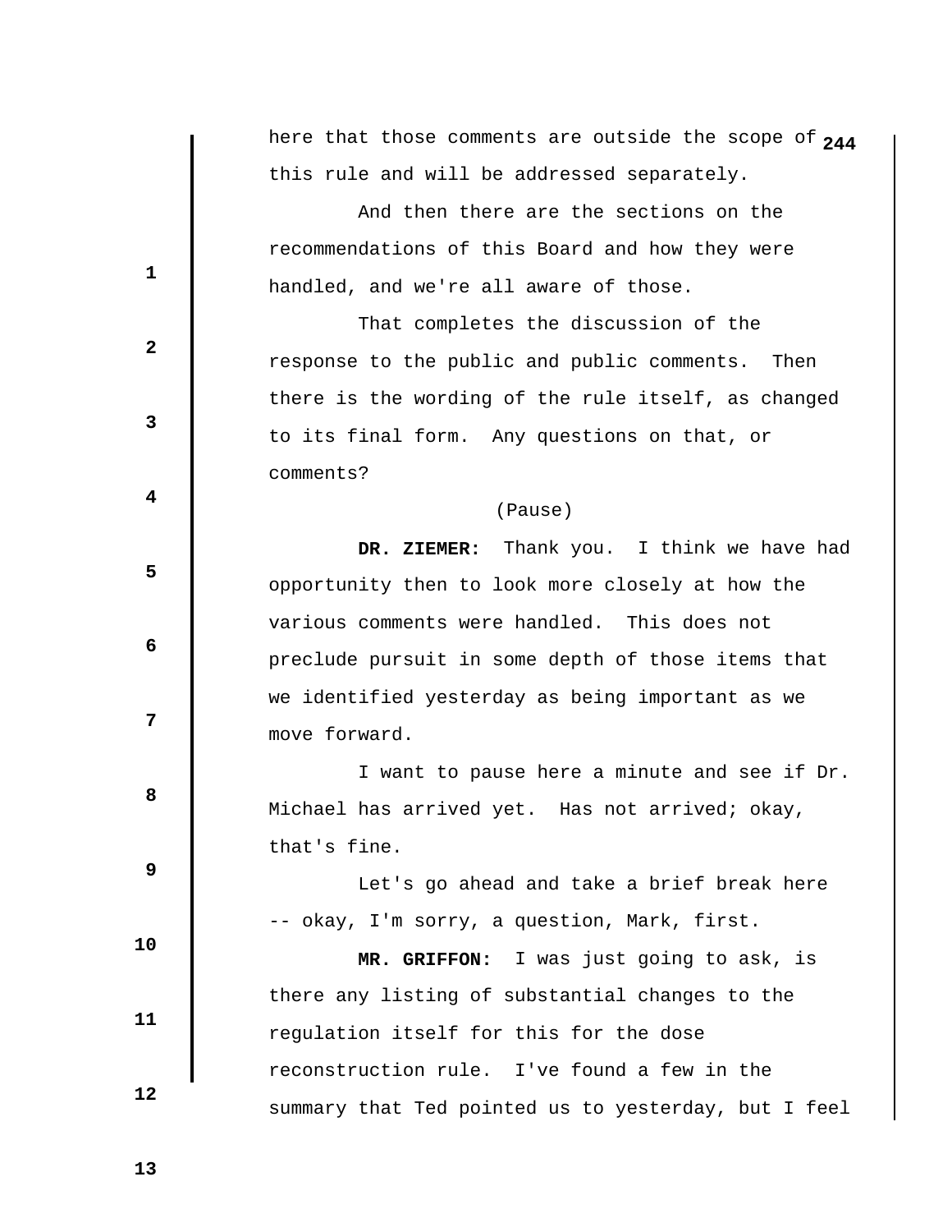here that those comments are outside the scope of this rule and will be addressed separately.

And then there are the sections on the recommendations of this Board and how they were handled, and we're all aware of those.

That completes the discussion of the response to the public and public comments. Then there is the wording of the rule itself, as changed to its final form. Any questions on that, or comments?

(Pause)

**DR. ZIEMER:** Thank you. I think we have had opportunity then to look more closely at how the various comments were handled. This does not preclude pursuit in some depth of those items that we identified yesterday as being important as we move forward.

I want to pause here a minute and see if Dr. Michael has arrived yet. Has not arrived; okay, that's fine.

Let's go ahead and take a brief break here -- okay, I'm sorry, a question, Mark, first.

**MR. GRIFFON:** I was just going to ask, is there any listing of substantial changes to the regulation itself for this for the dose reconstruction rule. I've found a few in the summary that Ted pointed us to yesterday, but I feel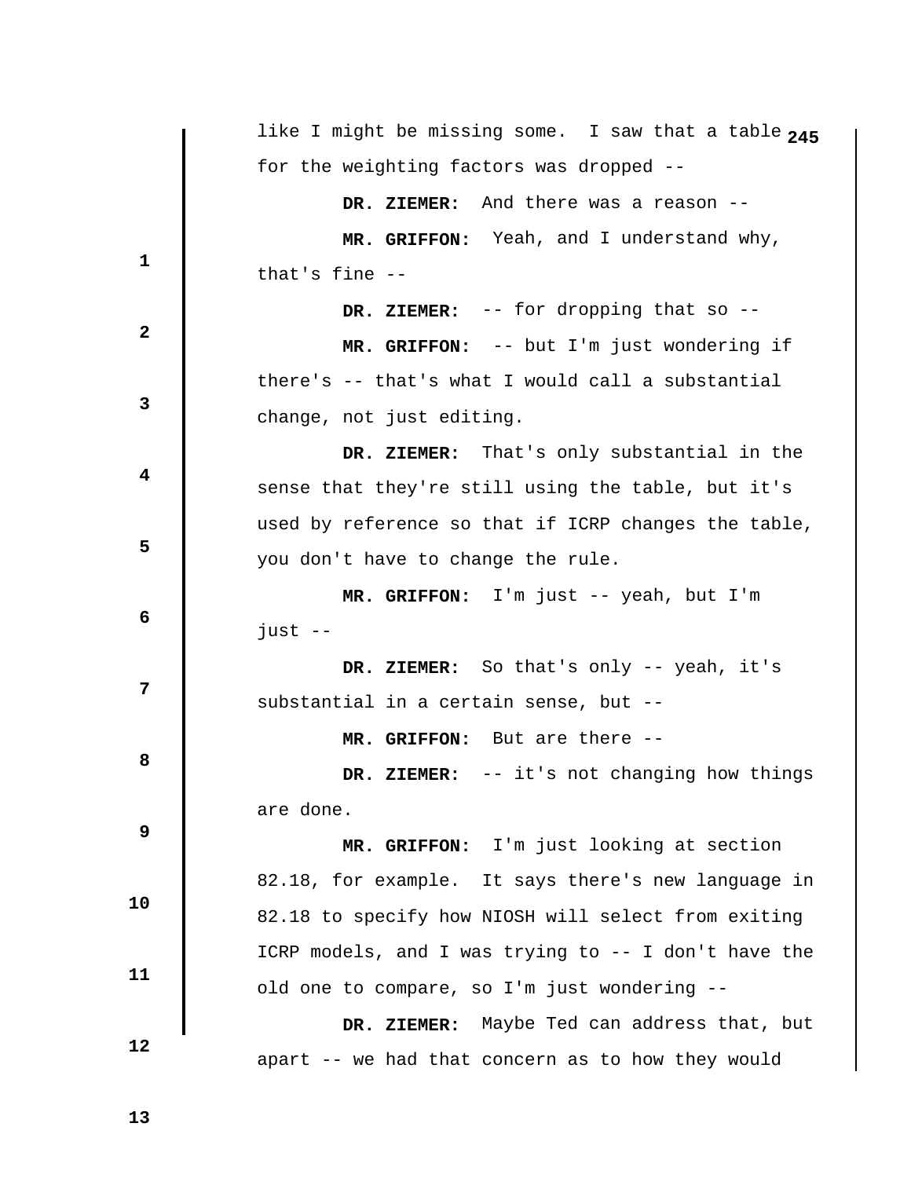like I might be missing some. I saw that a table for the weighting factors was dropped --

**DR. ZIEMER:** And there was a reason --

**MR. GRIFFON:** Yeah, and I understand why, that's fine --

**DR. ZIEMER:** -- for dropping that so --

**MR. GRIFFON:** -- but I'm just wondering if there's -- that's what I would call a substantial change, not just editing.

**DR. ZIEMER:** That's only substantial in the sense that they're still using the table, but it's used by reference so that if ICRP changes the table, you don't have to change the rule.

**MR. GRIFFON:** I'm just -- yeah, but I'm just --

**DR. ZIEMER:** So that's only -- yeah, it's substantial in a certain sense, but --

**MR. GRIFFON:** But are there --

**DR. ZIEMER:** -- it's not changing how things are done.

**MR. GRIFFON:** I'm just looking at section 82.18, for example. It says there's new language in 82.18 to specify how NIOSH will select from exiting ICRP models, and I was trying to -- I don't have the old one to compare, so I'm just wondering --

**DR. ZIEMER:** Maybe Ted can address that, but apart -- we had that concern as to how they would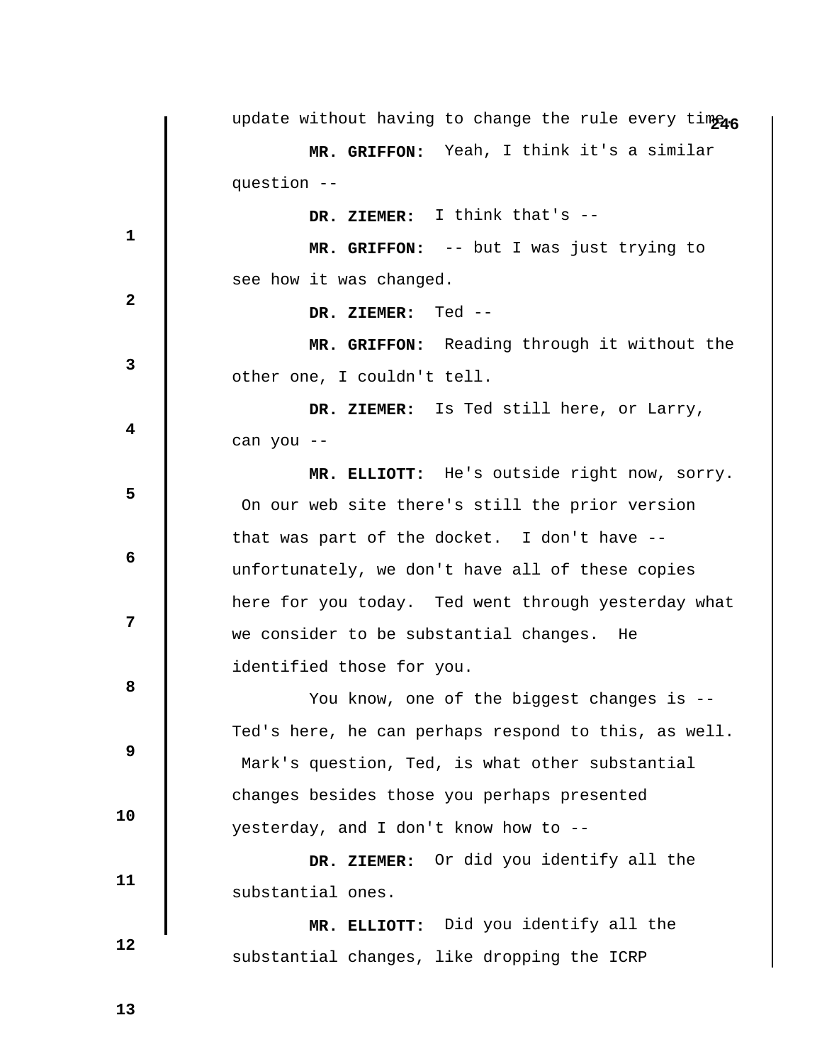update without having to change the rule every time.

**MR. GRIFFON:** Yeah, I think it's a similar question --

**DR. ZIEMER:** I think that's --

**MR. GRIFFON:** -- but I was just trying to see how it was changed.

**DR. ZIEMER:** Ted --

**MR. GRIFFON:** Reading through it without the other one, I couldn't tell.

**DR. ZIEMER:** Is Ted still here, or Larry, can you --

**MR. ELLIOTT:** He's outside right now, sorry. On our web site there's still the prior version that was part of the docket. I don't have -- unfortunately, we don't have all of these copies here for you today. Ted went through yesterday what we consider to be substantial changes. He identified those for you.

You know, one of the biggest changes is -- Ted's here, he can perhaps respond to this, as well. Mark's question, Ted, is what other substantial changes besides those you perhaps presented yesterday, and I don't know how to --

**DR. ZIEMER:** Or did you identify all the substantial ones.

**MR. ELLIOTT:** Did you identify all the substantial changes, like dropping the ICRP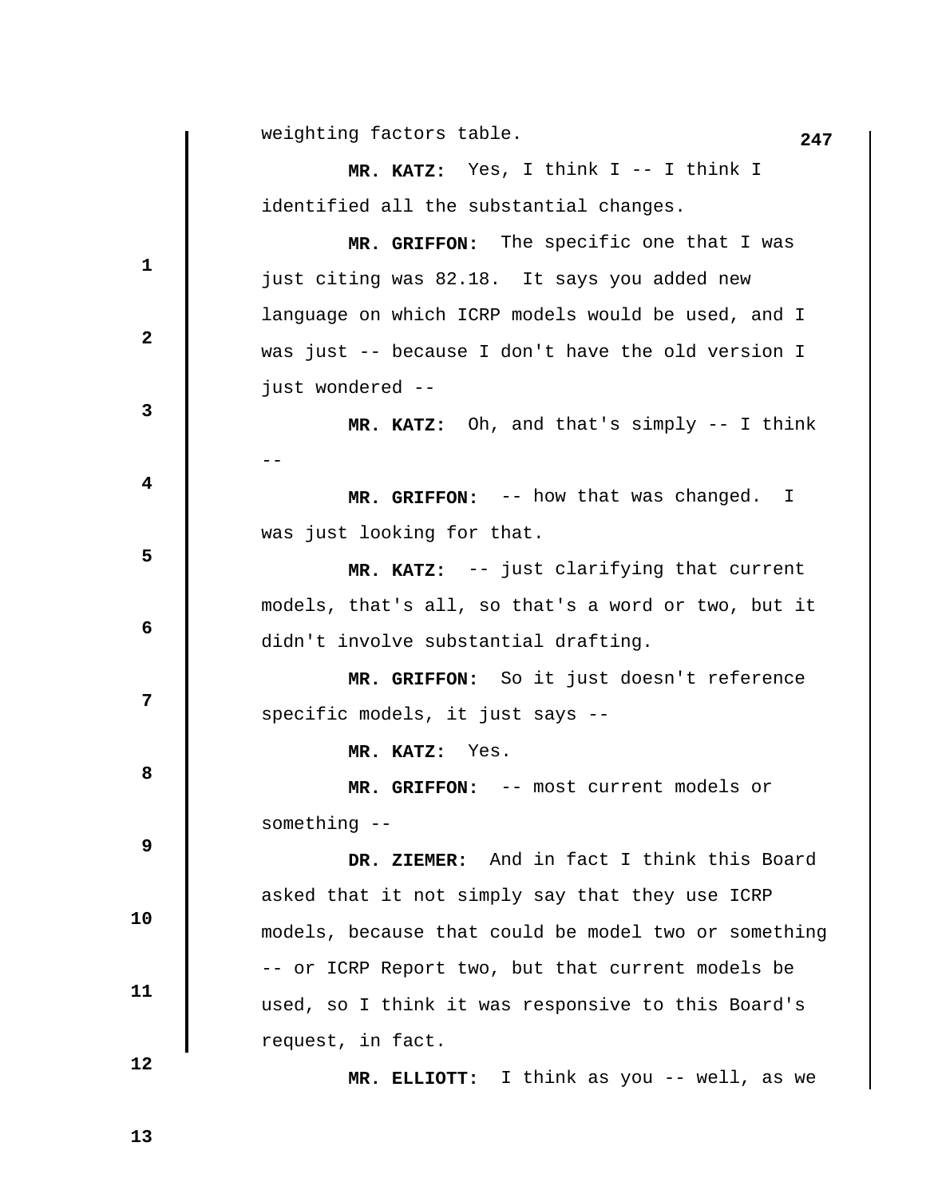weighting factors table.

**MR. KATZ:** Yes, I think I -- I think I identified all the substantial changes.

**MR. GRIFFON:** The specific one that I was just citing was 82.18. It says you added new language on which ICRP models would be used, and I was just -- because I don't have the old version I just wondered --

**MR. KATZ:** Oh, and that's simply -- I think --

**MR. GRIFFON:** -- how that was changed. I was just looking for that.

**MR. KATZ:** -- just clarifying that current models, that's all, so that's a word or two, but it didn't involve substantial drafting.

**MR. GRIFFON:** So it just doesn't reference specific models, it just says --

**MR. KATZ:** Yes.

**MR. GRIFFON:** -- most current models or something --

**DR. ZIEMER:** And in fact I think this Board asked that it not simply say that they use ICRP models, because that could be model two or something -- or ICRP Report two, but that current models be used, so I think it was responsive to this Board's request, in fact.

**MR. ELLIOTT:** I think as you -- well, as we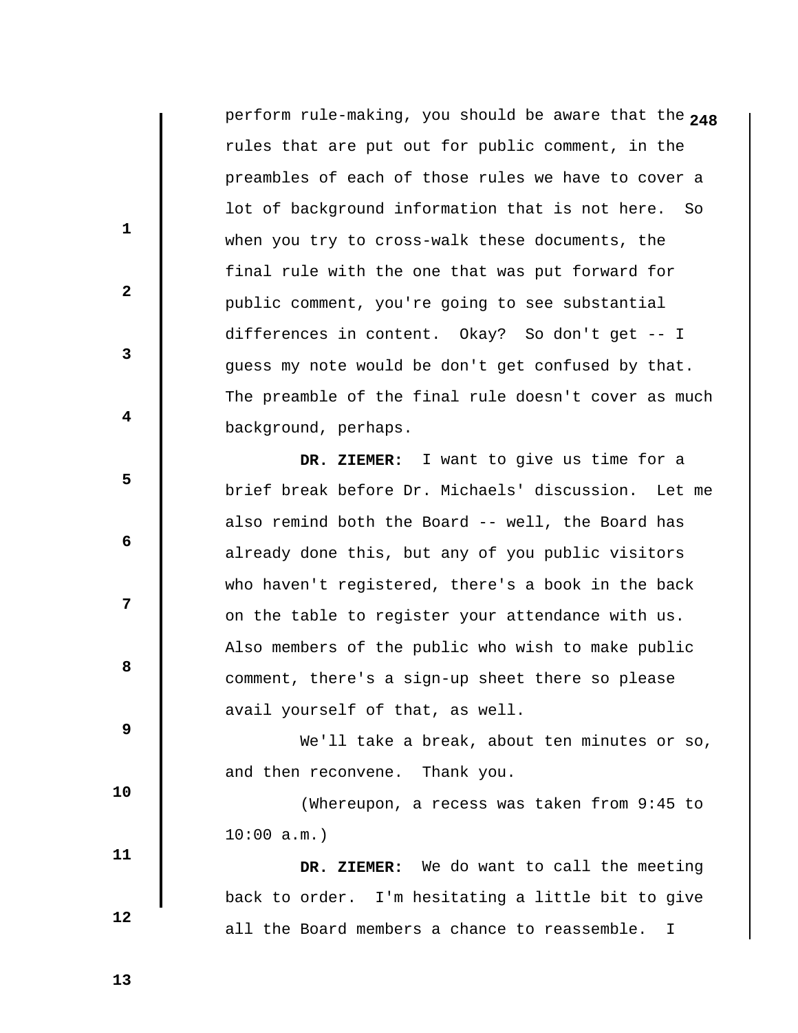perform rule-making, you should be aware that the rules that are put out for public comment, in the preambles of each of those rules we have to cover a lot of background information that is not here. So when you try to cross-walk these documents, the final rule with the one that was put forward for public comment, you're going to see substantial differences in content. Okay? So don't get -- I guess my note would be don't get confused by that. The preamble of the final rule doesn't cover as much background, perhaps.

**DR. ZIEMER:** I want to give us time for a brief break before Dr. Michaels' discussion. Let me also remind both the Board -- well, the Board has already done this, but any of you public visitors who haven't registered, there's a book in the back on the table to register your attendance with us. Also members of the public who wish to make public comment, there's a sign-up sheet there so please avail yourself of that, as well.

We'll take a break, about ten minutes or so, and then reconvene. Thank you.

(Whereupon, a recess was taken from 9:45 to 10:00 a.m.)

**DR. ZIEMER:** We do want to call the meeting back to order. I'm hesitating a little bit to give all the Board members a chance to reassemble. I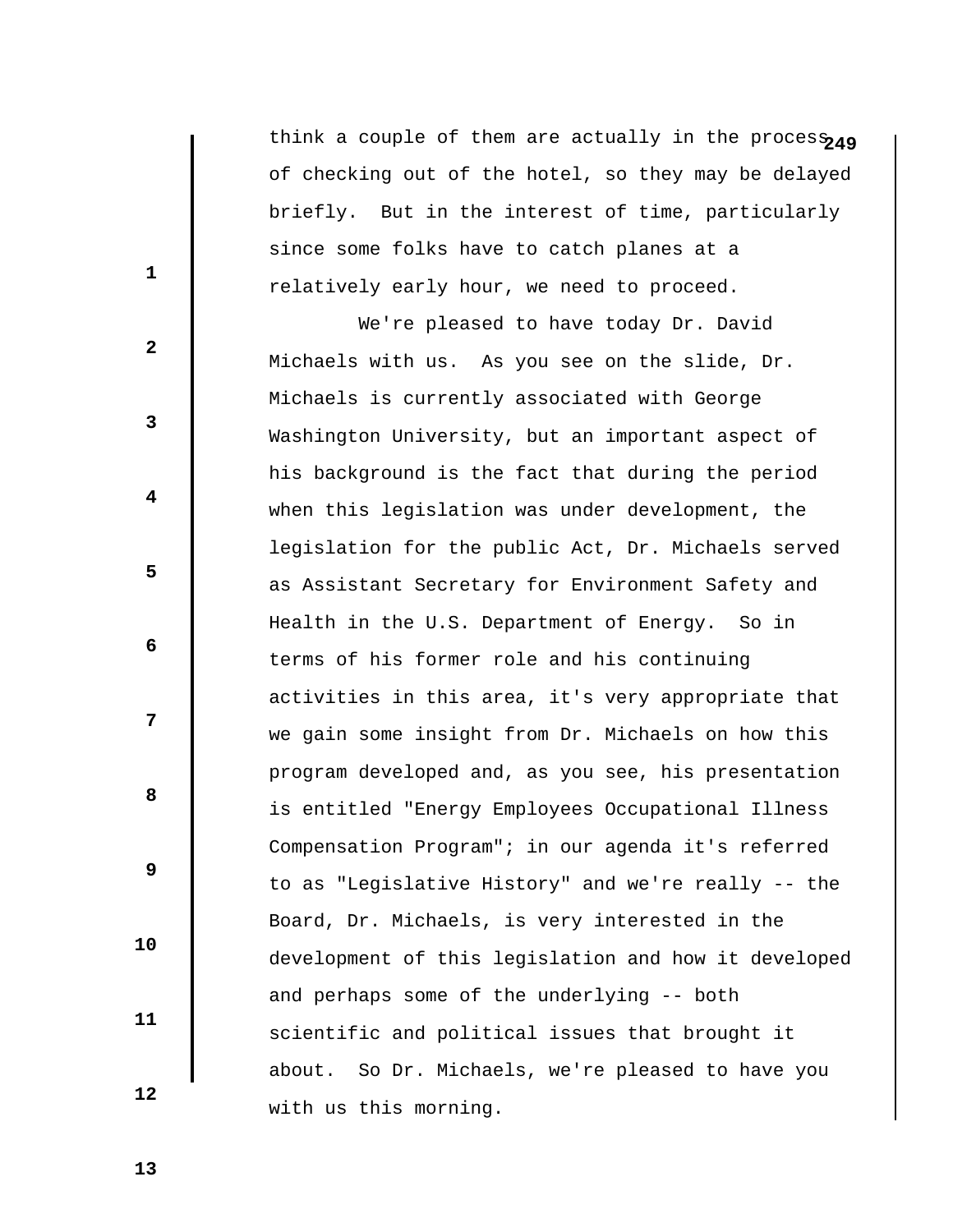think a couple of them are actually in the process of checking out of the hotel, so they may be delayed briefly. But in the interest of time, particularly since some folks have to catch planes at a relatively early hour, we need to proceed.

We're pleased to have today Dr. David Michaels with us. As you see on the slide, Dr. Michaels is currently associated with George Washington University, but an important aspect of his background is the fact that during the period when this legislation was under development, the legislation for the public Act, Dr. Michaels served as Assistant Secretary for Environment Safety and Health in the U.S. Department of Energy. So in terms of his former role and his continuing activities in this area, it's very appropriate that we gain some insight from Dr. Michaels on how this program developed and, as you see, his presentation is entitled "Energy Employees Occupational Illness Compensation Program"; in our agenda it's referred to as "Legislative History" and we're really -- the Board, Dr. Michaels, is very interested in the development of this legislation and how it developed and perhaps some of the underlying -- both scientific and political issues that brought it about. So Dr. Michaels, we're pleased to have you with us this morning.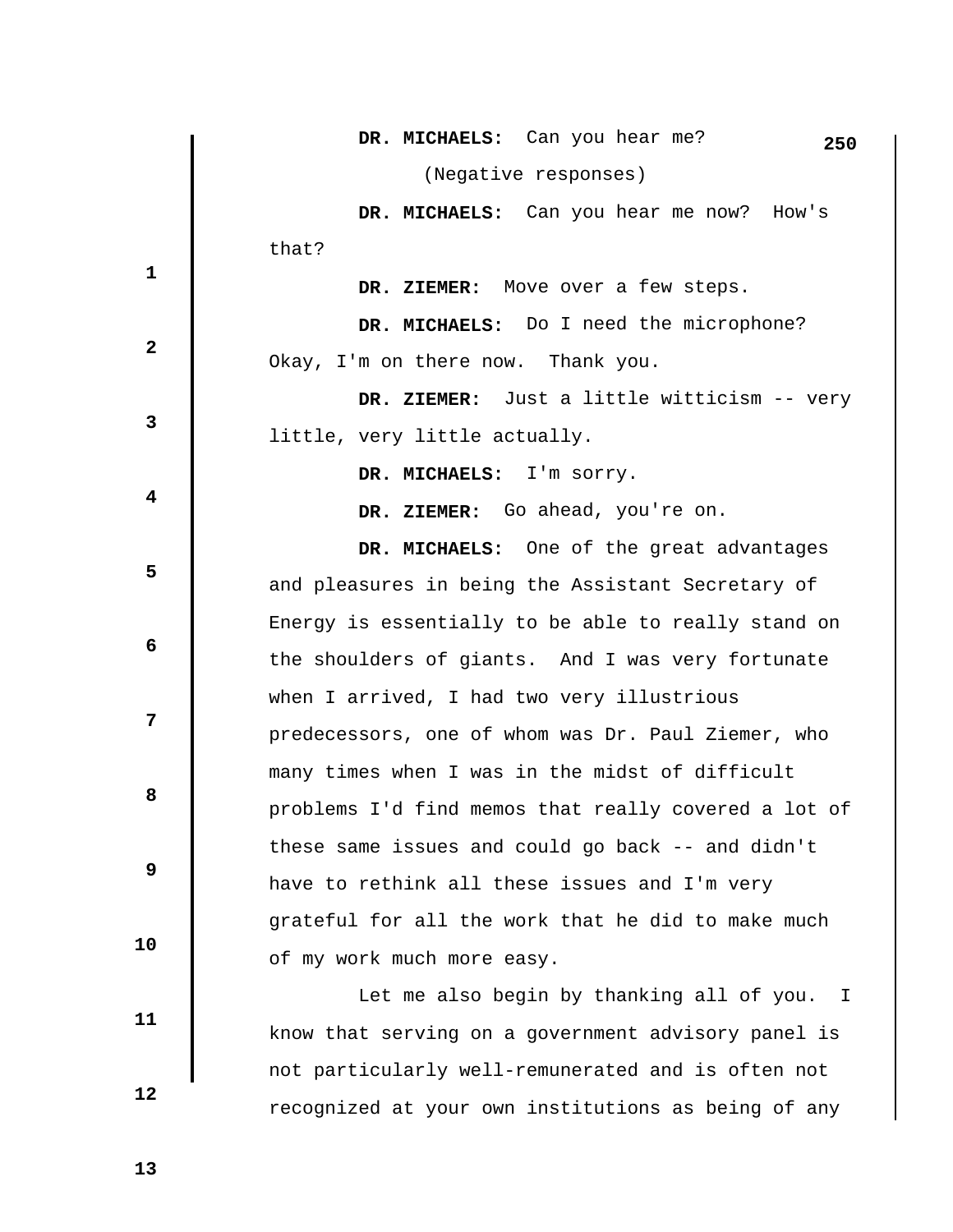**DR. MICHAELS:** Can you hear me?

(Negative responses)

**DR. MICHAELS:** Can you hear me now? How's that?

**DR. ZIEMER:** Move over a few steps.

**DR. MICHAELS:** Do I need the microphone? Okay, I'm on there now. Thank you.

**DR. ZIEMER:** Just a little witticism -- very little, very little actually.

**DR. MICHAELS:** I'm sorry.

**DR. ZIEMER:** Go ahead, you're on.

**DR. MICHAELS:** One of the great advantages and pleasures in being the Assistant Secretary of Energy is essentially to be able to really stand on the shoulders of giants. And I was very fortunate when I arrived, I had two very illustrious predecessors, one of whom was Dr. Paul Ziemer, who many times when I was in the midst of difficult problems I'd find memos that really covered a lot of these same issues and could go back -- and didn't have to rethink all these issues and I'm very grateful for all the work that he did to make much of my work much more easy.

Let me also begin by thanking all of you. I know that serving on a government advisory panel is not particularly well-remunerated and is often not recognized at your own institutions as being of any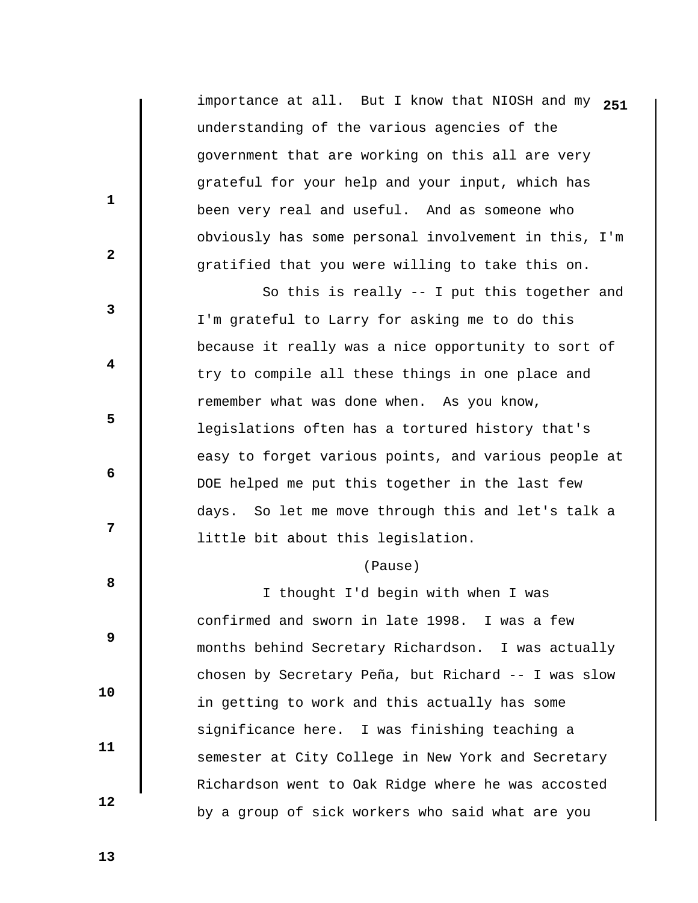importance at all. But I know that NIOSH and my understanding of the various agencies of the government that are working on this all are very grateful for your help and your input, which has been very real and useful. And as someone who obviously has some personal involvement in this, I'm gratified that you were willing to take this on.

So this is really -- I put this together and I'm grateful to Larry for asking me to do this because it really was a nice opportunity to sort of try to compile all these things in one place and remember what was done when. As you know, legislations often has a tortured history that's easy to forget various points, and various people at DOE helped me put this together in the last few days. So let me move through this and let's talk a little bit about this legislation.

(Pause)

I thought I'd begin with when I was confirmed and sworn in late 1998. I was a few months behind Secretary Richardson. I was actually chosen by Secretary Peña, but Richard -- I was slow in getting to work and this actually has some significance here. I was finishing teaching a semester at City College in New York and Secretary Richardson went to Oak Ridge where he was accosted by a group of sick workers who said what are you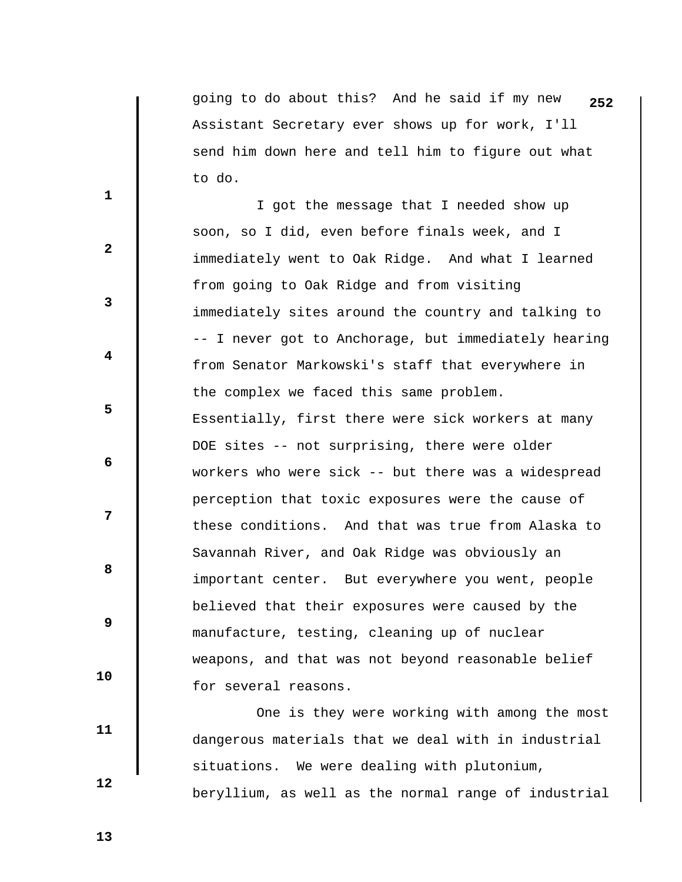going to do about this? And he said if my new Assistant Secretary ever shows up for work, I'll send him down here and tell him to figure out what to do.

I got the message that I needed show up soon, so I did, even before finals week, and I immediately went to Oak Ridge. And what I learned from going to Oak Ridge and from visiting immediately sites around the country and talking to -- I never got to Anchorage, but immediately hearing from Senator Markowski's staff that everywhere in the complex we faced this same problem. Essentially, first there were sick workers at many DOE sites -- not surprising, there were older workers who were sick -- but there was a widespread perception that toxic exposures were the cause of these conditions. And that was true from Alaska to Savannah River, and Oak Ridge was obviously an important center. But everywhere you went, people believed that their exposures were caused by the manufacture, testing, cleaning up of nuclear weapons, and that was not beyond reasonable belief for several reasons.

One is they were working with among the most dangerous materials that we deal with in industrial situations. We were dealing with plutonium, beryllium, as well as the normal range of industrial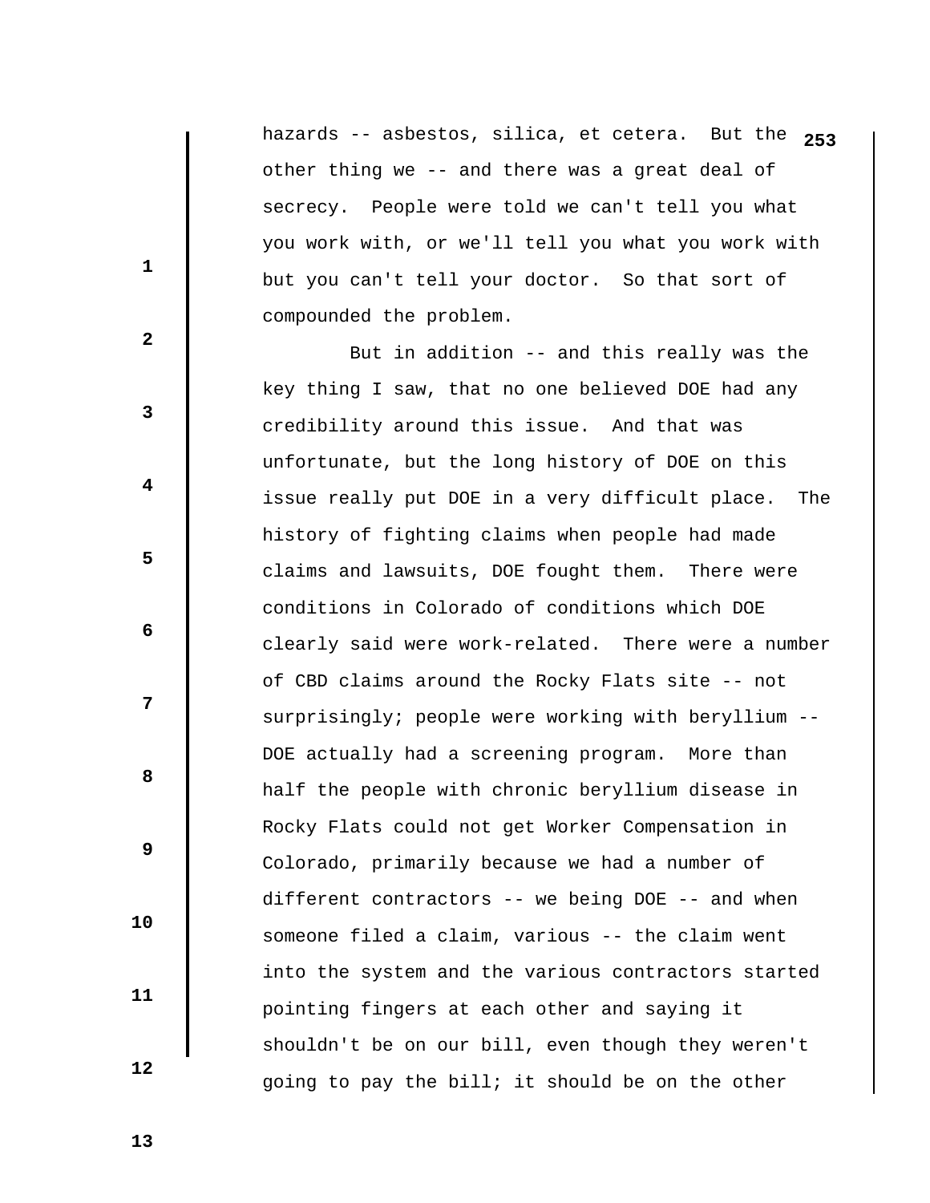hazards -- asbestos, silica, et cetera. But the other thing we -- and there was a great deal of secrecy. People were told we can't tell you what you work with, or we'll tell you what you work with but you can't tell your doctor. So that sort of compounded the problem.

But in addition -- and this really was the key thing I saw, that no one believed DOE had any credibility around this issue. And that was unfortunate, but the long history of DOE on this issue really put DOE in a very difficult place. The history of fighting claims when people had made claims and lawsuits, DOE fought them. There were conditions in Colorado of conditions which DOE clearly said were work-related. There were a number of CBD claims around the Rocky Flats site -- not surprisingly; people were working with beryllium -- DOE actually had a screening program. More than half the people with chronic beryllium disease in Rocky Flats could not get Worker Compensation in Colorado, primarily because we had a number of different contractors -- we being DOE -- and when someone filed a claim, various -- the claim went into the system and the various contractors started pointing fingers at each other and saying it shouldn't be on our bill, even though they weren't going to pay the bill; it should be on the other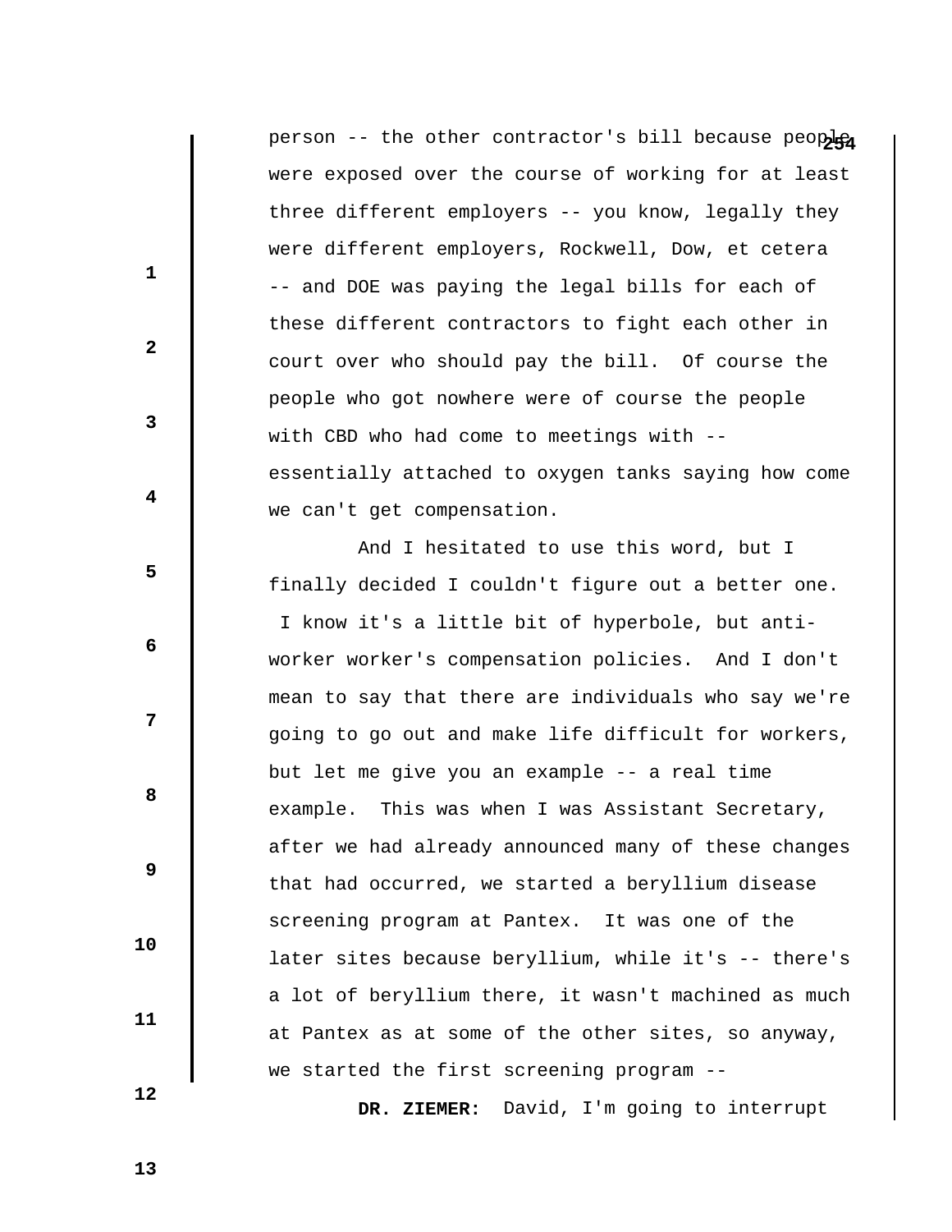person -- the other contractor's bill because people were exposed over the course of working for at least three different employers -- you know, legally they were different employers, Rockwell, Dow, et cetera -- and DOE was paying the legal bills for each of these different contractors to fight each other in court over who should pay the bill. Of course the people who got nowhere were of course the people with CBD who had come to meetings with -- essentially attached to oxygen tanks saying how come we can't get compensation.

And I hesitated to use this word, but I finally decided I couldn't figure out a better one. I know it's a little bit of hyperbole, but anti-worker worker's compensation policies. And I don't mean to say that there are individuals who say we're going to go out and make life difficult for workers, but let me give you an example -- a real time example. This was when I was Assistant Secretary, after we had already announced many of these changes that had occurred, we started a beryllium disease screening program at Pantex. It was one of the later sites because beryllium, while it's -- there's a lot of beryllium there, it wasn't machined as much at Pantex as at some of the other sites, so anyway, we started the first screening program --

**DR. ZIEMER:** David, I'm going to interrupt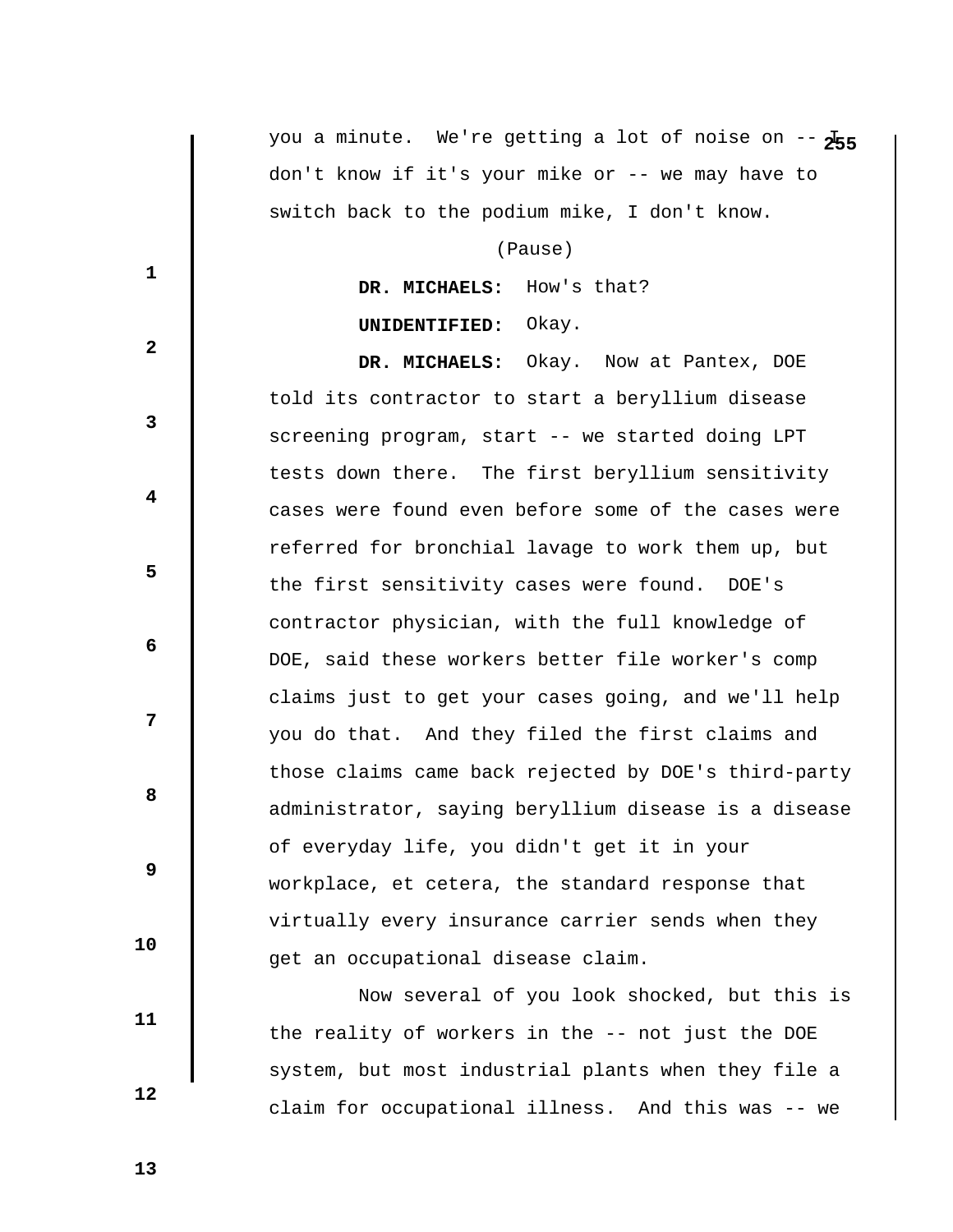you a minute. We're getting a lot of noise on -- I don't know if it's your mike or -- we may have to switch back to the podium mike, I don't know.

(Pause)

**DR. MICHAELS:** How's that?

**UNIDENTIFIED:** Okay.

**DR. MICHAELS:** Okay. Now at Pantex, DOE told its contractor to start a beryllium disease screening program, start -- we started doing LPT tests down there. The first beryllium sensitivity cases were found even before some of the cases were referred for bronchial lavage to work them up, but the first sensitivity cases were found. DOE's contractor physician, with the full knowledge of DOE, said these workers better file worker's comp claims just to get your cases going, and we'll help you do that. And they filed the first claims and those claims came back rejected by DOE's third-party administrator, saying beryllium disease is a disease of everyday life, you didn't get it in your workplace, et cetera, the standard response that virtually every insurance carrier sends when they get an occupational disease claim.

Now several of you look shocked, but this is the reality of workers in the -- not just the DOE system, but most industrial plants when they file a claim for occupational illness. And this was -- we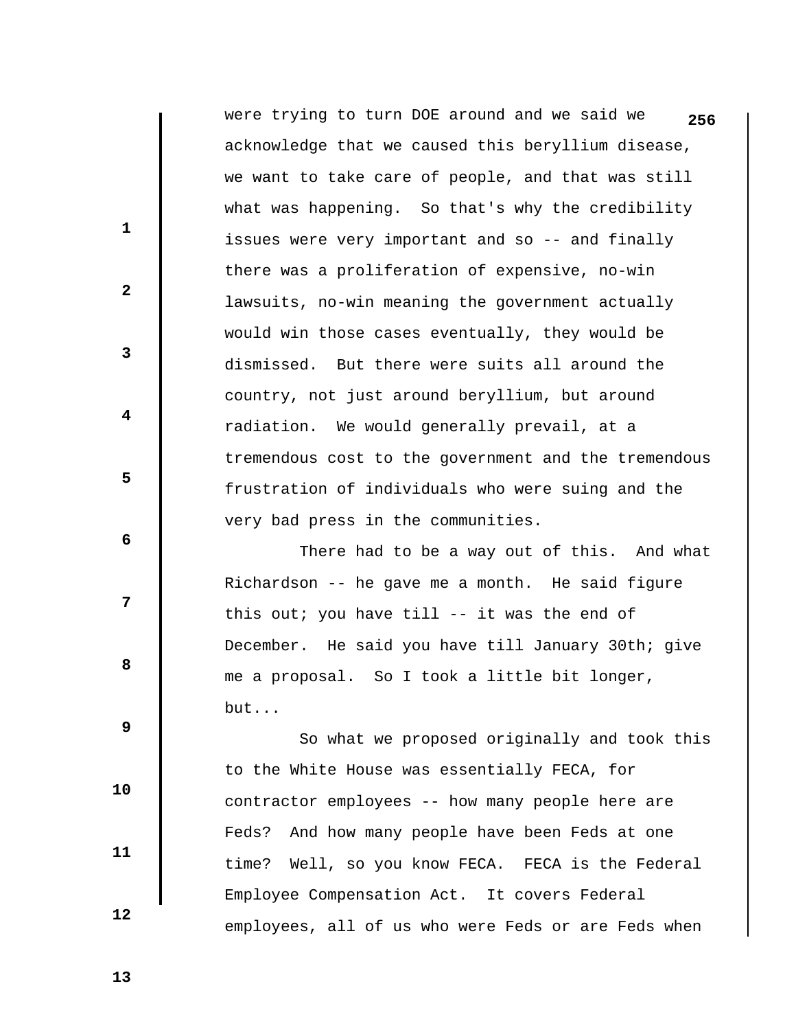were trying to turn DOE around and we said we acknowledge that we caused this beryllium disease, we want to take care of people, and that was still what was happening. So that's why the credibility issues were very important and so -- and finally there was a proliferation of expensive, no-win lawsuits, no-win meaning the government actually would win those cases eventually, they would be dismissed. But there were suits all around the country, not just around beryllium, but around radiation. We would generally prevail, at a tremendous cost to the government and the tremendous frustration of individuals who were suing and the very bad press in the communities.

There had to be a way out of this. And what Richardson -- he gave me a month. He said figure this out; you have till -- it was the end of December. He said you have till January 30th; give me a proposal. So I took a little bit longer, but...

So what we proposed originally and took this to the White House was essentially FECA, for contractor employees -- how many people here are Feds? And how many people have been Feds at one time? Well, so you know FECA. FECA is the Federal Employee Compensation Act. It covers Federal employees, all of us who were Feds or are Feds when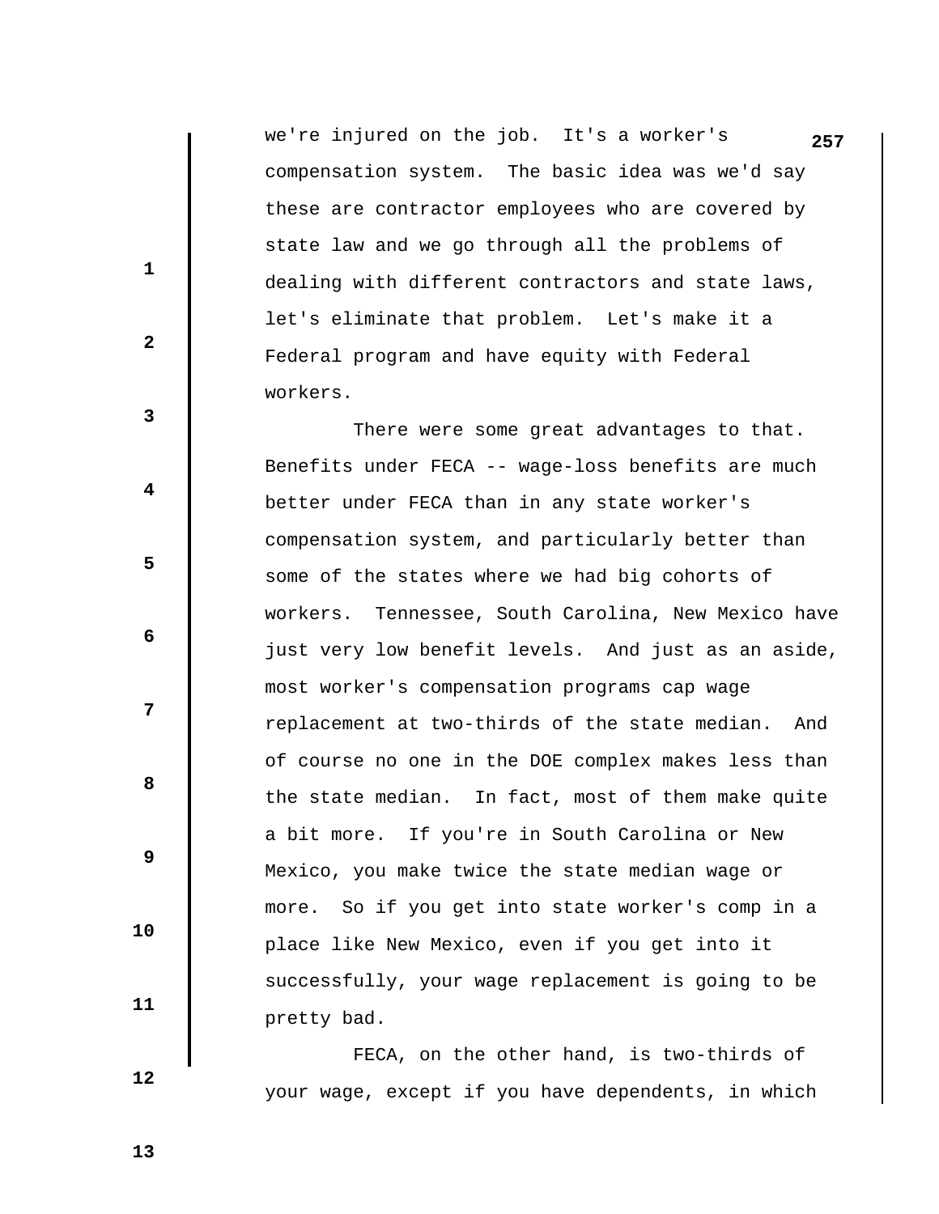we're injured on the job. It's a worker's compensation system. The basic idea was we'd say these are contractor employees who are covered by state law and we go through all the problems of dealing with different contractors and state laws, let's eliminate that problem. Let's make it a Federal program and have equity with Federal workers.

There were some great advantages to that. Benefits under FECA -- wage-loss benefits are much better under FECA than in any state worker's compensation system, and particularly better than some of the states where we had big cohorts of workers. Tennessee, South Carolina, New Mexico have just very low benefit levels. And just as an aside, most worker's compensation programs cap wage replacement at two-thirds of the state median. And of course no one in the DOE complex makes less than the state median. In fact, most of them make quite a bit more. If you're in South Carolina or New Mexico, you make twice the state median wage or more. So if you get into state worker's comp in a place like New Mexico, even if you get into it successfully, your wage replacement is going to be pretty bad.

FECA, on the other hand, is two-thirds of your wage, except if you have dependents, in which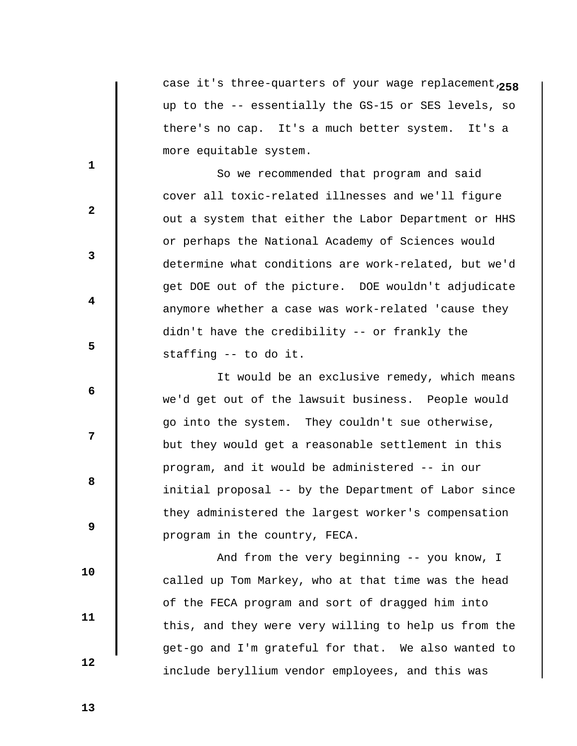case it's three-quarters of your wage replacement, up to the -- essentially the GS-15 or SES levels, so there's no cap. It's a much better system. It's a more equitable system.

So we recommended that program and said cover all toxic-related illnesses and we'll figure out a system that either the Labor Department or HHS or perhaps the National Academy of Sciences would determine what conditions are work-related, but we'd get DOE out of the picture. DOE wouldn't adjudicate anymore whether a case was work-related 'cause they didn't have the credibility -- or frankly the staffing -- to do it.

It would be an exclusive remedy, which means we'd get out of the lawsuit business. People would go into the system. They couldn't sue otherwise, but they would get a reasonable settlement in this program, and it would be administered -- in our initial proposal -- by the Department of Labor since they administered the largest worker's compensation program in the country, FECA.

And from the very beginning -- you know, I called up Tom Markey, who at that time was the head of the FECA program and sort of dragged him into this, and they were very willing to help us from the get-go and I'm grateful for that. We also wanted to include beryllium vendor employees, and this was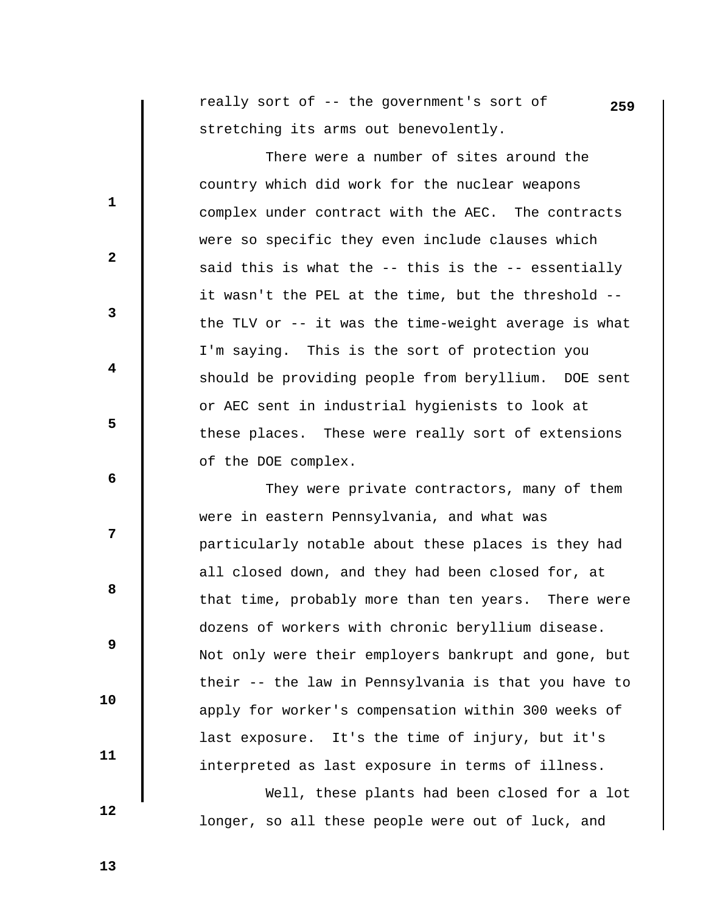really sort of -- the government's sort of stretching its arms out benevolently.

There were a number of sites around the country which did work for the nuclear weapons complex under contract with the AEC. The contracts were so specific they even include clauses which said this is what the -- this is the -- essentially it wasn't the PEL at the time, but the threshold -- the TLV or -- it was the time-weight average is what I'm saying. This is the sort of protection you should be providing people from beryllium. DOE sent or AEC sent in industrial hygienists to look at these places. These were really sort of extensions of the DOE complex.

They were private contractors, many of them were in eastern Pennsylvania, and what was particularly notable about these places is they had all closed down, and they had been closed for, at that time, probably more than ten years. There were dozens of workers with chronic beryllium disease. Not only were their employers bankrupt and gone, but their -- the law in Pennsylvania is that you have to apply for worker's compensation within 300 weeks of last exposure. It's the time of injury, but it's interpreted as last exposure in terms of illness.

Well, these plants had been closed for a lot longer, so all these people were out of luck, and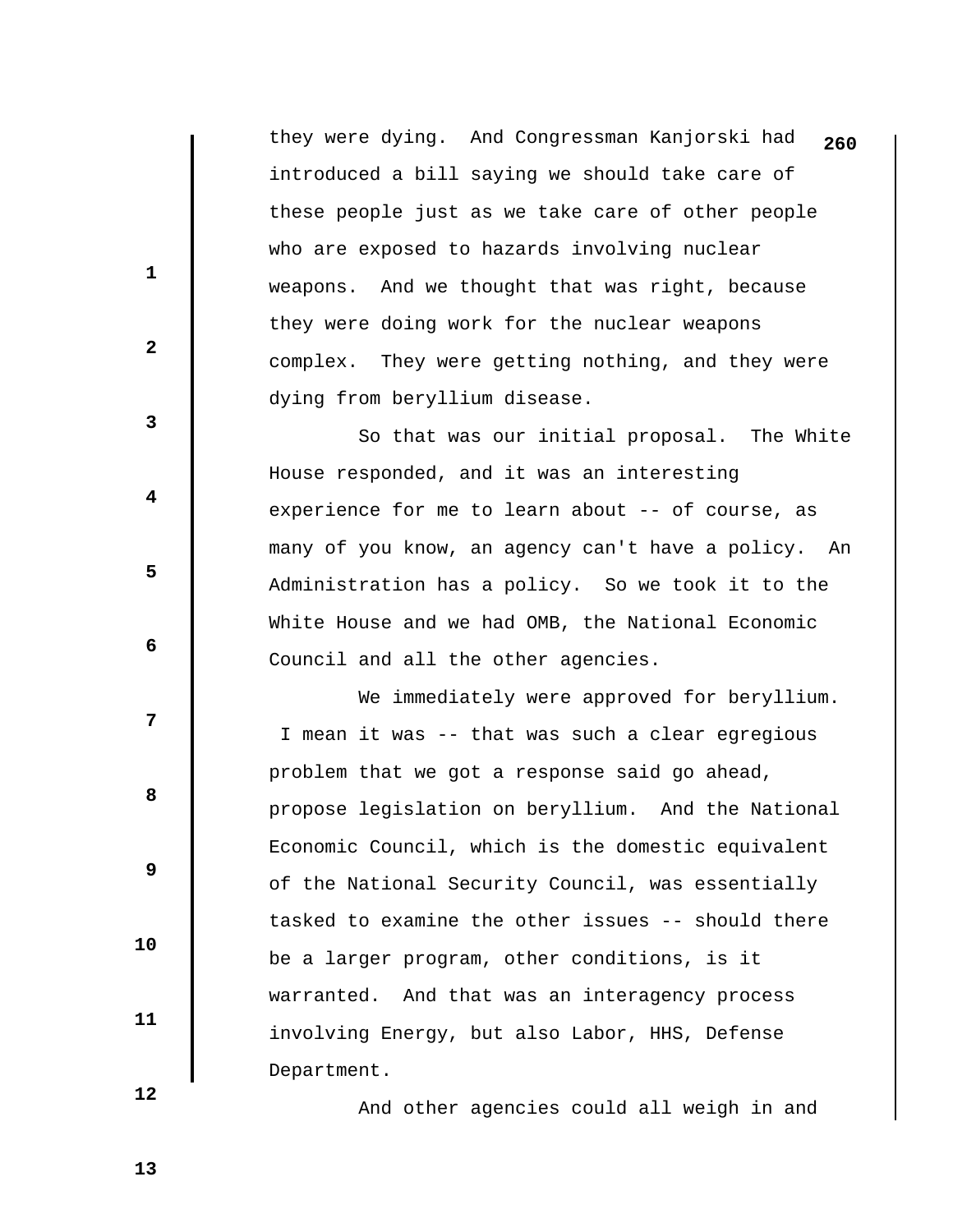they were dying. And Congressman Kanjorski had introduced a bill saying we should take care of these people just as we take care of other people who are exposed to hazards involving nuclear weapons. And we thought that was right, because they were doing work for the nuclear weapons complex. They were getting nothing, and they were dying from beryllium disease.

So that was our initial proposal. The White House responded, and it was an interesting experience for me to learn about -- of course, as many of you know, an agency can't have a policy. An Administration has a policy. So we took it to the White House and we had OMB, the National Economic Council and all the other agencies.

We immediately were approved for beryllium. I mean it was -- that was such a clear egregious problem that we got a response said go ahead, propose legislation on beryllium. And the National Economic Council, which is the domestic equivalent of the National Security Council, was essentially tasked to examine the other issues -- should there be a larger program, other conditions, is it warranted. And that was an interagency process involving Energy, but also Labor, HHS, Defense Department.

And other agencies could all weigh in and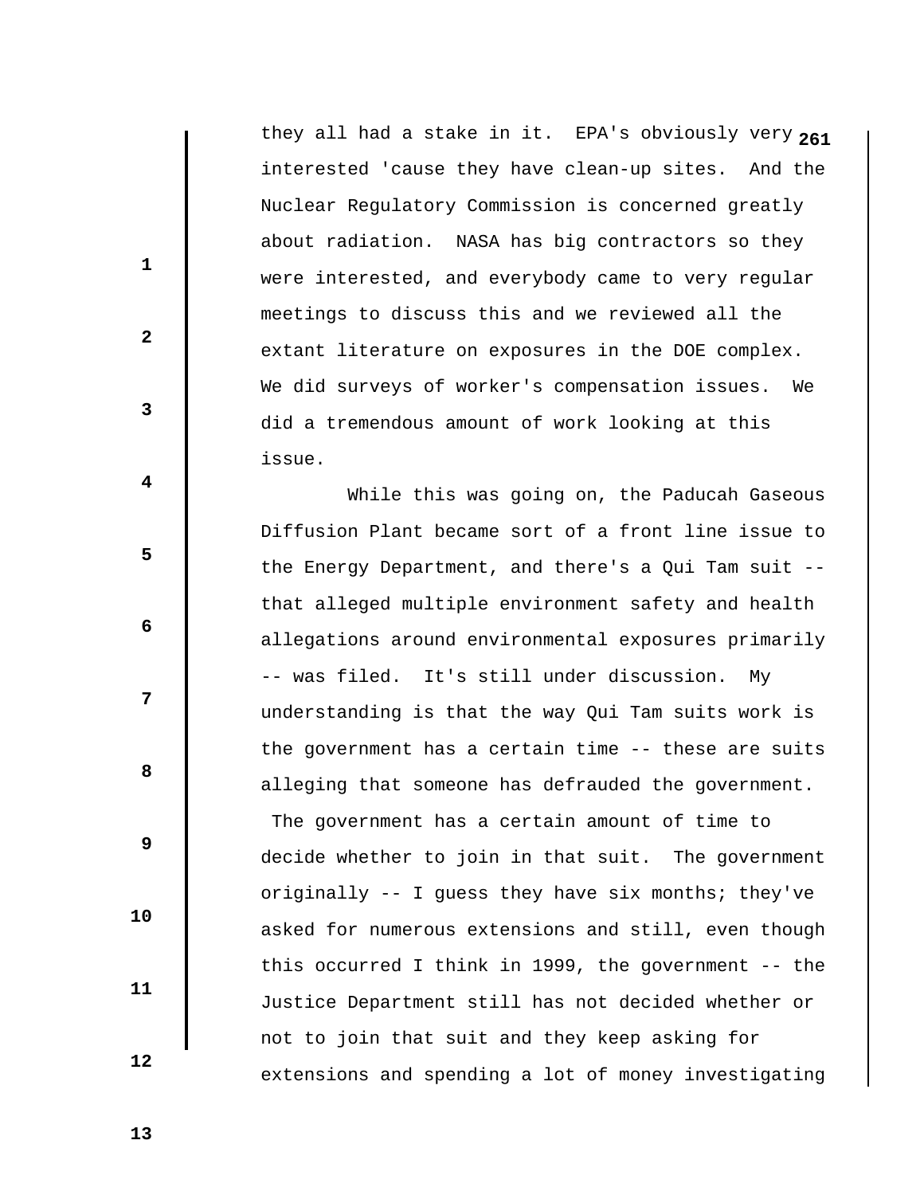they all had a stake in it. EPA's obviously very interested 'cause they have clean-up sites. And the Nuclear Regulatory Commission is concerned greatly about radiation. NASA has big contractors so they were interested, and everybody came to very regular meetings to discuss this and we reviewed all the extant literature on exposures in the DOE complex. We did surveys of worker's compensation issues. We did a tremendous amount of work looking at this issue.

While this was going on, the Paducah Gaseous Diffusion Plant became sort of a front line issue to the Energy Department, and there's a Qui Tam suit -- that alleged multiple environment safety and health allegations around environmental exposures primarily -- was filed. It's still under discussion. My understanding is that the way Qui Tam suits work is the government has a certain time -- these are suits alleging that someone has defrauded the government. The government has a certain amount of time to decide whether to join in that suit. The government originally -- I guess they have six months; they've asked for numerous extensions and still, even though this occurred I think in 1999, the government -- the Justice Department still has not decided whether or not to join that suit and they keep asking for extensions and spending a lot of money investigating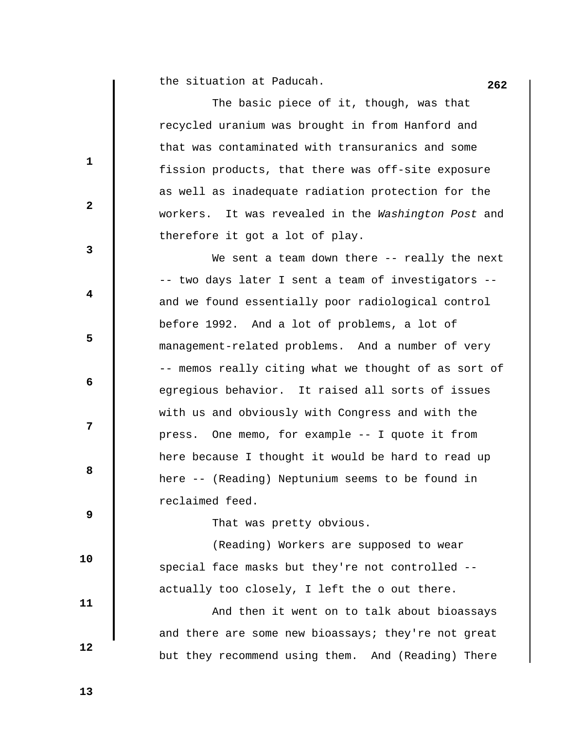the situation at Paducah.

The basic piece of it, though, was that recycled uranium was brought in from Hanford and that was contaminated with transuranics and some fission products, that there was off-site exposure as well as inadequate radiation protection for the workers. It was revealed in the *Washington Post* and therefore it got a lot of play.

We sent a team down there -- really the next -- two days later I sent a team of investigators -- and we found essentially poor radiological control before 1992. And a lot of problems, a lot of management-related problems. And a number of very -- memos really citing what we thought of as sort of egregious behavior. It raised all sorts of issues with us and obviously with Congress and with the press. One memo, for example -- I quote it from here because I thought it would be hard to read up here -- (Reading) Neptunium seems to be found in reclaimed feed.

That was pretty obvious.

(Reading) Workers are supposed to wear special face masks but they're not controlled -- actually too closely, I left the o out there.

And then it went on to talk about bioassays and there are some new bioassays; they're not great but they recommend using them. And (Reading) There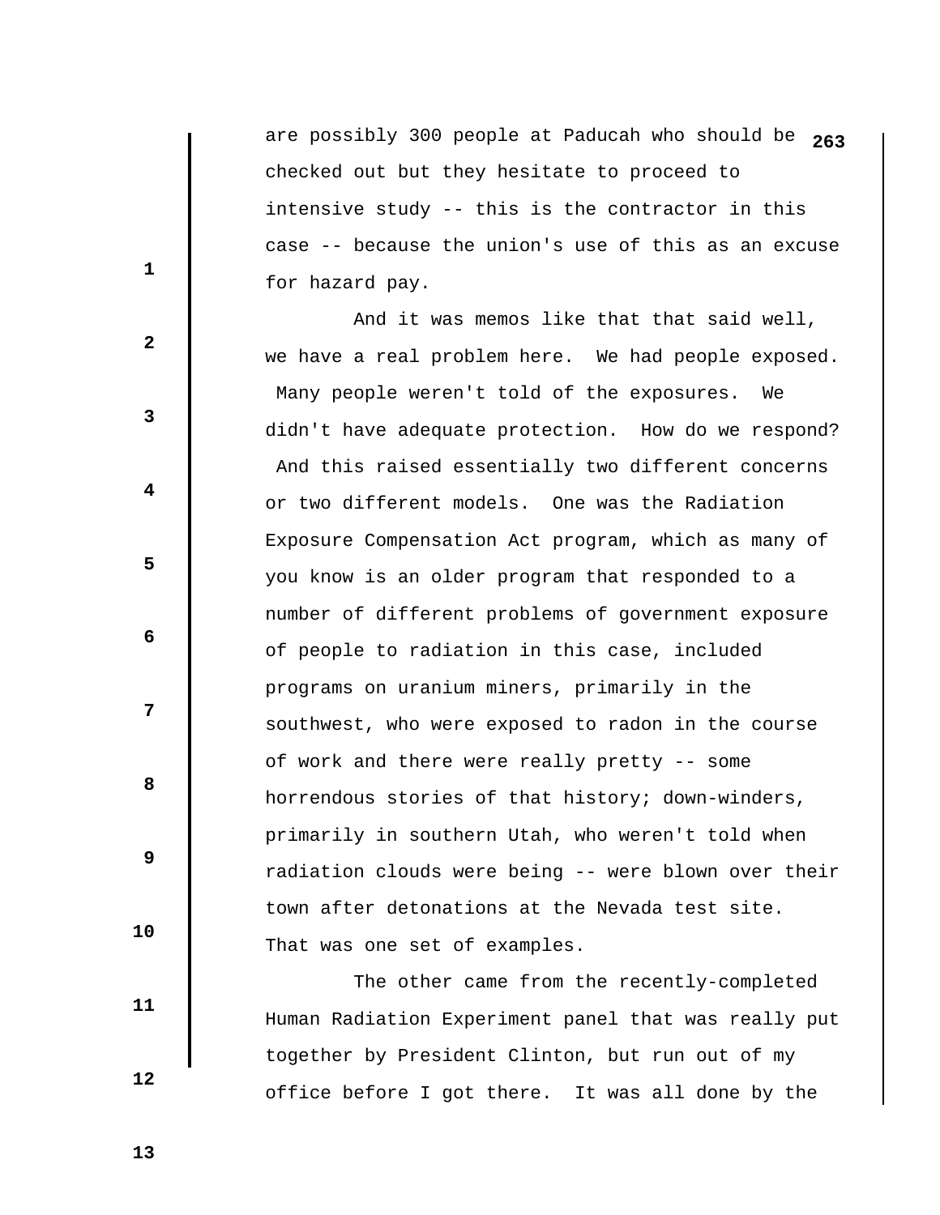are possibly 300 people at Paducah who should be checked out but they hesitate to proceed to intensive study -- this is the contractor in this case -- because the union's use of this as an excuse for hazard pay.

And it was memos like that that said well, we have a real problem here. We had people exposed. Many people weren't told of the exposures. We didn't have adequate protection. How do we respond? And this raised essentially two different concerns or two different models. One was the Radiation Exposure Compensation Act program, which as many of you know is an older program that responded to a number of different problems of government exposure of people to radiation in this case, included programs on uranium miners, primarily in the southwest, who were exposed to radon in the course of work and there were really pretty -- some horrendous stories of that history; down-winders, primarily in southern Utah, who weren't told when radiation clouds were being -- were blown over their town after detonations at the Nevada test site. That was one set of examples.

The other came from the recently-completed Human Radiation Experiment panel that was really put together by President Clinton, but run out of my office before I got there. It was all done by the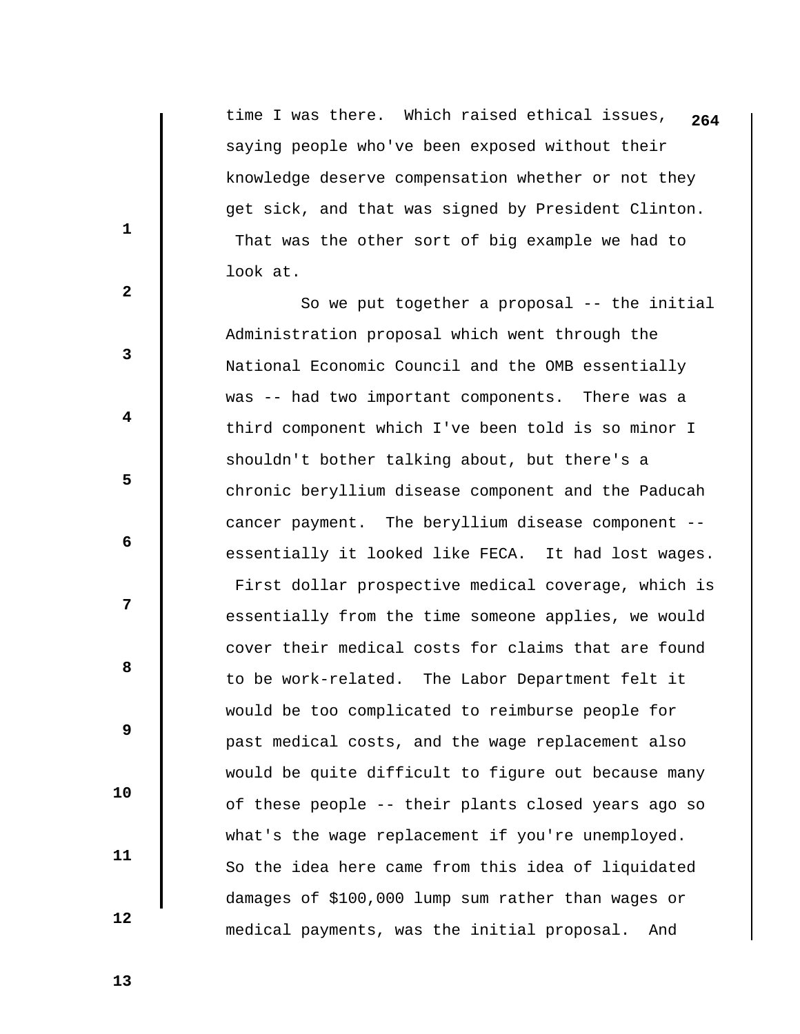time I was there. Which raised ethical issues, saying people who've been exposed without their knowledge deserve compensation whether or not they get sick, and that was signed by President Clinton. That was the other sort of big example we had to look at.

So we put together a proposal -- the initial Administration proposal which went through the National Economic Council and the OMB essentially was -- had two important components. There was a third component which I've been told is so minor I shouldn't bother talking about, but there's a chronic beryllium disease component and the Paducah cancer payment. The beryllium disease component -- essentially it looked like FECA. It had lost wages. First dollar prospective medical coverage, which is essentially from the time someone applies, we would cover their medical costs for claims that are found to be work-related. The Labor Department felt it would be too complicated to reimburse people for past medical costs, and the wage replacement also would be quite difficult to figure out because many of these people -- their plants closed years ago so what's the wage replacement if you're unemployed. So the idea here came from this idea of liquidated damages of $100,000 lump sum rather than wages or medical payments, was the initial proposal. And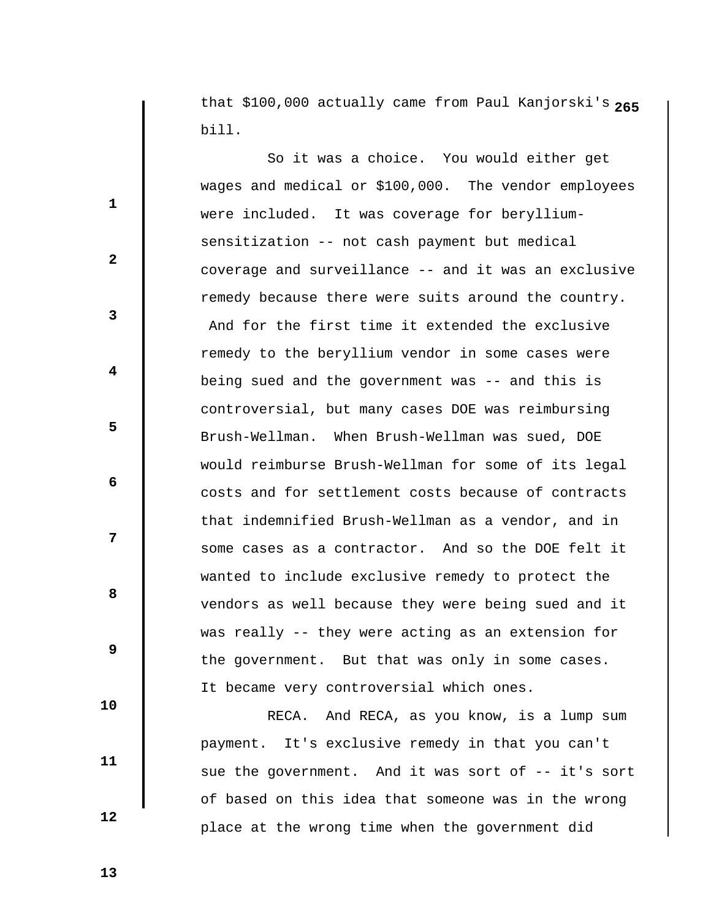that $100,000 actually came from Paul Kanjorski's bill.

So it was a choice. You would either get wages and medical or $100,000. The vendor employees were included. It was coverage for beryllium-sensitization -- not cash payment but medical coverage and surveillance -- and it was an exclusive remedy because there were suits around the country. And for the first time it extended the exclusive remedy to the beryllium vendor in some cases were being sued and the government was -- and this is controversial, but many cases DOE was reimbursing Brush-Wellman. When Brush-Wellman was sued, DOE would reimburse Brush-Wellman for some of its legal costs and for settlement costs because of contracts that indemnified Brush-Wellman as a vendor, and in some cases as a contractor. And so the DOE felt it wanted to include exclusive remedy to protect the vendors as well because they were being sued and it was really -- they were acting as an extension for the government. But that was only in some cases. It became very controversial which ones.

RECA. And RECA, as you know, is a lump sum payment. It's exclusive remedy in that you can't sue the government. And it was sort of -- it's sort of based on this idea that someone was in the wrong place at the wrong time when the government did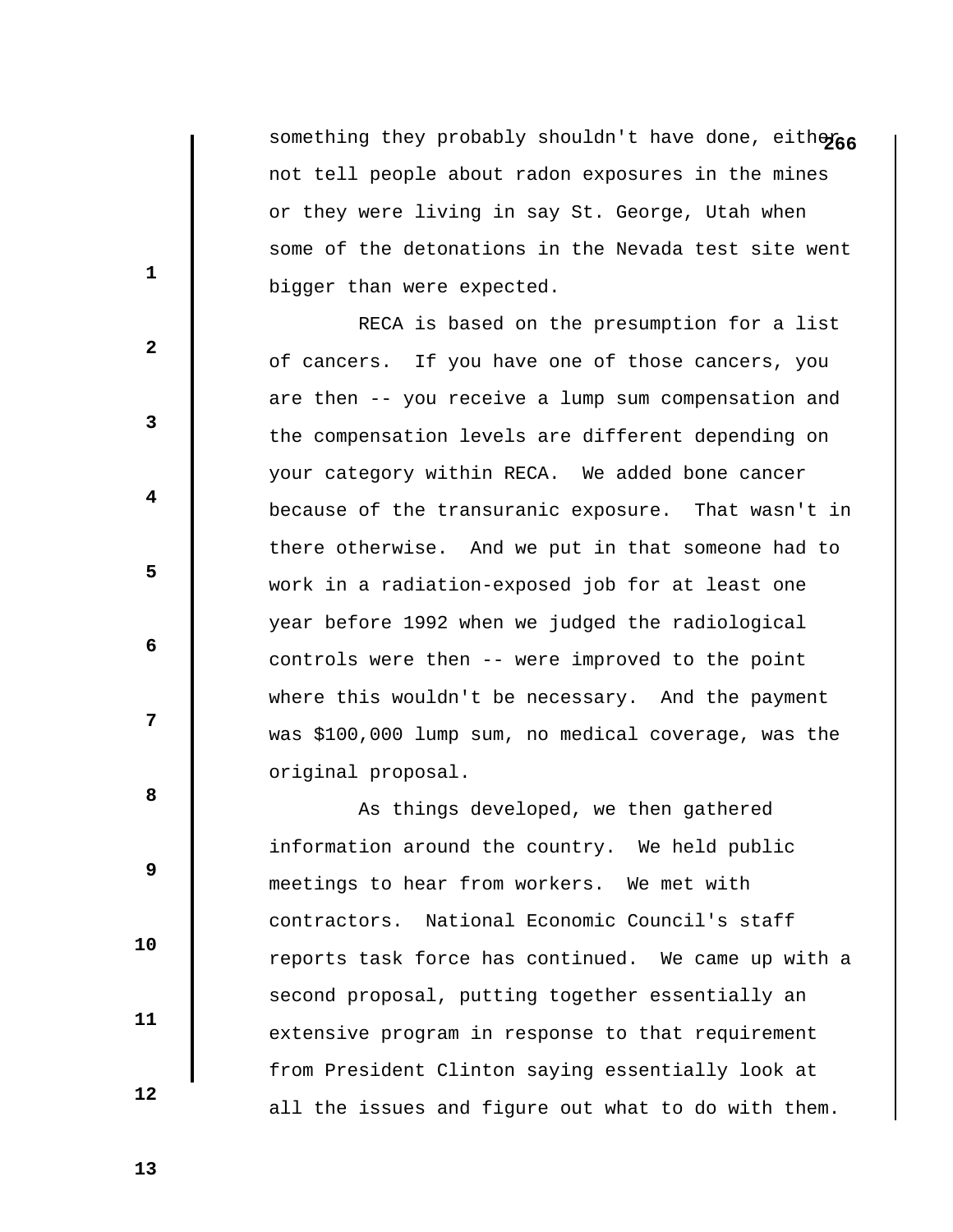something they probably shouldn't have done, either not tell people about radon exposures in the mines or they were living in say St. George, Utah when some of the detonations in the Nevada test site went bigger than were expected.

RECA is based on the presumption for a list of cancers. If you have one of those cancers, you are then -- you receive a lump sum compensation and the compensation levels are different depending on your category within RECA. We added bone cancer because of the transuranic exposure. That wasn't in there otherwise. And we put in that someone had to work in a radiation-exposed job for at least one year before 1992 when we judged the radiological controls were then -- were improved to the point where this wouldn't be necessary. And the payment was $100,000 lump sum, no medical coverage, was the original proposal.

As things developed, we then gathered information around the country. We held public meetings to hear from workers. We met with contractors. National Economic Council's staff reports task force has continued. We came up with a second proposal, putting together essentially an extensive program in response to that requirement from President Clinton saying essentially look at all the issues and figure out what to do with them.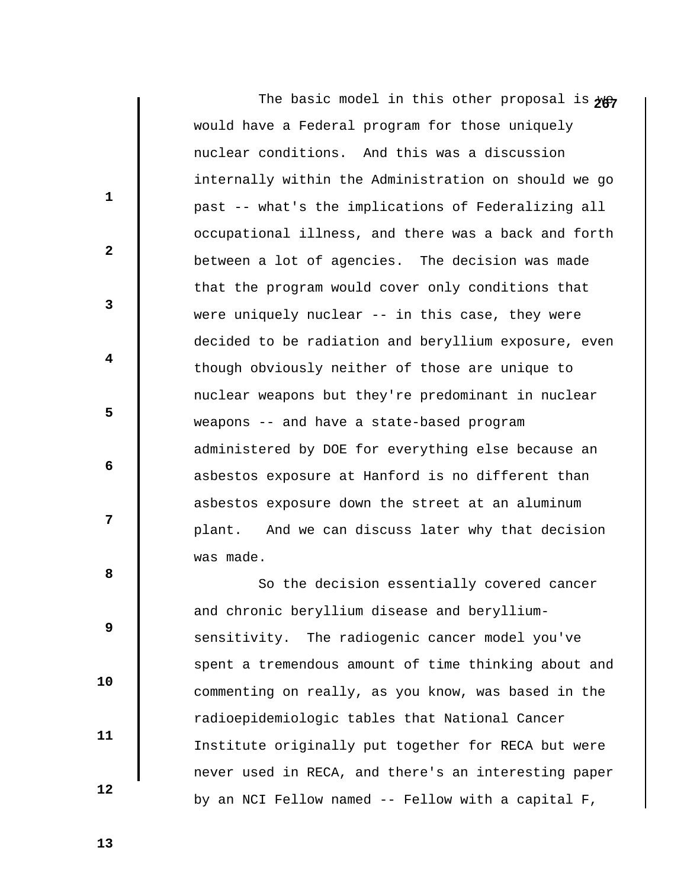The basic model in this other proposal is we would have a Federal program for those uniquely nuclear conditions. And this was a discussion internally within the Administration on should we go past -- what's the implications of Federalizing all occupational illness, and there was a back and forth between a lot of agencies. The decision was made that the program would cover only conditions that were uniquely nuclear -- in this case, they were decided to be radiation and beryllium exposure, even though obviously neither of those are unique to nuclear weapons but they're predominant in nuclear weapons -- and have a state-based program administered by DOE for everything else because an asbestos exposure at Hanford is no different than asbestos exposure down the street at an aluminum plant. And we can discuss later why that decision was made.

So the decision essentially covered cancer and chronic beryllium disease and beryllium-sensitivity. The radiogenic cancer model you've spent a tremendous amount of time thinking about and commenting on really, as you know, was based in the radioepidemiologic tables that National Cancer Institute originally put together for RECA but were never used in RECA, and there's an interesting paper by an NCI Fellow named -- Fellow with a capital F,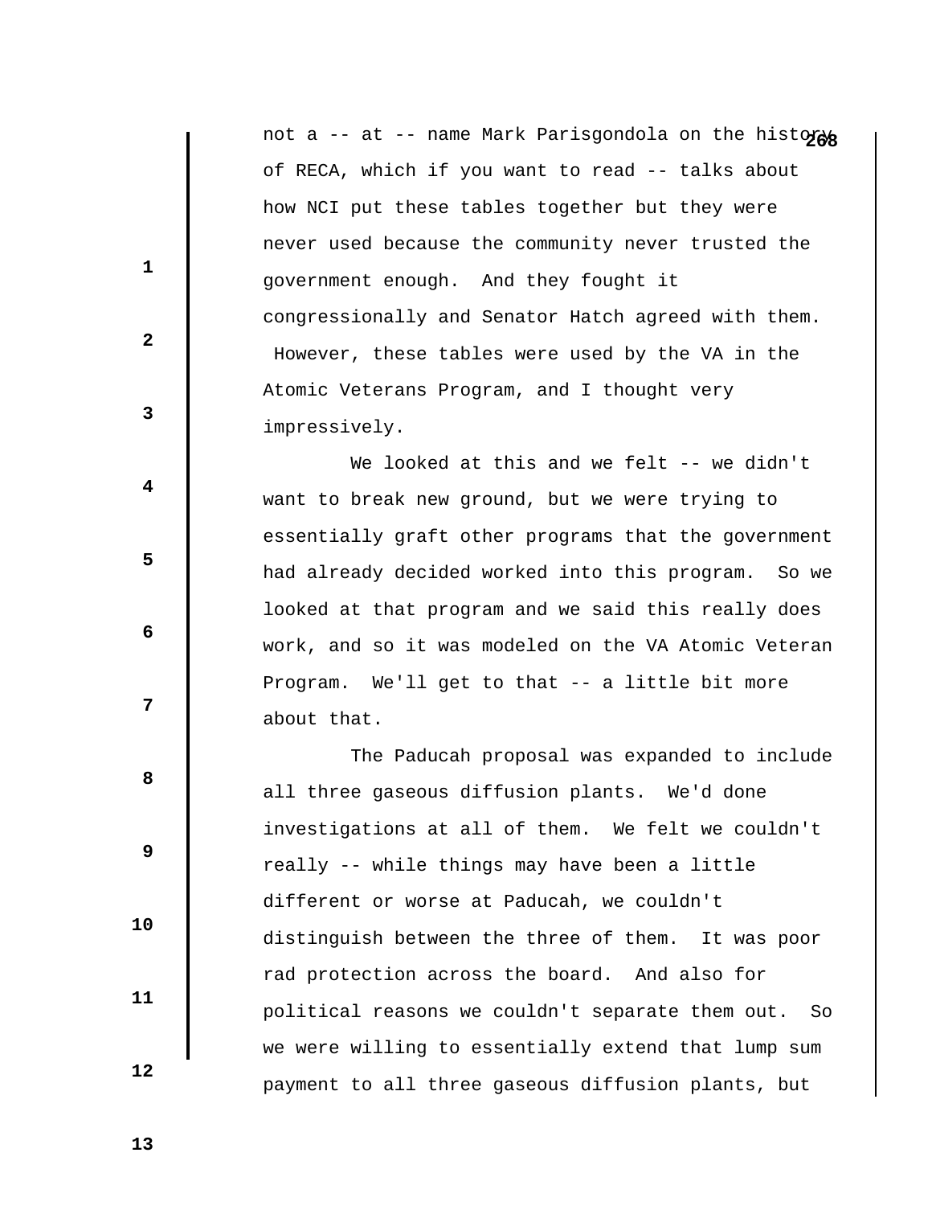not a -- at -- name Mark Parisgondola on the history of RECA, which if you want to read -- talks about how NCI put these tables together but they were never used because the community never trusted the government enough. And they fought it congressionally and Senator Hatch agreed with them. However, these tables were used by the VA in the Atomic Veterans Program, and I thought very impressively.

We looked at this and we felt -- we didn't want to break new ground, but we were trying to essentially graft other programs that the government had already decided worked into this program. So we looked at that program and we said this really does work, and so it was modeled on the VA Atomic Veteran Program. We'll get to that -- a little bit more about that.

The Paducah proposal was expanded to include all three gaseous diffusion plants. We'd done investigations at all of them. We felt we couldn't really -- while things may have been a little different or worse at Paducah, we couldn't distinguish between the three of them. It was poor rad protection across the board. And also for political reasons we couldn't separate them out. So we were willing to essentially extend that lump sum payment to all three gaseous diffusion plants, but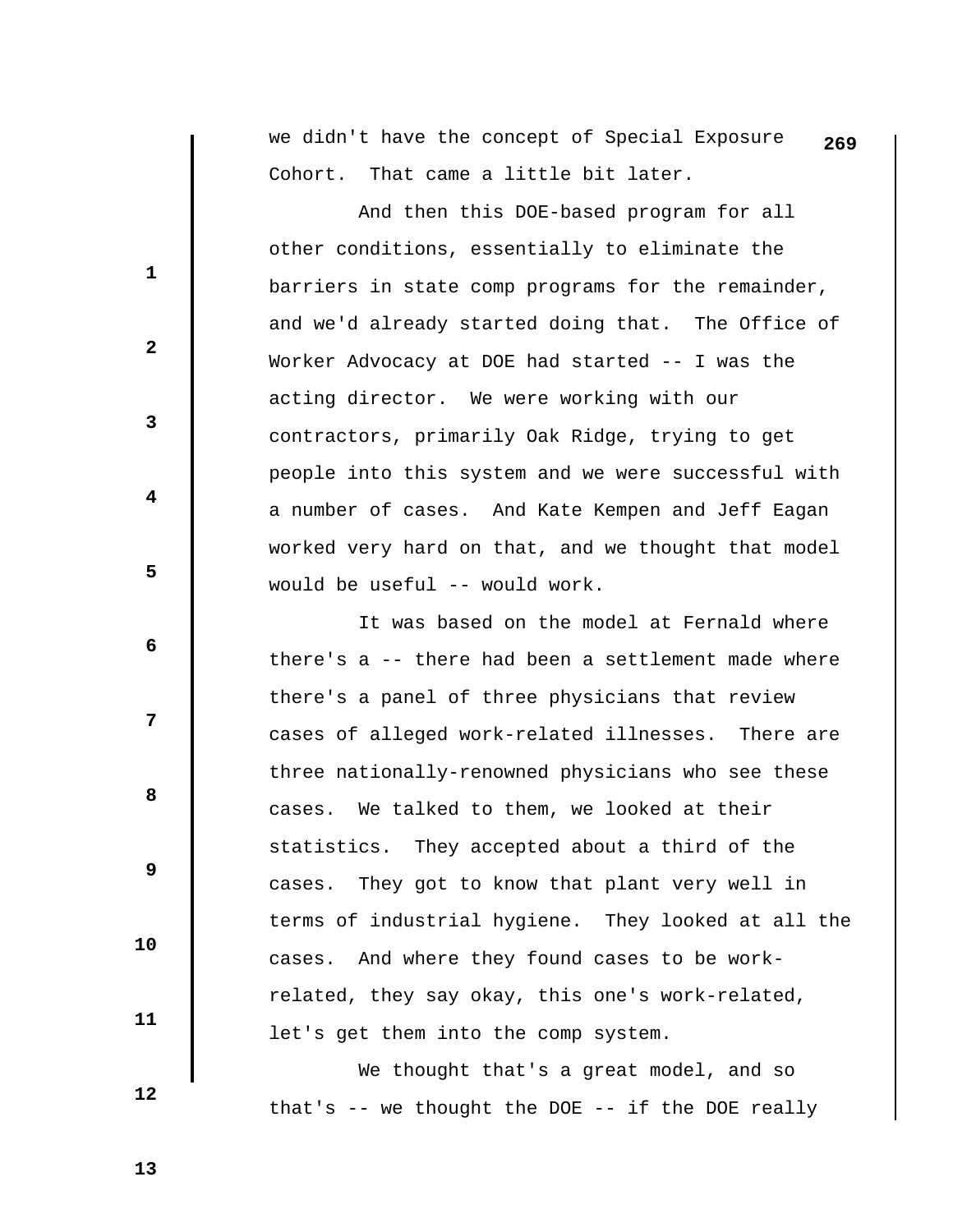we didn't have the concept of Special Exposure Cohort. That came a little bit later.

And then this DOE-based program for all other conditions, essentially to eliminate the barriers in state comp programs for the remainder, and we'd already started doing that. The Office of Worker Advocacy at DOE had started -- I was the acting director. We were working with our contractors, primarily Oak Ridge, trying to get people into this system and we were successful with a number of cases. And Kate Kempen and Jeff Eagan worked very hard on that, and we thought that model would be useful -- would work.

It was based on the model at Fernald where there's a -- there had been a settlement made where there's a panel of three physicians that review cases of alleged work-related illnesses. There are three nationally-renowned physicians who see these cases. We talked to them, we looked at their statistics. They accepted about a third of the cases. They got to know that plant very well in terms of industrial hygiene. They looked at all the cases. And where they found cases to be work-related, they say okay, this one's work-related, let's get them into the comp system.

We thought that's a great model, and so that's -- we thought the DOE -- if the DOE really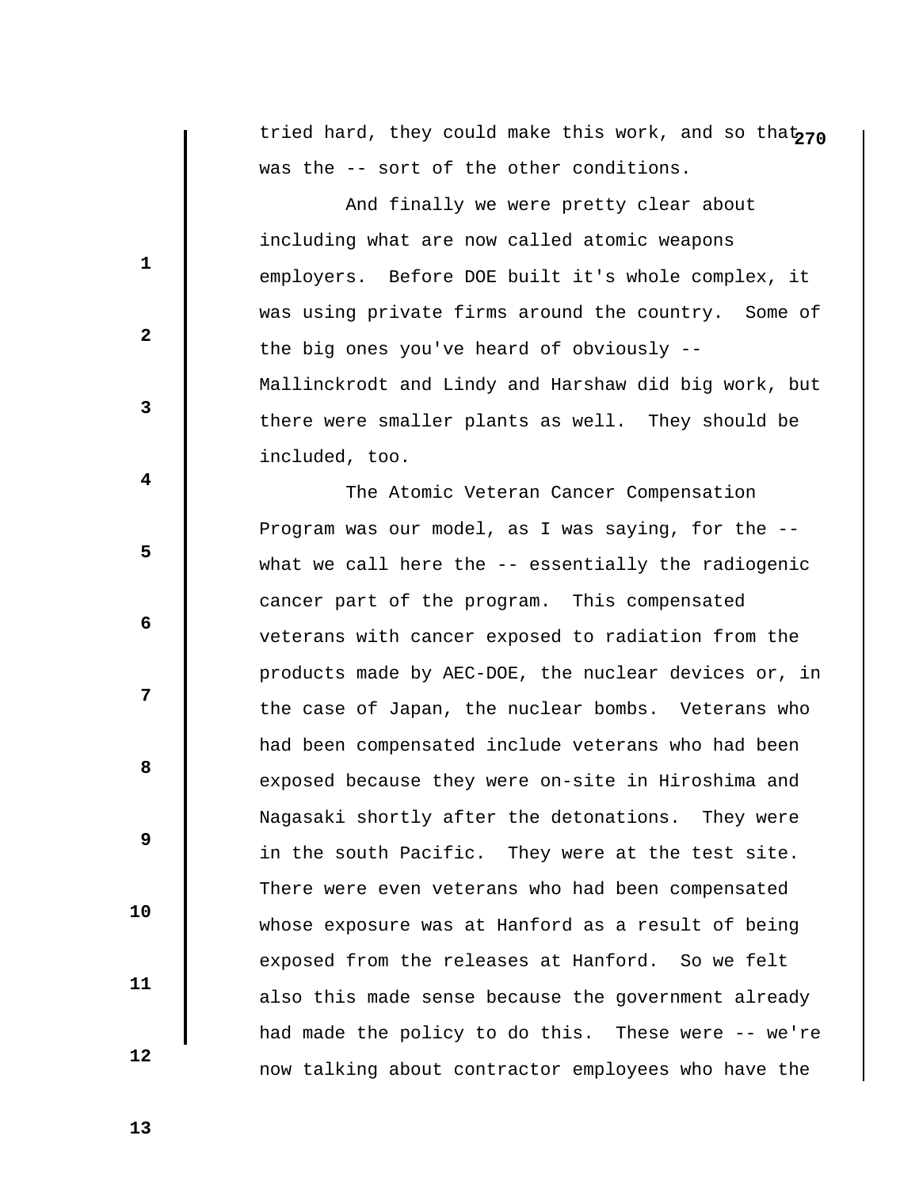tried hard, they could make this work, and so that was the -- sort of the other conditions.

And finally we were pretty clear about including what are now called atomic weapons employers. Before DOE built it's whole complex, it was using private firms around the country. Some of the big ones you've heard of obviously -- Mallinckrodt and Lindy and Harshaw did big work, but there were smaller plants as well. They should be included, too.

The Atomic Veteran Cancer Compensation Program was our model, as I was saying, for the -- what we call here the -- essentially the radiogenic cancer part of the program. This compensated veterans with cancer exposed to radiation from the products made by AEC-DOE, the nuclear devices or, in the case of Japan, the nuclear bombs. Veterans who had been compensated include veterans who had been exposed because they were on-site in Hiroshima and Nagasaki shortly after the detonations. They were in the south Pacific. They were at the test site. There were even veterans who had been compensated whose exposure was at Hanford as a result of being exposed from the releases at Hanford. So we felt also this made sense because the government already had made the policy to do this. These were -- we're now talking about contractor employees who have the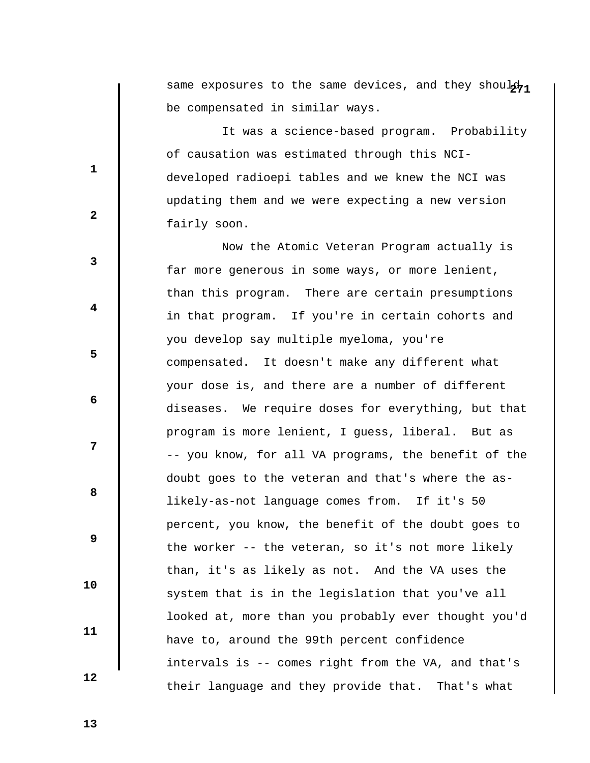same exposures to the same devices, and they should be compensated in similar ways.

It was a science-based program. Probability of causation was estimated through this NCI-developed radioepi tables and we knew the NCI was updating them and we were expecting a new version fairly soon.

Now the Atomic Veteran Program actually is far more generous in some ways, or more lenient, than this program. There are certain presumptions in that program. If you're in certain cohorts and you develop say multiple myeloma, you're compensated. It doesn't make any different what your dose is, and there are a number of different diseases. We require doses for everything, but that program is more lenient, I guess, liberal. But as -- you know, for all VA programs, the benefit of the doubt goes to the veteran and that's where the as-likely-as-not language comes from. If it's 50 percent, you know, the benefit of the doubt goes to the worker -- the veteran, so it's not more likely than, it's as likely as not. And the VA uses the system that is in the legislation that you've all looked at, more than you probably ever thought you'd have to, around the 99th percent confidence intervals is -- comes right from the VA, and that's their language and they provide that. That's what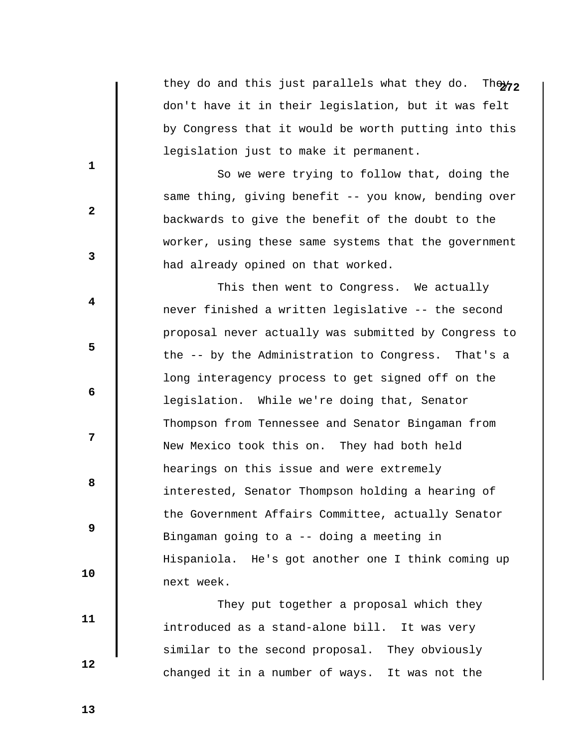they do and this just parallels what they do. They don't have it in their legislation, but it was felt by Congress that it would be worth putting into this legislation just to make it permanent.

So we were trying to follow that, doing the same thing, giving benefit -- you know, bending over backwards to give the benefit of the doubt to the worker, using these same systems that the government had already opined on that worked.

This then went to Congress. We actually never finished a written legislative -- the second proposal never actually was submitted by Congress to the -- by the Administration to Congress. That's a long interagency process to get signed off on the legislation. While we're doing that, Senator Thompson from Tennessee and Senator Bingaman from New Mexico took this on. They had both held hearings on this issue and were extremely interested, Senator Thompson holding a hearing of the Government Affairs Committee, actually Senator Bingaman going to a -- doing a meeting in Hispaniola. He's got another one I think coming up next week.

They put together a proposal which they introduced as a stand-alone bill. It was very similar to the second proposal. They obviously changed it in a number of ways. It was not the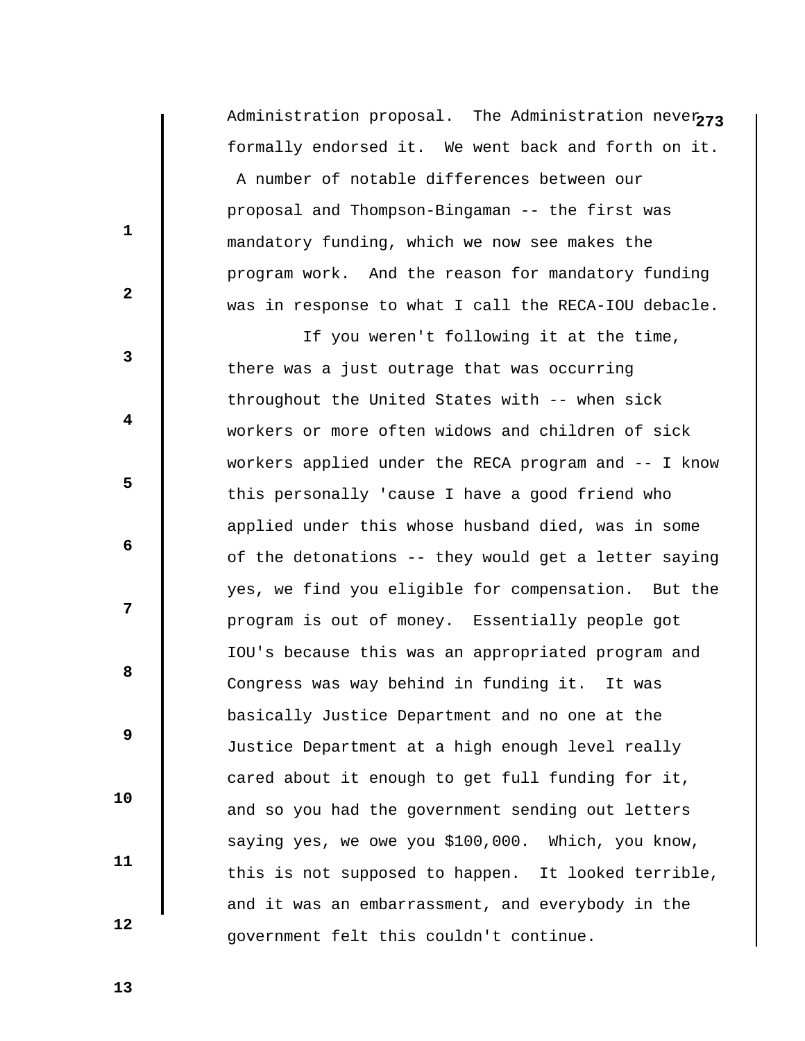Administration proposal. The Administration never formally endorsed it. We went back and forth on it. A number of notable differences between our proposal and Thompson-Bingaman -- the first was mandatory funding, which we now see makes the program work. And the reason for mandatory funding was in response to what I call the RECA-IOU debacle.

If you weren't following it at the time, there was a just outrage that was occurring throughout the United States with -- when sick workers or more often widows and children of sick workers applied under the RECA program and -- I know this personally 'cause I have a good friend who applied under this whose husband died, was in some of the detonations -- they would get a letter saying yes, we find you eligible for compensation. But the program is out of money. Essentially people got IOU's because this was an appropriated program and Congress was way behind in funding it. It was basically Justice Department and no one at the Justice Department at a high enough level really cared about it enough to get full funding for it, and so you had the government sending out letters saying yes, we owe you $100,000. Which, you know, this is not supposed to happen. It looked terrible, and it was an embarrassment, and everybody in the government felt this couldn't continue.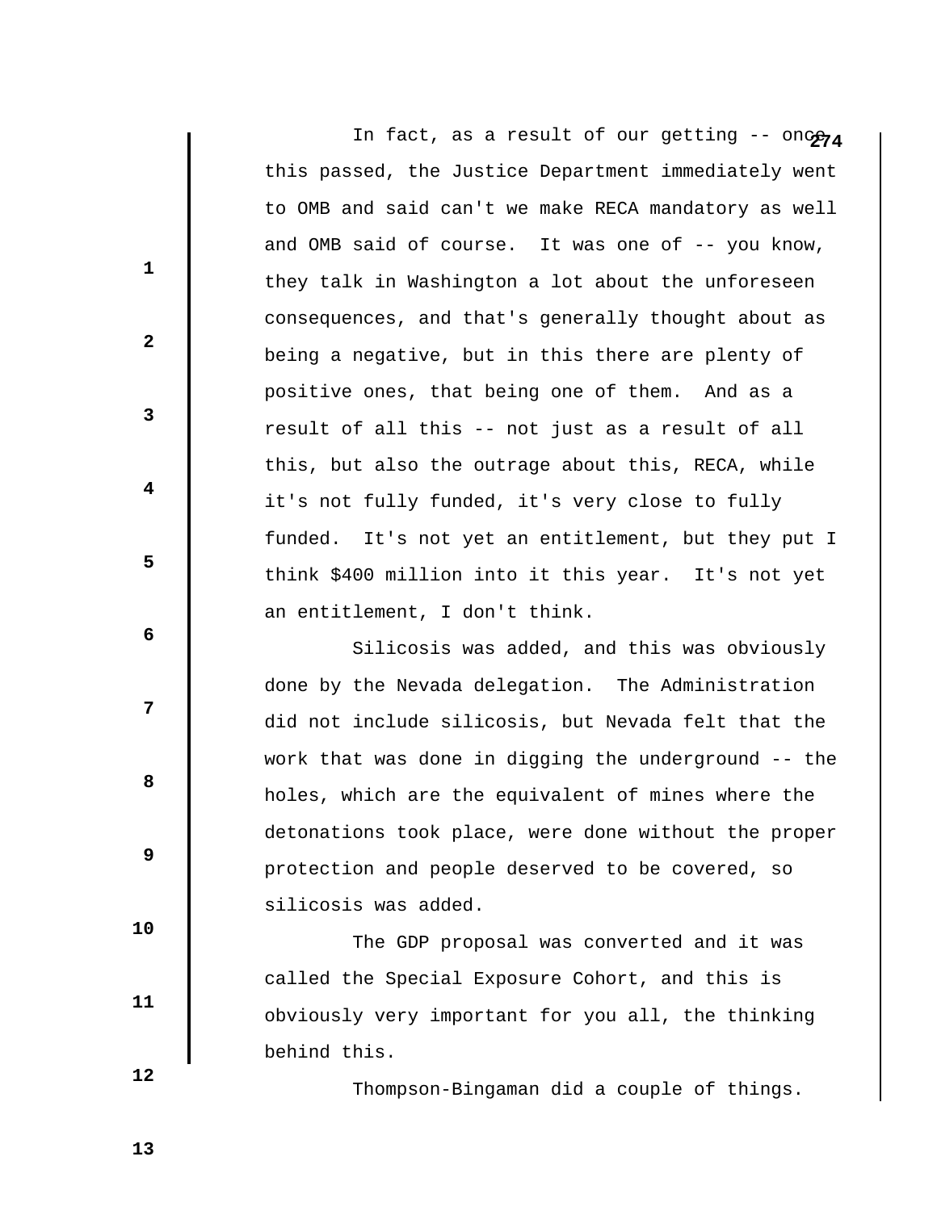In fact, as a result of our getting -- once this passed, the Justice Department immediately went to OMB and said can't we make RECA mandatory as well and OMB said of course. It was one of -- you know, they talk in Washington a lot about the unforeseen consequences, and that's generally thought about as being a negative, but in this there are plenty of positive ones, that being one of them. And as a result of all this -- not just as a result of all this, but also the outrage about this, RECA, while it's not fully funded, it's very close to fully funded. It's not yet an entitlement, but they put I think $400 million into it this year. It's not yet an entitlement, I don't think.

Silicosis was added, and this was obviously done by the Nevada delegation. The Administration did not include silicosis, but Nevada felt that the work that was done in digging the underground -- the holes, which are the equivalent of mines where the detonations took place, were done without the proper protection and people deserved to be covered, so silicosis was added.

The GDP proposal was converted and it was called the Special Exposure Cohort, and this is obviously very important for you all, the thinking behind this.

Thompson-Bingaman did a couple of things.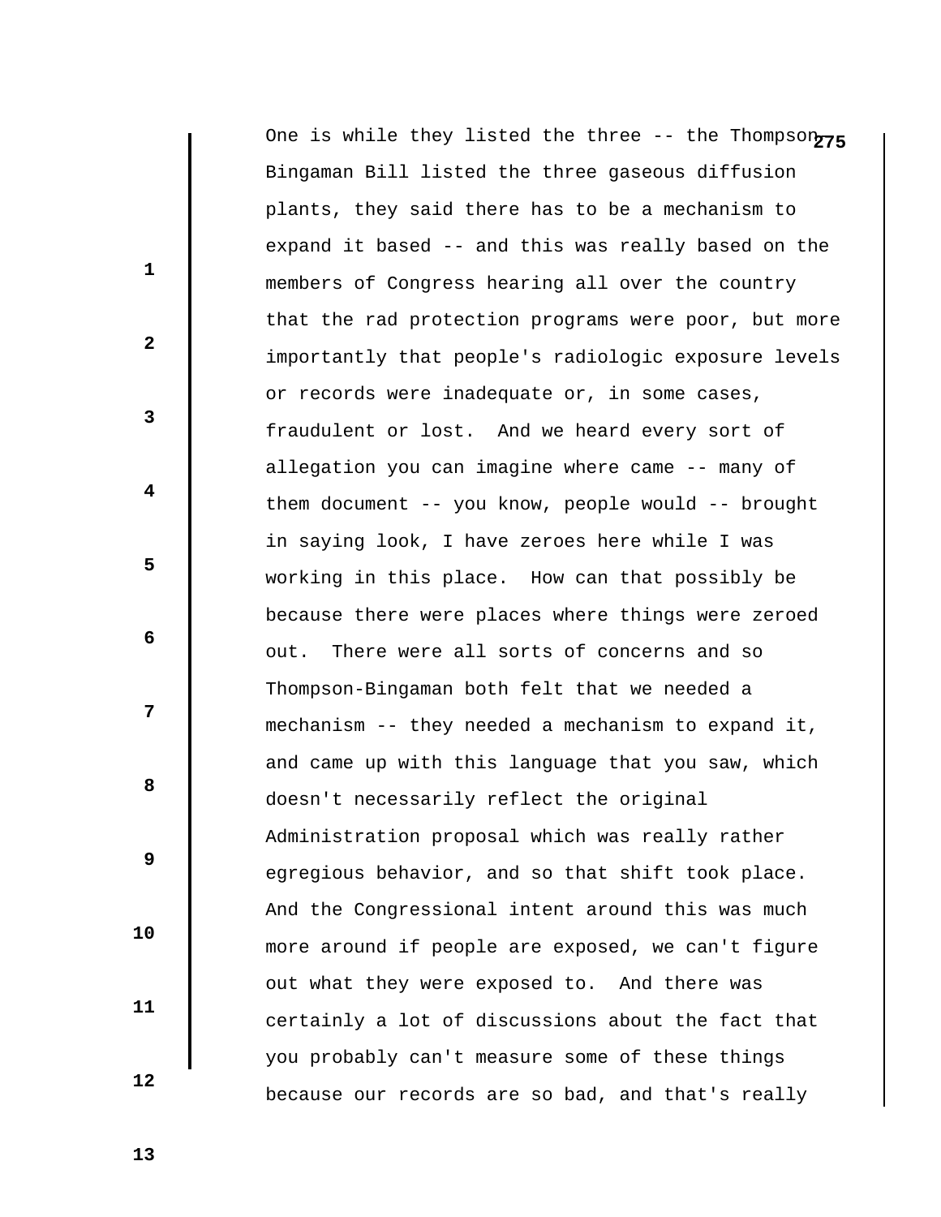One is while they listed the three -- the Thompson-Bingaman Bill listed the three gaseous diffusion plants, they said there has to be a mechanism to expand it based -- and this was really based on the members of Congress hearing all over the country that the rad protection programs were poor, but more importantly that people's radiologic exposure levels or records were inadequate or, in some cases, fraudulent or lost. And we heard every sort of allegation you can imagine where came -- many of them document -- you know, people would -- brought in saying look, I have zeroes here while I was working in this place. How can that possibly be because there were places where things were zeroed out. There were all sorts of concerns and so Thompson-Bingaman both felt that we needed a mechanism -- they needed a mechanism to expand it, and came up with this language that you saw, which doesn't necessarily reflect the original Administration proposal which was really rather egregious behavior, and so that shift took place. And the Congressional intent around this was much more around if people are exposed, we can't figure out what they were exposed to. And there was certainly a lot of discussions about the fact that you probably can't measure some of these things because our records are so bad, and that's really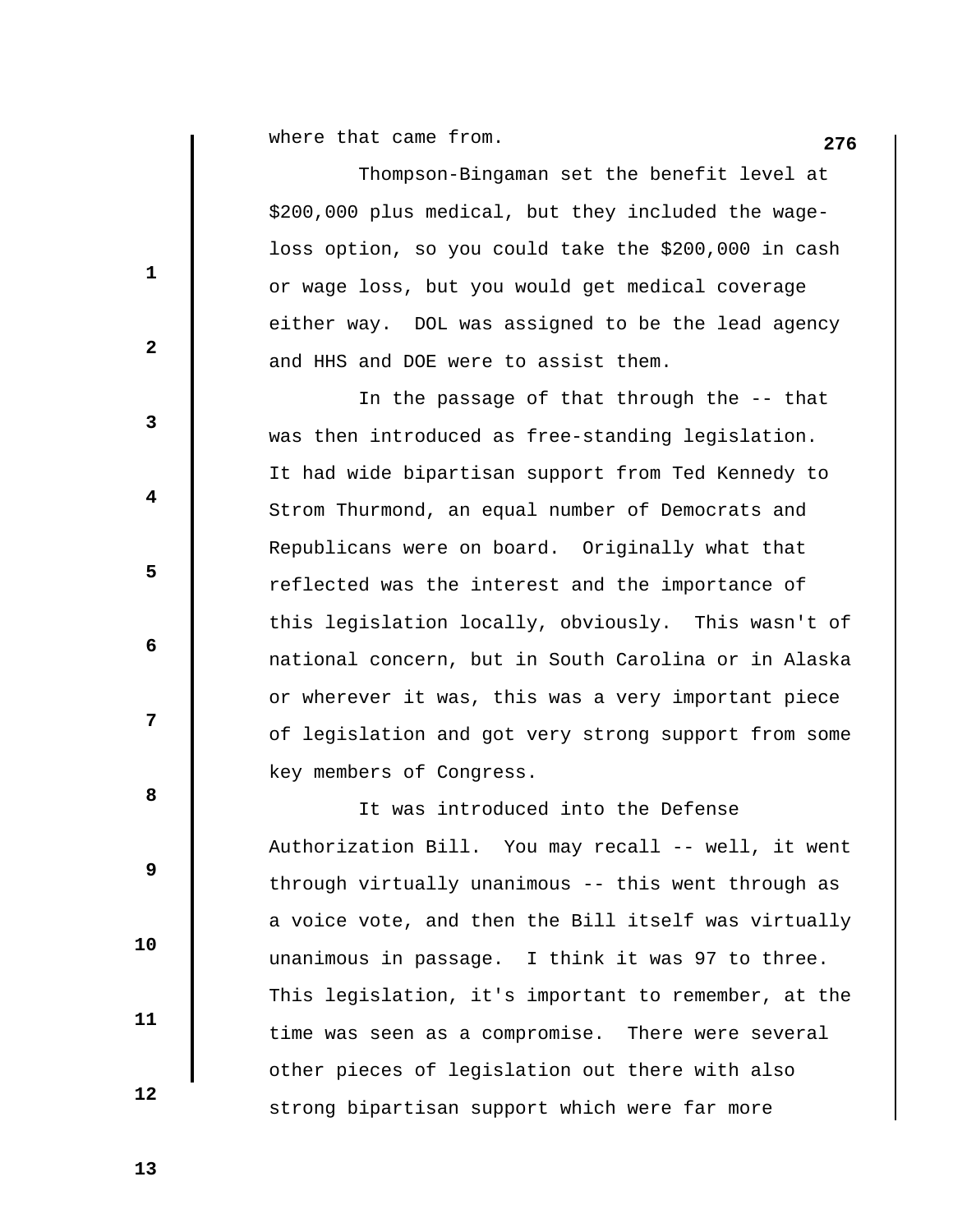where that came from.

Thompson-Bingaman set the benefit level at $200,000 plus medical, but they included the wage-loss option, so you could take the $200,000 in cash or wage loss, but you would get medical coverage either way. DOL was assigned to be the lead agency and HHS and DOE were to assist them.

In the passage of that through the -- that was then introduced as free-standing legislation. It had wide bipartisan support from Ted Kennedy to Strom Thurmond, an equal number of Democrats and Republicans were on board. Originally what that reflected was the interest and the importance of this legislation locally, obviously. This wasn't of national concern, but in South Carolina or in Alaska or wherever it was, this was a very important piece of legislation and got very strong support from some key members of Congress.

It was introduced into the Defense Authorization Bill. You may recall -- well, it went through virtually unanimous -- this went through as a voice vote, and then the Bill itself was virtually unanimous in passage. I think it was 97 to three. This legislation, it's important to remember, at the time was seen as a compromise. There were several other pieces of legislation out there with also strong bipartisan support which were far more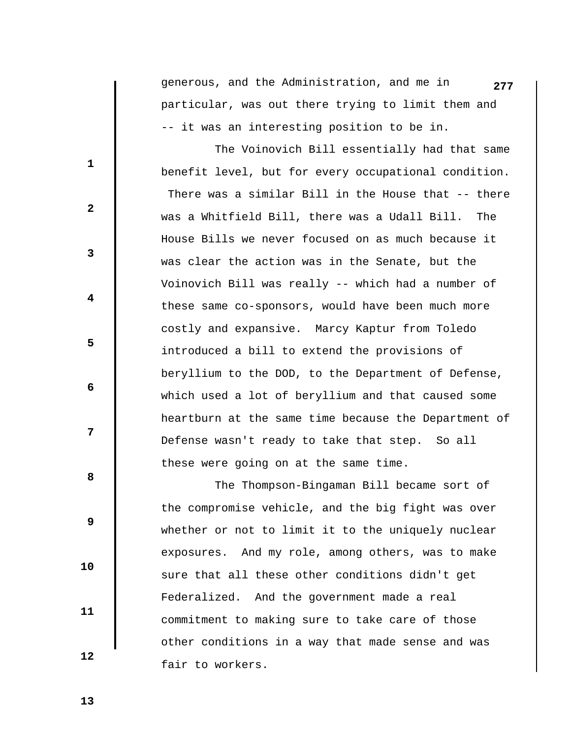generous, and the Administration, and me in particular, was out there trying to limit them and -- it was an interesting position to be in.

The Voinovich Bill essentially had that same benefit level, but for every occupational condition. There was a similar Bill in the House that -- there was a Whitfield Bill, there was a Udall Bill. The House Bills we never focused on as much because it was clear the action was in the Senate, but the Voinovich Bill was really -- which had a number of these same co-sponsors, would have been much more costly and expansive. Marcy Kaptur from Toledo introduced a bill to extend the provisions of beryllium to the DOD, to the Department of Defense, which used a lot of beryllium and that caused some heartburn at the same time because the Department of Defense wasn't ready to take that step. So all these were going on at the same time.

The Thompson-Bingaman Bill became sort of the compromise vehicle, and the big fight was over whether or not to limit it to the uniquely nuclear exposures. And my role, among others, was to make sure that all these other conditions didn't get Federalized. And the government made a real commitment to making sure to take care of those other conditions in a way that made sense and was fair to workers.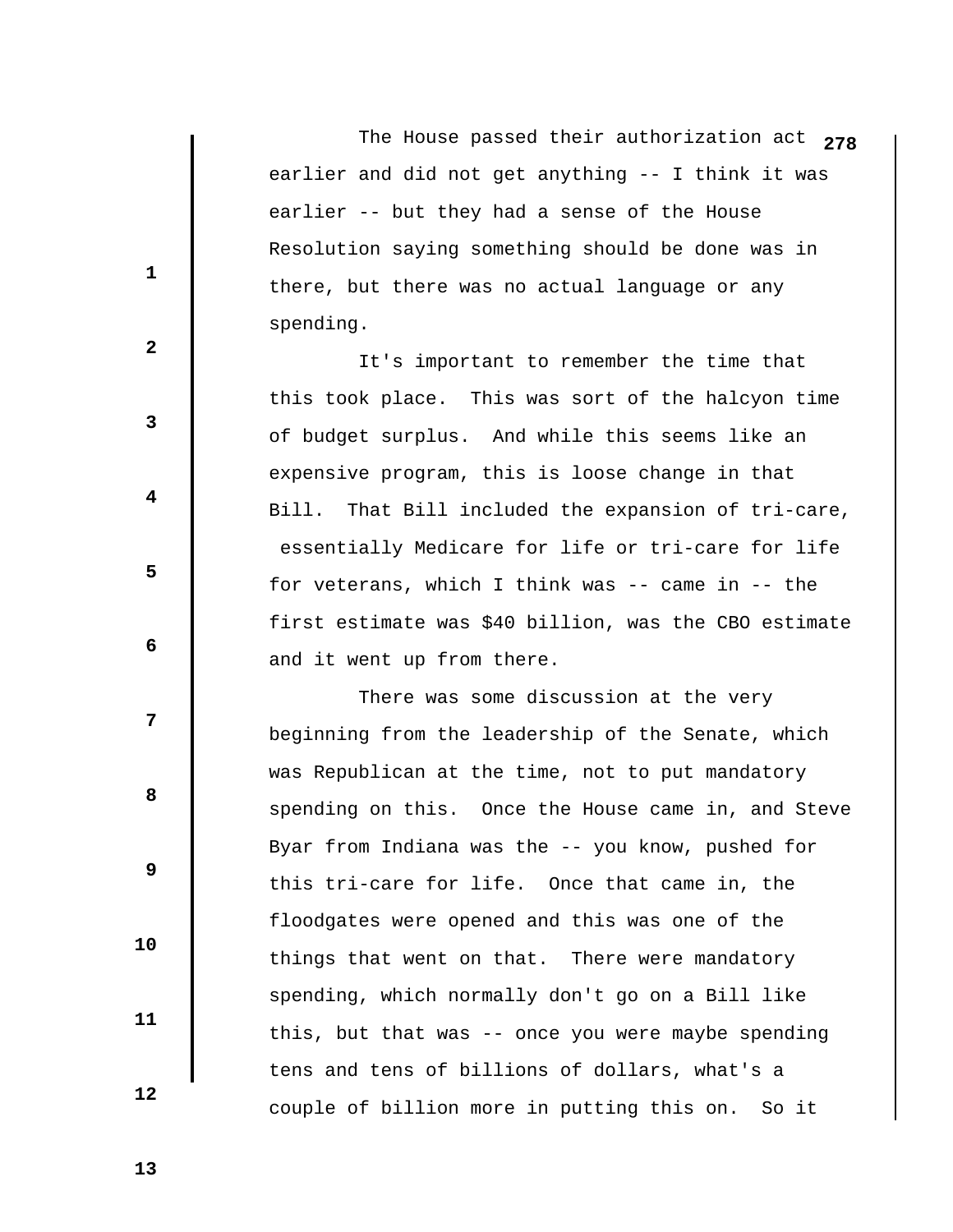The House passed their authorization act earlier and did not get anything -- I think it was earlier -- but they had a sense of the House Resolution saying something should be done was in there, but there was no actual language or any spending.

It's important to remember the time that this took place. This was sort of the halcyon time of budget surplus. And while this seems like an expensive program, this is loose change in that Bill. That Bill included the expansion of tri-care, essentially Medicare for life or tri-care for life for veterans, which I think was -- came in -- the first estimate was $40 billion, was the CBO estimate and it went up from there.

There was some discussion at the very beginning from the leadership of the Senate, which was Republican at the time, not to put mandatory spending on this. Once the House came in, and Steve Byar from Indiana was the -- you know, pushed for this tri-care for life. Once that came in, the floodgates were opened and this was one of the things that went on that. There were mandatory spending, which normally don't go on a Bill like this, but that was -- once you were maybe spending tens and tens of billions of dollars, what's a couple of billion more in putting this on. So it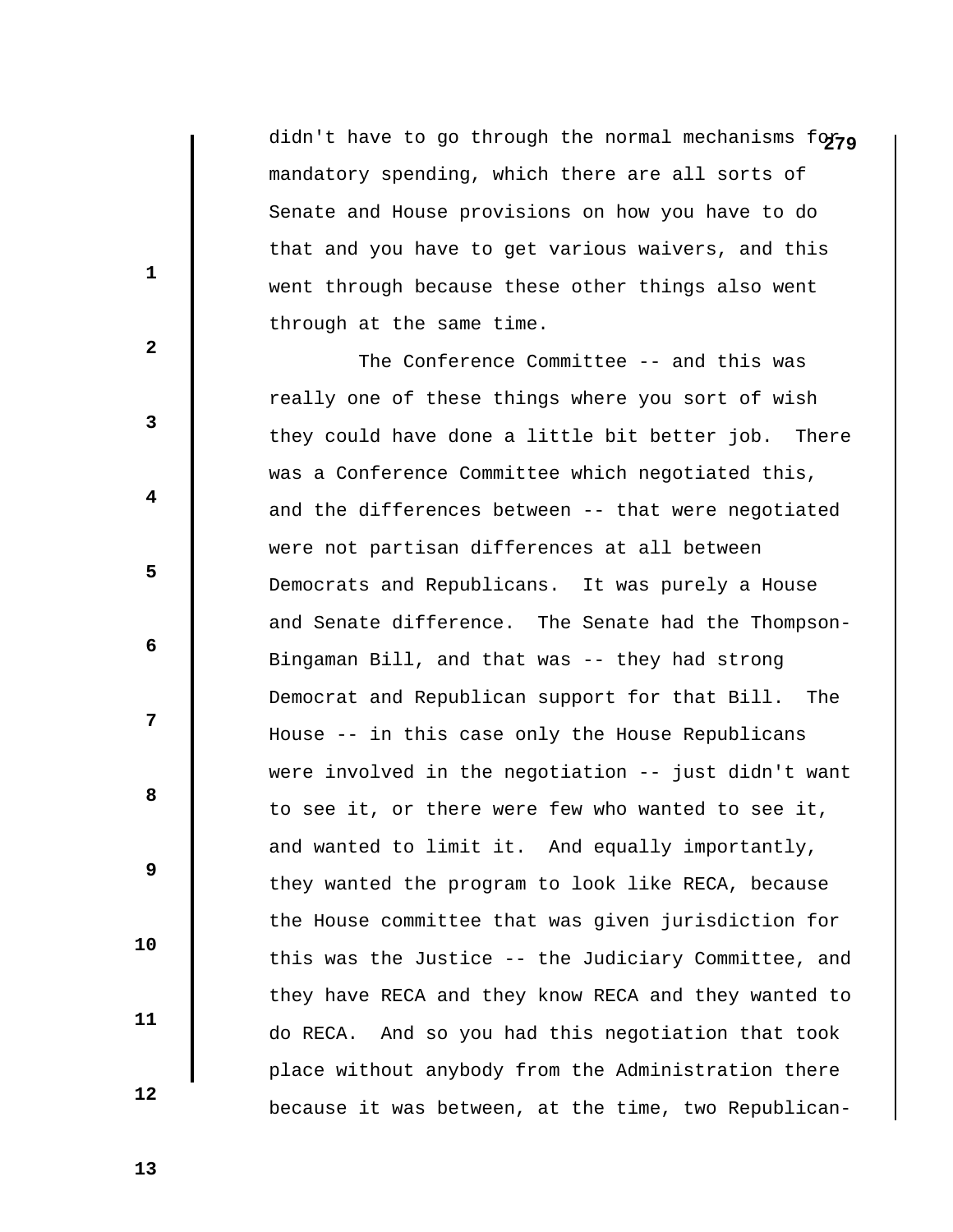didn't have to go through the normal mechanisms for mandatory spending, which there are all sorts of Senate and House provisions on how you have to do that and you have to get various waivers, and this went through because these other things also went through at the same time.

The Conference Committee -- and this was really one of these things where you sort of wish they could have done a little bit better job. There was a Conference Committee which negotiated this, and the differences between -- that were negotiated were not partisan differences at all between Democrats and Republicans. It was purely a House and Senate difference. The Senate had the Thompson-Bingaman Bill, and that was -- they had strong Democrat and Republican support for that Bill. The House -- in this case only the House Republicans were involved in the negotiation -- just didn't want to see it, or there were few who wanted to see it, and wanted to limit it. And equally importantly, they wanted the program to look like RECA, because the House committee that was given jurisdiction for this was the Justice -- the Judiciary Committee, and they have RECA and they know RECA and they wanted to do RECA. And so you had this negotiation that took place without anybody from the Administration there because it was between, at the time, two Republican-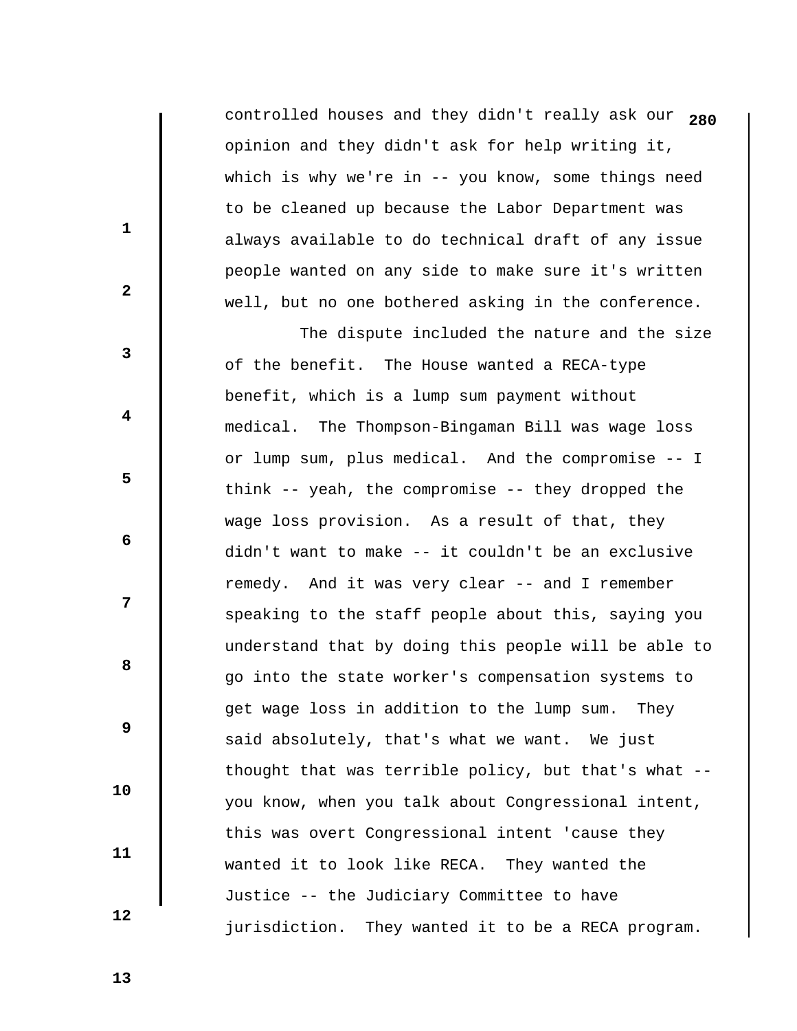controlled houses and they didn't really ask our opinion and they didn't ask for help writing it, which is why we're in -- you know, some things need to be cleaned up because the Labor Department was always available to do technical draft of any issue people wanted on any side to make sure it's written well, but no one bothered asking in the conference.

The dispute included the nature and the size of the benefit. The House wanted a RECA-type benefit, which is a lump sum payment without medical. The Thompson-Bingaman Bill was wage loss or lump sum, plus medical. And the compromise -- I think -- yeah, the compromise -- they dropped the wage loss provision. As a result of that, they didn't want to make -- it couldn't be an exclusive remedy. And it was very clear -- and I remember speaking to the staff people about this, saying you understand that by doing this people will be able to go into the state worker's compensation systems to get wage loss in addition to the lump sum. They said absolutely, that's what we want. We just thought that was terrible policy, but that's what -- you know, when you talk about Congressional intent, this was overt Congressional intent 'cause they wanted it to look like RECA. They wanted the Justice -- the Judiciary Committee to have jurisdiction. They wanted it to be a RECA program.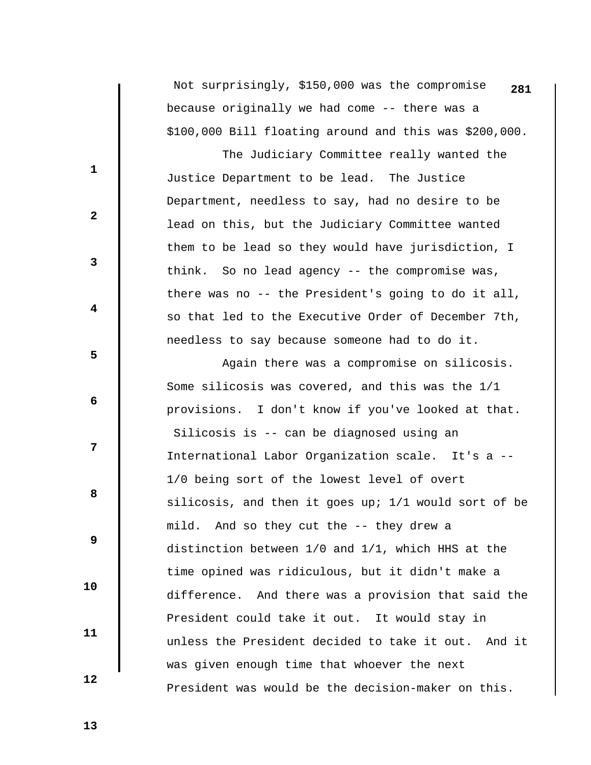Not surprisingly, $150,000 was the compromise because originally we had come -- there was a $100,000 Bill floating around and this was $200,000.

The Judiciary Committee really wanted the Justice Department to be lead. The Justice Department, needless to say, had no desire to be lead on this, but the Judiciary Committee wanted them to be lead so they would have jurisdiction, I think. So no lead agency -- the compromise was, there was no -- the President's going to do it all, so that led to the Executive Order of December 7th, needless to say because someone had to do it.

Again there was a compromise on silicosis. Some silicosis was covered, and this was the 1/1 provisions. I don't know if you've looked at that. Silicosis is -- can be diagnosed using an International Labor Organization scale. It's a -- 1/0 being sort of the lowest level of overt silicosis, and then it goes up; 1/1 would sort of be mild. And so they cut the -- they drew a distinction between 1/0 and 1/1, which HHS at the time opined was ridiculous, but it didn't make a difference. And there was a provision that said the President could take it out. It would stay in unless the President decided to take it out. And it was given enough time that whoever the next President was would be the decision-maker on this.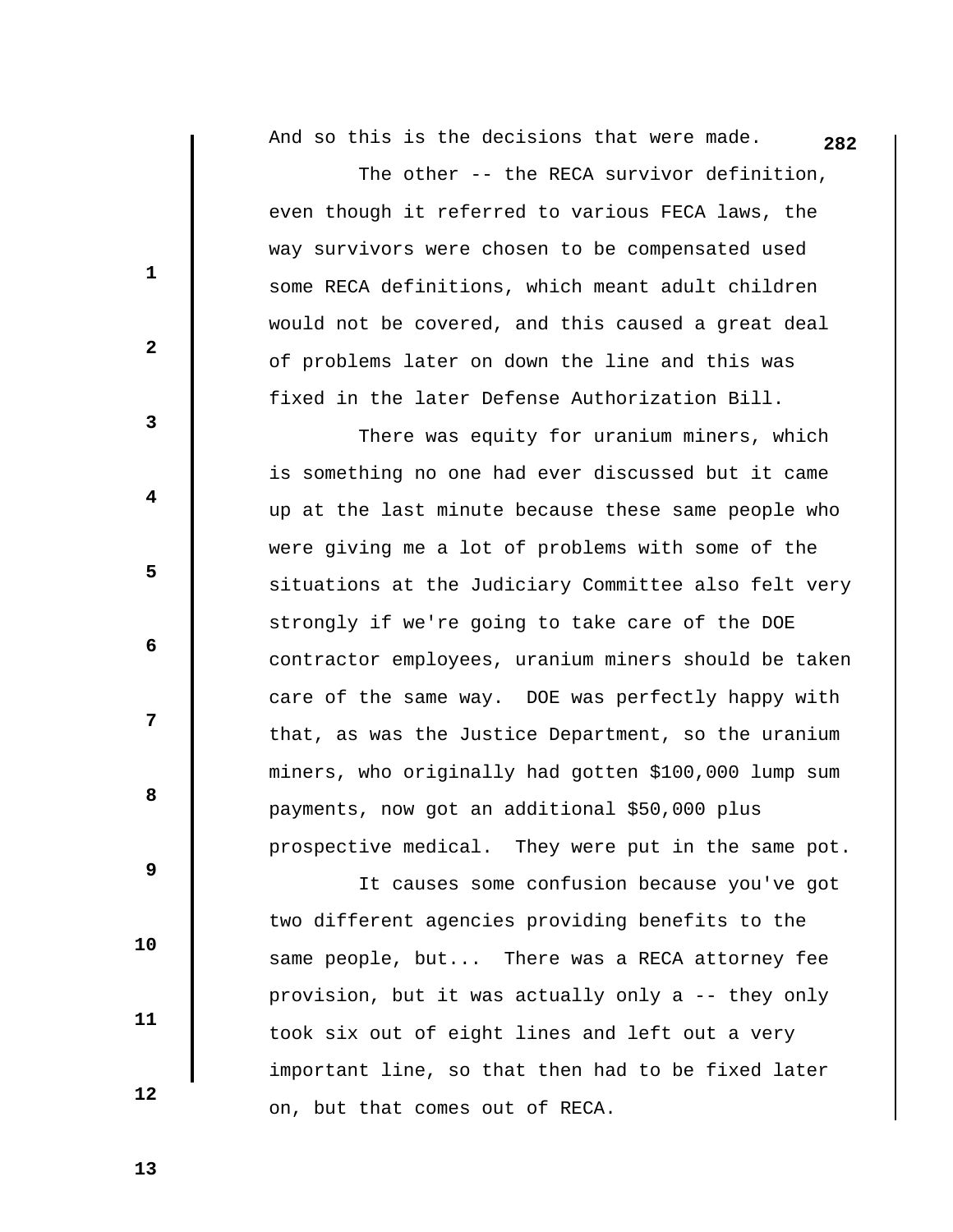And so this is the decisions that were made.

The other -- the RECA survivor definition, even though it referred to various FECA laws, the way survivors were chosen to be compensated used some RECA definitions, which meant adult children would not be covered, and this caused a great deal of problems later on down the line and this was fixed in the later Defense Authorization Bill.

There was equity for uranium miners, which is something no one had ever discussed but it came up at the last minute because these same people who were giving me a lot of problems with some of the situations at the Judiciary Committee also felt very strongly if we're going to take care of the DOE contractor employees, uranium miners should be taken care of the same way. DOE was perfectly happy with that, as was the Justice Department, so the uranium miners, who originally had gotten $100,000 lump sum payments, now got an additional $50,000 plus prospective medical. They were put in the same pot.

It causes some confusion because you've got two different agencies providing benefits to the same people, but... There was a RECA attorney fee provision, but it was actually only a -- they only took six out of eight lines and left out a very important line, so that then had to be fixed later on, but that comes out of RECA.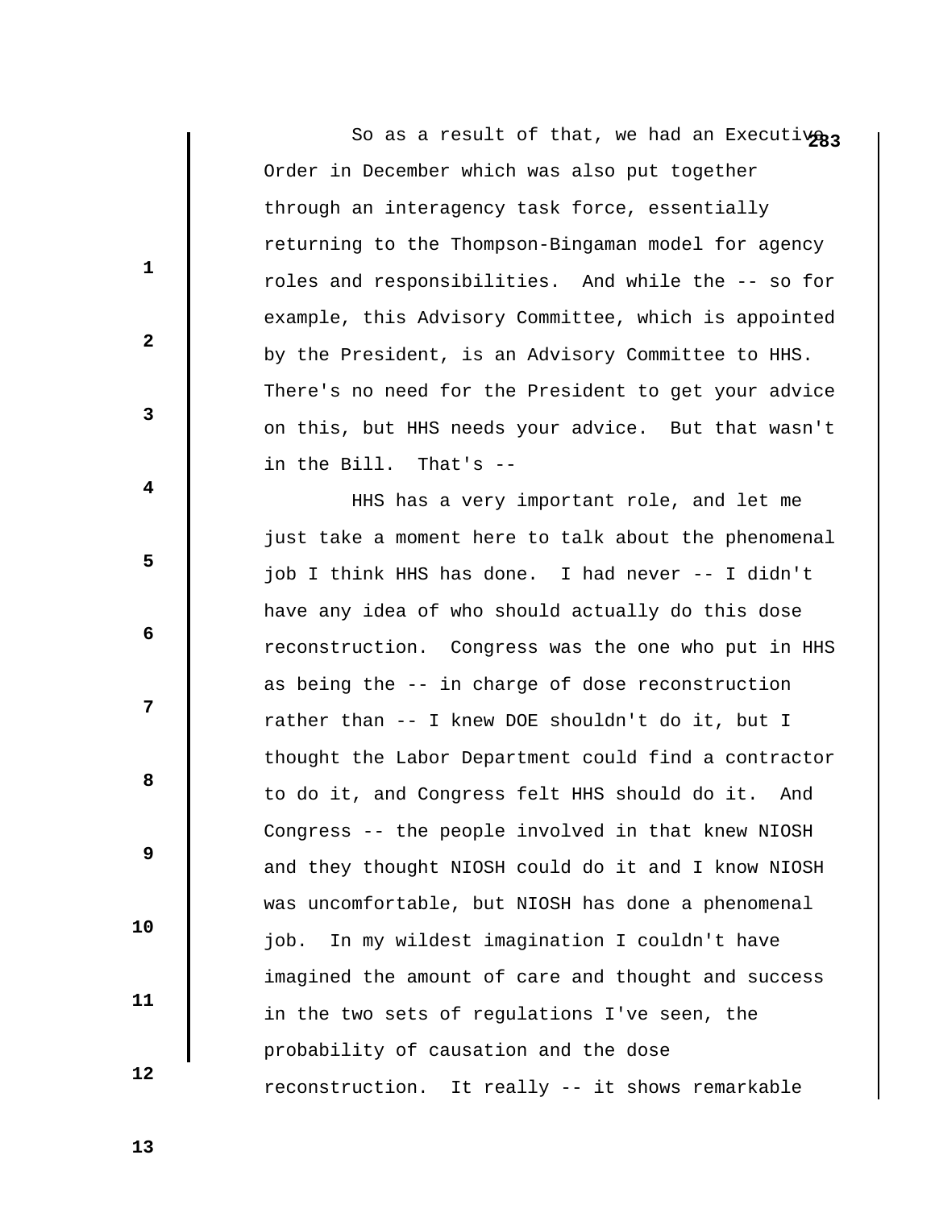So as a result of that, we had an Executive Order in December which was also put together through an interagency task force, essentially returning to the Thompson-Bingaman model for agency roles and responsibilities. And while the -- so for example, this Advisory Committee, which is appointed by the President, is an Advisory Committee to HHS. There's no need for the President to get your advice on this, but HHS needs your advice. But that wasn't in the Bill. That's --

HHS has a very important role, and let me just take a moment here to talk about the phenomenal job I think HHS has done. I had never -- I didn't have any idea of who should actually do this dose reconstruction. Congress was the one who put in HHS as being the -- in charge of dose reconstruction rather than -- I knew DOE shouldn't do it, but I thought the Labor Department could find a contractor to do it, and Congress felt HHS should do it. And Congress -- the people involved in that knew NIOSH and they thought NIOSH could do it and I know NIOSH was uncomfortable, but NIOSH has done a phenomenal job. In my wildest imagination I couldn't have imagined the amount of care and thought and success in the two sets of regulations I've seen, the probability of causation and the dose reconstruction. It really -- it shows remarkable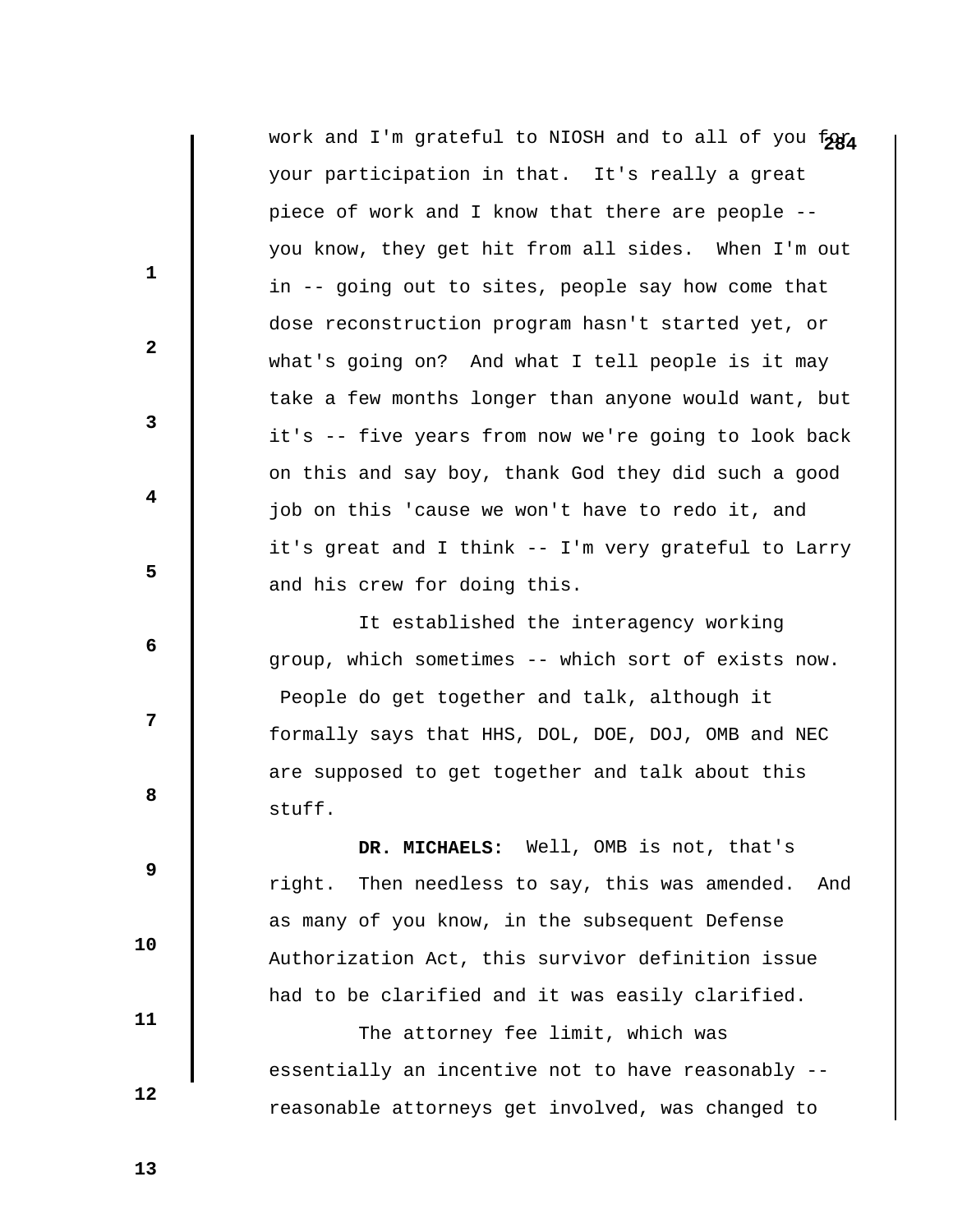work and I'm grateful to NIOSH and to all of you for your participation in that. It's really a great piece of work and I know that there are people -- you know, they get hit from all sides. When I'm out in -- going out to sites, people say how come that dose reconstruction program hasn't started yet, or what's going on? And what I tell people is it may take a few months longer than anyone would want, but it's -- five years from now we're going to look back on this and say boy, thank God they did such a good job on this 'cause we won't have to redo it, and it's great and I think -- I'm very grateful to Larry and his crew for doing this.

It established the interagency working group, which sometimes -- which sort of exists now. People do get together and talk, although it formally says that HHS, DOL, DOE, DOJ, OMB and NEC are supposed to get together and talk about this stuff.

**DR. MICHAELS:** Well, OMB is not, that's right. Then needless to say, this was amended. And as many of you know, in the subsequent Defense Authorization Act, this survivor definition issue had to be clarified and it was easily clarified.

The attorney fee limit, which was essentially an incentive not to have reasonably -- reasonable attorneys get involved, was changed to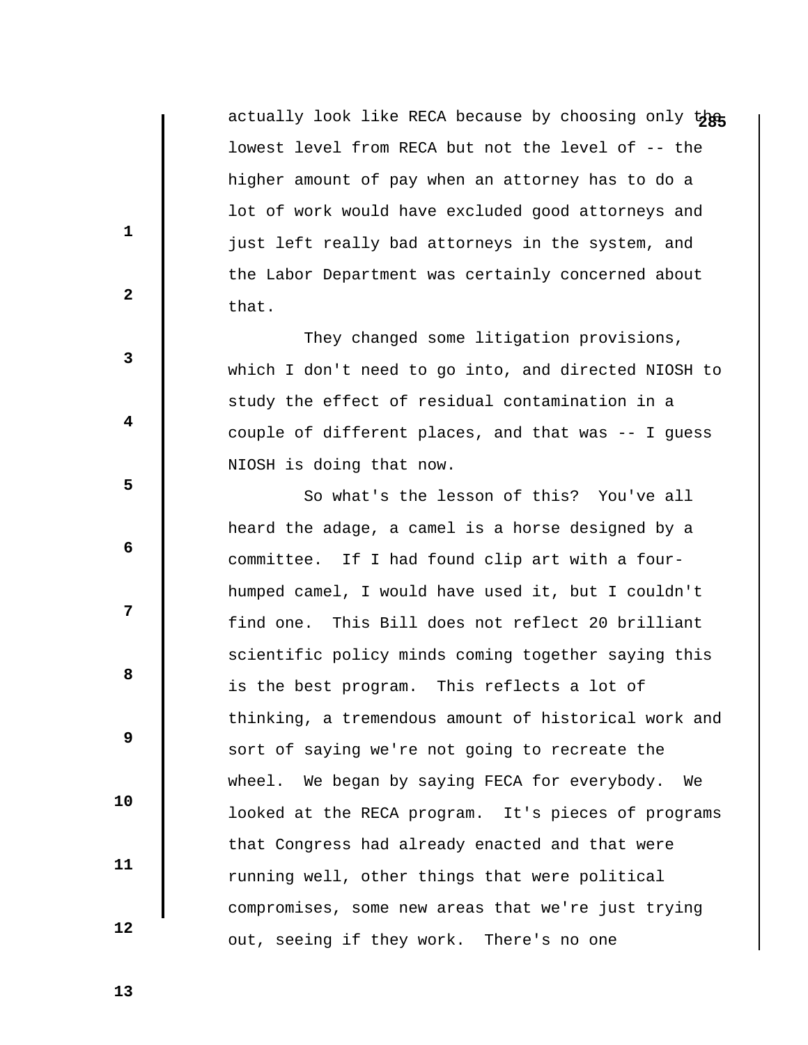actually look like RECA because by choosing only the lowest level from RECA but not the level of -- the higher amount of pay when an attorney has to do a lot of work would have excluded good attorneys and just left really bad attorneys in the system, and the Labor Department was certainly concerned about that.

They changed some litigation provisions, which I don't need to go into, and directed NIOSH to study the effect of residual contamination in a couple of different places, and that was -- I guess NIOSH is doing that now.

So what's the lesson of this? You've all heard the adage, a camel is a horse designed by a committee. If I had found clip art with a four-humped camel, I would have used it, but I couldn't find one. This Bill does not reflect 20 brilliant scientific policy minds coming together saying this is the best program. This reflects a lot of thinking, a tremendous amount of historical work and sort of saying we're not going to recreate the wheel. We began by saying FECA for everybody. We looked at the RECA program. It's pieces of programs that Congress had already enacted and that were running well, other things that were political compromises, some new areas that we're just trying out, seeing if they work. There's no one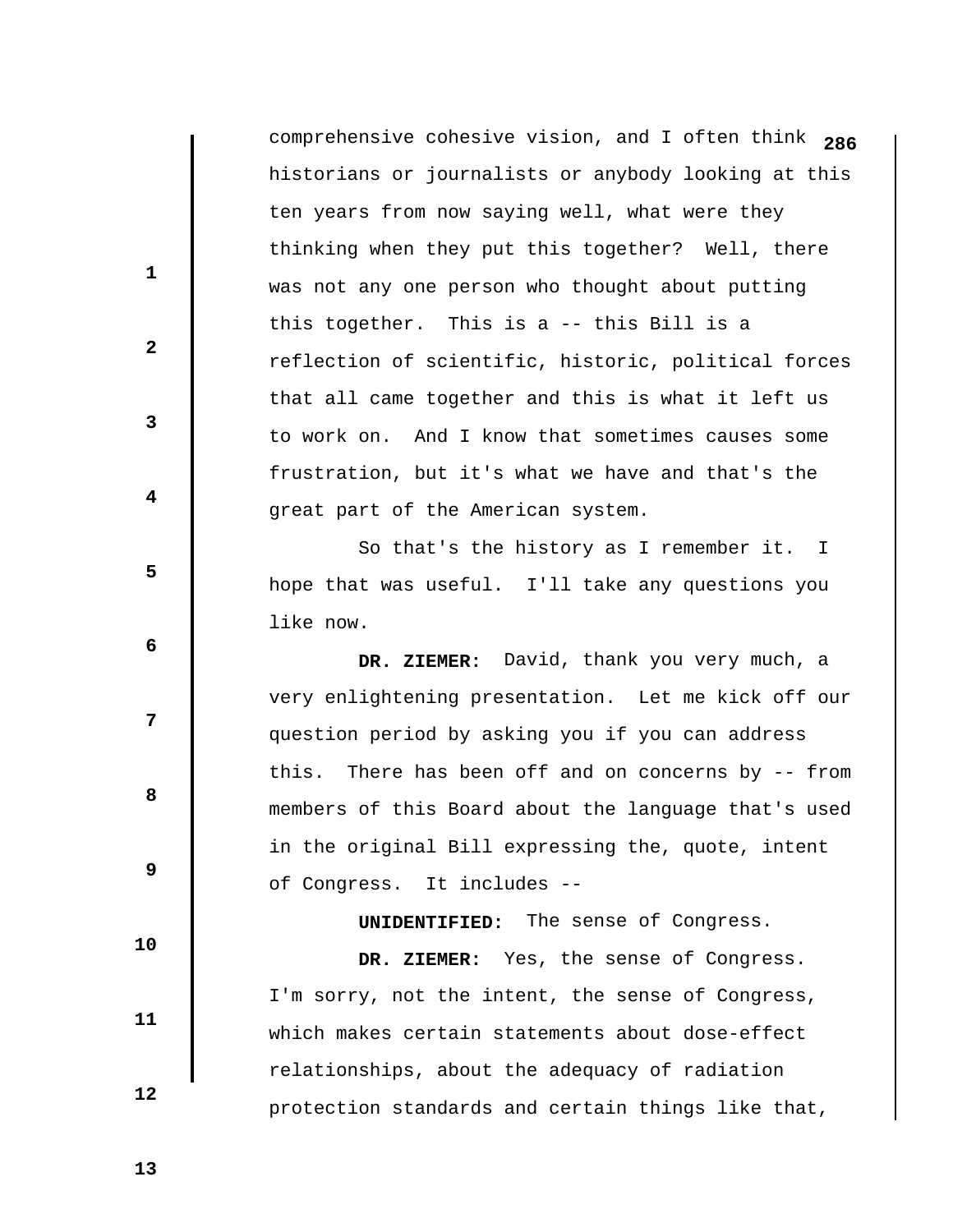comprehensive cohesive vision, and I often think historians or journalists or anybody looking at this ten years from now saying well, what were they thinking when they put this together? Well, there was not any one person who thought about putting this together. This is a -- this Bill is a reflection of scientific, historic, political forces that all came together and this is what it left us to work on. And I know that sometimes causes some frustration, but it's what we have and that's the great part of the American system.

So that's the history as I remember it. I hope that was useful. I'll take any questions you like now.

**DR. ZIEMER:** David, thank you very much, a very enlightening presentation. Let me kick off our question period by asking you if you can address this. There has been off and on concerns by -- from members of this Board about the language that's used in the original Bill expressing the, quote, intent of Congress. It includes --

**UNIDENTIFIED:** The sense of Congress.

**DR. ZIEMER:** Yes, the sense of Congress. I'm sorry, not the intent, the sense of Congress, which makes certain statements about dose-effect relationships, about the adequacy of radiation protection standards and certain things like that,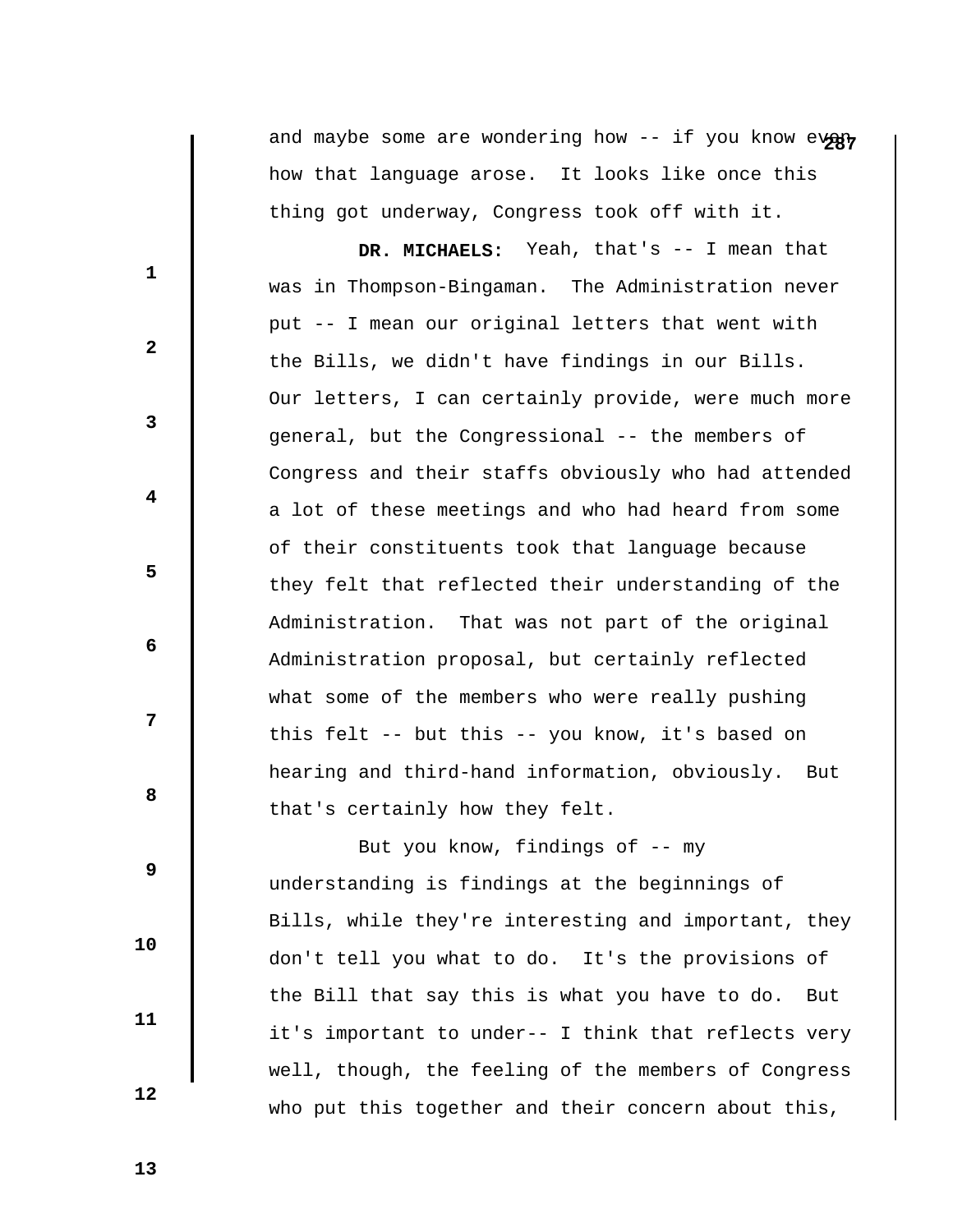and maybe some are wondering how -- if you know even how that language arose. It looks like once this thing got underway, Congress took off with it.

**DR. MICHAELS:** Yeah, that's -- I mean that was in Thompson-Bingaman. The Administration never put -- I mean our original letters that went with the Bills, we didn't have findings in our Bills. Our letters, I can certainly provide, were much more general, but the Congressional -- the members of Congress and their staffs obviously who had attended a lot of these meetings and who had heard from some of their constituents took that language because they felt that reflected their understanding of the Administration. That was not part of the original Administration proposal, but certainly reflected what some of the members who were really pushing this felt -- but this -- you know, it's based on hearing and third-hand information, obviously. But that's certainly how they felt.

But you know, findings of -- my understanding is findings at the beginnings of Bills, while they're interesting and important, they don't tell you what to do. It's the provisions of the Bill that say this is what you have to do. But it's important to under-- I think that reflects very well, though, the feeling of the members of Congress who put this together and their concern about this,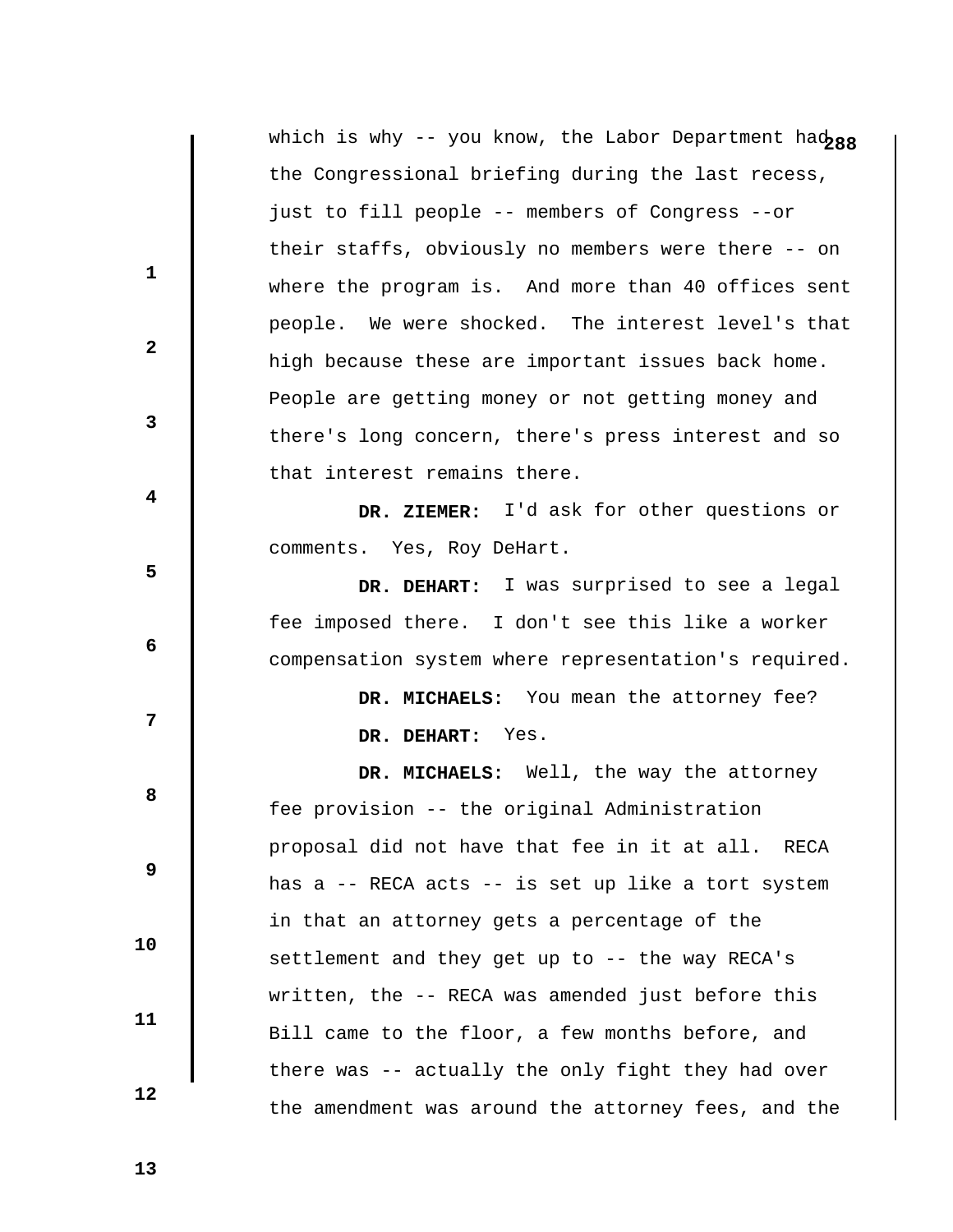which is why -- you know, the Labor Department had the Congressional briefing during the last recess, just to fill people -- members of Congress --or their staffs, obviously no members were there -- on where the program is. And more than 40 offices sent people. We were shocked. The interest level's that high because these are important issues back home. People are getting money or not getting money and there's long concern, there's press interest and so that interest remains there.

**DR. ZIEMER:** I'd ask for other questions or comments. Yes, Roy DeHart.

**DR. DEHART:** I was surprised to see a legal fee imposed there. I don't see this like a worker compensation system where representation's required.

**DR. MICHAELS:** You mean the attorney fee?

**DR. DEHART:** Yes.

**DR. MICHAELS:** Well, the way the attorney fee provision -- the original Administration proposal did not have that fee in it at all. RECA has a -- RECA acts -- is set up like a tort system in that an attorney gets a percentage of the settlement and they get up to -- the way RECA's written, the -- RECA was amended just before this Bill came to the floor, a few months before, and there was -- actually the only fight they had over the amendment was around the attorney fees, and the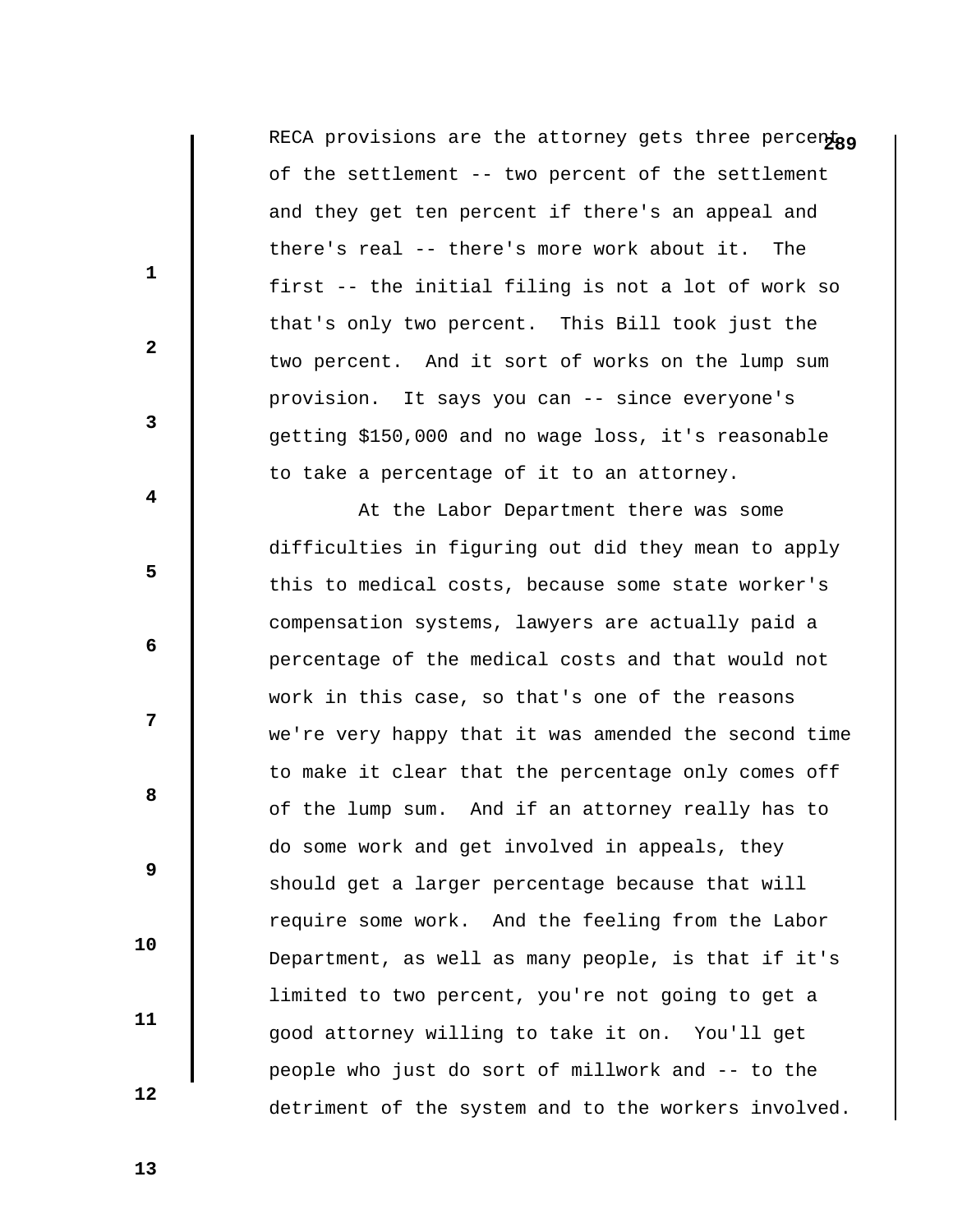RECA provisions are the attorney gets three percent of the settlement -- two percent of the settlement and they get ten percent if there's an appeal and there's real -- there's more work about it. The first -- the initial filing is not a lot of work so that's only two percent. This Bill took just the two percent. And it sort of works on the lump sum provision. It says you can -- since everyone's getting $150,000 and no wage loss, it's reasonable to take a percentage of it to an attorney.

At the Labor Department there was some difficulties in figuring out did they mean to apply this to medical costs, because some state worker's compensation systems, lawyers are actually paid a percentage of the medical costs and that would not work in this case, so that's one of the reasons we're very happy that it was amended the second time to make it clear that the percentage only comes off of the lump sum. And if an attorney really has to do some work and get involved in appeals, they should get a larger percentage because that will require some work. And the feeling from the Labor Department, as well as many people, is that if it's limited to two percent, you're not going to get a good attorney willing to take it on. You'll get people who just do sort of millwork and -- to the detriment of the system and to the workers involved.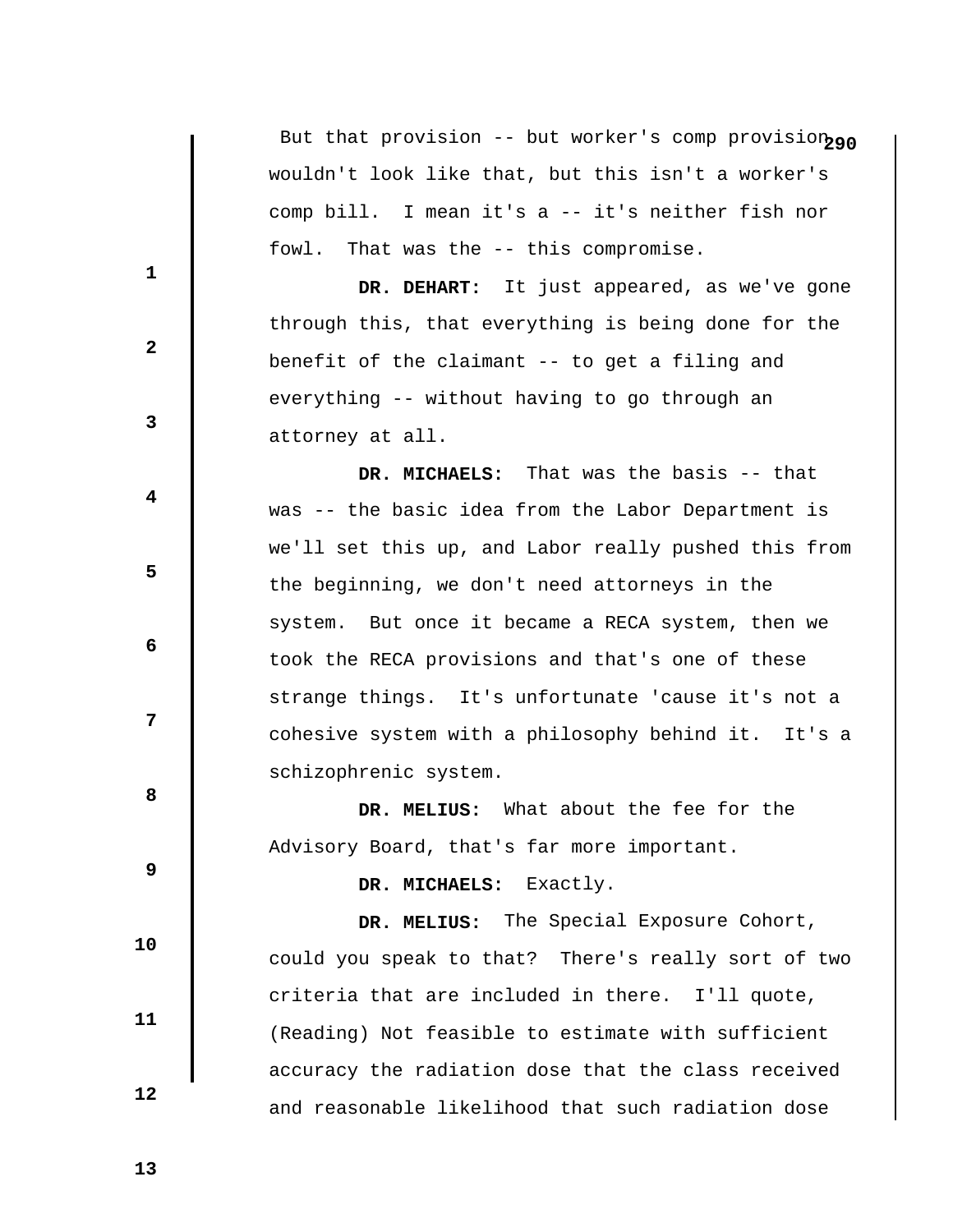But that provision -- but worker's comp provision wouldn't look like that, but this isn't a worker's comp bill. I mean it's a -- it's neither fish nor fowl. That was the -- this compromise.

**DR. DEHART:** It just appeared, as we've gone through this, that everything is being done for the benefit of the claimant -- to get a filing and everything -- without having to go through an attorney at all.

**DR. MICHAELS:** That was the basis -- that was -- the basic idea from the Labor Department is we'll set this up, and Labor really pushed this from the beginning, we don't need attorneys in the system. But once it became a RECA system, then we took the RECA provisions and that's one of these strange things. It's unfortunate 'cause it's not a cohesive system with a philosophy behind it. It's a schizophrenic system.

**DR. MELIUS:** What about the fee for the Advisory Board, that's far more important.

**DR. MICHAELS:** Exactly.

**DR. MELIUS:** The Special Exposure Cohort, could you speak to that? There's really sort of two criteria that are included in there. I'll quote, (Reading) Not feasible to estimate with sufficient accuracy the radiation dose that the class received and reasonable likelihood that such radiation dose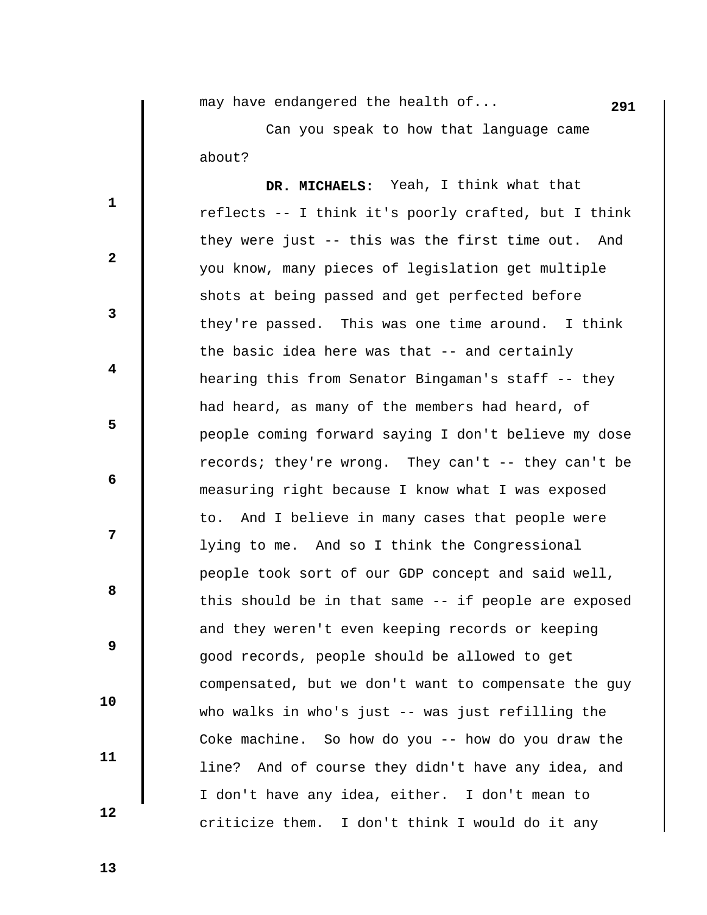may have endangered the health of...

Can you speak to how that language came about?

**DR. MICHAELS:** Yeah, I think what that reflects -- I think it's poorly crafted, but I think they were just -- this was the first time out. And you know, many pieces of legislation get multiple shots at being passed and get perfected before they're passed. This was one time around. I think the basic idea here was that -- and certainly hearing this from Senator Bingaman's staff -- they had heard, as many of the members had heard, of people coming forward saying I don't believe my dose records; they're wrong. They can't -- they can't be measuring right because I know what I was exposed to. And I believe in many cases that people were lying to me. And so I think the Congressional people took sort of our GDP concept and said well, this should be in that same -- if people are exposed and they weren't even keeping records or keeping good records, people should be allowed to get compensated, but we don't want to compensate the guy who walks in who's just -- was just refilling the Coke machine. So how do you -- how do you draw the line? And of course they didn't have any idea, and I don't have any idea, either. I don't mean to criticize them. I don't think I would do it any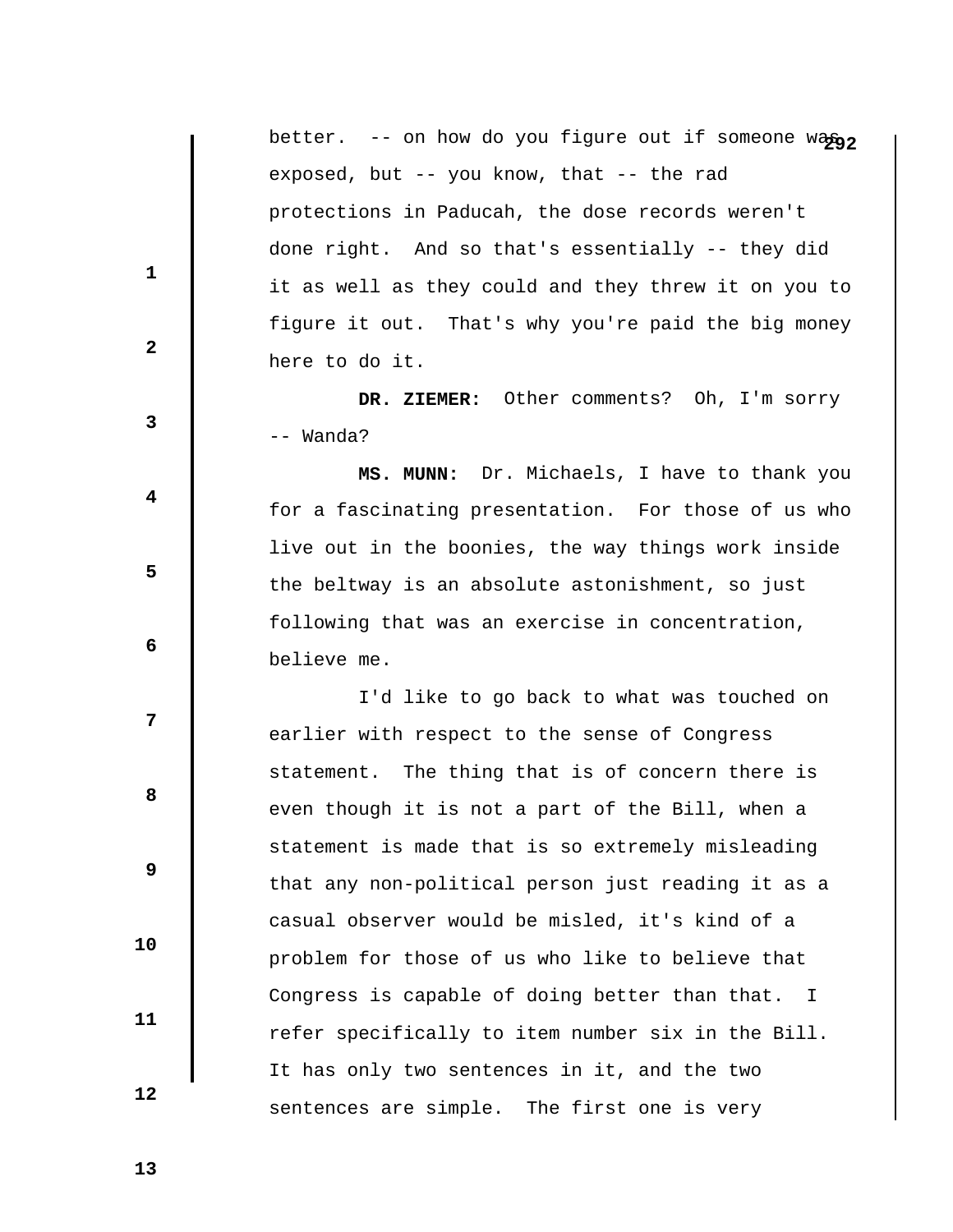better. -- on how do you figure out if someone was exposed, but -- you know, that -- the rad protections in Paducah, the dose records weren't done right. And so that's essentially -- they did it as well as they could and they threw it on you to figure it out. That's why you're paid the big money here to do it.

**DR. ZIEMER:** Other comments? Oh, I'm sorry -- Wanda?

**MS. MUNN:** Dr. Michaels, I have to thank you for a fascinating presentation. For those of us who live out in the boonies, the way things work inside the beltway is an absolute astonishment, so just following that was an exercise in concentration, believe me.

I'd like to go back to what was touched on earlier with respect to the sense of Congress statement. The thing that is of concern there is even though it is not a part of the Bill, when a statement is made that is so extremely misleading that any non-political person just reading it as a casual observer would be misled, it's kind of a problem for those of us who like to believe that Congress is capable of doing better than that. I refer specifically to item number six in the Bill. It has only two sentences in it, and the two sentences are simple. The first one is very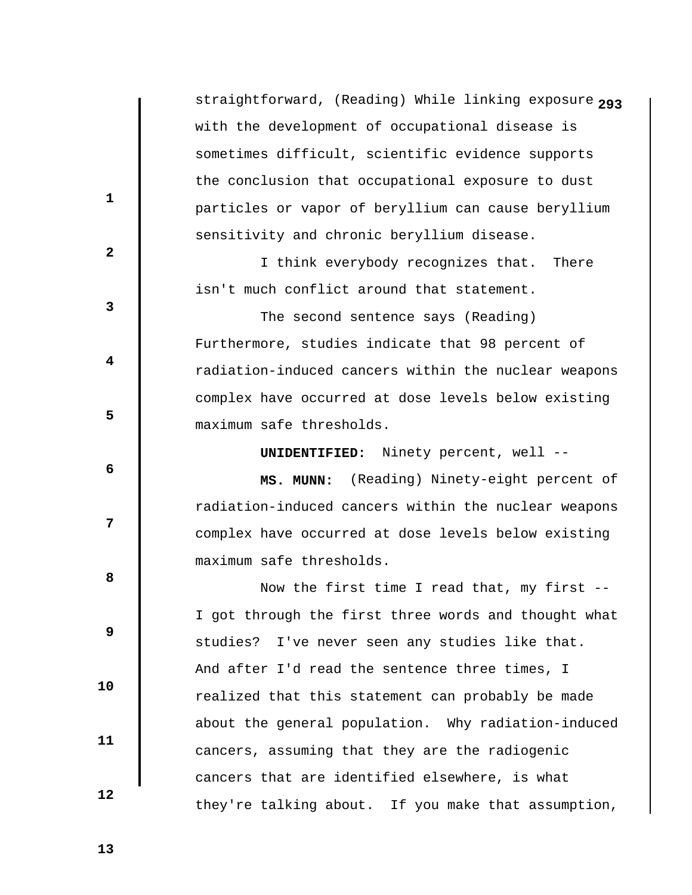straightforward, (Reading) While linking exposure with the development of occupational disease is sometimes difficult, scientific evidence supports the conclusion that occupational exposure to dust particles or vapor of beryllium can cause beryllium sensitivity and chronic beryllium disease.

I think everybody recognizes that. There isn't much conflict around that statement.

The second sentence says (Reading) Furthermore, studies indicate that 98 percent of radiation-induced cancers within the nuclear weapons complex have occurred at dose levels below existing maximum safe thresholds.

**UNIDENTIFIED:** Ninety percent, well --

**MS. MUNN:** (Reading) Ninety-eight percent of radiation-induced cancers within the nuclear weapons complex have occurred at dose levels below existing maximum safe thresholds.

Now the first time I read that, my first -- I got through the first three words and thought what studies? I've never seen any studies like that. And after I'd read the sentence three times, I realized that this statement can probably be made about the general population. Why radiation-induced cancers, assuming that they are the radiogenic cancers that are identified elsewhere, is what they're talking about. If you make that assumption,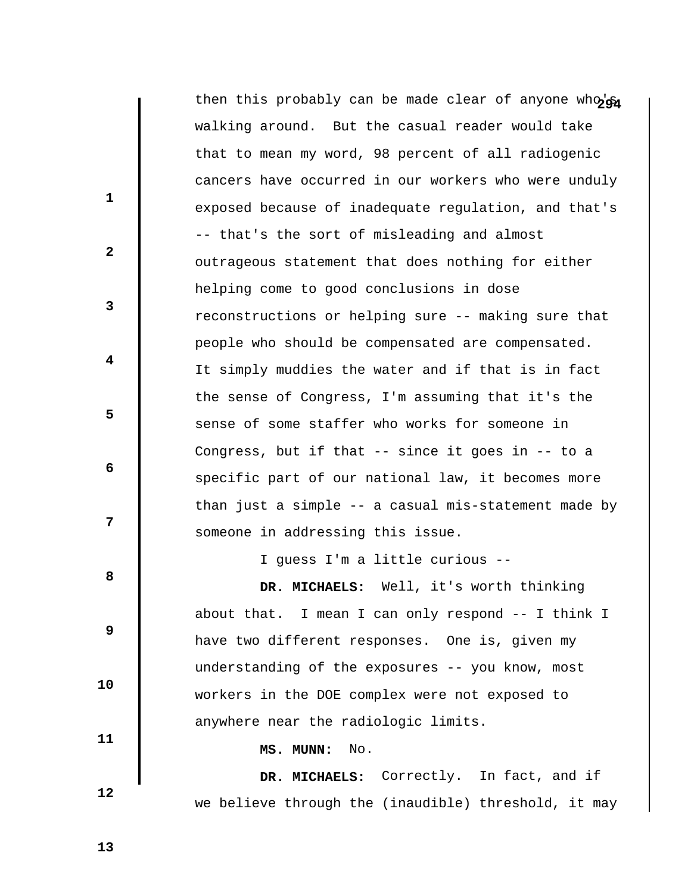then this probably can be made clear of anyone who's walking around. But the casual reader would take that to mean my word, 98 percent of all radiogenic cancers have occurred in our workers who were unduly exposed because of inadequate regulation, and that's -- that's the sort of misleading and almost outrageous statement that does nothing for either helping come to good conclusions in dose reconstructions or helping sure -- making sure that people who should be compensated are compensated. It simply muddies the water and if that is in fact the sense of Congress, I'm assuming that it's the sense of some staffer who works for someone in Congress, but if that -- since it goes in -- to a specific part of our national law, it becomes more than just a simple -- a casual mis-statement made by someone in addressing this issue.

I guess I'm a little curious --

**DR. MICHAELS:** Well, it's worth thinking about that. I mean I can only respond -- I think I have two different responses. One is, given my understanding of the exposures -- you know, most workers in the DOE complex were not exposed to anywhere near the radiologic limits.

**MS. MUNN:** No.

**DR. MICHAELS:** Correctly. In fact, and if we believe through the (inaudible) threshold, it may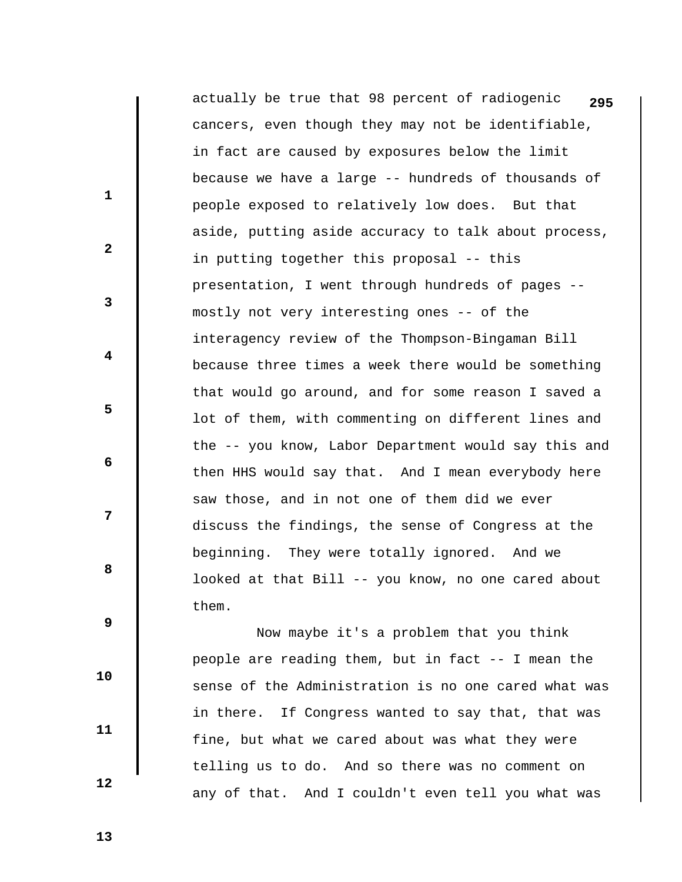actually be true that 98 percent of radiogenic cancers, even though they may not be identifiable, in fact are caused by exposures below the limit because we have a large -- hundreds of thousands of people exposed to relatively low does. But that aside, putting aside accuracy to talk about process, in putting together this proposal -- this presentation, I went through hundreds of pages -- mostly not very interesting ones -- of the interagency review of the Thompson-Bingaman Bill because three times a week there would be something that would go around, and for some reason I saved a lot of them, with commenting on different lines and the -- you know, Labor Department would say this and then HHS would say that. And I mean everybody here saw those, and in not one of them did we ever discuss the findings, the sense of Congress at the beginning. They were totally ignored. And we looked at that Bill -- you know, no one cared about them.

Now maybe it's a problem that you think people are reading them, but in fact -- I mean the sense of the Administration is no one cared what was in there. If Congress wanted to say that, that was fine, but what we cared about was what they were telling us to do. And so there was no comment on any of that. And I couldn't even tell you what was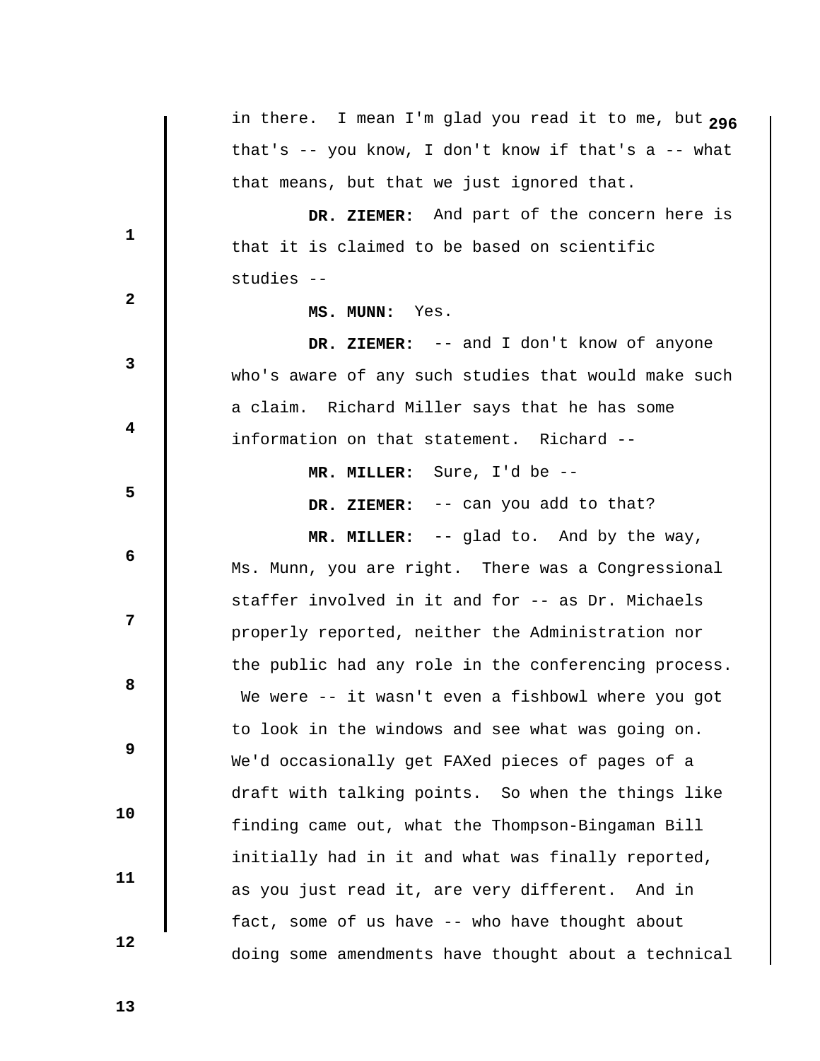in there. I mean I'm glad you read it to me, but that's -- you know, I don't know if that's a -- what that means, but that we just ignored that.

**DR. ZIEMER:** And part of the concern here is that it is claimed to be based on scientific studies --

**MS. MUNN:** Yes.

**DR. ZIEMER:** -- and I don't know of anyone who's aware of any such studies that would make such a claim. Richard Miller says that he has some information on that statement. Richard --

**MR. MILLER:** Sure, I'd be --

**DR. ZIEMER:** -- can you add to that?

**MR. MILLER:** -- glad to. And by the way, Ms. Munn, you are right. There was a Congressional staffer involved in it and for -- as Dr. Michaels properly reported, neither the Administration nor the public had any role in the conferencing process. We were -- it wasn't even a fishbowl where you got to look in the windows and see what was going on. We'd occasionally get FAXed pieces of pages of a draft with talking points. So when the things like finding came out, what the Thompson-Bingaman Bill initially had in it and what was finally reported, as you just read it, are very different. And in fact, some of us have -- who have thought about doing some amendments have thought about a technical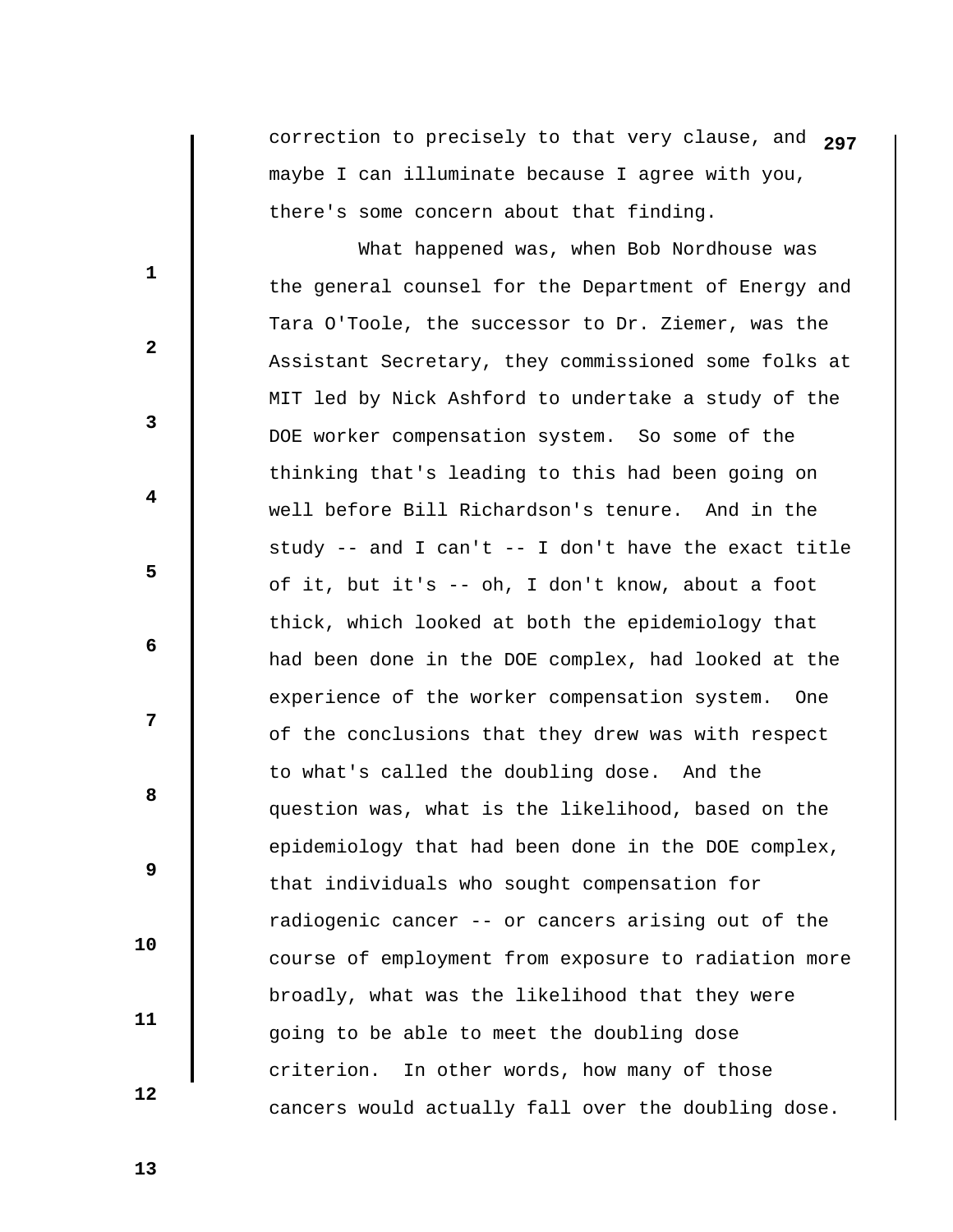correction to precisely to that very clause, and maybe I can illuminate because I agree with you, there's some concern about that finding.

What happened was, when Bob Nordhouse was the general counsel for the Department of Energy and Tara O'Toole, the successor to Dr. Ziemer, was the Assistant Secretary, they commissioned some folks at MIT led by Nick Ashford to undertake a study of the DOE worker compensation system. So some of the thinking that's leading to this had been going on well before Bill Richardson's tenure. And in the study -- and I can't -- I don't have the exact title of it, but it's -- oh, I don't know, about a foot thick, which looked at both the epidemiology that had been done in the DOE complex, had looked at the experience of the worker compensation system. One of the conclusions that they drew was with respect to what's called the doubling dose. And the question was, what is the likelihood, based on the epidemiology that had been done in the DOE complex, that individuals who sought compensation for radiogenic cancer -- or cancers arising out of the course of employment from exposure to radiation more broadly, what was the likelihood that they were going to be able to meet the doubling dose criterion. In other words, how many of those cancers would actually fall over the doubling dose.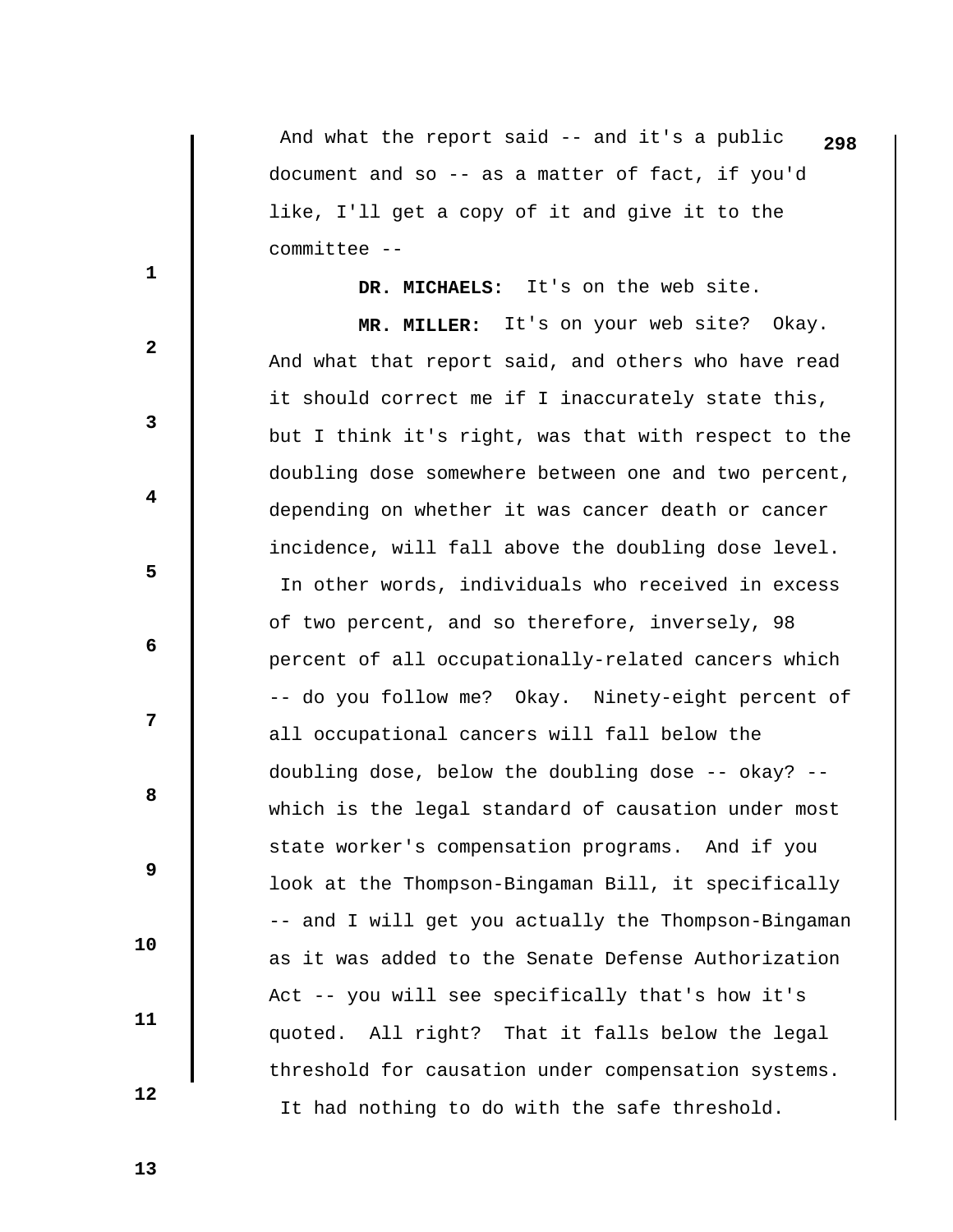And what the report said -- and it's a public document and so -- as a matter of fact, if you'd like, I'll get a copy of it and give it to the committee --

**DR. MICHAELS:** It's on the web site.

**MR. MILLER:** It's on your web site? Okay. And what that report said, and others who have read it should correct me if I inaccurately state this, but I think it's right, was that with respect to the doubling dose somewhere between one and two percent, depending on whether it was cancer death or cancer incidence, will fall above the doubling dose level. In other words, individuals who received in excess of two percent, and so therefore, inversely, 98 percent of all occupationally-related cancers which -- do you follow me? Okay. Ninety-eight percent of all occupational cancers will fall below the doubling dose, below the doubling dose -- okay? -- which is the legal standard of causation under most state worker's compensation programs. And if you look at the Thompson-Bingaman Bill, it specifically -- and I will get you actually the Thompson-Bingaman as it was added to the Senate Defense Authorization Act -- you will see specifically that's how it's quoted. All right? That it falls below the legal threshold for causation under compensation systems. It had nothing to do with the safe threshold.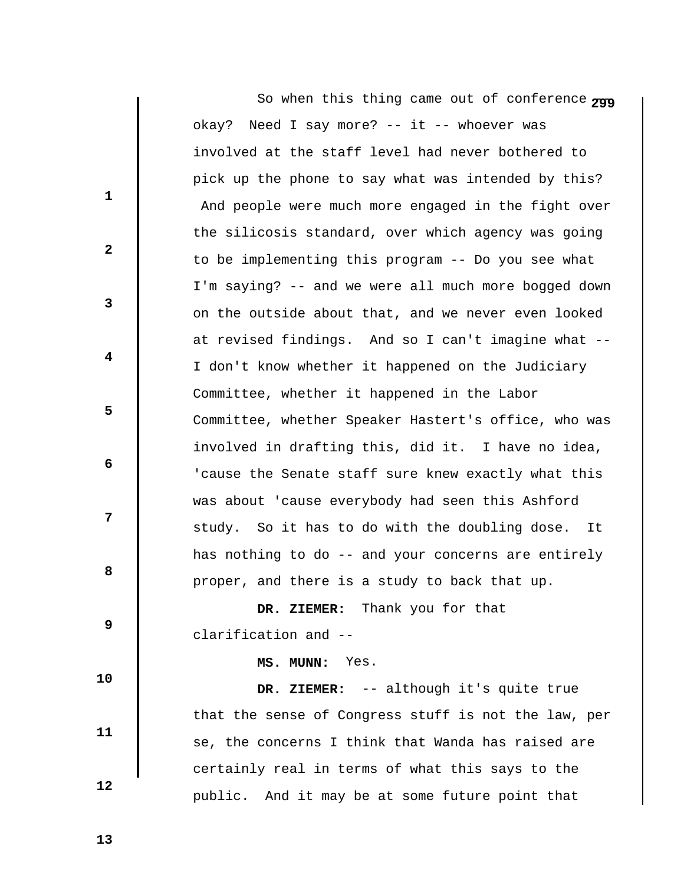So when this thing came out of conference okay? Need I say more? -- it -- whoever was involved at the staff level had never bothered to pick up the phone to say what was intended by this? And people were much more engaged in the fight over the silicosis standard, over which agency was going to be implementing this program -- Do you see what I'm saying? -- and we were all much more bogged down on the outside about that, and we never even looked at revised findings. And so I can't imagine what -- I don't know whether it happened on the Judiciary Committee, whether it happened in the Labor Committee, whether Speaker Hastert's office, who was involved in drafting this, did it. I have no idea, 'cause the Senate staff sure knew exactly what this was about 'cause everybody had seen this Ashford study. So it has to do with the doubling dose. It has nothing to do -- and your concerns are entirely proper, and there is a study to back that up.

**DR. ZIEMER:** Thank you for that clarification and --

**MS. MUNN:** Yes.

**DR. ZIEMER:** -- although it's quite true that the sense of Congress stuff is not the law, per se, the concerns I think that Wanda has raised are certainly real in terms of what this says to the public. And it may be at some future point that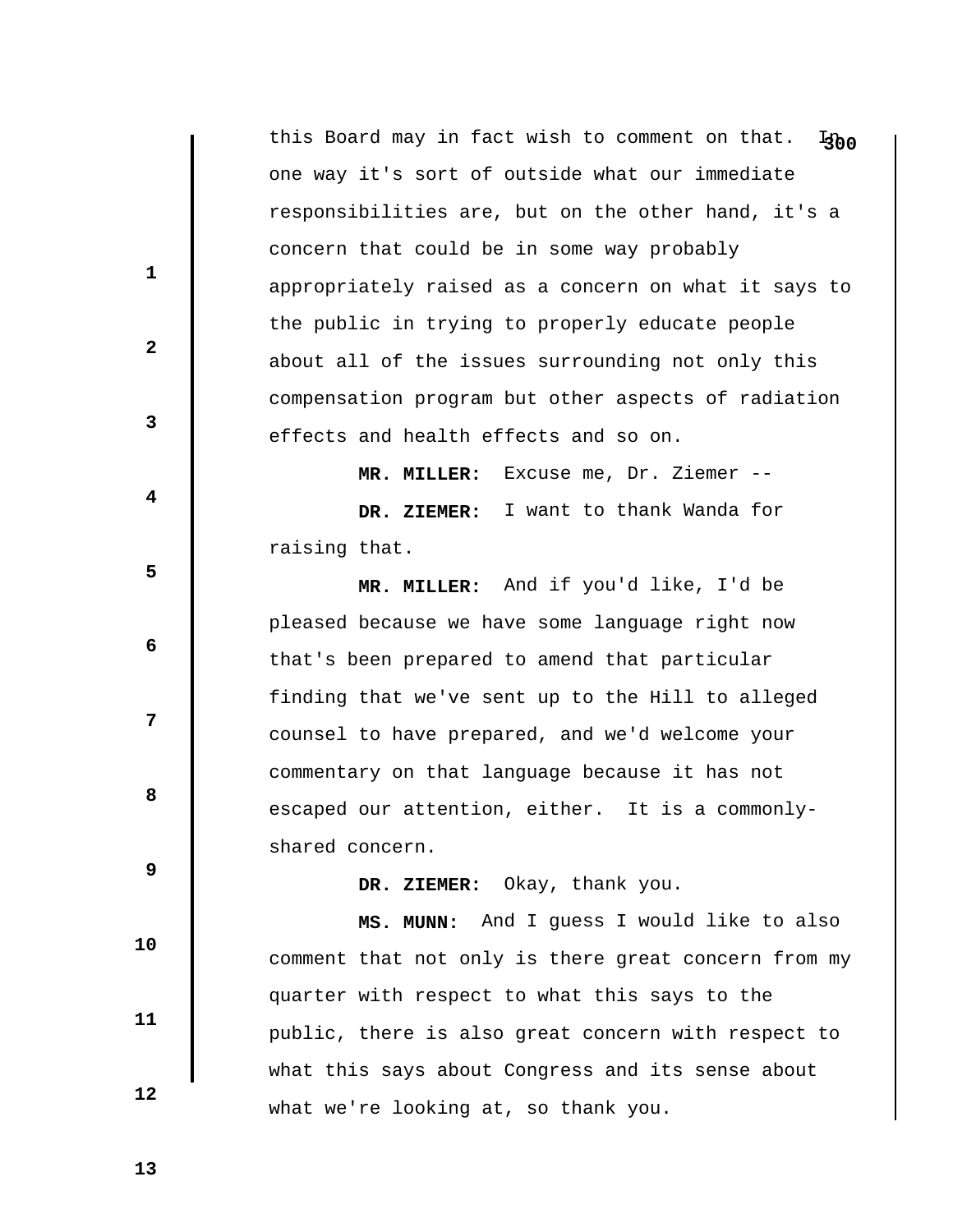this Board may in fact wish to comment on that. In one way it's sort of outside what our immediate responsibilities are, but on the other hand, it's a concern that could be in some way probably appropriately raised as a concern on what it says to the public in trying to properly educate people about all of the issues surrounding not only this compensation program but other aspects of radiation effects and health effects and so on.

**MR. MILLER:** Excuse me, Dr. Ziemer --

**DR. ZIEMER:** I want to thank Wanda for raising that.

**MR. MILLER:** And if you'd like, I'd be pleased because we have some language right now that's been prepared to amend that particular finding that we've sent up to the Hill to alleged counsel to have prepared, and we'd welcome your commentary on that language because it has not escaped our attention, either. It is a commonly-shared concern.

**DR. ZIEMER:** Okay, thank you.

**MS. MUNN:** And I guess I would like to also comment that not only is there great concern from my quarter with respect to what this says to the public, there is also great concern with respect to what this says about Congress and its sense about what we're looking at, so thank you.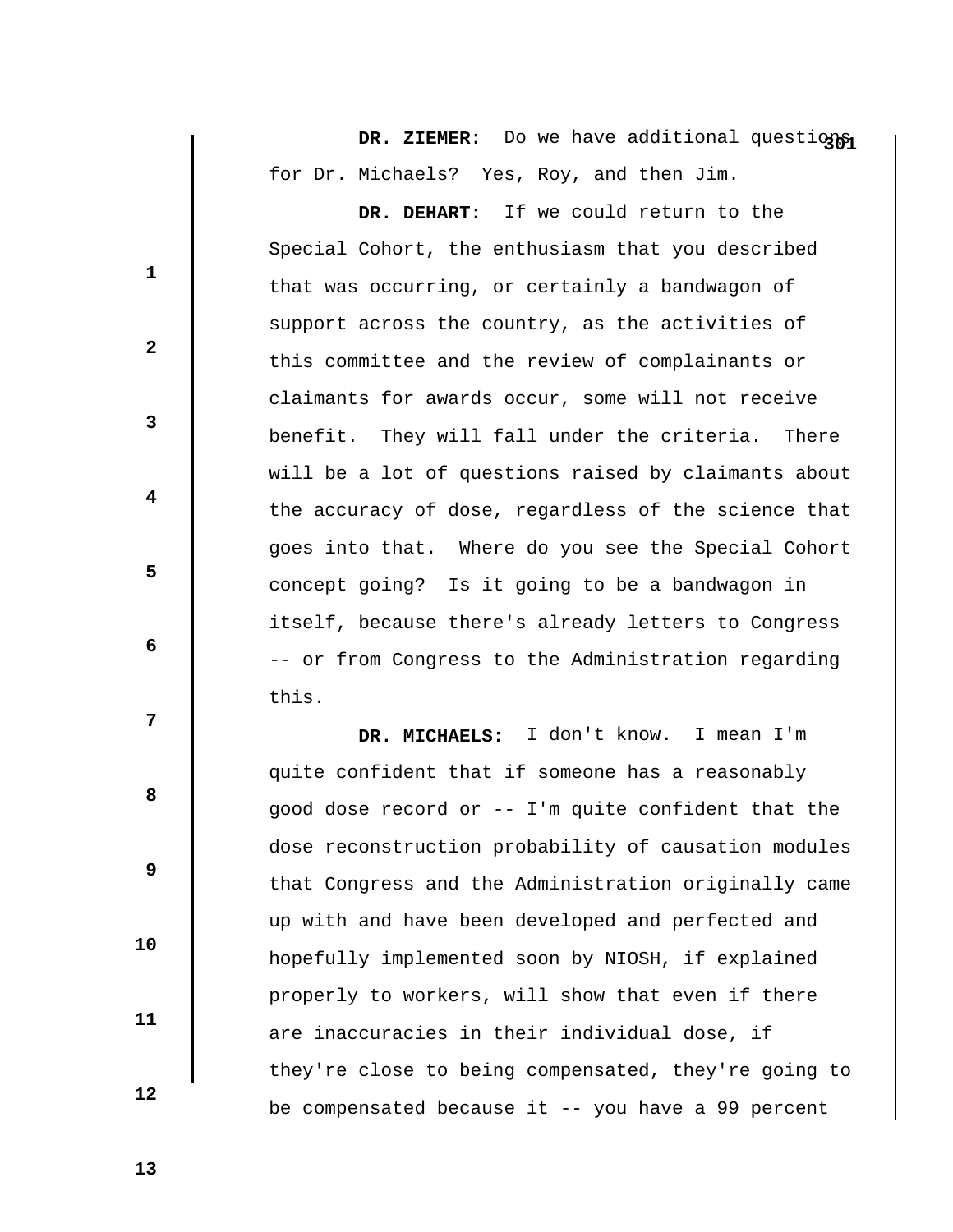**DR. ZIEMER:** Do we have additional questions for Dr. Michaels? Yes, Roy, and then Jim.

**DR. DEHART:** If we could return to the Special Cohort, the enthusiasm that you described that was occurring, or certainly a bandwagon of support across the country, as the activities of this committee and the review of complainants or claimants for awards occur, some will not receive benefit. They will fall under the criteria. There will be a lot of questions raised by claimants about the accuracy of dose, regardless of the science that goes into that. Where do you see the Special Cohort concept going? Is it going to be a bandwagon in itself, because there's already letters to Congress -- or from Congress to the Administration regarding this.

**DR. MICHAELS:** I don't know. I mean I'm quite confident that if someone has a reasonably good dose record or -- I'm quite confident that the dose reconstruction probability of causation modules that Congress and the Administration originally came up with and have been developed and perfected and hopefully implemented soon by NIOSH, if explained properly to workers, will show that even if there are inaccuracies in their individual dose, if they're close to being compensated, they're going to be compensated because it -- you have a 99 percent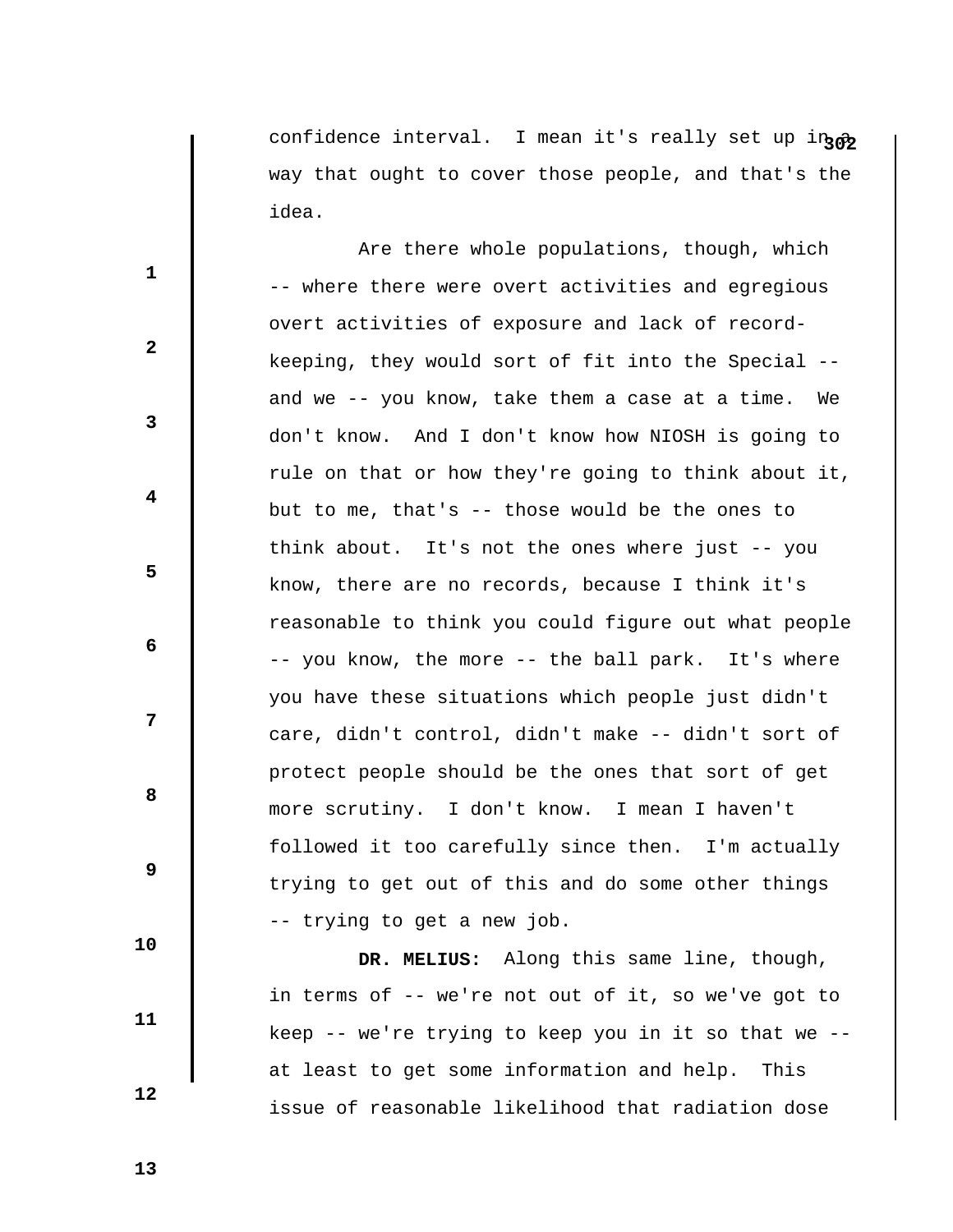confidence interval. I mean it's really set up in a way that ought to cover those people, and that's the idea.

Are there whole populations, though, which -- where there were overt activities and egregious overt activities of exposure and lack of record-keeping, they would sort of fit into the Special -- and we -- you know, take them a case at a time. We don't know. And I don't know how NIOSH is going to rule on that or how they're going to think about it, but to me, that's -- those would be the ones to think about. It's not the ones where just -- you know, there are no records, because I think it's reasonable to think you could figure out what people -- you know, the more -- the ball park. It's where you have these situations which people just didn't care, didn't control, didn't make -- didn't sort of protect people should be the ones that sort of get more scrutiny. I don't know. I mean I haven't followed it too carefully since then. I'm actually trying to get out of this and do some other things -- trying to get a new job.

**DR. MELIUS:** Along this same line, though, in terms of -- we're not out of it, so we've got to keep -- we're trying to keep you in it so that we -- at least to get some information and help. This issue of reasonable likelihood that radiation dose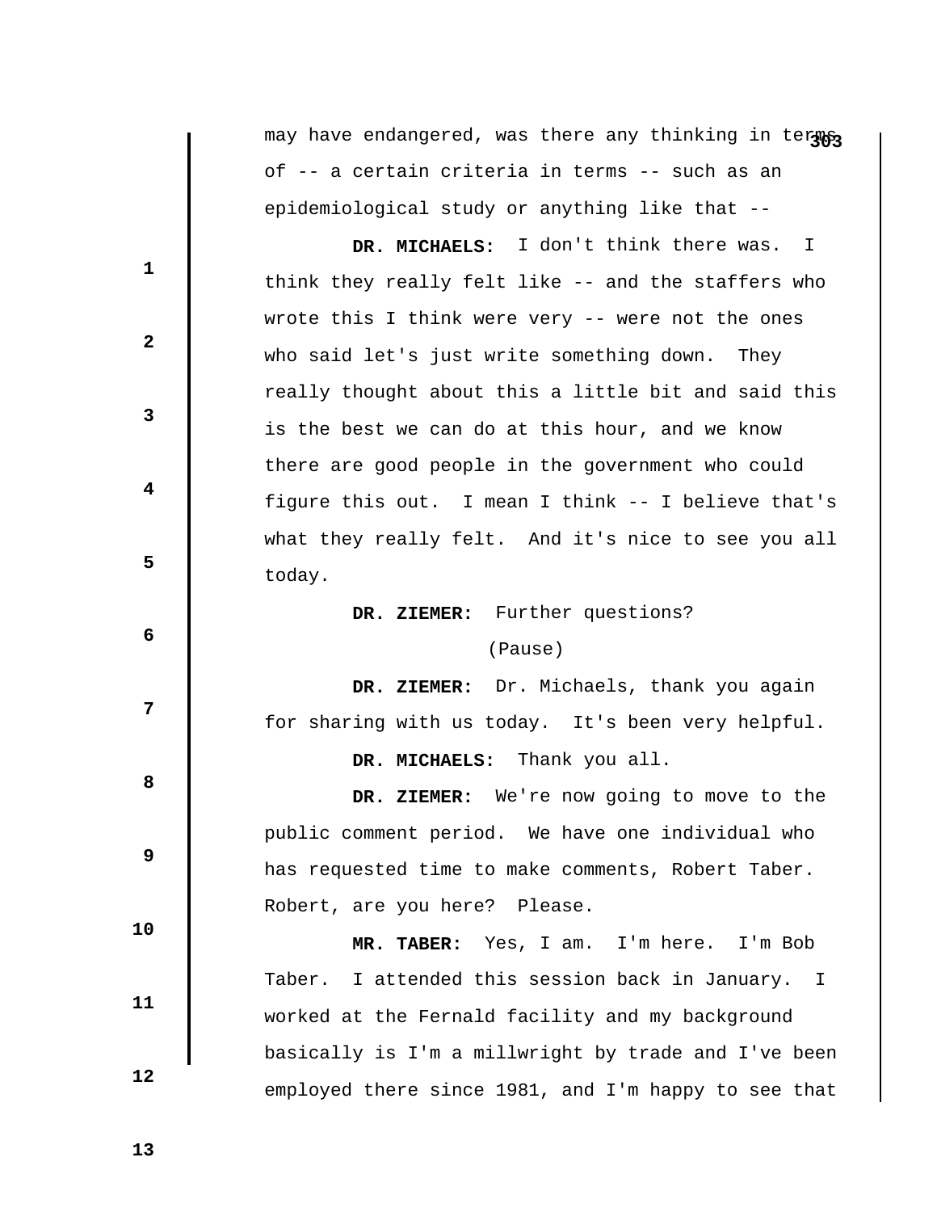may have endangered, was there any thinking in terms of -- a certain criteria in terms -- such as an epidemiological study or anything like that --

**DR. MICHAELS:** I don't think there was. I think they really felt like -- and the staffers who wrote this I think were very -- were not the ones who said let's just write something down. They really thought about this a little bit and said this is the best we can do at this hour, and we know there are good people in the government who could figure this out. I mean I think -- I believe that's what they really felt. And it's nice to see you all today.

**DR. ZIEMER:** Further questions?

(Pause)

**DR. ZIEMER:** Dr. Michaels, thank you again for sharing with us today. It's been very helpful.

**DR. MICHAELS:** Thank you all.

**DR. ZIEMER:** We're now going to move to the public comment period. We have one individual who has requested time to make comments, Robert Taber. Robert, are you here? Please.

**MR. TABER:** Yes, I am. I'm here. I'm Bob Taber. I attended this session back in January. I worked at the Fernald facility and my background basically is I'm a millwright by trade and I've been employed there since 1981, and I'm happy to see that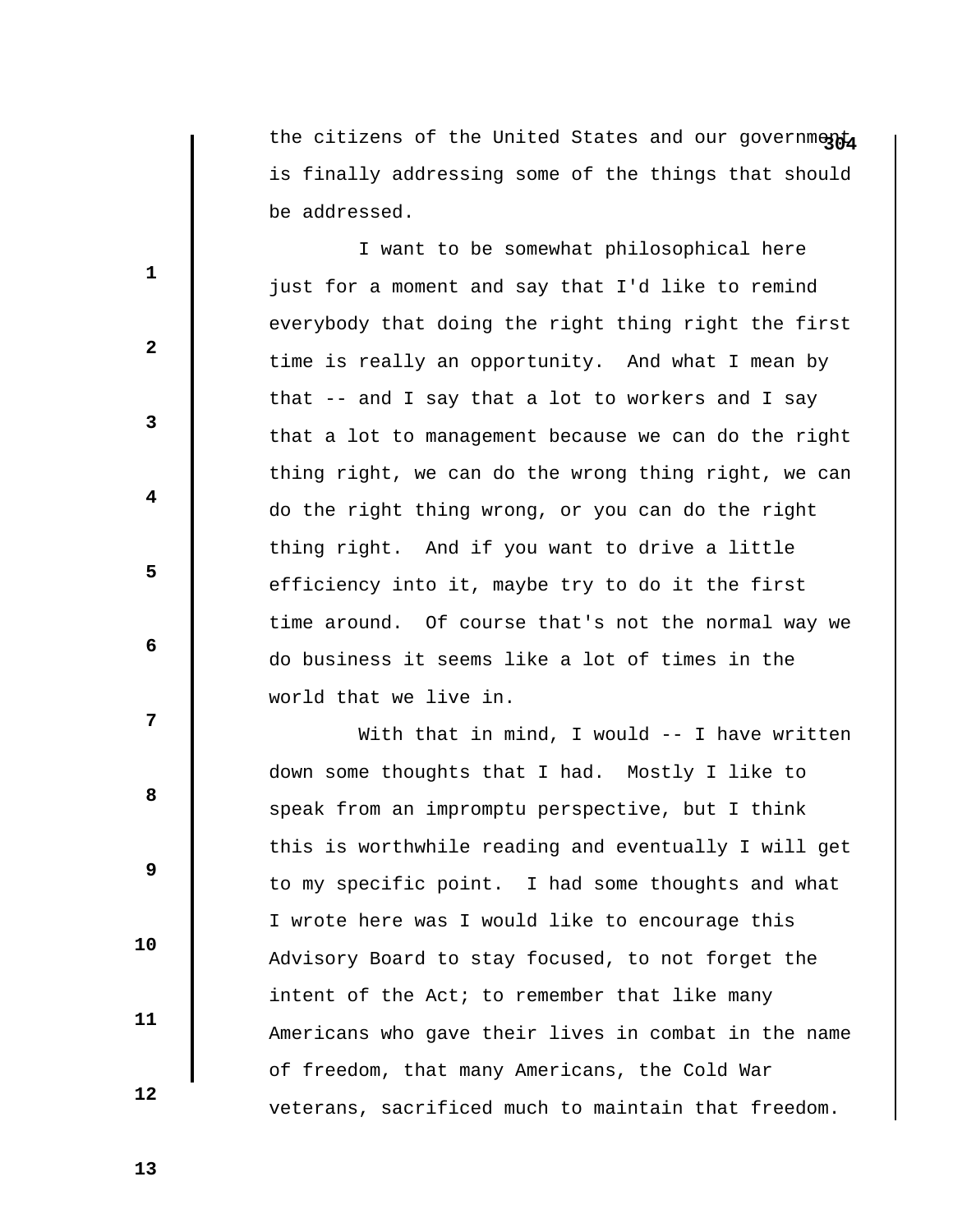the citizens of the United States and our government is finally addressing some of the things that should be addressed.

I want to be somewhat philosophical here just for a moment and say that I'd like to remind everybody that doing the right thing right the first time is really an opportunity. And what I mean by that -- and I say that a lot to workers and I say that a lot to management because we can do the right thing right, we can do the wrong thing right, we can do the right thing wrong, or you can do the right thing right. And if you want to drive a little efficiency into it, maybe try to do it the first time around. Of course that's not the normal way we do business it seems like a lot of times in the world that we live in.

With that in mind, I would -- I have written down some thoughts that I had. Mostly I like to speak from an impromptu perspective, but I think this is worthwhile reading and eventually I will get to my specific point. I had some thoughts and what I wrote here was I would like to encourage this Advisory Board to stay focused, to not forget the intent of the Act; to remember that like many Americans who gave their lives in combat in the name of freedom, that many Americans, the Cold War veterans, sacrificed much to maintain that freedom.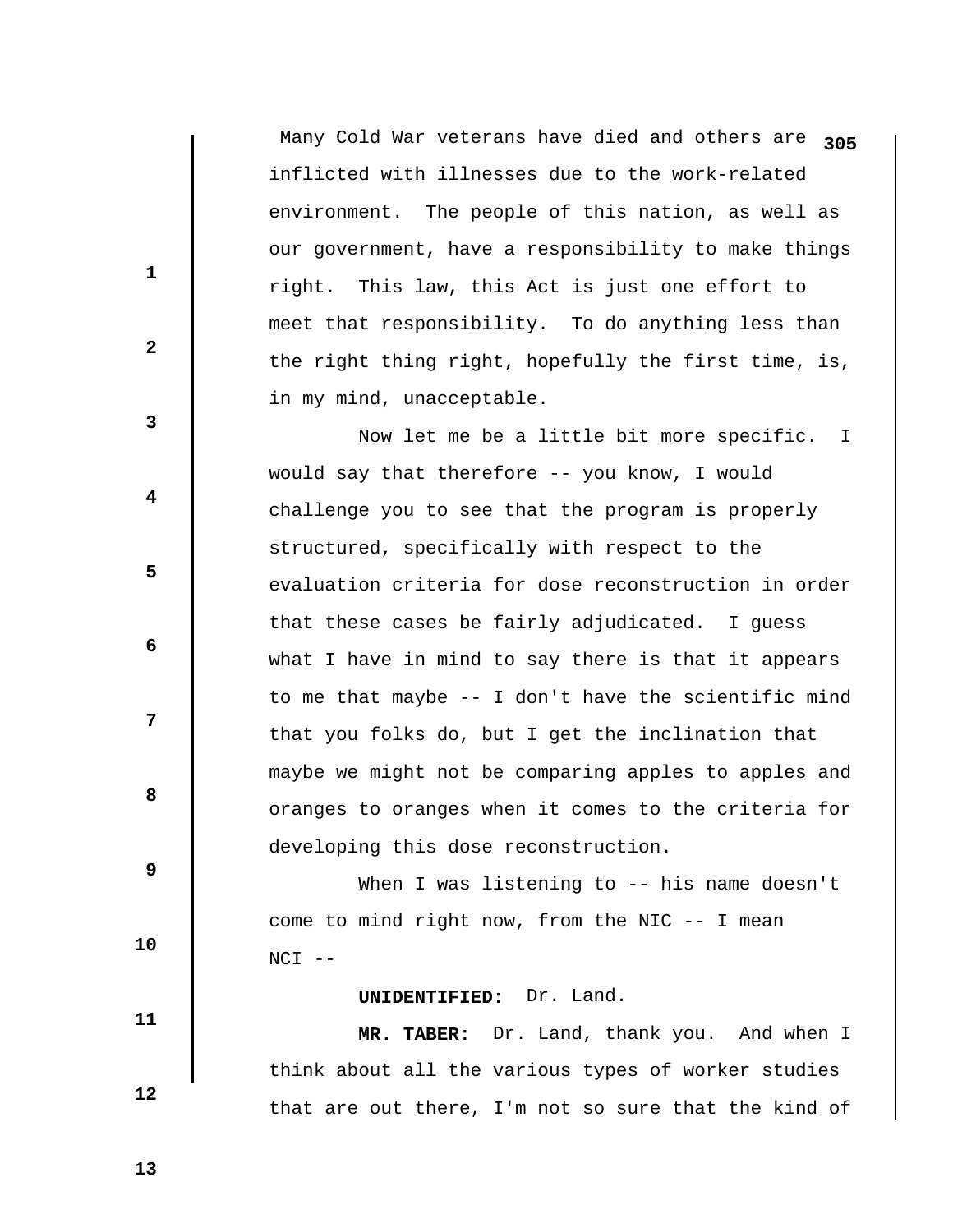Many Cold War veterans have died and others are inflicted with illnesses due to the work-related environment. The people of this nation, as well as our government, have a responsibility to make things right. This law, this Act is just one effort to meet that responsibility. To do anything less than the right thing right, hopefully the first time, is, in my mind, unacceptable.

Now let me be a little bit more specific. I would say that therefore -- you know, I would challenge you to see that the program is properly structured, specifically with respect to the evaluation criteria for dose reconstruction in order that these cases be fairly adjudicated. I guess what I have in mind to say there is that it appears to me that maybe -- I don't have the scientific mind that you folks do, but I get the inclination that maybe we might not be comparing apples to apples and oranges to oranges when it comes to the criteria for developing this dose reconstruction.

When I was listening to -- his name doesn't come to mind right now, from the NIC -- I mean NCI --

**UNIDENTIFIED:** Dr. Land.

**MR. TABER:** Dr. Land, thank you. And when I think about all the various types of worker studies that are out there, I'm not so sure that the kind of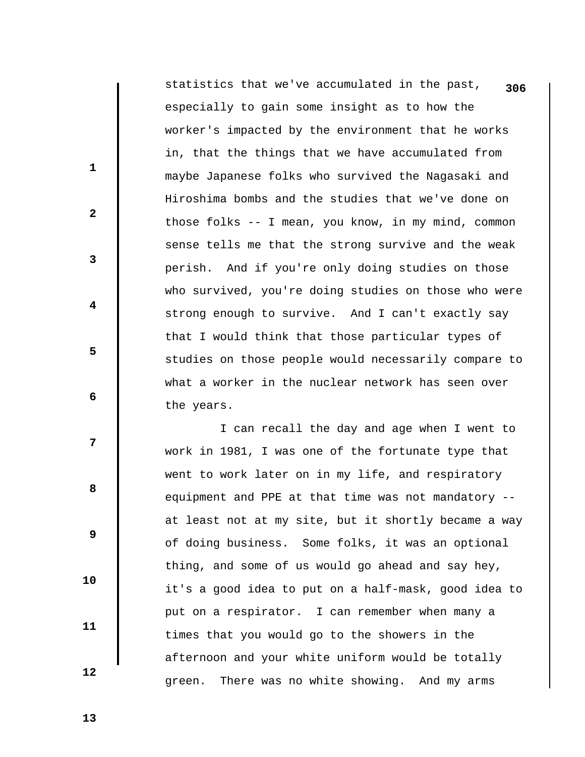statistics that we've accumulated in the past, especially to gain some insight as to how the worker's impacted by the environment that he works in, that the things that we have accumulated from maybe Japanese folks who survived the Nagasaki and Hiroshima bombs and the studies that we've done on those folks -- I mean, you know, in my mind, common sense tells me that the strong survive and the weak perish. And if you're only doing studies on those who survived, you're doing studies on those who were strong enough to survive. And I can't exactly say that I would think that those particular types of studies on those people would necessarily compare to what a worker in the nuclear network has seen over the years.

I can recall the day and age when I went to work in 1981, I was one of the fortunate type that went to work later on in my life, and respiratory equipment and PPE at that time was not mandatory -- at least not at my site, but it shortly became a way of doing business. Some folks, it was an optional thing, and some of us would go ahead and say hey, it's a good idea to put on a half-mask, good idea to put on a respirator. I can remember when many a times that you would go to the showers in the afternoon and your white uniform would be totally green. There was no white showing. And my arms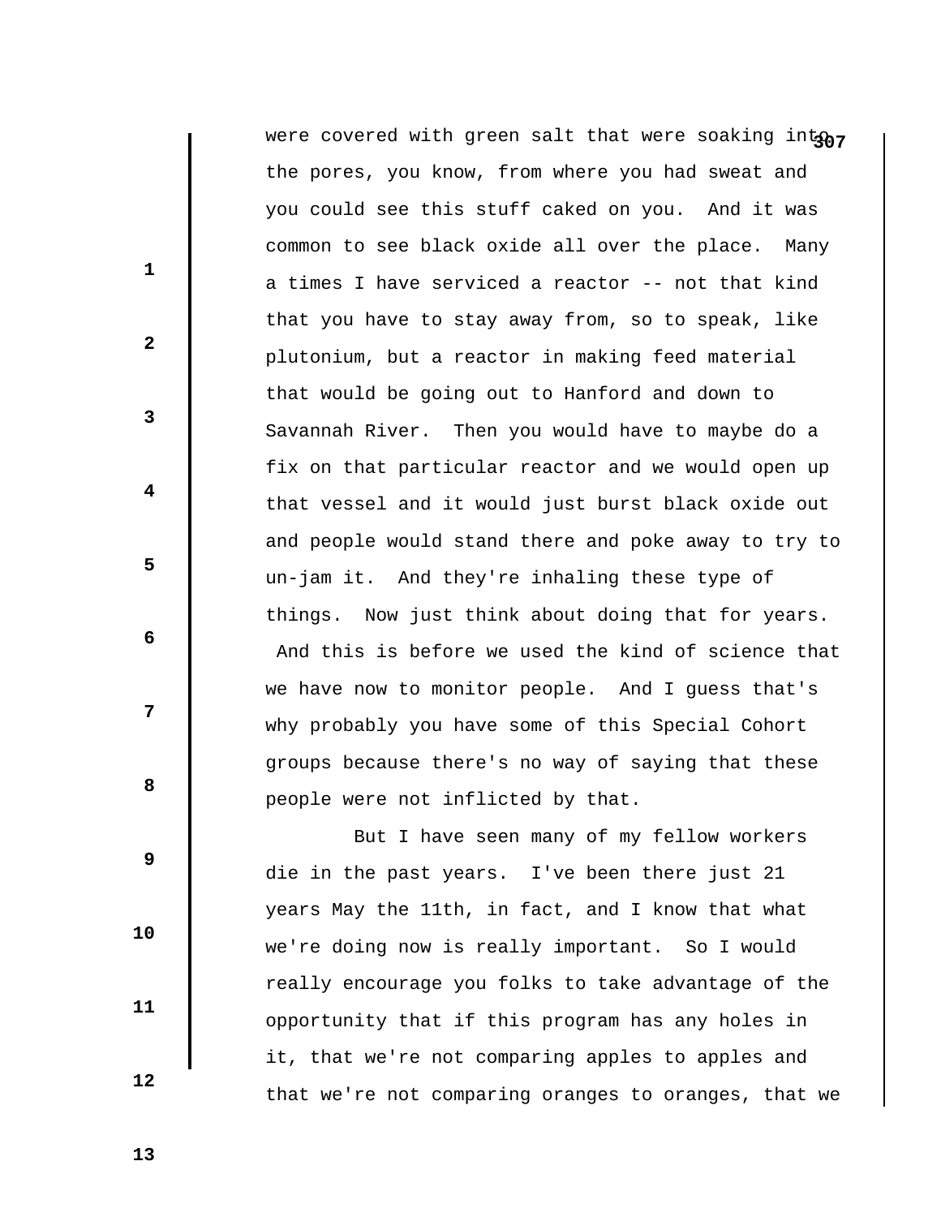were covered with green salt that were soaking into the pores, you know, from where you had sweat and you could see this stuff caked on you. And it was common to see black oxide all over the place. Many a times I have serviced a reactor -- not that kind that you have to stay away from, so to speak, like plutonium, but a reactor in making feed material that would be going out to Hanford and down to Savannah River. Then you would have to maybe do a fix on that particular reactor and we would open up that vessel and it would just burst black oxide out and people would stand there and poke away to try to un-jam it. And they're inhaling these type of things. Now just think about doing that for years. And this is before we used the kind of science that we have now to monitor people. And I guess that's why probably you have some of this Special Cohort groups because there's no way of saying that these people were not inflicted by that.

But I have seen many of my fellow workers die in the past years. I've been there just 21 years May the 11th, in fact, and I know that what we're doing now is really important. So I would really encourage you folks to take advantage of the opportunity that if this program has any holes in it, that we're not comparing apples to apples and that we're not comparing oranges to oranges, that we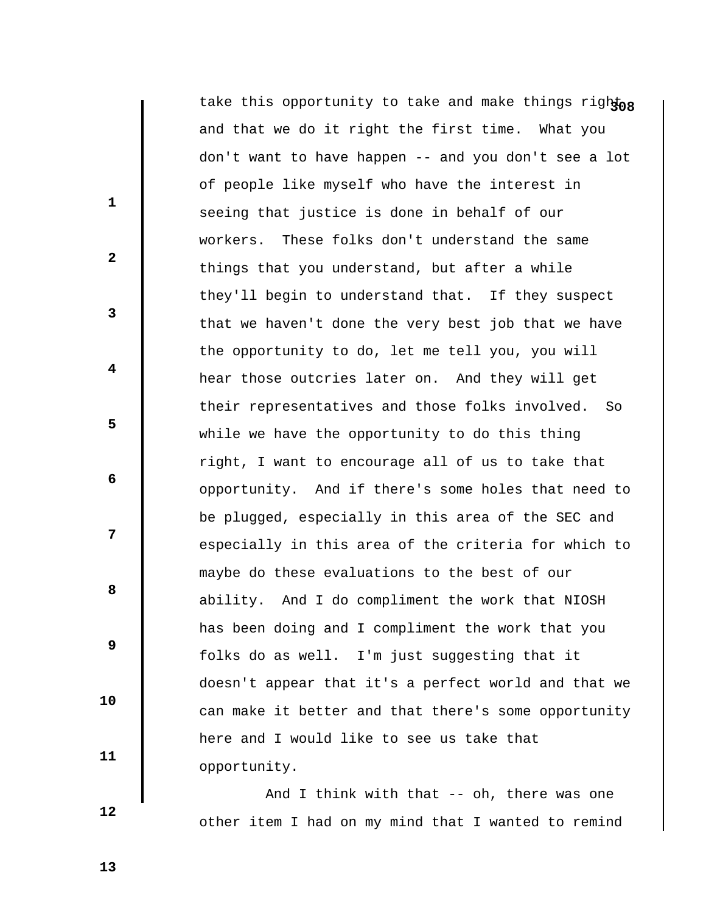take this opportunity to take and make things right and that we do it right the first time. What you don't want to have happen -- and you don't see a lot of people like myself who have the interest in seeing that justice is done in behalf of our workers. These folks don't understand the same things that you understand, but after a while they'll begin to understand that. If they suspect that we haven't done the very best job that we have the opportunity to do, let me tell you, you will hear those outcries later on. And they will get their representatives and those folks involved. So while we have the opportunity to do this thing right, I want to encourage all of us to take that opportunity. And if there's some holes that need to be plugged, especially in this area of the SEC and especially in this area of the criteria for which to maybe do these evaluations to the best of our ability. And I do compliment the work that NIOSH has been doing and I compliment the work that you folks do as well. I'm just suggesting that it doesn't appear that it's a perfect world and that we can make it better and that there's some opportunity here and I would like to see us take that opportunity.

And I think with that -- oh, there was one other item I had on my mind that I wanted to remind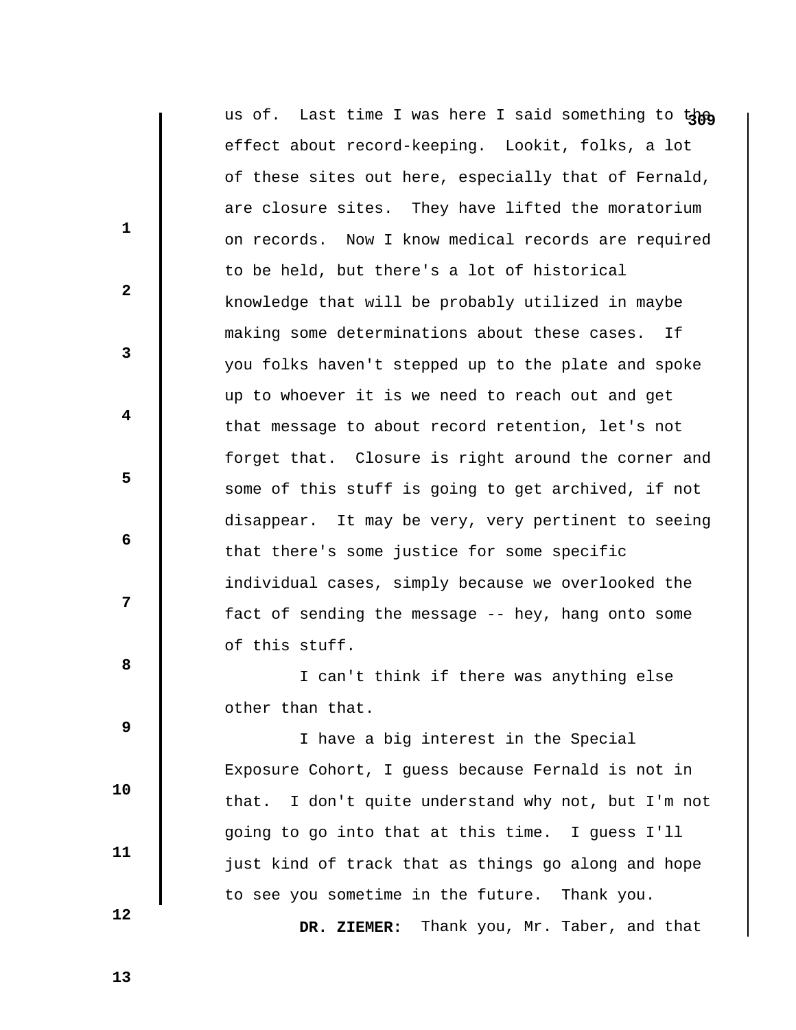us of. Last time I was here I said something to the effect about record-keeping. Lookit, folks, a lot of these sites out here, especially that of Fernald, are closure sites. They have lifted the moratorium on records. Now I know medical records are required to be held, but there's a lot of historical knowledge that will be probably utilized in maybe making some determinations about these cases. If you folks haven't stepped up to the plate and spoke up to whoever it is we need to reach out and get that message to about record retention, let's not forget that. Closure is right around the corner and some of this stuff is going to get archived, if not disappear. It may be very, very pertinent to seeing that there's some justice for some specific individual cases, simply because we overlooked the fact of sending the message -- hey, hang onto some of this stuff.

I can't think if there was anything else other than that.

I have a big interest in the Special Exposure Cohort, I guess because Fernald is not in that. I don't quite understand why not, but I'm not going to go into that at this time. I guess I'll just kind of track that as things go along and hope to see you sometime in the future. Thank you.

**DR. ZIEMER:** Thank you, Mr. Taber, and that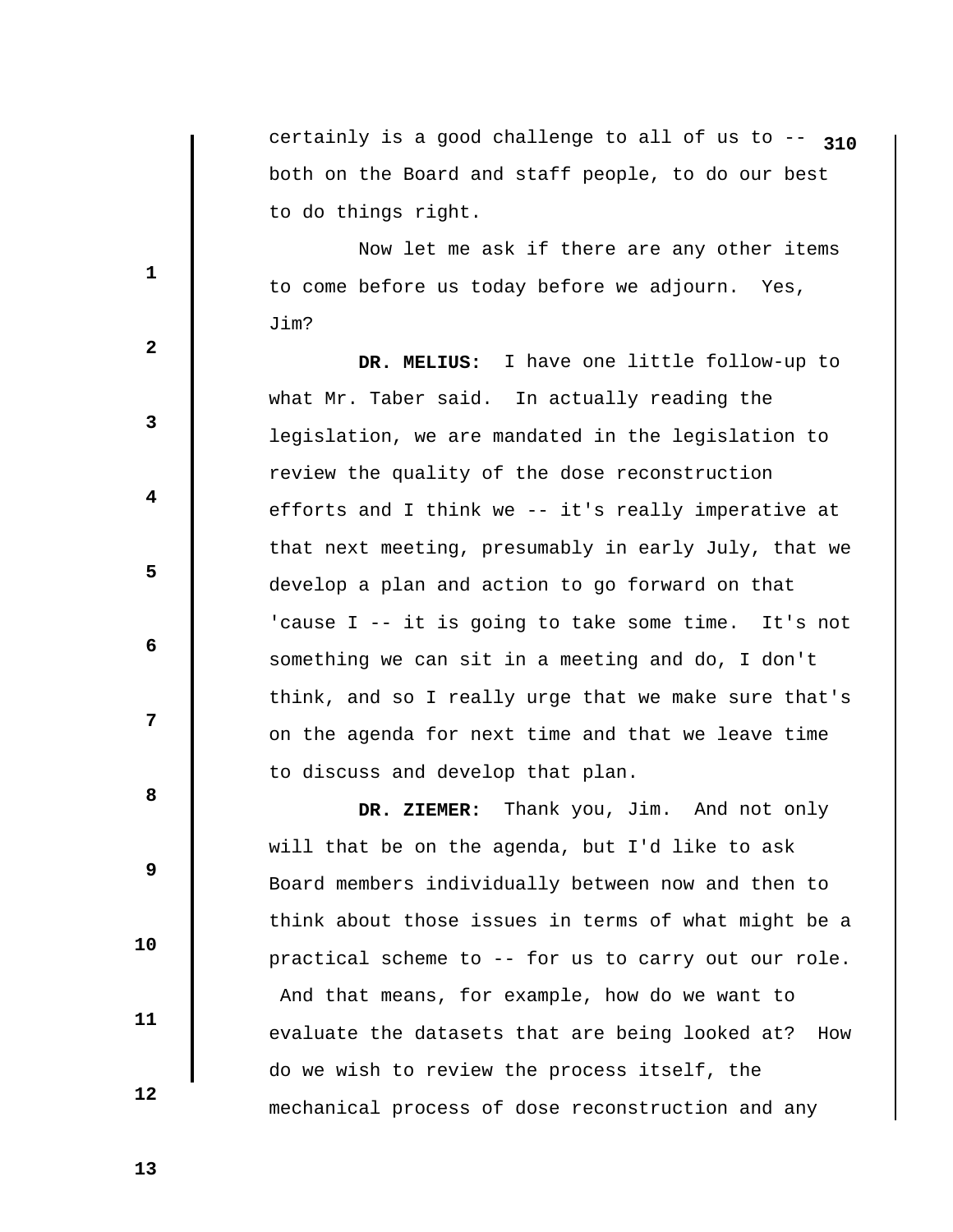certainly is a good challenge to all of us to -- both on the Board and staff people, to do our best to do things right.

Now let me ask if there are any other items to come before us today before we adjourn. Yes, Jim?

**DR. MELIUS:** I have one little follow-up to what Mr. Taber said. In actually reading the legislation, we are mandated in the legislation to review the quality of the dose reconstruction efforts and I think we -- it's really imperative at that next meeting, presumably in early July, that we develop a plan and action to go forward on that 'cause I -- it is going to take some time. It's not something we can sit in a meeting and do, I don't think, and so I really urge that we make sure that's on the agenda for next time and that we leave time to discuss and develop that plan.

**DR. ZIEMER:** Thank you, Jim. And not only will that be on the agenda, but I'd like to ask Board members individually between now and then to think about those issues in terms of what might be a practical scheme to -- for us to carry out our role. And that means, for example, how do we want to evaluate the datasets that are being looked at? How do we wish to review the process itself, the mechanical process of dose reconstruction and any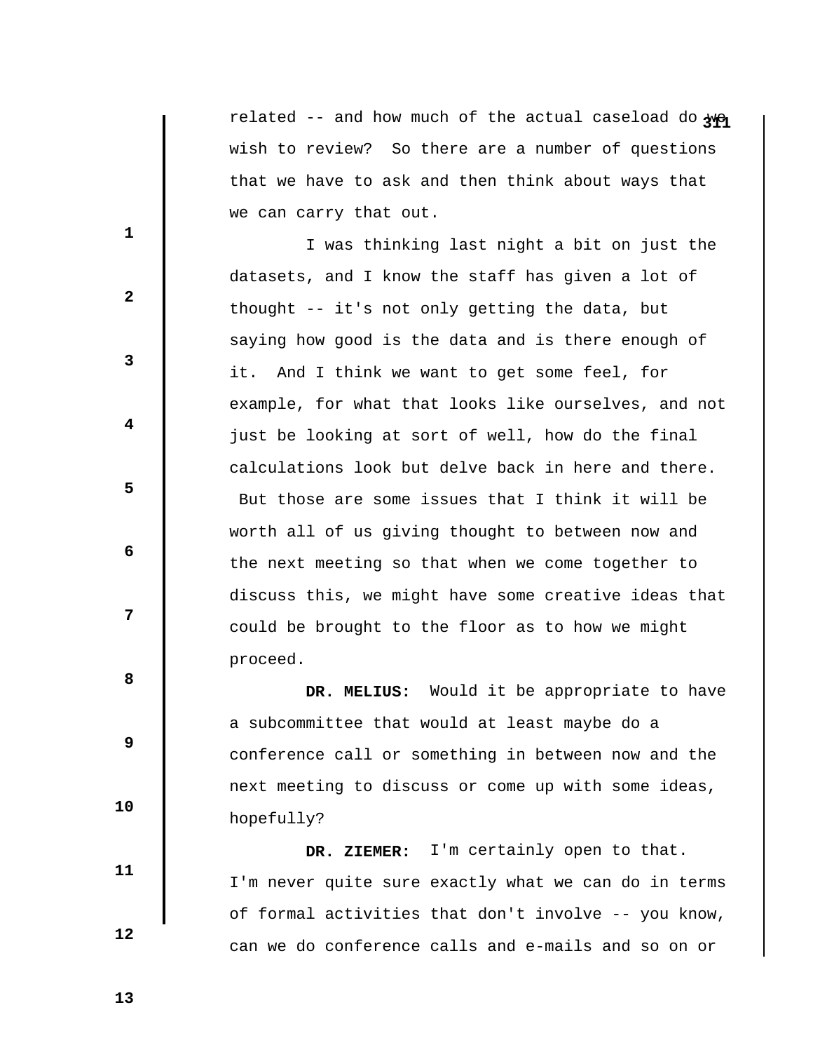related -- and how much of the actual caseload do we wish to review? So there are a number of questions that we have to ask and then think about ways that we can carry that out.

I was thinking last night a bit on just the datasets, and I know the staff has given a lot of thought -- it's not only getting the data, but saying how good is the data and is there enough of it. And I think we want to get some feel, for example, for what that looks like ourselves, and not just be looking at sort of well, how do the final calculations look but delve back in here and there. But those are some issues that I think it will be worth all of us giving thought to between now and the next meeting so that when we come together to discuss this, we might have some creative ideas that could be brought to the floor as to how we might proceed.

**DR. MELIUS:** Would it be appropriate to have a subcommittee that would at least maybe do a conference call or something in between now and the next meeting to discuss or come up with some ideas, hopefully?

**DR. ZIEMER:** I'm certainly open to that. I'm never quite sure exactly what we can do in terms of formal activities that don't involve -- you know, can we do conference calls and e-mails and so on or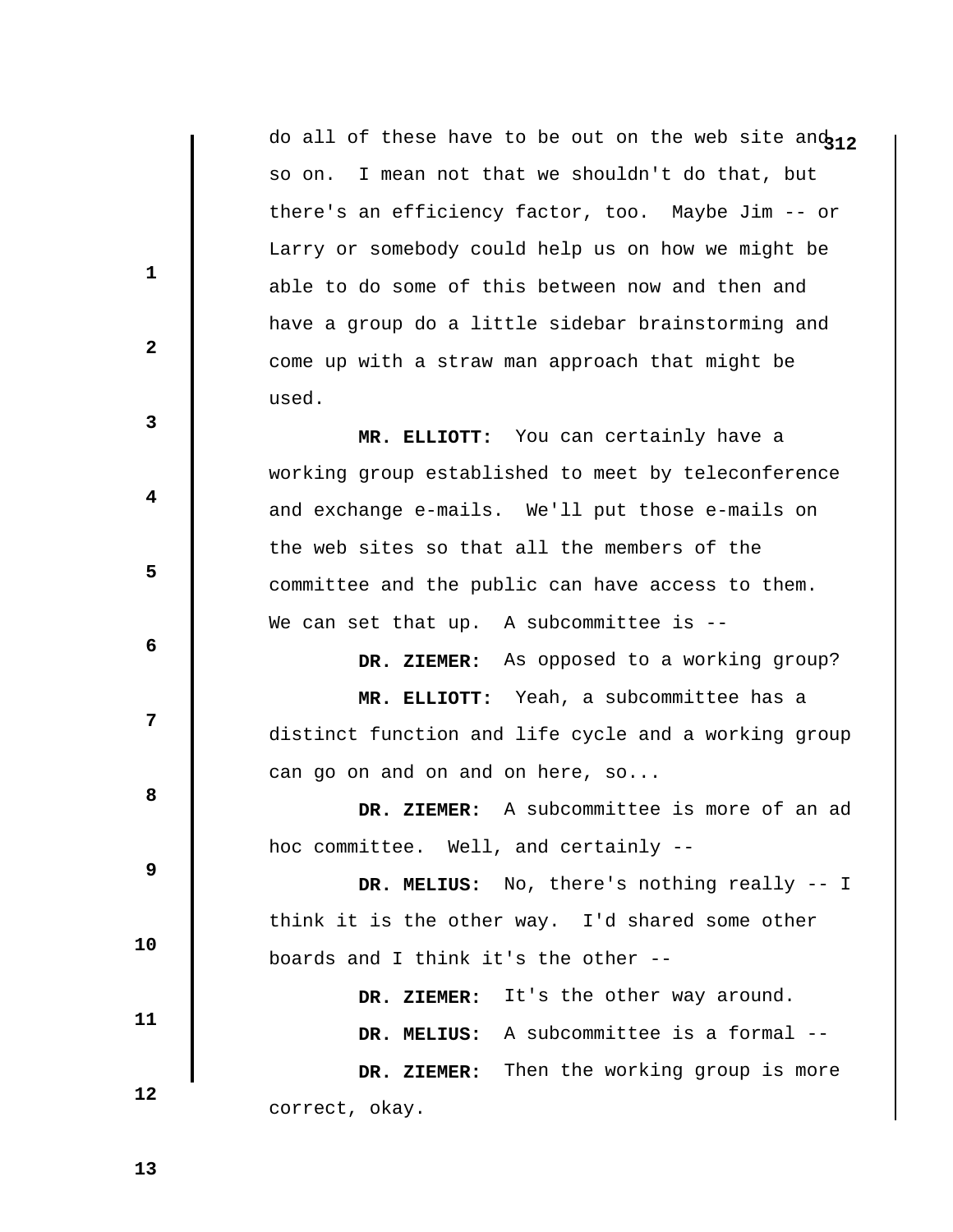do all of these have to be out on the web site and so on. I mean not that we shouldn't do that, but there's an efficiency factor, too. Maybe Jim -- or Larry or somebody could help us on how we might be able to do some of this between now and then and have a group do a little sidebar brainstorming and come up with a straw man approach that might be used.

**MR. ELLIOTT:** You can certainly have a working group established to meet by teleconference and exchange e-mails. We'll put those e-mails on the web sites so that all the members of the committee and the public can have access to them. We can set that up. A subcommittee is --

**DR. ZIEMER:** As opposed to a working group?

**MR. ELLIOTT:** Yeah, a subcommittee has a distinct function and life cycle and a working group can go on and on and on here, so...

**DR. ZIEMER:** A subcommittee is more of an ad hoc committee. Well, and certainly --

**DR. MELIUS:** No, there's nothing really -- I think it is the other way. I'd shared some other boards and I think it's the other --

**DR. ZIEMER:** It's the other way around.

**DR. MELIUS:** A subcommittee is a formal --

**DR. ZIEMER:** Then the working group is more correct, okay.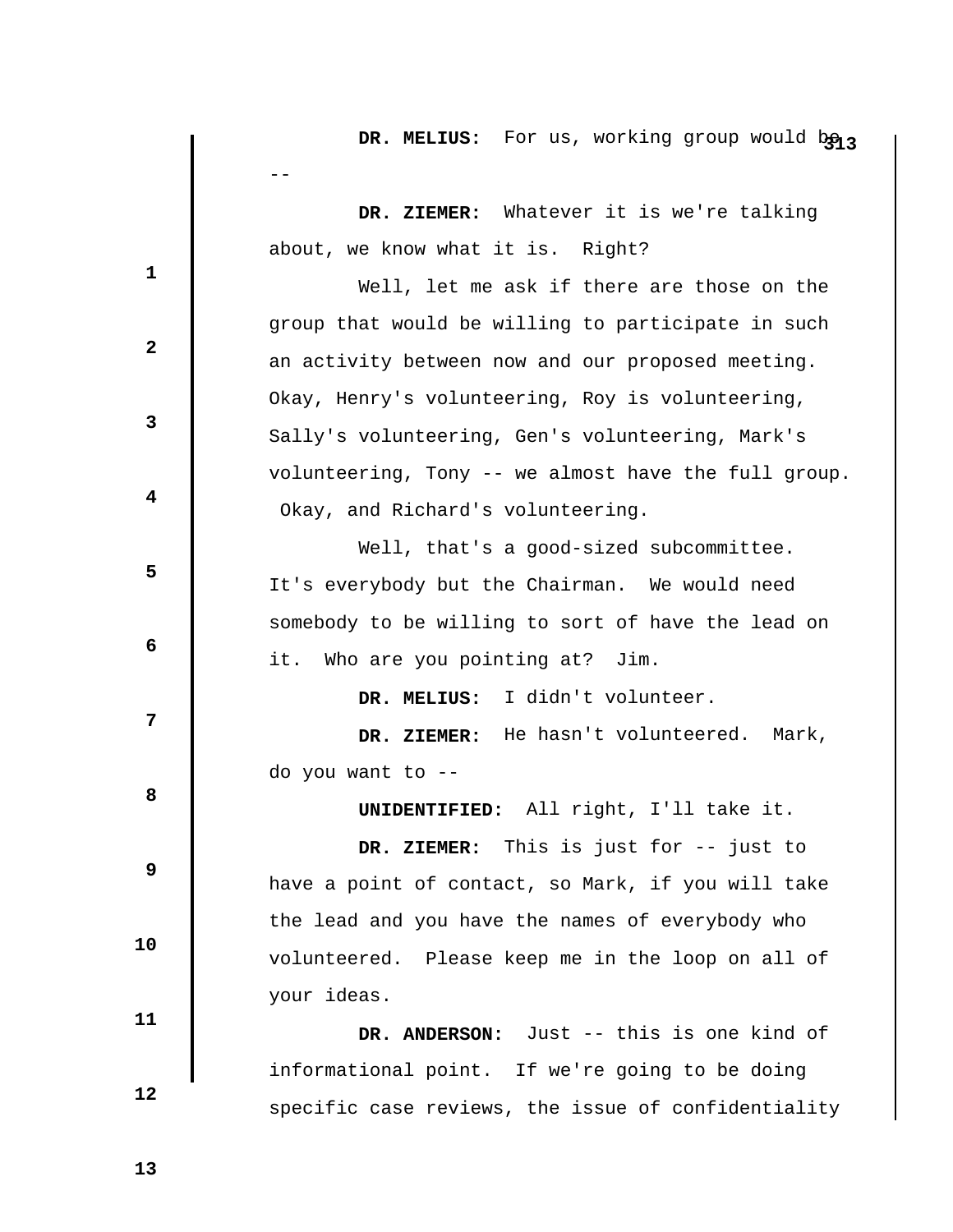**DR. MELIUS:** For us, working group would be --

**DR. ZIEMER:** Whatever it is we're talking about, we know what it is. Right?

Well, let me ask if there are those on the group that would be willing to participate in such an activity between now and our proposed meeting. Okay, Henry's volunteering, Roy is volunteering, Sally's volunteering, Gen's volunteering, Mark's volunteering, Tony -- we almost have the full group. Okay, and Richard's volunteering.

Well, that's a good-sized subcommittee. It's everybody but the Chairman. We would need somebody to be willing to sort of have the lead on it. Who are you pointing at? Jim.

**DR. MELIUS:** I didn't volunteer.

**DR. ZIEMER:** He hasn't volunteered. Mark, do you want to --

**UNIDENTIFIED:** All right, I'll take it.

**DR. ZIEMER:** This is just for -- just to have a point of contact, so Mark, if you will take the lead and you have the names of everybody who volunteered. Please keep me in the loop on all of your ideas.

**DR. ANDERSON:** Just -- this is one kind of informational point. If we're going to be doing specific case reviews, the issue of confidentiality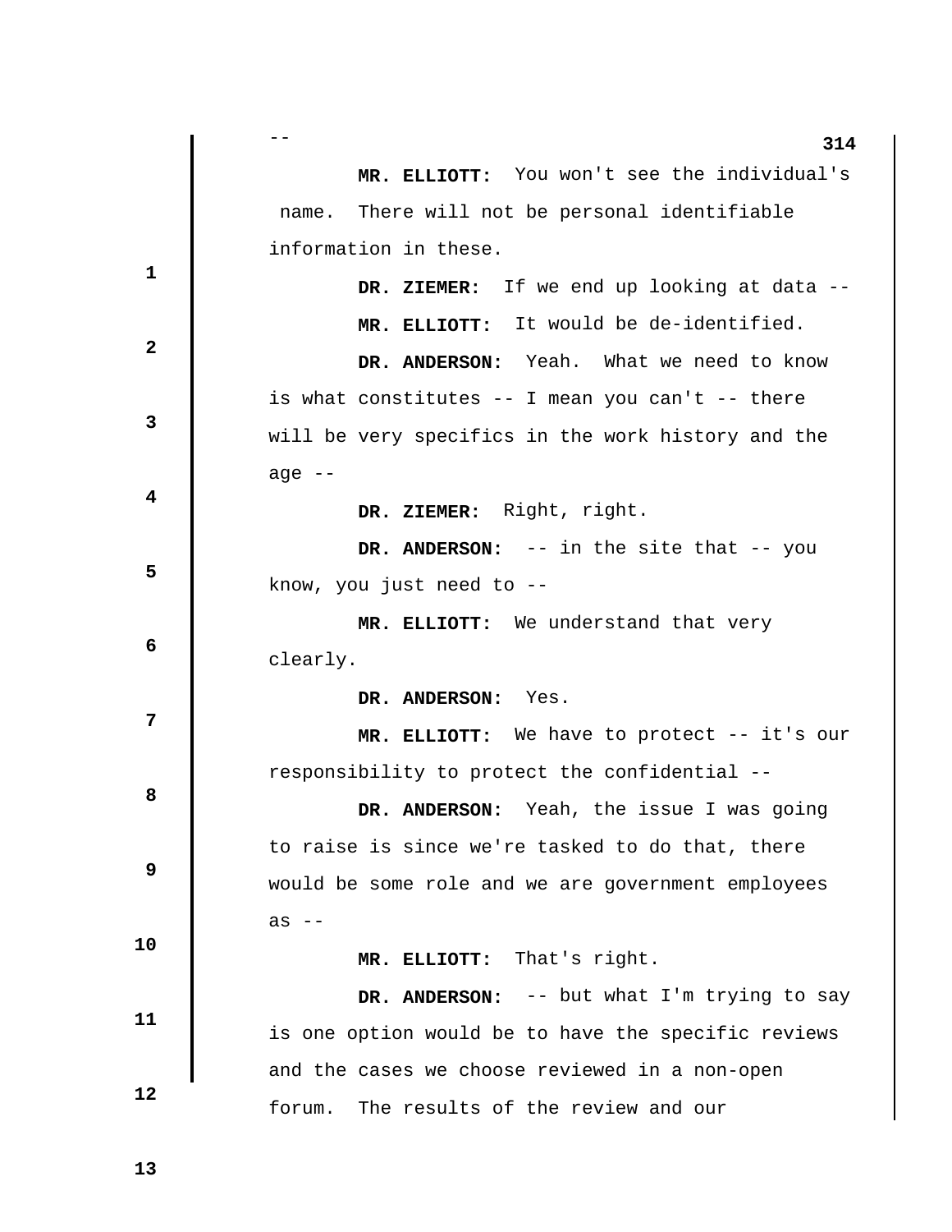--

**MR. ELLIOTT:** You won't see the individual's name. There will not be personal identifiable information in these.

**DR. ZIEMER:** If we end up looking at data --

**MR. ELLIOTT:** It would be de-identified.

**DR. ANDERSON:** Yeah. What we need to know is what constitutes -- I mean you can't -- there will be very specifics in the work history and the age --

**DR. ZIEMER:** Right, right.

**DR. ANDERSON:** -- in the site that -- you know, you just need to --

**MR. ELLIOTT:** We understand that very clearly.

**DR. ANDERSON:** Yes.

**MR. ELLIOTT:** We have to protect -- it's our responsibility to protect the confidential --

**DR. ANDERSON:** Yeah, the issue I was going to raise is since we're tasked to do that, there would be some role and we are government employees as --

**MR. ELLIOTT:** That's right.

**DR. ANDERSON:** -- but what I'm trying to say is one option would be to have the specific reviews and the cases we choose reviewed in a non-open forum. The results of the review and our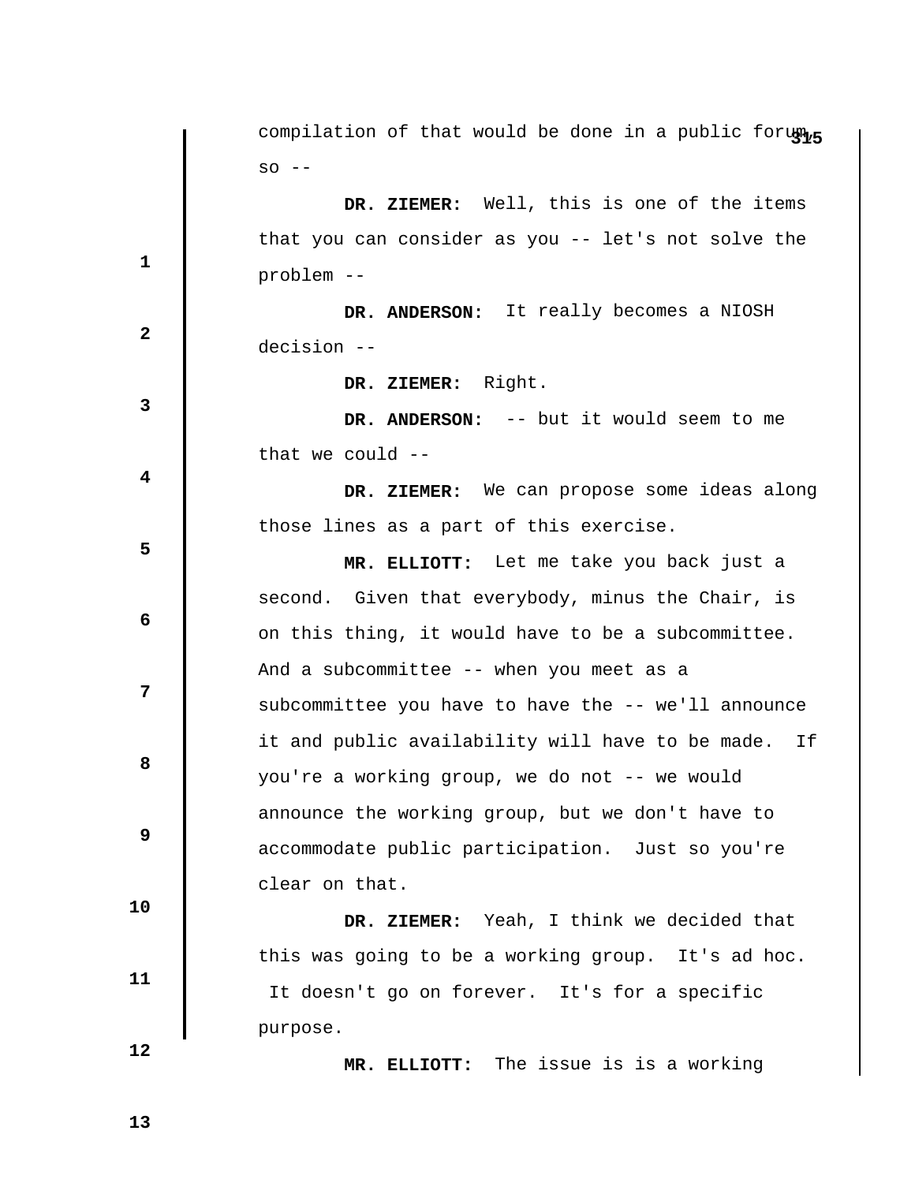compilation of that would be done in a public forum, so --

**DR. ZIEMER:** Well, this is one of the items that you can consider as you -- let's not solve the problem --

**DR. ANDERSON:** It really becomes a NIOSH decision --

**DR. ZIEMER:** Right.

**DR. ANDERSON:** -- but it would seem to me that we could --

**DR. ZIEMER:** We can propose some ideas along those lines as a part of this exercise.

**MR. ELLIOTT:** Let me take you back just a second. Given that everybody, minus the Chair, is on this thing, it would have to be a subcommittee. And a subcommittee -- when you meet as a subcommittee you have to have the -- we'll announce it and public availability will have to be made. If you're a working group, we do not -- we would announce the working group, but we don't have to accommodate public participation. Just so you're clear on that.

**DR. ZIEMER:** Yeah, I think we decided that this was going to be a working group. It's ad hoc. It doesn't go on forever. It's for a specific purpose.

**MR. ELLIOTT:** The issue is is a working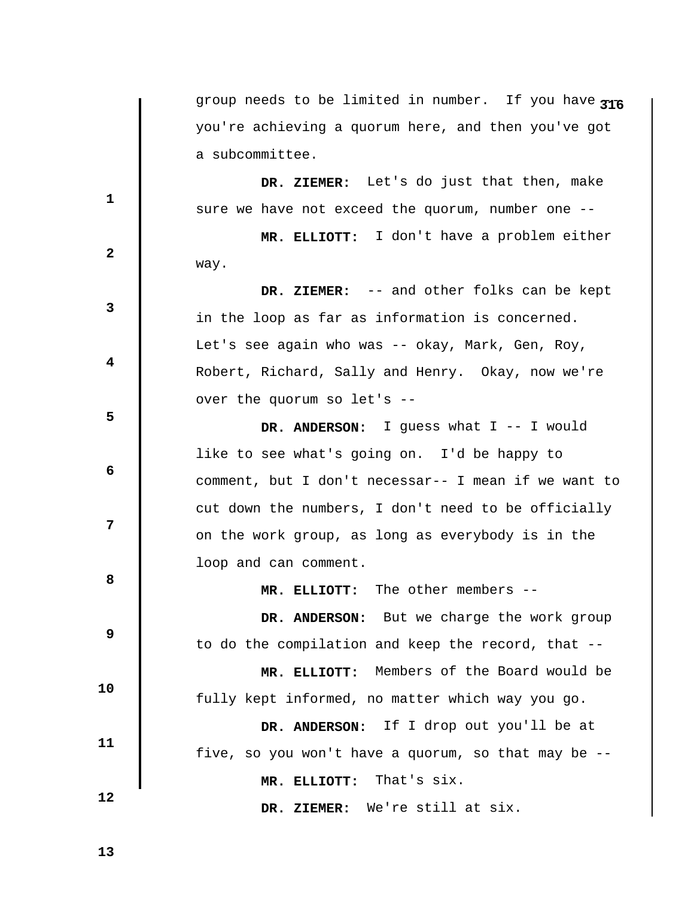group needs to be limited in number. If you have -- you're achieving a quorum here, and then you've got a subcommittee.

**DR. ZIEMER:** Let's do just that then, make sure we have not exceed the quorum, number one --

**MR. ELLIOTT:** I don't have a problem either way.

**DR. ZIEMER:** -- and other folks can be kept in the loop as far as information is concerned. Let's see again who was -- okay, Mark, Gen, Roy, Robert, Richard, Sally and Henry. Okay, now we're over the quorum so let's --

**DR. ANDERSON:** I guess what I -- I would like to see what's going on. I'd be happy to comment, but I don't necessar-- I mean if we want to cut down the numbers, I don't need to be officially on the work group, as long as everybody is in the loop and can comment.

**MR. ELLIOTT:** The other members --

**DR. ANDERSON:** But we charge the work group to do the compilation and keep the record, that --

**MR. ELLIOTT:** Members of the Board would be fully kept informed, no matter which way you go.

**DR. ANDERSON:** If I drop out you'll be at five, so you won't have a quorum, so that may be --

**MR. ELLIOTT:** That's six.

**DR. ZIEMER:** We're still at six.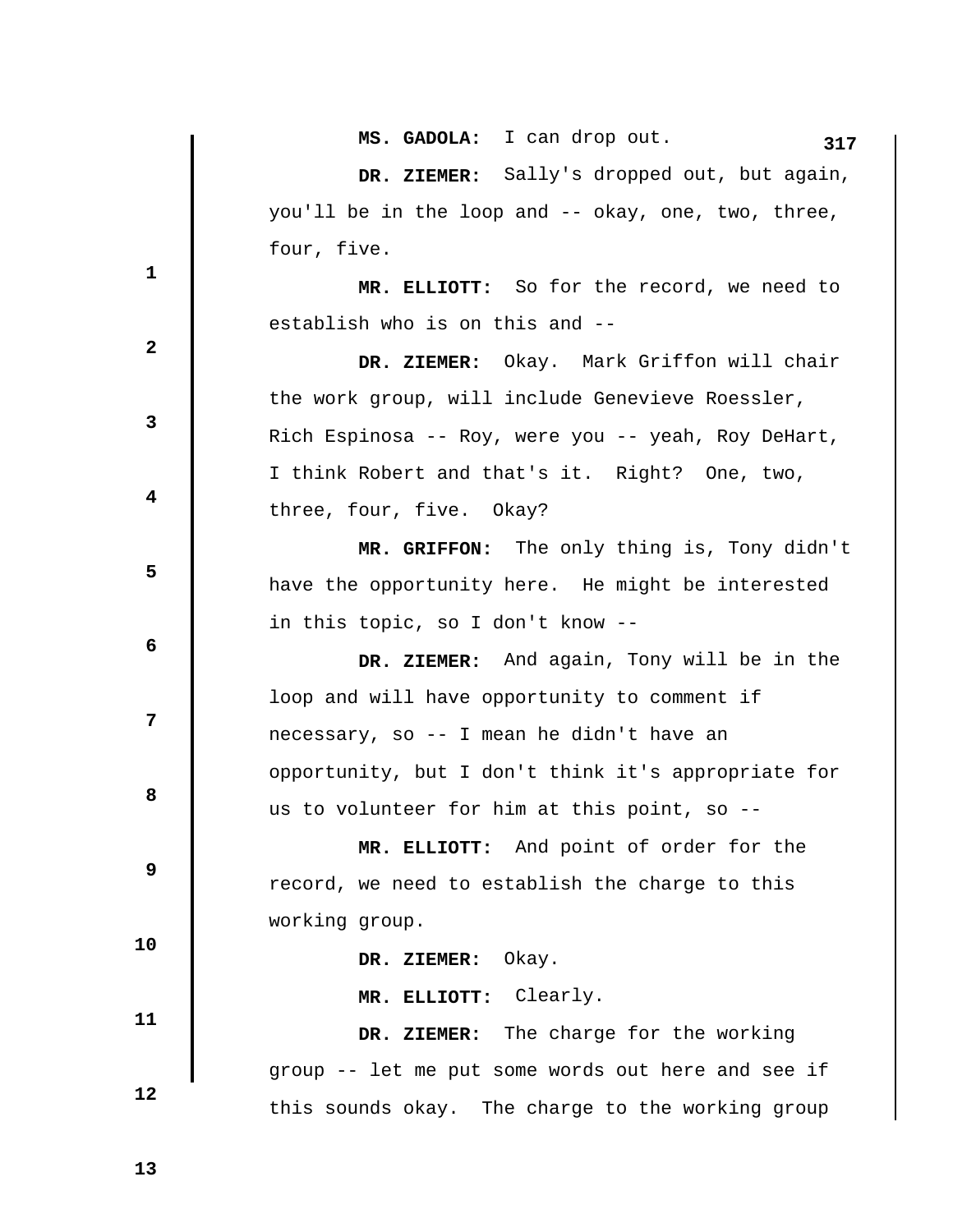**MS. GADOLA:** I can drop out.

**DR. ZIEMER:** Sally's dropped out, but again, you'll be in the loop and -- okay, one, two, three, four, five.

**MR. ELLIOTT:** So for the record, we need to establish who is on this and --

**DR. ZIEMER:** Okay. Mark Griffon will chair the work group, will include Genevieve Roessler, Rich Espinosa -- Roy, were you -- yeah, Roy DeHart, I think Robert and that's it. Right? One, two, three, four, five. Okay?

**MR. GRIFFON:** The only thing is, Tony didn't have the opportunity here. He might be interested in this topic, so I don't know --

**DR. ZIEMER:** And again, Tony will be in the loop and will have opportunity to comment if necessary, so -- I mean he didn't have an opportunity, but I don't think it's appropriate for us to volunteer for him at this point, so --

**MR. ELLIOTT:** And point of order for the record, we need to establish the charge to this working group.

**DR. ZIEMER:** Okay.

**MR. ELLIOTT:** Clearly.

**DR. ZIEMER:** The charge for the working group -- let me put some words out here and see if this sounds okay. The charge to the working group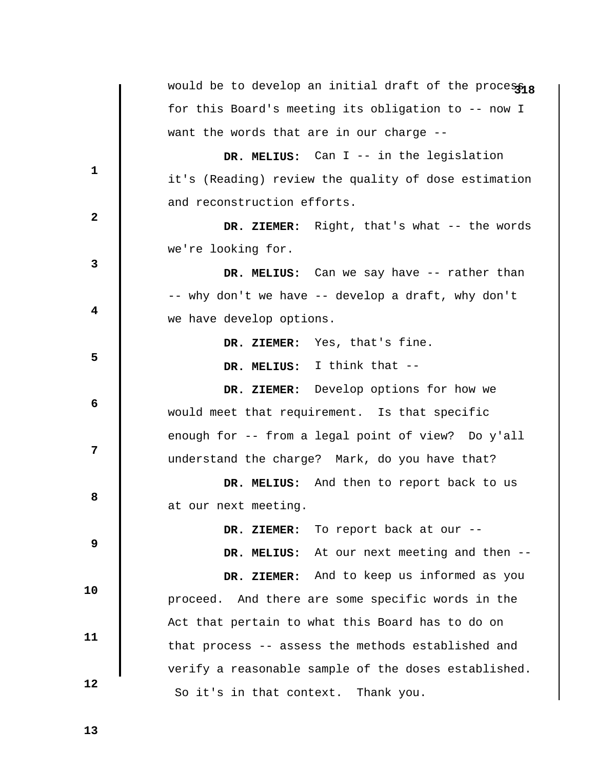would be to develop an initial draft of the process for this Board's meeting its obligation to -- now I want the words that are in our charge --

**DR. MELIUS:** Can I -- in the legislation it's (Reading) review the quality of dose estimation and reconstruction efforts.

**DR. ZIEMER:** Right, that's what -- the words we're looking for.

**DR. MELIUS:** Can we say have -- rather than -- why don't we have -- develop a draft, why don't we have develop options.

**DR. ZIEMER:** Yes, that's fine.

**DR. MELIUS:** I think that --

**DR. ZIEMER:** Develop options for how we would meet that requirement. Is that specific enough for -- from a legal point of view? Do y'all understand the charge? Mark, do you have that?

**DR. MELIUS:** And then to report back to us at our next meeting.

**DR. ZIEMER:** To report back at our --

**DR. MELIUS:** At our next meeting and then --

**DR. ZIEMER:** And to keep us informed as you proceed. And there are some specific words in the Act that pertain to what this Board has to do on that process -- assess the methods established and verify a reasonable sample of the doses established. So it's in that context. Thank you.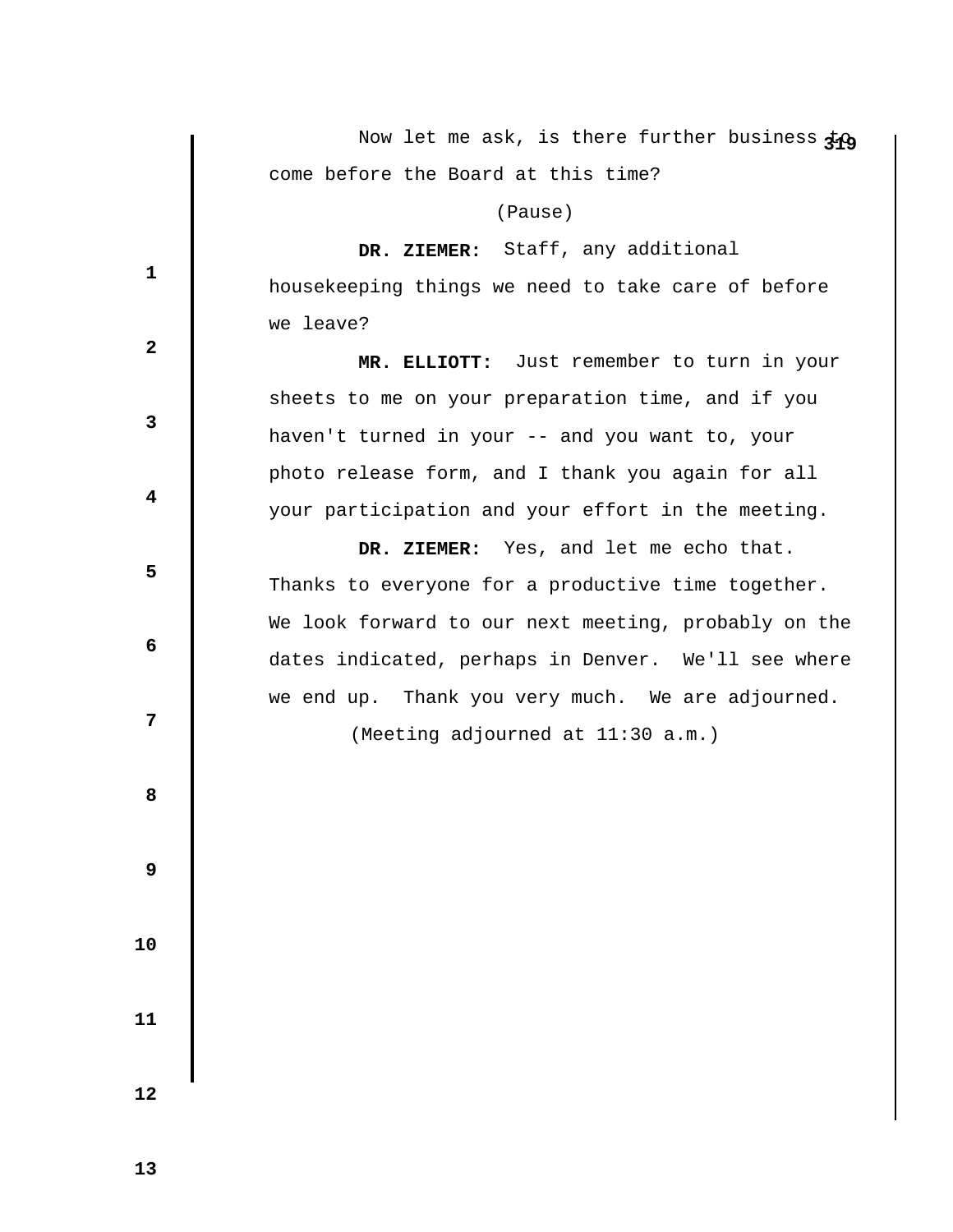Now let me ask, is there further business to come before the Board at this time?

(Pause)

**DR. ZIEMER:** Staff, any additional housekeeping things we need to take care of before we leave?

**MR. ELLIOTT:** Just remember to turn in your sheets to me on your preparation time, and if you haven't turned in your -- and you want to, your photo release form, and I thank you again for all your participation and your effort in the meeting.

**DR. ZIEMER:** Yes, and let me echo that. Thanks to everyone for a productive time together. We look forward to our next meeting, probably on the dates indicated, perhaps in Denver. We'll see where we end up. Thank you very much. We are adjourned.

(Meeting adjourned at 11:30 a.m.)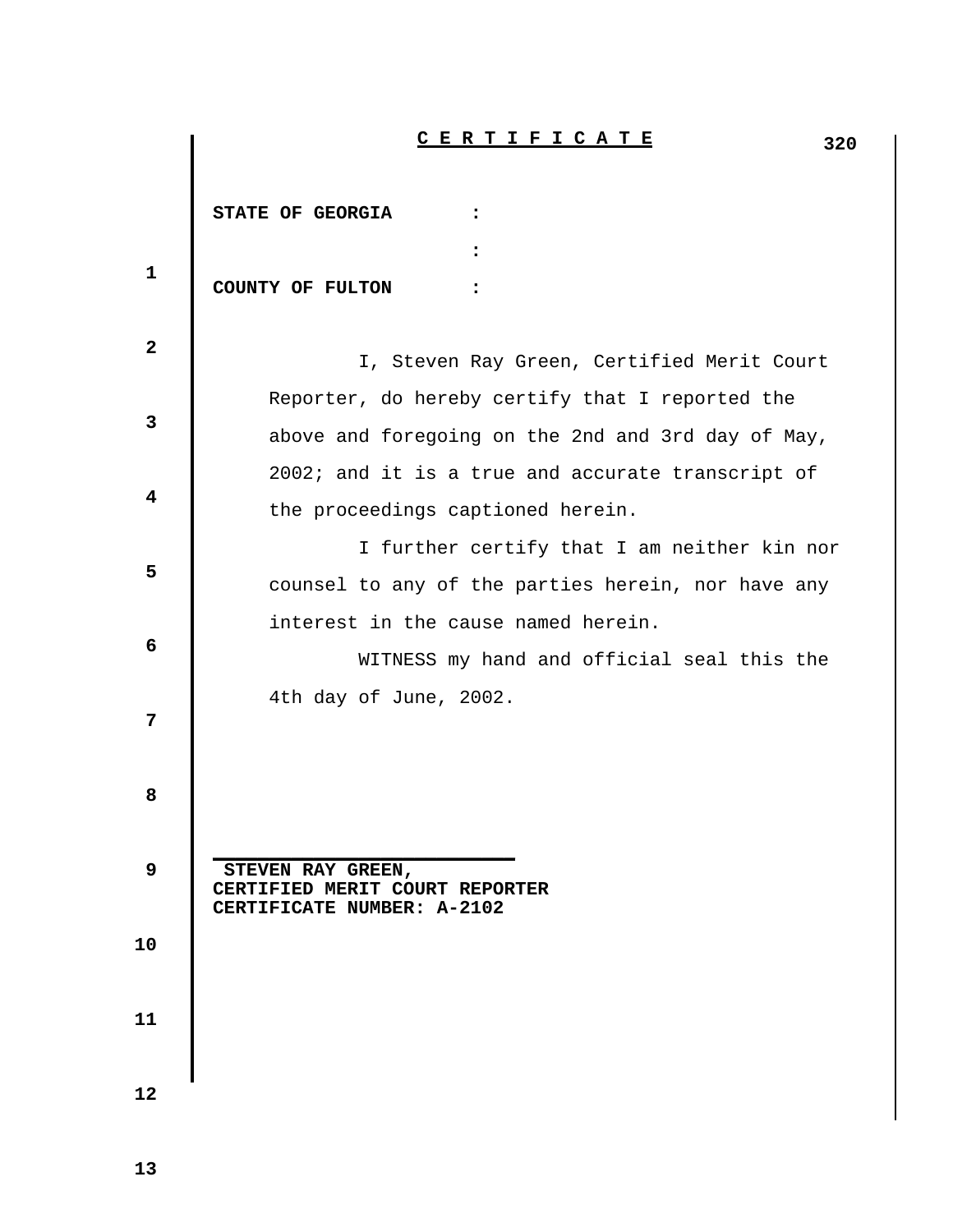# C E R T I F I C A T E

**STATE OF GEORGIA :**

**:**

**COUNTY OF FULTON :**

I, Steven Ray Green, Certified Merit Court Reporter, do hereby certify that I reported the above and foregoing on the 2nd and 3rd day of May, 2002; and it is a true and accurate transcript of the proceedings captioned herein.

I further certify that I am neither kin nor counsel to any of the parties herein, nor have any interest in the cause named herein.

WITNESS my hand and official seal this the 4th day of June, 2002.

___________________________

**STEVEN RAY GREEN,**
**CERTIFIED MERIT COURT REPORTER**
**CERTIFICATE NUMBER: A-2102**